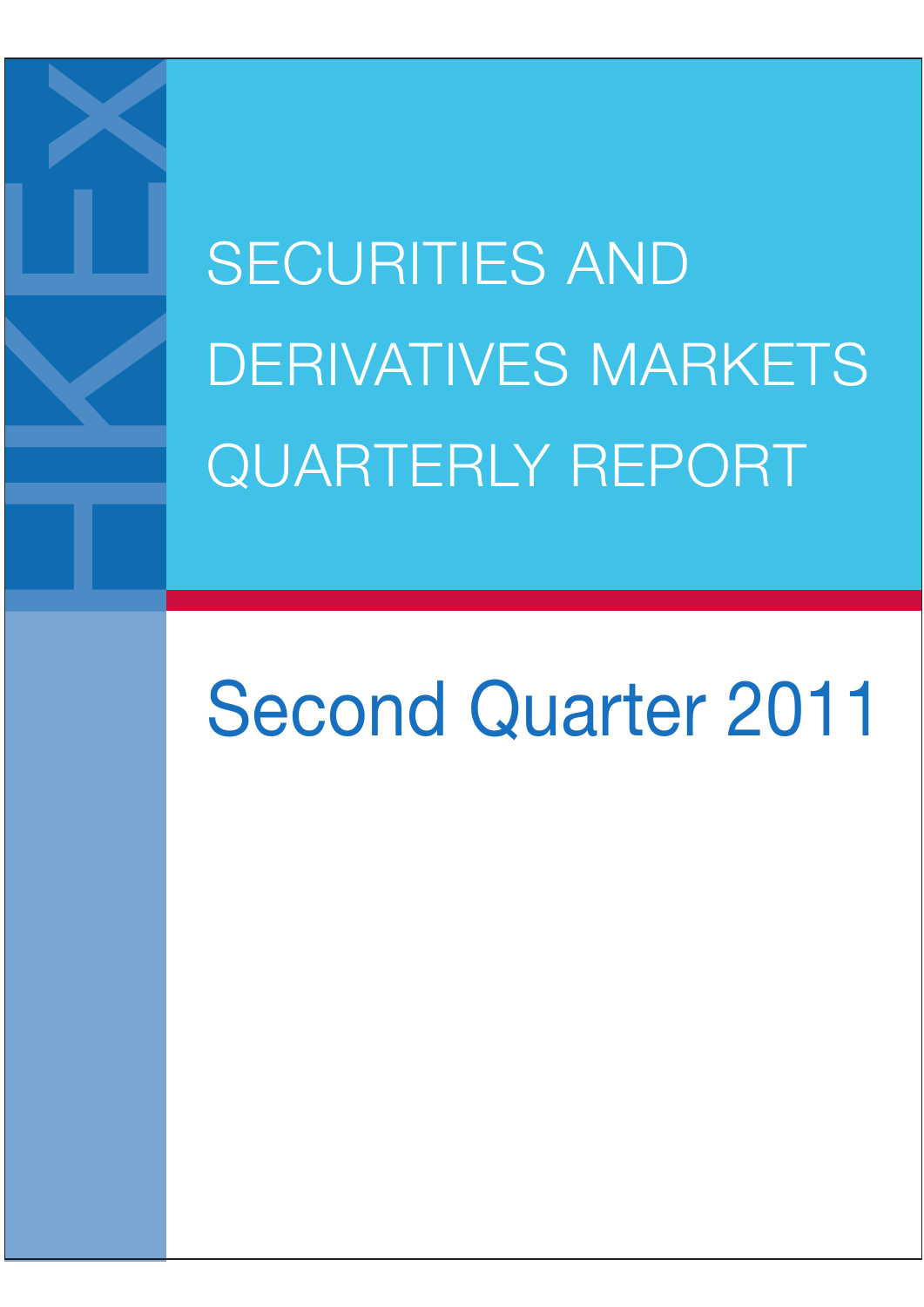# SECURITIES AND DERIVATIVES MARKETS QUARTERLY REPORT

## Second Quarter 2011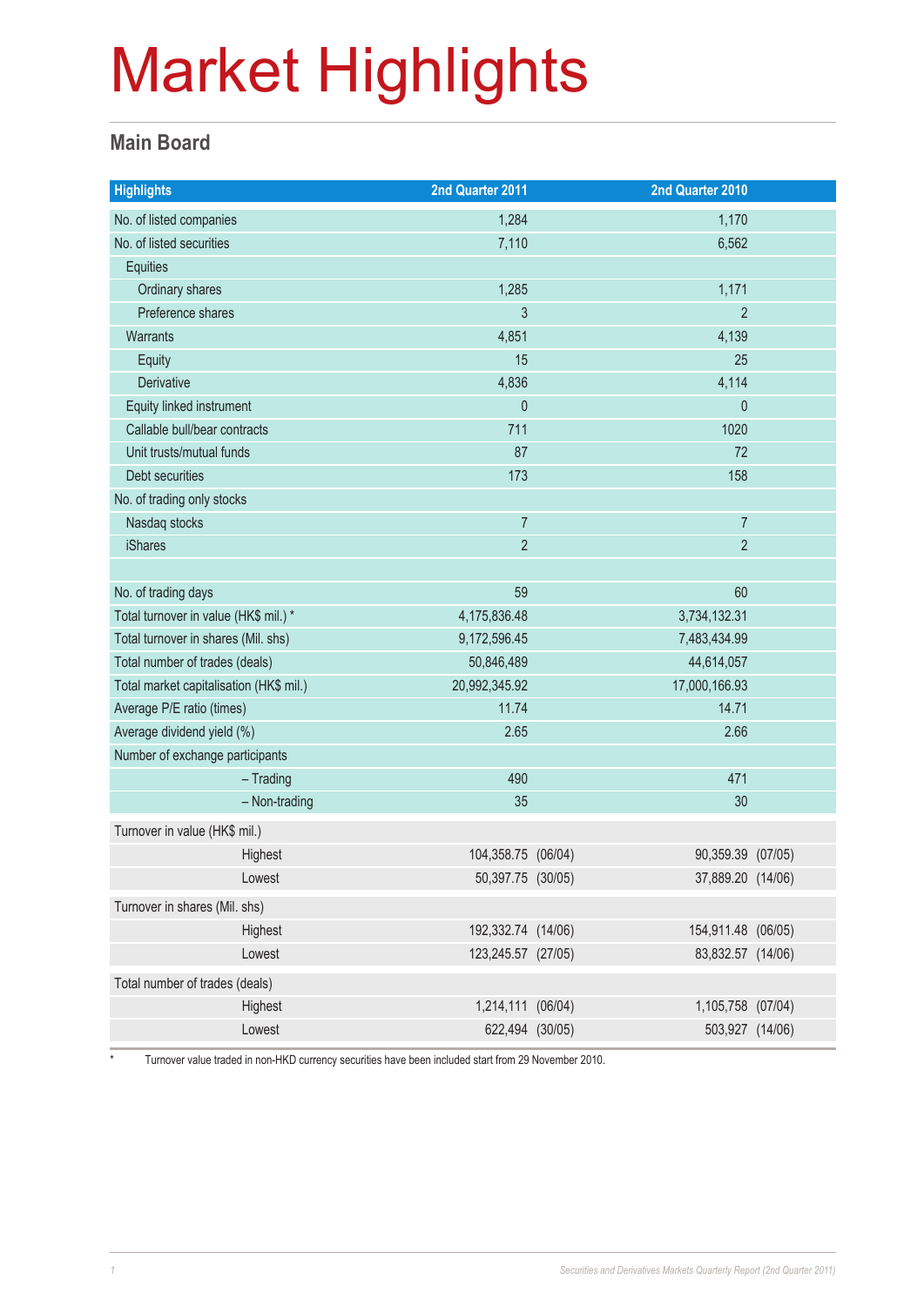# Market Highlights

## Main Board

| Highlights | 2nd Quarter 2011 | 2nd Quarter 2010 |
|---|---|---|
| No. of listed companies | 1,284 | 1,170 |
| No. of listed securities | 7,110 | 6,562 |
| Equities | | |
| Ordinary shares | 1,285 | 1,171 |
| Preference shares | 3 | 2 |
| Warrants | 4,851 | 4,139 |
| Equity | 15 | 25 |
| Derivative | 4,836 | 4,114 |
| Equity linked instrument | 0 | 0 |
| Callable bull/bear contracts | 711 | 1020 |
| Unit trusts/mutual funds | 87 | 72 |
| Debt securities | 173 | 158 |
| No. of trading only stocks | | |
| Nasdaq stocks | 7 | 7 |
| iShares | 2 | 2 |
| | | |
| No. of trading days | 59 | 60 |
| Total turnover in value (HK$ mil.) * | 4,175,836.48 | 3,734,132.31 |
| Total turnover in shares (Mil. shs) | 9,172,596.45 | 7,483,434.99 |
| Total number of trades (deals) | 50,846,489 | 44,614,057 |
| Total market capitalisation (HK$ mil.) | 20,992,345.92 | 17,000,166.93 |
| Average P/E ratio (times) | 11.74 | 14.71 |
| Average dividend yield (%) | 2.65 | 2.66 |
| Number of exchange participants | | |
| – Trading | 490 | 471 |
| – Non-trading | 35 | 30 |
| Turnover in value (HK$ mil.) | | |
| Highest | 104,358.75 (06/04) | 90,359.39 (07/05) |
| Lowest | 50,397.75 (30/05) | 37,889.20 (14/06) |
| Turnover in shares (Mil. shs) | | |
| Highest | 192,332.74 (14/06) | 154,911.48 (06/05) |
| Lowest | 123,245.57 (27/05) | 83,832.57 (14/06) |
| Total number of trades (deals) | | |
| Highest | 1,214,111 (06/04) | 1,105,758 (07/04) |
| Lowest | 622,494 (30/05) | 503,927 (14/06) |

\* Turnover value traded in non-HKD currency securities have been included start from 29 November 2010.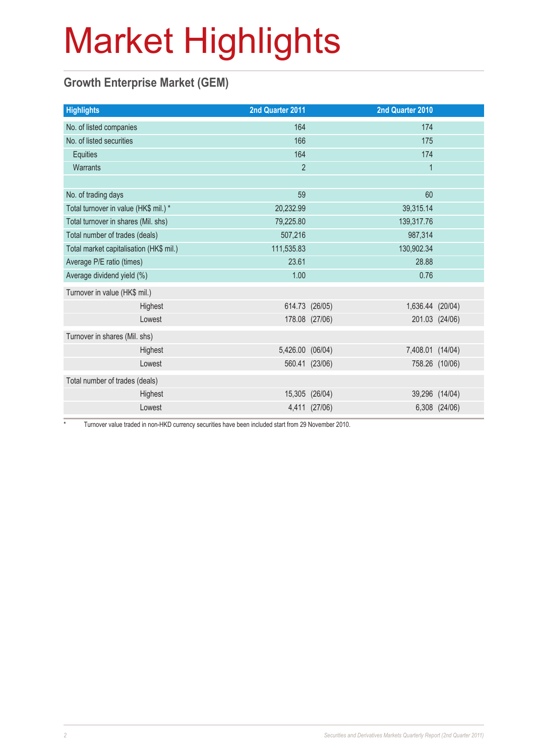# Market Highlights

## Growth Enterprise Market (GEM)

| Highlights | 2nd Quarter 2011 | | 2nd Quarter 2010 | |
|---|---|---|---|---|
| No. of listed companies | 164 | | 174 | |
| No. of listed securities | 166 | | 175 | |
| Equities | 164 | | 174 | |
| Warrants | 2 | | 1 | |
| | | | | |
| No. of trading days | 59 | | 60 | |
| Total turnover in value (HK$ mil.) * | 20,232.99 | | 39,315.14 | |
| Total turnover in shares (Mil. shs) | 79,225.80 | | 139,317.76 | |
| Total number of trades (deals) | 507,216 | | 987,314 | |
| Total market capitalisation (HK$ mil.) | 111,535.83 | | 130,902.34 | |
| Average P/E ratio (times) | 23.61 | | 28.88 | |
| Average dividend yield (%) | 1.00 | | 0.76 | |
| Turnover in value (HK$ mil.) | | | | |
| Highest | 614.73 | (26/05) | 1,636.44 | (20/04) |
| Lowest | 178.08 | (27/06) | 201.03 | (24/06) |
| Turnover in shares (Mil. shs) | | | | |
| Highest | 5,426.00 | (06/04) | 7,408.01 | (14/04) |
| Lowest | 560.41 | (23/06) | 758.26 | (10/06) |
| Total number of trades (deals) | | | | |
| Highest | 15,305 | (26/04) | 39,296 | (14/04) |
| Lowest | 4,411 | (27/06) | 6,308 | (24/06) |

* Turnover value traded in non-HKD currency securities have been included start from 29 November 2010.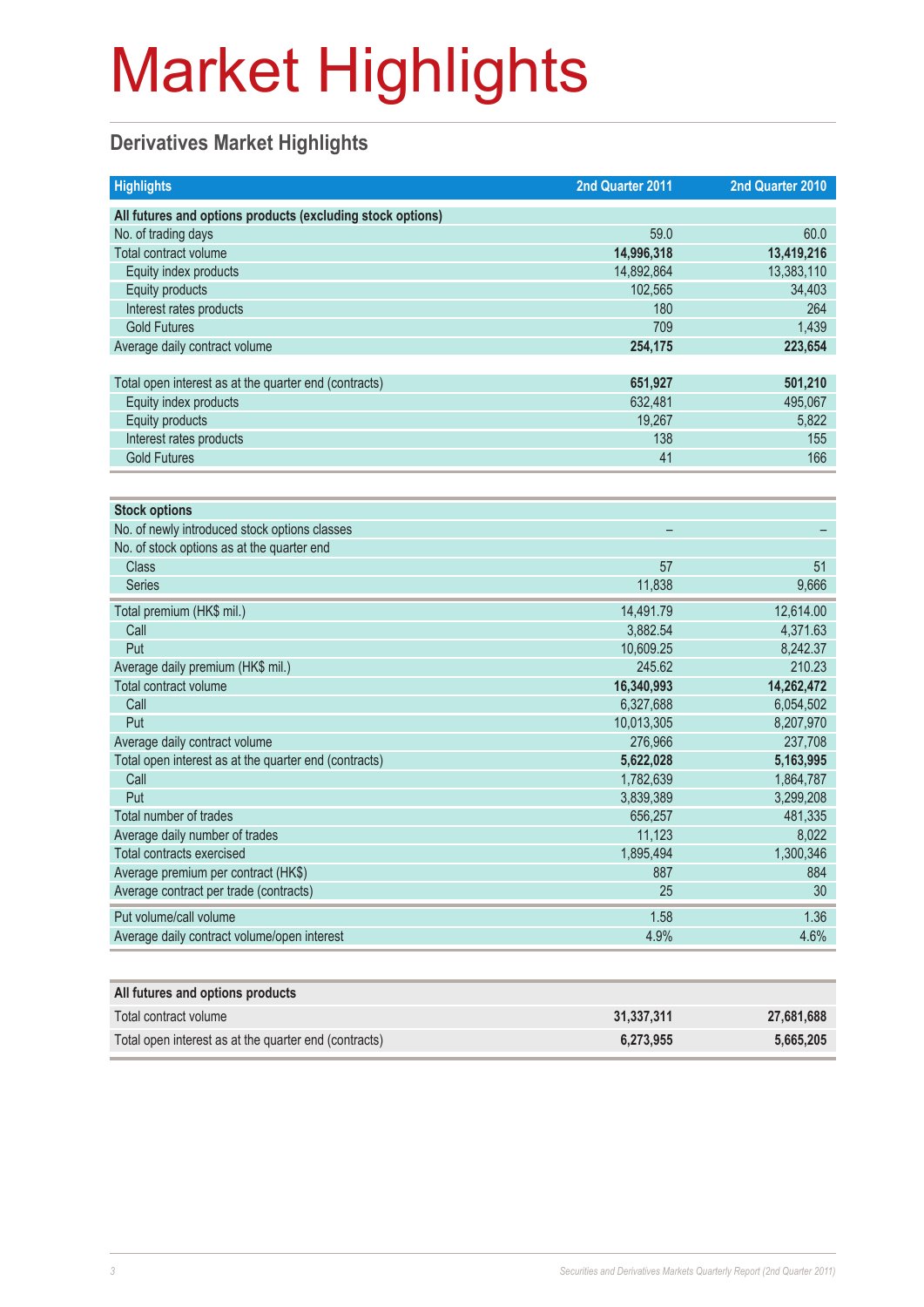# Market Highlights

## Derivatives Market Highlights

| Highlights | 2nd Quarter 2011 | 2nd Quarter 2010 |
|---|---|---|
| **All futures and options products (excluding stock options)** | | |
| No. of trading days | 59.0 | 60.0 |
| Total contract volume | **14,996,318** | **13,419,216** |
| Equity index products | 14,892,864 | 13,383,110 |
| Equity products | 102,565 | 34,403 |
| Interest rates products | 180 | 264 |
| Gold Futures | 709 | 1,439 |
| Average daily contract volume | **254,175** | **223,654** |
| Total open interest as at the quarter end (contracts) | **651,927** | **501,210** |
| Equity index products | 632,481 | 495,067 |
| Equity products | 19,267 | 5,822 |
| Interest rates products | 138 | 155 |
| Gold Futures | 41 | 166 |

| **Stock options** | | |
|---|---|---|
| No. of newly introduced stock options classes | – | – |
| No. of stock options as at the quarter end | | |
| Class | 57 | 51 |
| Series | 11,838 | 9,666 |
| Total premium (HK$ mil.) | 14,491.79 | 12,614.00 |
| Call | 3,882.54 | 4,371.63 |
| Put | 10,609.25 | 8,242.37 |
| Average daily premium (HK$ mil.) | 245.62 | 210.23 |
| Total contract volume | **16,340,993** | **14,262,472** |
| Call | 6,327,688 | 6,054,502 |
| Put | 10,013,305 | 8,207,970 |
| Average daily contract volume | 276,966 | 237,708 |
| Total open interest as at the quarter end (contracts) | **5,622,028** | **5,163,995** |
| Call | 1,782,639 | 1,864,787 |
| Put | 3,839,389 | 3,299,208 |
| Total number of trades | 656,257 | 481,335 |
| Average daily number of trades | 11,123 | 8,022 |
| Total contracts exercised | 1,895,494 | 1,300,346 |
| Average premium per contract (HK$) | 887 | 884 |
| Average contract per trade (contracts) | 25 | 30 |
| Put volume/call volume | 1.58 | 1.36 |
| Average daily contract volume/open interest | 4.9% | 4.6% |

| **All futures and options products** | | |
|---|---|---|
| Total contract volume | **31,337,311** | **27,681,688** |
| Total open interest as at the quarter end (contracts) | **6,273,955** | **5,665,205** |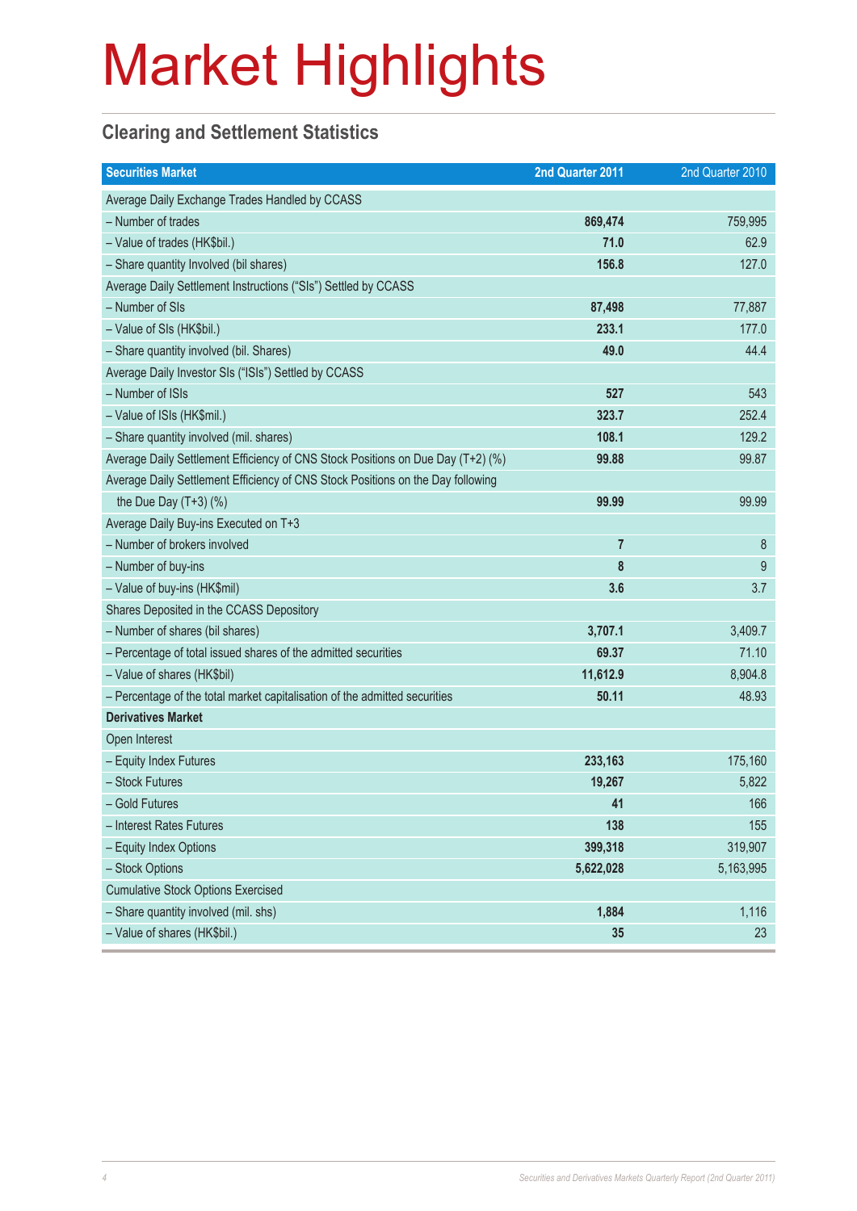# Market Highlights

## Clearing and Settlement Statistics

| Securities Market | 2nd Quarter 2011 | 2nd Quarter 2010 |
|---|---|---|
| Average Daily Exchange Trades Handled by CCASS | | |
| – Number of trades | **869,474** | 759,995 |
| – Value of trades (HK$bil.) | **71.0** | 62.9 |
| – Share quantity Involved (bil shares) | **156.8** | 127.0 |
| Average Daily Settlement Instructions ("SIs") Settled by CCASS | | |
| – Number of SIs | **87,498** | 77,887 |
| – Value of SIs (HK$bil.) | **233.1** | 177.0 |
| – Share quantity involved (bil. Shares) | **49.0** | 44.4 |
| Average Daily Investor SIs ("ISIs") Settled by CCASS | | |
| – Number of ISIs | **527** | 543 |
| – Value of ISIs (HK$mil.) | **323.7** | 252.4 |
| – Share quantity involved (mil. shares) | **108.1** | 129.2 |
| Average Daily Settlement Efficiency of CNS Stock Positions on Due Day (T+2) (%) | **99.88** | 99.87 |
| Average Daily Settlement Efficiency of CNS Stock Positions on the Day following the Due Day (T+3) (%) | **99.99** | 99.99 |
| Average Daily Buy-ins Executed on T+3 | | |
| – Number of brokers involved | **7** | 8 |
| – Number of buy-ins | **8** | 9 |
| – Value of buy-ins (HK$mil) | **3.6** | 3.7 |
| Shares Deposited in the CCASS Depository | | |
| – Number of shares (bil shares) | **3,707.1** | 3,409.7 |
| – Percentage of total issued shares of the admitted securities | **69.37** | 71.10 |
| – Value of shares (HK$bil) | **11,612.9** | 8,904.8 |
| – Percentage of the total market capitalisation of the admitted securities | **50.11** | 48.93 |
| **Derivatives Market** | | |
| Open Interest | | |
| – Equity Index Futures | **233,163** | 175,160 |
| – Stock Futures | **19,267** | 5,822 |
| – Gold Futures | **41** | 166 |
| – Interest Rates Futures | **138** | 155 |
| – Equity Index Options | **399,318** | 319,907 |
| – Stock Options | **5,622,028** | 5,163,995 |
| Cumulative Stock Options Exercised | | |
| – Share quantity involved (mil. shs) | **1,884** | 1,116 |
| – Value of shares (HK$bil.) | **35** | 23 |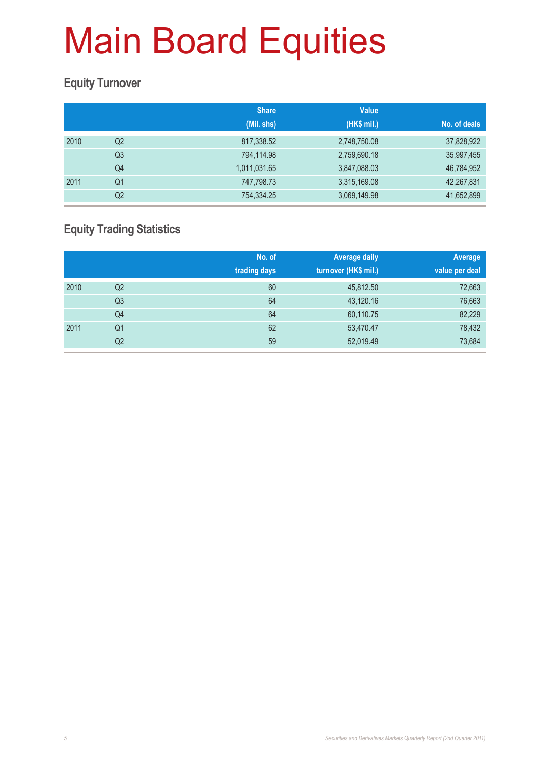# Main Board Equities

## Equity Turnover

| | | Share (Mil. shs) | Value (HK$ mil.) | No. of deals |
|---|---|---|---|---|
| 2010 | Q2 | 817,338.52 | 2,748,750.08 | 37,828,922 |
| | Q3 | 794,114.98 | 2,759,690.18 | 35,997,455 |
| | Q4 | 1,011,031.65 | 3,847,088.03 | 46,784,952 |
| 2011 | Q1 | 747,798.73 | 3,315,169.08 | 42,267,831 |
| | Q2 | 754,334.25 | 3,069,149.98 | 41,652,899 |

## Equity Trading Statistics

| | | No. of trading days | Average daily turnover (HK$ mil.) | Average value per deal |
|---|---|---|---|---|
| 2010 | Q2 | 60 | 45,812.50 | 72,663 |
| | Q3 | 64 | 43,120.16 | 76,663 |
| | Q4 | 64 | 60,110.75 | 82,229 |
| 2011 | Q1 | 62 | 53,470.47 | 78,432 |
| | Q2 | 59 | 52,019.49 | 73,684 |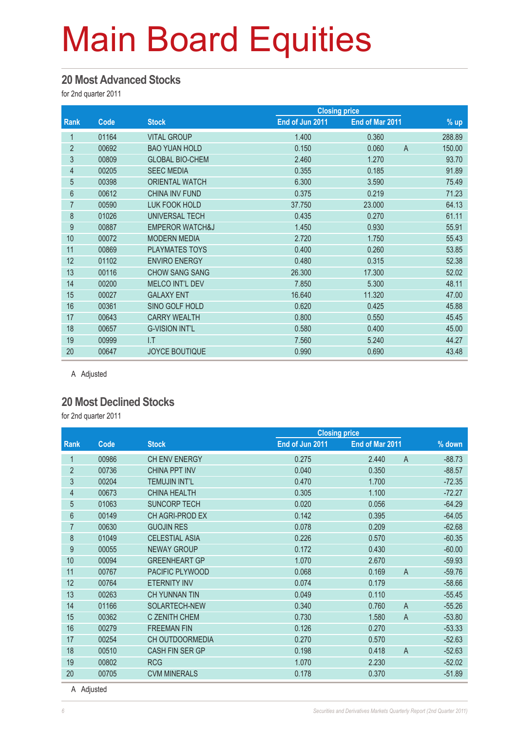# Main Board Equities

## 20 Most Advanced Stocks

for 2nd quarter 2011

| Rank | Code | Stock | Closing price | | | % up |
|---|---|---|---|---|---|---|
| | | | End of Jun 2011 | End of Mar 2011 | | |
| 1 | 01164 | VITAL GROUP | 1.400 | 0.360 | | 288.89 |
| 2 | 00692 | BAO YUAN HOLD | 0.150 | 0.060 | A | 150.00 |
| 3 | 00809 | GLOBAL BIO-CHEM | 2.460 | 1.270 | | 93.70 |
| 4 | 00205 | SEEC MEDIA | 0.355 | 0.185 | | 91.89 |
| 5 | 00398 | ORIENTAL WATCH | 6.300 | 3.590 | | 75.49 |
| 6 | 00612 | CHINA INV FUND | 0.375 | 0.219 | | 71.23 |
| 7 | 00590 | LUK FOOK HOLD | 37.750 | 23.000 | | 64.13 |
| 8 | 01026 | UNIVERSAL TECH | 0.435 | 0.270 | | 61.11 |
| 9 | 00887 | EMPEROR WATCH&J | 1.450 | 0.930 | | 55.91 |
| 10 | 00072 | MODERN MEDIA | 2.720 | 1.750 | | 55.43 |
| 11 | 00869 | PLAYMATES TOYS | 0.400 | 0.260 | | 53.85 |
| 12 | 01102 | ENVIRO ENERGY | 0.480 | 0.315 | | 52.38 |
| 13 | 00116 | CHOW SANG SANG | 26.300 | 17.300 | | 52.02 |
| 14 | 00200 | MELCO INT'L DEV | 7.850 | 5.300 | | 48.11 |
| 15 | 00027 | GALAXY ENT | 16.640 | 11.320 | | 47.00 |
| 16 | 00361 | SINO GOLF HOLD | 0.620 | 0.425 | | 45.88 |
| 17 | 00643 | CARRY WEALTH | 0.800 | 0.550 | | 45.45 |
| 18 | 00657 | G-VISION INT'L | 0.580 | 0.400 | | 45.00 |
| 19 | 00999 | I.T | 7.560 | 5.240 | | 44.27 |
| 20 | 00647 | JOYCE BOUTIQUE | 0.990 | 0.690 | | 43.48 |

A Adjusted

## 20 Most Declined Stocks

for 2nd quarter 2011

| Rank | Code | Stock | Closing price | | | % down |
|---|---|---|---|---|---|---|
| | | | End of Jun 2011 | End of Mar 2011 | | |
| 1 | 00986 | CH ENV ENERGY | 0.275 | 2.440 | A | -88.73 |
| 2 | 00736 | CHINA PPT INV | 0.040 | 0.350 | | -88.57 |
| 3 | 00204 | TEMUJIN INT'L | 0.470 | 1.700 | | -72.35 |
| 4 | 00673 | CHINA HEALTH | 0.305 | 1.100 | | -72.27 |
| 5 | 01063 | SUNCORP TECH | 0.020 | 0.056 | | -64.29 |
| 6 | 00149 | CH AGRI-PROD EX | 0.142 | 0.395 | | -64.05 |
| 7 | 00630 | GUOJIN RES | 0.078 | 0.209 | | -62.68 |
| 8 | 01049 | CELESTIAL ASIA | 0.226 | 0.570 | | -60.35 |
| 9 | 00055 | NEWAY GROUP | 0.172 | 0.430 | | -60.00 |
| 10 | 00094 | GREENHEART GP | 1.070 | 2.670 | | -59.93 |
| 11 | 00767 | PACIFIC PLYWOOD | 0.068 | 0.169 | A | -59.76 |
| 12 | 00764 | ETERNITY INV | 0.074 | 0.179 | | -58.66 |
| 13 | 00263 | CH YUNNAN TIN | 0.049 | 0.110 | | -55.45 |
| 14 | 01166 | SOLARTECH-NEW | 0.340 | 0.760 | A | -55.26 |
| 15 | 00362 | C ZENITH CHEM | 0.730 | 1.580 | A | -53.80 |
| 16 | 00279 | FREEMAN FIN | 0.126 | 0.270 | | -53.33 |
| 17 | 00254 | CH OUTDOORMEDIA | 0.270 | 0.570 | | -52.63 |
| 18 | 00510 | CASH FIN SER GP | 0.198 | 0.418 | A | -52.63 |
| 19 | 00802 | RCG | 1.070 | 2.230 | | -52.02 |
| 20 | 00705 | CVM MINERALS | 0.178 | 0.370 | | -51.89 |

A Adjusted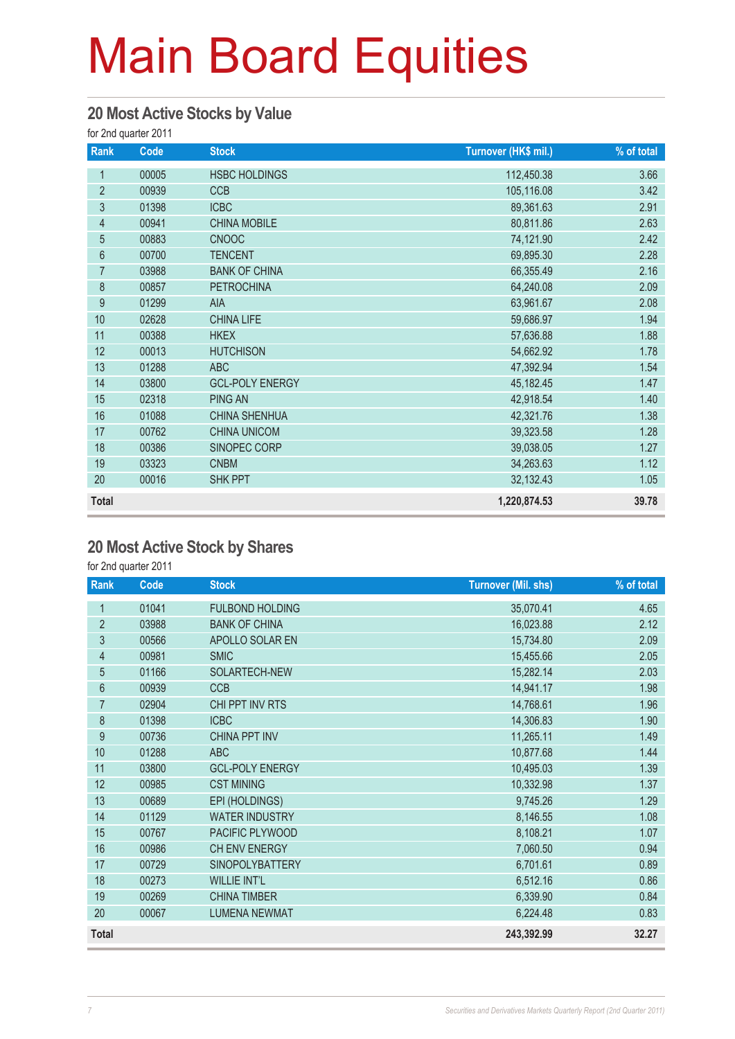# Main Board Equities

## 20 Most Active Stocks by Value

for 2nd quarter 2011

| Rank | Code | Stock | Turnover (HK$ mil.) | % of total |
|---|---|---|---|---|
| 1 | 00005 | HSBC HOLDINGS | 112,450.38 | 3.66 |
| 2 | 00939 | CCB | 105,116.08 | 3.42 |
| 3 | 01398 | ICBC | 89,361.63 | 2.91 |
| 4 | 00941 | CHINA MOBILE | 80,811.86 | 2.63 |
| 5 | 00883 | CNOOC | 74,121.90 | 2.42 |
| 6 | 00700 | TENCENT | 69,895.30 | 2.28 |
| 7 | 03988 | BANK OF CHINA | 66,355.49 | 2.16 |
| 8 | 00857 | PETROCHINA | 64,240.08 | 2.09 |
| 9 | 01299 | AIA | 63,961.67 | 2.08 |
| 10 | 02628 | CHINA LIFE | 59,686.97 | 1.94 |
| 11 | 00388 | HKEX | 57,636.88 | 1.88 |
| 12 | 00013 | HUTCHISON | 54,662.92 | 1.78 |
| 13 | 01288 | ABC | 47,392.94 | 1.54 |
| 14 | 03800 | GCL-POLY ENERGY | 45,182.45 | 1.47 |
| 15 | 02318 | PING AN | 42,918.54 | 1.40 |
| 16 | 01088 | CHINA SHENHUA | 42,321.76 | 1.38 |
| 17 | 00762 | CHINA UNICOM | 39,323.58 | 1.28 |
| 18 | 00386 | SINOPEC CORP | 39,038.05 | 1.27 |
| 19 | 03323 | CNBM | 34,263.63 | 1.12 |
| 20 | 00016 | SHK PPT | 32,132.43 | 1.05 |
| **Total** | | | **1,220,874.53** | **39.78** |

## 20 Most Active Stock by Shares

for 2nd quarter 2011

| Rank | Code | Stock | Turnover (Mil. shs) | % of total |
|---|---|---|---|---|
| 1 | 01041 | FULBOND HOLDING | 35,070.41 | 4.65 |
| 2 | 03988 | BANK OF CHINA | 16,023.88 | 2.12 |
| 3 | 00566 | APOLLO SOLAR EN | 15,734.80 | 2.09 |
| 4 | 00981 | SMIC | 15,455.66 | 2.05 |
| 5 | 01166 | SOLARTECH-NEW | 15,282.14 | 2.03 |
| 6 | 00939 | CCB | 14,941.17 | 1.98 |
| 7 | 02904 | CHI PPT INV RTS | 14,768.61 | 1.96 |
| 8 | 01398 | ICBC | 14,306.83 | 1.90 |
| 9 | 00736 | CHINA PPT INV | 11,265.11 | 1.49 |
| 10 | 01288 | ABC | 10,877.68 | 1.44 |
| 11 | 03800 | GCL-POLY ENERGY | 10,495.03 | 1.39 |
| 12 | 00985 | CST MINING | 10,332.98 | 1.37 |
| 13 | 00689 | EPI (HOLDINGS) | 9,745.26 | 1.29 |
| 14 | 01129 | WATER INDUSTRY | 8,146.55 | 1.08 |
| 15 | 00767 | PACIFIC PLYWOOD | 8,108.21 | 1.07 |
| 16 | 00986 | CH ENV ENERGY | 7,060.50 | 0.94 |
| 17 | 00729 | SINOPOLYBATTERY | 6,701.61 | 0.89 |
| 18 | 00273 | WILLIE INT'L | 6,512.16 | 0.86 |
| 19 | 00269 | CHINA TIMBER | 6,339.90 | 0.84 |
| 20 | 00067 | LUMENA NEWMAT | 6,224.48 | 0.83 |
| **Total** | | | **243,392.99** | **32.27** |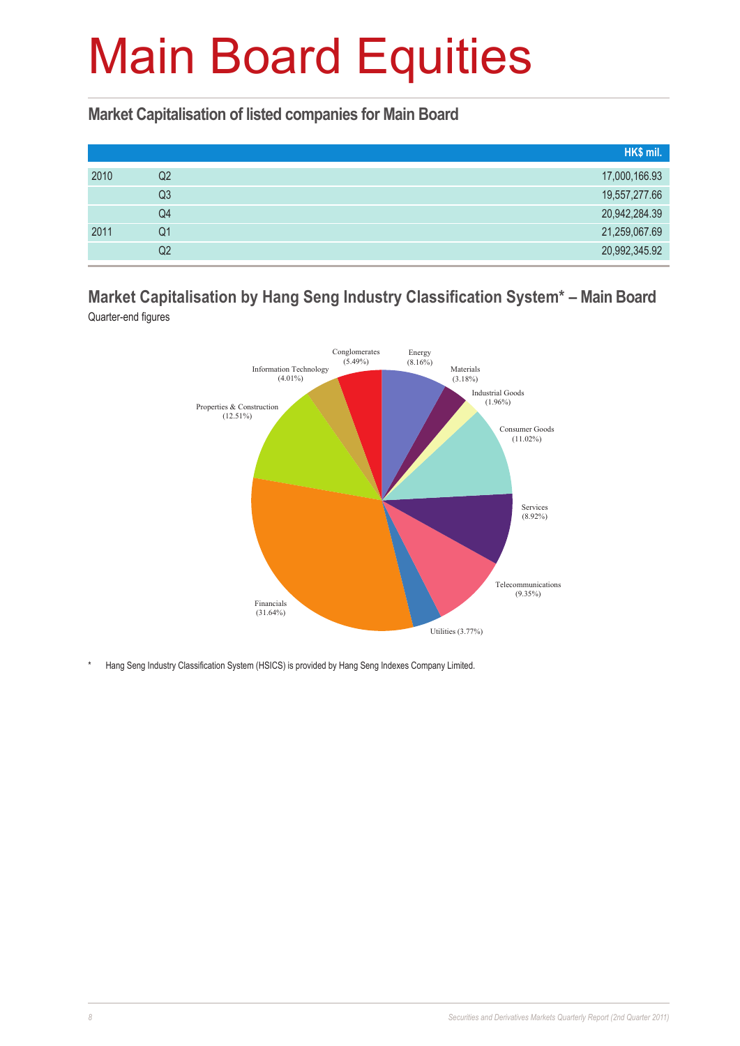# Main Board Equities

## Market Capitalisation of listed companies for Main Board

| | | HK$ mil. |
|---|---|---|
| 2010 | Q2 | 17,000,166.93 |
| | Q3 | 19,557,277.66 |
| | Q4 | 20,942,284.39 |
| 2011 | Q1 | 21,259,067.69 |
| | Q2 | 20,992,345.92 |

## Market Capitalisation by Hang Seng Industry Classification System* – Main Board

Quarter-end figures

| Industry | Share |
|---|---|
| Energy | 8.16% |
| Materials | 3.18% |
| Industrial Goods | 1.96% |
| Consumer Goods | 11.02% |
| Services | 8.92% |
| Telecommunications | 9.35% |
| Utilities | 3.77% |
| Financials | 31.64% |
| Properties & Construction | 12.51% |
| Information Technology | 4.01% |
| Conglomerates | 5.49% |

\* Hang Seng Industry Classification System (HSICS) is provided by Hang Seng Indexes Company Limited.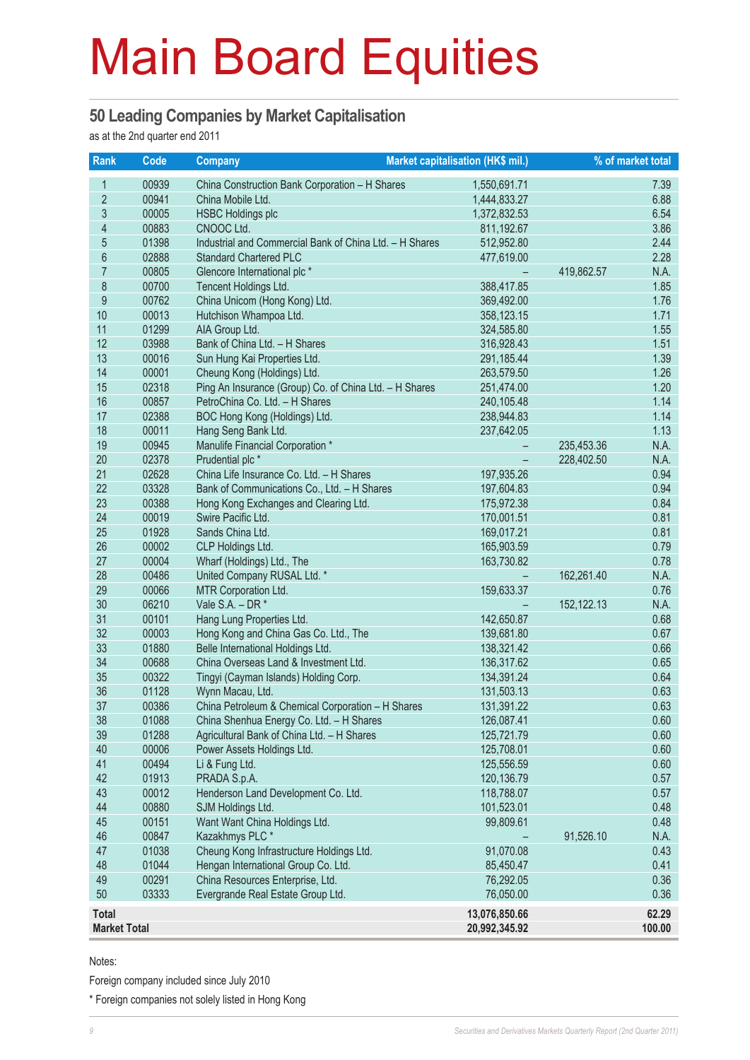# Main Board Equities

## 50 Leading Companies by Market Capitalisation

as at the 2nd quarter end 2011

| Rank | Code | Company | Market capitalisation (HK$ mil.) | | % of market total |
|---|---|---|---|---|---|
| 1 | 00939 | China Construction Bank Corporation – H Shares | 1,550,691.71 | | 7.39 |
| 2 | 00941 | China Mobile Ltd. | 1,444,833.27 | | 6.88 |
| 3 | 00005 | HSBC Holdings plc | 1,372,832.53 | | 6.54 |
| 4 | 00883 | CNOOC Ltd. | 811,192.67 | | 3.86 |
| 5 | 01398 | Industrial and Commercial Bank of China Ltd. – H Shares | 512,952.80 | | 2.44 |
| 6 | 02888 | Standard Chartered PLC | 477,619.00 | | 2.28 |
| 7 | 00805 | Glencore International plc * | – | 419,862.57 | N.A. |
| 8 | 00700 | Tencent Holdings Ltd. | 388,417.85 | | 1.85 |
| 9 | 00762 | China Unicom (Hong Kong) Ltd. | 369,492.00 | | 1.76 |
| 10 | 00013 | Hutchison Whampoa Ltd. | 358,123.15 | | 1.71 |
| 11 | 01299 | AIA Group Ltd. | 324,585.80 | | 1.55 |
| 12 | 03988 | Bank of China Ltd. – H Shares | 316,928.43 | | 1.51 |
| 13 | 00016 | Sun Hung Kai Properties Ltd. | 291,185.44 | | 1.39 |
| 14 | 00001 | Cheung Kong (Holdings) Ltd. | 263,579.50 | | 1.26 |
| 15 | 02318 | Ping An Insurance (Group) Co. of China Ltd. – H Shares | 251,474.00 | | 1.20 |
| 16 | 00857 | PetroChina Co. Ltd. – H Shares | 240,105.48 | | 1.14 |
| 17 | 02388 | BOC Hong Kong (Holdings) Ltd. | 238,944.83 | | 1.14 |
| 18 | 00011 | Hang Seng Bank Ltd. | 237,642.05 | | 1.13 |
| 19 | 00945 | Manulife Financial Corporation * | – | 235,453.36 | N.A. |
| 20 | 02378 | Prudential plc * | – | 228,402.50 | N.A. |
| 21 | 02628 | China Life Insurance Co. Ltd. – H Shares | 197,935.26 | | 0.94 |
| 22 | 03328 | Bank of Communications Co., Ltd. – H Shares | 197,604.83 | | 0.94 |
| 23 | 00388 | Hong Kong Exchanges and Clearing Ltd. | 175,972.38 | | 0.84 |
| 24 | 00019 | Swire Pacific Ltd. | 170,001.51 | | 0.81 |
| 25 | 01928 | Sands China Ltd. | 169,017.21 | | 0.81 |
| 26 | 00002 | CLP Holdings Ltd. | 165,903.59 | | 0.79 |
| 27 | 00004 | Wharf (Holdings) Ltd., The | 163,730.82 | | 0.78 |
| 28 | 00486 | United Company RUSAL Ltd. * | – | 162,261.40 | N.A. |
| 29 | 00066 | MTR Corporation Ltd. | 159,633.37 | | 0.76 |
| 30 | 06210 | Vale S.A. – DR * | – | 152,122.13 | N.A. |
| 31 | 00101 | Hang Lung Properties Ltd. | 142,650.87 | | 0.68 |
| 32 | 00003 | Hong Kong and China Gas Co. Ltd., The | 139,681.80 | | 0.67 |
| 33 | 01880 | Belle International Holdings Ltd. | 138,321.42 | | 0.66 |
| 34 | 00688 | China Overseas Land & Investment Ltd. | 136,317.62 | | 0.65 |
| 35 | 00322 | Tingyi (Cayman Islands) Holding Corp. | 134,391.24 | | 0.64 |
| 36 | 01128 | Wynn Macau, Ltd. | 131,503.13 | | 0.63 |
| 37 | 00386 | China Petroleum & Chemical Corporation – H Shares | 131,391.22 | | 0.63 |
| 38 | 01088 | China Shenhua Energy Co. Ltd. – H Shares | 126,087.41 | | 0.60 |
| 39 | 01288 | Agricultural Bank of China Ltd. – H Shares | 125,721.79 | | 0.60 |
| 40 | 00006 | Power Assets Holdings Ltd. | 125,708.01 | | 0.60 |
| 41 | 00494 | Li & Fung Ltd. | 125,556.59 | | 0.60 |
| 42 | 01913 | PRADA S.p.A. | 120,136.79 | | 0.57 |
| 43 | 00012 | Henderson Land Development Co. Ltd. | 118,788.07 | | 0.57 |
| 44 | 00880 | SJM Holdings Ltd. | 101,523.01 | | 0.48 |
| 45 | 00151 | Want Want China Holdings Ltd. | 99,809.61 | | 0.48 |
| 46 | 00847 | Kazakhmys PLC * | – | 91,526.10 | N.A. |
| 47 | 01038 | Cheung Kong Infrastructure Holdings Ltd. | 91,070.08 | | 0.43 |
| 48 | 01044 | Hengan International Group Co. Ltd. | 85,450.47 | | 0.41 |
| 49 | 00291 | China Resources Enterprise, Ltd. | 76,292.05 | | 0.36 |
| 50 | 03333 | Evergrande Real Estate Group Ltd. | 76,050.00 | | 0.36 |
| **Total** | | | **13,076,850.66** | | **62.29** |
| **Market Total** | | | **20,992,345.92** | | **100.00** |

Notes:

Foreign company included since July 2010

* Foreign companies not solely listed in Hong Kong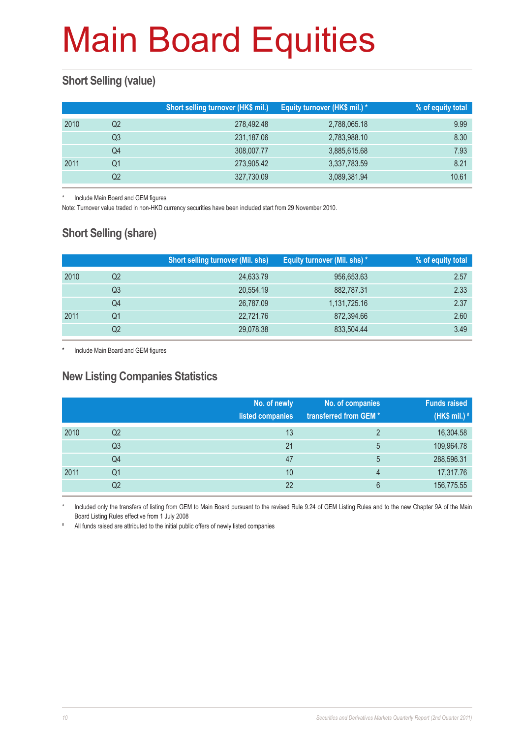# Main Board Equities

## Short Selling (value)

| | | Short selling turnover (HK$ mil.) | Equity turnover (HK$ mil.) * | % of equity total |
|---|---|---|---|---|
| 2010 | Q2 | 278,492.48 | 2,788,065.18 | 9.99 |
| | Q3 | 231,187.06 | 2,783,988.10 | 8.30 |
| | Q4 | 308,007.77 | 3,885,615.68 | 7.93 |
| 2011 | Q1 | 273,905.42 | 3,337,783.59 | 8.21 |
| | Q2 | 327,730.09 | 3,089,381.94 | 10.61 |

\* Include Main Board and GEM figures

Note: Turnover value traded in non-HKD currency securities have been included start from 29 November 2010.

## Short Selling (share)

| | | Short selling turnover (Mil. shs) | Equity turnover (Mil. shs) * | % of equity total |
|---|---|---|---|---|
| 2010 | Q2 | 24,633.79 | 956,653.63 | 2.57 |
| | Q3 | 20,554.19 | 882,787.31 | 2.33 |
| | Q4 | 26,787.09 | 1,131,725.16 | 2.37 |
| 2011 | Q1 | 22,721.76 | 872,394.66 | 2.60 |
| | Q2 | 29,078.38 | 833,504.44 | 3.49 |

\* Include Main Board and GEM figures

## New Listing Companies Statistics

| | | No. of newly listed companies | No. of companies transferred from GEM * | Funds raised (HK$ mil.) # |
|---|---|---|---|---|
| 2010 | Q2 | 13 | 2 | 16,304.58 |
| | Q3 | 21 | 5 | 109,964.78 |
| | Q4 | 47 | 5 | 288,596.31 |
| 2011 | Q1 | 10 | 4 | 17,317.76 |
| | Q2 | 22 | 6 | 156,775.55 |

\* Included only the transfers of listing from GEM to Main Board pursuant to the revised Rule 9.24 of GEM Listing Rules and to the new Chapter 9A of the Main Board Listing Rules effective from 1 July 2008

\# All funds raised are attributed to the initial public offers of newly listed companies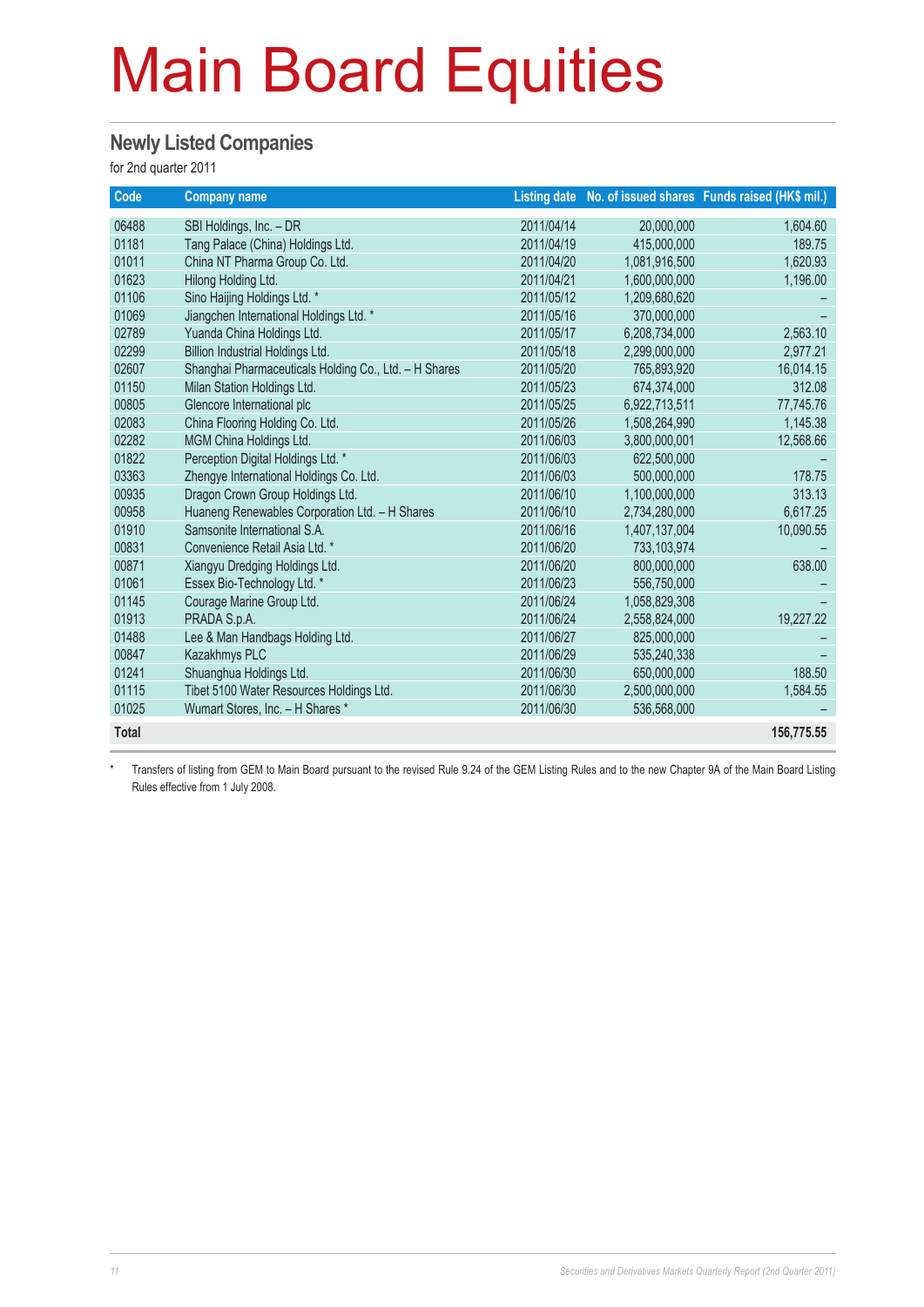# Main Board Equities

## Newly Listed Companies

for 2nd quarter 2011

| Code | Company name | Listing date | No. of issued shares | Funds raised (HK$ mil.) |
|---|---|---|---|---|
| 06488 | SBI Holdings, Inc. – DR | 2011/04/14 | 20,000,000 | 1,604.60 |
| 01181 | Tang Palace (China) Holdings Ltd. | 2011/04/19 | 415,000,000 | 189.75 |
| 01011 | China NT Pharma Group Co. Ltd. | 2011/04/20 | 1,081,916,500 | 1,620.93 |
| 01623 | Hilong Holding Ltd. | 2011/04/21 | 1,600,000,000 | 1,196.00 |
| 01106 | Sino Haijing Holdings Ltd. * | 2011/05/12 | 1,209,680,620 | – |
| 01069 | Jiangchen International Holdings Ltd. * | 2011/05/16 | 370,000,000 | – |
| 02789 | Yuanda China Holdings Ltd. | 2011/05/17 | 6,208,734,000 | 2,563.10 |
| 02299 | Billion Industrial Holdings Ltd. | 2011/05/18 | 2,299,000,000 | 2,977.21 |
| 02607 | Shanghai Pharmaceuticals Holding Co., Ltd. – H Shares | 2011/05/20 | 765,893,920 | 16,014.15 |
| 01150 | Milan Station Holdings Ltd. | 2011/05/23 | 674,374,000 | 312.08 |
| 00805 | Glencore International plc | 2011/05/25 | 6,922,713,511 | 77,745.76 |
| 02083 | China Flooring Holding Co. Ltd. | 2011/05/26 | 1,508,264,990 | 1,145.38 |
| 02282 | MGM China Holdings Ltd. | 2011/06/03 | 3,800,000,001 | 12,568.66 |
| 01822 | Perception Digital Holdings Ltd. * | 2011/06/03 | 622,500,000 | – |
| 03363 | Zhengye International Holdings Co. Ltd. | 2011/06/03 | 500,000,000 | 178.75 |
| 00935 | Dragon Crown Group Holdings Ltd. | 2011/06/10 | 1,100,000,000 | 313.13 |
| 00958 | Huaneng Renewables Corporation Ltd. – H Shares | 2011/06/10 | 2,734,280,000 | 6,617.25 |
| 01910 | Samsonite International S.A. | 2011/06/16 | 1,407,137,004 | 10,090.55 |
| 00831 | Convenience Retail Asia Ltd. * | 2011/06/20 | 733,103,974 | – |
| 00871 | Xiangyu Dredging Holdings Ltd. | 2011/06/20 | 800,000,000 | 638.00 |
| 01061 | Essex Bio-Technology Ltd. * | 2011/06/23 | 556,750,000 | – |
| 01145 | Courage Marine Group Ltd. | 2011/06/24 | 1,058,829,308 | – |
| 01913 | PRADA S.p.A. | 2011/06/24 | 2,558,824,000 | 19,227.22 |
| 01488 | Lee & Man Handbags Holding Ltd. | 2011/06/27 | 825,000,000 | – |
| 00847 | Kazakhmys PLC | 2011/06/29 | 535,240,338 | – |
| 01241 | Shuanghua Holdings Ltd. | 2011/06/30 | 650,000,000 | 188.50 |
| 01115 | Tibet 5100 Water Resources Holdings Ltd. | 2011/06/30 | 2,500,000,000 | 1,584.55 |
| 01025 | Wumart Stores, Inc. – H Shares * | 2011/06/30 | 536,568,000 | – |
| **Total** | | | | **156,775.55** |

\* Transfers of listing from GEM to Main Board pursuant to the revised Rule 9.24 of the GEM Listing Rules and to the new Chapter 9A of the Main Board Listing Rules effective from 1 July 2008.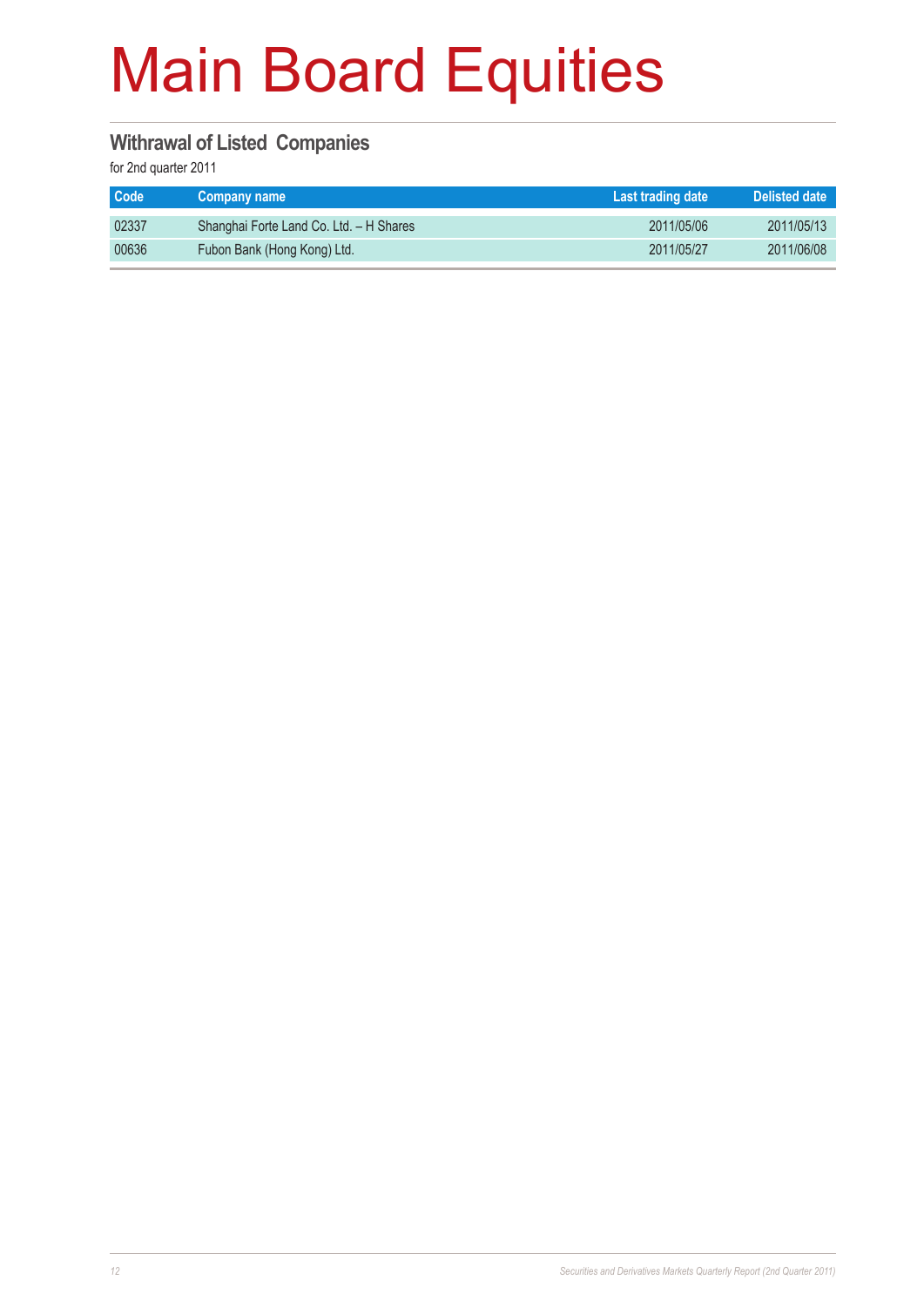# Main Board Equities

## Withrawal of Listed Companies

for 2nd quarter 2011

| Code | Company name | Last trading date | Delisted date |
|---|---|---|---|
| 02337 | Shanghai Forte Land Co. Ltd. – H Shares | 2011/05/06 | 2011/05/13 |
| 00636 | Fubon Bank (Hong Kong) Ltd. | 2011/05/27 | 2011/06/08 |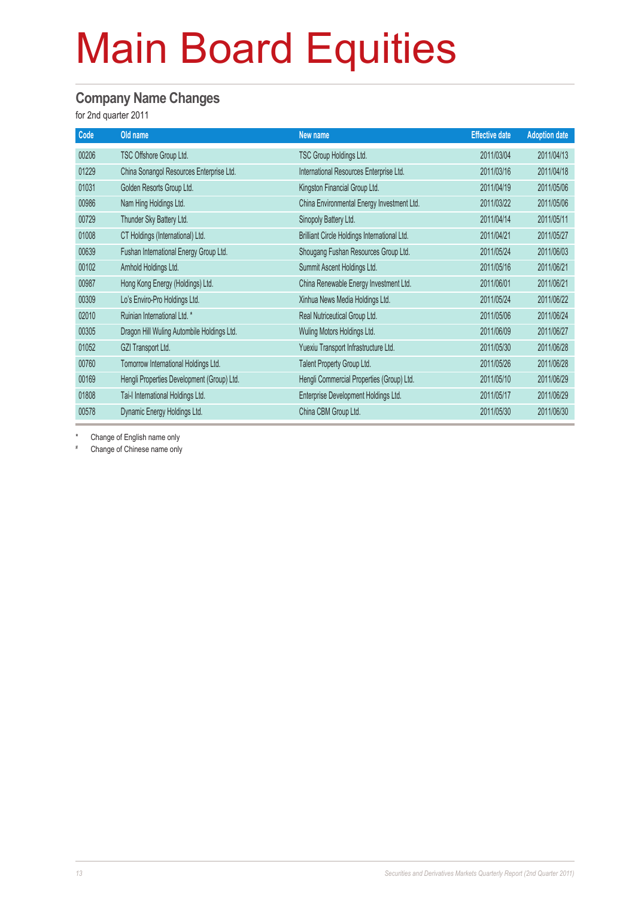# Main Board Equities

## Company Name Changes

for 2nd quarter 2011

| Code | Old name | New name | Effective date | Adoption date |
|---|---|---|---|---|
| 00206 | TSC Offshore Group Ltd. | TSC Group Holdings Ltd. | 2011/03/04 | 2011/04/13 |
| 01229 | China Sonangol Resources Enterprise Ltd. | International Resources Enterprise Ltd. | 2011/03/16 | 2011/04/18 |
| 01031 | Golden Resorts Group Ltd. | Kingston Financial Group Ltd. | 2011/04/19 | 2011/05/06 |
| 00986 | Nam Hing Holdings Ltd. | China Environmental Energy Investment Ltd. | 2011/03/22 | 2011/05/06 |
| 00729 | Thunder Sky Battery Ltd. | Sinopoly Battery Ltd. | 2011/04/14 | 2011/05/11 |
| 01008 | CT Holdings (International) Ltd. | Brilliant Circle Holdings International Ltd. | 2011/04/21 | 2011/05/27 |
| 00639 | Fushan International Energy Group Ltd. | Shougang Fushan Resources Group Ltd. | 2011/05/24 | 2011/06/03 |
| 00102 | Arnhold Holdings Ltd. | Summit Ascent Holdings Ltd. | 2011/05/16 | 2011/06/21 |
| 00987 | Hong Kong Energy (Holdings) Ltd. | China Renewable Energy Investment Ltd. | 2011/06/01 | 2011/06/21 |
| 00309 | Lo's Enviro-Pro Holdings Ltd. | Xinhua News Media Holdings Ltd. | 2011/05/24 | 2011/06/22 |
| 02010 | Ruinian International Ltd. * | Real Nutriceutical Group Ltd. | 2011/05/06 | 2011/06/24 |
| 00305 | Dragon Hill Wuling Autombile Holdings Ltd. | Wuling Motors Holdings Ltd. | 2011/06/09 | 2011/06/27 |
| 01052 | GZI Transport Ltd. | Yuexiu Transport Infrastructure Ltd. | 2011/05/30 | 2011/06/28 |
| 00760 | Tomorrow International Holdings Ltd. | Talent Property Group Ltd. | 2011/05/26 | 2011/06/28 |
| 00169 | Hengli Properties Development (Group) Ltd. | Hengli Commercial Properties (Group) Ltd. | 2011/05/10 | 2011/06/29 |
| 01808 | Tai-I International Holdings Ltd. | Enterprise Development Holdings Ltd. | 2011/05/17 | 2011/06/29 |
| 00578 | Dynamic Energy Holdings Ltd. | China CBM Group Ltd. | 2011/05/30 | 2011/06/30 |

\* Change of English name only

\# Change of Chinese name only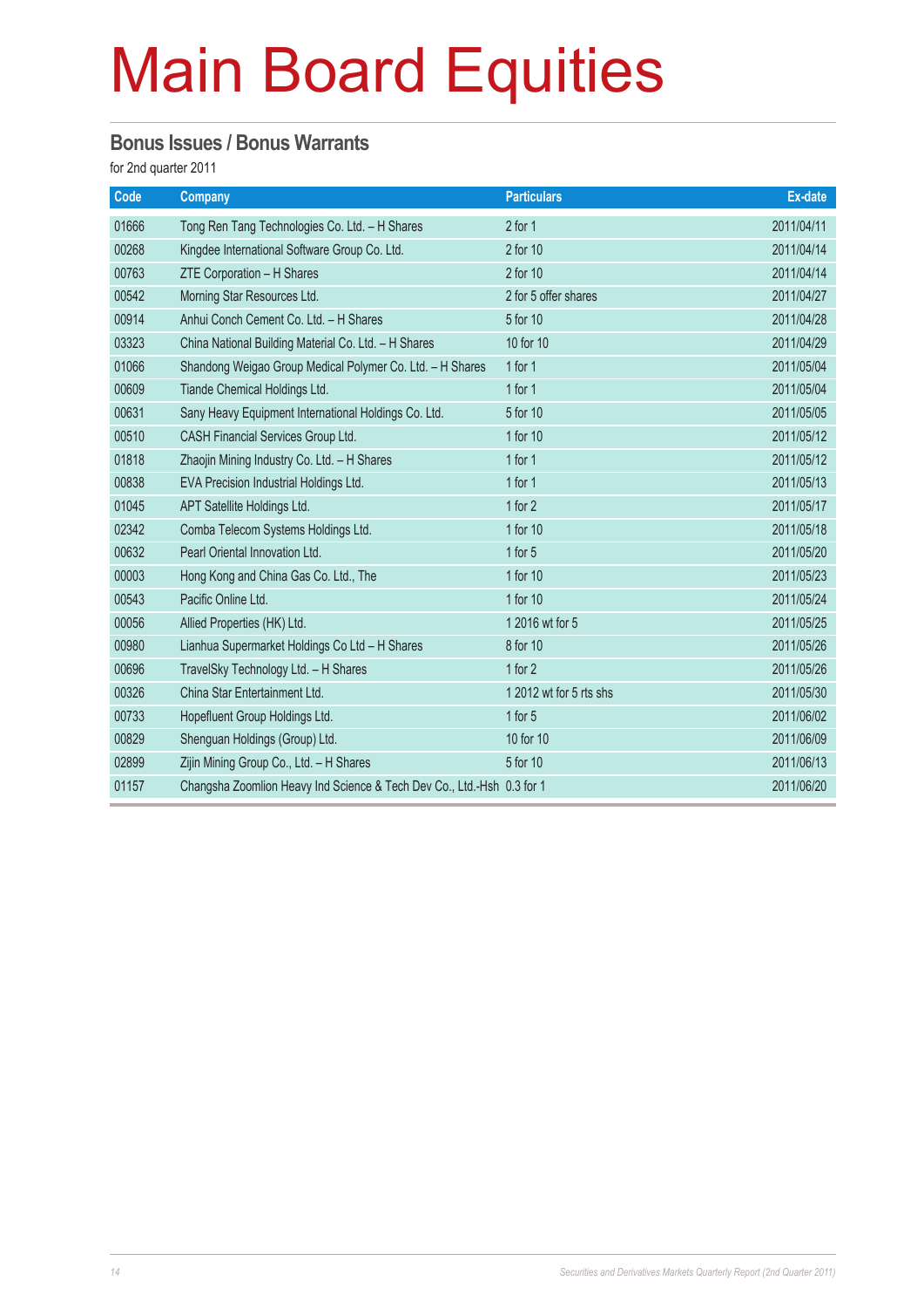# Main Board Equities

## Bonus Issues / Bonus Warrants

for 2nd quarter 2011

| Code | Company | Particulars | Ex-date |
|---|---|---|---|
| 01666 | Tong Ren Tang Technologies Co. Ltd. – H Shares | 2 for 1 | 2011/04/11 |
| 00268 | Kingdee International Software Group Co. Ltd. | 2 for 10 | 2011/04/14 |
| 00763 | ZTE Corporation – H Shares | 2 for 10 | 2011/04/14 |
| 00542 | Morning Star Resources Ltd. | 2 for 5 offer shares | 2011/04/27 |
| 00914 | Anhui Conch Cement Co. Ltd. – H Shares | 5 for 10 | 2011/04/28 |
| 03323 | China National Building Material Co. Ltd. – H Shares | 10 for 10 | 2011/04/29 |
| 01066 | Shandong Weigao Group Medical Polymer Co. Ltd. – H Shares | 1 for 1 | 2011/05/04 |
| 00609 | Tiande Chemical Holdings Ltd. | 1 for 1 | 2011/05/04 |
| 00631 | Sany Heavy Equipment International Holdings Co. Ltd. | 5 for 10 | 2011/05/05 |
| 00510 | CASH Financial Services Group Ltd. | 1 for 10 | 2011/05/12 |
| 01818 | Zhaojin Mining Industry Co. Ltd. – H Shares | 1 for 1 | 2011/05/12 |
| 00838 | EVA Precision Industrial Holdings Ltd. | 1 for 1 | 2011/05/13 |
| 01045 | APT Satellite Holdings Ltd. | 1 for 2 | 2011/05/17 |
| 02342 | Comba Telecom Systems Holdings Ltd. | 1 for 10 | 2011/05/18 |
| 00632 | Pearl Oriental Innovation Ltd. | 1 for 5 | 2011/05/20 |
| 00003 | Hong Kong and China Gas Co. Ltd., The | 1 for 10 | 2011/05/23 |
| 00543 | Pacific Online Ltd. | 1 for 10 | 2011/05/24 |
| 00056 | Allied Properties (HK) Ltd. | 1 2016 wt for 5 | 2011/05/25 |
| 00980 | Lianhua Supermarket Holdings Co Ltd – H Shares | 8 for 10 | 2011/05/26 |
| 00696 | TravelSky Technology Ltd. – H Shares | 1 for 2 | 2011/05/26 |
| 00326 | China Star Entertainment Ltd. | 1 2012 wt for 5 rts shs | 2011/05/30 |
| 00733 | Hopefluent Group Holdings Ltd. | 1 for 5 | 2011/06/02 |
| 00829 | Shenguan Holdings (Group) Ltd. | 10 for 10 | 2011/06/09 |
| 02899 | Zijin Mining Group Co., Ltd. – H Shares | 5 for 10 | 2011/06/13 |
| 01157 | Changsha Zoomlion Heavy Ind Science & Tech Dev Co., Ltd.-Hsh | 0.3 for 1 | 2011/06/20 |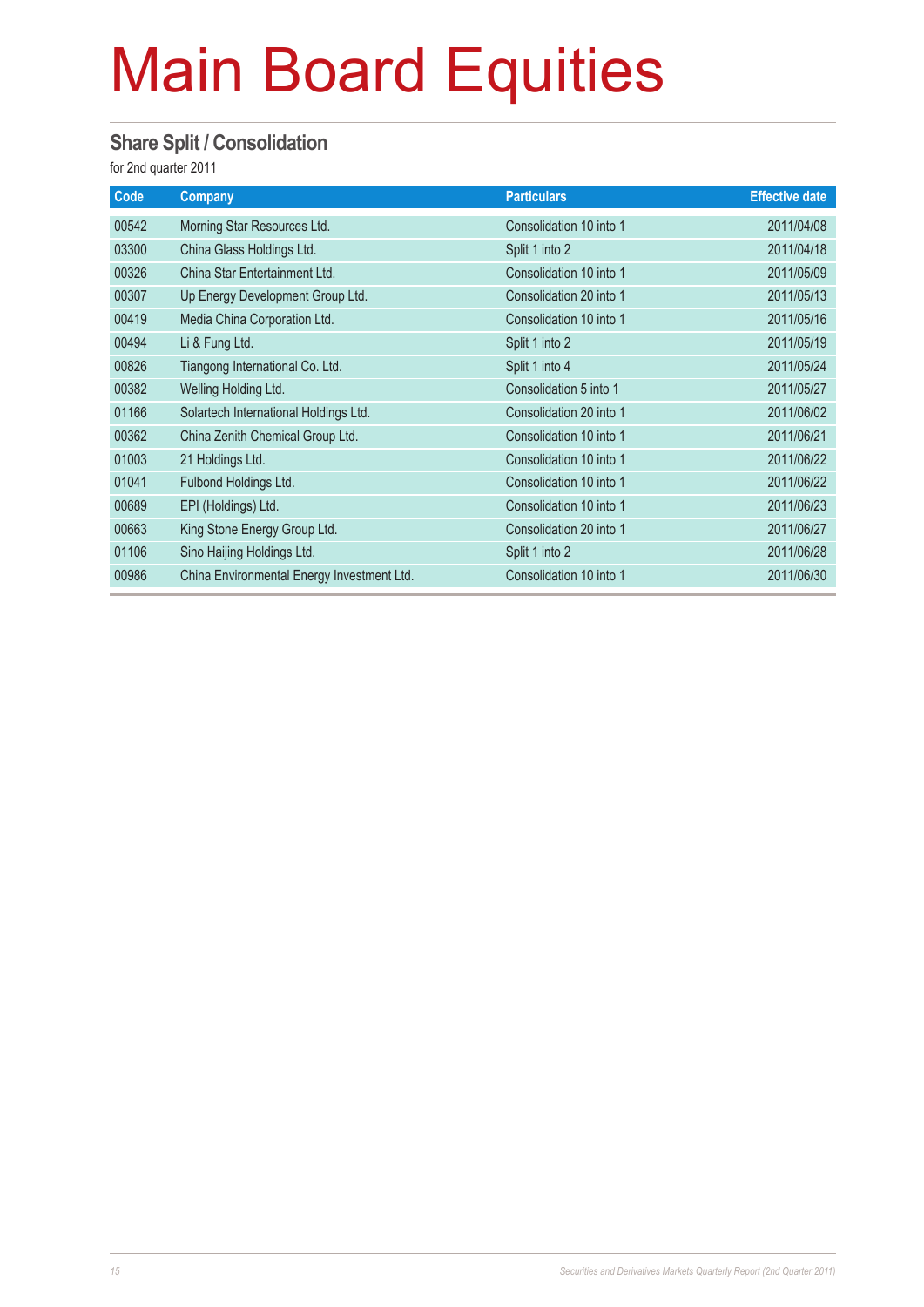# Main Board Equities

## Share Split / Consolidation

for 2nd quarter 2011

| Code | Company | Particulars | Effective date |
|---|---|---|---|
| 00542 | Morning Star Resources Ltd. | Consolidation 10 into 1 | 2011/04/08 |
| 03300 | China Glass Holdings Ltd. | Split 1 into 2 | 2011/04/18 |
| 00326 | China Star Entertainment Ltd. | Consolidation 10 into 1 | 2011/05/09 |
| 00307 | Up Energy Development Group Ltd. | Consolidation 20 into 1 | 2011/05/13 |
| 00419 | Media China Corporation Ltd. | Consolidation 10 into 1 | 2011/05/16 |
| 00494 | Li & Fung Ltd. | Split 1 into 2 | 2011/05/19 |
| 00826 | Tiangong International Co. Ltd. | Split 1 into 4 | 2011/05/24 |
| 00382 | Welling Holding Ltd. | Consolidation 5 into 1 | 2011/05/27 |
| 01166 | Solartech International Holdings Ltd. | Consolidation 20 into 1 | 2011/06/02 |
| 00362 | China Zenith Chemical Group Ltd. | Consolidation 10 into 1 | 2011/06/21 |
| 01003 | 21 Holdings Ltd. | Consolidation 10 into 1 | 2011/06/22 |
| 01041 | Fulbond Holdings Ltd. | Consolidation 10 into 1 | 2011/06/22 |
| 00689 | EPI (Holdings) Ltd. | Consolidation 10 into 1 | 2011/06/23 |
| 00663 | King Stone Energy Group Ltd. | Consolidation 20 into 1 | 2011/06/27 |
| 01106 | Sino Haijing Holdings Ltd. | Split 1 into 2 | 2011/06/28 |
| 00986 | China Environmental Energy Investment Ltd. | Consolidation 10 into 1 | 2011/06/30 |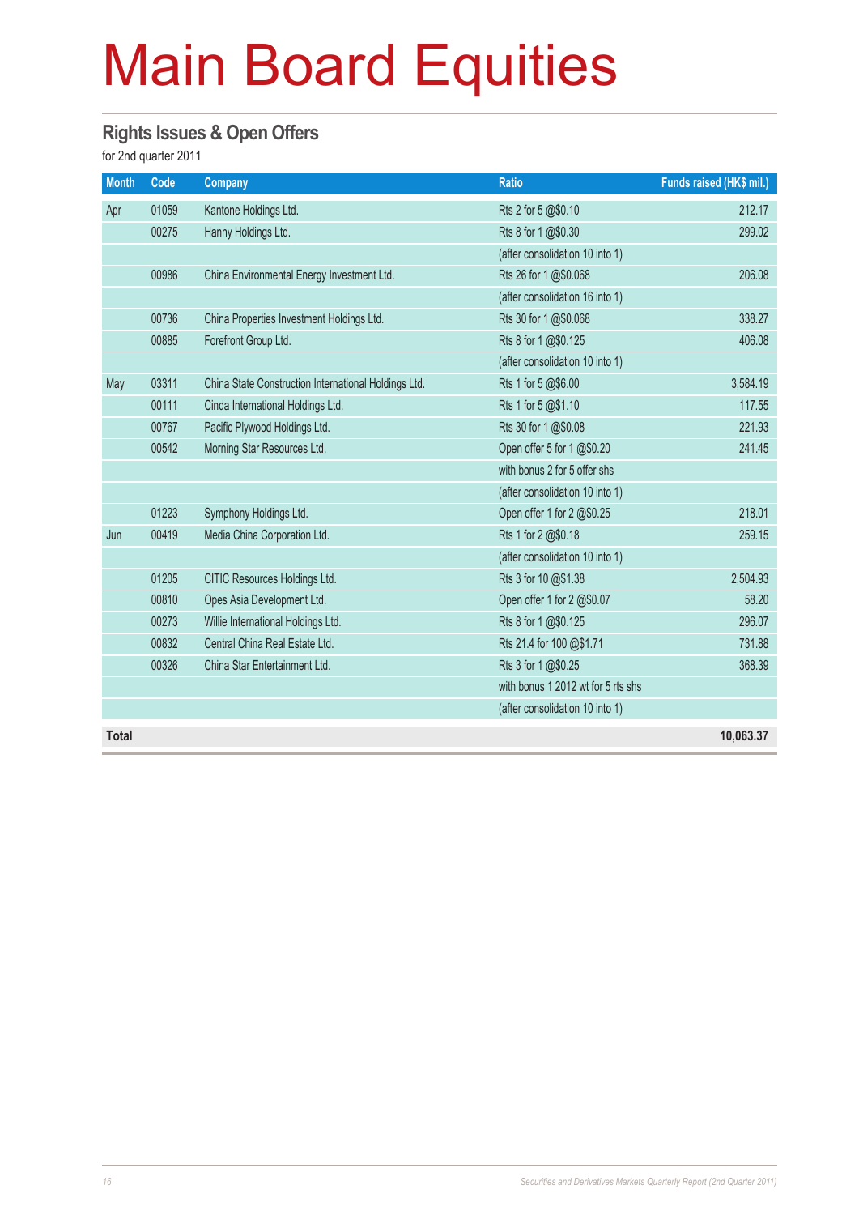# Main Board Equities

## Rights Issues & Open Offers

for 2nd quarter 2011

| Month | Code | Company | Ratio | Funds raised (HK$ mil.) |
|---|---|---|---|---|
| Apr | 01059 | Kantone Holdings Ltd. | Rts 2 for 5 @$0.10 | 212.17 |
| | 00275 | Hanny Holdings Ltd. | Rts 8 for 1 @$0.30 | 299.02 |
| | | | (after consolidation 10 into 1) | |
| | 00986 | China Environmental Energy Investment Ltd. | Rts 26 for 1 @$0.068 | 206.08 |
| | | | (after consolidation 16 into 1) | |
| | 00736 | China Properties Investment Holdings Ltd. | Rts 30 for 1 @$0.068 | 338.27 |
| | 00885 | Forefront Group Ltd. | Rts 8 for 1 @$0.125 | 406.08 |
| | | | (after consolidation 10 into 1) | |
| May | 03311 | China State Construction International Holdings Ltd. | Rts 1 for 5 @$6.00 | 3,584.19 |
| | 00111 | Cinda International Holdings Ltd. | Rts 1 for 5 @$1.10 | 117.55 |
| | 00767 | Pacific Plywood Holdings Ltd. | Rts 30 for 1 @$0.08 | 221.93 |
| | 00542 | Morning Star Resources Ltd. | Open offer 5 for 1 @$0.20 | 241.45 |
| | | | with bonus 2 for 5 offer shs | |
| | | | (after consolidation 10 into 1) | |
| | 01223 | Symphony Holdings Ltd. | Open offer 1 for 2 @$0.25 | 218.01 |
| Jun | 00419 | Media China Corporation Ltd. | Rts 1 for 2 @$0.18 | 259.15 |
| | | | (after consolidation 10 into 1) | |
| | 01205 | CITIC Resources Holdings Ltd. | Rts 3 for 10 @$1.38 | 2,504.93 |
| | 00810 | Opes Asia Development Ltd. | Open offer 1 for 2 @$0.07 | 58.20 |
| | 00273 | Willie International Holdings Ltd. | Rts 8 for 1 @$0.125 | 296.07 |
| | 00832 | Central China Real Estate Ltd. | Rts 21.4 for 100 @$1.71 | 731.88 |
| | 00326 | China Star Entertainment Ltd. | Rts 3 for 1 @$0.25 | 368.39 |
| | | | with bonus 1 2012 wt for 5 rts shs | |
| | | | (after consolidation 10 into 1) | |
| **Total** | | | | **10,063.37** |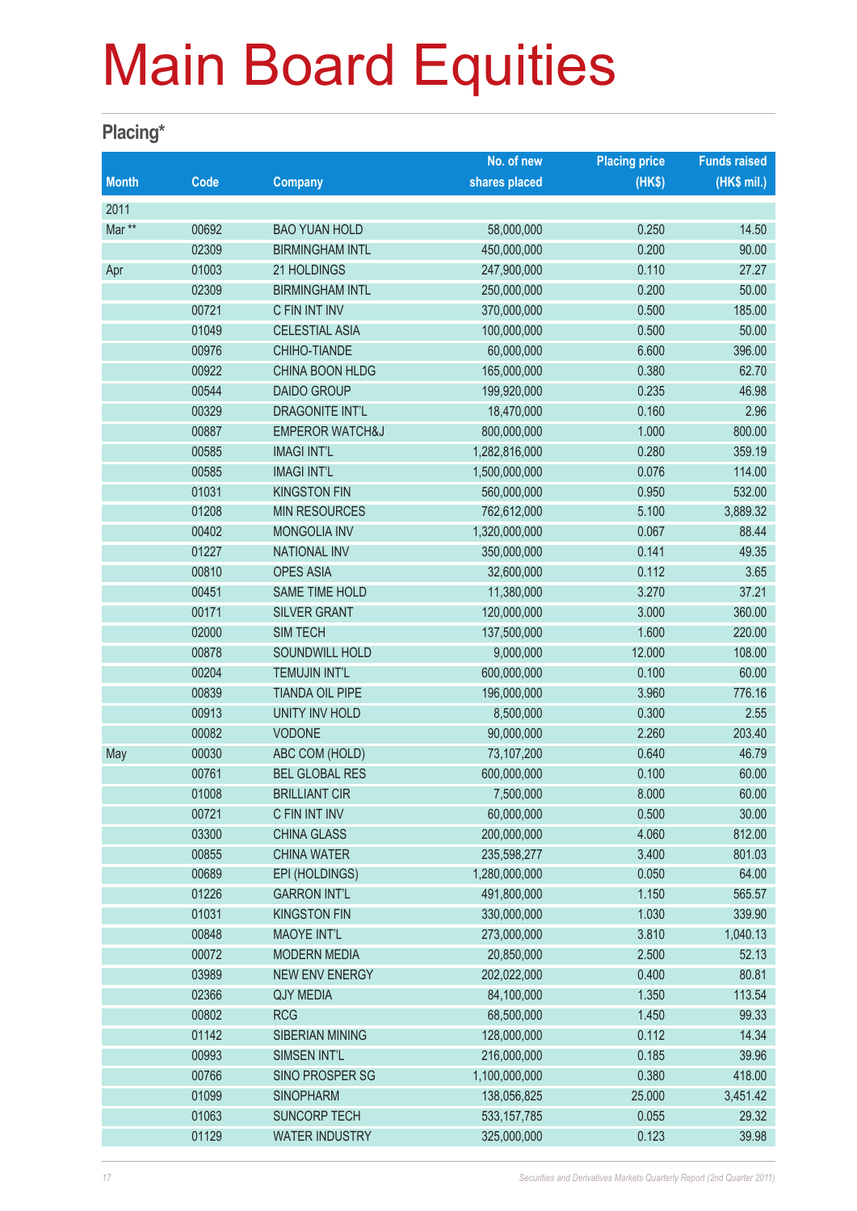# Main Board Equities

## Placing*

| Month | Code | Company | No. of new shares placed | Placing price (HK$) | Funds raised (HK$ mil.) |
|---|---|---|---|---|---|
| 2011 | | | | | |
| Mar ** | 00692 | BAO YUAN HOLD | 58,000,000 | 0.250 | 14.50 |
| | 02309 | BIRMINGHAM INTL | 450,000,000 | 0.200 | 90.00 |
| Apr | 01003 | 21 HOLDINGS | 247,900,000 | 0.110 | 27.27 |
| | 02309 | BIRMINGHAM INTL | 250,000,000 | 0.200 | 50.00 |
| | 00721 | C FIN INT INV | 370,000,000 | 0.500 | 185.00 |
| | 01049 | CELESTIAL ASIA | 100,000,000 | 0.500 | 50.00 |
| | 00976 | CHIHO-TIANDE | 60,000,000 | 6.600 | 396.00 |
| | 00922 | CHINA BOON HLDG | 165,000,000 | 0.380 | 62.70 |
| | 00544 | DAIDO GROUP | 199,920,000 | 0.235 | 46.98 |
| | 00329 | DRAGONITE INT'L | 18,470,000 | 0.160 | 2.96 |
| | 00887 | EMPEROR WATCH&J | 800,000,000 | 1.000 | 800.00 |
| | 00585 | IMAGI INT'L | 1,282,816,000 | 0.280 | 359.19 |
| | 00585 | IMAGI INT'L | 1,500,000,000 | 0.076 | 114.00 |
| | 01031 | KINGSTON FIN | 560,000,000 | 0.950 | 532.00 |
| | 01208 | MIN RESOURCES | 762,612,000 | 5.100 | 3,889.32 |
| | 00402 | MONGOLIA INV | 1,320,000,000 | 0.067 | 88.44 |
| | 01227 | NATIONAL INV | 350,000,000 | 0.141 | 49.35 |
| | 00810 | OPES ASIA | 32,600,000 | 0.112 | 3.65 |
| | 00451 | SAME TIME HOLD | 11,380,000 | 3.270 | 37.21 |
| | 00171 | SILVER GRANT | 120,000,000 | 3.000 | 360.00 |
| | 02000 | SIM TECH | 137,500,000 | 1.600 | 220.00 |
| | 00878 | SOUNDWILL HOLD | 9,000,000 | 12.000 | 108.00 |
| | 00204 | TEMUJIN INT'L | 600,000,000 | 0.100 | 60.00 |
| | 00839 | TIANDA OIL PIPE | 196,000,000 | 3.960 | 776.16 |
| | 00913 | UNITY INV HOLD | 8,500,000 | 0.300 | 2.55 |
| | 00082 | VODONE | 90,000,000 | 2.260 | 203.40 |
| May | 00030 | ABC COM (HOLD) | 73,107,200 | 0.640 | 46.79 |
| | 00761 | BEL GLOBAL RES | 600,000,000 | 0.100 | 60.00 |
| | 01008 | BRILLIANT CIR | 7,500,000 | 8.000 | 60.00 |
| | 00721 | C FIN INT INV | 60,000,000 | 0.500 | 30.00 |
| | 03300 | CHINA GLASS | 200,000,000 | 4.060 | 812.00 |
| | 00855 | CHINA WATER | 235,598,277 | 3.400 | 801.03 |
| | 00689 | EPI (HOLDINGS) | 1,280,000,000 | 0.050 | 64.00 |
| | 01226 | GARRON INT'L | 491,800,000 | 1.150 | 565.57 |
| | 01031 | KINGSTON FIN | 330,000,000 | 1.030 | 339.90 |
| | 00848 | MAOYE INT'L | 273,000,000 | 3.810 | 1,040.13 |
| | 00072 | MODERN MEDIA | 20,850,000 | 2.500 | 52.13 |
| | 03989 | NEW ENV ENERGY | 202,022,000 | 0.400 | 80.81 |
| | 02366 | QJY MEDIA | 84,100,000 | 1.350 | 113.54 |
| | 00802 | RCG | 68,500,000 | 1.450 | 99.33 |
| | 01142 | SIBERIAN MINING | 128,000,000 | 0.112 | 14.34 |
| | 00993 | SIMSEN INT'L | 216,000,000 | 0.185 | 39.96 |
| | 00766 | SINO PROSPER SG | 1,100,000,000 | 0.380 | 418.00 |
| | 01099 | SINOPHARM | 138,056,825 | 25.000 | 3,451.42 |
| | 01063 | SUNCORP TECH | 533,157,785 | 0.055 | 29.32 |
| | 01129 | WATER INDUSTRY | 325,000,000 | 0.123 | 39.98 |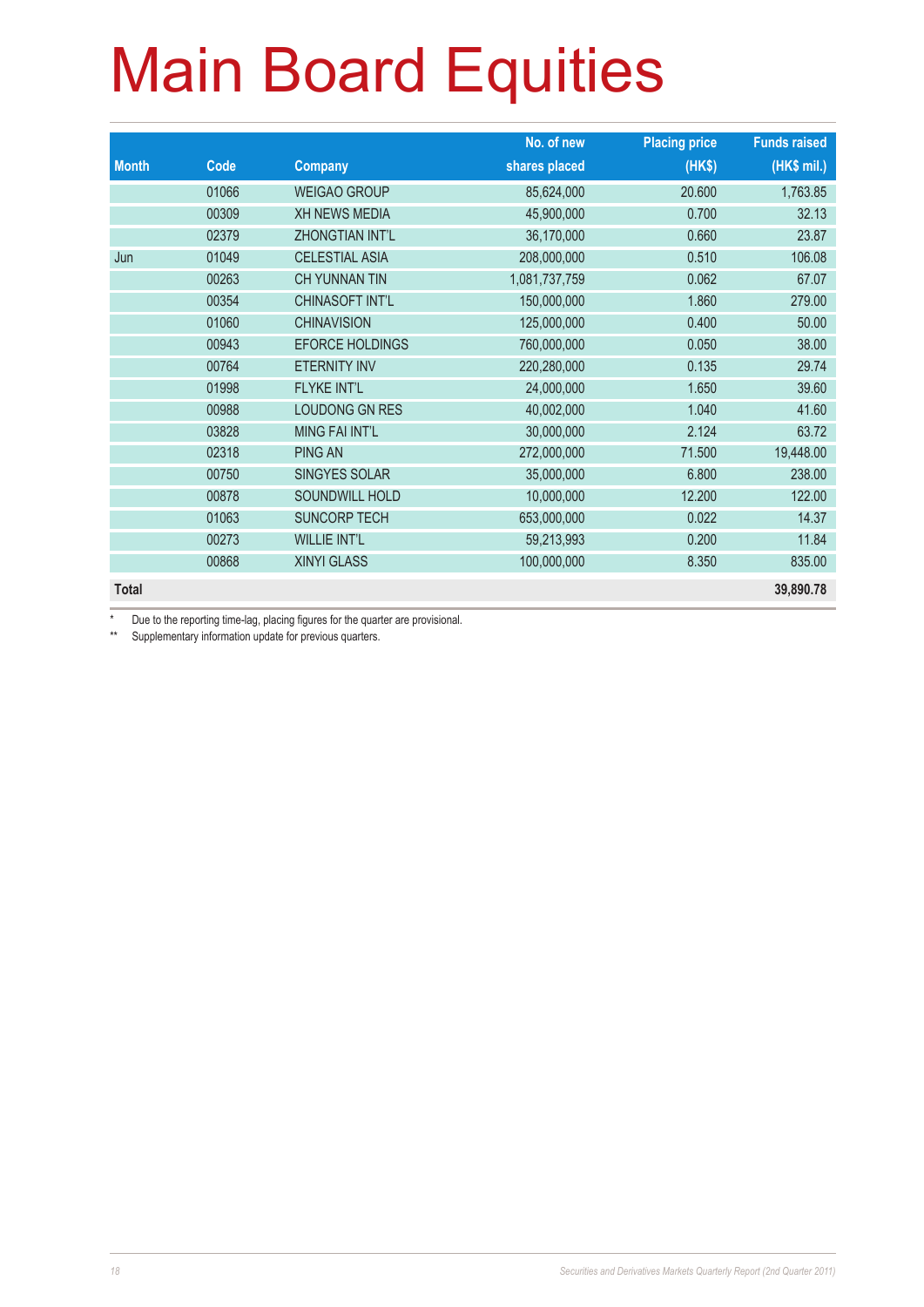# Main Board Equities

| Month | Code | Company | No. of new shares placed | Placing price (HK$) | Funds raised (HK$ mil.) |
|---|---|---|---|---|---|
| | 01066 | WEIGAO GROUP | 85,624,000 | 20.600 | 1,763.85 |
| | 00309 | XH NEWS MEDIA | 45,900,000 | 0.700 | 32.13 |
| | 02379 | ZHONGTIAN INT'L | 36,170,000 | 0.660 | 23.87 |
| Jun | 01049 | CELESTIAL ASIA | 208,000,000 | 0.510 | 106.08 |
| | 00263 | CH YUNNAN TIN | 1,081,737,759 | 0.062 | 67.07 |
| | 00354 | CHINASOFT INT'L | 150,000,000 | 1.860 | 279.00 |
| | 01060 | CHINAVISION | 125,000,000 | 0.400 | 50.00 |
| | 00943 | EFORCE HOLDINGS | 760,000,000 | 0.050 | 38.00 |
| | 00764 | ETERNITY INV | 220,280,000 | 0.135 | 29.74 |
| | 01998 | FLYKE INT'L | 24,000,000 | 1.650 | 39.60 |
| | 00988 | LOUDONG GN RES | 40,002,000 | 1.040 | 41.60 |
| | 03828 | MING FAI INT'L | 30,000,000 | 2.124 | 63.72 |
| | 02318 | PING AN | 272,000,000 | 71.500 | 19,448.00 |
| | 00750 | SINGYES SOLAR | 35,000,000 | 6.800 | 238.00 |
| | 00878 | SOUNDWILL HOLD | 10,000,000 | 12.200 | 122.00 |
| | 01063 | SUNCORP TECH | 653,000,000 | 0.022 | 14.37 |
| | 00273 | WILLIE INT'L | 59,213,993 | 0.200 | 11.84 |
| | 00868 | XINYI GLASS | 100,000,000 | 8.350 | 835.00 |
| **Total** | | | | | **39,890.78** |

\* Due to the reporting time-lag, placing figures for the quarter are provisional.

\** Supplementary information update for previous quarters.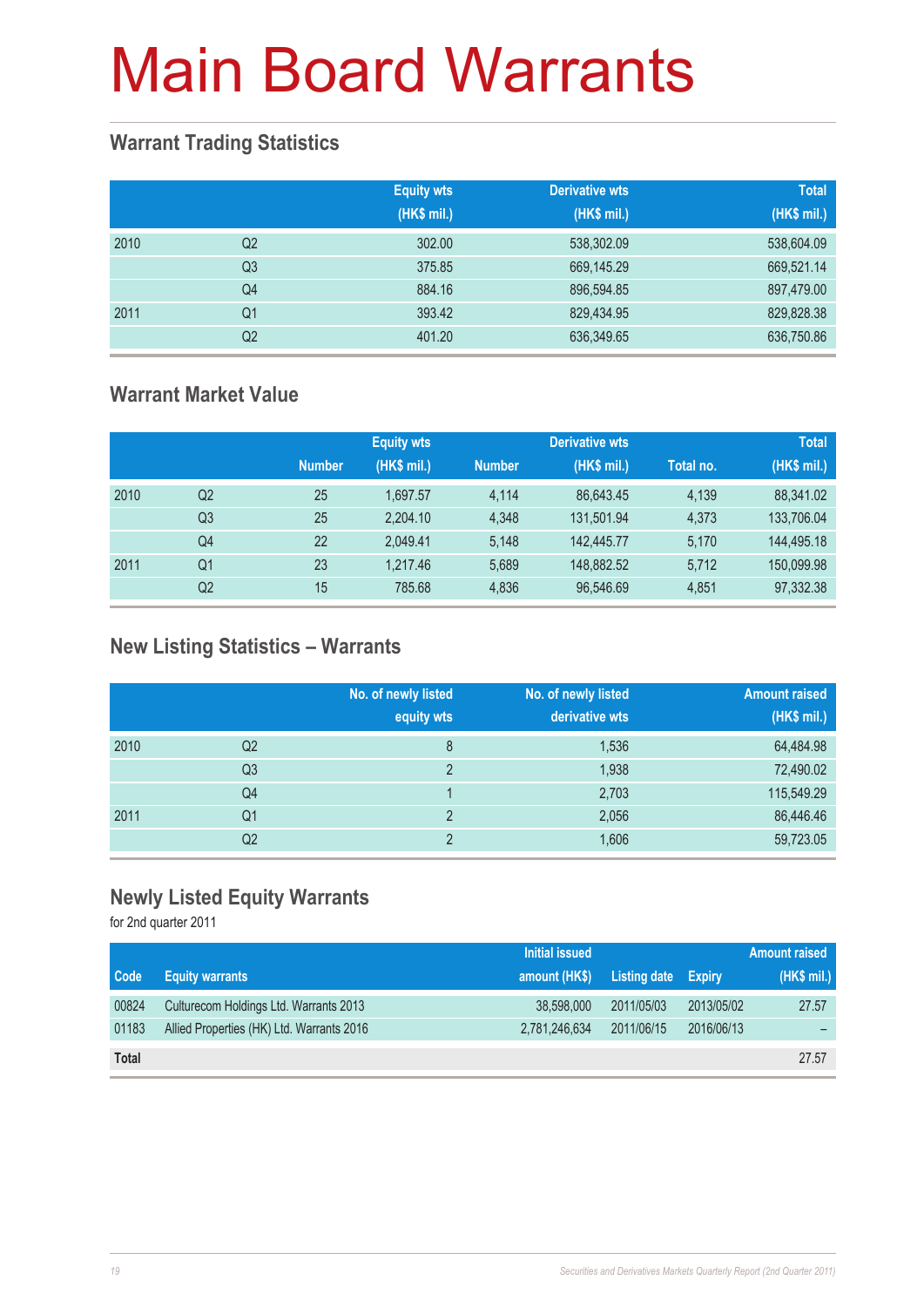# Main Board Warrants

## Warrant Trading Statistics

| | | Equity wts (HK$ mil.) | Derivative wts (HK$ mil.) | Total (HK$ mil.) |
|---|---|---|---|---|
| 2010 | Q2 | 302.00 | 538,302.09 | 538,604.09 |
| | Q3 | 375.85 | 669,145.29 | 669,521.14 |
| | Q4 | 884.16 | 896,594.85 | 897,479.00 |
| 2011 | Q1 | 393.42 | 829,434.95 | 829,828.38 |
| | Q2 | 401.20 | 636,349.65 | 636,750.86 |

## Warrant Market Value

| | | Equity wts | | Derivative wts | | | Total |
|---|---|---|---|---|---|---|---|
| | | Number | (HK$ mil.) | Number | (HK$ mil.) | Total no. | (HK$ mil.) |
| 2010 | Q2 | 25 | 1,697.57 | 4,114 | 86,643.45 | 4,139 | 88,341.02 |
| | Q3 | 25 | 2,204.10 | 4,348 | 131,501.94 | 4,373 | 133,706.04 |
| | Q4 | 22 | 2,049.41 | 5,148 | 142,445.77 | 5,170 | 144,495.18 |
| 2011 | Q1 | 23 | 1,217.46 | 5,689 | 148,882.52 | 5,712 | 150,099.98 |
| | Q2 | 15 | 785.68 | 4,836 | 96,546.69 | 4,851 | 97,332.38 |

## New Listing Statistics – Warrants

| | | No. of newly listed equity wts | No. of newly listed derivative wts | Amount raised (HK$ mil.) |
|---|---|---|---|---|
| 2010 | Q2 | 8 | 1,536 | 64,484.98 |
| | Q3 | 2 | 1,938 | 72,490.02 |
| | Q4 | 1 | 2,703 | 115,549.29 |
| 2011 | Q1 | 2 | 2,056 | 86,446.46 |
| | Q2 | 2 | 1,606 | 59,723.05 |

## Newly Listed Equity Warrants

for 2nd quarter 2011

| Code | Equity warrants | Initial issued amount (HK$) | Listing date | Expiry | Amount raised (HK$ mil.) |
|---|---|---|---|---|---|
| 00824 | Culturecom Holdings Ltd. Warrants 2013 | 38,598,000 | 2011/05/03 | 2013/05/02 | 27.57 |
| 01183 | Allied Properties (HK) Ltd. Warrants 2016 | 2,781,246,634 | 2011/06/15 | 2016/06/13 | – |
| **Total** | | | | | 27.57 |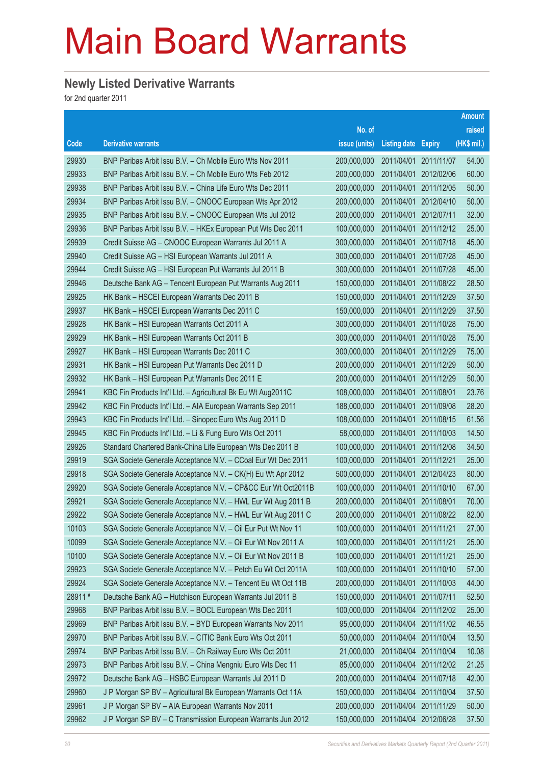# Main Board Warrants

## Newly Listed Derivative Warrants

for 2nd quarter 2011

| Code | Derivative warrants | No. of issue (units) | Listing date | Expiry | Amount raised (HK$ mil.) |
|---|---|---|---|---|---|
| 29930 | BNP Paribas Arbit Issu B.V. – Ch Mobile Euro Wts Nov 2011 | 200,000,000 | 2011/04/01 | 2011/11/07 | 54.00 |
| 29933 | BNP Paribas Arbit Issu B.V. – Ch Mobile Euro Wts Feb 2012 | 200,000,000 | 2011/04/01 | 2012/02/06 | 60.00 |
| 29938 | BNP Paribas Arbit Issu B.V. – China Life Euro Wts Dec 2011 | 200,000,000 | 2011/04/01 | 2011/12/05 | 50.00 |
| 29934 | BNP Paribas Arbit Issu B.V. – CNOOC European Wts Apr 2012 | 200,000,000 | 2011/04/01 | 2012/04/10 | 50.00 |
| 29935 | BNP Paribas Arbit Issu B.V. – CNOOC European Wts Jul 2012 | 200,000,000 | 2011/04/01 | 2012/07/11 | 32.00 |
| 29936 | BNP Paribas Arbit Issu B.V. – HKEx European Put Wts Dec 2011 | 100,000,000 | 2011/04/01 | 2011/12/12 | 25.00 |
| 29939 | Credit Suisse AG – CNOOC European Warrants Jul 2011 A | 300,000,000 | 2011/04/01 | 2011/07/18 | 45.00 |
| 29940 | Credit Suisse AG – HSI European Warrants Jul 2011 A | 300,000,000 | 2011/04/01 | 2011/07/28 | 45.00 |
| 29944 | Credit Suisse AG – HSI European Put Warrants Jul 2011 B | 300,000,000 | 2011/04/01 | 2011/07/28 | 45.00 |
| 29946 | Deutsche Bank AG – Tencent European Put Warrants Aug 2011 | 150,000,000 | 2011/04/01 | 2011/08/22 | 28.50 |
| 29925 | HK Bank – HSCEI European Warrants Dec 2011 B | 150,000,000 | 2011/04/01 | 2011/12/29 | 37.50 |
| 29937 | HK Bank – HSCEI European Warrants Dec 2011 C | 150,000,000 | 2011/04/01 | 2011/12/29 | 37.50 |
| 29928 | HK Bank – HSI European Warrants Oct 2011 A | 300,000,000 | 2011/04/01 | 2011/10/28 | 75.00 |
| 29929 | HK Bank – HSI European Warrants Oct 2011 B | 300,000,000 | 2011/04/01 | 2011/10/28 | 75.00 |
| 29927 | HK Bank – HSI European Warrants Dec 2011 C | 300,000,000 | 2011/04/01 | 2011/12/29 | 75.00 |
| 29931 | HK Bank – HSI European Put Warrants Dec 2011 D | 200,000,000 | 2011/04/01 | 2011/12/29 | 50.00 |
| 29932 | HK Bank – HSI European Put Warrants Dec 2011 E | 200,000,000 | 2011/04/01 | 2011/12/29 | 50.00 |
| 29941 | KBC Fin Products Int'l Ltd. – Agricultural Bk Eu Wt Aug2011C | 108,000,000 | 2011/04/01 | 2011/08/01 | 23.76 |
| 29942 | KBC Fin Products Int'l Ltd. – AIA European Warrants Sep 2011 | 188,000,000 | 2011/04/01 | 2011/09/08 | 28.20 |
| 29943 | KBC Fin Products Int'l Ltd. – Sinopec Euro Wts Aug 2011 D | 108,000,000 | 2011/04/01 | 2011/08/15 | 61.56 |
| 29945 | KBC Fin Products Int'l Ltd. – Li & Fung Euro Wts Oct 2011 | 58,000,000 | 2011/04/01 | 2011/10/03 | 14.50 |
| 29926 | Standard Chartered Bank-China Life European Wts Dec 2011 B | 100,000,000 | 2011/04/01 | 2011/12/08 | 34.50 |
| 29919 | SGA Societe Generale Acceptance N.V. – CCoal Eur Wt Dec 2011 | 100,000,000 | 2011/04/01 | 2011/12/21 | 25.00 |
| 29918 | SGA Societe Generale Acceptance N.V. – CK(H) Eu Wt Apr 2012 | 500,000,000 | 2011/04/01 | 2012/04/23 | 80.00 |
| 29920 | SGA Societe Generale Acceptance N.V. – CP&CC Eur Wt Oct2011B | 100,000,000 | 2011/04/01 | 2011/10/10 | 67.00 |
| 29921 | SGA Societe Generale Acceptance N.V. – HWL Eur Wt Aug 2011 B | 200,000,000 | 2011/04/01 | 2011/08/01 | 70.00 |
| 29922 | SGA Societe Generale Acceptance N.V. – HWL Eur Wt Aug 2011 C | 200,000,000 | 2011/04/01 | 2011/08/22 | 82.00 |
| 10103 | SGA Societe Generale Acceptance N.V. – Oil Eur Put Wt Nov 11 | 100,000,000 | 2011/04/01 | 2011/11/21 | 27.00 |
| 10099 | SGA Societe Generale Acceptance N.V. – Oil Eur Wt Nov 2011 A | 100,000,000 | 2011/04/01 | 2011/11/21 | 25.00 |
| 10100 | SGA Societe Generale Acceptance N.V. – Oil Eur Wt Nov 2011 B | 100,000,000 | 2011/04/01 | 2011/11/21 | 25.00 |
| 29923 | SGA Societe Generale Acceptance N.V. – Petch Eu Wt Oct 2011A | 100,000,000 | 2011/04/01 | 2011/10/10 | 57.00 |
| 29924 | SGA Societe Generale Acceptance N.V. – Tencent Eu Wt Oct 11B | 200,000,000 | 2011/04/01 | 2011/10/03 | 44.00 |
| 28911 # | Deutsche Bank AG – Hutchison European Warrants Jul 2011 B | 150,000,000 | 2011/04/01 | 2011/07/11 | 52.50 |
| 29968 | BNP Paribas Arbit Issu B.V. – BOCL European Wts Dec 2011 | 100,000,000 | 2011/04/04 | 2011/12/02 | 25.00 |
| 29969 | BNP Paribas Arbit Issu B.V. – BYD European Warrants Nov 2011 | 95,000,000 | 2011/04/04 | 2011/11/02 | 46.55 |
| 29970 | BNP Paribas Arbit Issu B.V. – CITIC Bank Euro Wts Oct 2011 | 50,000,000 | 2011/04/04 | 2011/10/04 | 13.50 |
| 29974 | BNP Paribas Arbit Issu B.V. – Ch Railway Euro Wts Oct 2011 | 21,000,000 | 2011/04/04 | 2011/10/04 | 10.08 |
| 29973 | BNP Paribas Arbit Issu B.V. – China Mengniu Euro Wts Dec 11 | 85,000,000 | 2011/04/04 | 2011/12/02 | 21.25 |
| 29972 | Deutsche Bank AG – HSBC European Warrants Jul 2011 D | 200,000,000 | 2011/04/04 | 2011/07/18 | 42.00 |
| 29960 | J P Morgan SP BV – Agricultural Bk European Warrants Oct 11A | 150,000,000 | 2011/04/04 | 2011/10/04 | 37.50 |
| 29961 | J P Morgan SP BV – AIA European Warrants Nov 2011 | 200,000,000 | 2011/04/04 | 2011/11/29 | 50.00 |
| 29962 | J P Morgan SP BV – C Transmission European Warrants Jun 2012 | 150,000,000 | 2011/04/04 | 2012/06/28 | 37.50 |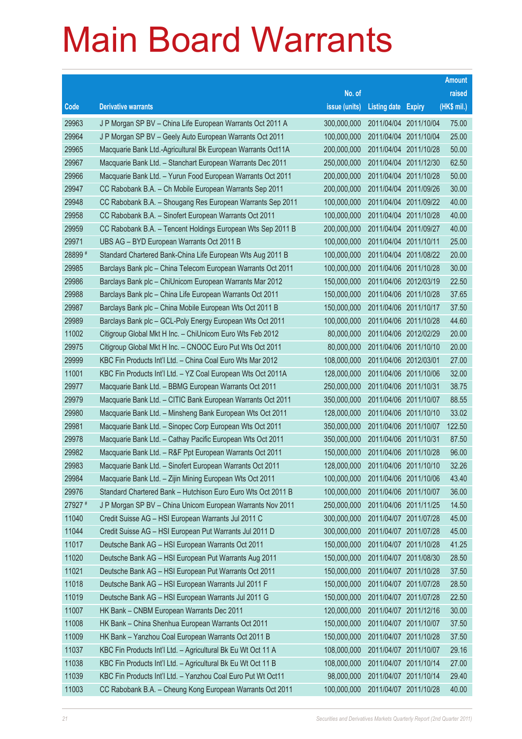# Main Board Warrants

| Code | Derivative warrants | No. of issue (units) | Listing date | Expiry | Amount raised (HK$ mil.) |
|---|---|---|---|---|---|
| 29963 | J P Morgan SP BV – China Life European Warrants Oct 2011 A | 300,000,000 | 2011/04/04 | 2011/10/04 | 75.00 |
| 29964 | J P Morgan SP BV – Geely Auto European Warrants Oct 2011 | 100,000,000 | 2011/04/04 | 2011/10/04 | 25.00 |
| 29965 | Macquarie Bank Ltd.-Agricultural Bk European Warrants Oct11A | 200,000,000 | 2011/04/04 | 2011/10/28 | 50.00 |
| 29967 | Macquarie Bank Ltd. – Stanchart European Warrants Dec 2011 | 250,000,000 | 2011/04/04 | 2011/12/30 | 62.50 |
| 29966 | Macquarie Bank Ltd. – Yurun Food European Warrants Oct 2011 | 200,000,000 | 2011/04/04 | 2011/10/28 | 50.00 |
| 29947 | CC Rabobank B.A. – Ch Mobile European Warrants Sep 2011 | 200,000,000 | 2011/04/04 | 2011/09/26 | 30.00 |
| 29948 | CC Rabobank B.A. – Shougang Res European Warrants Sep 2011 | 100,000,000 | 2011/04/04 | 2011/09/22 | 40.00 |
| 29958 | CC Rabobank B.A. – Sinofert European Warrants Oct 2011 | 100,000,000 | 2011/04/04 | 2011/10/28 | 40.00 |
| 29959 | CC Rabobank B.A. – Tencent Holdings European Wts Sep 2011 B | 200,000,000 | 2011/04/04 | 2011/09/27 | 40.00 |
| 29971 | UBS AG – BYD European Warrants Oct 2011 B | 100,000,000 | 2011/04/04 | 2011/10/11 | 25.00 |
| 28899 # | Standard Chartered Bank-China Life European Wts Aug 2011 B | 100,000,000 | 2011/04/04 | 2011/08/22 | 20.00 |
| 29985 | Barclays Bank plc – China Telecom European Warrants Oct 2011 | 100,000,000 | 2011/04/06 | 2011/10/28 | 30.00 |
| 29986 | Barclays Bank plc – ChiUnicom European Warrants Mar 2012 | 150,000,000 | 2011/04/06 | 2012/03/19 | 22.50 |
| 29988 | Barclays Bank plc – China Life European Warrants Oct 2011 | 150,000,000 | 2011/04/06 | 2011/10/28 | 37.65 |
| 29987 | Barclays Bank plc – China Mobile European Wts Oct 2011 B | 150,000,000 | 2011/04/06 | 2011/10/17 | 37.50 |
| 29989 | Barclays Bank plc – GCL-Poly Energy European Wts Oct 2011 | 100,000,000 | 2011/04/06 | 2011/10/28 | 44.60 |
| 11002 | Citigroup Global Mkt H Inc. – ChiUnicom Euro Wts Feb 2012 | 80,000,000 | 2011/04/06 | 2012/02/29 | 20.00 |
| 29975 | Citigroup Global Mkt H Inc. – CNOOC Euro Put Wts Oct 2011 | 80,000,000 | 2011/04/06 | 2011/10/10 | 20.00 |
| 29999 | KBC Fin Products Int'l Ltd. – China Coal Euro Wts Mar 2012 | 108,000,000 | 2011/04/06 | 2012/03/01 | 27.00 |
| 11001 | KBC Fin Products Int'l Ltd. – YZ Coal European Wts Oct 2011A | 128,000,000 | 2011/04/06 | 2011/10/06 | 32.00 |
| 29977 | Macquarie Bank Ltd. – BBMG European Warrants Oct 2011 | 250,000,000 | 2011/04/06 | 2011/10/31 | 38.75 |
| 29979 | Macquarie Bank Ltd. – CITIC Bank European Warrants Oct 2011 | 350,000,000 | 2011/04/06 | 2011/10/07 | 88.55 |
| 29980 | Macquarie Bank Ltd. – Minsheng Bank European Wts Oct 2011 | 128,000,000 | 2011/04/06 | 2011/10/10 | 33.02 |
| 29981 | Macquarie Bank Ltd. – Sinopec Corp European Wts Oct 2011 | 350,000,000 | 2011/04/06 | 2011/10/07 | 122.50 |
| 29978 | Macquarie Bank Ltd. – Cathay Pacific European Wts Oct 2011 | 350,000,000 | 2011/04/06 | 2011/10/31 | 87.50 |
| 29982 | Macquarie Bank Ltd. – R&F Ppt European Warrants Oct 2011 | 150,000,000 | 2011/04/06 | 2011/10/28 | 96.00 |
| 29983 | Macquarie Bank Ltd. – Sinofert European Warrants Oct 2011 | 128,000,000 | 2011/04/06 | 2011/10/10 | 32.26 |
| 29984 | Macquarie Bank Ltd. – Zijin Mining European Wts Oct 2011 | 100,000,000 | 2011/04/06 | 2011/10/06 | 43.40 |
| 29976 | Standard Chartered Bank – Hutchison Euro Euro Wts Oct 2011 B | 100,000,000 | 2011/04/06 | 2011/10/07 | 36.00 |
| 27927 # | J P Morgan SP BV – China Unicom European Warrants Nov 2011 | 250,000,000 | 2011/04/06 | 2011/11/25 | 14.50 |
| 11040 | Credit Suisse AG – HSI European Warrants Jul 2011 C | 300,000,000 | 2011/04/07 | 2011/07/28 | 45.00 |
| 11044 | Credit Suisse AG – HSI European Put Warrants Jul 2011 D | 300,000,000 | 2011/04/07 | 2011/07/28 | 45.00 |
| 11017 | Deutsche Bank AG – HSI European Warrants Oct 2011 | 150,000,000 | 2011/04/07 | 2011/10/28 | 41.25 |
| 11020 | Deutsche Bank AG – HSI European Put Warrants Aug 2011 | 150,000,000 | 2011/04/07 | 2011/08/30 | 28.50 |
| 11021 | Deutsche Bank AG – HSI European Put Warrants Oct 2011 | 150,000,000 | 2011/04/07 | 2011/10/28 | 37.50 |
| 11018 | Deutsche Bank AG – HSI European Warrants Jul 2011 F | 150,000,000 | 2011/04/07 | 2011/07/28 | 28.50 |
| 11019 | Deutsche Bank AG – HSI European Warrants Jul 2011 G | 150,000,000 | 2011/04/07 | 2011/07/28 | 22.50 |
| 11007 | HK Bank – CNBM European Warrants Dec 2011 | 120,000,000 | 2011/04/07 | 2011/12/16 | 30.00 |
| 11008 | HK Bank – China Shenhua European Warrants Oct 2011 | 150,000,000 | 2011/04/07 | 2011/10/07 | 37.50 |
| 11009 | HK Bank – Yanzhou Coal European Warrants Oct 2011 B | 150,000,000 | 2011/04/07 | 2011/10/28 | 37.50 |
| 11037 | KBC Fin Products Int'l Ltd. – Agricultural Bk Eu Wt Oct 11 A | 108,000,000 | 2011/04/07 | 2011/10/07 | 29.16 |
| 11038 | KBC Fin Products Int'l Ltd. – Agricultural Bk Eu Wt Oct 11 B | 108,000,000 | 2011/04/07 | 2011/10/14 | 27.00 |
| 11039 | KBC Fin Products Int'l Ltd. – Yanzhou Coal Euro Put Wt Oct11 | 98,000,000 | 2011/04/07 | 2011/10/14 | 29.40 |
| 11003 | CC Rabobank B.A. – Cheung Kong European Warrants Oct 2011 | 100,000,000 | 2011/04/07 | 2011/10/28 | 40.00 |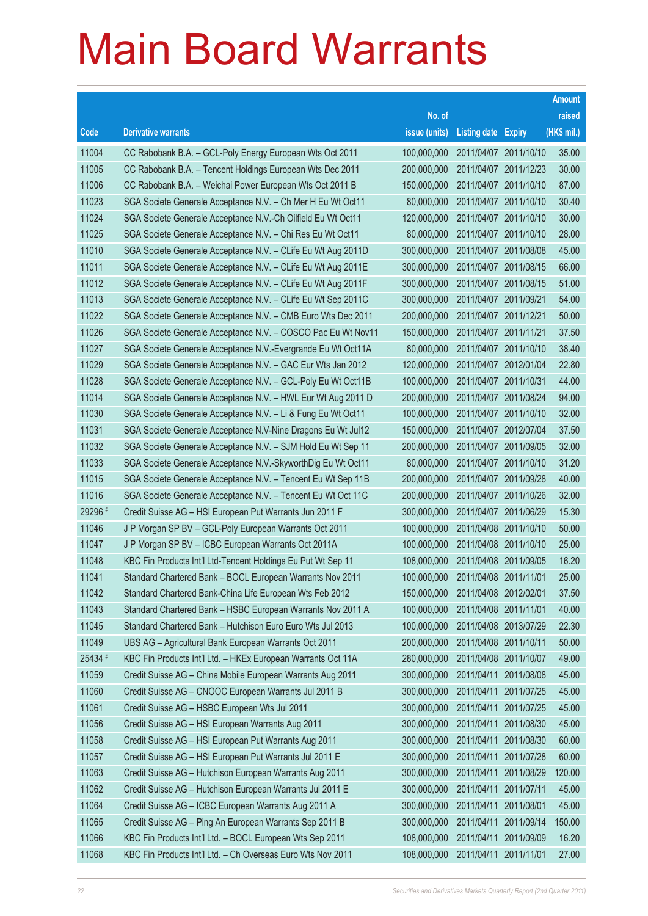# Main Board Warrants

| Code | Derivative warrants | No. of issue (units) | Listing date | Expiry | Amount raised (HK$ mil.) |
|---|---|---|---|---|---|
| 11004 | CC Rabobank B.A. – GCL-Poly Energy European Wts Oct 2011 | 100,000,000 | 2011/04/07 | 2011/10/10 | 35.00 |
| 11005 | CC Rabobank B.A. – Tencent Holdings European Wts Dec 2011 | 200,000,000 | 2011/04/07 | 2011/12/23 | 30.00 |
| 11006 | CC Rabobank B.A. – Weichai Power European Wts Oct 2011 B | 150,000,000 | 2011/04/07 | 2011/10/10 | 87.00 |
| 11023 | SGA Societe Generale Acceptance N.V. – Ch Mer H Eu Wt Oct11 | 80,000,000 | 2011/04/07 | 2011/10/10 | 30.40 |
| 11024 | SGA Societe Generale Acceptance N.V.-Ch Oilfield Eu Wt Oct11 | 120,000,000 | 2011/04/07 | 2011/10/10 | 30.00 |
| 11025 | SGA Societe Generale Acceptance N.V. – Chi Res Eu Wt Oct11 | 80,000,000 | 2011/04/07 | 2011/10/10 | 28.00 |
| 11010 | SGA Societe Generale Acceptance N.V. – CLife Eu Wt Aug 2011D | 300,000,000 | 2011/04/07 | 2011/08/08 | 45.00 |
| 11011 | SGA Societe Generale Acceptance N.V. – CLife Eu Wt Aug 2011E | 300,000,000 | 2011/04/07 | 2011/08/15 | 66.00 |
| 11012 | SGA Societe Generale Acceptance N.V. – CLife Eu Wt Aug 2011F | 300,000,000 | 2011/04/07 | 2011/08/15 | 51.00 |
| 11013 | SGA Societe Generale Acceptance N.V. – CLife Eu Wt Sep 2011C | 300,000,000 | 2011/04/07 | 2011/09/21 | 54.00 |
| 11022 | SGA Societe Generale Acceptance N.V. – CMB Euro Wts Dec 2011 | 200,000,000 | 2011/04/07 | 2011/12/21 | 50.00 |
| 11026 | SGA Societe Generale Acceptance N.V. – COSCO Pac Eu Wt Nov11 | 150,000,000 | 2011/04/07 | 2011/11/21 | 37.50 |
| 11027 | SGA Societe Generale Acceptance N.V.-Evergrande Eu Wt Oct11A | 80,000,000 | 2011/04/07 | 2011/10/10 | 38.40 |
| 11029 | SGA Societe Generale Acceptance N.V. – GAC Eur Wts Jan 2012 | 120,000,000 | 2011/04/07 | 2012/01/04 | 22.80 |
| 11028 | SGA Societe Generale Acceptance N.V. – GCL-Poly Eu Wt Oct11B | 100,000,000 | 2011/04/07 | 2011/10/31 | 44.00 |
| 11014 | SGA Societe Generale Acceptance N.V. – HWL Eur Wt Aug 2011 D | 200,000,000 | 2011/04/07 | 2011/08/24 | 94.00 |
| 11030 | SGA Societe Generale Acceptance N.V. – Li & Fung Eu Wt Oct11 | 100,000,000 | 2011/04/07 | 2011/10/10 | 32.00 |
| 11031 | SGA Societe Generale Acceptance N.V-Nine Dragons Eu Wt Jul12 | 150,000,000 | 2011/04/07 | 2012/07/04 | 37.50 |
| 11032 | SGA Societe Generale Acceptance N.V. – SJM Hold Eu Wt Sep 11 | 200,000,000 | 2011/04/07 | 2011/09/05 | 32.00 |
| 11033 | SGA Societe Generale Acceptance N.V.-SkyworthDig Eu Wt Oct11 | 80,000,000 | 2011/04/07 | 2011/10/10 | 31.20 |
| 11015 | SGA Societe Generale Acceptance N.V. – Tencent Eu Wt Sep 11B | 200,000,000 | 2011/04/07 | 2011/09/28 | 40.00 |
| 11016 | SGA Societe Generale Acceptance N.V. – Tencent Eu Wt Oct 11C | 200,000,000 | 2011/04/07 | 2011/10/26 | 32.00 |
| 29296 # | Credit Suisse AG – HSI European Put Warrants Jun 2011 F | 300,000,000 | 2011/04/07 | 2011/06/29 | 15.30 |
| 11046 | J P Morgan SP BV – GCL-Poly European Warrants Oct 2011 | 100,000,000 | 2011/04/08 | 2011/10/10 | 50.00 |
| 11047 | J P Morgan SP BV – ICBC European Warrants Oct 2011A | 100,000,000 | 2011/04/08 | 2011/10/10 | 25.00 |
| 11048 | KBC Fin Products Int'l Ltd-Tencent Holdings Eu Put Wt Sep 11 | 108,000,000 | 2011/04/08 | 2011/09/05 | 16.20 |
| 11041 | Standard Chartered Bank – BOCL European Warrants Nov 2011 | 100,000,000 | 2011/04/08 | 2011/11/01 | 25.00 |
| 11042 | Standard Chartered Bank-China Life European Wts Feb 2012 | 150,000,000 | 2011/04/08 | 2012/02/01 | 37.50 |
| 11043 | Standard Chartered Bank – HSBC European Warrants Nov 2011 A | 100,000,000 | 2011/04/08 | 2011/11/01 | 40.00 |
| 11045 | Standard Chartered Bank – Hutchison Euro Euro Wts Jul 2013 | 100,000,000 | 2011/04/08 | 2013/07/29 | 22.30 |
| 11049 | UBS AG – Agricultural Bank European Warrants Oct 2011 | 200,000,000 | 2011/04/08 | 2011/10/11 | 50.00 |
| 25434 # | KBC Fin Products Int'l Ltd. – HKEx European Warrants Oct 11A | 280,000,000 | 2011/04/08 | 2011/10/07 | 49.00 |
| 11059 | Credit Suisse AG – China Mobile European Warrants Aug 2011 | 300,000,000 | 2011/04/11 | 2011/08/08 | 45.00 |
| 11060 | Credit Suisse AG – CNOOC European Warrants Jul 2011 B | 300,000,000 | 2011/04/11 | 2011/07/25 | 45.00 |
| 11061 | Credit Suisse AG – HSBC European Wts Jul 2011 | 300,000,000 | 2011/04/11 | 2011/07/25 | 45.00 |
| 11056 | Credit Suisse AG – HSI European Warrants Aug 2011 | 300,000,000 | 2011/04/11 | 2011/08/30 | 45.00 |
| 11058 | Credit Suisse AG – HSI European Put Warrants Aug 2011 | 300,000,000 | 2011/04/11 | 2011/08/30 | 60.00 |
| 11057 | Credit Suisse AG – HSI European Put Warrants Jul 2011 E | 300,000,000 | 2011/04/11 | 2011/07/28 | 60.00 |
| 11063 | Credit Suisse AG – Hutchison European Warrants Aug 2011 | 300,000,000 | 2011/04/11 | 2011/08/29 | 120.00 |
| 11062 | Credit Suisse AG – Hutchison European Warrants Jul 2011 E | 300,000,000 | 2011/04/11 | 2011/07/11 | 45.00 |
| 11064 | Credit Suisse AG – ICBC European Warrants Aug 2011 A | 300,000,000 | 2011/04/11 | 2011/08/01 | 45.00 |
| 11065 | Credit Suisse AG – Ping An European Warrants Sep 2011 B | 300,000,000 | 2011/04/11 | 2011/09/14 | 150.00 |
| 11066 | KBC Fin Products Int'l Ltd. – BOCL European Wts Sep 2011 | 108,000,000 | 2011/04/11 | 2011/09/09 | 16.20 |
| 11068 | KBC Fin Products Int'l Ltd. – Ch Overseas Euro Wts Nov 2011 | 108,000,000 | 2011/04/11 | 2011/11/01 | 27.00 |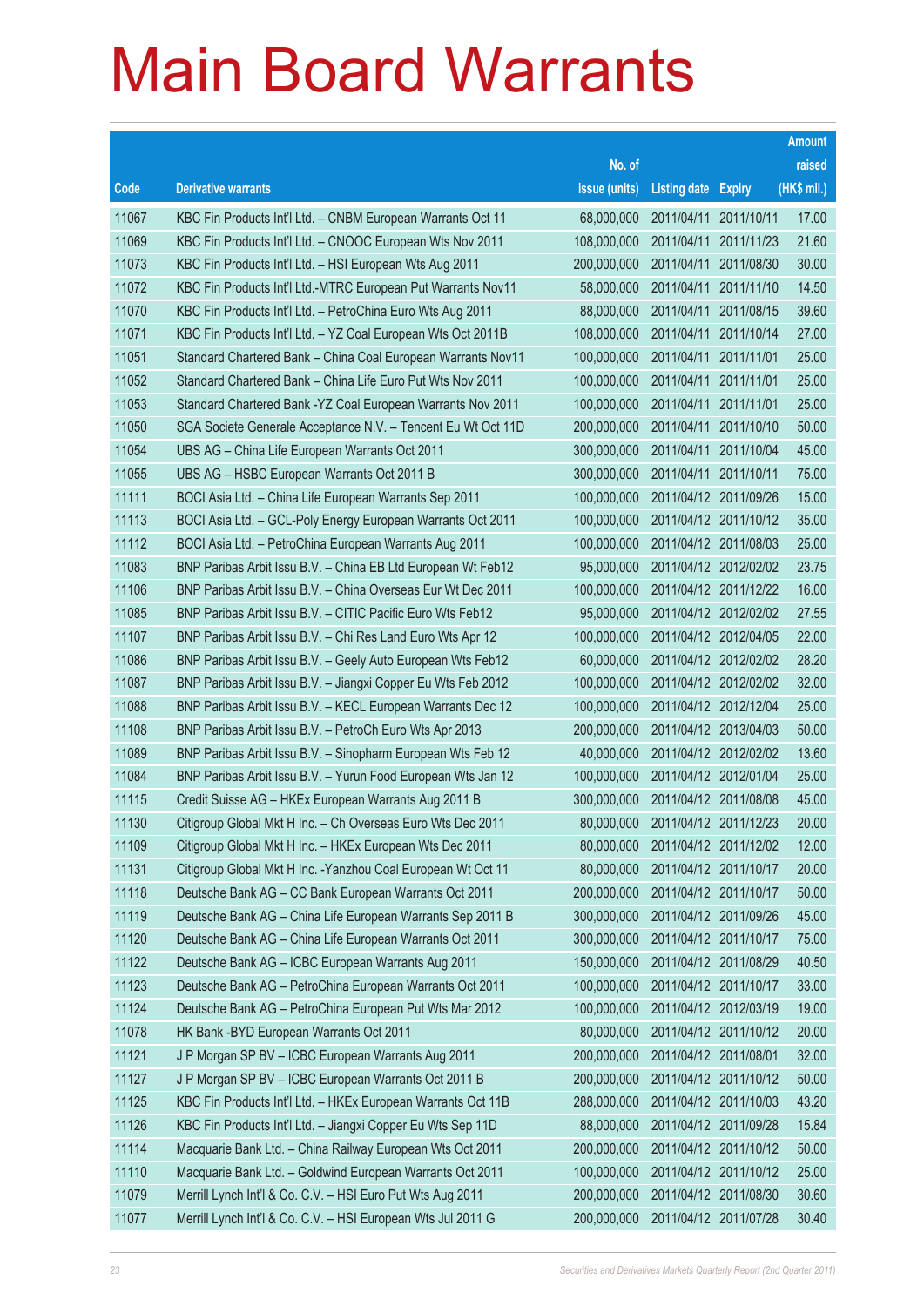# Main Board Warrants

| Code | Derivative warrants | No. of issue (units) | Listing date | Expiry | Amount raised (HK$ mil.) |
|---|---|---|---|---|---|
| 11067 | KBC Fin Products Int'l Ltd. – CNBM European Warrants Oct 11 | 68,000,000 | 2011/04/11 | 2011/10/11 | 17.00 |
| 11069 | KBC Fin Products Int'l Ltd. – CNOOC European Wts Nov 2011 | 108,000,000 | 2011/04/11 | 2011/11/23 | 21.60 |
| 11073 | KBC Fin Products Int'l Ltd. – HSI European Wts Aug 2011 | 200,000,000 | 2011/04/11 | 2011/08/30 | 30.00 |
| 11072 | KBC Fin Products Int'l Ltd.-MTRC European Put Warrants Nov11 | 58,000,000 | 2011/04/11 | 2011/11/10 | 14.50 |
| 11070 | KBC Fin Products Int'l Ltd. – PetroChina Euro Wts Aug 2011 | 88,000,000 | 2011/04/11 | 2011/08/15 | 39.60 |
| 11071 | KBC Fin Products Int'l Ltd. – YZ Coal European Wts Oct 2011B | 108,000,000 | 2011/04/11 | 2011/10/14 | 27.00 |
| 11051 | Standard Chartered Bank – China Coal European Warrants Nov11 | 100,000,000 | 2011/04/11 | 2011/11/01 | 25.00 |
| 11052 | Standard Chartered Bank – China Life Euro Put Wts Nov 2011 | 100,000,000 | 2011/04/11 | 2011/11/01 | 25.00 |
| 11053 | Standard Chartered Bank -YZ Coal European Warrants Nov 2011 | 100,000,000 | 2011/04/11 | 2011/11/01 | 25.00 |
| 11050 | SGA Societe Generale Acceptance N.V. – Tencent Eu Wt Oct 11D | 200,000,000 | 2011/04/11 | 2011/10/10 | 50.00 |
| 11054 | UBS AG – China Life European Warrants Oct 2011 | 300,000,000 | 2011/04/11 | 2011/10/04 | 45.00 |
| 11055 | UBS AG – HSBC European Warrants Oct 2011 B | 300,000,000 | 2011/04/11 | 2011/10/11 | 75.00 |
| 11111 | BOCI Asia Ltd. – China Life European Warrants Sep 2011 | 100,000,000 | 2011/04/12 | 2011/09/26 | 15.00 |
| 11113 | BOCI Asia Ltd. – GCL-Poly Energy European Warrants Oct 2011 | 100,000,000 | 2011/04/12 | 2011/10/12 | 35.00 |
| 11112 | BOCI Asia Ltd. – PetroChina European Warrants Aug 2011 | 100,000,000 | 2011/04/12 | 2011/08/03 | 25.00 |
| 11083 | BNP Paribas Arbit Issu B.V. – China EB Ltd European Wt Feb12 | 95,000,000 | 2011/04/12 | 2012/02/02 | 23.75 |
| 11106 | BNP Paribas Arbit Issu B.V. – China Overseas Eur Wt Dec 2011 | 100,000,000 | 2011/04/12 | 2011/12/22 | 16.00 |
| 11085 | BNP Paribas Arbit Issu B.V. – CITIC Pacific Euro Wts Feb12 | 95,000,000 | 2011/04/12 | 2012/02/02 | 27.55 |
| 11107 | BNP Paribas Arbit Issu B.V. – Chi Res Land Euro Wts Apr 12 | 100,000,000 | 2011/04/12 | 2012/04/05 | 22.00 |
| 11086 | BNP Paribas Arbit Issu B.V. – Geely Auto European Wts Feb12 | 60,000,000 | 2011/04/12 | 2012/02/02 | 28.20 |
| 11087 | BNP Paribas Arbit Issu B.V. – Jiangxi Copper Eu Wts Feb 2012 | 100,000,000 | 2011/04/12 | 2012/02/02 | 32.00 |
| 11088 | BNP Paribas Arbit Issu B.V. – KECL European Warrants Dec 12 | 100,000,000 | 2011/04/12 | 2012/12/04 | 25.00 |
| 11108 | BNP Paribas Arbit Issu B.V. – PetroCh Euro Wts Apr 2013 | 200,000,000 | 2011/04/12 | 2013/04/03 | 50.00 |
| 11089 | BNP Paribas Arbit Issu B.V. – Sinopharm European Wts Feb 12 | 40,000,000 | 2011/04/12 | 2012/02/02 | 13.60 |
| 11084 | BNP Paribas Arbit Issu B.V. – Yurun Food European Wts Jan 12 | 100,000,000 | 2011/04/12 | 2012/01/04 | 25.00 |
| 11115 | Credit Suisse AG – HKEx European Warrants Aug 2011 B | 300,000,000 | 2011/04/12 | 2011/08/08 | 45.00 |
| 11130 | Citigroup Global Mkt H Inc. – Ch Overseas Euro Wts Dec 2011 | 80,000,000 | 2011/04/12 | 2011/12/23 | 20.00 |
| 11109 | Citigroup Global Mkt H Inc. – HKEx European Wts Dec 2011 | 80,000,000 | 2011/04/12 | 2011/12/02 | 12.00 |
| 11131 | Citigroup Global Mkt H Inc. -Yanzhou Coal European Wt Oct 11 | 80,000,000 | 2011/04/12 | 2011/10/17 | 20.00 |
| 11118 | Deutsche Bank AG – CC Bank European Warrants Oct 2011 | 200,000,000 | 2011/04/12 | 2011/10/17 | 50.00 |
| 11119 | Deutsche Bank AG – China Life European Warrants Sep 2011 B | 300,000,000 | 2011/04/12 | 2011/09/26 | 45.00 |
| 11120 | Deutsche Bank AG – China Life European Warrants Oct 2011 | 300,000,000 | 2011/04/12 | 2011/10/17 | 75.00 |
| 11122 | Deutsche Bank AG – ICBC European Warrants Aug 2011 | 150,000,000 | 2011/04/12 | 2011/08/29 | 40.50 |
| 11123 | Deutsche Bank AG – PetroChina European Warrants Oct 2011 | 100,000,000 | 2011/04/12 | 2011/10/17 | 33.00 |
| 11124 | Deutsche Bank AG – PetroChina European Put Wts Mar 2012 | 100,000,000 | 2011/04/12 | 2012/03/19 | 19.00 |
| 11078 | HK Bank -BYD European Warrants Oct 2011 | 80,000,000 | 2011/04/12 | 2011/10/12 | 20.00 |
| 11121 | J P Morgan SP BV – ICBC European Warrants Aug 2011 | 200,000,000 | 2011/04/12 | 2011/08/01 | 32.00 |
| 11127 | J P Morgan SP BV – ICBC European Warrants Oct 2011 B | 200,000,000 | 2011/04/12 | 2011/10/12 | 50.00 |
| 11125 | KBC Fin Products Int'l Ltd. – HKEx European Warrants Oct 11B | 288,000,000 | 2011/04/12 | 2011/10/03 | 43.20 |
| 11126 | KBC Fin Products Int'l Ltd. – Jiangxi Copper Eu Wts Sep 11D | 88,000,000 | 2011/04/12 | 2011/09/28 | 15.84 |
| 11114 | Macquarie Bank Ltd. – China Railway European Wts Oct 2011 | 200,000,000 | 2011/04/12 | 2011/10/12 | 50.00 |
| 11110 | Macquarie Bank Ltd. – Goldwind European Warrants Oct 2011 | 100,000,000 | 2011/04/12 | 2011/10/12 | 25.00 |
| 11079 | Merrill Lynch Int'l & Co. C.V. – HSI Euro Put Wts Aug 2011 | 200,000,000 | 2011/04/12 | 2011/08/30 | 30.60 |
| 11077 | Merrill Lynch Int'l & Co. C.V. – HSI European Wts Jul 2011 G | 200,000,000 | 2011/04/12 | 2011/07/28 | 30.40 |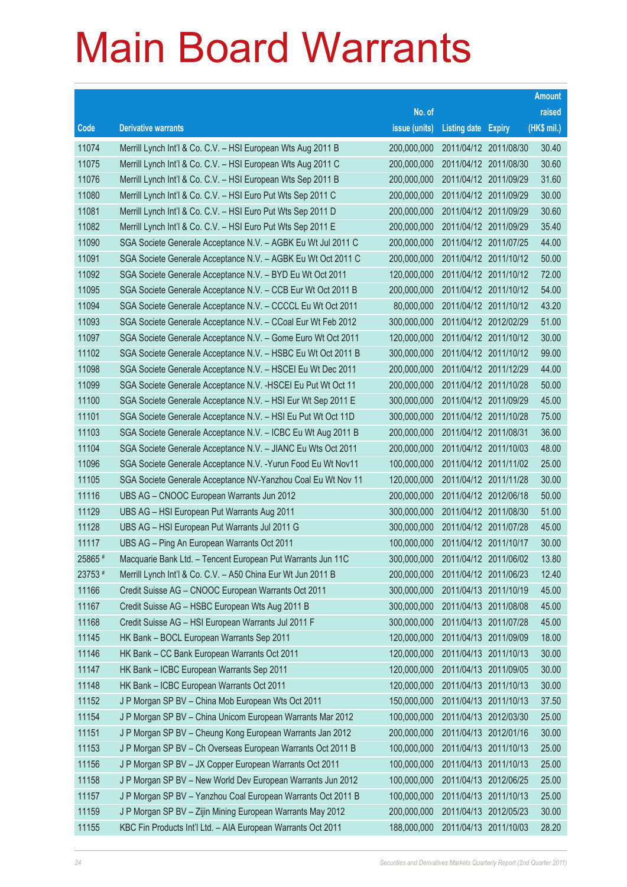# Main Board Warrants

| Code | Derivative warrants | No. of issue (units) | Listing date | Expiry | Amount raised (HK$ mil.) |
|---|---|---|---|---|---|
| 11074 | Merrill Lynch Int'l & Co. C.V. – HSI European Wts Aug 2011 B | 200,000,000 | 2011/04/12 | 2011/08/30 | 30.40 |
| 11075 | Merrill Lynch Int'l & Co. C.V. – HSI European Wts Aug 2011 C | 200,000,000 | 2011/04/12 | 2011/08/30 | 30.60 |
| 11076 | Merrill Lynch Int'l & Co. C.V. – HSI European Wts Sep 2011 B | 200,000,000 | 2011/04/12 | 2011/09/29 | 31.60 |
| 11080 | Merrill Lynch Int'l & Co. C.V. – HSI Euro Put Wts Sep 2011 C | 200,000,000 | 2011/04/12 | 2011/09/29 | 30.00 |
| 11081 | Merrill Lynch Int'l & Co. C.V. – HSI Euro Put Wts Sep 2011 D | 200,000,000 | 2011/04/12 | 2011/09/29 | 30.60 |
| 11082 | Merrill Lynch Int'l & Co. C.V. – HSI Euro Put Wts Sep 2011 E | 200,000,000 | 2011/04/12 | 2011/09/29 | 35.40 |
| 11090 | SGA Societe Generale Acceptance N.V. – AGBK Eu Wt Jul 2011 C | 200,000,000 | 2011/04/12 | 2011/07/25 | 44.00 |
| 11091 | SGA Societe Generale Acceptance N.V. – AGBK Eu Wt Oct 2011 C | 200,000,000 | 2011/04/12 | 2011/10/12 | 50.00 |
| 11092 | SGA Societe Generale Acceptance N.V. – BYD Eu Wt Oct 2011 | 120,000,000 | 2011/04/12 | 2011/10/12 | 72.00 |
| 11095 | SGA Societe Generale Acceptance N.V. – CCB Eur Wt Oct 2011 B | 200,000,000 | 2011/04/12 | 2011/10/12 | 54.00 |
| 11094 | SGA Societe Generale Acceptance N.V. – CCCCL Eu Wt Oct 2011 | 80,000,000 | 2011/04/12 | 2011/10/12 | 43.20 |
| 11093 | SGA Societe Generale Acceptance N.V. – CCoal Eur Wt Feb 2012 | 300,000,000 | 2011/04/12 | 2012/02/29 | 51.00 |
| 11097 | SGA Societe Generale Acceptance N.V. – Gome Euro Wt Oct 2011 | 120,000,000 | 2011/04/12 | 2011/10/12 | 30.00 |
| 11102 | SGA Societe Generale Acceptance N.V. – HSBC Eu Wt Oct 2011 B | 300,000,000 | 2011/04/12 | 2011/10/12 | 99.00 |
| 11098 | SGA Societe Generale Acceptance N.V. – HSCEI Eu Wt Dec 2011 | 200,000,000 | 2011/04/12 | 2011/12/29 | 44.00 |
| 11099 | SGA Societe Generale Acceptance N.V. -HSCEI Eu Put Wt Oct 11 | 200,000,000 | 2011/04/12 | 2011/10/28 | 50.00 |
| 11100 | SGA Societe Generale Acceptance N.V. – HSI Eur Wt Sep 2011 E | 300,000,000 | 2011/04/12 | 2011/09/29 | 45.00 |
| 11101 | SGA Societe Generale Acceptance N.V. – HSI Eu Put Wt Oct 11D | 300,000,000 | 2011/04/12 | 2011/10/28 | 75.00 |
| 11103 | SGA Societe Generale Acceptance N.V. – ICBC Eu Wt Aug 2011 B | 200,000,000 | 2011/04/12 | 2011/08/31 | 36.00 |
| 11104 | SGA Societe Generale Acceptance N.V. – JIANC Eu Wts Oct 2011 | 200,000,000 | 2011/04/12 | 2011/10/03 | 48.00 |
| 11096 | SGA Societe Generale Acceptance N.V. -Yurun Food Eu Wt Nov11 | 100,000,000 | 2011/04/12 | 2011/11/02 | 25.00 |
| 11105 | SGA Societe Generale Acceptance NV-Yanzhou Coal Eu Wt Nov 11 | 120,000,000 | 2011/04/12 | 2011/11/28 | 30.00 |
| 11116 | UBS AG – CNOOC European Warrants Jun 2012 | 200,000,000 | 2011/04/12 | 2012/06/18 | 50.00 |
| 11129 | UBS AG – HSI European Put Warrants Aug 2011 | 300,000,000 | 2011/04/12 | 2011/08/30 | 51.00 |
| 11128 | UBS AG – HSI European Put Warrants Jul 2011 G | 300,000,000 | 2011/04/12 | 2011/07/28 | 45.00 |
| 11117 | UBS AG – Ping An European Warrants Oct 2011 | 100,000,000 | 2011/04/12 | 2011/10/17 | 30.00 |
| 25865 # | Macquarie Bank Ltd. – Tencent European Put Warrants Jun 11C | 300,000,000 | 2011/04/12 | 2011/06/02 | 13.80 |
| 23753 # | Merrill Lynch Int'l & Co. C.V. – A50 China Eur Wt Jun 2011 B | 200,000,000 | 2011/04/12 | 2011/06/23 | 12.40 |
| 11166 | Credit Suisse AG – CNOOC European Warrants Oct 2011 | 300,000,000 | 2011/04/13 | 2011/10/19 | 45.00 |
| 11167 | Credit Suisse AG – HSBC European Wts Aug 2011 B | 300,000,000 | 2011/04/13 | 2011/08/08 | 45.00 |
| 11168 | Credit Suisse AG – HSI European Warrants Jul 2011 F | 300,000,000 | 2011/04/13 | 2011/07/28 | 45.00 |
| 11145 | HK Bank – BOCL European Warrants Sep 2011 | 120,000,000 | 2011/04/13 | 2011/09/09 | 18.00 |
| 11146 | HK Bank – CC Bank European Warrants Oct 2011 | 120,000,000 | 2011/04/13 | 2011/10/13 | 30.00 |
| 11147 | HK Bank – ICBC European Warrants Sep 2011 | 120,000,000 | 2011/04/13 | 2011/09/05 | 30.00 |
| 11148 | HK Bank – ICBC European Warrants Oct 2011 | 120,000,000 | 2011/04/13 | 2011/10/13 | 30.00 |
| 11152 | J P Morgan SP BV – China Mob European Wts Oct 2011 | 150,000,000 | 2011/04/13 | 2011/10/13 | 37.50 |
| 11154 | J P Morgan SP BV – China Unicom European Warrants Mar 2012 | 100,000,000 | 2011/04/13 | 2012/03/30 | 25.00 |
| 11151 | J P Morgan SP BV – Cheung Kong European Warrants Jan 2012 | 200,000,000 | 2011/04/13 | 2012/01/16 | 30.00 |
| 11153 | J P Morgan SP BV – Ch Overseas European Warrants Oct 2011 B | 100,000,000 | 2011/04/13 | 2011/10/13 | 25.00 |
| 11156 | J P Morgan SP BV – JX Copper European Warrants Oct 2011 | 100,000,000 | 2011/04/13 | 2011/10/13 | 25.00 |
| 11158 | J P Morgan SP BV – New World Dev European Warrants Jun 2012 | 100,000,000 | 2011/04/13 | 2012/06/25 | 25.00 |
| 11157 | J P Morgan SP BV – Yanzhou Coal European Warrants Oct 2011 B | 100,000,000 | 2011/04/13 | 2011/10/13 | 25.00 |
| 11159 | J P Morgan SP BV – Zijin Mining European Warrants May 2012 | 200,000,000 | 2011/04/13 | 2012/05/23 | 30.00 |
| 11155 | KBC Fin Products Int'l Ltd. – AIA European Warrants Oct 2011 | 188,000,000 | 2011/04/13 | 2011/10/03 | 28.20 |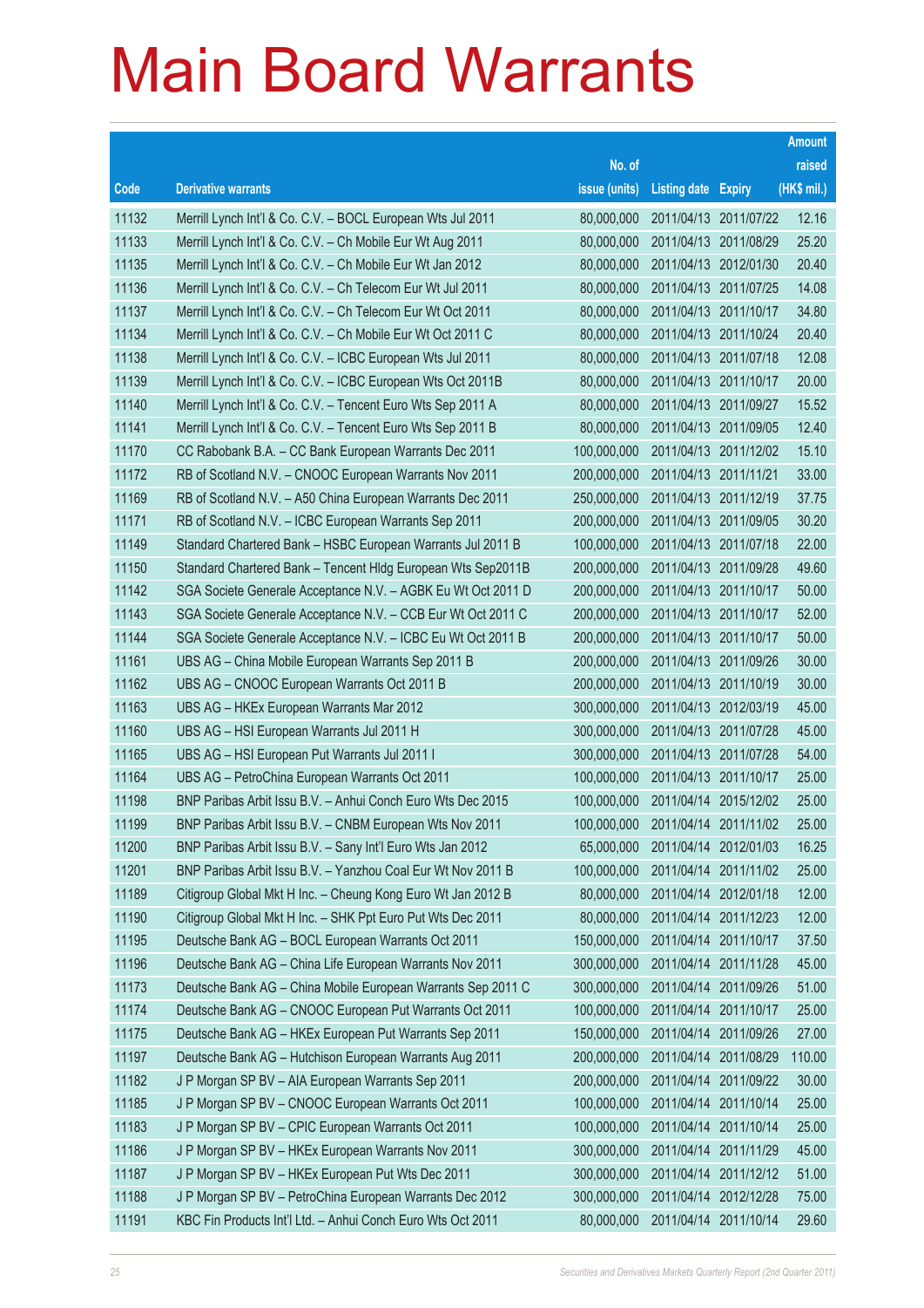# Main Board Warrants

| Code | Derivative warrants | No. of issue (units) | Listing date | Expiry | Amount raised (HK$ mil.) |
|---|---|---|---|---|---|
| 11132 | Merrill Lynch Int'l & Co. C.V. – BOCL European Wts Jul 2011 | 80,000,000 | 2011/04/13 | 2011/07/22 | 12.16 |
| 11133 | Merrill Lynch Int'l & Co. C.V. – Ch Mobile Eur Wt Aug 2011 | 80,000,000 | 2011/04/13 | 2011/08/29 | 25.20 |
| 11135 | Merrill Lynch Int'l & Co. C.V. – Ch Mobile Eur Wt Jan 2012 | 80,000,000 | 2011/04/13 | 2012/01/30 | 20.40 |
| 11136 | Merrill Lynch Int'l & Co. C.V. – Ch Telecom Eur Wt Jul 2011 | 80,000,000 | 2011/04/13 | 2011/07/25 | 14.08 |
| 11137 | Merrill Lynch Int'l & Co. C.V. – Ch Telecom Eur Wt Oct 2011 | 80,000,000 | 2011/04/13 | 2011/10/17 | 34.80 |
| 11134 | Merrill Lynch Int'l & Co. C.V. – Ch Mobile Eur Wt Oct 2011 C | 80,000,000 | 2011/04/13 | 2011/10/24 | 20.40 |
| 11138 | Merrill Lynch Int'l & Co. C.V. – ICBC European Wts Jul 2011 | 80,000,000 | 2011/04/13 | 2011/07/18 | 12.08 |
| 11139 | Merrill Lynch Int'l & Co. C.V. – ICBC European Wts Oct 2011B | 80,000,000 | 2011/04/13 | 2011/10/17 | 20.00 |
| 11140 | Merrill Lynch Int'l & Co. C.V. – Tencent Euro Wts Sep 2011 A | 80,000,000 | 2011/04/13 | 2011/09/27 | 15.52 |
| 11141 | Merrill Lynch Int'l & Co. C.V. – Tencent Euro Wts Sep 2011 B | 80,000,000 | 2011/04/13 | 2011/09/05 | 12.40 |
| 11170 | CC Rabobank B.A. – CC Bank European Warrants Dec 2011 | 100,000,000 | 2011/04/13 | 2011/12/02 | 15.10 |
| 11172 | RB of Scotland N.V. – CNOOC European Warrants Nov 2011 | 200,000,000 | 2011/04/13 | 2011/11/21 | 33.00 |
| 11169 | RB of Scotland N.V. – A50 China European Warrants Dec 2011 | 250,000,000 | 2011/04/13 | 2011/12/19 | 37.75 |
| 11171 | RB of Scotland N.V. – ICBC European Warrants Sep 2011 | 200,000,000 | 2011/04/13 | 2011/09/05 | 30.20 |
| 11149 | Standard Chartered Bank – HSBC European Warrants Jul 2011 B | 100,000,000 | 2011/04/13 | 2011/07/18 | 22.00 |
| 11150 | Standard Chartered Bank – Tencent Hldg European Wts Sep2011B | 200,000,000 | 2011/04/13 | 2011/09/28 | 49.60 |
| 11142 | SGA Societe Generale Acceptance N.V. – AGBK Eu Wt Oct 2011 D | 200,000,000 | 2011/04/13 | 2011/10/17 | 50.00 |
| 11143 | SGA Societe Generale Acceptance N.V. – CCB Eur Wt Oct 2011 C | 200,000,000 | 2011/04/13 | 2011/10/17 | 52.00 |
| 11144 | SGA Societe Generale Acceptance N.V. – ICBC Eu Wt Oct 2011 B | 200,000,000 | 2011/04/13 | 2011/10/17 | 50.00 |
| 11161 | UBS AG – China Mobile European Warrants Sep 2011 B | 200,000,000 | 2011/04/13 | 2011/09/26 | 30.00 |
| 11162 | UBS AG – CNOOC European Warrants Oct 2011 B | 200,000,000 | 2011/04/13 | 2011/10/19 | 30.00 |
| 11163 | UBS AG – HKEx European Warrants Mar 2012 | 300,000,000 | 2011/04/13 | 2012/03/19 | 45.00 |
| 11160 | UBS AG – HSI European Warrants Jul 2011 H | 300,000,000 | 2011/04/13 | 2011/07/28 | 45.00 |
| 11165 | UBS AG – HSI European Put Warrants Jul 2011 I | 300,000,000 | 2011/04/13 | 2011/07/28 | 54.00 |
| 11164 | UBS AG – PetroChina European Warrants Oct 2011 | 100,000,000 | 2011/04/13 | 2011/10/17 | 25.00 |
| 11198 | BNP Paribas Arbit Issu B.V. – Anhui Conch Euro Wts Dec 2015 | 100,000,000 | 2011/04/14 | 2015/12/02 | 25.00 |
| 11199 | BNP Paribas Arbit Issu B.V. – CNBM European Wts Nov 2011 | 100,000,000 | 2011/04/14 | 2011/11/02 | 25.00 |
| 11200 | BNP Paribas Arbit Issu B.V. – Sany Int'l Euro Wts Jan 2012 | 65,000,000 | 2011/04/14 | 2012/01/03 | 16.25 |
| 11201 | BNP Paribas Arbit Issu B.V. – Yanzhou Coal Eur Wt Nov 2011 B | 100,000,000 | 2011/04/14 | 2011/11/02 | 25.00 |
| 11189 | Citigroup Global Mkt H Inc. – Cheung Kong Euro Wt Jan 2012 B | 80,000,000 | 2011/04/14 | 2012/01/18 | 12.00 |
| 11190 | Citigroup Global Mkt H Inc. – SHK Ppt Euro Put Wts Dec 2011 | 80,000,000 | 2011/04/14 | 2011/12/23 | 12.00 |
| 11195 | Deutsche Bank AG – BOCL European Warrants Oct 2011 | 150,000,000 | 2011/04/14 | 2011/10/17 | 37.50 |
| 11196 | Deutsche Bank AG – China Life European Warrants Nov 2011 | 300,000,000 | 2011/04/14 | 2011/11/28 | 45.00 |
| 11173 | Deutsche Bank AG – China Mobile European Warrants Sep 2011 C | 300,000,000 | 2011/04/14 | 2011/09/26 | 51.00 |
| 11174 | Deutsche Bank AG – CNOOC European Put Warrants Oct 2011 | 100,000,000 | 2011/04/14 | 2011/10/17 | 25.00 |
| 11175 | Deutsche Bank AG – HKEx European Put Warrants Sep 2011 | 150,000,000 | 2011/04/14 | 2011/09/26 | 27.00 |
| 11197 | Deutsche Bank AG – Hutchison European Warrants Aug 2011 | 200,000,000 | 2011/04/14 | 2011/08/29 | 110.00 |
| 11182 | J P Morgan SP BV – AIA European Warrants Sep 2011 | 200,000,000 | 2011/04/14 | 2011/09/22 | 30.00 |
| 11185 | J P Morgan SP BV – CNOOC European Warrants Oct 2011 | 100,000,000 | 2011/04/14 | 2011/10/14 | 25.00 |
| 11183 | J P Morgan SP BV – CPIC European Warrants Oct 2011 | 100,000,000 | 2011/04/14 | 2011/10/14 | 25.00 |
| 11186 | J P Morgan SP BV – HKEx European Warrants Nov 2011 | 300,000,000 | 2011/04/14 | 2011/11/29 | 45.00 |
| 11187 | J P Morgan SP BV – HKEx European Put Wts Dec 2011 | 300,000,000 | 2011/04/14 | 2011/12/12 | 51.00 |
| 11188 | J P Morgan SP BV – PetroChina European Warrants Dec 2012 | 300,000,000 | 2011/04/14 | 2012/12/28 | 75.00 |
| 11191 | KBC Fin Products Int'l Ltd. – Anhui Conch Euro Wts Oct 2011 | 80,000,000 | 2011/04/14 | 2011/10/14 | 29.60 |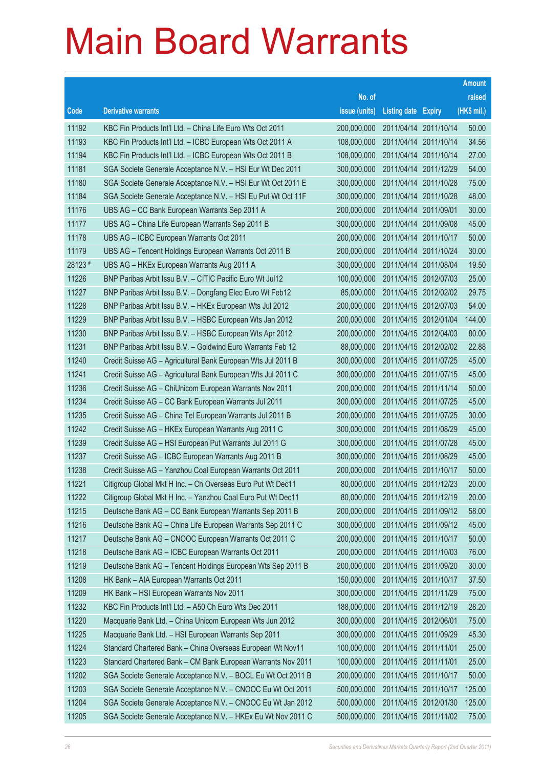# Main Board Warrants

| Code | Derivative warrants | No. of issue (units) | Listing date | Expiry | Amount raised (HK$ mil.) |
|---|---|---|---|---|---|
| 11192 | KBC Fin Products Int'l Ltd. – China Life Euro Wts Oct 2011 | 200,000,000 | 2011/04/14 | 2011/10/14 | 50.00 |
| 11193 | KBC Fin Products Int'l Ltd. – ICBC European Wts Oct 2011 A | 108,000,000 | 2011/04/14 | 2011/10/14 | 34.56 |
| 11194 | KBC Fin Products Int'l Ltd. – ICBC European Wts Oct 2011 B | 108,000,000 | 2011/04/14 | 2011/10/14 | 27.00 |
| 11181 | SGA Societe Generale Acceptance N.V. – HSI Eur Wt Dec 2011 | 300,000,000 | 2011/04/14 | 2011/12/29 | 54.00 |
| 11180 | SGA Societe Generale Acceptance N.V. – HSI Eur Wt Oct 2011 E | 300,000,000 | 2011/04/14 | 2011/10/28 | 75.00 |
| 11184 | SGA Societe Generale Acceptance N.V. – HSI Eu Put Wt Oct 11F | 300,000,000 | 2011/04/14 | 2011/10/28 | 48.00 |
| 11176 | UBS AG – CC Bank European Warrants Sep 2011 A | 200,000,000 | 2011/04/14 | 2011/09/01 | 30.00 |
| 11177 | UBS AG – China Life European Warrants Sep 2011 B | 300,000,000 | 2011/04/14 | 2011/09/08 | 45.00 |
| 11178 | UBS AG – ICBC European Warrants Oct 2011 | 200,000,000 | 2011/04/14 | 2011/10/17 | 50.00 |
| 11179 | UBS AG – Tencent Holdings European Warrants Oct 2011 B | 200,000,000 | 2011/04/14 | 2011/10/24 | 30.00 |
| 28123 # | UBS AG – HKEx European Warrants Aug 2011 A | 300,000,000 | 2011/04/14 | 2011/08/04 | 19.50 |
| 11226 | BNP Paribas Arbit Issu B.V. – CITIC Pacific Euro Wt Jul12 | 100,000,000 | 2011/04/15 | 2012/07/03 | 25.00 |
| 11227 | BNP Paribas Arbit Issu B.V. – Dongfang Elec Euro Wt Feb12 | 85,000,000 | 2011/04/15 | 2012/02/02 | 29.75 |
| 11228 | BNP Paribas Arbit Issu B.V. – HKEx European Wts Jul 2012 | 200,000,000 | 2011/04/15 | 2012/07/03 | 54.00 |
| 11229 | BNP Paribas Arbit Issu B.V. – HSBC European Wts Jan 2012 | 200,000,000 | 2011/04/15 | 2012/01/04 | 144.00 |
| 11230 | BNP Paribas Arbit Issu B.V. – HSBC European Wts Apr 2012 | 200,000,000 | 2011/04/15 | 2012/04/03 | 80.00 |
| 11231 | BNP Paribas Arbit Issu B.V. – Goldwind Euro Warrants Feb 12 | 88,000,000 | 2011/04/15 | 2012/02/02 | 22.88 |
| 11240 | Credit Suisse AG – Agricultural Bank European Wts Jul 2011 B | 300,000,000 | 2011/04/15 | 2011/07/25 | 45.00 |
| 11241 | Credit Suisse AG – Agricultural Bank European Wts Jul 2011 C | 300,000,000 | 2011/04/15 | 2011/07/15 | 45.00 |
| 11236 | Credit Suisse AG – ChiUnicom European Warrants Nov 2011 | 200,000,000 | 2011/04/15 | 2011/11/14 | 50.00 |
| 11234 | Credit Suisse AG – CC Bank European Warrants Jul 2011 | 300,000,000 | 2011/04/15 | 2011/07/25 | 45.00 |
| 11235 | Credit Suisse AG – China Tel European Warrants Jul 2011 B | 200,000,000 | 2011/04/15 | 2011/07/25 | 30.00 |
| 11242 | Credit Suisse AG – HKEx European Warrants Aug 2011 C | 300,000,000 | 2011/04/15 | 2011/08/29 | 45.00 |
| 11239 | Credit Suisse AG – HSI European Put Warrants Jul 2011 G | 300,000,000 | 2011/04/15 | 2011/07/28 | 45.00 |
| 11237 | Credit Suisse AG – ICBC European Warrants Aug 2011 B | 300,000,000 | 2011/04/15 | 2011/08/29 | 45.00 |
| 11238 | Credit Suisse AG – Yanzhou Coal European Warrants Oct 2011 | 200,000,000 | 2011/04/15 | 2011/10/17 | 50.00 |
| 11221 | Citigroup Global Mkt H Inc. – Ch Overseas Euro Put Wt Dec11 | 80,000,000 | 2011/04/15 | 2011/12/23 | 20.00 |
| 11222 | Citigroup Global Mkt H Inc. – Yanzhou Coal Euro Put Wt Dec11 | 80,000,000 | 2011/04/15 | 2011/12/19 | 20.00 |
| 11215 | Deutsche Bank AG – CC Bank European Warrants Sep 2011 B | 200,000,000 | 2011/04/15 | 2011/09/12 | 58.00 |
| 11216 | Deutsche Bank AG – China Life European Warrants Sep 2011 C | 300,000,000 | 2011/04/15 | 2011/09/12 | 45.00 |
| 11217 | Deutsche Bank AG – CNOOC European Warrants Oct 2011 C | 200,000,000 | 2011/04/15 | 2011/10/17 | 50.00 |
| 11218 | Deutsche Bank AG – ICBC European Warrants Oct 2011 | 200,000,000 | 2011/04/15 | 2011/10/03 | 76.00 |
| 11219 | Deutsche Bank AG – Tencent Holdings European Wts Sep 2011 B | 200,000,000 | 2011/04/15 | 2011/09/20 | 30.00 |
| 11208 | HK Bank – AIA European Warrants Oct 2011 | 150,000,000 | 2011/04/15 | 2011/10/17 | 37.50 |
| 11209 | HK Bank – HSI European Warrants Nov 2011 | 300,000,000 | 2011/04/15 | 2011/11/29 | 75.00 |
| 11232 | KBC Fin Products Int'l Ltd. – A50 Ch Euro Wts Dec 2011 | 188,000,000 | 2011/04/15 | 2011/12/19 | 28.20 |
| 11220 | Macquarie Bank Ltd. – China Unicom European Wts Jun 2012 | 300,000,000 | 2011/04/15 | 2012/06/01 | 75.00 |
| 11225 | Macquarie Bank Ltd. – HSI European Warrants Sep 2011 | 300,000,000 | 2011/04/15 | 2011/09/29 | 45.30 |
| 11224 | Standard Chartered Bank – China Overseas European Wt Nov11 | 100,000,000 | 2011/04/15 | 2011/11/01 | 25.00 |
| 11223 | Standard Chartered Bank – CM Bank European Warrants Nov 2011 | 100,000,000 | 2011/04/15 | 2011/11/01 | 25.00 |
| 11202 | SGA Societe Generale Acceptance N.V. – BOCL Eu Wt Oct 2011 B | 200,000,000 | 2011/04/15 | 2011/10/17 | 50.00 |
| 11203 | SGA Societe Generale Acceptance N.V. – CNOOC Eu Wt Oct 2011 | 500,000,000 | 2011/04/15 | 2011/10/17 | 125.00 |
| 11204 | SGA Societe Generale Acceptance N.V. – CNOOC Eu Wt Jan 2012 | 500,000,000 | 2011/04/15 | 2012/01/30 | 125.00 |
| 11205 | SGA Societe Generale Acceptance N.V. – HKEx Eu Wt Nov 2011 C | 500,000,000 | 2011/04/15 | 2011/11/02 | 75.00 |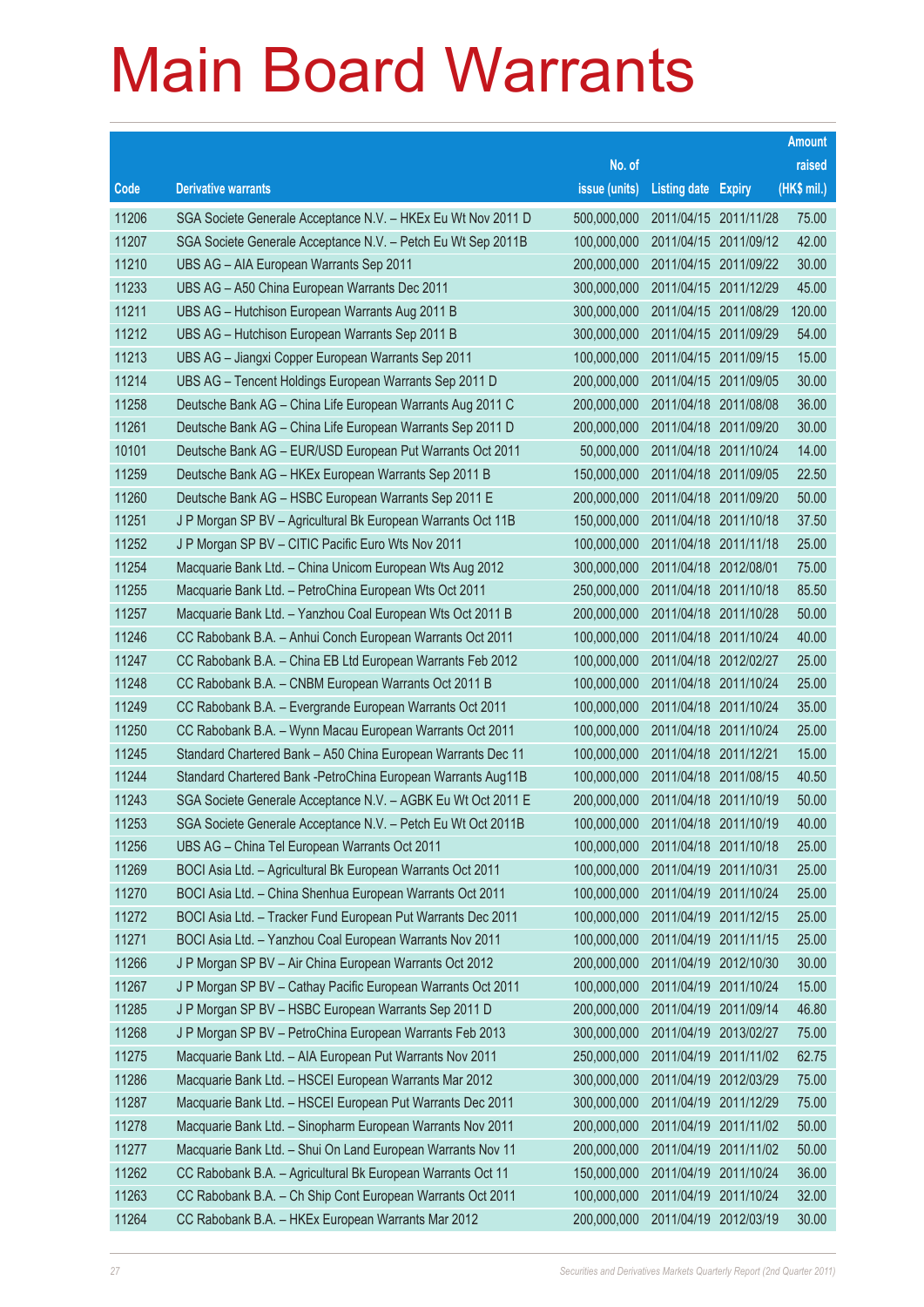# Main Board Warrants

| Code | Derivative warrants | No. of issue (units) | Listing date | Expiry | Amount raised (HK$ mil.) |
|---|---|---|---|---|---|
| 11206 | SGA Societe Generale Acceptance N.V. – HKEx Eu Wt Nov 2011 D | 500,000,000 | 2011/04/15 | 2011/11/28 | 75.00 |
| 11207 | SGA Societe Generale Acceptance N.V. – Petch Eu Wt Sep 2011B | 100,000,000 | 2011/04/15 | 2011/09/12 | 42.00 |
| 11210 | UBS AG – AIA European Warrants Sep 2011 | 200,000,000 | 2011/04/15 | 2011/09/22 | 30.00 |
| 11233 | UBS AG – A50 China European Warrants Dec 2011 | 300,000,000 | 2011/04/15 | 2011/12/29 | 45.00 |
| 11211 | UBS AG – Hutchison European Warrants Aug 2011 B | 300,000,000 | 2011/04/15 | 2011/08/29 | 120.00 |
| 11212 | UBS AG – Hutchison European Warrants Sep 2011 B | 300,000,000 | 2011/04/15 | 2011/09/29 | 54.00 |
| 11213 | UBS AG – Jiangxi Copper European Warrants Sep 2011 | 100,000,000 | 2011/04/15 | 2011/09/15 | 15.00 |
| 11214 | UBS AG – Tencent Holdings European Warrants Sep 2011 D | 200,000,000 | 2011/04/15 | 2011/09/05 | 30.00 |
| 11258 | Deutsche Bank AG – China Life European Warrants Aug 2011 C | 200,000,000 | 2011/04/18 | 2011/08/08 | 36.00 |
| 11261 | Deutsche Bank AG – China Life European Warrants Sep 2011 D | 200,000,000 | 2011/04/18 | 2011/09/20 | 30.00 |
| 10101 | Deutsche Bank AG – EUR/USD European Put Warrants Oct 2011 | 50,000,000 | 2011/04/18 | 2011/10/24 | 14.00 |
| 11259 | Deutsche Bank AG – HKEx European Warrants Sep 2011 B | 150,000,000 | 2011/04/18 | 2011/09/05 | 22.50 |
| 11260 | Deutsche Bank AG – HSBC European Warrants Sep 2011 E | 200,000,000 | 2011/04/18 | 2011/09/20 | 50.00 |
| 11251 | J P Morgan SP BV – Agricultural Bk European Warrants Oct 11B | 150,000,000 | 2011/04/18 | 2011/10/18 | 37.50 |
| 11252 | J P Morgan SP BV – CITIC Pacific Euro Wts Nov 2011 | 100,000,000 | 2011/04/18 | 2011/11/18 | 25.00 |
| 11254 | Macquarie Bank Ltd. – China Unicom European Wts Aug 2012 | 300,000,000 | 2011/04/18 | 2012/08/01 | 75.00 |
| 11255 | Macquarie Bank Ltd. – PetroChina European Wts Oct 2011 | 250,000,000 | 2011/04/18 | 2011/10/18 | 85.50 |
| 11257 | Macquarie Bank Ltd. – Yanzhou Coal European Wts Oct 2011 B | 200,000,000 | 2011/04/18 | 2011/10/28 | 50.00 |
| 11246 | CC Rabobank B.A. – Anhui Conch European Warrants Oct 2011 | 100,000,000 | 2011/04/18 | 2011/10/24 | 40.00 |
| 11247 | CC Rabobank B.A. – China EB Ltd European Warrants Feb 2012 | 100,000,000 | 2011/04/18 | 2012/02/27 | 25.00 |
| 11248 | CC Rabobank B.A. – CNBM European Warrants Oct 2011 B | 100,000,000 | 2011/04/18 | 2011/10/24 | 25.00 |
| 11249 | CC Rabobank B.A. – Evergrande European Warrants Oct 2011 | 100,000,000 | 2011/04/18 | 2011/10/24 | 35.00 |
| 11250 | CC Rabobank B.A. – Wynn Macau European Warrants Oct 2011 | 100,000,000 | 2011/04/18 | 2011/10/24 | 25.00 |
| 11245 | Standard Chartered Bank – A50 China European Warrants Dec 11 | 100,000,000 | 2011/04/18 | 2011/12/21 | 15.00 |
| 11244 | Standard Chartered Bank -PetroChina European Warrants Aug11B | 100,000,000 | 2011/04/18 | 2011/08/15 | 40.50 |
| 11243 | SGA Societe Generale Acceptance N.V. – AGBK Eu Wt Oct 2011 E | 200,000,000 | 2011/04/18 | 2011/10/19 | 50.00 |
| 11253 | SGA Societe Generale Acceptance N.V. – Petch Eu Wt Oct 2011B | 100,000,000 | 2011/04/18 | 2011/10/19 | 40.00 |
| 11256 | UBS AG – China Tel European Warrants Oct 2011 | 100,000,000 | 2011/04/18 | 2011/10/18 | 25.00 |
| 11269 | BOCI Asia Ltd. – Agricultural Bk European Warrants Oct 2011 | 100,000,000 | 2011/04/19 | 2011/10/31 | 25.00 |
| 11270 | BOCI Asia Ltd. – China Shenhua European Warrants Oct 2011 | 100,000,000 | 2011/04/19 | 2011/10/24 | 25.00 |
| 11272 | BOCI Asia Ltd. – Tracker Fund European Put Warrants Dec 2011 | 100,000,000 | 2011/04/19 | 2011/12/15 | 25.00 |
| 11271 | BOCI Asia Ltd. – Yanzhou Coal European Warrants Nov 2011 | 100,000,000 | 2011/04/19 | 2011/11/15 | 25.00 |
| 11266 | J P Morgan SP BV – Air China European Warrants Oct 2012 | 200,000,000 | 2011/04/19 | 2012/10/30 | 30.00 |
| 11267 | J P Morgan SP BV – Cathay Pacific European Warrants Oct 2011 | 100,000,000 | 2011/04/19 | 2011/10/24 | 15.00 |
| 11285 | J P Morgan SP BV – HSBC European Warrants Sep 2011 D | 200,000,000 | 2011/04/19 | 2011/09/14 | 46.80 |
| 11268 | J P Morgan SP BV – PetroChina European Warrants Feb 2013 | 300,000,000 | 2011/04/19 | 2013/02/27 | 75.00 |
| 11275 | Macquarie Bank Ltd. – AIA European Put Warrants Nov 2011 | 250,000,000 | 2011/04/19 | 2011/11/02 | 62.75 |
| 11286 | Macquarie Bank Ltd. – HSCEI European Warrants Mar 2012 | 300,000,000 | 2011/04/19 | 2012/03/29 | 75.00 |
| 11287 | Macquarie Bank Ltd. – HSCEI European Put Warrants Dec 2011 | 300,000,000 | 2011/04/19 | 2011/12/29 | 75.00 |
| 11278 | Macquarie Bank Ltd. – Sinopharm European Warrants Nov 2011 | 200,000,000 | 2011/04/19 | 2011/11/02 | 50.00 |
| 11277 | Macquarie Bank Ltd. – Shui On Land European Warrants Nov 11 | 200,000,000 | 2011/04/19 | 2011/11/02 | 50.00 |
| 11262 | CC Rabobank B.A. – Agricultural Bk European Warrants Oct 11 | 150,000,000 | 2011/04/19 | 2011/10/24 | 36.00 |
| 11263 | CC Rabobank B.A. – Ch Ship Cont European Warrants Oct 2011 | 100,000,000 | 2011/04/19 | 2011/10/24 | 32.00 |
| 11264 | CC Rabobank B.A. – HKEx European Warrants Mar 2012 | 200,000,000 | 2011/04/19 | 2012/03/19 | 30.00 |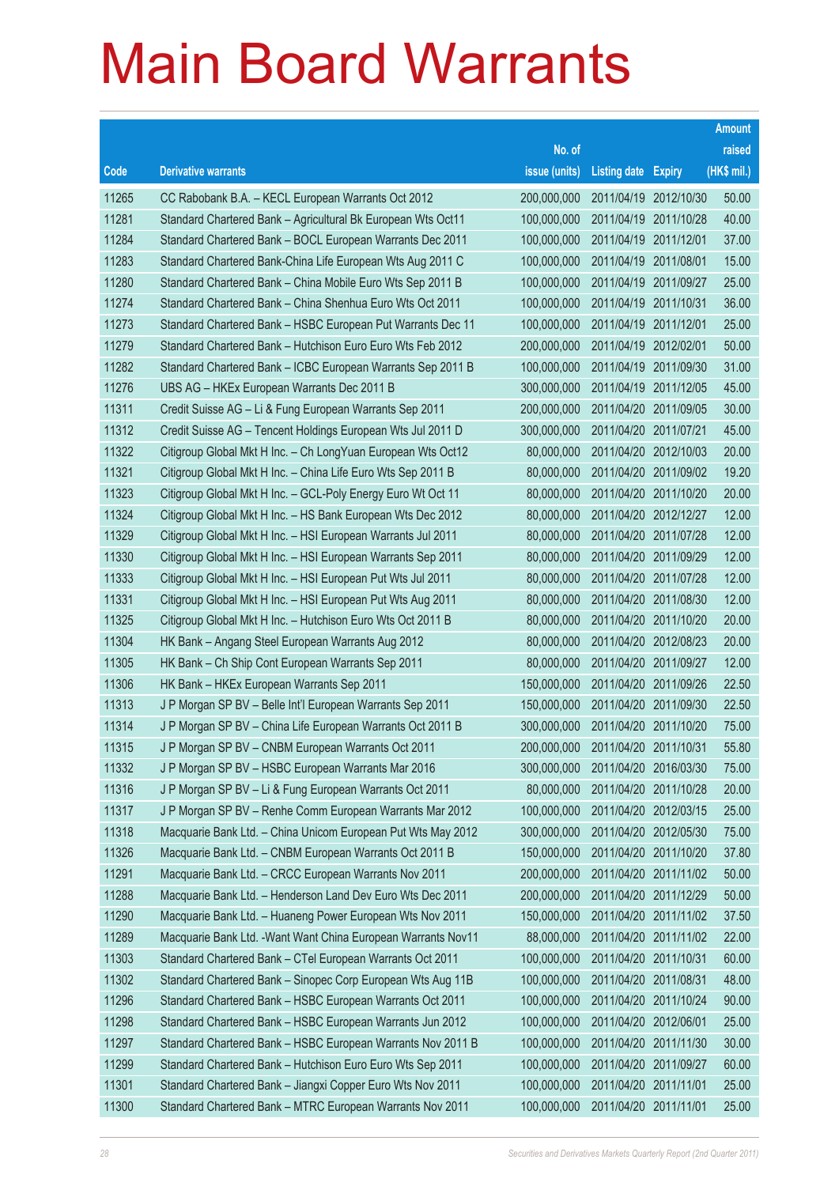# Main Board Warrants

| Code | Derivative warrants | No. of issue (units) | Listing date | Expiry | Amount raised (HK$ mil.) |
|---|---|---|---|---|---|
| 11265 | CC Rabobank B.A. – KECL European Warrants Oct 2012 | 200,000,000 | 2011/04/19 | 2012/10/30 | 50.00 |
| 11281 | Standard Chartered Bank – Agricultural Bk European Wts Oct11 | 100,000,000 | 2011/04/19 | 2011/10/28 | 40.00 |
| 11284 | Standard Chartered Bank – BOCL European Warrants Dec 2011 | 100,000,000 | 2011/04/19 | 2011/12/01 | 37.00 |
| 11283 | Standard Chartered Bank-China Life European Wts Aug 2011 C | 100,000,000 | 2011/04/19 | 2011/08/01 | 15.00 |
| 11280 | Standard Chartered Bank – China Mobile Euro Wts Sep 2011 B | 100,000,000 | 2011/04/19 | 2011/09/27 | 25.00 |
| 11274 | Standard Chartered Bank – China Shenhua Euro Wts Oct 2011 | 100,000,000 | 2011/04/19 | 2011/10/31 | 36.00 |
| 11273 | Standard Chartered Bank – HSBC European Put Warrants Dec 11 | 100,000,000 | 2011/04/19 | 2011/12/01 | 25.00 |
| 11279 | Standard Chartered Bank – Hutchison Euro Euro Wts Feb 2012 | 200,000,000 | 2011/04/19 | 2012/02/01 | 50.00 |
| 11282 | Standard Chartered Bank – ICBC European Warrants Sep 2011 B | 100,000,000 | 2011/04/19 | 2011/09/30 | 31.00 |
| 11276 | UBS AG – HKEx European Warrants Dec 2011 B | 300,000,000 | 2011/04/19 | 2011/12/05 | 45.00 |
| 11311 | Credit Suisse AG – Li & Fung European Warrants Sep 2011 | 200,000,000 | 2011/04/20 | 2011/09/05 | 30.00 |
| 11312 | Credit Suisse AG – Tencent Holdings European Wts Jul 2011 D | 300,000,000 | 2011/04/20 | 2011/07/21 | 45.00 |
| 11322 | Citigroup Global Mkt H Inc. – Ch LongYuan European Wts Oct12 | 80,000,000 | 2011/04/20 | 2012/10/03 | 20.00 |
| 11321 | Citigroup Global Mkt H Inc. – China Life Euro Wts Sep 2011 B | 80,000,000 | 2011/04/20 | 2011/09/02 | 19.20 |
| 11323 | Citigroup Global Mkt H Inc. – GCL-Poly Energy Euro Wt Oct 11 | 80,000,000 | 2011/04/20 | 2011/10/20 | 20.00 |
| 11324 | Citigroup Global Mkt H Inc. – HS Bank European Wts Dec 2012 | 80,000,000 | 2011/04/20 | 2012/12/27 | 12.00 |
| 11329 | Citigroup Global Mkt H Inc. – HSI European Warrants Jul 2011 | 80,000,000 | 2011/04/20 | 2011/07/28 | 12.00 |
| 11330 | Citigroup Global Mkt H Inc. – HSI European Warrants Sep 2011 | 80,000,000 | 2011/04/20 | 2011/09/29 | 12.00 |
| 11333 | Citigroup Global Mkt H Inc. – HSI European Put Wts Jul 2011 | 80,000,000 | 2011/04/20 | 2011/07/28 | 12.00 |
| 11331 | Citigroup Global Mkt H Inc. – HSI European Put Wts Aug 2011 | 80,000,000 | 2011/04/20 | 2011/08/30 | 12.00 |
| 11325 | Citigroup Global Mkt H Inc. – Hutchison Euro Wts Oct 2011 B | 80,000,000 | 2011/04/20 | 2011/10/20 | 20.00 |
| 11304 | HK Bank – Angang Steel European Warrants Aug 2012 | 80,000,000 | 2011/04/20 | 2012/08/23 | 20.00 |
| 11305 | HK Bank – Ch Ship Cont European Warrants Sep 2011 | 80,000,000 | 2011/04/20 | 2011/09/27 | 12.00 |
| 11306 | HK Bank – HKEx European Warrants Sep 2011 | 150,000,000 | 2011/04/20 | 2011/09/26 | 22.50 |
| 11313 | J P Morgan SP BV – Belle Int'l European Warrants Sep 2011 | 150,000,000 | 2011/04/20 | 2011/09/30 | 22.50 |
| 11314 | J P Morgan SP BV – China Life European Warrants Oct 2011 B | 300,000,000 | 2011/04/20 | 2011/10/20 | 75.00 |
| 11315 | J P Morgan SP BV – CNBM European Warrants Oct 2011 | 200,000,000 | 2011/04/20 | 2011/10/31 | 55.80 |
| 11332 | J P Morgan SP BV – HSBC European Warrants Mar 2016 | 300,000,000 | 2011/04/20 | 2016/03/30 | 75.00 |
| 11316 | J P Morgan SP BV – Li & Fung European Warrants Oct 2011 | 80,000,000 | 2011/04/20 | 2011/10/28 | 20.00 |
| 11317 | J P Morgan SP BV – Renhe Comm European Warrants Mar 2012 | 100,000,000 | 2011/04/20 | 2012/03/15 | 25.00 |
| 11318 | Macquarie Bank Ltd. – China Unicom European Put Wts May 2012 | 300,000,000 | 2011/04/20 | 2012/05/30 | 75.00 |
| 11326 | Macquarie Bank Ltd. – CNBM European Warrants Oct 2011 B | 150,000,000 | 2011/04/20 | 2011/10/20 | 37.80 |
| 11291 | Macquarie Bank Ltd. – CRCC European Warrants Nov 2011 | 200,000,000 | 2011/04/20 | 2011/11/02 | 50.00 |
| 11288 | Macquarie Bank Ltd. – Henderson Land Dev Euro Wts Dec 2011 | 200,000,000 | 2011/04/20 | 2011/12/29 | 50.00 |
| 11290 | Macquarie Bank Ltd. – Huaneng Power European Wts Nov 2011 | 150,000,000 | 2011/04/20 | 2011/11/02 | 37.50 |
| 11289 | Macquarie Bank Ltd. -Want Want China European Warrants Nov11 | 88,000,000 | 2011/04/20 | 2011/11/02 | 22.00 |
| 11303 | Standard Chartered Bank – CTel European Warrants Oct 2011 | 100,000,000 | 2011/04/20 | 2011/10/31 | 60.00 |
| 11302 | Standard Chartered Bank – Sinopec Corp European Wts Aug 11B | 100,000,000 | 2011/04/20 | 2011/08/31 | 48.00 |
| 11296 | Standard Chartered Bank – HSBC European Warrants Oct 2011 | 100,000,000 | 2011/04/20 | 2011/10/24 | 90.00 |
| 11298 | Standard Chartered Bank – HSBC European Warrants Jun 2012 | 100,000,000 | 2011/04/20 | 2012/06/01 | 25.00 |
| 11297 | Standard Chartered Bank – HSBC European Warrants Nov 2011 B | 100,000,000 | 2011/04/20 | 2011/11/30 | 30.00 |
| 11299 | Standard Chartered Bank – Hutchison Euro Euro Wts Sep 2011 | 100,000,000 | 2011/04/20 | 2011/09/27 | 60.00 |
| 11301 | Standard Chartered Bank – Jiangxi Copper Euro Wts Nov 2011 | 100,000,000 | 2011/04/20 | 2011/11/01 | 25.00 |
| 11300 | Standard Chartered Bank – MTRC European Warrants Nov 2011 | 100,000,000 | 2011/04/20 | 2011/11/01 | 25.00 |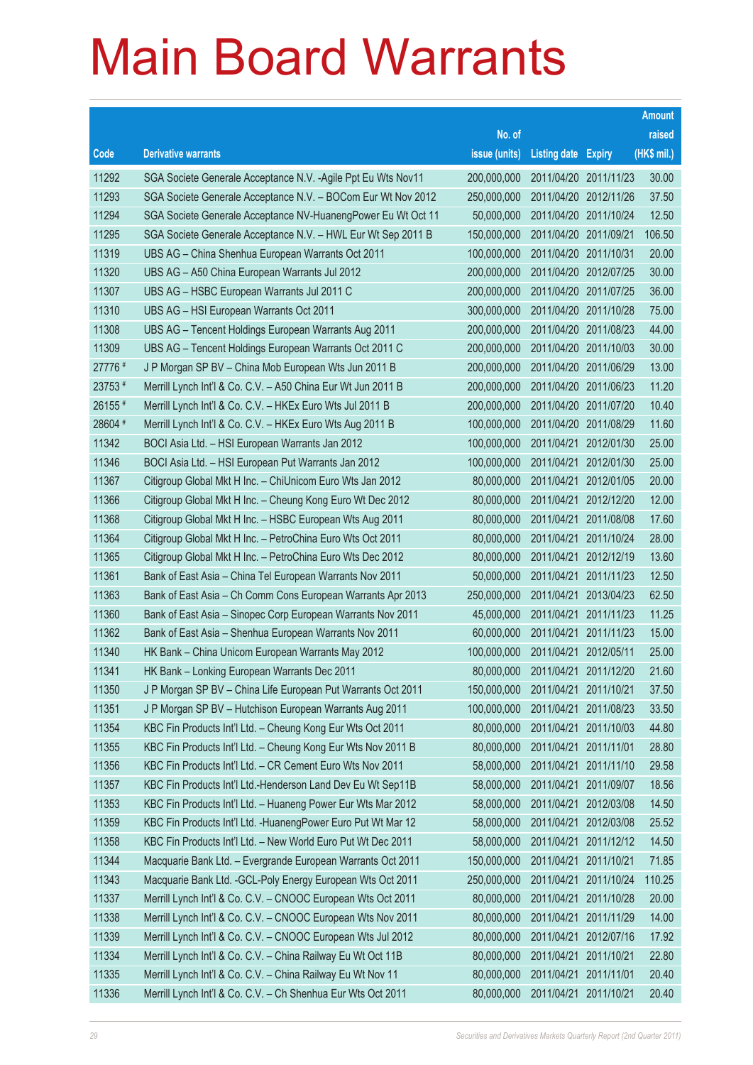# Main Board Warrants

| Code | Derivative warrants | No. of issue (units) | Listing date | Expiry | Amount raised (HK$ mil.) |
|---|---|---|---|---|---|
| 11292 | SGA Societe Generale Acceptance N.V. -Agile Ppt Eu Wts Nov11 | 200,000,000 | 2011/04/20 | 2011/11/23 | 30.00 |
| 11293 | SGA Societe Generale Acceptance N.V. – BOCom Eur Wt Nov 2012 | 250,000,000 | 2011/04/20 | 2012/11/26 | 37.50 |
| 11294 | SGA Societe Generale Acceptance NV-HuanengPower Eu Wt Oct 11 | 50,000,000 | 2011/04/20 | 2011/10/24 | 12.50 |
| 11295 | SGA Societe Generale Acceptance N.V. – HWL Eur Wt Sep 2011 B | 150,000,000 | 2011/04/20 | 2011/09/21 | 106.50 |
| 11319 | UBS AG – China Shenhua European Warrants Oct 2011 | 100,000,000 | 2011/04/20 | 2011/10/31 | 20.00 |
| 11320 | UBS AG – A50 China European Warrants Jul 2012 | 200,000,000 | 2011/04/20 | 2012/07/25 | 30.00 |
| 11307 | UBS AG – HSBC European Warrants Jul 2011 C | 200,000,000 | 2011/04/20 | 2011/07/25 | 36.00 |
| 11310 | UBS AG – HSI European Warrants Oct 2011 | 300,000,000 | 2011/04/20 | 2011/10/28 | 75.00 |
| 11308 | UBS AG – Tencent Holdings European Warrants Aug 2011 | 200,000,000 | 2011/04/20 | 2011/08/23 | 44.00 |
| 11309 | UBS AG – Tencent Holdings European Warrants Oct 2011 C | 200,000,000 | 2011/04/20 | 2011/10/03 | 30.00 |
| 27776 # | J P Morgan SP BV – China Mob European Wts Jun 2011 B | 200,000,000 | 2011/04/20 | 2011/06/29 | 13.00 |
| 23753 # | Merrill Lynch Int'l & Co. C.V. – A50 China Eur Wt Jun 2011 B | 200,000,000 | 2011/04/20 | 2011/06/23 | 11.20 |
| 26155 # | Merrill Lynch Int'l & Co. C.V. – HKEx Euro Wts Jul 2011 B | 200,000,000 | 2011/04/20 | 2011/07/20 | 10.40 |
| 28604 # | Merrill Lynch Int'l & Co. C.V. – HKEx Euro Wts Aug 2011 B | 100,000,000 | 2011/04/20 | 2011/08/29 | 11.60 |
| 11342 | BOCI Asia Ltd. – HSI European Warrants Jan 2012 | 100,000,000 | 2011/04/21 | 2012/01/30 | 25.00 |
| 11346 | BOCI Asia Ltd. – HSI European Put Warrants Jan 2012 | 100,000,000 | 2011/04/21 | 2012/01/30 | 25.00 |
| 11367 | Citigroup Global Mkt H Inc. – ChiUnicom Euro Wts Jan 2012 | 80,000,000 | 2011/04/21 | 2012/01/05 | 20.00 |
| 11366 | Citigroup Global Mkt H Inc. – Cheung Kong Euro Wt Dec 2012 | 80,000,000 | 2011/04/21 | 2012/12/20 | 12.00 |
| 11368 | Citigroup Global Mkt H Inc. – HSBC European Wts Aug 2011 | 80,000,000 | 2011/04/21 | 2011/08/08 | 17.60 |
| 11364 | Citigroup Global Mkt H Inc. – PetroChina Euro Wts Oct 2011 | 80,000,000 | 2011/04/21 | 2011/10/24 | 28.00 |
| 11365 | Citigroup Global Mkt H Inc. – PetroChina Euro Wts Dec 2012 | 80,000,000 | 2011/04/21 | 2012/12/19 | 13.60 |
| 11361 | Bank of East Asia – China Tel European Warrants Nov 2011 | 50,000,000 | 2011/04/21 | 2011/11/23 | 12.50 |
| 11363 | Bank of East Asia – Ch Comm Cons European Warrants Apr 2013 | 250,000,000 | 2011/04/21 | 2013/04/23 | 62.50 |
| 11360 | Bank of East Asia – Sinopec Corp European Warrants Nov 2011 | 45,000,000 | 2011/04/21 | 2011/11/23 | 11.25 |
| 11362 | Bank of East Asia – Shenhua European Warrants Nov 2011 | 60,000,000 | 2011/04/21 | 2011/11/23 | 15.00 |
| 11340 | HK Bank – China Unicom European Warrants May 2012 | 100,000,000 | 2011/04/21 | 2012/05/11 | 25.00 |
| 11341 | HK Bank – Lonking European Warrants Dec 2011 | 80,000,000 | 2011/04/21 | 2011/12/20 | 21.60 |
| 11350 | J P Morgan SP BV – China Life European Put Warrants Oct 2011 | 150,000,000 | 2011/04/21 | 2011/10/21 | 37.50 |
| 11351 | J P Morgan SP BV – Hutchison European Warrants Aug 2011 | 100,000,000 | 2011/04/21 | 2011/08/23 | 33.50 |
| 11354 | KBC Fin Products Int'l Ltd. – Cheung Kong Eur Wts Oct 2011 | 80,000,000 | 2011/04/21 | 2011/10/03 | 44.80 |
| 11355 | KBC Fin Products Int'l Ltd. – Cheung Kong Eur Wts Nov 2011 B | 80,000,000 | 2011/04/21 | 2011/11/01 | 28.80 |
| 11356 | KBC Fin Products Int'l Ltd. – CR Cement Euro Wts Nov 2011 | 58,000,000 | 2011/04/21 | 2011/11/10 | 29.58 |
| 11357 | KBC Fin Products Int'l Ltd.-Henderson Land Dev Eu Wt Sep11B | 58,000,000 | 2011/04/21 | 2011/09/07 | 18.56 |
| 11353 | KBC Fin Products Int'l Ltd. – Huaneng Power Eur Wts Mar 2012 | 58,000,000 | 2011/04/21 | 2012/03/08 | 14.50 |
| 11359 | KBC Fin Products Int'l Ltd. -HuanengPower Euro Put Wt Mar 12 | 58,000,000 | 2011/04/21 | 2012/03/08 | 25.52 |
| 11358 | KBC Fin Products Int'l Ltd. – New World Euro Put Wt Dec 2011 | 58,000,000 | 2011/04/21 | 2011/12/12 | 14.50 |
| 11344 | Macquarie Bank Ltd. – Evergrande European Warrants Oct 2011 | 150,000,000 | 2011/04/21 | 2011/10/21 | 71.85 |
| 11343 | Macquarie Bank Ltd. -GCL-Poly Energy European Wts Oct 2011 | 250,000,000 | 2011/04/21 | 2011/10/24 | 110.25 |
| 11337 | Merrill Lynch Int'l & Co. C.V. – CNOOC European Wts Oct 2011 | 80,000,000 | 2011/04/21 | 2011/10/28 | 20.00 |
| 11338 | Merrill Lynch Int'l & Co. C.V. – CNOOC European Wts Nov 2011 | 80,000,000 | 2011/04/21 | 2011/11/29 | 14.00 |
| 11339 | Merrill Lynch Int'l & Co. C.V. – CNOOC European Wts Jul 2012 | 80,000,000 | 2011/04/21 | 2012/07/16 | 17.92 |
| 11334 | Merrill Lynch Int'l & Co. C.V. – China Railway Eu Wt Oct 11B | 80,000,000 | 2011/04/21 | 2011/10/21 | 22.80 |
| 11335 | Merrill Lynch Int'l & Co. C.V. – China Railway Eu Wt Nov 11 | 80,000,000 | 2011/04/21 | 2011/11/01 | 20.40 |
| 11336 | Merrill Lynch Int'l & Co. C.V. – Ch Shenhua Eur Wts Oct 2011 | 80,000,000 | 2011/04/21 | 2011/10/21 | 20.40 |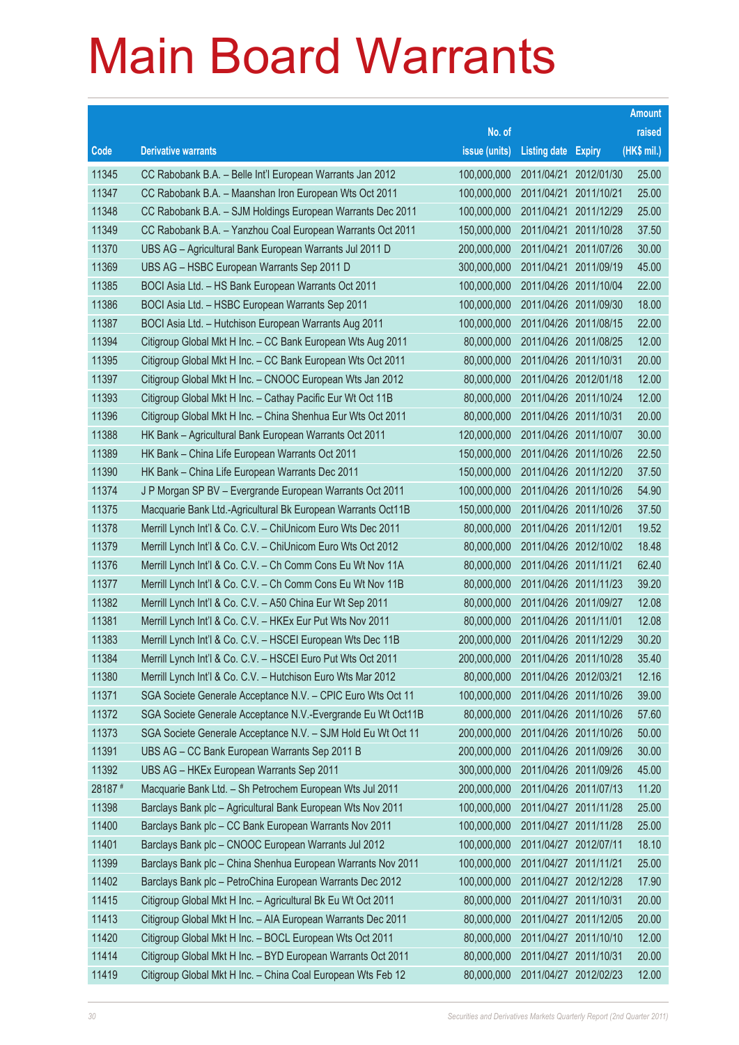# Main Board Warrants

| Code | Derivative warrants | No. of issue (units) | Listing date | Expiry | Amount raised (HK$ mil.) |
|---|---|---|---|---|---|
| 11345 | CC Rabobank B.A. – Belle Int'l European Warrants Jan 2012 | 100,000,000 | 2011/04/21 | 2012/01/30 | 25.00 |
| 11347 | CC Rabobank B.A. – Maanshan Iron European Wts Oct 2011 | 100,000,000 | 2011/04/21 | 2011/10/21 | 25.00 |
| 11348 | CC Rabobank B.A. – SJM Holdings European Warrants Dec 2011 | 100,000,000 | 2011/04/21 | 2011/12/29 | 25.00 |
| 11349 | CC Rabobank B.A. – Yanzhou Coal European Wts Oct 2011 | 150,000,000 | 2011/04/21 | 2011/10/28 | 37.50 |
| 11370 | UBS AG – Agricultural Bank European Warrants Jul 2011 D | 200,000,000 | 2011/04/21 | 2011/07/26 | 30.00 |
| 11369 | UBS AG – HSBC European Warrants Sep 2011 D | 300,000,000 | 2011/04/21 | 2011/09/19 | 45.00 |
| 11385 | BOCI Asia Ltd. – HS Bank European Warrants Oct 2011 | 100,000,000 | 2011/04/26 | 2011/10/04 | 22.00 |
| 11386 | BOCI Asia Ltd. – HSBC European Warrants Sep 2011 | 100,000,000 | 2011/04/26 | 2011/09/30 | 18.00 |
| 11387 | BOCI Asia Ltd. – Hutchison European Warrants Aug 2011 | 100,000,000 | 2011/04/26 | 2011/08/15 | 22.00 |
| 11394 | Citigroup Global Mkt H Inc. – CC Bank European Wts Aug 2011 | 80,000,000 | 2011/04/26 | 2011/08/25 | 12.00 |
| 11395 | Citigroup Global Mkt H Inc. – CC Bank European Wts Oct 2011 | 80,000,000 | 2011/04/26 | 2011/10/31 | 20.00 |
| 11397 | Citigroup Global Mkt H Inc. – CNOOC European Wts Jan 2012 | 80,000,000 | 2011/04/26 | 2012/01/18 | 12.00 |
| 11393 | Citigroup Global Mkt H Inc. – Cathay Pacific Eur Wt Oct 11B | 80,000,000 | 2011/04/26 | 2011/10/24 | 12.00 |
| 11396 | Citigroup Global Mkt H Inc. – China Shenhua Eur Wts Oct 2011 | 80,000,000 | 2011/04/26 | 2011/10/31 | 20.00 |
| 11388 | HK Bank – Agricultural Bank European Warrants Oct 2011 | 120,000,000 | 2011/04/26 | 2011/10/07 | 30.00 |
| 11389 | HK Bank – China Life European Warrants Oct 2011 | 150,000,000 | 2011/04/26 | 2011/10/26 | 22.50 |
| 11390 | HK Bank – China Life European Warrants Dec 2011 | 150,000,000 | 2011/04/26 | 2011/12/20 | 37.50 |
| 11374 | J P Morgan SP BV – Evergrande European Warrants Oct 2011 | 100,000,000 | 2011/04/26 | 2011/10/26 | 54.90 |
| 11375 | Macquarie Bank Ltd.-Agricultural Bk European Warrants Oct11B | 150,000,000 | 2011/04/26 | 2011/10/26 | 37.50 |
| 11378 | Merrill Lynch Int'l & Co. C.V. – ChiUnicom Euro Wts Dec 2011 | 80,000,000 | 2011/04/26 | 2011/12/01 | 19.52 |
| 11379 | Merrill Lynch Int'l & Co. C.V. – ChiUnicom Euro Wts Oct 2012 | 80,000,000 | 2011/04/26 | 2012/10/02 | 18.48 |
| 11376 | Merrill Lynch Int'l & Co. C.V. – Ch Comm Cons Eu Wt Nov 11A | 80,000,000 | 2011/04/26 | 2011/11/21 | 62.40 |
| 11377 | Merrill Lynch Int'l & Co. C.V. – Ch Comm Cons Eu Wt Nov 11B | 80,000,000 | 2011/04/26 | 2011/11/23 | 39.20 |
| 11382 | Merrill Lynch Int'l & Co. C.V. – A50 China Eur Wt Sep 2011 | 80,000,000 | 2011/04/26 | 2011/09/27 | 12.08 |
| 11381 | Merrill Lynch Int'l & Co. C.V. – HKEx Eur Put Wts Nov 2011 | 80,000,000 | 2011/04/26 | 2011/11/01 | 12.08 |
| 11383 | Merrill Lynch Int'l & Co. C.V. – HSCEI European Wts Dec 11B | 200,000,000 | 2011/04/26 | 2011/12/29 | 30.20 |
| 11384 | Merrill Lynch Int'l & Co. C.V. – HSCEI Euro Put Wts Oct 2011 | 200,000,000 | 2011/04/26 | 2011/10/28 | 35.40 |
| 11380 | Merrill Lynch Int'l & Co. C.V. – Hutchison Euro Wts Mar 2012 | 80,000,000 | 2011/04/26 | 2012/03/21 | 12.16 |
| 11371 | SGA Societe Generale Acceptance N.V. – CPIC Euro Wts Oct 11 | 100,000,000 | 2011/04/26 | 2011/10/26 | 39.00 |
| 11372 | SGA Societe Generale Acceptance N.V.-Evergrande Eu Wt Oct11B | 80,000,000 | 2011/04/26 | 2011/10/26 | 57.60 |
| 11373 | SGA Societe Generale Acceptance N.V. – SJM Hold Eu Wt Oct 11 | 200,000,000 | 2011/04/26 | 2011/10/26 | 50.00 |
| 11391 | UBS AG – CC Bank European Warrants Sep 2011 B | 200,000,000 | 2011/04/26 | 2011/09/26 | 30.00 |
| 11392 | UBS AG – HKEx European Warrants Sep 2011 | 300,000,000 | 2011/04/26 | 2011/09/26 | 45.00 |
| 28187 # | Macquarie Bank Ltd. – Sh Petrochem European Wts Jul 2011 | 200,000,000 | 2011/04/26 | 2011/07/13 | 11.20 |
| 11398 | Barclays Bank plc – Agricultural Bank European Wts Nov 2011 | 100,000,000 | 2011/04/27 | 2011/11/28 | 25.00 |
| 11400 | Barclays Bank plc – CC Bank European Warrants Nov 2011 | 100,000,000 | 2011/04/27 | 2011/11/28 | 25.00 |
| 11401 | Barclays Bank plc – CNOOC European Warrants Jul 2012 | 100,000,000 | 2011/04/27 | 2012/07/11 | 18.10 |
| 11399 | Barclays Bank plc – China Shenhua European Warrants Nov 2011 | 100,000,000 | 2011/04/27 | 2011/11/21 | 25.00 |
| 11402 | Barclays Bank plc – PetroChina European Warrants Dec 2012 | 100,000,000 | 2011/04/27 | 2012/12/28 | 17.90 |
| 11415 | Citigroup Global Mkt H Inc. – Agricultural Bk Eu Wt Oct 2011 | 80,000,000 | 2011/04/27 | 2011/10/31 | 20.00 |
| 11413 | Citigroup Global Mkt H Inc. – AIA European Warrants Dec 2011 | 80,000,000 | 2011/04/27 | 2011/12/05 | 20.00 |
| 11420 | Citigroup Global Mkt H Inc. – BOCL European Wts Oct 2011 | 80,000,000 | 2011/04/27 | 2011/10/10 | 12.00 |
| 11414 | Citigroup Global Mkt H Inc. – BYD European Warrants Oct 2011 | 80,000,000 | 2011/04/27 | 2011/10/31 | 20.00 |
| 11419 | Citigroup Global Mkt H Inc. – China Coal European Wts Feb 12 | 80,000,000 | 2011/04/27 | 2012/02/23 | 12.00 |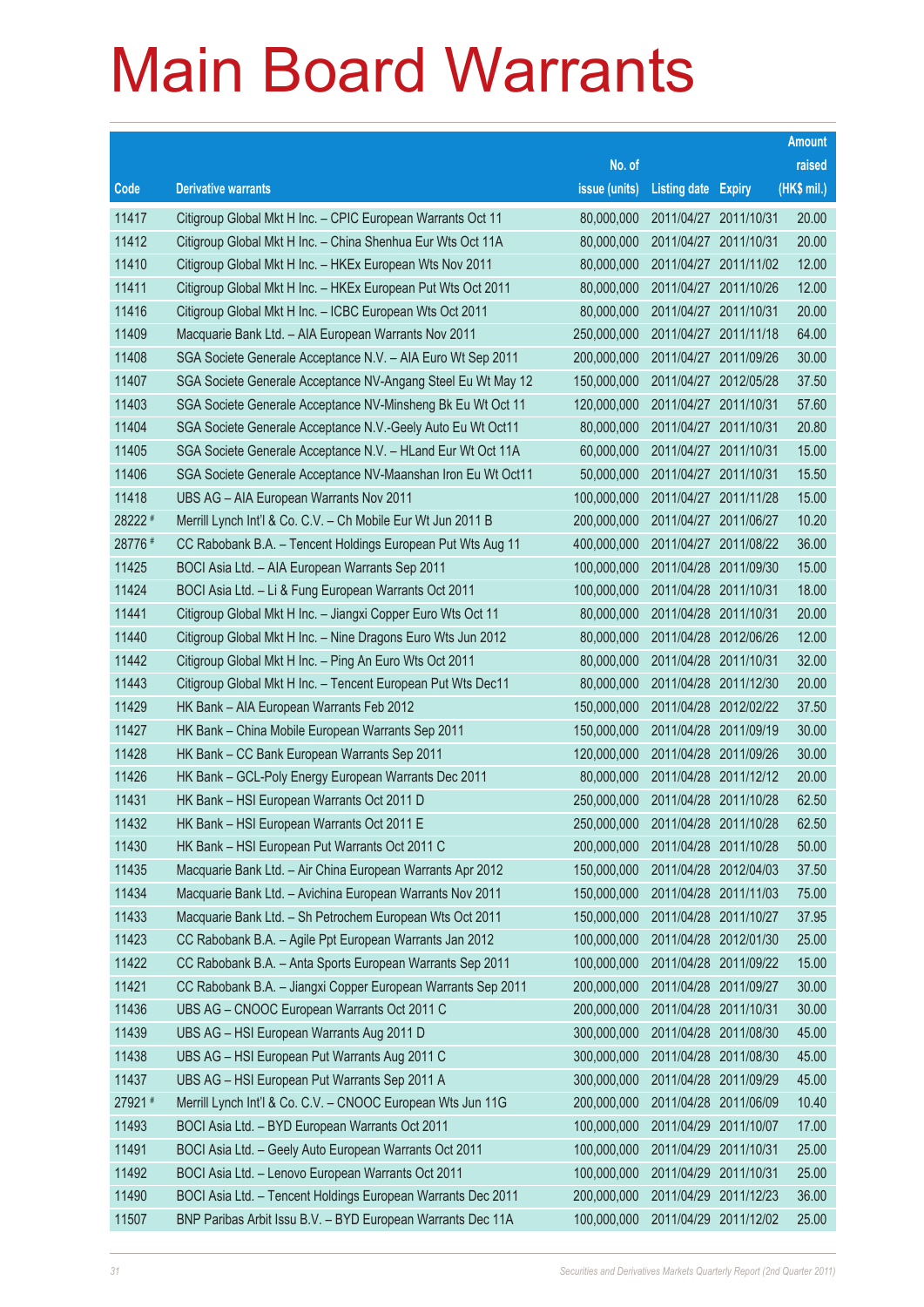# Main Board Warrants

| Code | Derivative warrants | No. of issue (units) | Listing date | Expiry | Amount raised (HK$ mil.) |
|---|---|---|---|---|---|
| 11417 | Citigroup Global Mkt H Inc. – CPIC European Warrants Oct 11 | 80,000,000 | 2011/04/27 | 2011/10/31 | 20.00 |
| 11412 | Citigroup Global Mkt H Inc. – China Shenhua Eur Wts Oct 11A | 80,000,000 | 2011/04/27 | 2011/10/31 | 20.00 |
| 11410 | Citigroup Global Mkt H Inc. – HKEx European Wts Nov 2011 | 80,000,000 | 2011/04/27 | 2011/11/02 | 12.00 |
| 11411 | Citigroup Global Mkt H Inc. – HKEx European Put Wts Oct 2011 | 80,000,000 | 2011/04/27 | 2011/10/26 | 12.00 |
| 11416 | Citigroup Global Mkt H Inc. – ICBC European Wts Oct 2011 | 80,000,000 | 2011/04/27 | 2011/10/31 | 20.00 |
| 11409 | Macquarie Bank Ltd. – AIA European Warrants Nov 2011 | 250,000,000 | 2011/04/27 | 2011/11/18 | 64.00 |
| 11408 | SGA Societe Generale Acceptance N.V. – AIA Euro Wt Sep 2011 | 200,000,000 | 2011/04/27 | 2011/09/26 | 30.00 |
| 11407 | SGA Societe Generale Acceptance NV-Angang Steel Eu Wt May 12 | 150,000,000 | 2011/04/27 | 2012/05/28 | 37.50 |
| 11403 | SGA Societe Generale Acceptance NV-Minsheng Bk Eu Wt Oct 11 | 120,000,000 | 2011/04/27 | 2011/10/31 | 57.60 |
| 11404 | SGA Societe Generale Acceptance N.V.-Geely Auto Eu Wt Oct11 | 80,000,000 | 2011/04/27 | 2011/10/31 | 20.80 |
| 11405 | SGA Societe Generale Acceptance N.V. – HLand Eur Wt Oct 11A | 60,000,000 | 2011/04/27 | 2011/10/31 | 15.00 |
| 11406 | SGA Societe Generale Acceptance NV-Maanshan Iron Eu Wt Oct11 | 50,000,000 | 2011/04/27 | 2011/10/31 | 15.50 |
| 11418 | UBS AG – AIA European Warrants Nov 2011 | 100,000,000 | 2011/04/27 | 2011/11/28 | 15.00 |
| 28222 # | Merrill Lynch Int'l & Co. C.V. – Ch Mobile Eur Wt Jun 2011 B | 200,000,000 | 2011/04/27 | 2011/06/27 | 10.20 |
| 28776 # | CC Rabobank B.A. – Tencent Holdings European Put Wts Aug 11 | 400,000,000 | 2011/04/27 | 2011/08/22 | 36.00 |
| 11425 | BOCI Asia Ltd. – AIA European Warrants Sep 2011 | 100,000,000 | 2011/04/28 | 2011/09/30 | 15.00 |
| 11424 | BOCI Asia Ltd. – Li & Fung European Warrants Oct 2011 | 100,000,000 | 2011/04/28 | 2011/10/31 | 18.00 |
| 11441 | Citigroup Global Mkt H Inc. – Jiangxi Copper Euro Wts Oct 11 | 80,000,000 | 2011/04/28 | 2011/10/31 | 20.00 |
| 11440 | Citigroup Global Mkt H Inc. – Nine Dragons Euro Wts Jun 2012 | 80,000,000 | 2011/04/28 | 2012/06/26 | 12.00 |
| 11442 | Citigroup Global Mkt H Inc. – Ping An Euro Wts Oct 2011 | 80,000,000 | 2011/04/28 | 2011/10/31 | 32.00 |
| 11443 | Citigroup Global Mkt H Inc. – Tencent European Put Wts Dec11 | 80,000,000 | 2011/04/28 | 2011/12/30 | 20.00 |
| 11429 | HK Bank – AIA European Warrants Feb 2012 | 150,000,000 | 2011/04/28 | 2012/02/22 | 37.50 |
| 11427 | HK Bank – China Mobile European Warrants Sep 2011 | 150,000,000 | 2011/04/28 | 2011/09/19 | 30.00 |
| 11428 | HK Bank – CC Bank European Warrants Sep 2011 | 120,000,000 | 2011/04/28 | 2011/09/26 | 30.00 |
| 11426 | HK Bank – GCL-Poly Energy European Warrants Dec 2011 | 80,000,000 | 2011/04/28 | 2011/12/12 | 20.00 |
| 11431 | HK Bank – HSI European Warrants Oct 2011 D | 250,000,000 | 2011/04/28 | 2011/10/28 | 62.50 |
| 11432 | HK Bank – HSI European Warrants Oct 2011 E | 250,000,000 | 2011/04/28 | 2011/10/28 | 62.50 |
| 11430 | HK Bank – HSI European Put Warrants Oct 2011 C | 200,000,000 | 2011/04/28 | 2011/10/28 | 50.00 |
| 11435 | Macquarie Bank Ltd. – Air China European Warrants Apr 2012 | 150,000,000 | 2011/04/28 | 2012/04/03 | 37.50 |
| 11434 | Macquarie Bank Ltd. – Avichina European Warrants Nov 2011 | 150,000,000 | 2011/04/28 | 2011/11/03 | 75.00 |
| 11433 | Macquarie Bank Ltd. – Sh Petrochem European Wts Oct 2011 | 150,000,000 | 2011/04/28 | 2011/10/27 | 37.95 |
| 11423 | CC Rabobank B.A. – Agile Ppt European Warrants Jan 2012 | 100,000,000 | 2011/04/28 | 2012/01/30 | 25.00 |
| 11422 | CC Rabobank B.A. – Anta Sports European Warrants Sep 2011 | 100,000,000 | 2011/04/28 | 2011/09/22 | 15.00 |
| 11421 | CC Rabobank B.A. – Jiangxi Copper European Warrants Sep 2011 | 200,000,000 | 2011/04/28 | 2011/09/27 | 30.00 |
| 11436 | UBS AG – CNOOC European Warrants Oct 2011 C | 200,000,000 | 2011/04/28 | 2011/10/31 | 30.00 |
| 11439 | UBS AG – HSI European Warrants Aug 2011 D | 300,000,000 | 2011/04/28 | 2011/08/30 | 45.00 |
| 11438 | UBS AG – HSI European Put Warrants Aug 2011 C | 300,000,000 | 2011/04/28 | 2011/08/30 | 45.00 |
| 11437 | UBS AG – HSI European Put Warrants Sep 2011 A | 300,000,000 | 2011/04/28 | 2011/09/29 | 45.00 |
| 27921 # | Merrill Lynch Int'l & Co. C.V. – CNOOC European Wts Jun 11G | 200,000,000 | 2011/04/28 | 2011/06/09 | 10.40 |
| 11493 | BOCI Asia Ltd. – BYD European Warrants Oct 2011 | 100,000,000 | 2011/04/29 | 2011/10/07 | 17.00 |
| 11491 | BOCI Asia Ltd. – Geely Auto European Warrants Oct 2011 | 100,000,000 | 2011/04/29 | 2011/10/31 | 25.00 |
| 11492 | BOCI Asia Ltd. – Lenovo European Warrants Oct 2011 | 100,000,000 | 2011/04/29 | 2011/10/31 | 25.00 |
| 11490 | BOCI Asia Ltd. – Tencent Holdings European Warrants Dec 2011 | 200,000,000 | 2011/04/29 | 2011/12/23 | 36.00 |
| 11507 | BNP Paribas Arbit Issu B.V. – BYD European Warrants Dec 11A | 100,000,000 | 2011/04/29 | 2011/12/02 | 25.00 |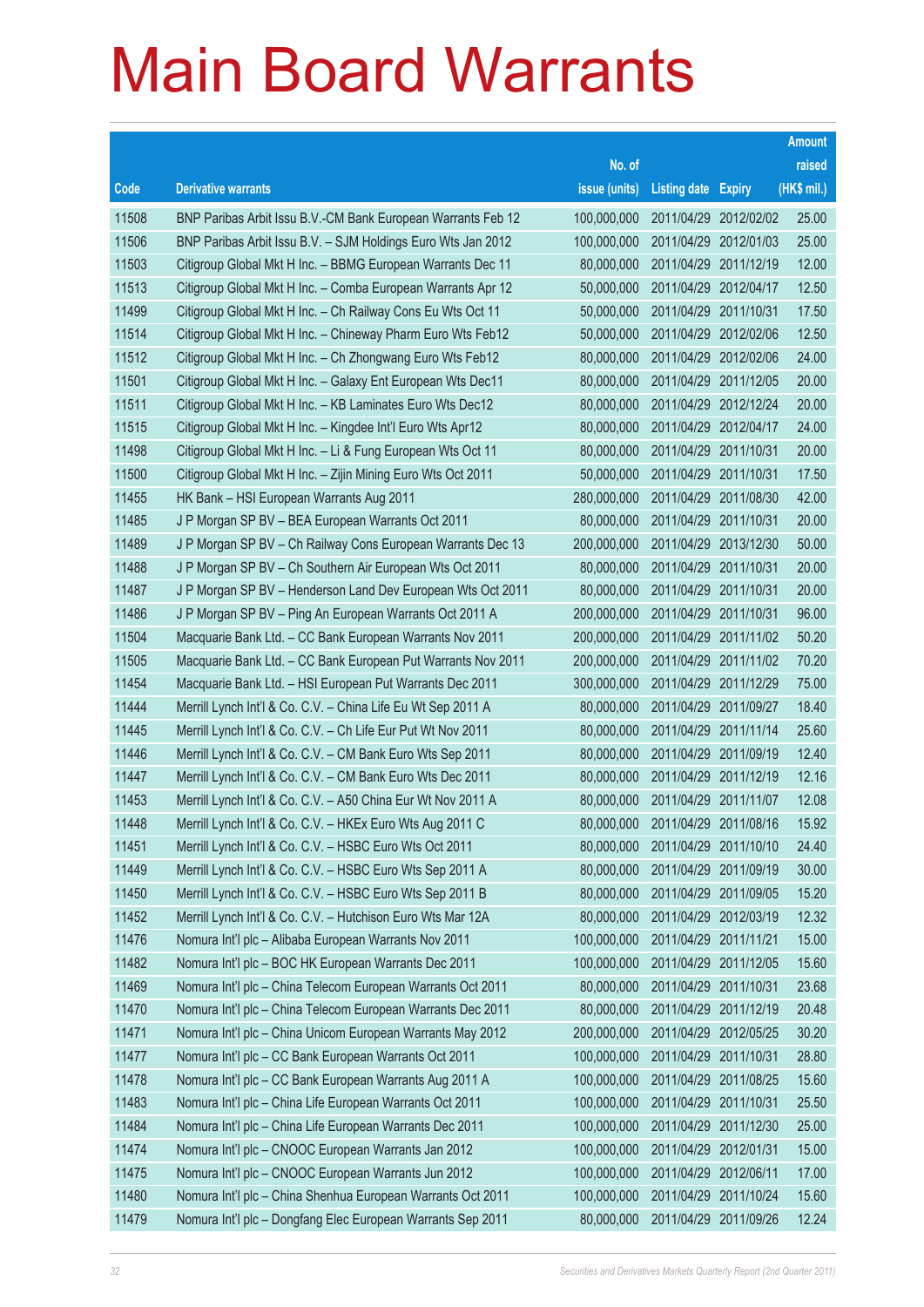# Main Board Warrants

| Code | Derivative warrants | No. of issue (units) | Listing date | Expiry | Amount raised (HK$ mil.) |
|---|---|---|---|---|---|
| 11508 | BNP Paribas Arbit Issu B.V.-CM Bank European Warrants Feb 12 | 100,000,000 | 2011/04/29 | 2012/02/02 | 25.00 |
| 11506 | BNP Paribas Arbit Issu B.V. – SJM Holdings Euro Wts Jan 2012 | 100,000,000 | 2011/04/29 | 2012/01/03 | 25.00 |
| 11503 | Citigroup Global Mkt H Inc. – BBMG European Warrants Dec 11 | 80,000,000 | 2011/04/29 | 2011/12/19 | 12.00 |
| 11513 | Citigroup Global Mkt H Inc. – Comba European Warrants Apr 12 | 50,000,000 | 2011/04/29 | 2012/04/17 | 12.50 |
| 11499 | Citigroup Global Mkt H Inc. – Ch Railway Cons Eu Wts Oct 11 | 50,000,000 | 2011/04/29 | 2011/10/31 | 17.50 |
| 11514 | Citigroup Global Mkt H Inc. – Chineway Pharm Euro Wts Feb12 | 50,000,000 | 2011/04/29 | 2012/02/06 | 12.50 |
| 11512 | Citigroup Global Mkt H Inc. – Ch Zhongwang Euro Wts Feb12 | 80,000,000 | 2011/04/29 | 2012/02/06 | 24.00 |
| 11501 | Citigroup Global Mkt H Inc. – Galaxy Ent European Wts Dec11 | 80,000,000 | 2011/04/29 | 2011/12/05 | 20.00 |
| 11511 | Citigroup Global Mkt H Inc. – KB Laminates Euro Wts Dec12 | 80,000,000 | 2011/04/29 | 2012/12/24 | 20.00 |
| 11515 | Citigroup Global Mkt H Inc. – Kingdee Int'l Euro Wts Apr12 | 80,000,000 | 2011/04/29 | 2012/04/17 | 24.00 |
| 11498 | Citigroup Global Mkt H Inc. – Li & Fung European Wts Oct 11 | 80,000,000 | 2011/04/29 | 2011/10/31 | 20.00 |
| 11500 | Citigroup Global Mkt H Inc. – Zijin Mining Euro Wts Oct 2011 | 50,000,000 | 2011/04/29 | 2011/10/31 | 17.50 |
| 11455 | HK Bank – HSI European Warrants Aug 2011 | 280,000,000 | 2011/04/29 | 2011/08/30 | 42.00 |
| 11485 | J P Morgan SP BV – BEA European Warrants Oct 2011 | 80,000,000 | 2011/04/29 | 2011/10/31 | 20.00 |
| 11489 | J P Morgan SP BV – Ch Railway Cons European Warrants Dec 13 | 200,000,000 | 2011/04/29 | 2013/12/30 | 50.00 |
| 11488 | J P Morgan SP BV – Ch Southern Air European Wts Oct 2011 | 80,000,000 | 2011/04/29 | 2011/10/31 | 20.00 |
| 11487 | J P Morgan SP BV – Henderson Land Dev European Wts Oct 2011 | 80,000,000 | 2011/04/29 | 2011/10/31 | 20.00 |
| 11486 | J P Morgan SP BV – Ping An European Warrants Oct 2011 A | 200,000,000 | 2011/04/29 | 2011/10/31 | 96.00 |
| 11504 | Macquarie Bank Ltd. – CC Bank European Warrants Nov 2011 | 200,000,000 | 2011/04/29 | 2011/11/02 | 50.20 |
| 11505 | Macquarie Bank Ltd. – CC Bank European Put Warrants Nov 2011 | 200,000,000 | 2011/04/29 | 2011/11/02 | 70.20 |
| 11454 | Macquarie Bank Ltd. – HSI European Put Warrants Dec 2011 | 300,000,000 | 2011/04/29 | 2011/12/29 | 75.00 |
| 11444 | Merrill Lynch Int'l & Co. C.V. – China Life Eu Wt Sep 2011 A | 80,000,000 | 2011/04/29 | 2011/09/27 | 18.40 |
| 11445 | Merrill Lynch Int'l & Co. C.V. – Ch Life Eur Put Wt Nov 2011 | 80,000,000 | 2011/04/29 | 2011/11/14 | 25.60 |
| 11446 | Merrill Lynch Int'l & Co. C.V. – CM Bank Euro Wts Sep 2011 | 80,000,000 | 2011/04/29 | 2011/09/19 | 12.40 |
| 11447 | Merrill Lynch Int'l & Co. C.V. – CM Bank Euro Wts Dec 2011 | 80,000,000 | 2011/04/29 | 2011/12/19 | 12.16 |
| 11453 | Merrill Lynch Int'l & Co. C.V. – A50 China Eur Wt Nov 2011 A | 80,000,000 | 2011/04/29 | 2011/11/07 | 12.08 |
| 11448 | Merrill Lynch Int'l & Co. C.V. – HKEx Euro Wts Aug 2011 C | 80,000,000 | 2011/04/29 | 2011/08/16 | 15.92 |
| 11451 | Merrill Lynch Int'l & Co. C.V. – HSBC Euro Wts Oct 2011 | 80,000,000 | 2011/04/29 | 2011/10/10 | 24.40 |
| 11449 | Merrill Lynch Int'l & Co. C.V. – HSBC Euro Wts Sep 2011 A | 80,000,000 | 2011/04/29 | 2011/09/19 | 30.00 |
| 11450 | Merrill Lynch Int'l & Co. C.V. – HSBC Euro Wts Sep 2011 B | 80,000,000 | 2011/04/29 | 2011/09/05 | 15.20 |
| 11452 | Merrill Lynch Int'l & Co. C.V. – Hutchison Euro Wts Mar 12A | 80,000,000 | 2011/04/29 | 2012/03/19 | 12.32 |
| 11476 | Nomura Int'l plc – Alibaba European Warrants Nov 2011 | 100,000,000 | 2011/04/29 | 2011/11/21 | 15.00 |
| 11482 | Nomura Int'l plc – BOC HK European Warrants Dec 2011 | 100,000,000 | 2011/04/29 | 2011/12/05 | 15.60 |
| 11469 | Nomura Int'l plc – China Telecom European Warrants Oct 2011 | 80,000,000 | 2011/04/29 | 2011/10/31 | 23.68 |
| 11470 | Nomura Int'l plc – China Telecom European Warrants Dec 2011 | 80,000,000 | 2011/04/29 | 2011/12/19 | 20.48 |
| 11471 | Nomura Int'l plc – China Unicom European Warrants May 2012 | 200,000,000 | 2011/04/29 | 2012/05/25 | 30.20 |
| 11477 | Nomura Int'l plc – CC Bank European Warrants Oct 2011 | 100,000,000 | 2011/04/29 | 2011/10/31 | 28.80 |
| 11478 | Nomura Int'l plc – CC Bank European Warrants Aug 2011 A | 100,000,000 | 2011/04/29 | 2011/08/25 | 15.60 |
| 11483 | Nomura Int'l plc – China Life European Warrants Oct 2011 | 100,000,000 | 2011/04/29 | 2011/10/31 | 25.50 |
| 11484 | Nomura Int'l plc – China Life European Warrants Dec 2011 | 100,000,000 | 2011/04/29 | 2011/12/30 | 25.00 |
| 11474 | Nomura Int'l plc – CNOOC European Warrants Jan 2012 | 100,000,000 | 2011/04/29 | 2012/01/31 | 15.00 |
| 11475 | Nomura Int'l plc – CNOOC European Warrants Jun 2012 | 100,000,000 | 2011/04/29 | 2012/06/11 | 17.00 |
| 11480 | Nomura Int'l plc – China Shenhua European Warrants Oct 2011 | 100,000,000 | 2011/04/29 | 2011/10/24 | 15.60 |
| 11479 | Nomura Int'l plc – Dongfang Elec European Warrants Sep 2011 | 80,000,000 | 2011/04/29 | 2011/09/26 | 12.24 |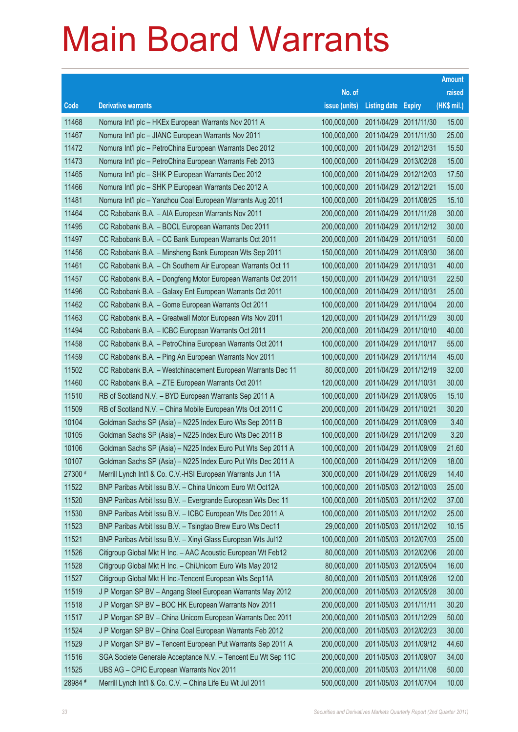# Main Board Warrants

| Code | Derivative warrants | No. of issue (units) | Listing date | Expiry | Amount raised (HK$ mil.) |
|---|---|---|---|---|---|
| 11468 | Nomura Int'l plc – HKEx European Warrants Nov 2011 A | 100,000,000 | 2011/04/29 | 2011/11/30 | 15.00 |
| 11467 | Nomura Int'l plc – JIANC European Warrants Nov 2011 | 100,000,000 | 2011/04/29 | 2011/11/30 | 25.00 |
| 11472 | Nomura Int'l plc – PetroChina European Warrants Dec 2012 | 100,000,000 | 2011/04/29 | 2012/12/31 | 15.50 |
| 11473 | Nomura Int'l plc – PetroChina European Warrants Feb 2013 | 100,000,000 | 2011/04/29 | 2013/02/28 | 15.00 |
| 11465 | Nomura Int'l plc – SHK P European Warrants Dec 2012 | 100,000,000 | 2011/04/29 | 2012/12/03 | 17.50 |
| 11466 | Nomura Int'l plc – SHK P European Warrants Dec 2012 A | 100,000,000 | 2011/04/29 | 2012/12/21 | 15.00 |
| 11481 | Nomura Int'l plc – Yanzhou Coal European Warrants Aug 2011 | 100,000,000 | 2011/04/29 | 2011/08/25 | 15.10 |
| 11464 | CC Rabobank B.A. – AIA European Warrants Nov 2011 | 200,000,000 | 2011/04/29 | 2011/11/28 | 30.00 |
| 11495 | CC Rabobank B.A. – BOCL European Warrants Dec 2011 | 200,000,000 | 2011/04/29 | 2011/12/12 | 30.00 |
| 11497 | CC Rabobank B.A. – CC Bank European Warrants Oct 2011 | 200,000,000 | 2011/04/29 | 2011/10/31 | 50.00 |
| 11456 | CC Rabobank B.A. – Minsheng Bank European Wts Sep 2011 | 150,000,000 | 2011/04/29 | 2011/09/30 | 36.00 |
| 11461 | CC Rabobank B.A. – Ch Southern Air European Warrants Oct 11 | 100,000,000 | 2011/04/29 | 2011/10/31 | 40.00 |
| 11457 | CC Rabobank B.A. – Dongfeng Motor European Warrants Oct 2011 | 150,000,000 | 2011/04/29 | 2011/10/31 | 22.50 |
| 11496 | CC Rabobank B.A. – Galaxy Ent European Warrants Oct 2011 | 100,000,000 | 2011/04/29 | 2011/10/31 | 25.00 |
| 11462 | CC Rabobank B.A. – Gome European Warrants Oct 2011 | 100,000,000 | 2011/04/29 | 2011/10/04 | 20.00 |
| 11463 | CC Rabobank B.A. – Greatwall Motor European Wts Nov 2011 | 120,000,000 | 2011/04/29 | 2011/11/29 | 30.00 |
| 11494 | CC Rabobank B.A. – ICBC European Warrants Oct 2011 | 200,000,000 | 2011/04/29 | 2011/10/10 | 40.00 |
| 11458 | CC Rabobank B.A. – PetroChina European Warrants Oct 2011 | 100,000,000 | 2011/04/29 | 2011/10/17 | 55.00 |
| 11459 | CC Rabobank B.A. – Ping An European Warrants Nov 2011 | 100,000,000 | 2011/04/29 | 2011/11/14 | 45.00 |
| 11502 | CC Rabobank B.A. – Westchinacement European Warrants Dec 11 | 80,000,000 | 2011/04/29 | 2011/12/19 | 32.00 |
| 11460 | CC Rabobank B.A. – ZTE European Warrants Oct 2011 | 120,000,000 | 2011/04/29 | 2011/10/31 | 30.00 |
| 11510 | RB of Scotland N.V. – BYD European Warrants Sep 2011 A | 100,000,000 | 2011/04/29 | 2011/09/05 | 15.10 |
| 11509 | RB of Scotland N.V. – China Mobile European Wts Oct 2011 C | 200,000,000 | 2011/04/29 | 2011/10/21 | 30.20 |
| 10104 | Goldman Sachs SP (Asia) – N225 Index Euro Wts Sep 2011 B | 100,000,000 | 2011/04/29 | 2011/09/09 | 3.40 |
| 10105 | Goldman Sachs SP (Asia) – N225 Index Euro Wts Dec 2011 B | 100,000,000 | 2011/04/29 | 2011/12/09 | 3.20 |
| 10106 | Goldman Sachs SP (Asia) – N225 Index Euro Put Wts Sep 2011 A | 100,000,000 | 2011/04/29 | 2011/09/09 | 21.60 |
| 10107 | Goldman Sachs SP (Asia) – N225 Index Euro Put Wts Dec 2011 A | 100,000,000 | 2011/04/29 | 2011/12/09 | 18.00 |
| 27300 # | Merrill Lynch Int'l & Co. C.V.-HSI European Warrants Jun 11A | 300,000,000 | 2011/04/29 | 2011/06/29 | 14.40 |
| 11522 | BNP Paribas Arbit Issu B.V. – China Unicom Euro Wt Oct12A | 100,000,000 | 2011/05/03 | 2012/10/03 | 25.00 |
| 11520 | BNP Paribas Arbit Issu B.V. – Evergrande European Wts Dec 11 | 100,000,000 | 2011/05/03 | 2011/12/02 | 37.00 |
| 11530 | BNP Paribas Arbit Issu B.V. – ICBC European Wts Dec 2011 A | 100,000,000 | 2011/05/03 | 2011/12/02 | 25.00 |
| 11523 | BNP Paribas Arbit Issu B.V. – Tsingtao Brew Euro Wts Dec11 | 29,000,000 | 2011/05/03 | 2011/12/02 | 10.15 |
| 11521 | BNP Paribas Arbit Issu B.V. – Xinyi Glass European Wts Jul12 | 100,000,000 | 2011/05/03 | 2012/07/03 | 25.00 |
| 11526 | Citigroup Global Mkt H Inc. – AAC Acoustic European Wt Feb12 | 80,000,000 | 2011/05/03 | 2012/02/06 | 20.00 |
| 11528 | Citigroup Global Mkt H Inc. – ChiUnicom Euro Wts May 2012 | 80,000,000 | 2011/05/03 | 2012/05/04 | 16.00 |
| 11527 | Citigroup Global Mkt H Inc.-Tencent European Wts Sep11A | 80,000,000 | 2011/05/03 | 2011/09/26 | 12.00 |
| 11519 | J P Morgan SP BV – Angang Steel European Warrants May 2012 | 200,000,000 | 2011/05/03 | 2012/05/28 | 30.00 |
| 11518 | J P Morgan SP BV – BOC HK European Warrants Nov 2011 | 200,000,000 | 2011/05/03 | 2011/11/11 | 30.20 |
| 11517 | J P Morgan SP BV – China Unicom European Warrants Dec 2011 | 200,000,000 | 2011/05/03 | 2011/12/29 | 50.00 |
| 11524 | J P Morgan SP BV – China Coal European Warrants Feb 2012 | 200,000,000 | 2011/05/03 | 2012/02/23 | 30.00 |
| 11529 | J P Morgan SP BV – Tencent European Put Warrants Sep 2011 A | 200,000,000 | 2011/05/03 | 2011/09/12 | 44.60 |
| 11516 | SGA Societe Generale Acceptance N.V. – Tencent Eu Wt Sep 11C | 200,000,000 | 2011/05/03 | 2011/09/07 | 34.00 |
| 11525 | UBS AG – CPIC European Warrants Nov 2011 | 200,000,000 | 2011/05/03 | 2011/11/08 | 50.00 |
| 28984 # | Merrill Lynch Int'l & Co. C.V. – China Life Eu Wt Jul 2011 | 500,000,000 | 2011/05/03 | 2011/07/04 | 10.00 |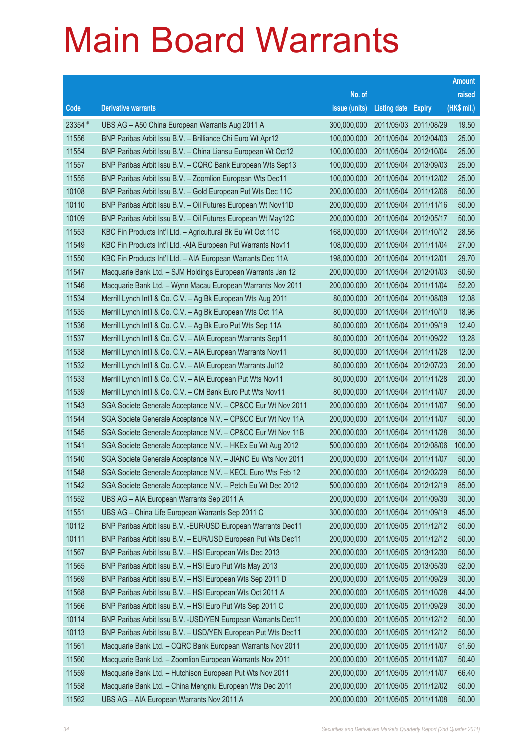# Main Board Warrants

| Code | Derivative warrants | No. of issue (units) | Listing date | Expiry | Amount raised (HK$ mil.) |
|---|---|---|---|---|---|
| 23354 # | UBS AG – A50 China European Warrants Aug 2011 A | 300,000,000 | 2011/05/03 | 2011/08/29 | 19.50 |
| 11556 | BNP Paribas Arbit Issu B.V. – Brilliance Chi Euro Wt Apr12 | 100,000,000 | 2011/05/04 | 2012/04/03 | 25.00 |
| 11554 | BNP Paribas Arbit Issu B.V. – China Liansu European Wt Oct12 | 100,000,000 | 2011/05/04 | 2012/10/04 | 25.00 |
| 11557 | BNP Paribas Arbit Issu B.V. – CQRC Bank European Wts Sep13 | 100,000,000 | 2011/05/04 | 2013/09/03 | 25.00 |
| 11555 | BNP Paribas Arbit Issu B.V. – Zoomlion European Wts Dec11 | 100,000,000 | 2011/05/04 | 2011/12/02 | 25.00 |
| 10108 | BNP Paribas Arbit Issu B.V. – Gold European Put Wts Dec 11C | 200,000,000 | 2011/05/04 | 2011/12/06 | 50.00 |
| 10110 | BNP Paribas Arbit Issu B.V. – Oil Futures European Wt Nov11D | 200,000,000 | 2011/05/04 | 2011/11/16 | 50.00 |
| 10109 | BNP Paribas Arbit Issu B.V. – Oil Futures European Wt May12C | 200,000,000 | 2011/05/04 | 2012/05/17 | 50.00 |
| 11553 | KBC Fin Products Int'l Ltd. – Agricultural Bk Eu Wt Oct 11C | 168,000,000 | 2011/05/04 | 2011/10/12 | 28.56 |
| 11549 | KBC Fin Products Int'l Ltd. -AIA European Put Warrants Nov11 | 108,000,000 | 2011/05/04 | 2011/11/04 | 27.00 |
| 11550 | KBC Fin Products Int'l Ltd. – AIA European Warrants Dec 11A | 198,000,000 | 2011/05/04 | 2011/12/01 | 29.70 |
| 11547 | Macquarie Bank Ltd. – SJM Holdings European Warrants Jan 12 | 200,000,000 | 2011/05/04 | 2012/01/03 | 50.60 |
| 11546 | Macquarie Bank Ltd. – Wynn Macau European Warrants Nov 2011 | 200,000,000 | 2011/05/04 | 2011/11/04 | 52.20 |
| 11534 | Merrill Lynch Int'l & Co. C.V. – Ag Bk European Wts Aug 2011 | 80,000,000 | 2011/05/04 | 2011/08/09 | 12.08 |
| 11535 | Merrill Lynch Int'l & Co. C.V. – Ag Bk European Wts Oct 11A | 80,000,000 | 2011/05/04 | 2011/10/10 | 18.96 |
| 11536 | Merrill Lynch Int'l & Co. C.V. – Ag Bk Euro Put Wts Sep 11A | 80,000,000 | 2011/05/04 | 2011/09/19 | 12.40 |
| 11537 | Merrill Lynch Int'l & Co. C.V. – AIA European Warrants Sep11 | 80,000,000 | 2011/05/04 | 2011/09/22 | 13.28 |
| 11538 | Merrill Lynch Int'l & Co. C.V. – AIA European Warrants Nov11 | 80,000,000 | 2011/05/04 | 2011/11/28 | 12.00 |
| 11532 | Merrill Lynch Int'l & Co. C.V. – AIA European Warrants Jul12 | 80,000,000 | 2011/05/04 | 2012/07/23 | 20.00 |
| 11533 | Merrill Lynch Int'l & Co. C.V. – AIA European Put Wts Nov11 | 80,000,000 | 2011/05/04 | 2011/11/28 | 20.00 |
| 11539 | Merrill Lynch Int'l & Co. C.V. – CM Bank Euro Put Wts Nov11 | 80,000,000 | 2011/05/04 | 2011/11/07 | 20.00 |
| 11543 | SGA Societe Generale Acceptance N.V. – CP&CC Eur Wt Nov 2011 | 200,000,000 | 2011/05/04 | 2011/11/07 | 90.00 |
| 11544 | SGA Societe Generale Acceptance N.V. – CP&CC Eur Wt Nov 11A | 200,000,000 | 2011/05/04 | 2011/11/07 | 50.00 |
| 11545 | SGA Societe Generale Acceptance N.V. – CP&CC Eur Wt Nov 11B | 200,000,000 | 2011/05/04 | 2011/11/28 | 30.00 |
| 11541 | SGA Societe Generale Acceptance N.V. – HKEx Eu Wt Aug 2012 | 500,000,000 | 2011/05/04 | 2012/08/06 | 100.00 |
| 11540 | SGA Societe Generale Acceptance N.V. – JIANC Eu Wts Nov 2011 | 200,000,000 | 2011/05/04 | 2011/11/07 | 50.00 |
| 11548 | SGA Societe Generale Acceptance N.V. – KECL Euro Wts Feb 12 | 200,000,000 | 2011/05/04 | 2012/02/29 | 50.00 |
| 11542 | SGA Societe Generale Acceptance N.V. – Petch Eu Wt Dec 2012 | 500,000,000 | 2011/05/04 | 2012/12/19 | 85.00 |
| 11552 | UBS AG – AIA European Warrants Sep 2011 A | 200,000,000 | 2011/05/04 | 2011/09/30 | 30.00 |
| 11551 | UBS AG – China Life European Warrants Sep 2011 C | 300,000,000 | 2011/05/04 | 2011/09/19 | 45.00 |
| 10112 | BNP Paribas Arbit Issu B.V. -EUR/USD European Warrants Dec11 | 200,000,000 | 2011/05/05 | 2011/12/12 | 50.00 |
| 10111 | BNP Paribas Arbit Issu B.V. – EUR/USD European Put Wts Dec11 | 200,000,000 | 2011/05/05 | 2011/12/12 | 50.00 |
| 11567 | BNP Paribas Arbit Issu B.V. – HSI European Wts Dec 2013 | 200,000,000 | 2011/05/05 | 2013/12/30 | 50.00 |
| 11565 | BNP Paribas Arbit Issu B.V. – HSI Euro Put Wts May 2013 | 200,000,000 | 2011/05/05 | 2013/05/30 | 52.00 |
| 11569 | BNP Paribas Arbit Issu B.V. – HSI European Wts Sep 2011 D | 200,000,000 | 2011/05/05 | 2011/09/29 | 30.00 |
| 11568 | BNP Paribas Arbit Issu B.V. – HSI European Wts Oct 2011 A | 200,000,000 | 2011/05/05 | 2011/10/28 | 44.00 |
| 11566 | BNP Paribas Arbit Issu B.V. – HSI Euro Put Wts Sep 2011 C | 200,000,000 | 2011/05/05 | 2011/09/29 | 30.00 |
| 10114 | BNP Paribas Arbit Issu B.V. -USD/YEN European Warrants Dec11 | 200,000,000 | 2011/05/05 | 2011/12/12 | 50.00 |
| 10113 | BNP Paribas Arbit Issu B.V. – USD/YEN European Put Wts Dec11 | 200,000,000 | 2011/05/05 | 2011/12/12 | 50.00 |
| 11561 | Macquarie Bank Ltd. – CQRC Bank European Warrants Nov 2011 | 200,000,000 | 2011/05/05 | 2011/11/07 | 51.60 |
| 11560 | Macquarie Bank Ltd. – Zoomlion European Warrants Nov 2011 | 200,000,000 | 2011/05/05 | 2011/11/07 | 50.40 |
| 11559 | Macquarie Bank Ltd. – Hutchison European Put Wts Nov 2011 | 200,000,000 | 2011/05/05 | 2011/11/07 | 66.40 |
| 11558 | Macquarie Bank Ltd. – China Mengniu European Wts Dec 2011 | 200,000,000 | 2011/05/05 | 2011/12/02 | 50.00 |
| 11562 | UBS AG – AIA European Warrants Nov 2011 A | 200,000,000 | 2011/05/05 | 2011/11/08 | 50.00 |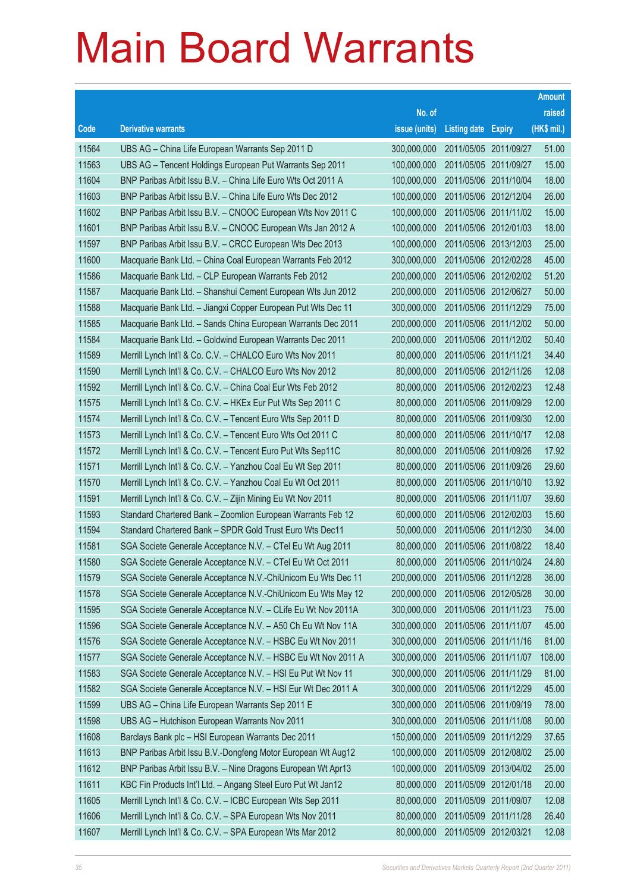# Main Board Warrants

| Code | Derivative warrants | No. of issue (units) | Listing date | Expiry | Amount raised (HK$ mil.) |
|---|---|---|---|---|---|
| 11564 | UBS AG – China Life European Warrants Sep 2011 D | 300,000,000 | 2011/05/05 | 2011/09/27 | 51.00 |
| 11563 | UBS AG – Tencent Holdings European Put Warrants Sep 2011 | 100,000,000 | 2011/05/05 | 2011/09/27 | 15.00 |
| 11604 | BNP Paribas Arbit Issu B.V. – China Life Euro Wts Oct 2011 A | 100,000,000 | 2011/05/06 | 2011/10/04 | 18.00 |
| 11603 | BNP Paribas Arbit Issu B.V. – China Life Euro Wts Dec 2012 | 100,000,000 | 2011/05/06 | 2012/12/04 | 26.00 |
| 11602 | BNP Paribas Arbit Issu B.V. – CNOOC European Wts Nov 2011 C | 100,000,000 | 2011/05/06 | 2011/11/02 | 15.00 |
| 11601 | BNP Paribas Arbit Issu B.V. – CNOOC European Wts Jan 2012 A | 100,000,000 | 2011/05/06 | 2012/01/03 | 18.00 |
| 11597 | BNP Paribas Arbit Issu B.V. – CRCC European Wts Dec 2013 | 100,000,000 | 2011/05/06 | 2013/12/03 | 25.00 |
| 11600 | Macquarie Bank Ltd. – China Coal European Warrants Feb 2012 | 300,000,000 | 2011/05/06 | 2012/02/28 | 45.00 |
| 11586 | Macquarie Bank Ltd. – CLP European Warrants Feb 2012 | 200,000,000 | 2011/05/06 | 2012/02/02 | 51.20 |
| 11587 | Macquarie Bank Ltd. – Shanshui Cement European Wts Jun 2012 | 200,000,000 | 2011/05/06 | 2012/06/27 | 50.00 |
| 11588 | Macquarie Bank Ltd. – Jiangxi Copper European Put Wts Dec 11 | 300,000,000 | 2011/05/06 | 2011/12/29 | 75.00 |
| 11585 | Macquarie Bank Ltd. – Sands China European Warrants Dec 2011 | 200,000,000 | 2011/05/06 | 2011/12/02 | 50.00 |
| 11584 | Macquarie Bank Ltd. – Goldwind European Warrants Dec 2011 | 200,000,000 | 2011/05/06 | 2011/12/02 | 50.40 |
| 11589 | Merrill Lynch Int'l & Co. C.V. – CHALCO Euro Wts Nov 2011 | 80,000,000 | 2011/05/06 | 2011/11/21 | 34.40 |
| 11590 | Merrill Lynch Int'l & Co. C.V. – CHALCO Euro Wts Nov 2012 | 80,000,000 | 2011/05/06 | 2012/11/26 | 12.08 |
| 11592 | Merrill Lynch Int'l & Co. C.V. – China Coal Eur Wts Feb 2012 | 80,000,000 | 2011/05/06 | 2012/02/23 | 12.48 |
| 11575 | Merrill Lynch Int'l & Co. C.V. – HKEx Eur Put Wts Sep 2011 C | 80,000,000 | 2011/05/06 | 2011/09/29 | 12.00 |
| 11574 | Merrill Lynch Int'l & Co. C.V. – Tencent Euro Wts Sep 2011 D | 80,000,000 | 2011/05/06 | 2011/09/30 | 12.00 |
| 11573 | Merrill Lynch Int'l & Co. C.V. – Tencent Euro Wts Oct 2011 C | 80,000,000 | 2011/05/06 | 2011/10/17 | 12.08 |
| 11572 | Merrill Lynch Int'l & Co. C.V. – Tencent Euro Put Wts Sep11C | 80,000,000 | 2011/05/06 | 2011/09/26 | 17.92 |
| 11571 | Merrill Lynch Int'l & Co. C.V. – Yanzhou Coal Eu Wt Sep 2011 | 80,000,000 | 2011/05/06 | 2011/09/26 | 29.60 |
| 11570 | Merrill Lynch Int'l & Co. C.V. – Yanzhou Coal Eu Wt Oct 2011 | 80,000,000 | 2011/05/06 | 2011/10/10 | 13.92 |
| 11591 | Merrill Lynch Int'l & Co. C.V. – Zijin Mining Eu Wt Nov 2011 | 80,000,000 | 2011/05/06 | 2011/11/07 | 39.60 |
| 11593 | Standard Chartered Bank – Zoomlion European Warrants Feb 12 | 60,000,000 | 2011/05/06 | 2012/02/03 | 15.60 |
| 11594 | Standard Chartered Bank – SPDR Gold Trust Euro Wts Dec11 | 50,000,000 | 2011/05/06 | 2011/12/30 | 34.00 |
| 11581 | SGA Societe Generale Acceptance N.V. – CTel Eu Wt Aug 2011 | 80,000,000 | 2011/05/06 | 2011/08/22 | 18.40 |
| 11580 | SGA Societe Generale Acceptance N.V. – CTel Eu Wt Oct 2011 | 80,000,000 | 2011/05/06 | 2011/10/24 | 24.80 |
| 11579 | SGA Societe Generale Acceptance N.V.-ChiUnicom Eu Wts Dec 11 | 200,000,000 | 2011/05/06 | 2011/12/28 | 36.00 |
| 11578 | SGA Societe Generale Acceptance N.V.-ChiUnicom Eu Wts May 12 | 200,000,000 | 2011/05/06 | 2012/05/28 | 30.00 |
| 11595 | SGA Societe Generale Acceptance N.V. – CLife Eu Wt Nov 2011A | 300,000,000 | 2011/05/06 | 2011/11/23 | 75.00 |
| 11596 | SGA Societe Generale Acceptance N.V. – A50 Ch Eu Wt Nov 11A | 300,000,000 | 2011/05/06 | 2011/11/07 | 45.00 |
| 11576 | SGA Societe Generale Acceptance N.V. – HSBC Eu Wt Nov 2011 | 300,000,000 | 2011/05/06 | 2011/11/16 | 81.00 |
| 11577 | SGA Societe Generale Acceptance N.V. – HSBC Eu Wt Nov 2011 A | 300,000,000 | 2011/05/06 | 2011/11/07 | 108.00 |
| 11583 | SGA Societe Generale Acceptance N.V. – HSI Eu Put Wt Nov 11 | 300,000,000 | 2011/05/06 | 2011/11/29 | 81.00 |
| 11582 | SGA Societe Generale Acceptance N.V. – HSI Eur Wt Dec 2011 A | 300,000,000 | 2011/05/06 | 2011/12/29 | 45.00 |
| 11599 | UBS AG – China Life European Warrants Sep 2011 E | 300,000,000 | 2011/05/06 | 2011/09/19 | 78.00 |
| 11598 | UBS AG – Hutchison European Warrants Nov 2011 | 300,000,000 | 2011/05/06 | 2011/11/08 | 90.00 |
| 11608 | Barclays Bank plc – HSI European Warrants Dec 2011 | 150,000,000 | 2011/05/09 | 2011/12/29 | 37.65 |
| 11613 | BNP Paribas Arbit Issu B.V.-Dongfeng Motor European Wt Aug12 | 100,000,000 | 2011/05/09 | 2012/08/02 | 25.00 |
| 11612 | BNP Paribas Arbit Issu B.V. – Nine Dragons European Wt Apr13 | 100,000,000 | 2011/05/09 | 2013/04/02 | 25.00 |
| 11611 | KBC Fin Products Int'l Ltd. – Angang Steel Euro Put Wt Jan12 | 80,000,000 | 2011/05/09 | 2012/01/18 | 20.00 |
| 11605 | Merrill Lynch Int'l & Co. C.V. – ICBC European Wts Sep 2011 | 80,000,000 | 2011/05/09 | 2011/09/07 | 12.08 |
| 11606 | Merrill Lynch Int'l & Co. C.V. – SPA European Wts Nov 2011 | 80,000,000 | 2011/05/09 | 2011/11/28 | 26.40 |
| 11607 | Merrill Lynch Int'l & Co. C.V. – SPA European Wts Mar 2012 | 80,000,000 | 2011/05/09 | 2012/03/21 | 12.08 |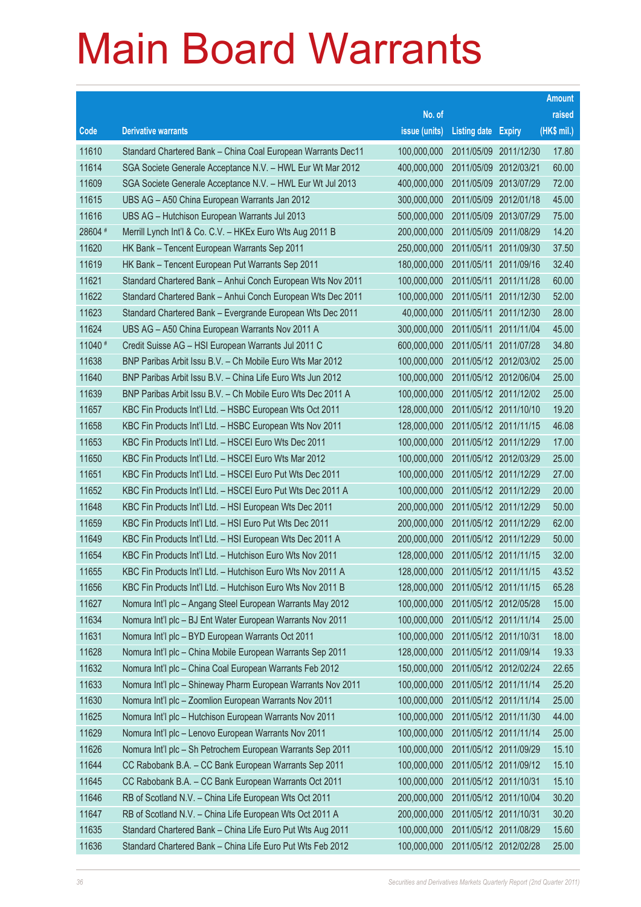# Main Board Warrants

| Code | Derivative warrants | No. of issue (units) | Listing date | Expiry | Amount raised (HK$ mil.) |
|---|---|---|---|---|---|
| 11610 | Standard Chartered Bank – China Coal European Warrants Dec11 | 100,000,000 | 2011/05/09 | 2011/12/30 | 17.80 |
| 11614 | SGA Societe Generale Acceptance N.V. – HWL Eur Wt Mar 2012 | 400,000,000 | 2011/05/09 | 2012/03/21 | 60.00 |
| 11609 | SGA Societe Generale Acceptance N.V. – HWL Eur Wt Jul 2013 | 400,000,000 | 2011/05/09 | 2013/07/29 | 72.00 |
| 11615 | UBS AG – A50 China European Warrants Jan 2012 | 300,000,000 | 2011/05/09 | 2012/01/18 | 45.00 |
| 11616 | UBS AG – Hutchison European Warrants Jul 2013 | 500,000,000 | 2011/05/09 | 2013/07/29 | 75.00 |
| 28604 # | Merrill Lynch Int'l & Co. C.V. – HKEx Euro Wts Aug 2011 B | 200,000,000 | 2011/05/09 | 2011/08/29 | 14.20 |
| 11620 | HK Bank – Tencent European Warrants Sep 2011 | 250,000,000 | 2011/05/11 | 2011/09/30 | 37.50 |
| 11619 | HK Bank – Tencent European Put Warrants Sep 2011 | 180,000,000 | 2011/05/11 | 2011/09/16 | 32.40 |
| 11621 | Standard Chartered Bank – Anhui Conch European Wts Nov 2011 | 100,000,000 | 2011/05/11 | 2011/11/28 | 60.00 |
| 11622 | Standard Chartered Bank – Anhui Conch European Wts Dec 2011 | 100,000,000 | 2011/05/11 | 2011/12/30 | 52.00 |
| 11623 | Standard Chartered Bank – Evergrande European Wts Dec 2011 | 40,000,000 | 2011/05/11 | 2011/12/30 | 28.00 |
| 11624 | UBS AG – A50 China European Warrants Nov 2011 A | 300,000,000 | 2011/05/11 | 2011/11/04 | 45.00 |
| 11040 # | Credit Suisse AG – HSI European Warrants Jul 2011 C | 600,000,000 | 2011/05/11 | 2011/07/28 | 34.80 |
| 11638 | BNP Paribas Arbit Issu B.V. – Ch Mobile Euro Wts Mar 2012 | 100,000,000 | 2011/05/12 | 2012/03/02 | 25.00 |
| 11640 | BNP Paribas Arbit Issu B.V. – China Life Euro Wts Jun 2012 | 100,000,000 | 2011/05/12 | 2012/06/04 | 25.00 |
| 11639 | BNP Paribas Arbit Issu B.V. – Ch Mobile Euro Wts Dec 2011 A | 100,000,000 | 2011/05/12 | 2011/12/02 | 25.00 |
| 11657 | KBC Fin Products Int'l Ltd. – HSBC European Wts Oct 2011 | 128,000,000 | 2011/05/12 | 2011/10/10 | 19.20 |
| 11658 | KBC Fin Products Int'l Ltd. – HSBC European Wts Nov 2011 | 128,000,000 | 2011/05/12 | 2011/11/15 | 46.08 |
| 11653 | KBC Fin Products Int'l Ltd. – HSCEI Euro Wts Dec 2011 | 100,000,000 | 2011/05/12 | 2011/12/29 | 17.00 |
| 11650 | KBC Fin Products Int'l Ltd. – HSCEI Euro Wts Mar 2012 | 100,000,000 | 2011/05/12 | 2012/03/29 | 25.00 |
| 11651 | KBC Fin Products Int'l Ltd. – HSCEI Euro Put Wts Dec 2011 | 100,000,000 | 2011/05/12 | 2011/12/29 | 27.00 |
| 11652 | KBC Fin Products Int'l Ltd. – HSCEI Euro Put Wts Dec 2011 A | 100,000,000 | 2011/05/12 | 2011/12/29 | 20.00 |
| 11648 | KBC Fin Products Int'l Ltd. – HSI European Wts Dec 2011 | 200,000,000 | 2011/05/12 | 2011/12/29 | 50.00 |
| 11659 | KBC Fin Products Int'l Ltd. – HSI Euro Put Wts Dec 2011 | 200,000,000 | 2011/05/12 | 2011/12/29 | 62.00 |
| 11649 | KBC Fin Products Int'l Ltd. – HSI European Wts Dec 2011 A | 200,000,000 | 2011/05/12 | 2011/12/29 | 50.00 |
| 11654 | KBC Fin Products Int'l Ltd. – Hutchison Euro Wts Nov 2011 | 128,000,000 | 2011/05/12 | 2011/11/15 | 32.00 |
| 11655 | KBC Fin Products Int'l Ltd. – Hutchison Euro Wts Nov 2011 A | 128,000,000 | 2011/05/12 | 2011/11/15 | 43.52 |
| 11656 | KBC Fin Products Int'l Ltd. – Hutchison Euro Wts Nov 2011 B | 128,000,000 | 2011/05/12 | 2011/11/15 | 65.28 |
| 11627 | Nomura Int'l plc – Angang Steel European Warrants May 2012 | 100,000,000 | 2011/05/12 | 2012/05/28 | 15.00 |
| 11634 | Nomura Int'l plc – BJ Ent Water European Warrants Nov 2011 | 100,000,000 | 2011/05/12 | 2011/11/14 | 25.00 |
| 11631 | Nomura Int'l plc – BYD European Warrants Oct 2011 | 100,000,000 | 2011/05/12 | 2011/10/31 | 18.00 |
| 11628 | Nomura Int'l plc – China Mobile European Warrants Sep 2011 | 128,000,000 | 2011/05/12 | 2011/09/14 | 19.33 |
| 11632 | Nomura Int'l plc – China Coal European Warrants Feb 2012 | 150,000,000 | 2011/05/12 | 2012/02/24 | 22.65 |
| 11633 | Nomura Int'l plc – Shineway Pharm European Warrants Nov 2011 | 100,000,000 | 2011/05/12 | 2011/11/14 | 25.20 |
| 11630 | Nomura Int'l plc – Zoomlion European Warrants Nov 2011 | 100,000,000 | 2011/05/12 | 2011/11/14 | 25.00 |
| 11625 | Nomura Int'l plc – Hutchison European Warrants Nov 2011 | 100,000,000 | 2011/05/12 | 2011/11/30 | 44.00 |
| 11629 | Nomura Int'l plc – Lenovo European Warrants Nov 2011 | 100,000,000 | 2011/05/12 | 2011/11/14 | 25.00 |
| 11626 | Nomura Int'l plc – Sh Petrochem European Warrants Sep 2011 | 100,000,000 | 2011/05/12 | 2011/09/29 | 15.10 |
| 11644 | CC Rabobank B.A. – CC Bank European Warrants Sep 2011 | 100,000,000 | 2011/05/12 | 2011/09/12 | 15.10 |
| 11645 | CC Rabobank B.A. – CC Bank European Warrants Oct 2011 | 100,000,000 | 2011/05/12 | 2011/10/31 | 15.10 |
| 11646 | RB of Scotland N.V. – China Life European Wts Oct 2011 | 200,000,000 | 2011/05/12 | 2011/10/04 | 30.20 |
| 11647 | RB of Scotland N.V. – China Life European Wts Oct 2011 A | 200,000,000 | 2011/05/12 | 2011/10/31 | 30.20 |
| 11635 | Standard Chartered Bank – China Life Euro Put Wts Aug 2011 | 100,000,000 | 2011/05/12 | 2011/08/29 | 15.60 |
| 11636 | Standard Chartered Bank – China Life Euro Put Wts Feb 2012 | 100,000,000 | 2011/05/12 | 2012/02/28 | 25.00 |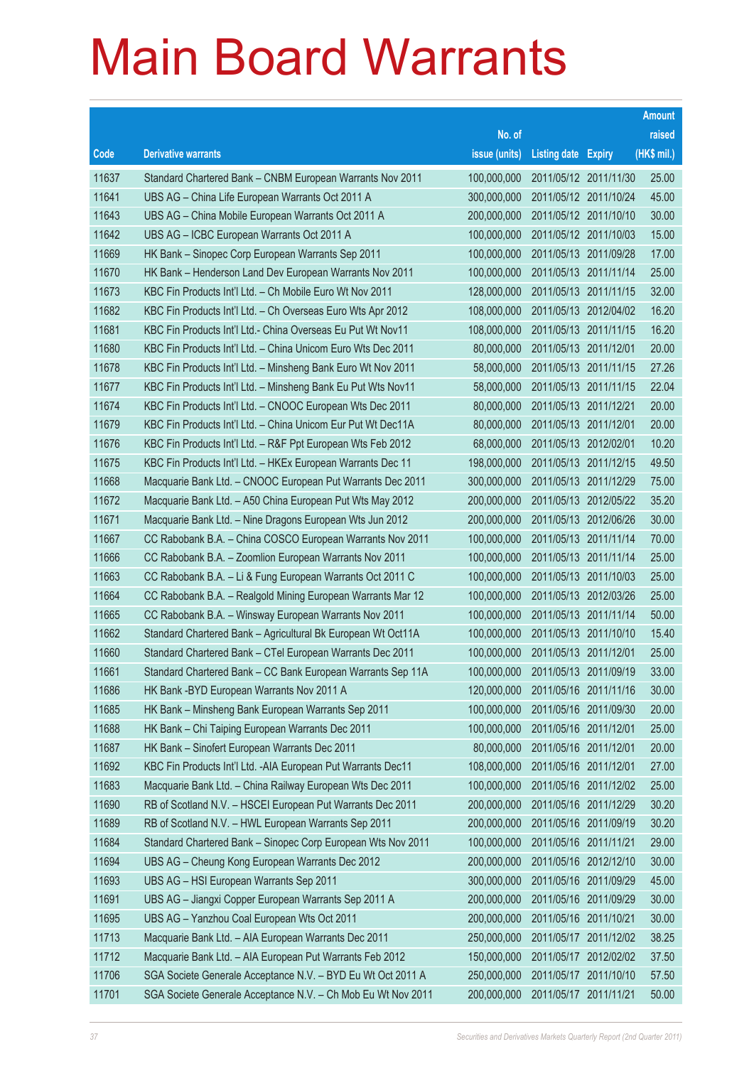# Main Board Warrants

| Code | Derivative warrants | No. of issue (units) | Listing date | Expiry | Amount raised (HK$ mil.) |
|---|---|---|---|---|---|
| 11637 | Standard Chartered Bank – CNBM European Warrants Nov 2011 | 100,000,000 | 2011/05/12 | 2011/11/30 | 25.00 |
| 11641 | UBS AG – China Life European Warrants Oct 2011 A | 300,000,000 | 2011/05/12 | 2011/10/24 | 45.00 |
| 11643 | UBS AG – China Mobile European Warrants Oct 2011 A | 200,000,000 | 2011/05/12 | 2011/10/10 | 30.00 |
| 11642 | UBS AG – ICBC European Warrants Oct 2011 A | 100,000,000 | 2011/05/12 | 2011/10/03 | 15.00 |
| 11669 | HK Bank – Sinopec Corp European Warrants Sep 2011 | 100,000,000 | 2011/05/13 | 2011/09/28 | 17.00 |
| 11670 | HK Bank – Henderson Land Dev European Warrants Nov 2011 | 100,000,000 | 2011/05/13 | 2011/11/14 | 25.00 |
| 11673 | KBC Fin Products Int'l Ltd. – Ch Mobile Euro Wt Nov 2011 | 128,000,000 | 2011/05/13 | 2011/11/15 | 32.00 |
| 11682 | KBC Fin Products Int'l Ltd. – Ch Overseas Euro Wts Apr 2012 | 108,000,000 | 2011/05/13 | 2012/04/02 | 16.20 |
| 11681 | KBC Fin Products Int'l Ltd.- China Overseas Eu Put Wt Nov11 | 108,000,000 | 2011/05/13 | 2011/11/15 | 16.20 |
| 11680 | KBC Fin Products Int'l Ltd. – China Unicom Euro Wts Dec 2011 | 80,000,000 | 2011/05/13 | 2011/12/01 | 20.00 |
| 11678 | KBC Fin Products Int'l Ltd. – Minsheng Bank Euro Wt Nov 2011 | 58,000,000 | 2011/05/13 | 2011/11/15 | 27.26 |
| 11677 | KBC Fin Products Int'l Ltd. – Minsheng Bank Eu Put Wts Nov11 | 58,000,000 | 2011/05/13 | 2011/11/15 | 22.04 |
| 11674 | KBC Fin Products Int'l Ltd. – CNOOC European Wts Dec 2011 | 80,000,000 | 2011/05/13 | 2011/12/21 | 20.00 |
| 11679 | KBC Fin Products Int'l Ltd. – China Unicom Eur Put Wt Dec11A | 80,000,000 | 2011/05/13 | 2011/12/01 | 20.00 |
| 11676 | KBC Fin Products Int'l Ltd. – R&F Ppt European Wts Feb 2012 | 68,000,000 | 2011/05/13 | 2012/02/01 | 10.20 |
| 11675 | KBC Fin Products Int'l Ltd. – HKEx European Warrants Dec 11 | 198,000,000 | 2011/05/13 | 2011/12/15 | 49.50 |
| 11668 | Macquarie Bank Ltd. – CNOOC European Put Warrants Dec 2011 | 300,000,000 | 2011/05/13 | 2011/12/29 | 75.00 |
| 11672 | Macquarie Bank Ltd. – A50 China European Put Wts May 2012 | 200,000,000 | 2011/05/13 | 2012/05/22 | 35.20 |
| 11671 | Macquarie Bank Ltd. – Nine Dragons European Wts Jun 2012 | 200,000,000 | 2011/05/13 | 2012/06/26 | 30.00 |
| 11667 | CC Rabobank B.A. – China COSCO European Warrants Nov 2011 | 100,000,000 | 2011/05/13 | 2011/11/14 | 70.00 |
| 11666 | CC Rabobank B.A. – Zoomlion European Warrants Nov 2011 | 100,000,000 | 2011/05/13 | 2011/11/14 | 25.00 |
| 11663 | CC Rabobank B.A. – Li & Fung European Warrants Oct 2011 C | 100,000,000 | 2011/05/13 | 2011/10/03 | 25.00 |
| 11664 | CC Rabobank B.A. – Realgold Mining European Warrants Mar 12 | 100,000,000 | 2011/05/13 | 2012/03/26 | 25.00 |
| 11665 | CC Rabobank B.A. – Winsway European Warrants Nov 2011 | 100,000,000 | 2011/05/13 | 2011/11/14 | 50.00 |
| 11662 | Standard Chartered Bank – Agricultural Bk European Wt Oct11A | 100,000,000 | 2011/05/13 | 2011/10/10 | 15.40 |
| 11660 | Standard Chartered Bank – CTel European Warrants Dec 2011 | 100,000,000 | 2011/05/13 | 2011/12/01 | 25.00 |
| 11661 | Standard Chartered Bank – CC Bank European Warrants Sep 11A | 100,000,000 | 2011/05/13 | 2011/09/19 | 33.00 |
| 11686 | HK Bank -BYD European Warrants Nov 2011 A | 120,000,000 | 2011/05/16 | 2011/11/16 | 30.00 |
| 11685 | HK Bank – Minsheng Bank European Warrants Sep 2011 | 100,000,000 | 2011/05/16 | 2011/09/30 | 20.00 |
| 11688 | HK Bank – Chi Taiping European Warrants Dec 2011 | 100,000,000 | 2011/05/16 | 2011/12/01 | 25.00 |
| 11687 | HK Bank – Sinofert European Warrants Dec 2011 | 80,000,000 | 2011/05/16 | 2011/12/01 | 20.00 |
| 11692 | KBC Fin Products Int'l Ltd. -AIA European Put Warrants Dec11 | 108,000,000 | 2011/05/16 | 2011/12/01 | 27.00 |
| 11683 | Macquarie Bank Ltd. – China Railway European Wts Dec 2011 | 100,000,000 | 2011/05/16 | 2011/12/02 | 25.00 |
| 11690 | RB of Scotland N.V. – HSCEI European Put Warrants Dec 2011 | 200,000,000 | 2011/05/16 | 2011/12/29 | 30.20 |
| 11689 | RB of Scotland N.V. – HWL European Warrants Sep 2011 | 200,000,000 | 2011/05/16 | 2011/09/19 | 30.20 |
| 11684 | Standard Chartered Bank – Sinopec Corp European Wts Nov 2011 | 100,000,000 | 2011/05/16 | 2011/11/21 | 29.00 |
| 11694 | UBS AG – Cheung Kong European Warrants Dec 2012 | 200,000,000 | 2011/05/16 | 2012/12/10 | 30.00 |
| 11693 | UBS AG – HSI European Warrants Sep 2011 | 300,000,000 | 2011/05/16 | 2011/09/29 | 45.00 |
| 11691 | UBS AG – Jiangxi Copper European Warrants Sep 2011 A | 200,000,000 | 2011/05/16 | 2011/09/29 | 30.00 |
| 11695 | UBS AG – Yanzhou Coal European Wts Oct 2011 | 200,000,000 | 2011/05/16 | 2011/10/21 | 30.00 |
| 11713 | Macquarie Bank Ltd. – AIA European Warrants Dec 2011 | 250,000,000 | 2011/05/17 | 2011/12/02 | 38.25 |
| 11712 | Macquarie Bank Ltd. – AIA European Put Warrants Feb 2012 | 150,000,000 | 2011/05/17 | 2012/02/02 | 37.50 |
| 11706 | SGA Societe Generale Acceptance N.V. – BYD Eu Wt Oct 2011 A | 250,000,000 | 2011/05/17 | 2011/10/10 | 57.50 |
| 11701 | SGA Societe Generale Acceptance N.V. – Ch Mob Eu Wt Nov 2011 | 200,000,000 | 2011/05/17 | 2011/11/21 | 50.00 |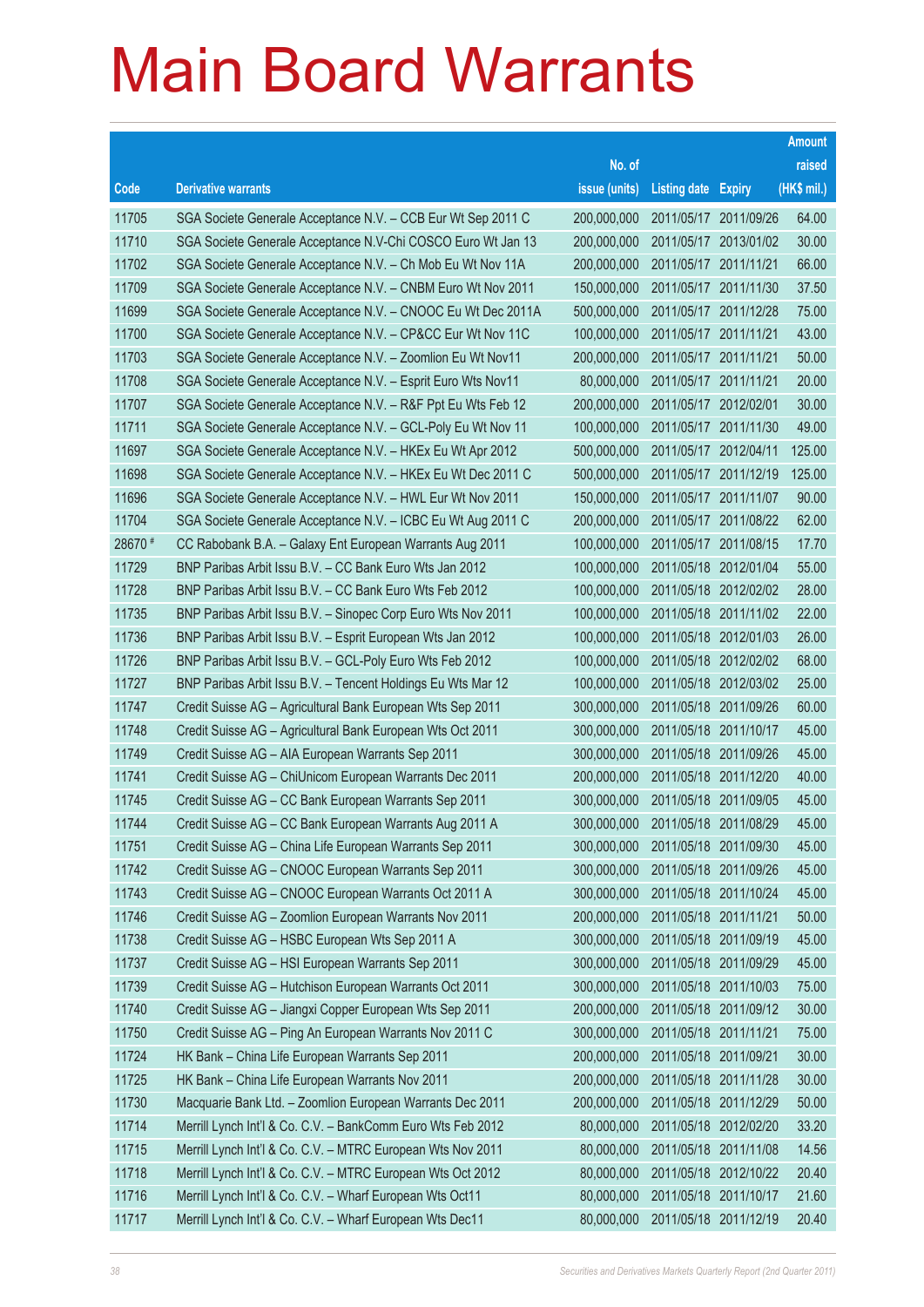# Main Board Warrants

| Code | Derivative warrants | No. of issue (units) | Listing date | Expiry | Amount raised (HK$ mil.) |
|---|---|---|---|---|---|
| 11705 | SGA Societe Generale Acceptance N.V. – CCB Eur Wt Sep 2011 C | 200,000,000 | 2011/05/17 | 2011/09/26 | 64.00 |
| 11710 | SGA Societe Generale Acceptance N.V-Chi COSCO Euro Wt Jan 13 | 200,000,000 | 2011/05/17 | 2013/01/02 | 30.00 |
| 11702 | SGA Societe Generale Acceptance N.V. – Ch Mob Eu Wt Nov 11A | 200,000,000 | 2011/05/17 | 2011/11/21 | 66.00 |
| 11709 | SGA Societe Generale Acceptance N.V. – CNBM Euro Wt Nov 2011 | 150,000,000 | 2011/05/17 | 2011/11/30 | 37.50 |
| 11699 | SGA Societe Generale Acceptance N.V. – CNOOC Eu Wt Dec 2011A | 500,000,000 | 2011/05/17 | 2011/12/28 | 75.00 |
| 11700 | SGA Societe Generale Acceptance N.V. – CP&CC Eur Wt Nov 11C | 100,000,000 | 2011/05/17 | 2011/11/21 | 43.00 |
| 11703 | SGA Societe Generale Acceptance N.V. – Zoomlion Eu Wt Nov11 | 200,000,000 | 2011/05/17 | 2011/11/21 | 50.00 |
| 11708 | SGA Societe Generale Acceptance N.V. – Esprit Euro Wts Nov11 | 80,000,000 | 2011/05/17 | 2011/11/21 | 20.00 |
| 11707 | SGA Societe Generale Acceptance N.V. – R&F Ppt Eu Wts Feb 12 | 200,000,000 | 2011/05/17 | 2012/02/01 | 30.00 |
| 11711 | SGA Societe Generale Acceptance N.V. – GCL-Poly Eu Wt Nov 11 | 100,000,000 | 2011/05/17 | 2011/11/30 | 49.00 |
| 11697 | SGA Societe Generale Acceptance N.V. – HKEx Eu Wt Apr 2012 | 500,000,000 | 2011/05/17 | 2012/04/11 | 125.00 |
| 11698 | SGA Societe Generale Acceptance N.V. – HKEx Eu Wt Dec 2011 C | 500,000,000 | 2011/05/17 | 2011/12/19 | 125.00 |
| 11696 | SGA Societe Generale Acceptance N.V. – HWL Eur Wt Nov 2011 | 150,000,000 | 2011/05/17 | 2011/11/07 | 90.00 |
| 11704 | SGA Societe Generale Acceptance N.V. – ICBC Eu Wt Aug 2011 C | 200,000,000 | 2011/05/17 | 2011/08/22 | 62.00 |
| 28670 # | CC Rabobank B.A. – Galaxy Ent European Warrants Aug 2011 | 100,000,000 | 2011/05/17 | 2011/08/15 | 17.70 |
| 11729 | BNP Paribas Arbit Issu B.V. – CC Bank Euro Wts Jan 2012 | 100,000,000 | 2011/05/18 | 2012/01/04 | 55.00 |
| 11728 | BNP Paribas Arbit Issu B.V. – CC Bank Euro Wts Feb 2012 | 100,000,000 | 2011/05/18 | 2012/02/02 | 28.00 |
| 11735 | BNP Paribas Arbit Issu B.V. – Sinopec Corp Euro Wts Nov 2011 | 100,000,000 | 2011/05/18 | 2011/11/02 | 22.00 |
| 11736 | BNP Paribas Arbit Issu B.V. – Esprit European Wts Jan 2012 | 100,000,000 | 2011/05/18 | 2012/01/03 | 26.00 |
| 11726 | BNP Paribas Arbit Issu B.V. – GCL-Poly Euro Wts Feb 2012 | 100,000,000 | 2011/05/18 | 2012/02/02 | 68.00 |
| 11727 | BNP Paribas Arbit Issu B.V. – Tencent Holdings Eu Wts Mar 12 | 100,000,000 | 2011/05/18 | 2012/03/02 | 25.00 |
| 11747 | Credit Suisse AG – Agricultural Bank European Wts Sep 2011 | 300,000,000 | 2011/05/18 | 2011/09/26 | 60.00 |
| 11748 | Credit Suisse AG – Agricultural Bank European Wts Oct 2011 | 300,000,000 | 2011/05/18 | 2011/10/17 | 45.00 |
| 11749 | Credit Suisse AG – AIA European Warrants Sep 2011 | 300,000,000 | 2011/05/18 | 2011/09/26 | 45.00 |
| 11741 | Credit Suisse AG – ChiUnicom European Warrants Dec 2011 | 200,000,000 | 2011/05/18 | 2011/12/20 | 40.00 |
| 11745 | Credit Suisse AG – CC Bank European Warrants Sep 2011 | 300,000,000 | 2011/05/18 | 2011/09/05 | 45.00 |
| 11744 | Credit Suisse AG – CC Bank European Warrants Aug 2011 A | 300,000,000 | 2011/05/18 | 2011/08/29 | 45.00 |
| 11751 | Credit Suisse AG – China Life European Warrants Sep 2011 | 300,000,000 | 2011/05/18 | 2011/09/30 | 45.00 |
| 11742 | Credit Suisse AG – CNOOC European Warrants Sep 2011 | 300,000,000 | 2011/05/18 | 2011/09/26 | 45.00 |
| 11743 | Credit Suisse AG – CNOOC European Warrants Oct 2011 A | 300,000,000 | 2011/05/18 | 2011/10/24 | 45.00 |
| 11746 | Credit Suisse AG – Zoomlion European Warrants Nov 2011 | 200,000,000 | 2011/05/18 | 2011/11/21 | 50.00 |
| 11738 | Credit Suisse AG – HSBC European Wts Sep 2011 A | 300,000,000 | 2011/05/18 | 2011/09/19 | 45.00 |
| 11737 | Credit Suisse AG – HSI European Warrants Sep 2011 | 300,000,000 | 2011/05/18 | 2011/09/29 | 45.00 |
| 11739 | Credit Suisse AG – Hutchison European Warrants Oct 2011 | 300,000,000 | 2011/05/18 | 2011/10/03 | 75.00 |
| 11740 | Credit Suisse AG – Jiangxi Copper European Wts Sep 2011 | 200,000,000 | 2011/05/18 | 2011/09/12 | 30.00 |
| 11750 | Credit Suisse AG – Ping An European Warrants Nov 2011 C | 300,000,000 | 2011/05/18 | 2011/11/21 | 75.00 |
| 11724 | HK Bank – China Life European Warrants Sep 2011 | 200,000,000 | 2011/05/18 | 2011/09/21 | 30.00 |
| 11725 | HK Bank – China Life European Warrants Nov 2011 | 200,000,000 | 2011/05/18 | 2011/11/28 | 30.00 |
| 11730 | Macquarie Bank Ltd. – Zoomlion European Warrants Dec 2011 | 200,000,000 | 2011/05/18 | 2011/12/29 | 50.00 |
| 11714 | Merrill Lynch Int'l & Co. C.V. – BankComm Euro Wts Feb 2012 | 80,000,000 | 2011/05/18 | 2012/02/20 | 33.20 |
| 11715 | Merrill Lynch Int'l & Co. C.V. – MTRC European Wts Nov 2011 | 80,000,000 | 2011/05/18 | 2011/11/08 | 14.56 |
| 11718 | Merrill Lynch Int'l & Co. C.V. – MTRC European Wts Oct 2012 | 80,000,000 | 2011/05/18 | 2012/10/22 | 20.40 |
| 11716 | Merrill Lynch Int'l & Co. C.V. – Wharf European Wts Oct11 | 80,000,000 | 2011/05/18 | 2011/10/17 | 21.60 |
| 11717 | Merrill Lynch Int'l & Co. C.V. – Wharf European Wts Dec11 | 80,000,000 | 2011/05/18 | 2011/12/19 | 20.40 |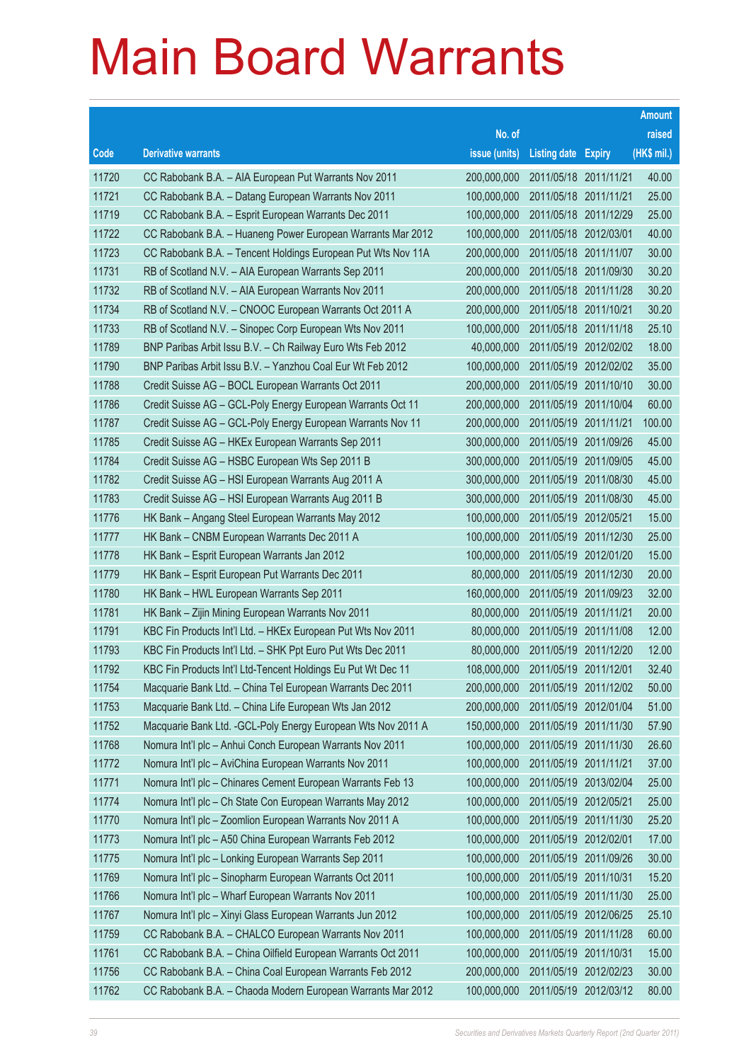# Main Board Warrants

| Code | Derivative warrants | No. of issue (units) | Listing date | Expiry | Amount raised (HK$ mil.) |
|---|---|---|---|---|---|
| 11720 | CC Rabobank B.A. – AIA European Put Warrants Nov 2011 | 200,000,000 | 2011/05/18 | 2011/11/21 | 40.00 |
| 11721 | CC Rabobank B.A. – Datang European Warrants Nov 2011 | 100,000,000 | 2011/05/18 | 2011/11/21 | 25.00 |
| 11719 | CC Rabobank B.A. – Esprit European Warrants Dec 2011 | 100,000,000 | 2011/05/18 | 2011/12/29 | 25.00 |
| 11722 | CC Rabobank B.A. – Huaneng Power European Warrants Mar 2012 | 100,000,000 | 2011/05/18 | 2012/03/01 | 40.00 |
| 11723 | CC Rabobank B.A. – Tencent Holdings European Put Wts Nov 11A | 200,000,000 | 2011/05/18 | 2011/11/07 | 30.00 |
| 11731 | RB of Scotland N.V. – AIA European Warrants Sep 2011 | 200,000,000 | 2011/05/18 | 2011/09/30 | 30.20 |
| 11732 | RB of Scotland N.V. – AIA European Warrants Nov 2011 | 200,000,000 | 2011/05/18 | 2011/11/28 | 30.20 |
| 11734 | RB of Scotland N.V. – CNOOC European Warrants Oct 2011 A | 200,000,000 | 2011/05/18 | 2011/10/21 | 30.20 |
| 11733 | RB of Scotland N.V. – Sinopec Corp European Wts Nov 2011 | 100,000,000 | 2011/05/18 | 2011/11/18 | 25.10 |
| 11789 | BNP Paribas Arbit Issu B.V. – Ch Railway Euro Wts Feb 2012 | 40,000,000 | 2011/05/19 | 2012/02/02 | 18.00 |
| 11790 | BNP Paribas Arbit Issu B.V. – Yanzhou Coal Eur Wt Feb 2012 | 100,000,000 | 2011/05/19 | 2012/02/02 | 35.00 |
| 11788 | Credit Suisse AG – BOCL European Warrants Oct 2011 | 200,000,000 | 2011/05/19 | 2011/10/10 | 30.00 |
| 11786 | Credit Suisse AG – GCL-Poly Energy European Warrants Oct 11 | 200,000,000 | 2011/05/19 | 2011/10/04 | 60.00 |
| 11787 | Credit Suisse AG – GCL-Poly Energy European Warrants Nov 11 | 200,000,000 | 2011/05/19 | 2011/11/21 | 100.00 |
| 11785 | Credit Suisse AG – HKEx European Warrants Sep 2011 | 300,000,000 | 2011/05/19 | 2011/09/26 | 45.00 |
| 11784 | Credit Suisse AG – HSBC European Wts Sep 2011 B | 300,000,000 | 2011/05/19 | 2011/09/05 | 45.00 |
| 11782 | Credit Suisse AG – HSI European Warrants Aug 2011 A | 300,000,000 | 2011/05/19 | 2011/08/30 | 45.00 |
| 11783 | Credit Suisse AG – HSI European Warrants Aug 2011 B | 300,000,000 | 2011/05/19 | 2011/08/30 | 45.00 |
| 11776 | HK Bank – Angang Steel European Warrants May 2012 | 100,000,000 | 2011/05/19 | 2012/05/21 | 15.00 |
| 11777 | HK Bank – CNBM European Warrants Dec 2011 A | 100,000,000 | 2011/05/19 | 2011/12/30 | 25.00 |
| 11778 | HK Bank – Esprit European Warrants Jan 2012 | 100,000,000 | 2011/05/19 | 2012/01/20 | 15.00 |
| 11779 | HK Bank – Esprit European Put Warrants Dec 2011 | 80,000,000 | 2011/05/19 | 2011/12/30 | 20.00 |
| 11780 | HK Bank – HWL European Warrants Sep 2011 | 160,000,000 | 2011/05/19 | 2011/09/23 | 32.00 |
| 11781 | HK Bank – Zijin Mining European Warrants Nov 2011 | 80,000,000 | 2011/05/19 | 2011/11/21 | 20.00 |
| 11791 | KBC Fin Products Int'l Ltd. – HKEx European Put Wts Nov 2011 | 80,000,000 | 2011/05/19 | 2011/11/08 | 12.00 |
| 11793 | KBC Fin Products Int'l Ltd. – SHK Ppt Euro Put Wts Dec 2011 | 80,000,000 | 2011/05/19 | 2011/12/20 | 12.00 |
| 11792 | KBC Fin Products Int'l Ltd-Tencent Holdings Eu Put Wt Dec 11 | 108,000,000 | 2011/05/19 | 2011/12/01 | 32.40 |
| 11754 | Macquarie Bank Ltd. – China Tel European Warrants Dec 2011 | 200,000,000 | 2011/05/19 | 2011/12/02 | 50.00 |
| 11753 | Macquarie Bank Ltd. – China Life European Wts Jan 2012 | 200,000,000 | 2011/05/19 | 2012/01/04 | 51.00 |
| 11752 | Macquarie Bank Ltd. -GCL-Poly Energy European Wts Nov 2011 A | 150,000,000 | 2011/05/19 | 2011/11/30 | 57.90 |
| 11768 | Nomura Int'l plc – Anhui Conch European Warrants Nov 2011 | 100,000,000 | 2011/05/19 | 2011/11/30 | 26.60 |
| 11772 | Nomura Int'l plc – AviChina European Warrants Nov 2011 | 100,000,000 | 2011/05/19 | 2011/11/21 | 37.00 |
| 11771 | Nomura Int'l plc – Chinares Cement European Warrants Feb 13 | 100,000,000 | 2011/05/19 | 2013/02/04 | 25.00 |
| 11774 | Nomura Int'l plc – Ch State Con European Warrants May 2012 | 100,000,000 | 2011/05/19 | 2012/05/21 | 25.00 |
| 11770 | Nomura Int'l plc – Zoomlion European Warrants Nov 2011 A | 100,000,000 | 2011/05/19 | 2011/11/30 | 25.20 |
| 11773 | Nomura Int'l plc – A50 China European Warrants Feb 2012 | 100,000,000 | 2011/05/19 | 2012/02/01 | 17.00 |
| 11775 | Nomura Int'l plc – Lonking European Warrants Sep 2011 | 100,000,000 | 2011/05/19 | 2011/09/26 | 30.00 |
| 11769 | Nomura Int'l plc – Sinopharm European Warrants Oct 2011 | 100,000,000 | 2011/05/19 | 2011/10/31 | 15.20 |
| 11766 | Nomura Int'l plc – Wharf European Warrants Nov 2011 | 100,000,000 | 2011/05/19 | 2011/11/30 | 25.00 |
| 11767 | Nomura Int'l plc – Xinyi Glass European Warrants Jun 2012 | 100,000,000 | 2011/05/19 | 2012/06/25 | 25.10 |
| 11759 | CC Rabobank B.A. – CHALCO European Warrants Nov 2011 | 100,000,000 | 2011/05/19 | 2011/11/28 | 60.00 |
| 11761 | CC Rabobank B.A. – China Oilfield European Warrants Oct 2011 | 100,000,000 | 2011/05/19 | 2011/10/31 | 15.00 |
| 11756 | CC Rabobank B.A. – China Coal European Warrants Feb 2012 | 200,000,000 | 2011/05/19 | 2012/02/23 | 30.00 |
| 11762 | CC Rabobank B.A. – Chaoda Modern European Warrants Mar 2012 | 100,000,000 | 2011/05/19 | 2012/03/12 | 80.00 |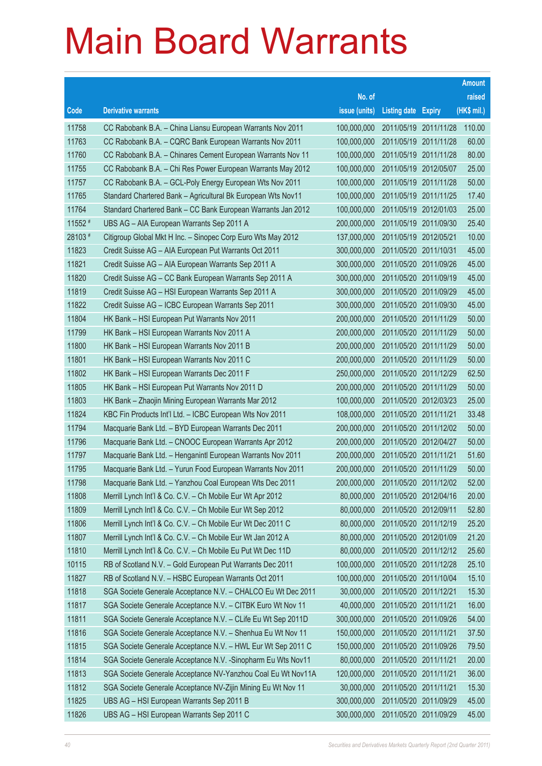# Main Board Warrants

| Code | Derivative warrants | No. of issue (units) | Listing date | Expiry | Amount raised (HK$ mil.) |
|---|---|---|---|---|---|
| 11758 | CC Rabobank B.A. – China Liansu European Warrants Nov 2011 | 100,000,000 | 2011/05/19 | 2011/11/28 | 110.00 |
| 11763 | CC Rabobank B.A. – CQRC Bank European Warrants Nov 2011 | 100,000,000 | 2011/05/19 | 2011/11/28 | 60.00 |
| 11760 | CC Rabobank B.A. – Chinares Cement European Warrants Nov 11 | 100,000,000 | 2011/05/19 | 2011/11/28 | 80.00 |
| 11755 | CC Rabobank B.A. – Chi Res Power European Warrants May 2012 | 100,000,000 | 2011/05/19 | 2012/05/07 | 25.00 |
| 11757 | CC Rabobank B.A. – GCL-Poly Energy European Wts Nov 2011 | 100,000,000 | 2011/05/19 | 2011/11/28 | 50.00 |
| 11765 | Standard Chartered Bank – Agricultural Bk European Wts Nov11 | 100,000,000 | 2011/05/19 | 2011/11/25 | 17.40 |
| 11764 | Standard Chartered Bank – CC Bank European Warrants Jan 2012 | 100,000,000 | 2011/05/19 | 2012/01/03 | 25.00 |
| 11552 # | UBS AG – AIA European Warrants Sep 2011 A | 200,000,000 | 2011/05/19 | 2011/09/30 | 25.40 |
| 28103 # | Citigroup Global Mkt H Inc. – Sinopec Corp Euro Wts May 2012 | 137,000,000 | 2011/05/19 | 2012/05/21 | 10.00 |
| 11823 | Credit Suisse AG – AIA European Put Warrants Oct 2011 | 300,000,000 | 2011/05/20 | 2011/10/31 | 45.00 |
| 11821 | Credit Suisse AG – AIA European Warrants Sep 2011 A | 300,000,000 | 2011/05/20 | 2011/09/26 | 45.00 |
| 11820 | Credit Suisse AG – CC Bank European Warrants Sep 2011 A | 300,000,000 | 2011/05/20 | 2011/09/19 | 45.00 |
| 11819 | Credit Suisse AG – HSI European Warrants Sep 2011 A | 300,000,000 | 2011/05/20 | 2011/09/29 | 45.00 |
| 11822 | Credit Suisse AG – ICBC European Warrants Sep 2011 | 300,000,000 | 2011/05/20 | 2011/09/30 | 45.00 |
| 11804 | HK Bank – HSI European Put Warrants Nov 2011 | 200,000,000 | 2011/05/20 | 2011/11/29 | 50.00 |
| 11799 | HK Bank – HSI European Warrants Nov 2011 A | 200,000,000 | 2011/05/20 | 2011/11/29 | 50.00 |
| 11800 | HK Bank – HSI European Warrants Nov 2011 B | 200,000,000 | 2011/05/20 | 2011/11/29 | 50.00 |
| 11801 | HK Bank – HSI European Warrants Nov 2011 C | 200,000,000 | 2011/05/20 | 2011/11/29 | 50.00 |
| 11802 | HK Bank – HSI European Warrants Dec 2011 F | 250,000,000 | 2011/05/20 | 2011/12/29 | 62.50 |
| 11805 | HK Bank – HSI European Put Warrants Nov 2011 D | 200,000,000 | 2011/05/20 | 2011/11/29 | 50.00 |
| 11803 | HK Bank – Zhaojin Mining European Warrants Mar 2012 | 100,000,000 | 2011/05/20 | 2012/03/23 | 25.00 |
| 11824 | KBC Fin Products Int'l Ltd. – ICBC European Wts Nov 2011 | 108,000,000 | 2011/05/20 | 2011/11/21 | 33.48 |
| 11794 | Macquarie Bank Ltd. – BYD European Warrants Dec 2011 | 200,000,000 | 2011/05/20 | 2011/12/02 | 50.00 |
| 11796 | Macquarie Bank Ltd. – CNOOC European Warrants Apr 2012 | 200,000,000 | 2011/05/20 | 2012/04/27 | 50.00 |
| 11797 | Macquarie Bank Ltd. – Henganintl European Warrants Nov 2011 | 200,000,000 | 2011/05/20 | 2011/11/21 | 51.60 |
| 11795 | Macquarie Bank Ltd. – Yurun Food European Warrants Nov 2011 | 200,000,000 | 2011/05/20 | 2011/11/29 | 50.00 |
| 11798 | Macquarie Bank Ltd. – Yanzhou Coal European Wts Dec 2011 | 200,000,000 | 2011/05/20 | 2011/12/02 | 52.00 |
| 11808 | Merrill Lynch Int'l & Co. C.V. – Ch Mobile Eur Wt Apr 2012 | 80,000,000 | 2011/05/20 | 2012/04/16 | 20.00 |
| 11809 | Merrill Lynch Int'l & Co. C.V. – Ch Mobile Eur Wt Sep 2012 | 80,000,000 | 2011/05/20 | 2012/09/11 | 52.80 |
| 11806 | Merrill Lynch Int'l & Co. C.V. – Ch Mobile Eur Wt Dec 2011 C | 80,000,000 | 2011/05/20 | 2011/12/19 | 25.20 |
| 11807 | Merrill Lynch Int'l & Co. C.V. – Ch Mobile Eur Wt Jan 2012 A | 80,000,000 | 2011/05/20 | 2012/01/09 | 21.20 |
| 11810 | Merrill Lynch Int'l & Co. C.V. – Ch Mobile Eu Put Wt Dec 11D | 80,000,000 | 2011/05/20 | 2011/12/12 | 25.60 |
| 10115 | RB of Scotland N.V. – Gold European Put Warrants Dec 2011 | 100,000,000 | 2011/05/20 | 2011/12/28 | 25.10 |
| 11827 | RB of Scotland N.V. – HSBC European Warrants Oct 2011 | 100,000,000 | 2011/05/20 | 2011/10/04 | 15.10 |
| 11818 | SGA Societe Generale Acceptance N.V. – CHALCO Eu Wt Dec 2011 | 30,000,000 | 2011/05/20 | 2011/12/21 | 15.30 |
| 11817 | SGA Societe Generale Acceptance N.V. – CITBK Euro Wt Nov 11 | 40,000,000 | 2011/05/20 | 2011/11/21 | 16.00 |
| 11811 | SGA Societe Generale Acceptance N.V. – CLife Eu Wt Sep 2011D | 300,000,000 | 2011/05/20 | 2011/09/26 | 54.00 |
| 11816 | SGA Societe Generale Acceptance N.V. – Shenhua Eu Wt Nov 11 | 150,000,000 | 2011/05/20 | 2011/11/21 | 37.50 |
| 11815 | SGA Societe Generale Acceptance N.V. – HWL Eur Wt Sep 2011 C | 150,000,000 | 2011/05/20 | 2011/09/26 | 79.50 |
| 11814 | SGA Societe Generale Acceptance N.V. -Sinopharm Eu Wts Nov11 | 80,000,000 | 2011/05/20 | 2011/11/21 | 20.00 |
| 11813 | SGA Societe Generale Acceptance NV-Yanzhou Coal Eu Wt Nov11A | 120,000,000 | 2011/05/20 | 2011/11/21 | 36.00 |
| 11812 | SGA Societe Generale Acceptance NV-Zijin Mining Eu Wt Nov 11 | 30,000,000 | 2011/05/20 | 2011/11/21 | 15.30 |
| 11825 | UBS AG – HSI European Warrants Sep 2011 B | 300,000,000 | 2011/05/20 | 2011/09/29 | 45.00 |
| 11826 | UBS AG – HSI European Warrants Sep 2011 C | 300,000,000 | 2011/05/20 | 2011/09/29 | 45.00 |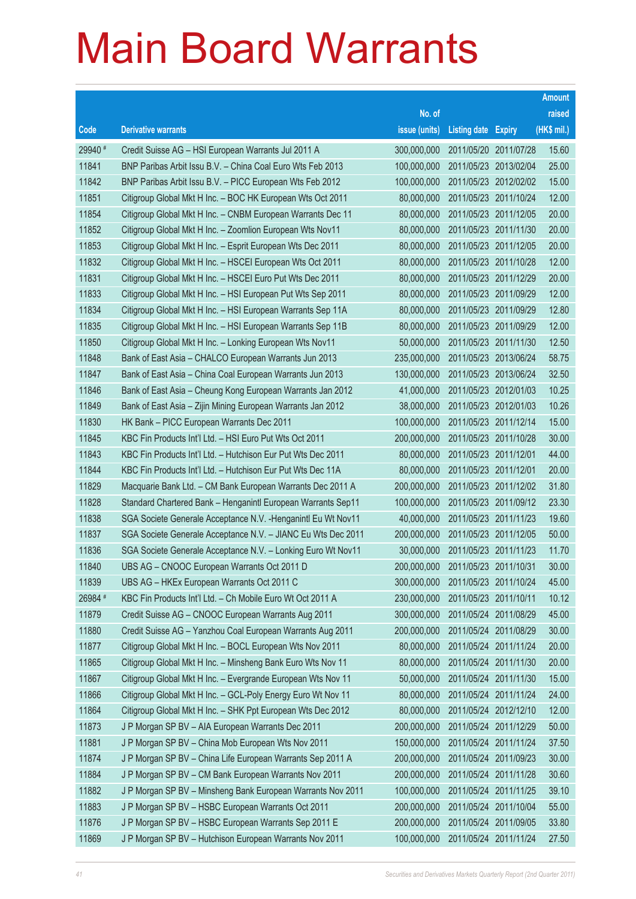# Main Board Warrants

| Code | Derivative warrants | No. of issue (units) | Listing date | Expiry | Amount raised (HK$ mil.) |
|---|---|---|---|---|---|
| 29940 # | Credit Suisse AG – HSI European Warrants Jul 2011 A | 300,000,000 | 2011/05/20 | 2011/07/28 | 15.60 |
| 11841 | BNP Paribas Arbit Issu B.V. – China Coal Euro Wts Feb 2013 | 100,000,000 | 2011/05/23 | 2013/02/04 | 25.00 |
| 11842 | BNP Paribas Arbit Issu B.V. – PICC European Wts Feb 2012 | 100,000,000 | 2011/05/23 | 2012/02/02 | 15.00 |
| 11851 | Citigroup Global Mkt H Inc. – BOC HK European Wts Oct 2011 | 80,000,000 | 2011/05/23 | 2011/10/24 | 12.00 |
| 11854 | Citigroup Global Mkt H Inc. – CNBM European Warrants Dec 11 | 80,000,000 | 2011/05/23 | 2011/12/05 | 20.00 |
| 11852 | Citigroup Global Mkt H Inc. – Zoomlion European Wts Nov11 | 80,000,000 | 2011/05/23 | 2011/11/30 | 20.00 |
| 11853 | Citigroup Global Mkt H Inc. – Esprit European Wts Dec 2011 | 80,000,000 | 2011/05/23 | 2011/12/05 | 20.00 |
| 11832 | Citigroup Global Mkt H Inc. – HSCEI European Wts Oct 2011 | 80,000,000 | 2011/05/23 | 2011/10/28 | 12.00 |
| 11831 | Citigroup Global Mkt H Inc. – HSCEI Euro Put Wts Dec 2011 | 80,000,000 | 2011/05/23 | 2011/12/29 | 20.00 |
| 11833 | Citigroup Global Mkt H Inc. – HSI European Put Wts Sep 2011 | 80,000,000 | 2011/05/23 | 2011/09/29 | 12.00 |
| 11834 | Citigroup Global Mkt H Inc. – HSI European Warrants Sep 11A | 80,000,000 | 2011/05/23 | 2011/09/29 | 12.80 |
| 11835 | Citigroup Global Mkt H Inc. – HSI European Warrants Sep 11B | 80,000,000 | 2011/05/23 | 2011/09/29 | 12.00 |
| 11850 | Citigroup Global Mkt H Inc. – Lonking European Wts Nov11 | 50,000,000 | 2011/05/23 | 2011/11/30 | 12.50 |
| 11848 | Bank of East Asia – CHALCO European Warrants Jun 2013 | 235,000,000 | 2011/05/23 | 2013/06/24 | 58.75 |
| 11847 | Bank of East Asia – China Coal European Warrants Jun 2013 | 130,000,000 | 2011/05/23 | 2013/06/24 | 32.50 |
| 11846 | Bank of East Asia – Cheung Kong European Warrants Jan 2012 | 41,000,000 | 2011/05/23 | 2012/01/03 | 10.25 |
| 11849 | Bank of East Asia – Zijin Mining European Warrants Jan 2012 | 38,000,000 | 2011/05/23 | 2012/01/03 | 10.26 |
| 11830 | HK Bank – PICC European Warrants Dec 2011 | 100,000,000 | 2011/05/23 | 2011/12/14 | 15.00 |
| 11845 | KBC Fin Products Int'l Ltd. – HSI Euro Put Wts Oct 2011 | 200,000,000 | 2011/05/23 | 2011/10/28 | 30.00 |
| 11843 | KBC Fin Products Int'l Ltd. – Hutchison Eur Put Wts Dec 2011 | 80,000,000 | 2011/05/23 | 2011/12/01 | 44.00 |
| 11844 | KBC Fin Products Int'l Ltd. – Hutchison Eur Put Wts Dec 11A | 80,000,000 | 2011/05/23 | 2011/12/01 | 20.00 |
| 11829 | Macquarie Bank Ltd. – CM Bank European Warrants Dec 2011 A | 200,000,000 | 2011/05/23 | 2011/12/02 | 31.80 |
| 11828 | Standard Chartered Bank – Henganintl European Warrants Sep11 | 100,000,000 | 2011/05/23 | 2011/09/12 | 23.30 |
| 11838 | SGA Societe Generale Acceptance N.V. -Henganintl Eu Wt Nov11 | 40,000,000 | 2011/05/23 | 2011/11/23 | 19.60 |
| 11837 | SGA Societe Generale Acceptance N.V. – JIANC Eu Wts Dec 2011 | 200,000,000 | 2011/05/23 | 2011/12/05 | 50.00 |
| 11836 | SGA Societe Generale Acceptance N.V. – Lonking Euro Wt Nov11 | 30,000,000 | 2011/05/23 | 2011/11/23 | 11.70 |
| 11840 | UBS AG – CNOOC European Warrants Oct 2011 D | 200,000,000 | 2011/05/23 | 2011/10/31 | 30.00 |
| 11839 | UBS AG – HKEx European Warrants Oct 2011 C | 300,000,000 | 2011/05/23 | 2011/10/24 | 45.00 |
| 26984 # | KBC Fin Products Int'l Ltd. – Ch Mobile Euro Wt Oct 2011 A | 230,000,000 | 2011/05/23 | 2011/10/11 | 10.12 |
| 11879 | Credit Suisse AG – CNOOC European Warrants Aug 2011 | 300,000,000 | 2011/05/24 | 2011/08/29 | 45.00 |
| 11880 | Credit Suisse AG – Yanzhou Coal European Warrants Aug 2011 | 200,000,000 | 2011/05/24 | 2011/08/29 | 30.00 |
| 11877 | Citigroup Global Mkt H Inc. – BOCL European Wts Nov 2011 | 80,000,000 | 2011/05/24 | 2011/11/24 | 20.00 |
| 11865 | Citigroup Global Mkt H Inc. – Minsheng Bank Euro Wts Nov 11 | 80,000,000 | 2011/05/24 | 2011/11/30 | 20.00 |
| 11867 | Citigroup Global Mkt H Inc. – Evergrande European Wts Nov 11 | 50,000,000 | 2011/05/24 | 2011/11/30 | 15.00 |
| 11866 | Citigroup Global Mkt H Inc. – GCL-Poly Energy Euro Wt Nov 11 | 80,000,000 | 2011/05/24 | 2011/11/24 | 24.00 |
| 11864 | Citigroup Global Mkt H Inc. – SHK Ppt European Wts Dec 2012 | 80,000,000 | 2011/05/24 | 2012/12/10 | 12.00 |
| 11873 | J P Morgan SP BV – AIA European Warrants Dec 2011 | 200,000,000 | 2011/05/24 | 2011/12/29 | 50.00 |
| 11881 | J P Morgan SP BV – China Mob European Wts Nov 2011 | 150,000,000 | 2011/05/24 | 2011/11/24 | 37.50 |
| 11874 | J P Morgan SP BV – China Life European Warrants Sep 2011 A | 200,000,000 | 2011/05/24 | 2011/09/23 | 30.00 |
| 11884 | J P Morgan SP BV – CM Bank European Warrants Nov 2011 | 200,000,000 | 2011/05/24 | 2011/11/28 | 30.60 |
| 11882 | J P Morgan SP BV – Minsheng Bank European Warrants Nov 2011 | 100,000,000 | 2011/05/24 | 2011/11/25 | 39.10 |
| 11883 | J P Morgan SP BV – HSBC European Warrants Oct 2011 | 200,000,000 | 2011/05/24 | 2011/10/04 | 55.00 |
| 11876 | J P Morgan SP BV – HSBC European Warrants Sep 2011 E | 200,000,000 | 2011/05/24 | 2011/09/05 | 33.80 |
| 11869 | J P Morgan SP BV – Hutchison European Warrants Nov 2011 | 100,000,000 | 2011/05/24 | 2011/11/24 | 27.50 |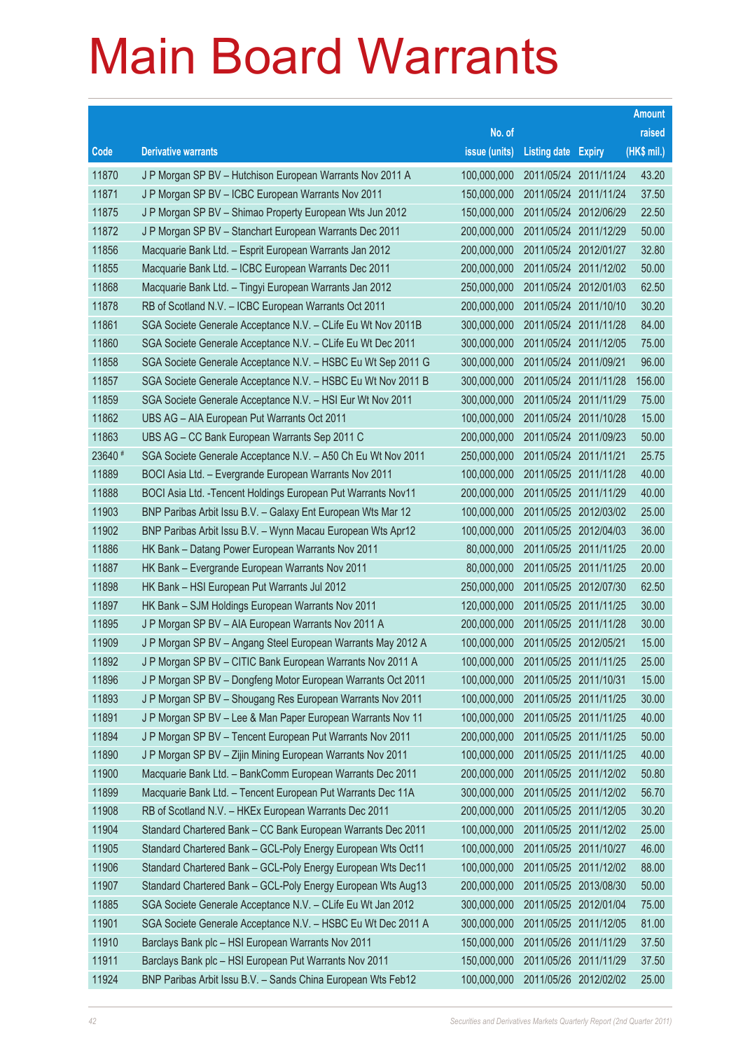# Main Board Warrants

| Code | Derivative warrants | No. of issue (units) | Listing date | Expiry | Amount raised (HK$ mil.) |
|---|---|---|---|---|---|
| 11870 | J P Morgan SP BV – Hutchison European Warrants Nov 2011 A | 100,000,000 | 2011/05/24 | 2011/11/24 | 43.20 |
| 11871 | J P Morgan SP BV – ICBC European Warrants Nov 2011 | 150,000,000 | 2011/05/24 | 2011/11/24 | 37.50 |
| 11875 | J P Morgan SP BV – Shimao Property European Wts Jun 2012 | 150,000,000 | 2011/05/24 | 2012/06/29 | 22.50 |
| 11872 | J P Morgan SP BV – Stanchart European Warrants Dec 2011 | 200,000,000 | 2011/05/24 | 2011/12/29 | 50.00 |
| 11856 | Macquarie Bank Ltd. – Esprit European Warrants Jan 2012 | 200,000,000 | 2011/05/24 | 2012/01/27 | 32.80 |
| 11855 | Macquarie Bank Ltd. – ICBC European Warrants Dec 2011 | 200,000,000 | 2011/05/24 | 2011/12/02 | 50.00 |
| 11868 | Macquarie Bank Ltd. – Tingyi European Warrants Jan 2012 | 250,000,000 | 2011/05/24 | 2012/01/03 | 62.50 |
| 11878 | RB of Scotland N.V. – ICBC European Warrants Oct 2011 | 200,000,000 | 2011/05/24 | 2011/10/10 | 30.20 |
| 11861 | SGA Societe Generale Acceptance N.V. – CLife Eu Wt Nov 2011B | 300,000,000 | 2011/05/24 | 2011/11/28 | 84.00 |
| 11860 | SGA Societe Generale Acceptance N.V. – CLife Eu Wt Dec 2011 | 300,000,000 | 2011/05/24 | 2011/12/05 | 75.00 |
| 11858 | SGA Societe Generale Acceptance N.V. – HSBC Eu Wt Sep 2011 G | 300,000,000 | 2011/05/24 | 2011/09/21 | 96.00 |
| 11857 | SGA Societe Generale Acceptance N.V. – HSBC Eu Wt Nov 2011 B | 300,000,000 | 2011/05/24 | 2011/11/28 | 156.00 |
| 11859 | SGA Societe Generale Acceptance N.V. – HSI Eur Wt Nov 2011 | 300,000,000 | 2011/05/24 | 2011/11/29 | 75.00 |
| 11862 | UBS AG – AIA European Put Warrants Oct 2011 | 100,000,000 | 2011/05/24 | 2011/10/28 | 15.00 |
| 11863 | UBS AG – CC Bank European Warrants Sep 2011 C | 200,000,000 | 2011/05/24 | 2011/09/23 | 50.00 |
| 23640 # | SGA Societe Generale Acceptance N.V. – A50 Ch Eu Wt Nov 2011 | 250,000,000 | 2011/05/24 | 2011/11/21 | 25.75 |
| 11889 | BOCI Asia Ltd. – Evergrande European Warrants Nov 2011 | 100,000,000 | 2011/05/25 | 2011/11/28 | 40.00 |
| 11888 | BOCI Asia Ltd. -Tencent Holdings European Put Warrants Nov11 | 200,000,000 | 2011/05/25 | 2011/11/29 | 40.00 |
| 11903 | BNP Paribas Arbit Issu B.V. – Galaxy Ent European Wts Mar 12 | 100,000,000 | 2011/05/25 | 2012/03/02 | 25.00 |
| 11902 | BNP Paribas Arbit Issu B.V. – Wynn Macau European Wts Apr12 | 100,000,000 | 2011/05/25 | 2012/04/03 | 36.00 |
| 11886 | HK Bank – Datang Power European Warrants Nov 2011 | 80,000,000 | 2011/05/25 | 2011/11/25 | 20.00 |
| 11887 | HK Bank – Evergrande European Warrants Nov 2011 | 80,000,000 | 2011/05/25 | 2011/11/25 | 20.00 |
| 11898 | HK Bank – HSI European Put Warrants Jul 2012 | 250,000,000 | 2011/05/25 | 2012/07/30 | 62.50 |
| 11897 | HK Bank – SJM Holdings European Warrants Nov 2011 | 120,000,000 | 2011/05/25 | 2011/11/25 | 30.00 |
| 11895 | J P Morgan SP BV – AIA European Warrants Nov 2011 A | 200,000,000 | 2011/05/25 | 2011/11/28 | 30.00 |
| 11909 | J P Morgan SP BV – Angang Steel European Warrants May 2012 A | 100,000,000 | 2011/05/25 | 2012/05/21 | 15.00 |
| 11892 | J P Morgan SP BV – CITIC Bank European Warrants Nov 2011 A | 100,000,000 | 2011/05/25 | 2011/11/25 | 25.00 |
| 11896 | J P Morgan SP BV – Dongfeng Motor European Warrants Oct 2011 | 100,000,000 | 2011/05/25 | 2011/10/31 | 15.00 |
| 11893 | J P Morgan SP BV – Shougang Res European Warrants Nov 2011 | 100,000,000 | 2011/05/25 | 2011/11/25 | 30.00 |
| 11891 | J P Morgan SP BV – Lee & Man Paper European Warrants Nov 11 | 100,000,000 | 2011/05/25 | 2011/11/25 | 40.00 |
| 11894 | J P Morgan SP BV – Tencent European Put Warrants Nov 2011 | 200,000,000 | 2011/05/25 | 2011/11/25 | 50.00 |
| 11890 | J P Morgan SP BV – Zijin Mining European Warrants Nov 2011 | 100,000,000 | 2011/05/25 | 2011/11/25 | 40.00 |
| 11900 | Macquarie Bank Ltd. – BankComm European Warrants Dec 2011 | 200,000,000 | 2011/05/25 | 2011/12/02 | 50.80 |
| 11899 | Macquarie Bank Ltd. – Tencent European Put Warrants Dec 11A | 300,000,000 | 2011/05/25 | 2011/12/02 | 56.70 |
| 11908 | RB of Scotland N.V. – HKEx European Warrants Dec 2011 | 200,000,000 | 2011/05/25 | 2011/12/05 | 30.20 |
| 11904 | Standard Chartered Bank – CC Bank European Warrants Dec 2011 | 100,000,000 | 2011/05/25 | 2011/12/02 | 25.00 |
| 11905 | Standard Chartered Bank – GCL-Poly Energy European Wts Oct11 | 100,000,000 | 2011/05/25 | 2011/10/27 | 46.00 |
| 11906 | Standard Chartered Bank – GCL-Poly Energy European Wts Dec11 | 100,000,000 | 2011/05/25 | 2011/12/02 | 88.00 |
| 11907 | Standard Chartered Bank – GCL-Poly Energy European Wts Aug13 | 200,000,000 | 2011/05/25 | 2013/08/30 | 50.00 |
| 11885 | SGA Societe Generale Acceptance N.V. – CLife Eu Wt Jan 2012 | 300,000,000 | 2011/05/25 | 2012/01/04 | 75.00 |
| 11901 | SGA Societe Generale Acceptance N.V. – HSBC Eu Wt Dec 2011 A | 300,000,000 | 2011/05/25 | 2011/12/05 | 81.00 |
| 11910 | Barclays Bank plc – HSI European Warrants Nov 2011 | 150,000,000 | 2011/05/26 | 2011/11/29 | 37.50 |
| 11911 | Barclays Bank plc – HSI European Put Warrants Nov 2011 | 150,000,000 | 2011/05/26 | 2011/11/29 | 37.50 |
| 11924 | BNP Paribas Arbit Issu B.V. – Sands China European Wts Feb12 | 100,000,000 | 2011/05/26 | 2012/02/02 | 25.00 |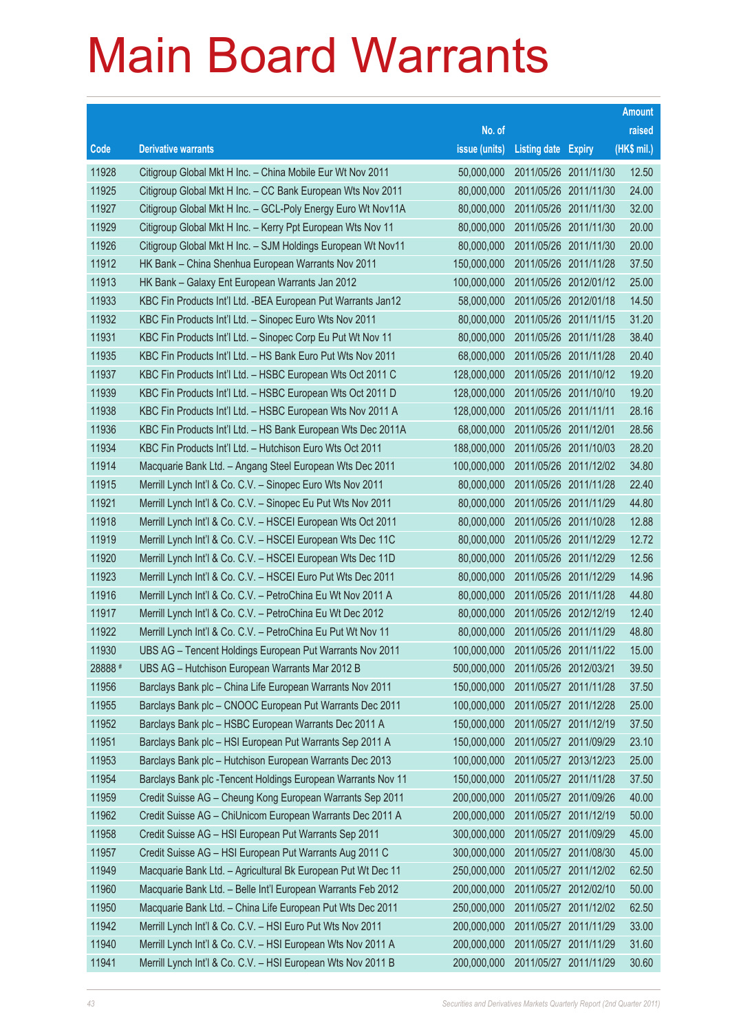# Main Board Warrants

| Code | Derivative warrants | No. of issue (units) | Listing date | Expiry | Amount raised (HK$ mil.) |
|---|---|---|---|---|---|
| 11928 | Citigroup Global Mkt H Inc. – China Mobile Eur Wt Nov 2011 | 50,000,000 | 2011/05/26 | 2011/11/30 | 12.50 |
| 11925 | Citigroup Global Mkt H Inc. – CC Bank European Wts Nov 2011 | 80,000,000 | 2011/05/26 | 2011/11/30 | 24.00 |
| 11927 | Citigroup Global Mkt H Inc. – GCL-Poly Energy Euro Wt Nov11A | 80,000,000 | 2011/05/26 | 2011/11/30 | 32.00 |
| 11929 | Citigroup Global Mkt H Inc. – Kerry Ppt European Wts Nov 11 | 80,000,000 | 2011/05/26 | 2011/11/30 | 20.00 |
| 11926 | Citigroup Global Mkt H Inc. – SJM Holdings European Wt Nov11 | 80,000,000 | 2011/05/26 | 2011/11/30 | 20.00 |
| 11912 | HK Bank – China Shenhua European Warrants Nov 2011 | 150,000,000 | 2011/05/26 | 2011/11/28 | 37.50 |
| 11913 | HK Bank – Galaxy Ent European Warrants Jan 2012 | 100,000,000 | 2011/05/26 | 2012/01/12 | 25.00 |
| 11933 | KBC Fin Products Int'l Ltd. -BEA European Put Warrants Jan12 | 58,000,000 | 2011/05/26 | 2012/01/18 | 14.50 |
| 11932 | KBC Fin Products Int'l Ltd. – Sinopec Euro Wts Nov 2011 | 80,000,000 | 2011/05/26 | 2011/11/15 | 31.20 |
| 11931 | KBC Fin Products Int'l Ltd. – Sinopec Corp Eu Put Wt Nov 11 | 80,000,000 | 2011/05/26 | 2011/11/28 | 38.40 |
| 11935 | KBC Fin Products Int'l Ltd. – HS Bank Euro Put Wts Nov 2011 | 68,000,000 | 2011/05/26 | 2011/11/28 | 20.40 |
| 11937 | KBC Fin Products Int'l Ltd. – HSBC European Wts Oct 2011 C | 128,000,000 | 2011/05/26 | 2011/10/12 | 19.20 |
| 11939 | KBC Fin Products Int'l Ltd. – HSBC European Wts Oct 2011 D | 128,000,000 | 2011/05/26 | 2011/10/10 | 19.20 |
| 11938 | KBC Fin Products Int'l Ltd. – HSBC European Wts Nov 2011 A | 128,000,000 | 2011/05/26 | 2011/11/11 | 28.16 |
| 11936 | KBC Fin Products Int'l Ltd. – HS Bank European Wts Dec 2011A | 68,000,000 | 2011/05/26 | 2011/12/01 | 28.56 |
| 11934 | KBC Fin Products Int'l Ltd. – Hutchison Euro Wts Oct 2011 | 188,000,000 | 2011/05/26 | 2011/10/03 | 28.20 |
| 11914 | Macquarie Bank Ltd. – Angang Steel European Wts Dec 2011 | 100,000,000 | 2011/05/26 | 2011/12/02 | 34.80 |
| 11915 | Merrill Lynch Int'l & Co. C.V. – Sinopec Euro Wts Nov 2011 | 80,000,000 | 2011/05/26 | 2011/11/28 | 22.40 |
| 11921 | Merrill Lynch Int'l & Co. C.V. – Sinopec Eu Put Wts Nov 2011 | 80,000,000 | 2011/05/26 | 2011/11/29 | 44.80 |
| 11918 | Merrill Lynch Int'l & Co. C.V. – HSCEI European Wts Oct 2011 | 80,000,000 | 2011/05/26 | 2011/10/28 | 12.88 |
| 11919 | Merrill Lynch Int'l & Co. C.V. – HSCEI European Wts Dec 11C | 80,000,000 | 2011/05/26 | 2011/12/29 | 12.72 |
| 11920 | Merrill Lynch Int'l & Co. C.V. – HSCEI European Wts Dec 11D | 80,000,000 | 2011/05/26 | 2011/12/29 | 12.56 |
| 11923 | Merrill Lynch Int'l & Co. C.V. – HSCEI Euro Put Wts Dec 2011 | 80,000,000 | 2011/05/26 | 2011/12/29 | 14.96 |
| 11916 | Merrill Lynch Int'l & Co. C.V. – PetroChina Eu Wt Nov 2011 A | 80,000,000 | 2011/05/26 | 2011/11/28 | 44.80 |
| 11917 | Merrill Lynch Int'l & Co. C.V. – PetroChina Eu Wt Dec 2012 | 80,000,000 | 2011/05/26 | 2012/12/19 | 12.40 |
| 11922 | Merrill Lynch Int'l & Co. C.V. – PetroChina Eu Put Wt Nov 11 | 80,000,000 | 2011/05/26 | 2011/11/29 | 48.80 |
| 11930 | UBS AG – Tencent Holdings European Put Warrants Nov 2011 | 100,000,000 | 2011/05/26 | 2011/11/22 | 15.00 |
| 28888 # | UBS AG – Hutchison European Warrants Mar 2012 B | 500,000,000 | 2011/05/26 | 2012/03/21 | 39.50 |
| 11956 | Barclays Bank plc – China Life European Warrants Nov 2011 | 150,000,000 | 2011/05/27 | 2011/11/28 | 37.50 |
| 11955 | Barclays Bank plc – CNOOC European Put Warrants Dec 2011 | 100,000,000 | 2011/05/27 | 2011/12/28 | 25.00 |
| 11952 | Barclays Bank plc – HSBC European Warrants Dec 2011 A | 150,000,000 | 2011/05/27 | 2011/12/19 | 37.50 |
| 11951 | Barclays Bank plc – HSI European Put Warrants Sep 2011 A | 150,000,000 | 2011/05/27 | 2011/09/29 | 23.10 |
| 11953 | Barclays Bank plc – Hutchison European Warrants Dec 2013 | 100,000,000 | 2011/05/27 | 2013/12/23 | 25.00 |
| 11954 | Barclays Bank plc -Tencent Holdings European Warrants Nov 11 | 150,000,000 | 2011/05/27 | 2011/11/28 | 37.50 |
| 11959 | Credit Suisse AG – Cheung Kong European Warrants Sep 2011 | 200,000,000 | 2011/05/27 | 2011/09/26 | 40.00 |
| 11962 | Credit Suisse AG – ChiUnicom European Warrants Dec 2011 A | 200,000,000 | 2011/05/27 | 2011/12/19 | 50.00 |
| 11958 | Credit Suisse AG – HSI European Put Warrants Sep 2011 | 300,000,000 | 2011/05/27 | 2011/09/29 | 45.00 |
| 11957 | Credit Suisse AG – HSI European Put Warrants Aug 2011 C | 300,000,000 | 2011/05/27 | 2011/08/30 | 45.00 |
| 11949 | Macquarie Bank Ltd. – Agricultural Bk European Put Wt Dec 11 | 250,000,000 | 2011/05/27 | 2011/12/02 | 62.50 |
| 11960 | Macquarie Bank Ltd. – Belle Int'l European Warrants Feb 2012 | 200,000,000 | 2011/05/27 | 2012/02/10 | 50.00 |
| 11950 | Macquarie Bank Ltd. – China Life European Put Wts Dec 2011 | 250,000,000 | 2011/05/27 | 2011/12/02 | 62.50 |
| 11942 | Merrill Lynch Int'l & Co. C.V. – HSI Euro Put Wts Nov 2011 | 200,000,000 | 2011/05/27 | 2011/11/29 | 33.00 |
| 11940 | Merrill Lynch Int'l & Co. C.V. – HSI European Wts Nov 2011 A | 200,000,000 | 2011/05/27 | 2011/11/29 | 31.60 |
| 11941 | Merrill Lynch Int'l & Co. C.V. – HSI European Wts Nov 2011 B | 200,000,000 | 2011/05/27 | 2011/11/29 | 30.60 |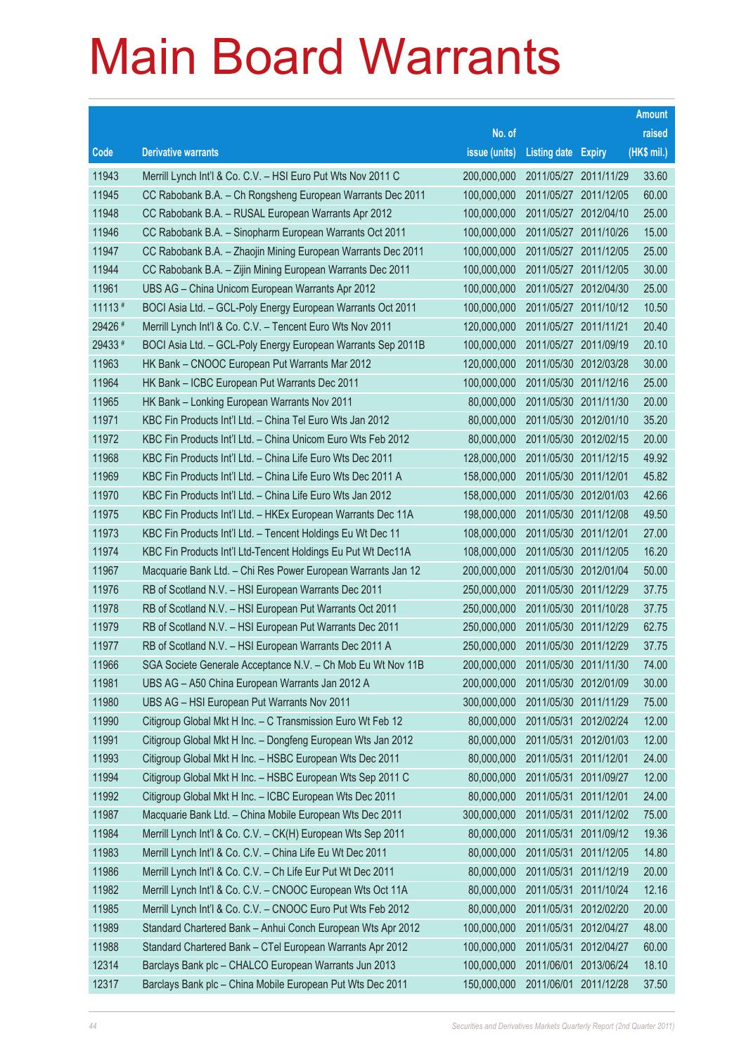# Main Board Warrants

| Code | Derivative warrants | No. of issue (units) | Listing date | Expiry | Amount raised (HK$ mil.) |
|---|---|---|---|---|---|
| 11943 | Merrill Lynch Int'l & Co. C.V. – HSI Euro Put Wts Nov 2011 C | 200,000,000 | 2011/05/27 | 2011/11/29 | 33.60 |
| 11945 | CC Rabobank B.A. – Ch Rongsheng European Warrants Dec 2011 | 100,000,000 | 2011/05/27 | 2011/12/05 | 60.00 |
| 11948 | CC Rabobank B.A. – RUSAL European Warrants Apr 2012 | 100,000,000 | 2011/05/27 | 2012/04/10 | 25.00 |
| 11946 | CC Rabobank B.A. – Sinopharm European Warrants Oct 2011 | 100,000,000 | 2011/05/27 | 2011/10/26 | 15.00 |
| 11947 | CC Rabobank B.A. – Zhaojin Mining European Warrants Dec 2011 | 100,000,000 | 2011/05/27 | 2011/12/05 | 25.00 |
| 11944 | CC Rabobank B.A. – Zijin Mining European Warrants Dec 2011 | 100,000,000 | 2011/05/27 | 2011/12/05 | 30.00 |
| 11961 | UBS AG – China Unicom European Warrants Apr 2012 | 100,000,000 | 2011/05/27 | 2012/04/30 | 25.00 |
| 11113 # | BOCI Asia Ltd. – GCL-Poly Energy European Warrants Oct 2011 | 100,000,000 | 2011/05/27 | 2011/10/12 | 10.50 |
| 29426 # | Merrill Lynch Int'l & Co. C.V. – Tencent Euro Wts Nov 2011 | 120,000,000 | 2011/05/27 | 2011/11/21 | 20.40 |
| 29433 # | BOCI Asia Ltd. – GCL-Poly Energy European Warrants Sep 2011B | 100,000,000 | 2011/05/27 | 2011/09/19 | 20.10 |
| 11963 | HK Bank – CNOOC European Put Warrants Mar 2012 | 120,000,000 | 2011/05/30 | 2012/03/28 | 30.00 |
| 11964 | HK Bank – ICBC European Put Warrants Dec 2011 | 100,000,000 | 2011/05/30 | 2011/12/16 | 25.00 |
| 11965 | HK Bank – Lonking European Warrants Nov 2011 | 80,000,000 | 2011/05/30 | 2011/11/30 | 20.00 |
| 11971 | KBC Fin Products Int'l Ltd. – China Tel Euro Wts Jan 2012 | 80,000,000 | 2011/05/30 | 2012/01/10 | 35.20 |
| 11972 | KBC Fin Products Int'l Ltd. – China Unicom Euro Wts Feb 2012 | 80,000,000 | 2011/05/30 | 2012/02/15 | 20.00 |
| 11968 | KBC Fin Products Int'l Ltd. – China Life Euro Wts Dec 2011 | 128,000,000 | 2011/05/30 | 2011/12/15 | 49.92 |
| 11969 | KBC Fin Products Int'l Ltd. – China Life Euro Wts Dec 2011 A | 158,000,000 | 2011/05/30 | 2011/12/01 | 45.82 |
| 11970 | KBC Fin Products Int'l Ltd. – China Life Euro Wts Jan 2012 | 158,000,000 | 2011/05/30 | 2012/01/03 | 42.66 |
| 11975 | KBC Fin Products Int'l Ltd. – HKEx European Warrants Dec 11A | 198,000,000 | 2011/05/30 | 2011/12/08 | 49.50 |
| 11973 | KBC Fin Products Int'l Ltd. – Tencent Holdings Eu Wt Dec 11 | 108,000,000 | 2011/05/30 | 2011/12/01 | 27.00 |
| 11974 | KBC Fin Products Int'l Ltd-Tencent Holdings Eu Put Wt Dec11A | 108,000,000 | 2011/05/30 | 2011/12/05 | 16.20 |
| 11967 | Macquarie Bank Ltd. – Chi Res Power European Warrants Jan 12 | 200,000,000 | 2011/05/30 | 2012/01/04 | 50.00 |
| 11976 | RB of Scotland N.V. – HSI European Warrants Dec 2011 | 250,000,000 | 2011/05/30 | 2011/12/29 | 37.75 |
| 11978 | RB of Scotland N.V. – HSI European Put Warrants Oct 2011 | 250,000,000 | 2011/05/30 | 2011/10/28 | 37.75 |
| 11979 | RB of Scotland N.V. – HSI European Put Warrants Dec 2011 | 250,000,000 | 2011/05/30 | 2011/12/29 | 62.75 |
| 11977 | RB of Scotland N.V. – HSI European Warrants Dec 2011 A | 250,000,000 | 2011/05/30 | 2011/12/29 | 37.75 |
| 11966 | SGA Societe Generale Acceptance N.V. – Ch Mob Eu Wt Nov 11B | 200,000,000 | 2011/05/30 | 2011/11/30 | 74.00 |
| 11981 | UBS AG – A50 China European Warrants Jan 2012 A | 200,000,000 | 2011/05/30 | 2012/01/09 | 30.00 |
| 11980 | UBS AG – HSI European Put Warrants Nov 2011 | 300,000,000 | 2011/05/30 | 2011/11/29 | 75.00 |
| 11990 | Citigroup Global Mkt H Inc. – C Transmission Euro Wt Feb 12 | 80,000,000 | 2011/05/31 | 2012/02/24 | 12.00 |
| 11991 | Citigroup Global Mkt H Inc. – Dongfeng European Wts Jan 2012 | 80,000,000 | 2011/05/31 | 2012/01/03 | 12.00 |
| 11993 | Citigroup Global Mkt H Inc. – HSBC European Wts Dec 2011 | 80,000,000 | 2011/05/31 | 2011/12/01 | 24.00 |
| 11994 | Citigroup Global Mkt H Inc. – HSBC European Wts Sep 2011 C | 80,000,000 | 2011/05/31 | 2011/09/27 | 12.00 |
| 11992 | Citigroup Global Mkt H Inc. – ICBC European Wts Dec 2011 | 80,000,000 | 2011/05/31 | 2011/12/01 | 24.00 |
| 11987 | Macquarie Bank Ltd. – China Mobile European Wts Dec 2011 | 300,000,000 | 2011/05/31 | 2011/12/02 | 75.00 |
| 11984 | Merrill Lynch Int'l & Co. C.V. – CK(H) European Wts Sep 2011 | 80,000,000 | 2011/05/31 | 2011/09/12 | 19.36 |
| 11983 | Merrill Lynch Int'l & Co. C.V. – China Life Eu Wt Dec 2011 | 80,000,000 | 2011/05/31 | 2011/12/05 | 14.80 |
| 11986 | Merrill Lynch Int'l & Co. C.V. – Ch Life Eur Put Wt Dec 2011 | 80,000,000 | 2011/05/31 | 2011/12/19 | 20.00 |
| 11982 | Merrill Lynch Int'l & Co. C.V. – CNOOC European Wts Oct 11A | 80,000,000 | 2011/05/31 | 2011/10/24 | 12.16 |
| 11985 | Merrill Lynch Int'l & Co. C.V. – CNOOC Euro Put Wts Feb 2012 | 80,000,000 | 2011/05/31 | 2012/02/20 | 20.00 |
| 11989 | Standard Chartered Bank – Anhui Conch European Wts Apr 2012 | 100,000,000 | 2011/05/31 | 2012/04/27 | 48.00 |
| 11988 | Standard Chartered Bank – CTel European Warrants Apr 2012 | 100,000,000 | 2011/05/31 | 2012/04/27 | 60.00 |
| 12314 | Barclays Bank plc – CHALCO European Warrants Jun 2013 | 100,000,000 | 2011/06/01 | 2013/06/24 | 18.10 |
| 12317 | Barclays Bank plc – China Mobile European Put Wts Dec 2011 | 150,000,000 | 2011/06/01 | 2011/12/28 | 37.50 |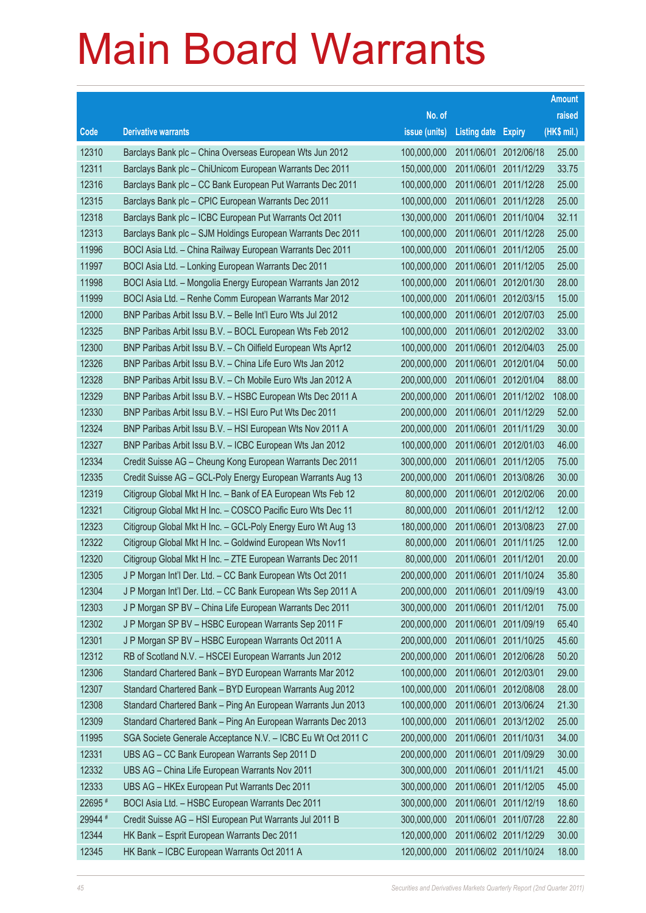# Main Board Warrants

| Code | Derivative warrants | No. of issue (units) | Listing date | Expiry | Amount raised (HK$ mil.) |
|---|---|---|---|---|---|
| 12310 | Barclays Bank plc – China Overseas European Wts Jun 2012 | 100,000,000 | 2011/06/01 | 2012/06/18 | 25.00 |
| 12311 | Barclays Bank plc – ChiUnicom European Warrants Dec 2011 | 150,000,000 | 2011/06/01 | 2011/12/29 | 33.75 |
| 12316 | Barclays Bank plc – CC Bank European Put Warrants Dec 2011 | 100,000,000 | 2011/06/01 | 2011/12/28 | 25.00 |
| 12315 | Barclays Bank plc – CPIC European Warrants Dec 2011 | 100,000,000 | 2011/06/01 | 2011/12/28 | 25.00 |
| 12318 | Barclays Bank plc – ICBC European Put Warrants Oct 2011 | 130,000,000 | 2011/06/01 | 2011/10/04 | 32.11 |
| 12313 | Barclays Bank plc – SJM Holdings European Warrants Dec 2011 | 100,000,000 | 2011/06/01 | 2011/12/28 | 25.00 |
| 11996 | BOCI Asia Ltd. – China Railway European Warrants Dec 2011 | 100,000,000 | 2011/06/01 | 2011/12/05 | 25.00 |
| 11997 | BOCI Asia Ltd. – Lonking European Warrants Dec 2011 | 100,000,000 | 2011/06/01 | 2011/12/05 | 25.00 |
| 11998 | BOCI Asia Ltd. – Mongolia Energy European Warrants Jan 2012 | 100,000,000 | 2011/06/01 | 2012/01/30 | 28.00 |
| 11999 | BOCI Asia Ltd. – Renhe Comm European Warrants Mar 2012 | 100,000,000 | 2011/06/01 | 2012/03/15 | 15.00 |
| 12000 | BNP Paribas Arbit Issu B.V. – Belle Int'l Euro Wts Jul 2012 | 100,000,000 | 2011/06/01 | 2012/07/03 | 25.00 |
| 12325 | BNP Paribas Arbit Issu B.V. – BOCL European Wts Feb 2012 | 100,000,000 | 2011/06/01 | 2012/02/02 | 33.00 |
| 12300 | BNP Paribas Arbit Issu B.V. – Ch Oilfield European Wts Apr12 | 100,000,000 | 2011/06/01 | 2012/04/03 | 25.00 |
| 12326 | BNP Paribas Arbit Issu B.V. – China Life Euro Wts Jan 2012 | 200,000,000 | 2011/06/01 | 2012/01/04 | 50.00 |
| 12328 | BNP Paribas Arbit Issu B.V. – Ch Mobile Euro Wts Jan 2012 A | 200,000,000 | 2011/06/01 | 2012/01/04 | 88.00 |
| 12329 | BNP Paribas Arbit Issu B.V. – HSBC European Wts Dec 2011 A | 200,000,000 | 2011/06/01 | 2011/12/02 | 108.00 |
| 12330 | BNP Paribas Arbit Issu B.V. – HSI Euro Put Wts Dec 2011 | 200,000,000 | 2011/06/01 | 2011/12/29 | 52.00 |
| 12324 | BNP Paribas Arbit Issu B.V. – HSI European Wts Nov 2011 A | 200,000,000 | 2011/06/01 | 2011/11/29 | 30.00 |
| 12327 | BNP Paribas Arbit Issu B.V. – ICBC European Wts Jan 2012 | 100,000,000 | 2011/06/01 | 2012/01/03 | 46.00 |
| 12334 | Credit Suisse AG – Cheung Kong European Warrants Dec 2011 | 300,000,000 | 2011/06/01 | 2011/12/05 | 75.00 |
| 12335 | Credit Suisse AG – GCL-Poly Energy European Warrants Aug 13 | 200,000,000 | 2011/06/01 | 2013/08/26 | 30.00 |
| 12319 | Citigroup Global Mkt H Inc. – Bank of EA European Wts Feb 12 | 80,000,000 | 2011/06/01 | 2012/02/06 | 20.00 |
| 12321 | Citigroup Global Mkt H Inc. – COSCO Pacific Euro Wts Dec 11 | 80,000,000 | 2011/06/01 | 2011/12/12 | 12.00 |
| 12323 | Citigroup Global Mkt H Inc. – GCL-Poly Energy Euro Wt Aug 13 | 180,000,000 | 2011/06/01 | 2013/08/23 | 27.00 |
| 12322 | Citigroup Global Mkt H Inc. – Goldwind European Wts Nov11 | 80,000,000 | 2011/06/01 | 2011/11/25 | 12.00 |
| 12320 | Citigroup Global Mkt H Inc. – ZTE European Warrants Dec 2011 | 80,000,000 | 2011/06/01 | 2011/12/01 | 20.00 |
| 12305 | J P Morgan Int'l Der. Ltd. – CC Bank European Wts Oct 2011 | 200,000,000 | 2011/06/01 | 2011/10/24 | 35.80 |
| 12304 | J P Morgan Int'l Der. Ltd. – CC Bank European Wts Sep 2011 A | 200,000,000 | 2011/06/01 | 2011/09/19 | 43.00 |
| 12303 | J P Morgan SP BV – China Life European Warrants Dec 2011 | 300,000,000 | 2011/06/01 | 2011/12/01 | 75.00 |
| 12302 | J P Morgan SP BV – HSBC European Warrants Sep 2011 F | 200,000,000 | 2011/06/01 | 2011/09/19 | 65.40 |
| 12301 | J P Morgan SP BV – HSBC European Warrants Oct 2011 A | 200,000,000 | 2011/06/01 | 2011/10/25 | 45.60 |
| 12312 | RB of Scotland N.V. – HSCEI European Warrants Jun 2012 | 200,000,000 | 2011/06/01 | 2012/06/28 | 50.20 |
| 12306 | Standard Chartered Bank – BYD European Warrants Mar 2012 | 100,000,000 | 2011/06/01 | 2012/03/01 | 29.00 |
| 12307 | Standard Chartered Bank – BYD European Warrants Aug 2012 | 100,000,000 | 2011/06/01 | 2012/08/08 | 28.00 |
| 12308 | Standard Chartered Bank – Ping An European Warrants Jun 2013 | 100,000,000 | 2011/06/01 | 2013/06/24 | 21.30 |
| 12309 | Standard Chartered Bank – Ping An European Warrants Dec 2013 | 100,000,000 | 2011/06/01 | 2013/12/02 | 25.00 |
| 11995 | SGA Societe Generale Acceptance N.V. – ICBC Eu Wt Oct 2011 C | 200,000,000 | 2011/06/01 | 2011/10/31 | 34.00 |
| 12331 | UBS AG – CC Bank European Warrants Sep 2011 D | 200,000,000 | 2011/06/01 | 2011/09/29 | 30.00 |
| 12332 | UBS AG – China Life European Warrants Nov 2011 | 300,000,000 | 2011/06/01 | 2011/11/21 | 45.00 |
| 12333 | UBS AG – HKEx European Put Warrants Dec 2011 | 300,000,000 | 2011/06/01 | 2011/12/05 | 45.00 |
| 22695 # | BOCI Asia Ltd. – HSBC European Warrants Dec 2011 | 300,000,000 | 2011/06/01 | 2011/12/19 | 18.60 |
| 29944 # | Credit Suisse AG – HSI European Put Warrants Jul 2011 B | 300,000,000 | 2011/06/01 | 2011/07/28 | 22.80 |
| 12344 | HK Bank – Esprit European Warrants Dec 2011 | 120,000,000 | 2011/06/02 | 2011/12/29 | 30.00 |
| 12345 | HK Bank – ICBC European Warrants Oct 2011 A | 120,000,000 | 2011/06/02 | 2011/10/24 | 18.00 |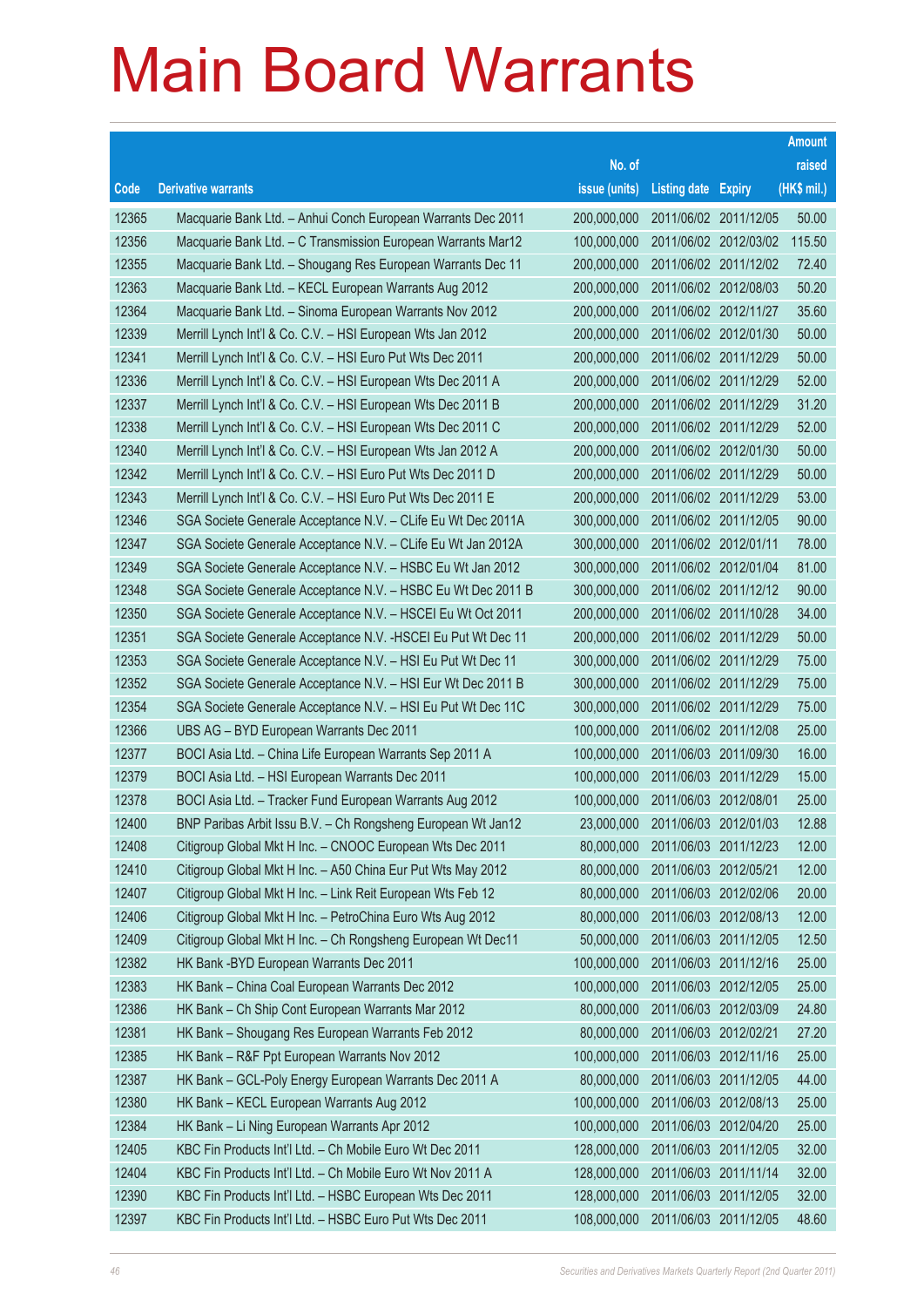# Main Board Warrants

| Code | Derivative warrants | No. of issue (units) | Listing date | Expiry | Amount raised (HK$ mil.) |
|---|---|---|---|---|---|
| 12365 | Macquarie Bank Ltd. – Anhui Conch European Warrants Dec 2011 | 200,000,000 | 2011/06/02 | 2011/12/05 | 50.00 |
| 12356 | Macquarie Bank Ltd. – C Transmission European Warrants Mar12 | 100,000,000 | 2011/06/02 | 2012/03/02 | 115.50 |
| 12355 | Macquarie Bank Ltd. – Shougang Res European Warrants Dec 11 | 200,000,000 | 2011/06/02 | 2011/12/02 | 72.40 |
| 12363 | Macquarie Bank Ltd. – KECL European Warrants Aug 2012 | 200,000,000 | 2011/06/02 | 2012/08/03 | 50.20 |
| 12364 | Macquarie Bank Ltd. – Sinoma European Warrants Nov 2012 | 200,000,000 | 2011/06/02 | 2012/11/27 | 35.60 |
| 12339 | Merrill Lynch Int'l & Co. C.V. – HSI European Wts Jan 2012 | 200,000,000 | 2011/06/02 | 2012/01/30 | 50.00 |
| 12341 | Merrill Lynch Int'l & Co. C.V. – HSI Euro Put Wts Dec 2011 | 200,000,000 | 2011/06/02 | 2011/12/29 | 50.00 |
| 12336 | Merrill Lynch Int'l & Co. C.V. – HSI European Wts Dec 2011 A | 200,000,000 | 2011/06/02 | 2011/12/29 | 52.00 |
| 12337 | Merrill Lynch Int'l & Co. C.V. – HSI European Wts Dec 2011 B | 200,000,000 | 2011/06/02 | 2011/12/29 | 31.20 |
| 12338 | Merrill Lynch Int'l & Co. C.V. – HSI European Wts Dec 2011 C | 200,000,000 | 2011/06/02 | 2011/12/29 | 52.00 |
| 12340 | Merrill Lynch Int'l & Co. C.V. – HSI European Wts Jan 2012 A | 200,000,000 | 2011/06/02 | 2012/01/30 | 50.00 |
| 12342 | Merrill Lynch Int'l & Co. C.V. – HSI Euro Put Wts Dec 2011 D | 200,000,000 | 2011/06/02 | 2011/12/29 | 50.00 |
| 12343 | Merrill Lynch Int'l & Co. C.V. – HSI Euro Put Wts Dec 2011 E | 200,000,000 | 2011/06/02 | 2011/12/29 | 53.00 |
| 12346 | SGA Societe Generale Acceptance N.V. – CLife Eu Wt Dec 2011A | 300,000,000 | 2011/06/02 | 2011/12/05 | 90.00 |
| 12347 | SGA Societe Generale Acceptance N.V. – CLife Eu Wt Jan 2012A | 300,000,000 | 2011/06/02 | 2012/01/11 | 78.00 |
| 12349 | SGA Societe Generale Acceptance N.V. – HSBC Eu Wt Jan 2012 | 300,000,000 | 2011/06/02 | 2012/01/04 | 81.00 |
| 12348 | SGA Societe Generale Acceptance N.V. – HSBC Eu Wt Dec 2011 B | 300,000,000 | 2011/06/02 | 2011/12/12 | 90.00 |
| 12350 | SGA Societe Generale Acceptance N.V. – HSCEI Eu Wt Oct 2011 | 200,000,000 | 2011/06/02 | 2011/10/28 | 34.00 |
| 12351 | SGA Societe Generale Acceptance N.V. -HSCEI Eu Put Wt Dec 11 | 200,000,000 | 2011/06/02 | 2011/12/29 | 50.00 |
| 12353 | SGA Societe Generale Acceptance N.V. – HSI Eu Put Wt Dec 11 | 300,000,000 | 2011/06/02 | 2011/12/29 | 75.00 |
| 12352 | SGA Societe Generale Acceptance N.V. – HSI Eur Wt Dec 2011 B | 300,000,000 | 2011/06/02 | 2011/12/29 | 75.00 |
| 12354 | SGA Societe Generale Acceptance N.V. – HSI Eu Put Wt Dec 11C | 300,000,000 | 2011/06/02 | 2011/12/29 | 75.00 |
| 12366 | UBS AG – BYD European Warrants Dec 2011 | 100,000,000 | 2011/06/02 | 2011/12/08 | 25.00 |
| 12377 | BOCI Asia Ltd. – China Life European Warrants Sep 2011 A | 100,000,000 | 2011/06/03 | 2011/09/30 | 16.00 |
| 12379 | BOCI Asia Ltd. – HSI European Warrants Dec 2011 | 100,000,000 | 2011/06/03 | 2011/12/29 | 15.00 |
| 12378 | BOCI Asia Ltd. – Tracker Fund European Warrants Aug 2012 | 100,000,000 | 2011/06/03 | 2012/08/01 | 25.00 |
| 12400 | BNP Paribas Arbit Issu B.V. – Ch Rongsheng European Wt Jan12 | 23,000,000 | 2011/06/03 | 2012/01/03 | 12.88 |
| 12408 | Citigroup Global Mkt H Inc. – CNOOC European Wts Dec 2011 | 80,000,000 | 2011/06/03 | 2011/12/23 | 12.00 |
| 12410 | Citigroup Global Mkt H Inc. – A50 China Eur Put Wts May 2012 | 80,000,000 | 2011/06/03 | 2012/05/21 | 12.00 |
| 12407 | Citigroup Global Mkt H Inc. – Link Reit European Wts Feb 12 | 80,000,000 | 2011/06/03 | 2012/02/06 | 20.00 |
| 12406 | Citigroup Global Mkt H Inc. – PetroChina Euro Wts Aug 2012 | 80,000,000 | 2011/06/03 | 2012/08/13 | 12.00 |
| 12409 | Citigroup Global Mkt H Inc. – Ch Rongsheng European Wt Dec11 | 50,000,000 | 2011/06/03 | 2011/12/05 | 12.50 |
| 12382 | HK Bank -BYD European Warrants Dec 2011 | 100,000,000 | 2011/06/03 | 2011/12/16 | 25.00 |
| 12383 | HK Bank – China Coal European Warrants Dec 2012 | 100,000,000 | 2011/06/03 | 2012/12/05 | 25.00 |
| 12386 | HK Bank – Ch Ship Cont European Warrants Mar 2012 | 80,000,000 | 2011/06/03 | 2012/03/09 | 24.80 |
| 12381 | HK Bank – Shougang Res European Warrants Feb 2012 | 80,000,000 | 2011/06/03 | 2012/02/21 | 27.20 |
| 12385 | HK Bank – R&F Ppt European Warrants Nov 2012 | 100,000,000 | 2011/06/03 | 2012/11/16 | 25.00 |
| 12387 | HK Bank – GCL-Poly Energy European Warrants Dec 2011 A | 80,000,000 | 2011/06/03 | 2011/12/05 | 44.00 |
| 12380 | HK Bank – KECL European Warrants Aug 2012 | 100,000,000 | 2011/06/03 | 2012/08/13 | 25.00 |
| 12384 | HK Bank – Li Ning European Warrants Apr 2012 | 100,000,000 | 2011/06/03 | 2012/04/20 | 25.00 |
| 12405 | KBC Fin Products Int'l Ltd. – Ch Mobile Euro Wt Dec 2011 | 128,000,000 | 2011/06/03 | 2011/12/05 | 32.00 |
| 12404 | KBC Fin Products Int'l Ltd. – Ch Mobile Euro Wt Nov 2011 A | 128,000,000 | 2011/06/03 | 2011/11/14 | 32.00 |
| 12390 | KBC Fin Products Int'l Ltd. – HSBC European Wts Dec 2011 | 128,000,000 | 2011/06/03 | 2011/12/05 | 32.00 |
| 12397 | KBC Fin Products Int'l Ltd. – HSBC Euro Put Wts Dec 2011 | 108,000,000 | 2011/06/03 | 2011/12/05 | 48.60 |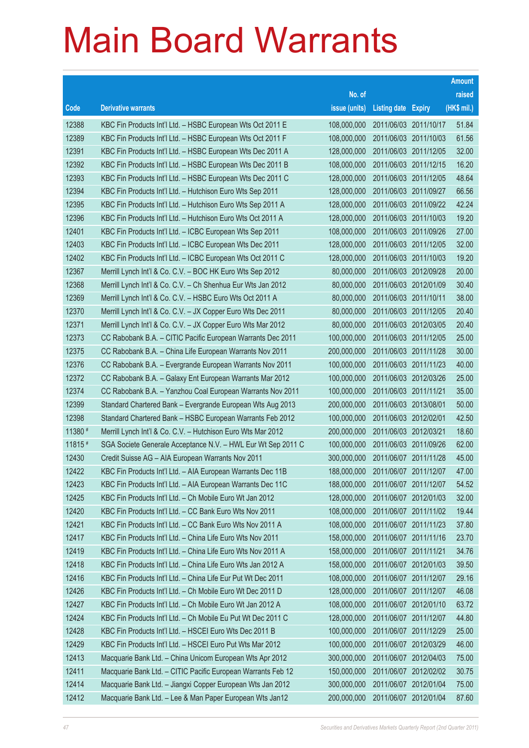# Main Board Warrants

| Code | Derivative warrants | No. of issue (units) | Listing date | Expiry | Amount raised (HK$ mil.) |
|---|---|---|---|---|---|
| 12388 | KBC Fin Products Int'l Ltd. – HSBC European Wts Oct 2011 E | 108,000,000 | 2011/06/03 | 2011/10/17 | 51.84 |
| 12389 | KBC Fin Products Int'l Ltd. – HSBC European Wts Oct 2011 F | 108,000,000 | 2011/06/03 | 2011/10/03 | 61.56 |
| 12391 | KBC Fin Products Int'l Ltd. – HSBC European Wts Dec 2011 A | 128,000,000 | 2011/06/03 | 2011/12/05 | 32.00 |
| 12392 | KBC Fin Products Int'l Ltd. – HSBC European Wts Dec 2011 B | 108,000,000 | 2011/06/03 | 2011/12/15 | 16.20 |
| 12393 | KBC Fin Products Int'l Ltd. – HSBC European Wts Dec 2011 C | 128,000,000 | 2011/06/03 | 2011/12/05 | 48.64 |
| 12394 | KBC Fin Products Int'l Ltd. – Hutchison Euro Wts Sep 2011 | 128,000,000 | 2011/06/03 | 2011/09/27 | 66.56 |
| 12395 | KBC Fin Products Int'l Ltd. – Hutchison Euro Wts Sep 2011 A | 128,000,000 | 2011/06/03 | 2011/09/22 | 42.24 |
| 12396 | KBC Fin Products Int'l Ltd. – Hutchison Euro Wts Oct 2011 A | 128,000,000 | 2011/06/03 | 2011/10/03 | 19.20 |
| 12401 | KBC Fin Products Int'l Ltd. – ICBC European Wts Sep 2011 | 108,000,000 | 2011/06/03 | 2011/09/26 | 27.00 |
| 12403 | KBC Fin Products Int'l Ltd. – ICBC European Wts Dec 2011 | 128,000,000 | 2011/06/03 | 2011/12/05 | 32.00 |
| 12402 | KBC Fin Products Int'l Ltd. – ICBC European Wts Oct 2011 C | 128,000,000 | 2011/06/03 | 2011/10/03 | 19.20 |
| 12367 | Merrill Lynch Int'l & Co. C.V. – BOC HK Euro Wts Sep 2012 | 80,000,000 | 2011/06/03 | 2012/09/28 | 20.00 |
| 12368 | Merrill Lynch Int'l & Co. C.V. – Ch Shenhua Eur Wts Jan 2012 | 80,000,000 | 2011/06/03 | 2012/01/09 | 30.40 |
| 12369 | Merrill Lynch Int'l & Co. C.V. – HSBC Euro Wts Oct 2011 A | 80,000,000 | 2011/06/03 | 2011/10/11 | 38.00 |
| 12370 | Merrill Lynch Int'l & Co. C.V. – JX Copper Euro Wts Dec 2011 | 80,000,000 | 2011/06/03 | 2011/12/05 | 20.40 |
| 12371 | Merrill Lynch Int'l & Co. C.V. – JX Copper Euro Wts Mar 2012 | 80,000,000 | 2011/06/03 | 2012/03/05 | 20.40 |
| 12373 | CC Rabobank B.A. – CITIC Pacific European Warrants Dec 2011 | 100,000,000 | 2011/06/03 | 2011/12/05 | 25.00 |
| 12375 | CC Rabobank B.A. – China Life European Warrants Nov 2011 | 200,000,000 | 2011/06/03 | 2011/11/28 | 30.00 |
| 12376 | CC Rabobank B.A. – Evergrande European Warrants Nov 2011 | 100,000,000 | 2011/06/03 | 2011/11/23 | 40.00 |
| 12372 | CC Rabobank B.A. – Galaxy Ent European Warrants Mar 2012 | 100,000,000 | 2011/06/03 | 2012/03/26 | 25.00 |
| 12374 | CC Rabobank B.A. – Yanzhou Coal European Warrants Nov 2011 | 100,000,000 | 2011/06/03 | 2011/11/21 | 35.00 |
| 12399 | Standard Chartered Bank – Evergrande European Wts Aug 2013 | 200,000,000 | 2011/06/03 | 2013/08/01 | 50.00 |
| 12398 | Standard Chartered Bank – HSBC European Warrants Feb 2012 | 100,000,000 | 2011/06/03 | 2012/02/01 | 42.50 |
| 11380 # | Merrill Lynch Int'l & Co. C.V. – Hutchison Euro Wts Mar 2012 | 200,000,000 | 2011/06/03 | 2012/03/21 | 18.60 |
| 11815 # | SGA Societe Generale Acceptance N.V. – HWL Eur Wt Sep 2011 C | 100,000,000 | 2011/06/03 | 2011/09/26 | 62.00 |
| 12430 | Credit Suisse AG – AIA European Warrants Nov 2011 | 300,000,000 | 2011/06/07 | 2011/11/28 | 45.00 |
| 12422 | KBC Fin Products Int'l Ltd. – AIA European Warrants Dec 11B | 188,000,000 | 2011/06/07 | 2011/12/07 | 47.00 |
| 12423 | KBC Fin Products Int'l Ltd. – AIA European Warrants Dec 11C | 188,000,000 | 2011/06/07 | 2011/12/07 | 54.52 |
| 12425 | KBC Fin Products Int'l Ltd. – Ch Mobile Euro Wt Jan 2012 | 128,000,000 | 2011/06/07 | 2012/01/03 | 32.00 |
| 12420 | KBC Fin Products Int'l Ltd. – CC Bank Euro Wts Nov 2011 | 108,000,000 | 2011/06/07 | 2011/11/02 | 19.44 |
| 12421 | KBC Fin Products Int'l Ltd. – CC Bank Euro Wts Nov 2011 A | 108,000,000 | 2011/06/07 | 2011/11/23 | 37.80 |
| 12417 | KBC Fin Products Int'l Ltd. – China Life Euro Wts Nov 2011 | 158,000,000 | 2011/06/07 | 2011/11/16 | 23.70 |
| 12419 | KBC Fin Products Int'l Ltd. – China Life Euro Wts Nov 2011 A | 158,000,000 | 2011/06/07 | 2011/11/21 | 34.76 |
| 12418 | KBC Fin Products Int'l Ltd. – China Life Euro Wts Jan 2012 A | 158,000,000 | 2011/06/07 | 2012/01/03 | 39.50 |
| 12416 | KBC Fin Products Int'l Ltd. – China Life Eur Put Wt Dec 2011 | 108,000,000 | 2011/06/07 | 2011/12/07 | 29.16 |
| 12426 | KBC Fin Products Int'l Ltd. – Ch Mobile Euro Wt Dec 2011 D | 128,000,000 | 2011/06/07 | 2011/12/07 | 46.08 |
| 12427 | KBC Fin Products Int'l Ltd. – Ch Mobile Euro Wt Jan 2012 A | 108,000,000 | 2011/06/07 | 2012/01/10 | 63.72 |
| 12424 | KBC Fin Products Int'l Ltd. – Ch Mobile Eu Put Wt Dec 2011 C | 128,000,000 | 2011/06/07 | 2011/12/07 | 44.80 |
| 12428 | KBC Fin Products Int'l Ltd. – HSCEI Euro Wts Dec 2011 B | 100,000,000 | 2011/06/07 | 2011/12/29 | 25.00 |
| 12429 | KBC Fin Products Int'l Ltd. – HSCEI Euro Put Wts Mar 2012 | 100,000,000 | 2011/06/07 | 2012/03/29 | 46.00 |
| 12413 | Macquarie Bank Ltd. – China Unicom European Wts Apr 2012 | 300,000,000 | 2011/06/07 | 2012/04/03 | 75.00 |
| 12411 | Macquarie Bank Ltd. – CITIC Pacific European Warrants Feb 12 | 150,000,000 | 2011/06/07 | 2012/02/02 | 30.75 |
| 12414 | Macquarie Bank Ltd. – Jiangxi Copper European Wts Jan 2012 | 300,000,000 | 2011/06/07 | 2012/01/04 | 75.00 |
| 12412 | Macquarie Bank Ltd. – Lee & Man Paper European Wts Jan12 | 200,000,000 | 2011/06/07 | 2012/01/04 | 87.60 |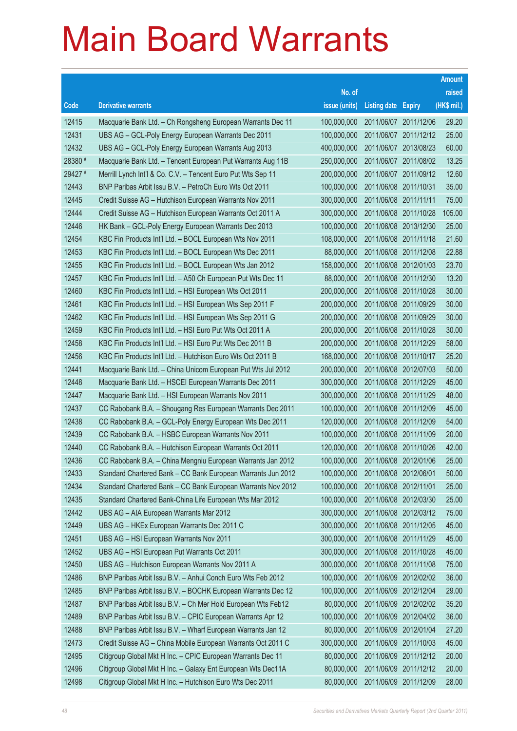# Main Board Warrants

| Code | Derivative warrants | No. of issue (units) | Listing date | Expiry | Amount raised (HK$ mil.) |
|---|---|---|---|---|---|
| 12415 | Macquarie Bank Ltd. – Ch Rongsheng European Warrants Dec 11 | 100,000,000 | 2011/06/07 | 2011/12/06 | 29.20 |
| 12431 | UBS AG – GCL-Poly Energy European Warrants Dec 2011 | 100,000,000 | 2011/06/07 | 2011/12/12 | 25.00 |
| 12432 | UBS AG – GCL-Poly Energy European Warrants Aug 2013 | 400,000,000 | 2011/06/07 | 2013/08/23 | 60.00 |
| 28380 # | Macquarie Bank Ltd. – Tencent European Put Warrants Aug 11B | 250,000,000 | 2011/06/07 | 2011/08/02 | 13.25 |
| 29427 # | Merrill Lynch Int'l & Co. C.V. – Tencent Euro Put Wts Sep 11 | 200,000,000 | 2011/06/07 | 2011/09/12 | 12.60 |
| 12443 | BNP Paribas Arbit Issu B.V. – PetroCh Euro Wts Oct 2011 | 100,000,000 | 2011/06/08 | 2011/10/31 | 35.00 |
| 12445 | Credit Suisse AG – Hutchison European Warrants Nov 2011 | 300,000,000 | 2011/06/08 | 2011/11/11 | 75.00 |
| 12444 | Credit Suisse AG – Hutchison European Warrants Oct 2011 A | 300,000,000 | 2011/06/08 | 2011/10/28 | 105.00 |
| 12446 | HK Bank – GCL-Poly Energy European Warrants Dec 2013 | 100,000,000 | 2011/06/08 | 2013/12/30 | 25.00 |
| 12454 | KBC Fin Products Int'l Ltd. – BOCL European Wts Nov 2011 | 108,000,000 | 2011/06/08 | 2011/11/18 | 21.60 |
| 12453 | KBC Fin Products Int'l Ltd. – BOCL European Wts Dec 2011 | 88,000,000 | 2011/06/08 | 2011/12/08 | 22.88 |
| 12455 | KBC Fin Products Int'l Ltd. – BOCL European Wts Jan 2012 | 158,000,000 | 2011/06/08 | 2012/01/03 | 23.70 |
| 12457 | KBC Fin Products Int'l Ltd. – A50 Ch European Put Wts Dec 11 | 88,000,000 | 2011/06/08 | 2011/12/30 | 13.20 |
| 12460 | KBC Fin Products Int'l Ltd. – HSI European Wts Oct 2011 | 200,000,000 | 2011/06/08 | 2011/10/28 | 30.00 |
| 12461 | KBC Fin Products Int'l Ltd. – HSI European Wts Sep 2011 F | 200,000,000 | 2011/06/08 | 2011/09/29 | 30.00 |
| 12462 | KBC Fin Products Int'l Ltd. – HSI European Wts Sep 2011 G | 200,000,000 | 2011/06/08 | 2011/09/29 | 30.00 |
| 12459 | KBC Fin Products Int'l Ltd. – HSI Euro Put Wts Oct 2011 A | 200,000,000 | 2011/06/08 | 2011/10/28 | 30.00 |
| 12458 | KBC Fin Products Int'l Ltd. – HSI Euro Put Wts Dec 2011 B | 200,000,000 | 2011/06/08 | 2011/12/29 | 58.00 |
| 12456 | KBC Fin Products Int'l Ltd. – Hutchison Euro Wts Oct 2011 B | 168,000,000 | 2011/06/08 | 2011/10/17 | 25.20 |
| 12441 | Macquarie Bank Ltd. – China Unicom European Put Wts Jul 2012 | 200,000,000 | 2011/06/08 | 2012/07/03 | 50.00 |
| 12448 | Macquarie Bank Ltd. – HSCEI European Warrants Dec 2011 | 300,000,000 | 2011/06/08 | 2011/12/29 | 45.00 |
| 12447 | Macquarie Bank Ltd. – HSI European Warrants Nov 2011 | 300,000,000 | 2011/06/08 | 2011/11/29 | 48.00 |
| 12437 | CC Rabobank B.A. – Shougang Res European Warrants Dec 2011 | 100,000,000 | 2011/06/08 | 2011/12/09 | 45.00 |
| 12438 | CC Rabobank B.A. – GCL-Poly Energy European Wts Dec 2011 | 120,000,000 | 2011/06/08 | 2011/12/09 | 54.00 |
| 12439 | CC Rabobank B.A. – HSBC European Warrants Nov 2011 | 100,000,000 | 2011/06/08 | 2011/11/09 | 20.00 |
| 12440 | CC Rabobank B.A. – Hutchison European Warrants Oct 2011 | 120,000,000 | 2011/06/08 | 2011/10/26 | 42.00 |
| 12436 | CC Rabobank B.A. – China Mengniu European Warrants Jan 2012 | 100,000,000 | 2011/06/08 | 2012/01/06 | 25.00 |
| 12433 | Standard Chartered Bank – CC Bank European Warrants Jun 2012 | 100,000,000 | 2011/06/08 | 2012/06/01 | 50.00 |
| 12434 | Standard Chartered Bank – CC Bank European Warrants Nov 2012 | 100,000,000 | 2011/06/08 | 2012/11/01 | 25.00 |
| 12435 | Standard Chartered Bank-China Life European Wts Mar 2012 | 100,000,000 | 2011/06/08 | 2012/03/30 | 25.00 |
| 12442 | UBS AG – AIA European Warrants Mar 2012 | 300,000,000 | 2011/06/08 | 2012/03/12 | 75.00 |
| 12449 | UBS AG – HKEx European Warrants Dec 2011 C | 300,000,000 | 2011/06/08 | 2011/12/05 | 45.00 |
| 12451 | UBS AG – HSI European Warrants Nov 2011 | 300,000,000 | 2011/06/08 | 2011/11/29 | 45.00 |
| 12452 | UBS AG – HSI European Put Warrants Oct 2011 | 300,000,000 | 2011/06/08 | 2011/10/28 | 45.00 |
| 12450 | UBS AG – Hutchison European Warrants Nov 2011 A | 300,000,000 | 2011/06/08 | 2011/11/08 | 75.00 |
| 12486 | BNP Paribas Arbit Issu B.V. – Anhui Conch Euro Wts Feb 2012 | 100,000,000 | 2011/06/09 | 2012/02/02 | 36.00 |
| 12485 | BNP Paribas Arbit Issu B.V. – BOCHK European Warrants Dec 12 | 100,000,000 | 2011/06/09 | 2012/12/04 | 29.00 |
| 12487 | BNP Paribas Arbit Issu B.V. – Ch Mer Hold European Wts Feb12 | 80,000,000 | 2011/06/09 | 2012/02/02 | 35.20 |
| 12489 | BNP Paribas Arbit Issu B.V. – CPIC European Warrants Apr 12 | 100,000,000 | 2011/06/09 | 2012/04/02 | 36.00 |
| 12488 | BNP Paribas Arbit Issu B.V. – Wharf European Warrants Jan 12 | 80,000,000 | 2011/06/09 | 2012/01/04 | 27.20 |
| 12473 | Credit Suisse AG – China Mobile European Warrants Oct 2011 C | 300,000,000 | 2011/06/09 | 2011/10/03 | 45.00 |
| 12495 | Citigroup Global Mkt H Inc. – CPIC European Warrants Dec 11 | 80,000,000 | 2011/06/09 | 2011/12/12 | 20.00 |
| 12496 | Citigroup Global Mkt H Inc. – Galaxy Ent European Wts Dec11A | 80,000,000 | 2011/06/09 | 2011/12/12 | 20.00 |
| 12498 | Citigroup Global Mkt H Inc. – Hutchison Euro Wts Dec 2011 | 80,000,000 | 2011/06/09 | 2011/12/09 | 28.00 |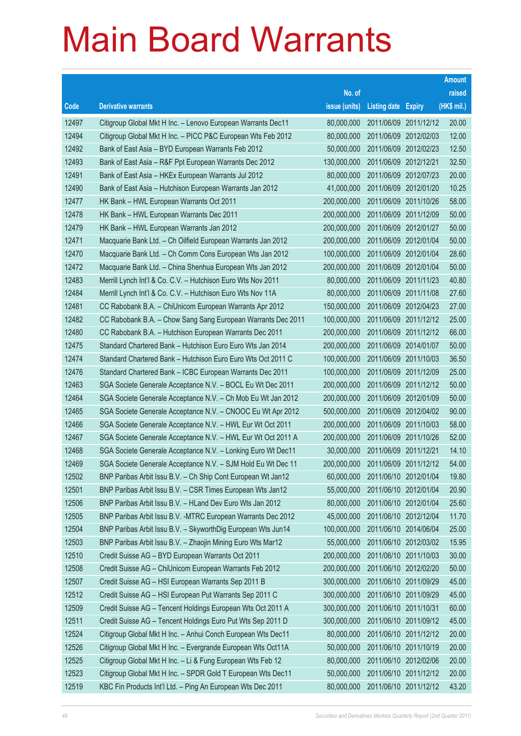# Main Board Warrants

| Code | Derivative warrants | No. of issue (units) | Listing date | Expiry | Amount raised (HK$ mil.) |
|---|---|---|---|---|---|
| 12497 | Citigroup Global Mkt H Inc. – Lenovo European Warrants Dec11 | 80,000,000 | 2011/06/09 | 2011/12/12 | 20.00 |
| 12494 | Citigroup Global Mkt H Inc. – PICC P&C European Wts Feb 2012 | 80,000,000 | 2011/06/09 | 2012/02/03 | 12.00 |
| 12492 | Bank of East Asia – BYD European Warrants Feb 2012 | 50,000,000 | 2011/06/09 | 2012/02/23 | 12.50 |
| 12493 | Bank of East Asia – R&F Ppt European Warrants Dec 2012 | 130,000,000 | 2011/06/09 | 2012/12/21 | 32.50 |
| 12491 | Bank of East Asia – HKEx European Warrants Jul 2012 | 80,000,000 | 2011/06/09 | 2012/07/23 | 20.00 |
| 12490 | Bank of East Asia – Hutchison European Warrants Jan 2012 | 41,000,000 | 2011/06/09 | 2012/01/20 | 10.25 |
| 12477 | HK Bank – HWL European Warrants Oct 2011 | 200,000,000 | 2011/06/09 | 2011/10/26 | 58.00 |
| 12478 | HK Bank – HWL European Warrants Dec 2011 | 200,000,000 | 2011/06/09 | 2011/12/09 | 50.00 |
| 12479 | HK Bank – HWL European Warrants Jan 2012 | 200,000,000 | 2011/06/09 | 2012/01/27 | 50.00 |
| 12471 | Macquarie Bank Ltd. – Ch Oilfield European Warrants Jan 2012 | 200,000,000 | 2011/06/09 | 2012/01/04 | 50.00 |
| 12470 | Macquarie Bank Ltd. – Ch Comm Cons European Wts Jan 2012 | 100,000,000 | 2011/06/09 | 2012/01/04 | 28.60 |
| 12472 | Macquarie Bank Ltd. – China Shenhua European Wts Jan 2012 | 200,000,000 | 2011/06/09 | 2012/01/04 | 50.00 |
| 12483 | Merrill Lynch Int'l & Co. C.V. – Hutchison Euro Wts Nov 2011 | 80,000,000 | 2011/06/09 | 2011/11/23 | 40.80 |
| 12484 | Merrill Lynch Int'l & Co. C.V. – Hutchison Euro Wts Nov 11A | 80,000,000 | 2011/06/09 | 2011/11/08 | 27.60 |
| 12481 | CC Rabobank B.A. – ChiUnicom European Warrants Apr 2012 | 150,000,000 | 2011/06/09 | 2012/04/23 | 27.00 |
| 12482 | CC Rabobank B.A. – Chow Sang Sang European Warrants Dec 2011 | 100,000,000 | 2011/06/09 | 2011/12/12 | 25.00 |
| 12480 | CC Rabobank B.A. – Hutchison European Warrants Dec 2011 | 200,000,000 | 2011/06/09 | 2011/12/12 | 66.00 |
| 12475 | Standard Chartered Bank – Hutchison Euro Euro Wts Jan 2014 | 200,000,000 | 2011/06/09 | 2014/01/07 | 50.00 |
| 12474 | Standard Chartered Bank – Hutchison Euro Euro Wts Oct 2011 C | 100,000,000 | 2011/06/09 | 2011/10/03 | 36.50 |
| 12476 | Standard Chartered Bank – ICBC European Warrants Dec 2011 | 100,000,000 | 2011/06/09 | 2011/12/09 | 25.00 |
| 12463 | SGA Societe Generale Acceptance N.V. – BOCL Eu Wt Dec 2011 | 200,000,000 | 2011/06/09 | 2011/12/12 | 50.00 |
| 12464 | SGA Societe Generale Acceptance N.V. – Ch Mob Eu Wt Jan 2012 | 200,000,000 | 2011/06/09 | 2012/01/09 | 50.00 |
| 12465 | SGA Societe Generale Acceptance N.V. – CNOOC Eu Wt Apr 2012 | 500,000,000 | 2011/06/09 | 2012/04/02 | 90.00 |
| 12466 | SGA Societe Generale Acceptance N.V. – HWL Eur Wt Oct 2011 | 200,000,000 | 2011/06/09 | 2011/10/03 | 58.00 |
| 12467 | SGA Societe Generale Acceptance N.V. – HWL Eur Wt Oct 2011 A | 200,000,000 | 2011/06/09 | 2011/10/26 | 52.00 |
| 12468 | SGA Societe Generale Acceptance N.V. – Lonking Euro Wt Dec11 | 30,000,000 | 2011/06/09 | 2011/12/21 | 14.10 |
| 12469 | SGA Societe Generale Acceptance N.V. – SJM Hold Eu Wt Dec 11 | 200,000,000 | 2011/06/09 | 2011/12/12 | 54.00 |
| 12502 | BNP Paribas Arbit Issu B.V. – Ch Ship Cont European Wt Jan12 | 60,000,000 | 2011/06/10 | 2012/01/04 | 19.80 |
| 12501 | BNP Paribas Arbit Issu B.V. – CSR Times European Wts Jan12 | 55,000,000 | 2011/06/10 | 2012/01/04 | 20.90 |
| 12506 | BNP Paribas Arbit Issu B.V. – HLand Dev Euro Wts Jan 2012 | 80,000,000 | 2011/06/10 | 2012/01/04 | 25.60 |
| 12505 | BNP Paribas Arbit Issu B.V. -MTRC European Warrants Dec 2012 | 45,000,000 | 2011/06/10 | 2012/12/04 | 11.70 |
| 12504 | BNP Paribas Arbit Issu B.V. – SkyworthDig European Wts Jun14 | 100,000,000 | 2011/06/10 | 2014/06/04 | 25.00 |
| 12503 | BNP Paribas Arbit Issu B.V. – Zhaojin Mining Euro Wts Mar12 | 55,000,000 | 2011/06/10 | 2012/03/02 | 15.95 |
| 12510 | Credit Suisse AG – BYD European Warrants Oct 2011 | 200,000,000 | 2011/06/10 | 2011/10/03 | 30.00 |
| 12508 | Credit Suisse AG – ChiUnicom European Warrants Feb 2012 | 200,000,000 | 2011/06/10 | 2012/02/20 | 50.00 |
| 12507 | Credit Suisse AG – HSI European Warrants Sep 2011 B | 300,000,000 | 2011/06/10 | 2011/09/29 | 45.00 |
| 12512 | Credit Suisse AG – HSI European Put Warrants Sep 2011 C | 300,000,000 | 2011/06/10 | 2011/09/29 | 45.00 |
| 12509 | Credit Suisse AG – Tencent Holdings European Wts Oct 2011 A | 300,000,000 | 2011/06/10 | 2011/10/31 | 60.00 |
| 12511 | Credit Suisse AG – Tencent Holdings Euro Put Wts Sep 2011 D | 300,000,000 | 2011/06/10 | 2011/09/12 | 45.00 |
| 12524 | Citigroup Global Mkt H Inc. – Anhui Conch European Wts Dec11 | 80,000,000 | 2011/06/10 | 2011/12/12 | 20.00 |
| 12526 | Citigroup Global Mkt H Inc. – Evergrande European Wts Oct11A | 50,000,000 | 2011/06/10 | 2011/10/19 | 20.00 |
| 12525 | Citigroup Global Mkt H Inc. – Li & Fung European Wts Feb 12 | 80,000,000 | 2011/06/10 | 2012/02/06 | 20.00 |
| 12523 | Citigroup Global Mkt H Inc. – SPDR Gold T European Wts Dec11 | 50,000,000 | 2011/06/10 | 2011/12/12 | 20.00 |
| 12519 | KBC Fin Products Int'l Ltd. – Ping An European Wts Dec 2011 | 80,000,000 | 2011/06/10 | 2011/12/12 | 43.20 |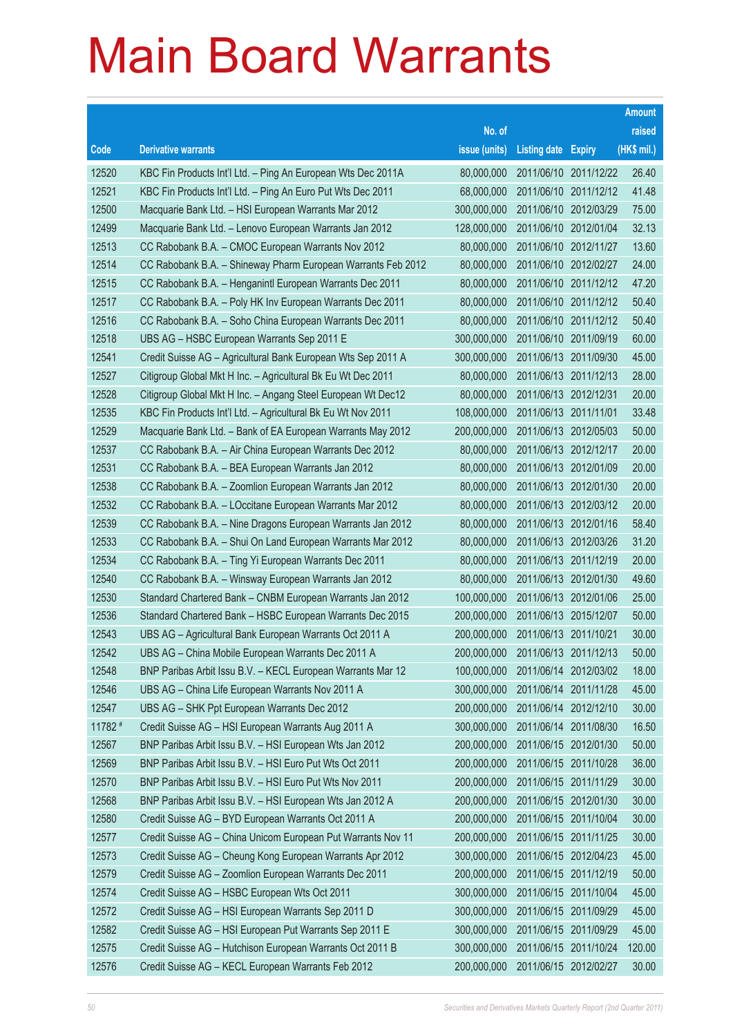# Main Board Warrants

| Code | Derivative warrants | No. of issue (units) | Listing date | Expiry | Amount raised (HK$ mil.) |
|---|---|---|---|---|---|
| 12520 | KBC Fin Products Int'l Ltd. – Ping An European Wts Dec 2011A | 80,000,000 | 2011/06/10 | 2011/12/22 | 26.40 |
| 12521 | KBC Fin Products Int'l Ltd. – Ping An Euro Put Wts Dec 2011 | 68,000,000 | 2011/06/10 | 2011/12/12 | 41.48 |
| 12500 | Macquarie Bank Ltd. – HSI European Warrants Mar 2012 | 300,000,000 | 2011/06/10 | 2012/03/29 | 75.00 |
| 12499 | Macquarie Bank Ltd. – Lenovo European Warrants Jan 2012 | 128,000,000 | 2011/06/10 | 2012/01/04 | 32.13 |
| 12513 | CC Rabobank B.A. – CMOC European Warrants Nov 2012 | 80,000,000 | 2011/06/10 | 2012/11/27 | 13.60 |
| 12514 | CC Rabobank B.A. – Shineway Pharm European Warrants Feb 2012 | 80,000,000 | 2011/06/10 | 2012/02/27 | 24.00 |
| 12515 | CC Rabobank B.A. – Henganintl European Warrants Dec 2011 | 80,000,000 | 2011/06/10 | 2011/12/12 | 47.20 |
| 12517 | CC Rabobank B.A. – Poly HK Inv European Warrants Dec 2011 | 80,000,000 | 2011/06/10 | 2011/12/12 | 50.40 |
| 12516 | CC Rabobank B.A. – Soho China European Warrants Dec 2011 | 80,000,000 | 2011/06/10 | 2011/12/12 | 50.40 |
| 12518 | UBS AG – HSBC European Warrants Sep 2011 E | 300,000,000 | 2011/06/10 | 2011/09/19 | 60.00 |
| 12541 | Credit Suisse AG – Agricultural Bank European Wts Sep 2011 A | 300,000,000 | 2011/06/13 | 2011/09/30 | 45.00 |
| 12527 | Citigroup Global Mkt H Inc. – Agricultural Bk Eu Wt Dec 2011 | 80,000,000 | 2011/06/13 | 2011/12/13 | 28.00 |
| 12528 | Citigroup Global Mkt H Inc. – Angang Steel European Wt Dec12 | 80,000,000 | 2011/06/13 | 2012/12/31 | 20.00 |
| 12535 | KBC Fin Products Int'l Ltd. – Agricultural Bk Eu Wt Nov 2011 | 108,000,000 | 2011/06/13 | 2011/11/01 | 33.48 |
| 12529 | Macquarie Bank Ltd. – Bank of EA European Warrants May 2012 | 200,000,000 | 2011/06/13 | 2012/05/03 | 50.00 |
| 12537 | CC Rabobank B.A. – Air China European Warrants Dec 2012 | 80,000,000 | 2011/06/13 | 2012/12/17 | 20.00 |
| 12531 | CC Rabobank B.A. – BEA European Warrants Jan 2012 | 80,000,000 | 2011/06/13 | 2012/01/09 | 20.00 |
| 12538 | CC Rabobank B.A. – Zoomlion European Warrants Jan 2012 | 80,000,000 | 2011/06/13 | 2012/01/30 | 20.00 |
| 12532 | CC Rabobank B.A. – LOccitane European Warrants Mar 2012 | 80,000,000 | 2011/06/13 | 2012/03/12 | 20.00 |
| 12539 | CC Rabobank B.A. – Nine Dragons European Warrants Jan 2012 | 80,000,000 | 2011/06/13 | 2012/01/16 | 58.40 |
| 12533 | CC Rabobank B.A. – Shui On Land European Warrants Mar 2012 | 80,000,000 | 2011/06/13 | 2012/03/26 | 31.20 |
| 12534 | CC Rabobank B.A. – Ting Yi European Warrants Dec 2011 | 80,000,000 | 2011/06/13 | 2011/12/19 | 20.00 |
| 12540 | CC Rabobank B.A. – Winsway European Warrants Jan 2012 | 80,000,000 | 2011/06/13 | 2012/01/30 | 49.60 |
| 12530 | Standard Chartered Bank – CNBM European Warrants Jan 2012 | 100,000,000 | 2011/06/13 | 2012/01/06 | 25.00 |
| 12536 | Standard Chartered Bank – HSBC European Warrants Dec 2015 | 200,000,000 | 2011/06/13 | 2015/12/07 | 50.00 |
| 12543 | UBS AG – Agricultural Bank European Warrants Oct 2011 A | 200,000,000 | 2011/06/13 | 2011/10/21 | 30.00 |
| 12542 | UBS AG – China Mobile European Warrants Dec 2011 A | 200,000,000 | 2011/06/13 | 2011/12/13 | 50.00 |
| 12548 | BNP Paribas Arbit Issu B.V. – KECL European Warrants Mar 12 | 100,000,000 | 2011/06/14 | 2012/03/02 | 18.00 |
| 12546 | UBS AG – China Life European Warrants Nov 2011 A | 300,000,000 | 2011/06/14 | 2011/11/28 | 45.00 |
| 12547 | UBS AG – SHK Ppt European Warrants Dec 2012 | 200,000,000 | 2011/06/14 | 2012/12/10 | 30.00 |
| 11782 # | Credit Suisse AG – HSI European Warrants Aug 2011 A | 300,000,000 | 2011/06/14 | 2011/08/30 | 16.50 |
| 12567 | BNP Paribas Arbit Issu B.V. – HSI European Wts Jan 2012 | 200,000,000 | 2011/06/15 | 2012/01/30 | 50.00 |
| 12569 | BNP Paribas Arbit Issu B.V. – HSI Euro Put Wts Oct 2011 | 200,000,000 | 2011/06/15 | 2011/10/28 | 36.00 |
| 12570 | BNP Paribas Arbit Issu B.V. – HSI Euro Put Wts Nov 2011 | 200,000,000 | 2011/06/15 | 2011/11/29 | 30.00 |
| 12568 | BNP Paribas Arbit Issu B.V. – HSI European Wts Jan 2012 A | 200,000,000 | 2011/06/15 | 2012/01/30 | 30.00 |
| 12580 | Credit Suisse AG – BYD European Warrants Oct 2011 A | 200,000,000 | 2011/06/15 | 2011/10/04 | 30.00 |
| 12577 | Credit Suisse AG – China Unicom European Put Warrants Nov 11 | 200,000,000 | 2011/06/15 | 2011/11/25 | 30.00 |
| 12573 | Credit Suisse AG – Cheung Kong European Warrants Apr 2012 | 300,000,000 | 2011/06/15 | 2012/04/23 | 45.00 |
| 12579 | Credit Suisse AG – Zoomlion European Warrants Dec 2011 | 200,000,000 | 2011/06/15 | 2011/12/19 | 50.00 |
| 12574 | Credit Suisse AG – HSBC European Wts Oct 2011 | 300,000,000 | 2011/06/15 | 2011/10/04 | 45.00 |
| 12572 | Credit Suisse AG – HSI European Warrants Sep 2011 D | 300,000,000 | 2011/06/15 | 2011/09/29 | 45.00 |
| 12582 | Credit Suisse AG – HSI European Put Warrants Sep 2011 E | 300,000,000 | 2011/06/15 | 2011/09/29 | 45.00 |
| 12575 | Credit Suisse AG – Hutchison European Warrants Oct 2011 B | 300,000,000 | 2011/06/15 | 2011/10/24 | 120.00 |
| 12576 | Credit Suisse AG – KECL European Warrants Feb 2012 | 200,000,000 | 2011/06/15 | 2012/02/27 | 30.00 |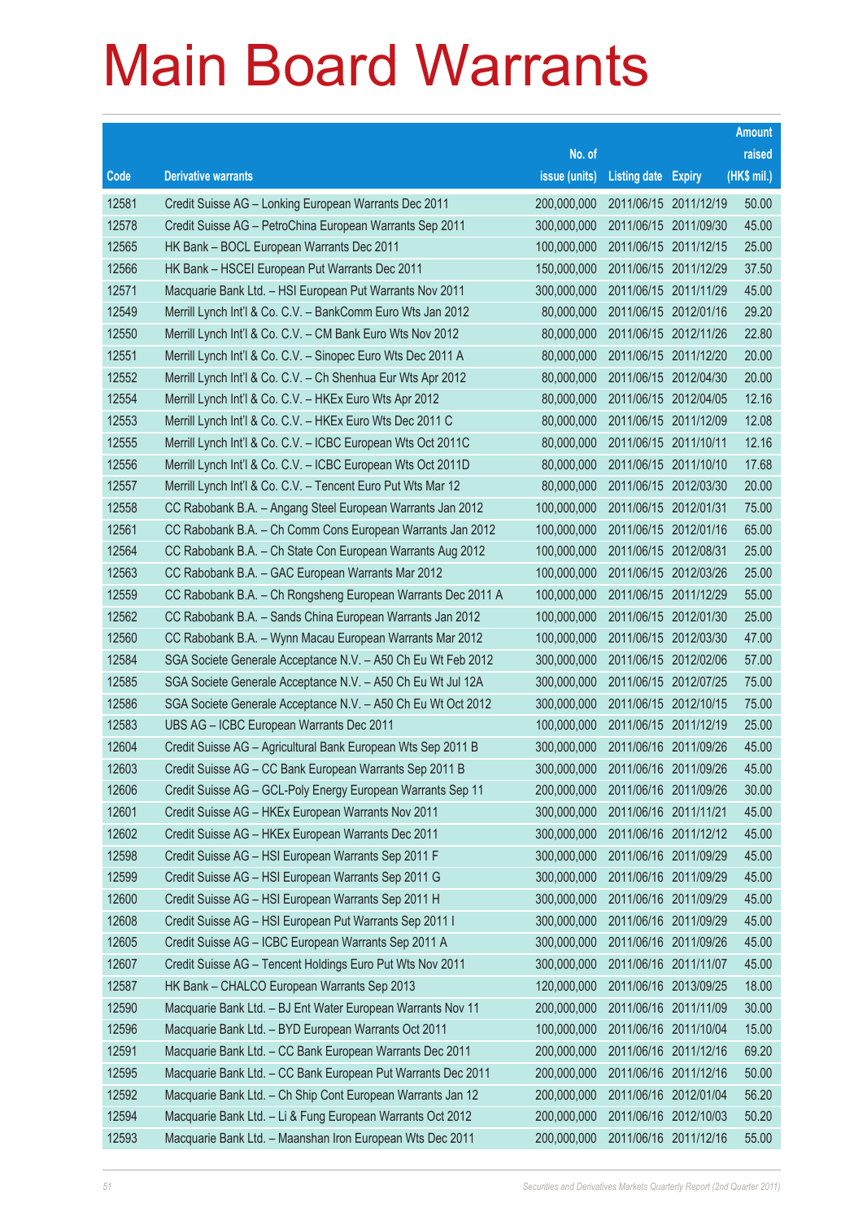# Main Board Warrants

| Code | Derivative warrants | No. of issue (units) | Listing date | Expiry | Amount raised (HK$ mil.) |
|---|---|---|---|---|---|
| 12581 | Credit Suisse AG – Lonking European Warrants Dec 2011 | 200,000,000 | 2011/06/15 | 2011/12/19 | 50.00 |
| 12578 | Credit Suisse AG – PetroChina European Warrants Sep 2011 | 300,000,000 | 2011/06/15 | 2011/09/30 | 45.00 |
| 12565 | HK Bank – BOCL European Warrants Dec 2011 | 100,000,000 | 2011/06/15 | 2011/12/15 | 25.00 |
| 12566 | HK Bank – HSCEI European Put Warrants Dec 2011 | 150,000,000 | 2011/06/15 | 2011/12/29 | 37.50 |
| 12571 | Macquarie Bank Ltd. – HSI European Put Warrants Nov 2011 | 300,000,000 | 2011/06/15 | 2011/11/29 | 45.00 |
| 12549 | Merrill Lynch Int'l & Co. C.V. – BankComm Euro Wts Jan 2012 | 80,000,000 | 2011/06/15 | 2012/01/16 | 29.20 |
| 12550 | Merrill Lynch Int'l & Co. C.V. – CM Bank Euro Wts Nov 2012 | 80,000,000 | 2011/06/15 | 2012/11/26 | 22.80 |
| 12551 | Merrill Lynch Int'l & Co. C.V. – Sinopec Euro Wts Dec 2011 A | 80,000,000 | 2011/06/15 | 2011/12/20 | 20.00 |
| 12552 | Merrill Lynch Int'l & Co. C.V. – Ch Shenhua Eur Wts Apr 2012 | 80,000,000 | 2011/06/15 | 2012/04/30 | 20.00 |
| 12554 | Merrill Lynch Int'l & Co. C.V. – HKEx Euro Wts Apr 2012 | 80,000,000 | 2011/06/15 | 2012/04/05 | 12.16 |
| 12553 | Merrill Lynch Int'l & Co. C.V. – HKEx Euro Wts Dec 2011 C | 80,000,000 | 2011/06/15 | 2011/12/09 | 12.08 |
| 12555 | Merrill Lynch Int'l & Co. C.V. – ICBC European Wts Oct 2011C | 80,000,000 | 2011/06/15 | 2011/10/11 | 12.16 |
| 12556 | Merrill Lynch Int'l & Co. C.V. – ICBC European Wts Oct 2011D | 80,000,000 | 2011/06/15 | 2011/10/10 | 17.68 |
| 12557 | Merrill Lynch Int'l & Co. C.V. – Tencent Euro Put Wts Mar 12 | 80,000,000 | 2011/06/15 | 2012/03/30 | 20.00 |
| 12558 | CC Rabobank B.A. – Angang Steel European Warrants Jan 2012 | 100,000,000 | 2011/06/15 | 2012/01/31 | 75.00 |
| 12561 | CC Rabobank B.A. – Ch Comm Cons European Warrants Jan 2012 | 100,000,000 | 2011/06/15 | 2012/01/16 | 65.00 |
| 12564 | CC Rabobank B.A. – Ch State Con European Warrants Aug 2012 | 100,000,000 | 2011/06/15 | 2012/08/31 | 25.00 |
| 12563 | CC Rabobank B.A. – GAC European Warrants Mar 2012 | 100,000,000 | 2011/06/15 | 2012/03/26 | 25.00 |
| 12559 | CC Rabobank B.A. – Ch Rongsheng European Warrants Dec 2011 A | 100,000,000 | 2011/06/15 | 2011/12/29 | 55.00 |
| 12562 | CC Rabobank B.A. – Sands China European Warrants Jan 2012 | 100,000,000 | 2011/06/15 | 2012/01/30 | 25.00 |
| 12560 | CC Rabobank B.A. – Wynn Macau European Warrants Mar 2012 | 100,000,000 | 2011/06/15 | 2012/03/30 | 47.00 |
| 12584 | SGA Societe Generale Acceptance N.V. – A50 Ch Eu Wt Feb 2012 | 300,000,000 | 2011/06/15 | 2012/02/06 | 57.00 |
| 12585 | SGA Societe Generale Acceptance N.V. – A50 Ch Eu Wt Jul 12A | 300,000,000 | 2011/06/15 | 2012/07/25 | 75.00 |
| 12586 | SGA Societe Generale Acceptance N.V. – A50 Ch Eu Wt Oct 2012 | 300,000,000 | 2011/06/15 | 2012/10/15 | 75.00 |
| 12583 | UBS AG – ICBC European Warrants Dec 2011 | 100,000,000 | 2011/06/15 | 2011/12/19 | 25.00 |
| 12604 | Credit Suisse AG – Agricultural Bank European Wts Sep 2011 B | 300,000,000 | 2011/06/16 | 2011/09/26 | 45.00 |
| 12603 | Credit Suisse AG – CC Bank European Warrants Sep 2011 B | 300,000,000 | 2011/06/16 | 2011/09/26 | 45.00 |
| 12606 | Credit Suisse AG – GCL-Poly Energy European Warrants Sep 11 | 200,000,000 | 2011/06/16 | 2011/09/26 | 30.00 |
| 12601 | Credit Suisse AG – HKEx European Warrants Nov 2011 | 300,000,000 | 2011/06/16 | 2011/11/21 | 45.00 |
| 12602 | Credit Suisse AG – HKEx European Warrants Dec 2011 | 300,000,000 | 2011/06/16 | 2011/12/12 | 45.00 |
| 12598 | Credit Suisse AG – HSI European Warrants Sep 2011 F | 300,000,000 | 2011/06/16 | 2011/09/29 | 45.00 |
| 12599 | Credit Suisse AG – HSI European Warrants Sep 2011 G | 300,000,000 | 2011/06/16 | 2011/09/29 | 45.00 |
| 12600 | Credit Suisse AG – HSI European Warrants Sep 2011 H | 300,000,000 | 2011/06/16 | 2011/09/29 | 45.00 |
| 12608 | Credit Suisse AG – HSI European Put Warrants Sep 2011 I | 300,000,000 | 2011/06/16 | 2011/09/29 | 45.00 |
| 12605 | Credit Suisse AG – ICBC European Warrants Sep 2011 A | 300,000,000 | 2011/06/16 | 2011/09/26 | 45.00 |
| 12607 | Credit Suisse AG – Tencent Holdings Euro Put Wts Nov 2011 | 300,000,000 | 2011/06/16 | 2011/11/07 | 45.00 |
| 12587 | HK Bank – CHALCO European Warrants Sep 2013 | 120,000,000 | 2011/06/16 | 2013/09/25 | 18.00 |
| 12590 | Macquarie Bank Ltd. – BJ Ent Water European Warrants Nov 11 | 200,000,000 | 2011/06/16 | 2011/11/09 | 30.00 |
| 12596 | Macquarie Bank Ltd. – BYD European Warrants Oct 2011 | 100,000,000 | 2011/06/16 | 2011/10/04 | 15.00 |
| 12591 | Macquarie Bank Ltd. – CC Bank European Warrants Dec 2011 | 200,000,000 | 2011/06/16 | 2011/12/16 | 69.20 |
| 12595 | Macquarie Bank Ltd. – CC Bank European Put Warrants Dec 2011 | 200,000,000 | 2011/06/16 | 2011/12/16 | 50.00 |
| 12592 | Macquarie Bank Ltd. – Ch Ship Cont European Warrants Jan 12 | 200,000,000 | 2011/06/16 | 2012/01/04 | 56.20 |
| 12594 | Macquarie Bank Ltd. – Li & Fung European Warrants Oct 2012 | 200,000,000 | 2011/06/16 | 2012/10/03 | 50.20 |
| 12593 | Macquarie Bank Ltd. – Maanshan Iron European Wts Dec 2011 | 200,000,000 | 2011/06/16 | 2011/12/16 | 55.00 |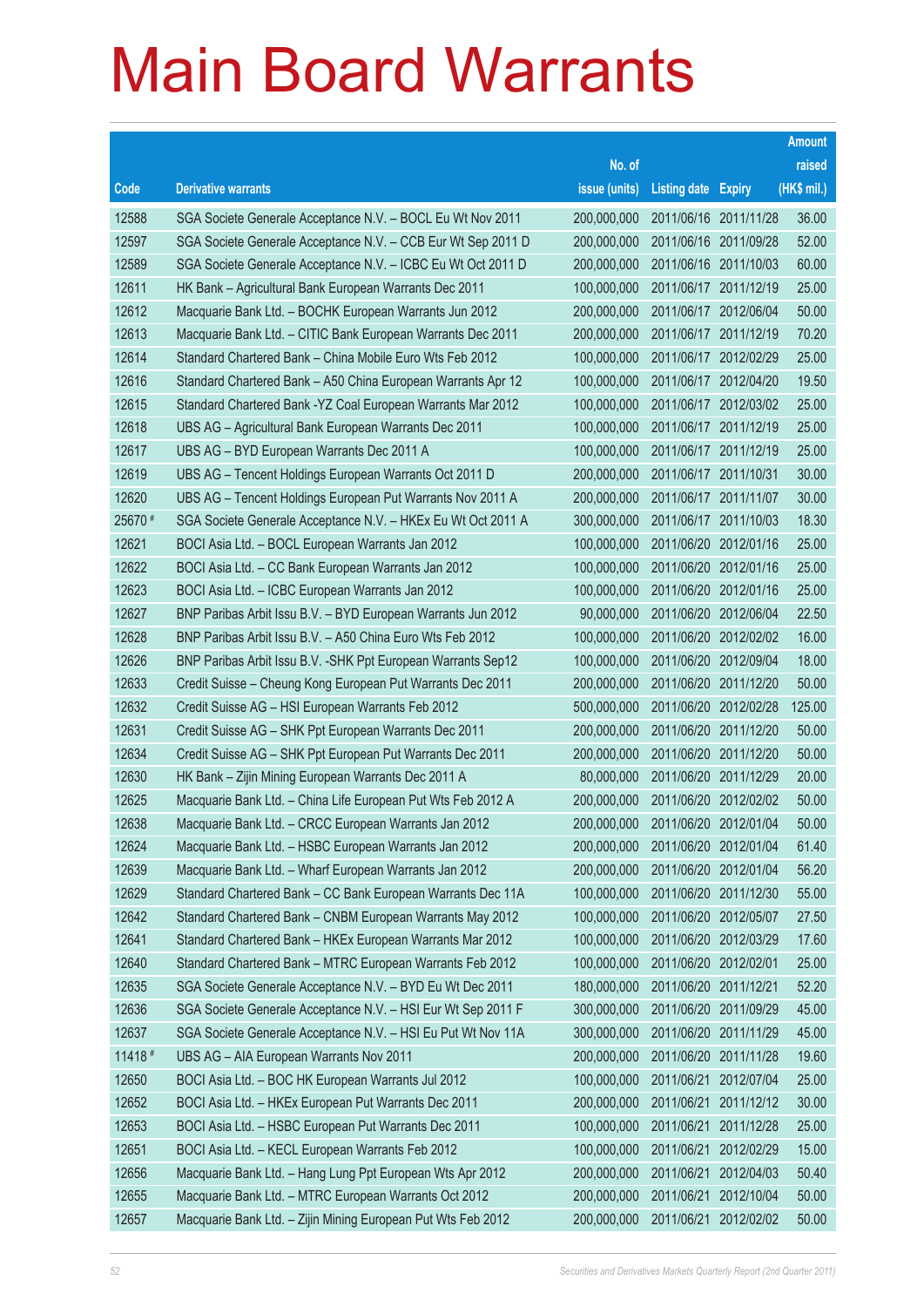# Main Board Warrants

| Code | Derivative warrants | No. of issue (units) | Listing date | Expiry | Amount raised (HK$ mil.) |
|---|---|---|---|---|---|
| 12588 | SGA Societe Generale Acceptance N.V. – BOCL Eu Wt Nov 2011 | 200,000,000 | 2011/06/16 | 2011/11/28 | 36.00 |
| 12597 | SGA Societe Generale Acceptance N.V. – CCB Eur Wt Sep 2011 D | 200,000,000 | 2011/06/16 | 2011/09/28 | 52.00 |
| 12589 | SGA Societe Generale Acceptance N.V. – ICBC Eu Wt Oct 2011 D | 200,000,000 | 2011/06/16 | 2011/10/03 | 60.00 |
| 12611 | HK Bank – Agricultural Bank European Warrants Dec 2011 | 100,000,000 | 2011/06/17 | 2011/12/19 | 25.00 |
| 12612 | Macquarie Bank Ltd. – BOCHK European Warrants Jun 2012 | 200,000,000 | 2011/06/17 | 2012/06/04 | 50.00 |
| 12613 | Macquarie Bank Ltd. – CITIC Bank European Warrants Dec 2011 | 200,000,000 | 2011/06/17 | 2011/12/19 | 70.20 |
| 12614 | Standard Chartered Bank – China Mobile Euro Wts Feb 2012 | 100,000,000 | 2011/06/17 | 2012/02/29 | 25.00 |
| 12616 | Standard Chartered Bank – A50 China European Warrants Apr 12 | 100,000,000 | 2011/06/17 | 2012/04/20 | 19.50 |
| 12615 | Standard Chartered Bank -YZ Coal European Warrants Mar 2012 | 100,000,000 | 2011/06/17 | 2012/03/02 | 25.00 |
| 12618 | UBS AG – Agricultural Bank European Warrants Dec 2011 | 100,000,000 | 2011/06/17 | 2011/12/19 | 25.00 |
| 12617 | UBS AG – BYD European Warrants Dec 2011 A | 100,000,000 | 2011/06/17 | 2011/12/19 | 25.00 |
| 12619 | UBS AG – Tencent Holdings European Warrants Oct 2011 D | 200,000,000 | 2011/06/17 | 2011/10/31 | 30.00 |
| 12620 | UBS AG – Tencent Holdings European Put Warrants Nov 2011 A | 200,000,000 | 2011/06/17 | 2011/11/07 | 30.00 |
| 25670 # | SGA Societe Generale Acceptance N.V. – HKEx Eu Wt Oct 2011 A | 300,000,000 | 2011/06/17 | 2011/10/03 | 18.30 |
| 12621 | BOCI Asia Ltd. – BOCL European Warrants Jan 2012 | 100,000,000 | 2011/06/20 | 2012/01/16 | 25.00 |
| 12622 | BOCI Asia Ltd. – CC Bank European Warrants Jan 2012 | 100,000,000 | 2011/06/20 | 2012/01/16 | 25.00 |
| 12623 | BOCI Asia Ltd. – ICBC European Warrants Jan 2012 | 100,000,000 | 2011/06/20 | 2012/01/16 | 25.00 |
| 12627 | BNP Paribas Arbit Issu B.V. – BYD European Warrants Jun 2012 | 90,000,000 | 2011/06/20 | 2012/06/04 | 22.50 |
| 12628 | BNP Paribas Arbit Issu B.V. – A50 China Euro Wts Feb 2012 | 100,000,000 | 2011/06/20 | 2012/02/02 | 16.00 |
| 12626 | BNP Paribas Arbit Issu B.V. -SHK Ppt European Warrants Sep12 | 100,000,000 | 2011/06/20 | 2012/09/04 | 18.00 |
| 12633 | Credit Suisse – Cheung Kong European Put Warrants Dec 2011 | 200,000,000 | 2011/06/20 | 2011/12/20 | 50.00 |
| 12632 | Credit Suisse AG – HSI European Warrants Feb 2012 | 500,000,000 | 2011/06/20 | 2012/02/28 | 125.00 |
| 12631 | Credit Suisse AG – SHK Ppt European Warrants Dec 2011 | 200,000,000 | 2011/06/20 | 2011/12/20 | 50.00 |
| 12634 | Credit Suisse AG – SHK Ppt European Put Warrants Dec 2011 | 200,000,000 | 2011/06/20 | 2011/12/20 | 50.00 |
| 12630 | HK Bank – Zijin Mining European Warrants Dec 2011 A | 80,000,000 | 2011/06/20 | 2011/12/29 | 20.00 |
| 12625 | Macquarie Bank Ltd. – China Life European Put Wts Feb 2012 A | 200,000,000 | 2011/06/20 | 2012/02/02 | 50.00 |
| 12638 | Macquarie Bank Ltd. – CRCC European Warrants Jan 2012 | 200,000,000 | 2011/06/20 | 2012/01/04 | 50.00 |
| 12624 | Macquarie Bank Ltd. – HSBC European Warrants Jan 2012 | 200,000,000 | 2011/06/20 | 2012/01/04 | 61.40 |
| 12639 | Macquarie Bank Ltd. – Wharf European Warrants Jan 2012 | 200,000,000 | 2011/06/20 | 2012/01/04 | 56.20 |
| 12629 | Standard Chartered Bank – CC Bank European Warrants Dec 11A | 100,000,000 | 2011/06/20 | 2011/12/30 | 55.00 |
| 12642 | Standard Chartered Bank – CNBM European Warrants May 2012 | 100,000,000 | 2011/06/20 | 2012/05/07 | 27.50 |
| 12641 | Standard Chartered Bank – HKEx European Warrants Mar 2012 | 100,000,000 | 2011/06/20 | 2012/03/29 | 17.60 |
| 12640 | Standard Chartered Bank – MTRC European Warrants Feb 2012 | 100,000,000 | 2011/06/20 | 2012/02/01 | 25.00 |
| 12635 | SGA Societe Generale Acceptance N.V. – BYD Eu Wt Dec 2011 | 180,000,000 | 2011/06/20 | 2011/12/21 | 52.20 |
| 12636 | SGA Societe Generale Acceptance N.V. – HSI Eur Wt Sep 2011 F | 300,000,000 | 2011/06/20 | 2011/09/29 | 45.00 |
| 12637 | SGA Societe Generale Acceptance N.V. – HSI Eu Put Wt Nov 11A | 300,000,000 | 2011/06/20 | 2011/11/29 | 45.00 |
| 11418 # | UBS AG – AIA European Warrants Nov 2011 | 200,000,000 | 2011/06/20 | 2011/11/28 | 19.60 |
| 12650 | BOCI Asia Ltd. – BOC HK European Warrants Jul 2012 | 100,000,000 | 2011/06/21 | 2012/07/04 | 25.00 |
| 12652 | BOCI Asia Ltd. – HKEx European Put Warrants Dec 2011 | 200,000,000 | 2011/06/21 | 2011/12/12 | 30.00 |
| 12653 | BOCI Asia Ltd. – HSBC European Put Warrants Dec 2011 | 100,000,000 | 2011/06/21 | 2011/12/28 | 25.00 |
| 12651 | BOCI Asia Ltd. – KECL European Warrants Feb 2012 | 100,000,000 | 2011/06/21 | 2012/02/29 | 15.00 |
| 12656 | Macquarie Bank Ltd. – Hang Lung Ppt European Wts Apr 2012 | 200,000,000 | 2011/06/21 | 2012/04/03 | 50.40 |
| 12655 | Macquarie Bank Ltd. – MTRC European Warrants Oct 2012 | 200,000,000 | 2011/06/21 | 2012/10/04 | 50.00 |
| 12657 | Macquarie Bank Ltd. – Zijin Mining European Put Wts Feb 2012 | 200,000,000 | 2011/06/21 | 2012/02/02 | 50.00 |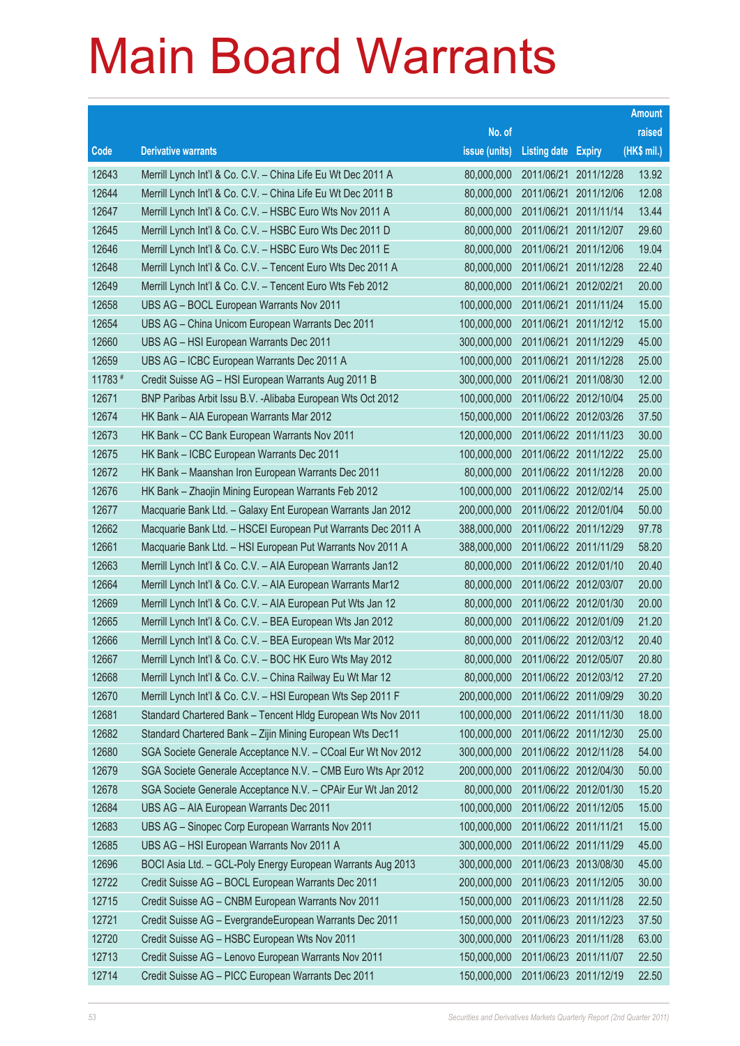# Main Board Warrants

| Code | Derivative warrants | No. of issue (units) | Listing date | Expiry | Amount raised (HK$ mil.) |
|---|---|---|---|---|---|
| 12643 | Merrill Lynch Int'l & Co. C.V. – China Life Eu Wt Dec 2011 A | 80,000,000 | 2011/06/21 | 2011/12/28 | 13.92 |
| 12644 | Merrill Lynch Int'l & Co. C.V. – China Life Eu Wt Dec 2011 B | 80,000,000 | 2011/06/21 | 2011/12/06 | 12.08 |
| 12647 | Merrill Lynch Int'l & Co. C.V. – HSBC Euro Wts Nov 2011 A | 80,000,000 | 2011/06/21 | 2011/11/14 | 13.44 |
| 12645 | Merrill Lynch Int'l & Co. C.V. – HSBC Euro Wts Dec 2011 D | 80,000,000 | 2011/06/21 | 2011/12/07 | 29.60 |
| 12646 | Merrill Lynch Int'l & Co. C.V. – HSBC Euro Wts Dec 2011 E | 80,000,000 | 2011/06/21 | 2011/12/06 | 19.04 |
| 12648 | Merrill Lynch Int'l & Co. C.V. – Tencent Euro Wts Dec 2011 A | 80,000,000 | 2011/06/21 | 2011/12/28 | 22.40 |
| 12649 | Merrill Lynch Int'l & Co. C.V. – Tencent Euro Wts Feb 2012 | 80,000,000 | 2011/06/21 | 2012/02/21 | 20.00 |
| 12658 | UBS AG – BOCL European Warrants Nov 2011 | 100,000,000 | 2011/06/21 | 2011/11/24 | 15.00 |
| 12654 | UBS AG – China Unicom European Warrants Dec 2011 | 100,000,000 | 2011/06/21 | 2011/12/12 | 15.00 |
| 12660 | UBS AG – HSI European Warrants Dec 2011 | 300,000,000 | 2011/06/21 | 2011/12/29 | 45.00 |
| 12659 | UBS AG – ICBC European Warrants Dec 2011 A | 100,000,000 | 2011/06/21 | 2011/12/28 | 25.00 |
| 11783 # | Credit Suisse AG – HSI European Warrants Aug 2011 B | 300,000,000 | 2011/06/21 | 2011/08/30 | 12.00 |
| 12671 | BNP Paribas Arbit Issu B.V. -Alibaba European Wts Oct 2012 | 100,000,000 | 2011/06/22 | 2012/10/04 | 25.00 |
| 12674 | HK Bank – AIA European Warrants Mar 2012 | 150,000,000 | 2011/06/22 | 2012/03/26 | 37.50 |
| 12673 | HK Bank – CC Bank European Warrants Nov 2011 | 120,000,000 | 2011/06/22 | 2011/11/23 | 30.00 |
| 12675 | HK Bank – ICBC European Warrants Dec 2011 | 100,000,000 | 2011/06/22 | 2011/12/22 | 25.00 |
| 12672 | HK Bank – Maanshan Iron European Warrants Dec 2011 | 80,000,000 | 2011/06/22 | 2011/12/28 | 20.00 |
| 12676 | HK Bank – Zhaojin Mining European Warrants Feb 2012 | 100,000,000 | 2011/06/22 | 2012/02/14 | 25.00 |
| 12677 | Macquarie Bank Ltd. – Galaxy Ent European Warrants Jan 2012 | 200,000,000 | 2011/06/22 | 2012/01/04 | 50.00 |
| 12662 | Macquarie Bank Ltd. – HSCEI European Put Warrants Dec 2011 A | 388,000,000 | 2011/06/22 | 2011/12/29 | 97.78 |
| 12661 | Macquarie Bank Ltd. – HSI European Put Warrants Nov 2011 A | 388,000,000 | 2011/06/22 | 2011/11/29 | 58.20 |
| 12663 | Merrill Lynch Int'l & Co. C.V. – AIA European Warrants Jan12 | 80,000,000 | 2011/06/22 | 2012/01/10 | 20.40 |
| 12664 | Merrill Lynch Int'l & Co. C.V. – AIA European Warrants Mar12 | 80,000,000 | 2011/06/22 | 2012/03/07 | 20.00 |
| 12669 | Merrill Lynch Int'l & Co. C.V. – AIA European Put Wts Jan 12 | 80,000,000 | 2011/06/22 | 2012/01/30 | 20.00 |
| 12665 | Merrill Lynch Int'l & Co. C.V. – BEA European Wts Jan 2012 | 80,000,000 | 2011/06/22 | 2012/01/09 | 21.20 |
| 12666 | Merrill Lynch Int'l & Co. C.V. – BEA European Wts Mar 2012 | 80,000,000 | 2011/06/22 | 2012/03/12 | 20.40 |
| 12667 | Merrill Lynch Int'l & Co. C.V. – BOC HK Euro Wts May 2012 | 80,000,000 | 2011/06/22 | 2012/05/07 | 20.80 |
| 12668 | Merrill Lynch Int'l & Co. C.V. – China Railway Eu Wt Mar 12 | 80,000,000 | 2011/06/22 | 2012/03/12 | 27.20 |
| 12670 | Merrill Lynch Int'l & Co. C.V. – HSI European Wts Sep 2011 F | 200,000,000 | 2011/06/22 | 2011/09/29 | 30.20 |
| 12681 | Standard Chartered Bank – Tencent Hldg European Wts Nov 2011 | 100,000,000 | 2011/06/22 | 2011/11/30 | 18.00 |
| 12682 | Standard Chartered Bank – Zijin Mining European Wts Dec11 | 100,000,000 | 2011/06/22 | 2011/12/30 | 25.00 |
| 12680 | SGA Societe Generale Acceptance N.V. – CCoal Eur Wt Nov 2012 | 300,000,000 | 2011/06/22 | 2012/11/28 | 54.00 |
| 12679 | SGA Societe Generale Acceptance N.V. – CMB Euro Wts Apr 2012 | 200,000,000 | 2011/06/22 | 2012/04/30 | 50.00 |
| 12678 | SGA Societe Generale Acceptance N.V. – CPAir Eur Wt Jan 2012 | 80,000,000 | 2011/06/22 | 2012/01/30 | 15.20 |
| 12684 | UBS AG – AIA European Warrants Dec 2011 | 100,000,000 | 2011/06/22 | 2011/12/05 | 15.00 |
| 12683 | UBS AG – Sinopec Corp European Warrants Nov 2011 | 100,000,000 | 2011/06/22 | 2011/11/21 | 15.00 |
| 12685 | UBS AG – HSI European Warrants Nov 2011 A | 300,000,000 | 2011/06/22 | 2011/11/29 | 45.00 |
| 12696 | BOCI Asia Ltd. – GCL-Poly Energy European Warrants Aug 2013 | 300,000,000 | 2011/06/23 | 2013/08/30 | 45.00 |
| 12722 | Credit Suisse AG – BOCL European Warrants Dec 2011 | 200,000,000 | 2011/06/23 | 2011/12/05 | 30.00 |
| 12715 | Credit Suisse AG – CNBM European Warrants Nov 2011 | 150,000,000 | 2011/06/23 | 2011/11/28 | 22.50 |
| 12721 | Credit Suisse AG – EvergrandeEuropean Warrants Dec 2011 | 150,000,000 | 2011/06/23 | 2011/12/23 | 37.50 |
| 12720 | Credit Suisse AG – HSBC European Wts Nov 2011 | 300,000,000 | 2011/06/23 | 2011/11/28 | 63.00 |
| 12713 | Credit Suisse AG – Lenovo European Warrants Nov 2011 | 150,000,000 | 2011/06/23 | 2011/11/07 | 22.50 |
| 12714 | Credit Suisse AG – PICC European Warrants Dec 2011 | 150,000,000 | 2011/06/23 | 2011/12/19 | 22.50 |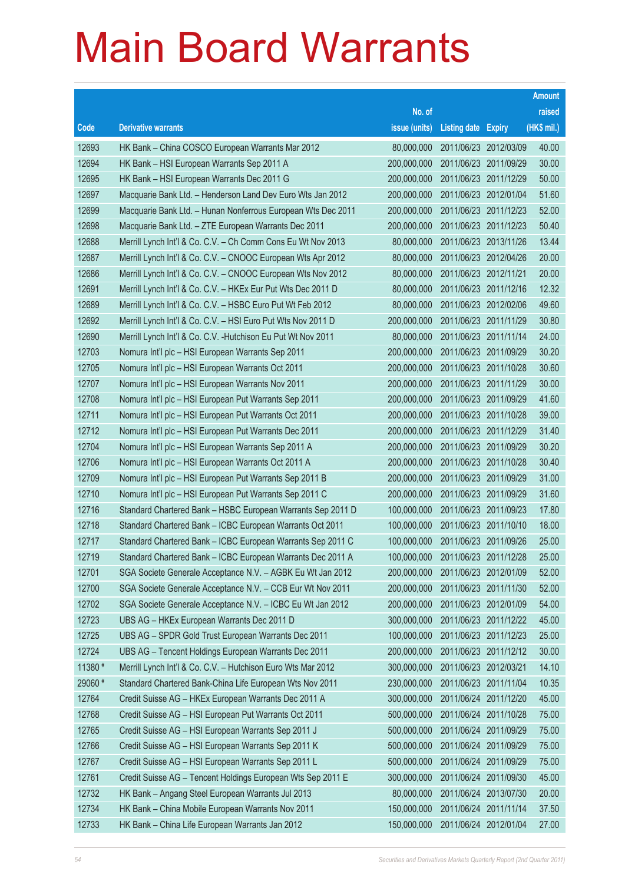# Main Board Warrants

| Code | Derivative warrants | No. of issue (units) | Listing date | Expiry | Amount raised (HK$ mil.) |
|---|---|---|---|---|---|
| 12693 | HK Bank – China COSCO European Warrants Mar 2012 | 80,000,000 | 2011/06/23 | 2012/03/09 | 40.00 |
| 12694 | HK Bank – HSI European Warrants Sep 2011 A | 200,000,000 | 2011/06/23 | 2011/09/29 | 30.00 |
| 12695 | HK Bank – HSI European Warrants Dec 2011 G | 200,000,000 | 2011/06/23 | 2011/12/29 | 50.00 |
| 12697 | Macquarie Bank Ltd. – Henderson Land Dev Euro Wts Jan 2012 | 200,000,000 | 2011/06/23 | 2012/01/04 | 51.60 |
| 12699 | Macquarie Bank Ltd. – Hunan Nonferrous European Wts Dec 2011 | 200,000,000 | 2011/06/23 | 2011/12/23 | 52.00 |
| 12698 | Macquarie Bank Ltd. – ZTE European Warrants Dec 2011 | 200,000,000 | 2011/06/23 | 2011/12/23 | 50.40 |
| 12688 | Merrill Lynch Int'l & Co. C.V. – Ch Comm Cons Eu Wt Nov 2013 | 80,000,000 | 2011/06/23 | 2013/11/26 | 13.44 |
| 12687 | Merrill Lynch Int'l & Co. C.V. – CNOOC European Wts Apr 2012 | 80,000,000 | 2011/06/23 | 2012/04/26 | 20.00 |
| 12686 | Merrill Lynch Int'l & Co. C.V. – CNOOC European Wts Nov 2012 | 80,000,000 | 2011/06/23 | 2012/11/21 | 20.00 |
| 12691 | Merrill Lynch Int'l & Co. C.V. – HKEx Eur Put Wts Dec 2011 D | 80,000,000 | 2011/06/23 | 2011/12/16 | 12.32 |
| 12689 | Merrill Lynch Int'l & Co. C.V. – HSBC Euro Put Wt Feb 2012 | 80,000,000 | 2011/06/23 | 2012/02/06 | 49.60 |
| 12692 | Merrill Lynch Int'l & Co. C.V. – HSI Euro Put Wts Nov 2011 D | 200,000,000 | 2011/06/23 | 2011/11/29 | 30.80 |
| 12690 | Merrill Lynch Int'l & Co. C.V. -Hutchison Eu Put Wt Nov 2011 | 80,000,000 | 2011/06/23 | 2011/11/14 | 24.00 |
| 12703 | Nomura Int'l plc – HSI European Warrants Sep 2011 | 200,000,000 | 2011/06/23 | 2011/09/29 | 30.20 |
| 12705 | Nomura Int'l plc – HSI European Warrants Oct 2011 | 200,000,000 | 2011/06/23 | 2011/10/28 | 30.60 |
| 12707 | Nomura Int'l plc – HSI European Warrants Nov 2011 | 200,000,000 | 2011/06/23 | 2011/11/29 | 30.00 |
| 12708 | Nomura Int'l plc – HSI European Put Warrants Sep 2011 | 200,000,000 | 2011/06/23 | 2011/09/29 | 41.60 |
| 12711 | Nomura Int'l plc – HSI European Put Warrants Oct 2011 | 200,000,000 | 2011/06/23 | 2011/10/28 | 39.00 |
| 12712 | Nomura Int'l plc – HSI European Put Warrants Dec 2011 | 200,000,000 | 2011/06/23 | 2011/12/29 | 31.40 |
| 12704 | Nomura Int'l plc – HSI European Warrants Sep 2011 A | 200,000,000 | 2011/06/23 | 2011/09/29 | 30.20 |
| 12706 | Nomura Int'l plc – HSI European Warrants Oct 2011 A | 200,000,000 | 2011/06/23 | 2011/10/28 | 30.40 |
| 12709 | Nomura Int'l plc – HSI European Put Warrants Sep 2011 B | 200,000,000 | 2011/06/23 | 2011/09/29 | 31.00 |
| 12710 | Nomura Int'l plc – HSI European Put Warrants Sep 2011 C | 200,000,000 | 2011/06/23 | 2011/09/29 | 31.60 |
| 12716 | Standard Chartered Bank – HSBC European Warrants Sep 2011 D | 100,000,000 | 2011/06/23 | 2011/09/23 | 17.80 |
| 12718 | Standard Chartered Bank – ICBC European Warrants Oct 2011 | 100,000,000 | 2011/06/23 | 2011/10/10 | 18.00 |
| 12717 | Standard Chartered Bank – ICBC European Warrants Sep 2011 C | 100,000,000 | 2011/06/23 | 2011/09/26 | 25.00 |
| 12719 | Standard Chartered Bank – ICBC European Warrants Dec 2011 A | 100,000,000 | 2011/06/23 | 2011/12/28 | 25.00 |
| 12701 | SGA Societe Generale Acceptance N.V. – AGBK Eu Wt Jan 2012 | 200,000,000 | 2011/06/23 | 2012/01/09 | 52.00 |
| 12700 | SGA Societe Generale Acceptance N.V. – CCB Eur Wt Nov 2011 | 200,000,000 | 2011/06/23 | 2011/11/30 | 52.00 |
| 12702 | SGA Societe Generale Acceptance N.V. – ICBC Eu Wt Jan 2012 | 200,000,000 | 2011/06/23 | 2012/01/09 | 54.00 |
| 12723 | UBS AG – HKEx European Warrants Dec 2011 D | 300,000,000 | 2011/06/23 | 2011/12/22 | 45.00 |
| 12725 | UBS AG – SPDR Gold Trust European Warrants Dec 2011 | 100,000,000 | 2011/06/23 | 2011/12/23 | 25.00 |
| 12724 | UBS AG – Tencent Holdings European Warrants Dec 2011 | 200,000,000 | 2011/06/23 | 2011/12/12 | 30.00 |
| 11380 # | Merrill Lynch Int'l & Co. C.V. – Hutchison Euro Wts Mar 2012 | 300,000,000 | 2011/06/23 | 2012/03/21 | 14.10 |
| 29060 # | Standard Chartered Bank-China Life European Wts Nov 2011 | 230,000,000 | 2011/06/23 | 2011/11/04 | 10.35 |
| 12764 | Credit Suisse AG – HKEx European Warrants Dec 2011 A | 300,000,000 | 2011/06/24 | 2011/12/20 | 45.00 |
| 12768 | Credit Suisse AG – HSI European Put Warrants Oct 2011 | 500,000,000 | 2011/06/24 | 2011/10/28 | 75.00 |
| 12765 | Credit Suisse AG – HSI European Warrants Sep 2011 J | 500,000,000 | 2011/06/24 | 2011/09/29 | 75.00 |
| 12766 | Credit Suisse AG – HSI European Warrants Sep 2011 K | 500,000,000 | 2011/06/24 | 2011/09/29 | 75.00 |
| 12767 | Credit Suisse AG – HSI European Warrants Sep 2011 L | 500,000,000 | 2011/06/24 | 2011/09/29 | 75.00 |
| 12761 | Credit Suisse AG – Tencent Holdings European Wts Sep 2011 E | 300,000,000 | 2011/06/24 | 2011/09/30 | 45.00 |
| 12732 | HK Bank – Angang Steel European Warrants Jul 2013 | 80,000,000 | 2011/06/24 | 2013/07/30 | 20.00 |
| 12734 | HK Bank – China Mobile European Warrants Nov 2011 | 150,000,000 | 2011/06/24 | 2011/11/14 | 37.50 |
| 12733 | HK Bank – China Life European Warrants Jan 2012 | 150,000,000 | 2011/06/24 | 2012/01/04 | 27.00 |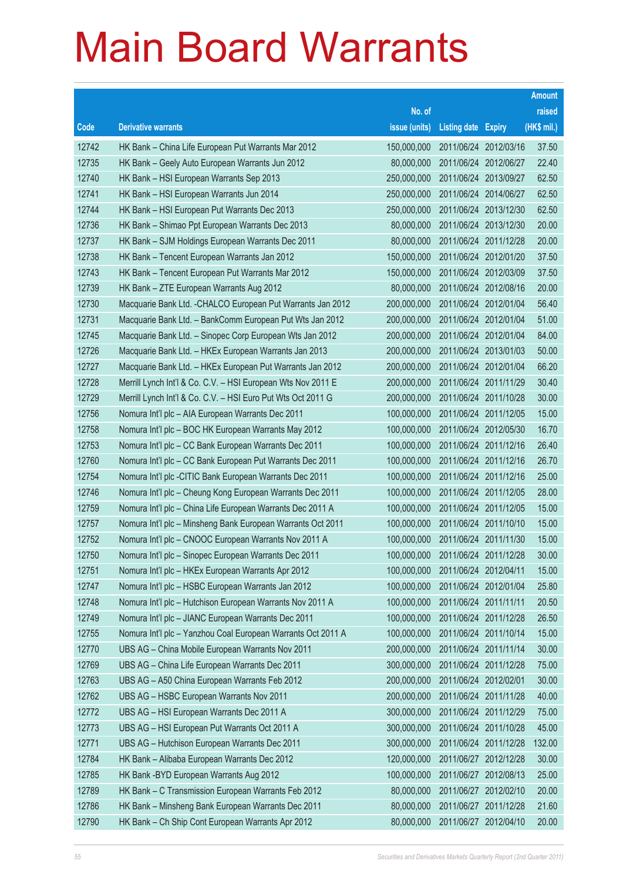# Main Board Warrants

| Code | Derivative warrants | No. of issue (units) | Listing date | Expiry | Amount raised (HK$ mil.) |
|---|---|---|---|---|---|
| 12742 | HK Bank – China Life European Put Warrants Mar 2012 | 150,000,000 | 2011/06/24 | 2012/03/16 | 37.50 |
| 12735 | HK Bank – Geely Auto European Warrants Jun 2012 | 80,000,000 | 2011/06/24 | 2012/06/27 | 22.40 |
| 12740 | HK Bank – HSI European Warrants Sep 2013 | 250,000,000 | 2011/06/24 | 2013/09/27 | 62.50 |
| 12741 | HK Bank – HSI European Warrants Jun 2014 | 250,000,000 | 2011/06/24 | 2014/06/27 | 62.50 |
| 12744 | HK Bank – HSI European Put Warrants Dec 2013 | 250,000,000 | 2011/06/24 | 2013/12/30 | 62.50 |
| 12736 | HK Bank – Shimao Ppt European Warrants Dec 2013 | 80,000,000 | 2011/06/24 | 2013/12/30 | 20.00 |
| 12737 | HK Bank – SJM Holdings European Warrants Dec 2011 | 80,000,000 | 2011/06/24 | 2011/12/28 | 20.00 |
| 12738 | HK Bank – Tencent European Warrants Jan 2012 | 150,000,000 | 2011/06/24 | 2012/01/20 | 37.50 |
| 12743 | HK Bank – Tencent European Put Warrants Mar 2012 | 150,000,000 | 2011/06/24 | 2012/03/09 | 37.50 |
| 12739 | HK Bank – ZTE European Warrants Aug 2012 | 80,000,000 | 2011/06/24 | 2012/08/16 | 20.00 |
| 12730 | Macquarie Bank Ltd. -CHALCO European Put Warrants Jan 2012 | 200,000,000 | 2011/06/24 | 2012/01/04 | 56.40 |
| 12731 | Macquarie Bank Ltd. – BankComm European Put Wts Jan 2012 | 200,000,000 | 2011/06/24 | 2012/01/04 | 51.00 |
| 12745 | Macquarie Bank Ltd. – Sinopec Corp European Wts Jan 2012 | 200,000,000 | 2011/06/24 | 2012/01/04 | 84.00 |
| 12726 | Macquarie Bank Ltd. – HKEx European Warrants Jan 2013 | 200,000,000 | 2011/06/24 | 2013/01/03 | 50.00 |
| 12727 | Macquarie Bank Ltd. – HKEx European Put Warrants Jan 2012 | 200,000,000 | 2011/06/24 | 2012/01/04 | 66.20 |
| 12728 | Merrill Lynch Int'l & Co. C.V. – HSI European Wts Nov 2011 E | 200,000,000 | 2011/06/24 | 2011/11/29 | 30.40 |
| 12729 | Merrill Lynch Int'l & Co. C.V. – HSI Euro Put Wts Oct 2011 G | 200,000,000 | 2011/06/24 | 2011/10/28 | 30.00 |
| 12756 | Nomura Int'l plc – AIA European Warrants Dec 2011 | 100,000,000 | 2011/06/24 | 2011/12/05 | 15.00 |
| 12758 | Nomura Int'l plc – BOC HK European Warrants May 2012 | 100,000,000 | 2011/06/24 | 2012/05/30 | 16.70 |
| 12753 | Nomura Int'l plc – CC Bank European Warrants Dec 2011 | 100,000,000 | 2011/06/24 | 2011/12/16 | 26.40 |
| 12760 | Nomura Int'l plc – CC Bank European Put Warrants Dec 2011 | 100,000,000 | 2011/06/24 | 2011/12/16 | 26.70 |
| 12754 | Nomura Int'l plc -CITIC Bank European Warrants Dec 2011 | 100,000,000 | 2011/06/24 | 2011/12/16 | 25.00 |
| 12746 | Nomura Int'l plc – Cheung Kong European Warrants Dec 2011 | 100,000,000 | 2011/06/24 | 2011/12/05 | 28.00 |
| 12759 | Nomura Int'l plc – China Life European Warrants Dec 2011 A | 100,000,000 | 2011/06/24 | 2011/12/05 | 15.00 |
| 12757 | Nomura Int'l plc – Minsheng Bank European Warrants Oct 2011 | 100,000,000 | 2011/06/24 | 2011/10/10 | 15.00 |
| 12752 | Nomura Int'l plc – CNOOC European Warrants Nov 2011 A | 100,000,000 | 2011/06/24 | 2011/11/30 | 15.00 |
| 12750 | Nomura Int'l plc – Sinopec European Warrants Dec 2011 | 100,000,000 | 2011/06/24 | 2011/12/28 | 30.00 |
| 12751 | Nomura Int'l plc – HKEx European Warrants Apr 2012 | 100,000,000 | 2011/06/24 | 2012/04/11 | 15.00 |
| 12747 | Nomura Int'l plc – HSBC European Warrants Jan 2012 | 100,000,000 | 2011/06/24 | 2012/01/04 | 25.80 |
| 12748 | Nomura Int'l plc – Hutchison European Warrants Nov 2011 A | 100,000,000 | 2011/06/24 | 2011/11/11 | 20.50 |
| 12749 | Nomura Int'l plc – JIANC European Warrants Dec 2011 | 100,000,000 | 2011/06/24 | 2011/12/28 | 26.50 |
| 12755 | Nomura Int'l plc – Yanzhou Coal European Warrants Oct 2011 A | 100,000,000 | 2011/06/24 | 2011/10/14 | 15.00 |
| 12770 | UBS AG – China Mobile European Warrants Nov 2011 | 200,000,000 | 2011/06/24 | 2011/11/14 | 30.00 |
| 12769 | UBS AG – China Life European Warrants Dec 2011 | 300,000,000 | 2011/06/24 | 2011/12/28 | 75.00 |
| 12763 | UBS AG – A50 China European Warrants Feb 2012 | 200,000,000 | 2011/06/24 | 2012/02/01 | 30.00 |
| 12762 | UBS AG – HSBC European Warrants Nov 2011 | 200,000,000 | 2011/06/24 | 2011/11/28 | 40.00 |
| 12772 | UBS AG – HSI European Warrants Dec 2011 A | 300,000,000 | 2011/06/24 | 2011/12/29 | 75.00 |
| 12773 | UBS AG – HSI European Put Warrants Oct 2011 A | 300,000,000 | 2011/06/24 | 2011/10/28 | 45.00 |
| 12771 | UBS AG – Hutchison European Warrants Dec 2011 | 300,000,000 | 2011/06/24 | 2011/12/28 | 132.00 |
| 12784 | HK Bank – Alibaba European Warrants Dec 2012 | 120,000,000 | 2011/06/27 | 2012/12/28 | 30.00 |
| 12785 | HK Bank -BYD European Warrants Aug 2012 | 100,000,000 | 2011/06/27 | 2012/08/13 | 25.00 |
| 12789 | HK Bank – C Transmission European Warrants Feb 2012 | 80,000,000 | 2011/06/27 | 2012/02/10 | 20.00 |
| 12786 | HK Bank – Minsheng Bank European Warrants Dec 2011 | 80,000,000 | 2011/06/27 | 2011/12/28 | 21.60 |
| 12790 | HK Bank – Ch Ship Cont European Warrants Apr 2012 | 80,000,000 | 2011/06/27 | 2012/04/10 | 20.00 |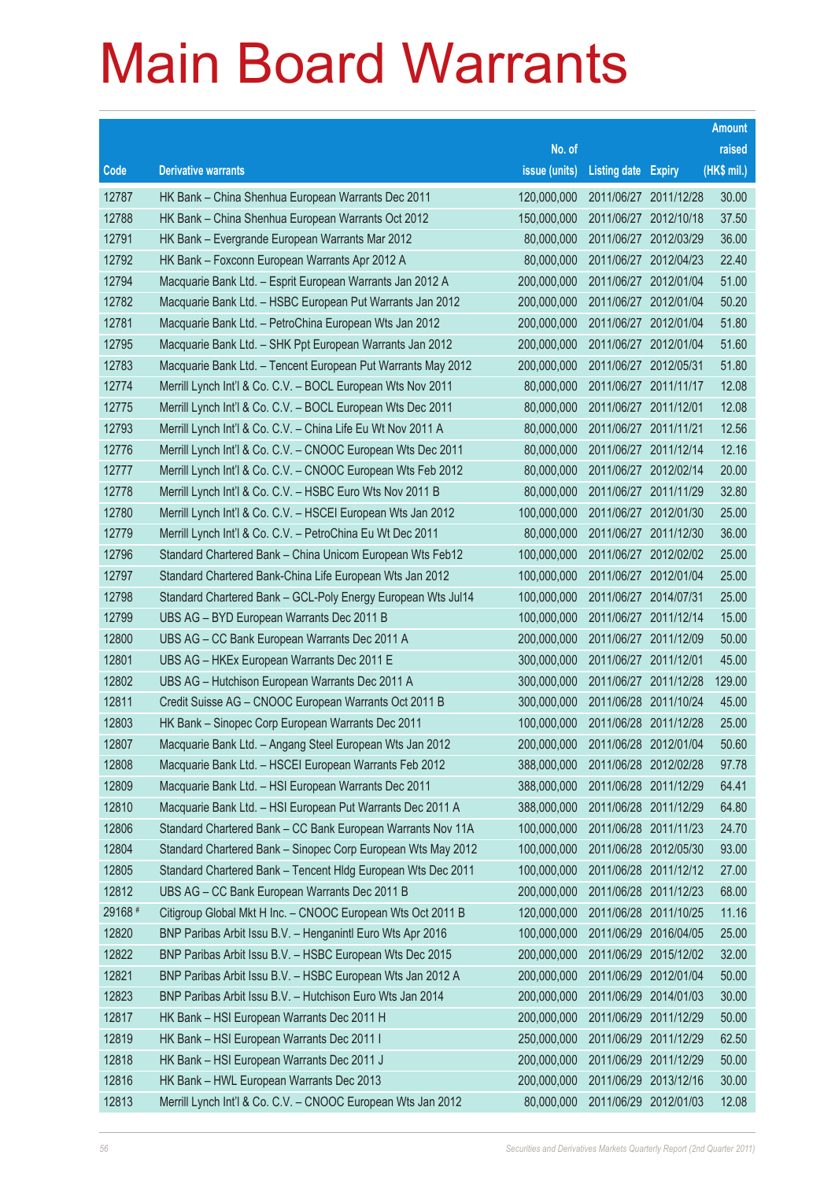# Main Board Warrants

| Code | Derivative warrants | No. of issue (units) | Listing date | Expiry | Amount raised (HK$ mil.) |
|---|---|---|---|---|---|
| 12787 | HK Bank – China Shenhua European Warrants Dec 2011 | 120,000,000 | 2011/06/27 | 2011/12/28 | 30.00 |
| 12788 | HK Bank – China Shenhua European Warrants Oct 2012 | 150,000,000 | 2011/06/27 | 2012/10/18 | 37.50 |
| 12791 | HK Bank – Evergrande European Warrants Mar 2012 | 80,000,000 | 2011/06/27 | 2012/03/29 | 36.00 |
| 12792 | HK Bank – Foxconn European Warrants Apr 2012 A | 80,000,000 | 2011/06/27 | 2012/04/23 | 22.40 |
| 12794 | Macquarie Bank Ltd. – Esprit European Warrants Jan 2012 A | 200,000,000 | 2011/06/27 | 2012/01/04 | 51.00 |
| 12782 | Macquarie Bank Ltd. – HSBC European Put Warrants Jan 2012 | 200,000,000 | 2011/06/27 | 2012/01/04 | 50.20 |
| 12781 | Macquarie Bank Ltd. – PetroChina European Wts Jan 2012 | 200,000,000 | 2011/06/27 | 2012/01/04 | 51.80 |
| 12795 | Macquarie Bank Ltd. – SHK Ppt European Warrants Jan 2012 | 200,000,000 | 2011/06/27 | 2012/01/04 | 51.60 |
| 12783 | Macquarie Bank Ltd. – Tencent European Put Warrants May 2012 | 200,000,000 | 2011/06/27 | 2012/05/31 | 51.80 |
| 12774 | Merrill Lynch Int'l & Co. C.V. – BOCL European Wts Nov 2011 | 80,000,000 | 2011/06/27 | 2011/11/17 | 12.08 |
| 12775 | Merrill Lynch Int'l & Co. C.V. – BOCL European Wts Dec 2011 | 80,000,000 | 2011/06/27 | 2011/12/01 | 12.08 |
| 12793 | Merrill Lynch Int'l & Co. C.V. – China Life Eu Wt Nov 2011 A | 80,000,000 | 2011/06/27 | 2011/11/21 | 12.56 |
| 12776 | Merrill Lynch Int'l & Co. C.V. – CNOOC European Wts Dec 2011 | 80,000,000 | 2011/06/27 | 2011/12/14 | 12.16 |
| 12777 | Merrill Lynch Int'l & Co. C.V. – CNOOC European Wts Feb 2012 | 80,000,000 | 2011/06/27 | 2012/02/14 | 20.00 |
| 12778 | Merrill Lynch Int'l & Co. C.V. – HSBC Euro Wts Nov 2011 B | 80,000,000 | 2011/06/27 | 2011/11/29 | 32.80 |
| 12780 | Merrill Lynch Int'l & Co. C.V. – HSCEI European Wts Jan 2012 | 100,000,000 | 2011/06/27 | 2012/01/30 | 25.00 |
| 12779 | Merrill Lynch Int'l & Co. C.V. – PetroChina Eu Wt Dec 2011 | 80,000,000 | 2011/06/27 | 2011/12/30 | 36.00 |
| 12796 | Standard Chartered Bank – China Unicom European Wts Feb12 | 100,000,000 | 2011/06/27 | 2012/02/02 | 25.00 |
| 12797 | Standard Chartered Bank-China Life European Wts Jan 2012 | 100,000,000 | 2011/06/27 | 2012/01/04 | 25.00 |
| 12798 | Standard Chartered Bank – GCL-Poly Energy European Wts Jul14 | 100,000,000 | 2011/06/27 | 2014/07/31 | 25.00 |
| 12799 | UBS AG – BYD European Warrants Dec 2011 B | 100,000,000 | 2011/06/27 | 2011/12/14 | 15.00 |
| 12800 | UBS AG – CC Bank European Warrants Dec 2011 A | 200,000,000 | 2011/06/27 | 2011/12/09 | 50.00 |
| 12801 | UBS AG – HKEx European Warrants Dec 2011 E | 300,000,000 | 2011/06/27 | 2011/12/01 | 45.00 |
| 12802 | UBS AG – Hutchison European Warrants Dec 2011 A | 300,000,000 | 2011/06/27 | 2011/12/28 | 129.00 |
| 12811 | Credit Suisse AG – CNOOC European Warrants Oct 2011 B | 300,000,000 | 2011/06/28 | 2011/10/24 | 45.00 |
| 12803 | HK Bank – Sinopec Corp European Warrants Dec 2011 | 100,000,000 | 2011/06/28 | 2011/12/28 | 25.00 |
| 12807 | Macquarie Bank Ltd. – Angang Steel European Wts Jan 2012 | 200,000,000 | 2011/06/28 | 2012/01/04 | 50.60 |
| 12808 | Macquarie Bank Ltd. – HSCEI European Warrants Feb 2012 | 388,000,000 | 2011/06/28 | 2012/02/28 | 97.78 |
| 12809 | Macquarie Bank Ltd. – HSI European Warrants Dec 2011 | 388,000,000 | 2011/06/28 | 2011/12/29 | 64.41 |
| 12810 | Macquarie Bank Ltd. – HSI European Put Warrants Dec 2011 A | 388,000,000 | 2011/06/28 | 2011/12/29 | 64.80 |
| 12806 | Standard Chartered Bank – CC Bank European Warrants Nov 11A | 100,000,000 | 2011/06/28 | 2011/11/23 | 24.70 |
| 12804 | Standard Chartered Bank – Sinopec Corp European Wts May 2012 | 100,000,000 | 2011/06/28 | 2012/05/30 | 93.00 |
| 12805 | Standard Chartered Bank – Tencent Hldg European Wts Dec 2011 | 100,000,000 | 2011/06/28 | 2011/12/12 | 27.00 |
| 12812 | UBS AG – CC Bank European Warrants Dec 2011 B | 200,000,000 | 2011/06/28 | 2011/12/23 | 68.00 |
| 29168 # | Citigroup Global Mkt H Inc. – CNOOC European Wts Oct 2011 B | 120,000,000 | 2011/06/28 | 2011/10/25 | 11.16 |
| 12820 | BNP Paribas Arbit Issu B.V. – Henganintl Euro Wts Apr 2016 | 100,000,000 | 2011/06/29 | 2016/04/05 | 25.00 |
| 12822 | BNP Paribas Arbit Issu B.V. – HSBC European Wts Dec 2015 | 200,000,000 | 2011/06/29 | 2015/12/02 | 32.00 |
| 12821 | BNP Paribas Arbit Issu B.V. – HSBC European Wts Jan 2012 A | 200,000,000 | 2011/06/29 | 2012/01/04 | 50.00 |
| 12823 | BNP Paribas Arbit Issu B.V. – Hutchison Euro Wts Jan 2014 | 200,000,000 | 2011/06/29 | 2014/01/03 | 30.00 |
| 12817 | HK Bank – HSI European Warrants Dec 2011 H | 200,000,000 | 2011/06/29 | 2011/12/29 | 50.00 |
| 12819 | HK Bank – HSI European Warrants Dec 2011 I | 250,000,000 | 2011/06/29 | 2011/12/29 | 62.50 |
| 12818 | HK Bank – HSI European Warrants Dec 2011 J | 200,000,000 | 2011/06/29 | 2011/12/29 | 50.00 |
| 12816 | HK Bank – HWL European Warrants Dec 2013 | 200,000,000 | 2011/06/29 | 2013/12/16 | 30.00 |
| 12813 | Merrill Lynch Int'l & Co. C.V. – CNOOC European Wts Jan 2012 | 80,000,000 | 2011/06/29 | 2012/01/03 | 12.08 |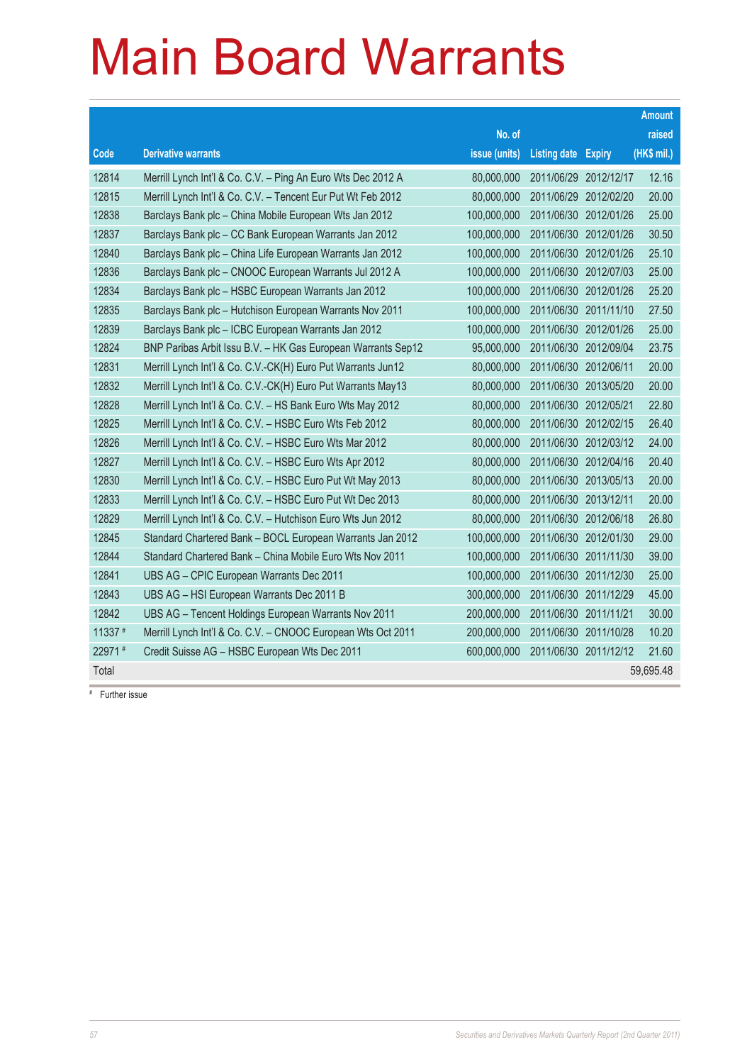# Main Board Warrants

| Code | Derivative warrants | No. of issue (units) | Listing date | Expiry | Amount raised (HK$ mil.) |
|---|---|---|---|---|---|
| 12814 | Merrill Lynch Int'l & Co. C.V. – Ping An Euro Wts Dec 2012 A | 80,000,000 | 2011/06/29 | 2012/12/17 | 12.16 |
| 12815 | Merrill Lynch Int'l & Co. C.V. – Tencent Eur Put Wt Feb 2012 | 80,000,000 | 2011/06/29 | 2012/02/20 | 20.00 |
| 12838 | Barclays Bank plc – China Mobile European Wts Jan 2012 | 100,000,000 | 2011/06/30 | 2012/01/26 | 25.00 |
| 12837 | Barclays Bank plc – CC Bank European Warrants Jan 2012 | 100,000,000 | 2011/06/30 | 2012/01/26 | 30.50 |
| 12840 | Barclays Bank plc – China Life European Warrants Jan 2012 | 100,000,000 | 2011/06/30 | 2012/01/26 | 25.10 |
| 12836 | Barclays Bank plc – CNOOC European Warrants Jul 2012 A | 100,000,000 | 2011/06/30 | 2012/07/03 | 25.00 |
| 12834 | Barclays Bank plc – HSBC European Warrants Jan 2012 | 100,000,000 | 2011/06/30 | 2012/01/26 | 25.20 |
| 12835 | Barclays Bank plc – Hutchison European Warrants Nov 2011 | 100,000,000 | 2011/06/30 | 2011/11/10 | 27.50 |
| 12839 | Barclays Bank plc – ICBC European Warrants Jan 2012 | 100,000,000 | 2011/06/30 | 2012/01/26 | 25.00 |
| 12824 | BNP Paribas Arbit Issu B.V. – HK Gas European Warrants Sep12 | 95,000,000 | 2011/06/30 | 2012/09/04 | 23.75 |
| 12831 | Merrill Lynch Int'l & Co. C.V.-CK(H) Euro Put Warrants Jun12 | 80,000,000 | 2011/06/30 | 2012/06/11 | 20.00 |
| 12832 | Merrill Lynch Int'l & Co. C.V.-CK(H) Euro Put Warrants May13 | 80,000,000 | 2011/06/30 | 2013/05/20 | 20.00 |
| 12828 | Merrill Lynch Int'l & Co. C.V. – HS Bank Euro Wts May 2012 | 80,000,000 | 2011/06/30 | 2012/05/21 | 22.80 |
| 12825 | Merrill Lynch Int'l & Co. C.V. – HSBC Euro Wts Feb 2012 | 80,000,000 | 2011/06/30 | 2012/02/15 | 26.40 |
| 12826 | Merrill Lynch Int'l & Co. C.V. – HSBC Euro Wts Mar 2012 | 80,000,000 | 2011/06/30 | 2012/03/12 | 24.00 |
| 12827 | Merrill Lynch Int'l & Co. C.V. – HSBC Euro Wts Apr 2012 | 80,000,000 | 2011/06/30 | 2012/04/16 | 20.40 |
| 12830 | Merrill Lynch Int'l & Co. C.V. – HSBC Euro Put Wt May 2013 | 80,000,000 | 2011/06/30 | 2013/05/13 | 20.00 |
| 12833 | Merrill Lynch Int'l & Co. C.V. – HSBC Euro Put Wt Dec 2013 | 80,000,000 | 2011/06/30 | 2013/12/11 | 20.00 |
| 12829 | Merrill Lynch Int'l & Co. C.V. – Hutchison Euro Wts Jun 2012 | 80,000,000 | 2011/06/30 | 2012/06/18 | 26.80 |
| 12845 | Standard Chartered Bank – BOCL European Warrants Jan 2012 | 100,000,000 | 2011/06/30 | 2012/01/30 | 29.00 |
| 12844 | Standard Chartered Bank – China Mobile Euro Wts Nov 2011 | 100,000,000 | 2011/06/30 | 2011/11/30 | 39.00 |
| 12841 | UBS AG – CPIC European Warrants Dec 2011 | 100,000,000 | 2011/06/30 | 2011/12/30 | 25.00 |
| 12843 | UBS AG – HSI European Warrants Dec 2011 B | 300,000,000 | 2011/06/30 | 2011/12/29 | 45.00 |
| 12842 | UBS AG – Tencent Holdings European Warrants Nov 2011 | 200,000,000 | 2011/06/30 | 2011/11/21 | 30.00 |
| 11337 # | Merrill Lynch Int'l & Co. C.V. – CNOOC European Wts Oct 2011 | 200,000,000 | 2011/06/30 | 2011/10/28 | 10.20 |
| 22971 # | Credit Suisse AG – HSBC European Wts Dec 2011 | 600,000,000 | 2011/06/30 | 2011/12/12 | 21.60 |
| Total | | | | | 59,695.48 |

# Further issue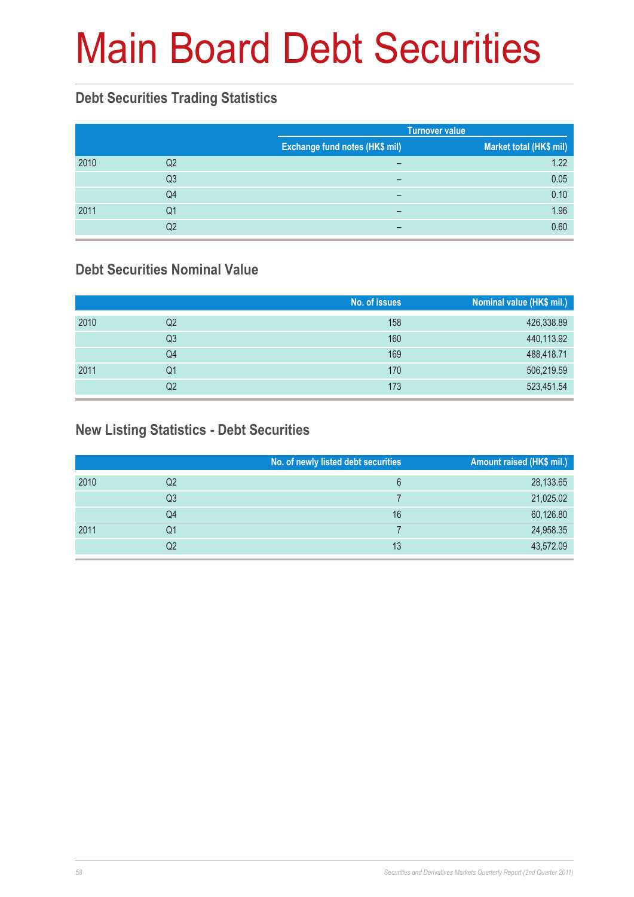# Main Board Debt Securities

## Debt Securities Trading Statistics

| | | Turnover value | |
|---|---|---|---|
| | | Exchange fund notes (HK$ mil) | Market total (HK$ mil) |
| 2010 | Q2 | – | 1.22 |
| | Q3 | – | 0.05 |
| | Q4 | – | 0.10 |
| 2011 | Q1 | – | 1.96 |
| | Q2 | – | 0.60 |

## Debt Securities Nominal Value

| | | No. of issues | Nominal value (HK$ mil.) |
|---|---|---|---|
| 2010 | Q2 | 158 | 426,338.89 |
| | Q3 | 160 | 440,113.92 |
| | Q4 | 169 | 488,418.71 |
| 2011 | Q1 | 170 | 506,219.59 |
| | Q2 | 173 | 523,451.54 |

## New Listing Statistics - Debt Securities

| | | No. of newly listed debt securities | Amount raised (HK$ mil.) |
|---|---|---|---|
| 2010 | Q2 | 6 | 28,133.65 |
| | Q3 | 7 | 21,025.02 |
| | Q4 | 16 | 60,126.80 |
| 2011 | Q1 | 7 | 24,958.35 |
| | Q2 | 13 | 43,572.09 |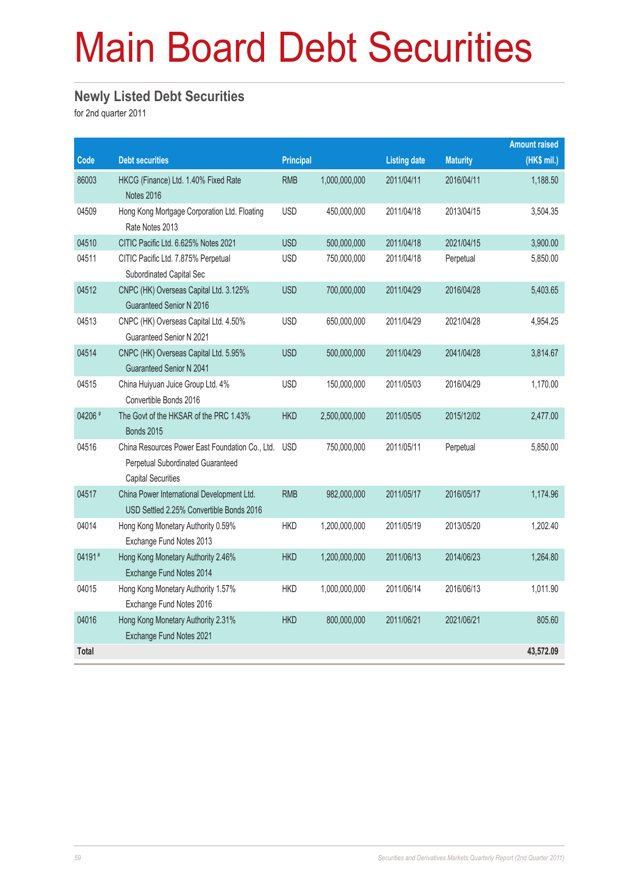# Main Board Debt Securities

## Newly Listed Debt Securities

for 2nd quarter 2011

| Code | Debt securities | Principal | | Listing date | Maturity | Amount raised (HK$ mil.) |
|---|---|---|---|---|---|---|
| 86003 | HKCG (Finance) Ltd. 1.40% Fixed Rate Notes 2016 | RMB | 1,000,000,000 | 2011/04/11 | 2016/04/11 | 1,188.50 |
| 04509 | Hong Kong Mortgage Corporation Ltd. Floating Rate Notes 2013 | USD | 450,000,000 | 2011/04/18 | 2013/04/15 | 3,504.35 |
| 04510 | CITIC Pacific Ltd. 6.625% Notes 2021 | USD | 500,000,000 | 2011/04/18 | 2021/04/15 | 3,900.00 |
| 04511 | CITIC Pacific Ltd. 7.875% Perpetual Subordinated Capital Sec | USD | 750,000,000 | 2011/04/18 | Perpetual | 5,850.00 |
| 04512 | CNPC (HK) Overseas Capital Ltd. 3.125% Guaranteed Senior N 2016 | USD | 700,000,000 | 2011/04/29 | 2016/04/28 | 5,403.65 |
| 04513 | CNPC (HK) Overseas Capital Ltd. 4.50% Guaranteed Senior N 2021 | USD | 650,000,000 | 2011/04/29 | 2021/04/28 | 4,954.25 |
| 04514 | CNPC (HK) Overseas Capital Ltd. 5.95% Guaranteed Senior N 2041 | USD | 500,000,000 | 2011/04/29 | 2041/04/28 | 3,814.67 |
| 04515 | China Huiyuan Juice Group Ltd. 4% Convertible Bonds 2016 | USD | 150,000,000 | 2011/05/03 | 2016/04/29 | 1,170.00 |
| 04206 # | The Govt of the HKSAR of the PRC 1.43% Bonds 2015 | HKD | 2,500,000,000 | 2011/05/05 | 2015/12/02 | 2,477.00 |
| 04516 | China Resources Power East Foundation Co., Ltd. Perpetual Subordinated Guaranteed Capital Securities | USD | 750,000,000 | 2011/05/11 | Perpetual | 5,850.00 |
| 04517 | China Power International Development Ltd. USD Settled 2.25% Convertible Bonds 2016 | RMB | 982,000,000 | 2011/05/17 | 2016/05/17 | 1,174.96 |
| 04014 | Hong Kong Monetary Authority 0.59% Exchange Fund Notes 2013 | HKD | 1,200,000,000 | 2011/05/19 | 2013/05/20 | 1,202.40 |
| 04191 # | Hong Kong Monetary Authority 2.46% Exchange Fund Notes 2014 | HKD | 1,200,000,000 | 2011/06/13 | 2014/06/23 | 1,264.80 |
| 04015 | Hong Kong Monetary Authority 1.57% Exchange Fund Notes 2016 | HKD | 1,000,000,000 | 2011/06/14 | 2016/06/13 | 1,011.90 |
| 04016 | Hong Kong Monetary Authority 2.31% Exchange Fund Notes 2021 | HKD | 800,000,000 | 2011/06/21 | 2021/06/21 | 805.60 |
| **Total** | | | | | | **43,572.09** |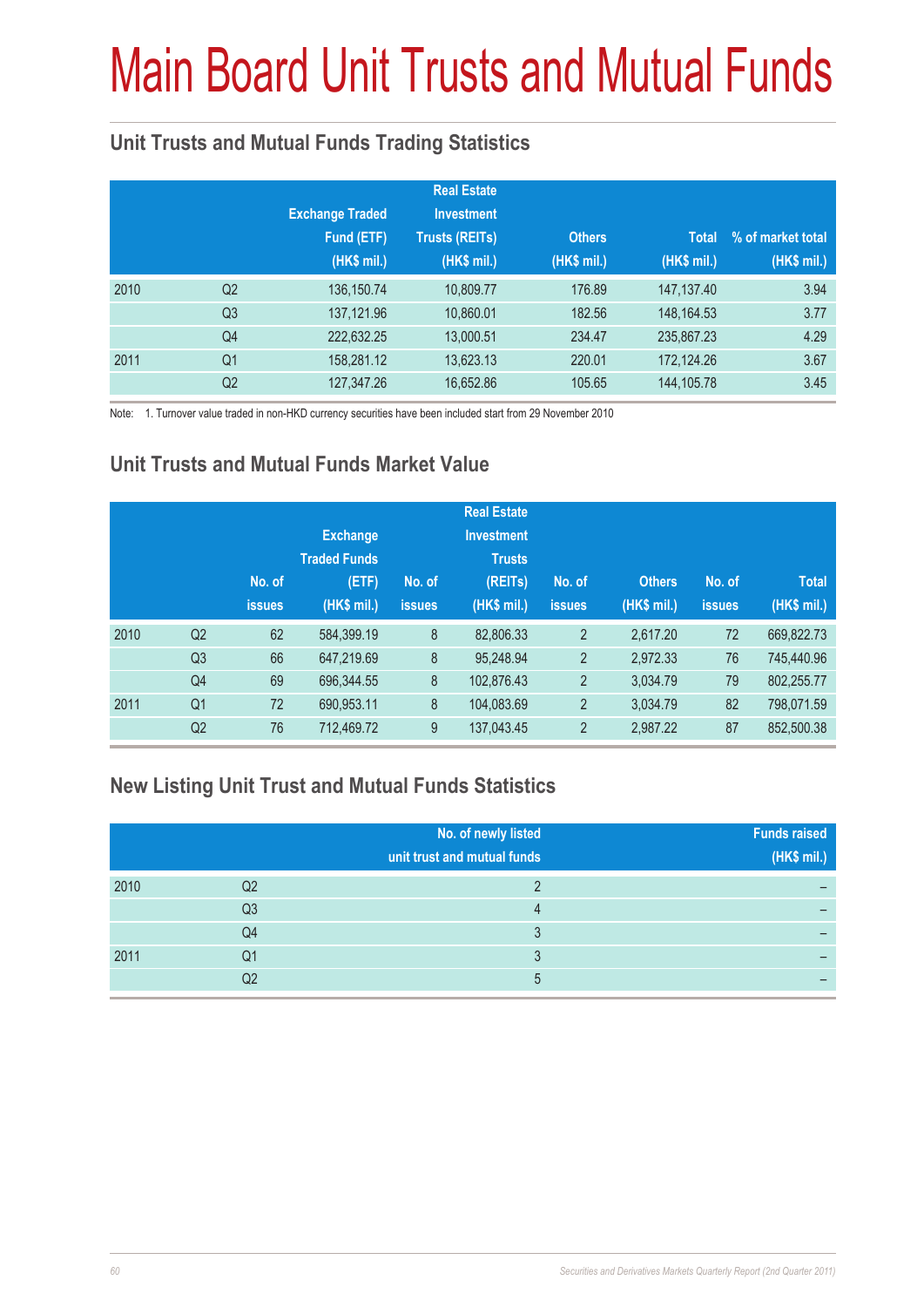# Main Board Unit Trusts and Mutual Funds

## Unit Trusts and Mutual Funds Trading Statistics

| | | Exchange Traded Fund (ETF) (HK$ mil.) | Real Estate Investment Trusts (REITs) (HK$ mil.) | Others (HK$ mil.) | Total (HK$ mil.) | % of market total (HK$ mil.) |
|---|---|---|---|---|---|---|
| 2010 | Q2 | 136,150.74 | 10,809.77 | 176.89 | 147,137.40 | 3.94 |
| | Q3 | 137,121.96 | 10,860.01 | 182.56 | 148,164.53 | 3.77 |
| | Q4 | 222,632.25 | 13,000.51 | 234.47 | 235,867.23 | 4.29 |
| 2011 | Q1 | 158,281.12 | 13,623.13 | 220.01 | 172,124.26 | 3.67 |
| | Q2 | 127,347.26 | 16,652.86 | 105.65 | 144,105.78 | 3.45 |

Note: 1. Turnover value traded in non-HKD currency securities have been included start from 29 November 2010

## Unit Trusts and Mutual Funds Market Value

| | | No. of issues | Exchange Traded Funds (ETF) (HK$ mil.) | No. of issues | Real Estate Investment Trusts (REITs) (HK$ mil.) | No. of issues | Others (HK$ mil.) | No. of issues | Total (HK$ mil.) |
|---|---|---|---|---|---|---|---|---|---|
| 2010 | Q2 | 62 | 584,399.19 | 8 | 82,806.33 | 2 | 2,617.20 | 72 | 669,822.73 |
| | Q3 | 66 | 647,219.69 | 8 | 95,248.94 | 2 | 2,972.33 | 76 | 745,440.96 |
| | Q4 | 69 | 696,344.55 | 8 | 102,876.43 | 2 | 3,034.79 | 79 | 802,255.77 |
| 2011 | Q1 | 72 | 690,953.11 | 8 | 104,083.69 | 2 | 3,034.79 | 82 | 798,071.59 |
| | Q2 | 76 | 712,469.72 | 9 | 137,043.45 | 2 | 2,987.22 | 87 | 852,500.38 |

## New Listing Unit Trust and Mutual Funds Statistics

| | | No. of newly listed unit trust and mutual funds | Funds raised (HK$ mil.) |
|---|---|---|---|
| 2010 | Q2 | 2 | – |
| | Q3 | 4 | – |
| | Q4 | 3 | – |
| 2011 | Q1 | 3 | – |
| | Q2 | 5 | – |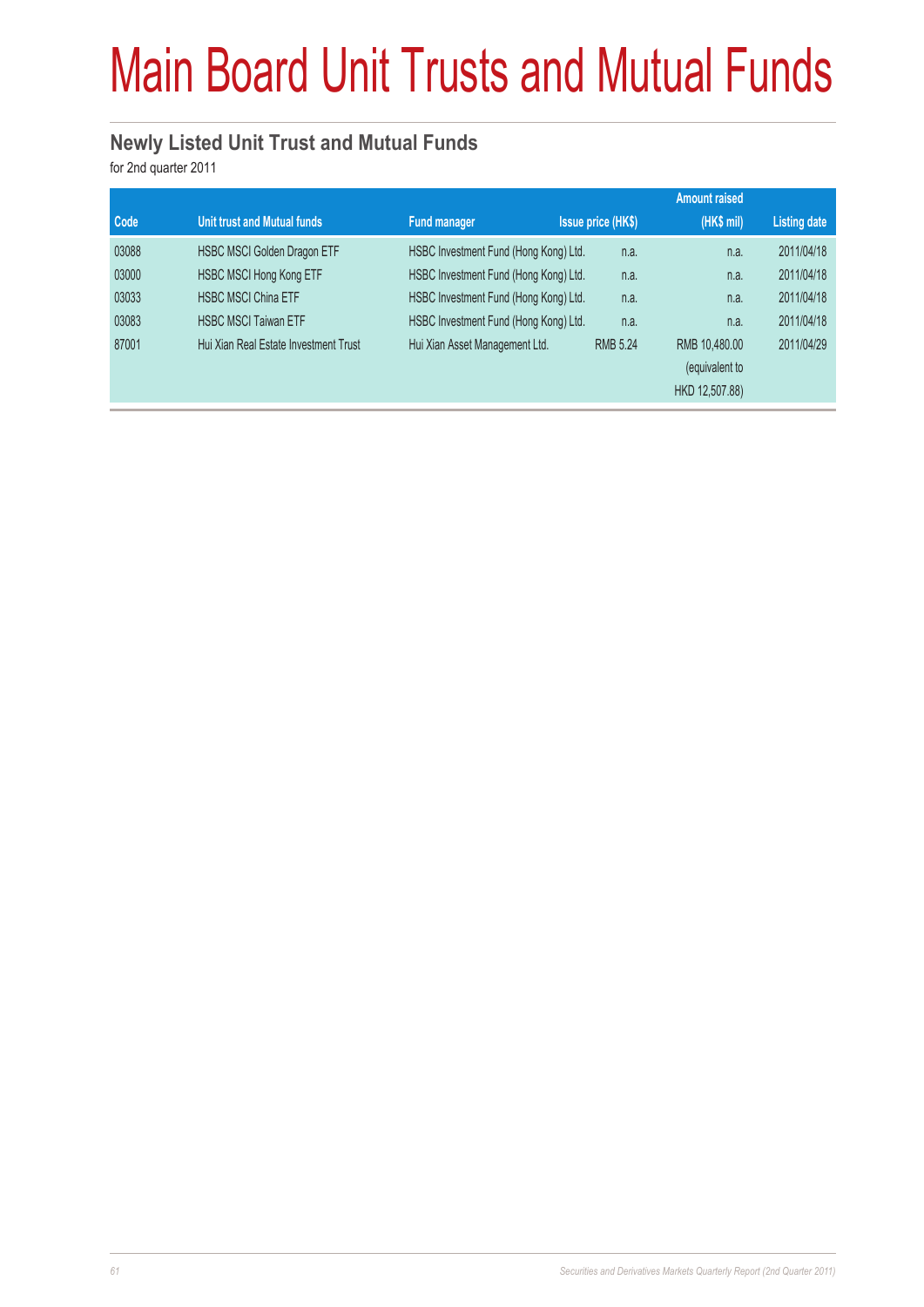# Main Board Unit Trusts and Mutual Funds

## Newly Listed Unit Trust and Mutual Funds

for 2nd quarter 2011

| Code | Unit trust and Mutual funds | Fund manager | Issue price (HK$) | Amount raised (HK$ mil) | Listing date |
|---|---|---|---|---|---|
| 03088 | HSBC MSCI Golden Dragon ETF | HSBC Investment Fund (Hong Kong) Ltd. | n.a. | n.a. | 2011/04/18 |
| 03000 | HSBC MSCI Hong Kong ETF | HSBC Investment Fund (Hong Kong) Ltd. | n.a. | n.a. | 2011/04/18 |
| 03033 | HSBC MSCI China ETF | HSBC Investment Fund (Hong Kong) Ltd. | n.a. | n.a. | 2011/04/18 |
| 03083 | HSBC MSCI Taiwan ETF | HSBC Investment Fund (Hong Kong) Ltd. | n.a. | n.a. | 2011/04/18 |
| 87001 | Hui Xian Real Estate Investment Trust | Hui Xian Asset Management Ltd. | RMB 5.24 | RMB 10,480.00 (equivalent to HKD 12,507.88) | 2011/04/29 |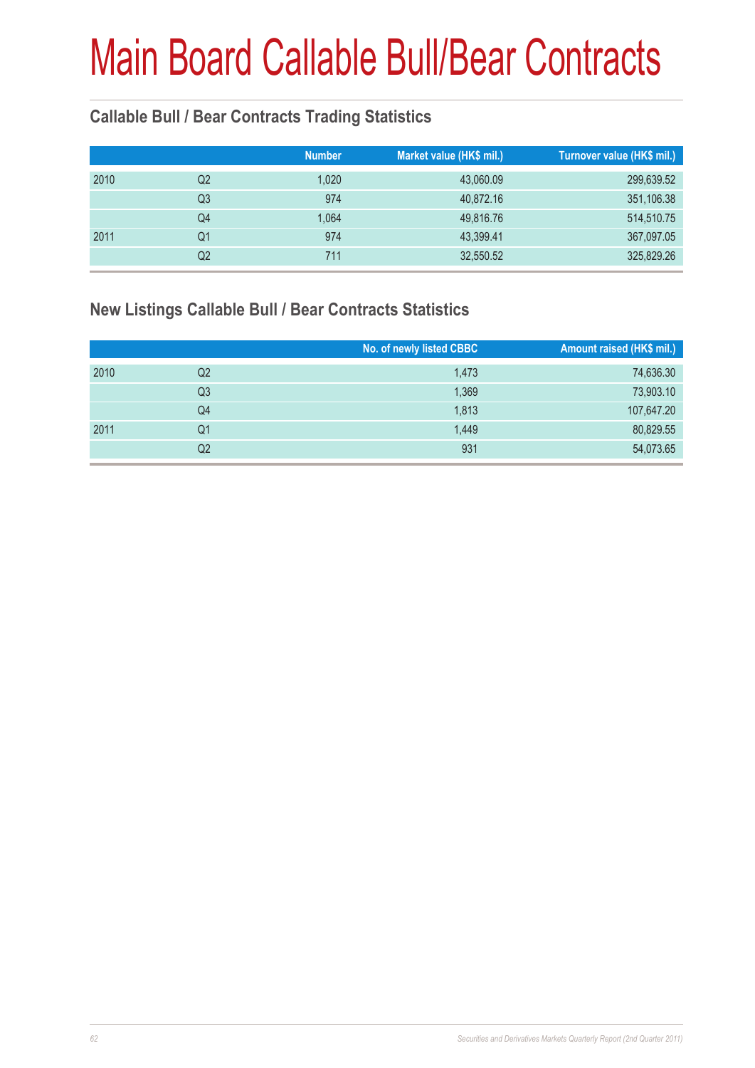# Main Board Callable Bull/Bear Contracts

## Callable Bull / Bear Contracts Trading Statistics

| | | Number | Market value (HK$ mil.) | Turnover value (HK$ mil.) |
|---|---|---|---|---|
| 2010 | Q2 | 1,020 | 43,060.09 | 299,639.52 |
| | Q3 | 974 | 40,872.16 | 351,106.38 |
| | Q4 | 1,064 | 49,816.76 | 514,510.75 |
| 2011 | Q1 | 974 | 43,399.41 | 367,097.05 |
| | Q2 | 711 | 32,550.52 | 325,829.26 |

## New Listings Callable Bull / Bear Contracts Statistics

| | | No. of newly listed CBBC | Amount raised (HK$ mil.) |
|---|---|---|---|
| 2010 | Q2 | 1,473 | 74,636.30 |
| | Q3 | 1,369 | 73,903.10 |
| | Q4 | 1,813 | 107,647.20 |
| 2011 | Q1 | 1,449 | 80,829.55 |
| | Q2 | 931 | 54,073.65 |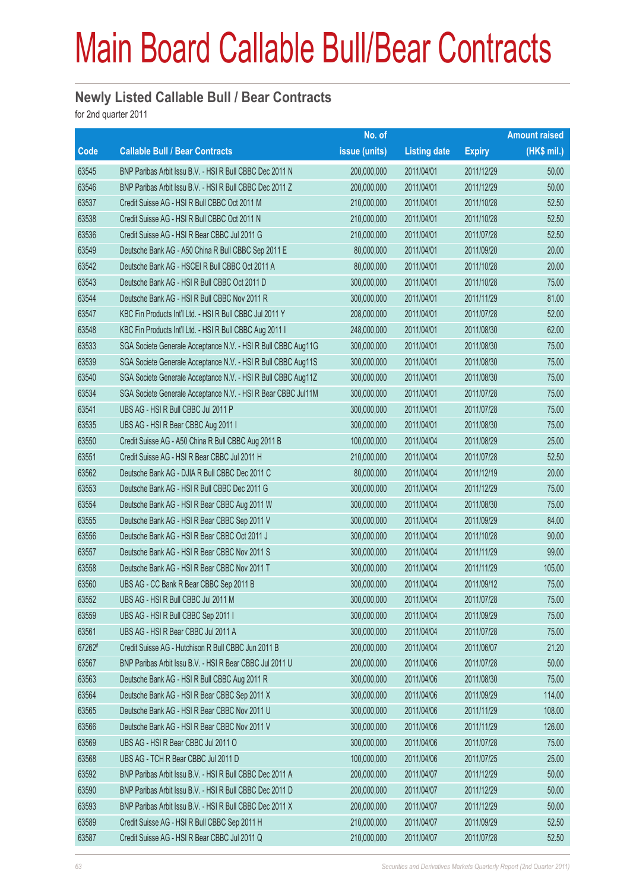# Main Board Callable Bull/Bear Contracts

## Newly Listed Callable Bull / Bear Contracts

for 2nd quarter 2011

| Code | Callable Bull / Bear Contracts | No. of issue (units) | Listing date | Expiry | Amount raised (HK$ mil.) |
|---|---|---|---|---|---|
| 63545 | BNP Paribas Arbit Issu B.V. - HSI R Bull CBBC Dec 2011 N | 200,000,000 | 2011/04/01 | 2011/12/29 | 50.00 |
| 63546 | BNP Paribas Arbit Issu B.V. - HSI R Bull CBBC Dec 2011 Z | 200,000,000 | 2011/04/01 | 2011/12/29 | 50.00 |
| 63537 | Credit Suisse AG - HSI R Bull CBBC Oct 2011 M | 210,000,000 | 2011/04/01 | 2011/10/28 | 52.50 |
| 63538 | Credit Suisse AG - HSI R Bull CBBC Oct 2011 N | 210,000,000 | 2011/04/01 | 2011/10/28 | 52.50 |
| 63536 | Credit Suisse AG - HSI R Bear CBBC Jul 2011 G | 210,000,000 | 2011/04/01 | 2011/07/28 | 52.50 |
| 63549 | Deutsche Bank AG - A50 China R Bull CBBC Sep 2011 E | 80,000,000 | 2011/04/01 | 2011/09/20 | 20.00 |
| 63542 | Deutsche Bank AG - HSCEI R Bull CBBC Oct 2011 A | 80,000,000 | 2011/04/01 | 2011/10/28 | 20.00 |
| 63543 | Deutsche Bank AG - HSI R Bull CBBC Oct 2011 D | 300,000,000 | 2011/04/01 | 2011/10/28 | 75.00 |
| 63544 | Deutsche Bank AG - HSI R Bull CBBC Nov 2011 R | 300,000,000 | 2011/04/01 | 2011/11/29 | 81.00 |
| 63547 | KBC Fin Products Int'l Ltd. - HSI R Bull CBBC Jul 2011 Y | 208,000,000 | 2011/04/01 | 2011/07/28 | 52.00 |
| 63548 | KBC Fin Products Int'l Ltd. - HSI R Bull CBBC Aug 2011 I | 248,000,000 | 2011/04/01 | 2011/08/30 | 62.00 |
| 63533 | SGA Societe Generale Acceptance N.V. - HSI R Bull CBBC Aug11G | 300,000,000 | 2011/04/01 | 2011/08/30 | 75.00 |
| 63539 | SGA Societe Generale Acceptance N.V. - HSI R Bull CBBC Aug11S | 300,000,000 | 2011/04/01 | 2011/08/30 | 75.00 |
| 63540 | SGA Societe Generale Acceptance N.V. - HSI R Bull CBBC Aug11Z | 300,000,000 | 2011/04/01 | 2011/08/30 | 75.00 |
| 63534 | SGA Societe Generale Acceptance N.V. - HSI R Bear CBBC Jul11M | 300,000,000 | 2011/04/01 | 2011/07/28 | 75.00 |
| 63541 | UBS AG - HSI R Bull CBBC Jul 2011 P | 300,000,000 | 2011/04/01 | 2011/07/28 | 75.00 |
| 63535 | UBS AG - HSI R Bear CBBC Aug 2011 I | 300,000,000 | 2011/04/01 | 2011/08/30 | 75.00 |
| 63550 | Credit Suisse AG - A50 China R Bull CBBC Aug 2011 B | 100,000,000 | 2011/04/04 | 2011/08/29 | 25.00 |
| 63551 | Credit Suisse AG - HSI R Bear CBBC Jul 2011 H | 210,000,000 | 2011/04/04 | 2011/07/28 | 52.50 |
| 63562 | Deutsche Bank AG - DJIA R Bull CBBC Dec 2011 C | 80,000,000 | 2011/04/04 | 2011/12/19 | 20.00 |
| 63553 | Deutsche Bank AG - HSI R Bull CBBC Dec 2011 G | 300,000,000 | 2011/04/04 | 2011/12/29 | 75.00 |
| 63554 | Deutsche Bank AG - HSI R Bear CBBC Aug 2011 W | 300,000,000 | 2011/04/04 | 2011/08/30 | 75.00 |
| 63555 | Deutsche Bank AG - HSI R Bear CBBC Sep 2011 V | 300,000,000 | 2011/04/04 | 2011/09/29 | 84.00 |
| 63556 | Deutsche Bank AG - HSI R Bear CBBC Oct 2011 J | 300,000,000 | 2011/04/04 | 2011/10/28 | 90.00 |
| 63557 | Deutsche Bank AG - HSI R Bear CBBC Nov 2011 S | 300,000,000 | 2011/04/04 | 2011/11/29 | 99.00 |
| 63558 | Deutsche Bank AG - HSI R Bear CBBC Nov 2011 T | 300,000,000 | 2011/04/04 | 2011/11/29 | 105.00 |
| 63560 | UBS AG - CC Bank R Bear CBBC Sep 2011 B | 300,000,000 | 2011/04/04 | 2011/09/12 | 75.00 |
| 63552 | UBS AG - HSI R Bull CBBC Jul 2011 M | 300,000,000 | 2011/04/04 | 2011/07/28 | 75.00 |
| 63559 | UBS AG - HSI R Bull CBBC Sep 2011 I | 300,000,000 | 2011/04/04 | 2011/09/29 | 75.00 |
| 63561 | UBS AG - HSI R Bear CBBC Jul 2011 A | 300,000,000 | 2011/04/04 | 2011/07/28 | 75.00 |
| 67262# | Credit Suisse AG - Hutchison R Bull CBBC Jun 2011 B | 200,000,000 | 2011/04/04 | 2011/06/07 | 21.20 |
| 63567 | BNP Paribas Arbit Issu B.V. - HSI R Bear CBBC Jul 2011 U | 200,000,000 | 2011/04/06 | 2011/07/28 | 50.00 |
| 63563 | Deutsche Bank AG - HSI R Bull CBBC Aug 2011 R | 300,000,000 | 2011/04/06 | 2011/08/30 | 75.00 |
| 63564 | Deutsche Bank AG - HSI R Bear CBBC Sep 2011 X | 300,000,000 | 2011/04/06 | 2011/09/29 | 114.00 |
| 63565 | Deutsche Bank AG - HSI R Bear CBBC Nov 2011 U | 300,000,000 | 2011/04/06 | 2011/11/29 | 108.00 |
| 63566 | Deutsche Bank AG - HSI R Bear CBBC Nov 2011 V | 300,000,000 | 2011/04/06 | 2011/11/29 | 126.00 |
| 63569 | UBS AG - HSI R Bear CBBC Jul 2011 O | 300,000,000 | 2011/04/06 | 2011/07/28 | 75.00 |
| 63568 | UBS AG - TCH R Bear CBBC Jul 2011 D | 100,000,000 | 2011/04/06 | 2011/07/25 | 25.00 |
| 63592 | BNP Paribas Arbit Issu B.V. - HSI R Bull CBBC Dec 2011 A | 200,000,000 | 2011/04/07 | 2011/12/29 | 50.00 |
| 63590 | BNP Paribas Arbit Issu B.V. - HSI R Bull CBBC Dec 2011 D | 200,000,000 | 2011/04/07 | 2011/12/29 | 50.00 |
| 63593 | BNP Paribas Arbit Issu B.V. - HSI R Bull CBBC Dec 2011 X | 200,000,000 | 2011/04/07 | 2011/12/29 | 50.00 |
| 63589 | Credit Suisse AG - HSI R Bull CBBC Sep 2011 H | 210,000,000 | 2011/04/07 | 2011/09/29 | 52.50 |
| 63587 | Credit Suisse AG - HSI R Bear CBBC Jul 2011 Q | 210,000,000 | 2011/04/07 | 2011/07/28 | 52.50 |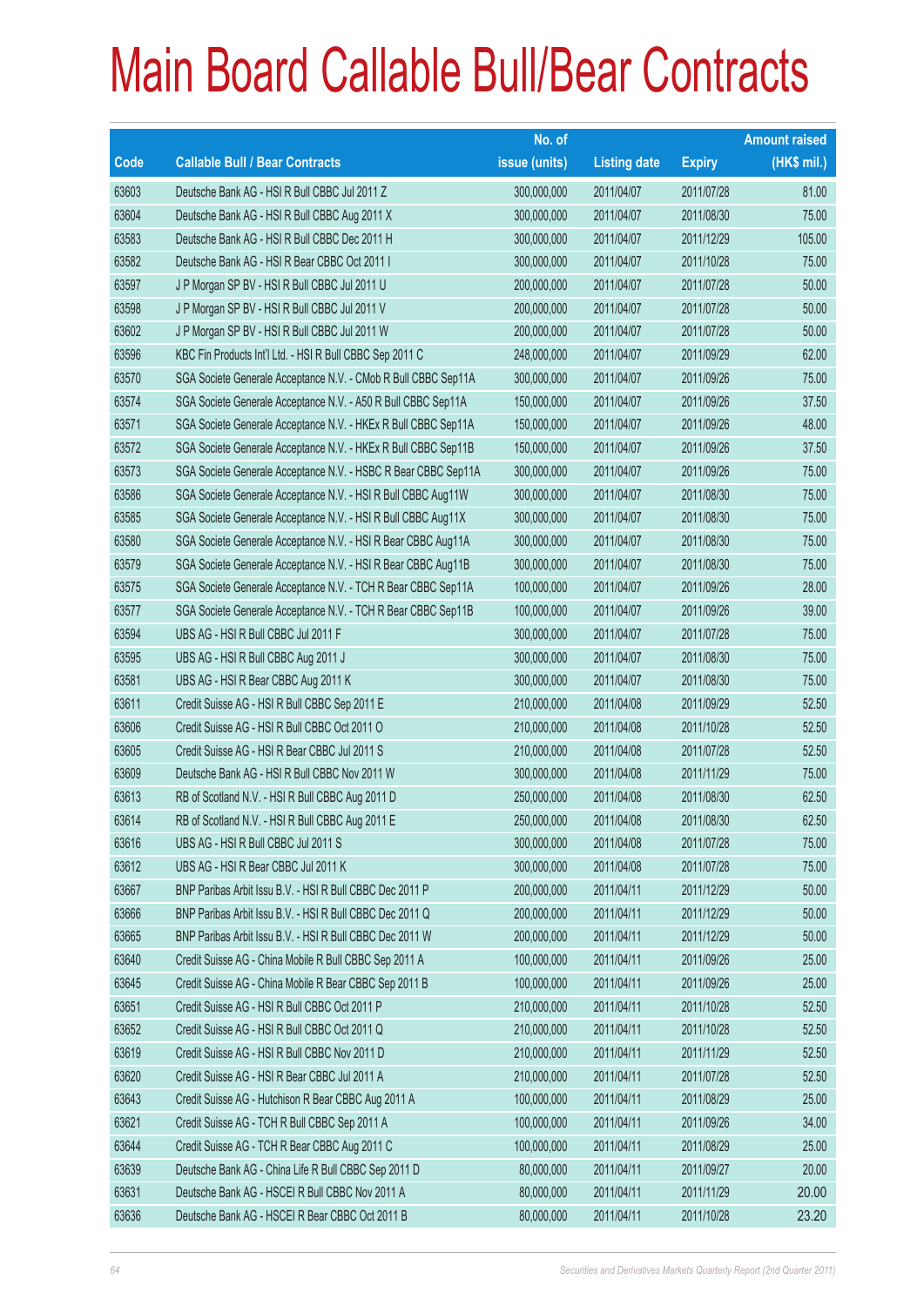# Main Board Callable Bull/Bear Contracts

| Code | Callable Bull / Bear Contracts | No. of issue (units) | Listing date | Expiry | Amount raised (HK$ mil.) |
|---|---|---|---|---|---|
| 63603 | Deutsche Bank AG - HSI R Bull CBBC Jul 2011 Z | 300,000,000 | 2011/04/07 | 2011/07/28 | 81.00 |
| 63604 | Deutsche Bank AG - HSI R Bull CBBC Aug 2011 X | 300,000,000 | 2011/04/07 | 2011/08/30 | 75.00 |
| 63583 | Deutsche Bank AG - HSI R Bull CBBC Dec 2011 H | 300,000,000 | 2011/04/07 | 2011/12/29 | 105.00 |
| 63582 | Deutsche Bank AG - HSI R Bear CBBC Oct 2011 I | 300,000,000 | 2011/04/07 | 2011/10/28 | 75.00 |
| 63597 | J P Morgan SP BV - HSI R Bull CBBC Jul 2011 U | 200,000,000 | 2011/04/07 | 2011/07/28 | 50.00 |
| 63598 | J P Morgan SP BV - HSI R Bull CBBC Jul 2011 V | 200,000,000 | 2011/04/07 | 2011/07/28 | 50.00 |
| 63602 | J P Morgan SP BV - HSI R Bull CBBC Jul 2011 W | 200,000,000 | 2011/04/07 | 2011/07/28 | 50.00 |
| 63596 | KBC Fin Products Int'l Ltd. - HSI R Bull CBBC Sep 2011 C | 248,000,000 | 2011/04/07 | 2011/09/29 | 62.00 |
| 63570 | SGA Societe Generale Acceptance N.V. - CMob R Bull CBBC Sep11A | 300,000,000 | 2011/04/07 | 2011/09/26 | 75.00 |
| 63574 | SGA Societe Generale Acceptance N.V. - A50 R Bull CBBC Sep11A | 150,000,000 | 2011/04/07 | 2011/09/26 | 37.50 |
| 63571 | SGA Societe Generale Acceptance N.V. - HKEx R Bull CBBC Sep11A | 150,000,000 | 2011/04/07 | 2011/09/26 | 48.00 |
| 63572 | SGA Societe Generale Acceptance N.V. - HKEx R Bull CBBC Sep11B | 150,000,000 | 2011/04/07 | 2011/09/26 | 37.50 |
| 63573 | SGA Societe Generale Acceptance N.V. - HSBC R Bear CBBC Sep11A | 300,000,000 | 2011/04/07 | 2011/09/26 | 75.00 |
| 63586 | SGA Societe Generale Acceptance N.V. - HSI R Bull CBBC Aug11W | 300,000,000 | 2011/04/07 | 2011/08/30 | 75.00 |
| 63585 | SGA Societe Generale Acceptance N.V. - HSI R Bull CBBC Aug11X | 300,000,000 | 2011/04/07 | 2011/08/30 | 75.00 |
| 63580 | SGA Societe Generale Acceptance N.V. - HSI R Bear CBBC Aug11A | 300,000,000 | 2011/04/07 | 2011/08/30 | 75.00 |
| 63579 | SGA Societe Generale Acceptance N.V. - HSI R Bear CBBC Aug11B | 300,000,000 | 2011/04/07 | 2011/08/30 | 75.00 |
| 63575 | SGA Societe Generale Acceptance N.V. - TCH R Bear CBBC Sep11A | 100,000,000 | 2011/04/07 | 2011/09/26 | 28.00 |
| 63577 | SGA Societe Generale Acceptance N.V. - TCH R Bear CBBC Sep11B | 100,000,000 | 2011/04/07 | 2011/09/26 | 39.00 |
| 63594 | UBS AG - HSI R Bull CBBC Jul 2011 F | 300,000,000 | 2011/04/07 | 2011/07/28 | 75.00 |
| 63595 | UBS AG - HSI R Bull CBBC Aug 2011 J | 300,000,000 | 2011/04/07 | 2011/08/30 | 75.00 |
| 63581 | UBS AG - HSI R Bear CBBC Aug 2011 K | 300,000,000 | 2011/04/07 | 2011/08/30 | 75.00 |
| 63611 | Credit Suisse AG - HSI R Bull CBBC Sep 2011 E | 210,000,000 | 2011/04/08 | 2011/09/29 | 52.50 |
| 63606 | Credit Suisse AG - HSI R Bull CBBC Oct 2011 O | 210,000,000 | 2011/04/08 | 2011/10/28 | 52.50 |
| 63605 | Credit Suisse AG - HSI R Bear CBBC Jul 2011 S | 210,000,000 | 2011/04/08 | 2011/07/28 | 52.50 |
| 63609 | Deutsche Bank AG - HSI R Bull CBBC Nov 2011 W | 300,000,000 | 2011/04/08 | 2011/11/29 | 75.00 |
| 63613 | RB of Scotland N.V. - HSI R Bull CBBC Aug 2011 D | 250,000,000 | 2011/04/08 | 2011/08/30 | 62.50 |
| 63614 | RB of Scotland N.V. - HSI R Bull CBBC Aug 2011 E | 250,000,000 | 2011/04/08 | 2011/08/30 | 62.50 |
| 63616 | UBS AG - HSI R Bull CBBC Jul 2011 S | 300,000,000 | 2011/04/08 | 2011/07/28 | 75.00 |
| 63612 | UBS AG - HSI R Bear CBBC Jul 2011 K | 300,000,000 | 2011/04/08 | 2011/07/28 | 75.00 |
| 63667 | BNP Paribas Arbit Issu B.V. - HSI R Bull CBBC Dec 2011 P | 200,000,000 | 2011/04/11 | 2011/12/29 | 50.00 |
| 63666 | BNP Paribas Arbit Issu B.V. - HSI R Bull CBBC Dec 2011 Q | 200,000,000 | 2011/04/11 | 2011/12/29 | 50.00 |
| 63665 | BNP Paribas Arbit Issu B.V. - HSI R Bull CBBC Dec 2011 W | 200,000,000 | 2011/04/11 | 2011/12/29 | 50.00 |
| 63640 | Credit Suisse AG - China Mobile R Bull CBBC Sep 2011 A | 100,000,000 | 2011/04/11 | 2011/09/26 | 25.00 |
| 63645 | Credit Suisse AG - China Mobile R Bear CBBC Sep 2011 B | 100,000,000 | 2011/04/11 | 2011/09/26 | 25.00 |
| 63651 | Credit Suisse AG - HSI R Bull CBBC Oct 2011 P | 210,000,000 | 2011/04/11 | 2011/10/28 | 52.50 |
| 63652 | Credit Suisse AG - HSI R Bull CBBC Oct 2011 Q | 210,000,000 | 2011/04/11 | 2011/10/28 | 52.50 |
| 63619 | Credit Suisse AG - HSI R Bull CBBC Nov 2011 D | 210,000,000 | 2011/04/11 | 2011/11/29 | 52.50 |
| 63620 | Credit Suisse AG - HSI R Bear CBBC Jul 2011 A | 210,000,000 | 2011/04/11 | 2011/07/28 | 52.50 |
| 63643 | Credit Suisse AG - Hutchison R Bear CBBC Aug 2011 A | 100,000,000 | 2011/04/11 | 2011/08/29 | 25.00 |
| 63621 | Credit Suisse AG - TCH R Bull CBBC Sep 2011 A | 100,000,000 | 2011/04/11 | 2011/09/26 | 34.00 |
| 63644 | Credit Suisse AG - TCH R Bear CBBC Aug 2011 C | 100,000,000 | 2011/04/11 | 2011/08/29 | 25.00 |
| 63639 | Deutsche Bank AG - China Life R Bull CBBC Sep 2011 D | 80,000,000 | 2011/04/11 | 2011/09/27 | 20.00 |
| 63631 | Deutsche Bank AG - HSCEI R Bull CBBC Nov 2011 A | 80,000,000 | 2011/04/11 | 2011/11/29 | 20.00 |
| 63636 | Deutsche Bank AG - HSCEI R Bear CBBC Oct 2011 B | 80,000,000 | 2011/04/11 | 2011/10/28 | 23.20 |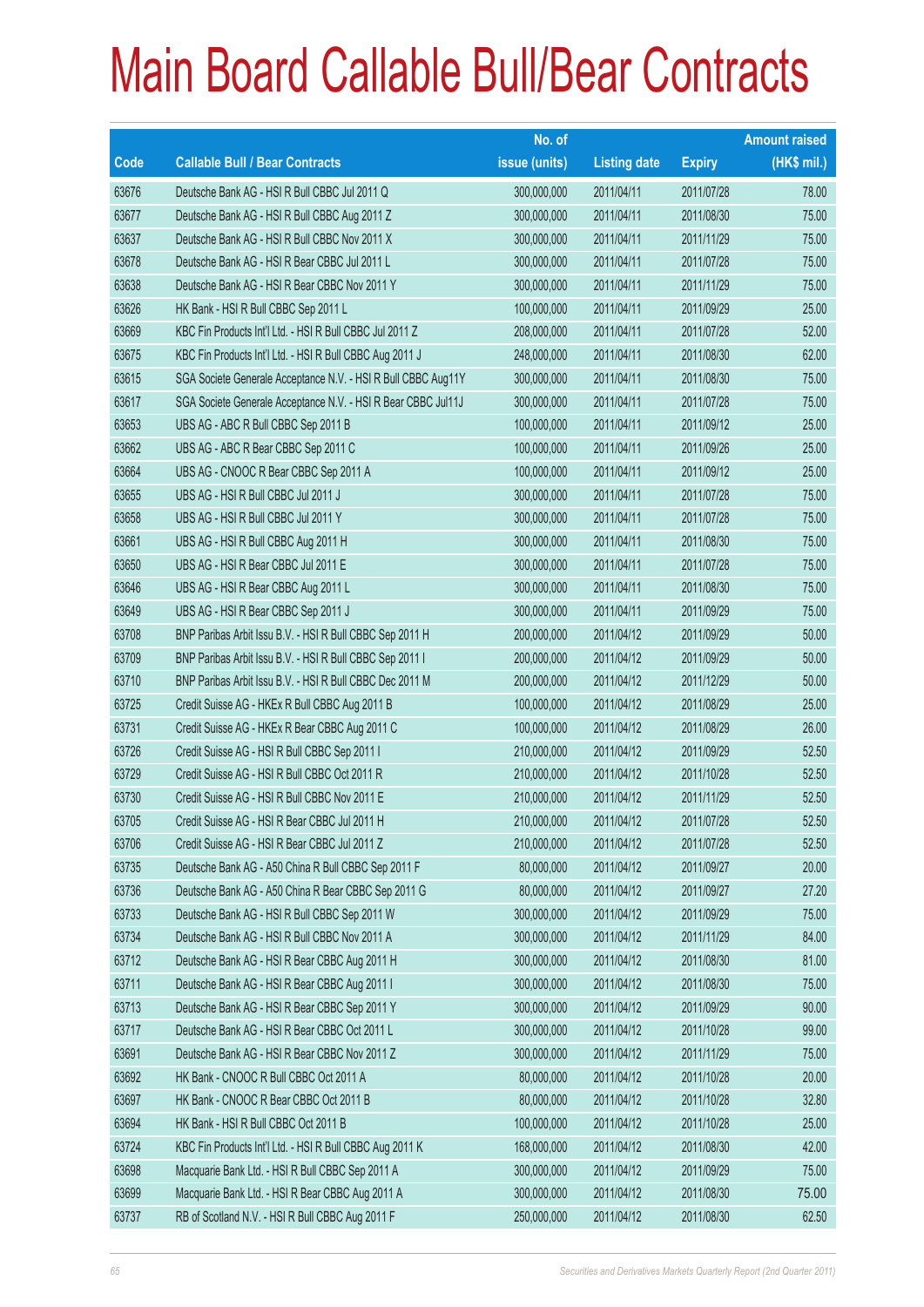# Main Board Callable Bull/Bear Contracts

| Code | Callable Bull / Bear Contracts | No. of issue (units) | Listing date | Expiry | Amount raised (HK$ mil.) |
|---|---|---|---|---|---|
| 63676 | Deutsche Bank AG - HSI R Bull CBBC Jul 2011 Q | 300,000,000 | 2011/04/11 | 2011/07/28 | 78.00 |
| 63677 | Deutsche Bank AG - HSI R Bull CBBC Aug 2011 Z | 300,000,000 | 2011/04/11 | 2011/08/30 | 75.00 |
| 63637 | Deutsche Bank AG - HSI R Bull CBBC Nov 2011 X | 300,000,000 | 2011/04/11 | 2011/11/29 | 75.00 |
| 63678 | Deutsche Bank AG - HSI R Bear CBBC Jul 2011 L | 300,000,000 | 2011/04/11 | 2011/07/28 | 75.00 |
| 63638 | Deutsche Bank AG - HSI R Bear CBBC Nov 2011 Y | 300,000,000 | 2011/04/11 | 2011/11/29 | 75.00 |
| 63626 | HK Bank - HSI R Bull CBBC Sep 2011 L | 100,000,000 | 2011/04/11 | 2011/09/29 | 25.00 |
| 63669 | KBC Fin Products Int'l Ltd. - HSI R Bull CBBC Jul 2011 Z | 208,000,000 | 2011/04/11 | 2011/07/28 | 52.00 |
| 63675 | KBC Fin Products Int'l Ltd. - HSI R Bull CBBC Aug 2011 J | 248,000,000 | 2011/04/11 | 2011/08/30 | 62.00 |
| 63615 | SGA Societe Generale Acceptance N.V. - HSI R Bull CBBC Aug11Y | 300,000,000 | 2011/04/11 | 2011/08/30 | 75.00 |
| 63617 | SGA Societe Generale Acceptance N.V. - HSI R Bear CBBC Jul11J | 300,000,000 | 2011/04/11 | 2011/07/28 | 75.00 |
| 63653 | UBS AG - ABC R Bull CBBC Sep 2011 B | 100,000,000 | 2011/04/11 | 2011/09/12 | 25.00 |
| 63662 | UBS AG - ABC R Bear CBBC Sep 2011 C | 100,000,000 | 2011/04/11 | 2011/09/26 | 25.00 |
| 63664 | UBS AG - CNOOC R Bear CBBC Sep 2011 A | 100,000,000 | 2011/04/11 | 2011/09/12 | 25.00 |
| 63655 | UBS AG - HSI R Bull CBBC Jul 2011 J | 300,000,000 | 2011/04/11 | 2011/07/28 | 75.00 |
| 63658 | UBS AG - HSI R Bull CBBC Jul 2011 Y | 300,000,000 | 2011/04/11 | 2011/07/28 | 75.00 |
| 63661 | UBS AG - HSI R Bull CBBC Aug 2011 H | 300,000,000 | 2011/04/11 | 2011/08/30 | 75.00 |
| 63650 | UBS AG - HSI R Bear CBBC Jul 2011 E | 300,000,000 | 2011/04/11 | 2011/07/28 | 75.00 |
| 63646 | UBS AG - HSI R Bear CBBC Aug 2011 L | 300,000,000 | 2011/04/11 | 2011/08/30 | 75.00 |
| 63649 | UBS AG - HSI R Bear CBBC Sep 2011 J | 300,000,000 | 2011/04/11 | 2011/09/29 | 75.00 |
| 63708 | BNP Paribas Arbit Issu B.V. - HSI R Bull CBBC Sep 2011 H | 200,000,000 | 2011/04/12 | 2011/09/29 | 50.00 |
| 63709 | BNP Paribas Arbit Issu B.V. - HSI R Bull CBBC Sep 2011 I | 200,000,000 | 2011/04/12 | 2011/09/29 | 50.00 |
| 63710 | BNP Paribas Arbit Issu B.V. - HSI R Bull CBBC Dec 2011 M | 200,000,000 | 2011/04/12 | 2011/12/29 | 50.00 |
| 63725 | Credit Suisse AG - HKEx R Bull CBBC Aug 2011 B | 100,000,000 | 2011/04/12 | 2011/08/29 | 25.00 |
| 63731 | Credit Suisse AG - HKEx R Bear CBBC Aug 2011 C | 100,000,000 | 2011/04/12 | 2011/08/29 | 26.00 |
| 63726 | Credit Suisse AG - HSI R Bull CBBC Sep 2011 I | 210,000,000 | 2011/04/12 | 2011/09/29 | 52.50 |
| 63729 | Credit Suisse AG - HSI R Bull CBBC Oct 2011 R | 210,000,000 | 2011/04/12 | 2011/10/28 | 52.50 |
| 63730 | Credit Suisse AG - HSI R Bull CBBC Nov 2011 E | 210,000,000 | 2011/04/12 | 2011/11/29 | 52.50 |
| 63705 | Credit Suisse AG - HSI R Bear CBBC Jul 2011 H | 210,000,000 | 2011/04/12 | 2011/07/28 | 52.50 |
| 63706 | Credit Suisse AG - HSI R Bear CBBC Jul 2011 Z | 210,000,000 | 2011/04/12 | 2011/07/28 | 52.50 |
| 63735 | Deutsche Bank AG - A50 China R Bull CBBC Sep 2011 F | 80,000,000 | 2011/04/12 | 2011/09/27 | 20.00 |
| 63736 | Deutsche Bank AG - A50 China R Bear CBBC Sep 2011 G | 80,000,000 | 2011/04/12 | 2011/09/27 | 27.20 |
| 63733 | Deutsche Bank AG - HSI R Bull CBBC Sep 2011 W | 300,000,000 | 2011/04/12 | 2011/09/29 | 75.00 |
| 63734 | Deutsche Bank AG - HSI R Bull CBBC Nov 2011 A | 300,000,000 | 2011/04/12 | 2011/11/29 | 84.00 |
| 63712 | Deutsche Bank AG - HSI R Bear CBBC Aug 2011 H | 300,000,000 | 2011/04/12 | 2011/08/30 | 81.00 |
| 63711 | Deutsche Bank AG - HSI R Bear CBBC Aug 2011 I | 300,000,000 | 2011/04/12 | 2011/08/30 | 75.00 |
| 63713 | Deutsche Bank AG - HSI R Bear CBBC Sep 2011 Y | 300,000,000 | 2011/04/12 | 2011/09/29 | 90.00 |
| 63717 | Deutsche Bank AG - HSI R Bear CBBC Oct 2011 L | 300,000,000 | 2011/04/12 | 2011/10/28 | 99.00 |
| 63691 | Deutsche Bank AG - HSI R Bear CBBC Nov 2011 Z | 300,000,000 | 2011/04/12 | 2011/11/29 | 75.00 |
| 63692 | HK Bank - CNOOC R Bull CBBC Oct 2011 A | 80,000,000 | 2011/04/12 | 2011/10/28 | 20.00 |
| 63697 | HK Bank - CNOOC R Bear CBBC Oct 2011 B | 80,000,000 | 2011/04/12 | 2011/10/28 | 32.80 |
| 63694 | HK Bank - HSI R Bull CBBC Oct 2011 B | 100,000,000 | 2011/04/12 | 2011/10/28 | 25.00 |
| 63724 | KBC Fin Products Int'l Ltd. - HSI R Bull CBBC Aug 2011 K | 168,000,000 | 2011/04/12 | 2011/08/30 | 42.00 |
| 63698 | Macquarie Bank Ltd. - HSI R Bull CBBC Sep 2011 A | 300,000,000 | 2011/04/12 | 2011/09/29 | 75.00 |
| 63699 | Macquarie Bank Ltd. - HSI R Bear CBBC Aug 2011 A | 300,000,000 | 2011/04/12 | 2011/08/30 | 75.00 |
| 63737 | RB of Scotland N.V. - HSI R Bull CBBC Aug 2011 F | 250,000,000 | 2011/04/12 | 2011/08/30 | 62.50 |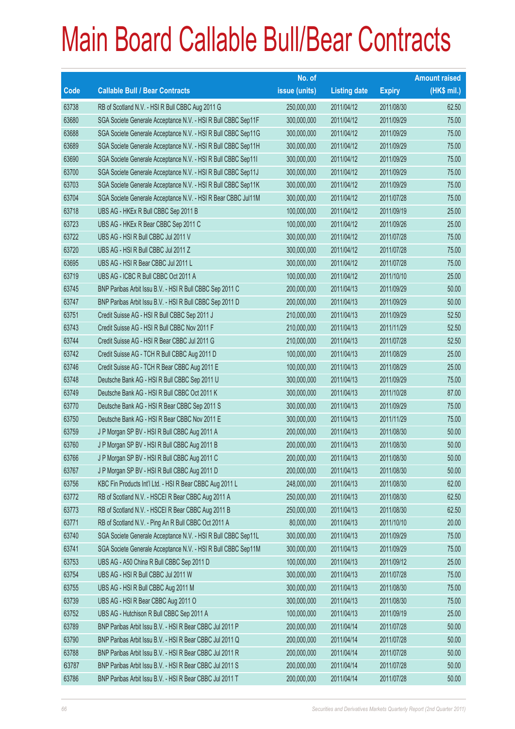# Main Board Callable Bull/Bear Contracts

| Code | Callable Bull / Bear Contracts | No. of issue (units) | Listing date | Expiry | Amount raised (HK$ mil.) |
|---|---|---|---|---|---|
| 63738 | RB of Scotland N.V. - HSI R Bull CBBC Aug 2011 G | 250,000,000 | 2011/04/12 | 2011/08/30 | 62.50 |
| 63680 | SGA Societe Generale Acceptance N.V. - HSI R Bull CBBC Sep11F | 300,000,000 | 2011/04/12 | 2011/09/29 | 75.00 |
| 63688 | SGA Societe Generale Acceptance N.V. - HSI R Bull CBBC Sep11G | 300,000,000 | 2011/04/12 | 2011/09/29 | 75.00 |
| 63689 | SGA Societe Generale Acceptance N.V. - HSI R Bull CBBC Sep11H | 300,000,000 | 2011/04/12 | 2011/09/29 | 75.00 |
| 63690 | SGA Societe Generale Acceptance N.V. - HSI R Bull CBBC Sep11I | 300,000,000 | 2011/04/12 | 2011/09/29 | 75.00 |
| 63700 | SGA Societe Generale Acceptance N.V. - HSI R Bull CBBC Sep11J | 300,000,000 | 2011/04/12 | 2011/09/29 | 75.00 |
| 63703 | SGA Societe Generale Acceptance N.V. - HSI R Bull CBBC Sep11K | 300,000,000 | 2011/04/12 | 2011/09/29 | 75.00 |
| 63704 | SGA Societe Generale Acceptance N.V. - HSI R Bear CBBC Jul11M | 300,000,000 | 2011/04/12 | 2011/07/28 | 75.00 |
| 63718 | UBS AG - HKEx R Bull CBBC Sep 2011 B | 100,000,000 | 2011/04/12 | 2011/09/19 | 25.00 |
| 63723 | UBS AG - HKEx R Bear CBBC Sep 2011 C | 100,000,000 | 2011/04/12 | 2011/09/26 | 25.00 |
| 63722 | UBS AG - HSI R Bull CBBC Jul 2011 V | 300,000,000 | 2011/04/12 | 2011/07/28 | 75.00 |
| 63720 | UBS AG - HSI R Bull CBBC Jul 2011 Z | 300,000,000 | 2011/04/12 | 2011/07/28 | 75.00 |
| 63695 | UBS AG - HSI R Bear CBBC Jul 2011 L | 300,000,000 | 2011/04/12 | 2011/07/28 | 75.00 |
| 63719 | UBS AG - ICBC R Bull CBBC Oct 2011 A | 100,000,000 | 2011/04/12 | 2011/10/10 | 25.00 |
| 63745 | BNP Paribas Arbit Issu B.V. - HSI R Bull CBBC Sep 2011 C | 200,000,000 | 2011/04/13 | 2011/09/29 | 50.00 |
| 63747 | BNP Paribas Arbit Issu B.V. - HSI R Bull CBBC Sep 2011 D | 200,000,000 | 2011/04/13 | 2011/09/29 | 50.00 |
| 63751 | Credit Suisse AG - HSI R Bull CBBC Sep 2011 J | 210,000,000 | 2011/04/13 | 2011/09/29 | 52.50 |
| 63743 | Credit Suisse AG - HSI R Bull CBBC Nov 2011 F | 210,000,000 | 2011/04/13 | 2011/11/29 | 52.50 |
| 63744 | Credit Suisse AG - HSI R Bear CBBC Jul 2011 G | 210,000,000 | 2011/04/13 | 2011/07/28 | 52.50 |
| 63742 | Credit Suisse AG - TCH R Bull CBBC Aug 2011 D | 100,000,000 | 2011/04/13 | 2011/08/29 | 25.00 |
| 63746 | Credit Suisse AG - TCH R Bear CBBC Aug 2011 E | 100,000,000 | 2011/04/13 | 2011/08/29 | 25.00 |
| 63748 | Deutsche Bank AG - HSI R Bull CBBC Sep 2011 U | 300,000,000 | 2011/04/13 | 2011/09/29 | 75.00 |
| 63749 | Deutsche Bank AG - HSI R Bull CBBC Oct 2011 K | 300,000,000 | 2011/04/13 | 2011/10/28 | 87.00 |
| 63770 | Deutsche Bank AG - HSI R Bear CBBC Sep 2011 S | 300,000,000 | 2011/04/13 | 2011/09/29 | 75.00 |
| 63750 | Deutsche Bank AG - HSI R Bear CBBC Nov 2011 E | 300,000,000 | 2011/04/13 | 2011/11/29 | 75.00 |
| 63759 | J P Morgan SP BV - HSI R Bull CBBC Aug 2011 A | 200,000,000 | 2011/04/13 | 2011/08/30 | 50.00 |
| 63760 | J P Morgan SP BV - HSI R Bull CBBC Aug 2011 B | 200,000,000 | 2011/04/13 | 2011/08/30 | 50.00 |
| 63766 | J P Morgan SP BV - HSI R Bull CBBC Aug 2011 C | 200,000,000 | 2011/04/13 | 2011/08/30 | 50.00 |
| 63767 | J P Morgan SP BV - HSI R Bull CBBC Aug 2011 D | 200,000,000 | 2011/04/13 | 2011/08/30 | 50.00 |
| 63756 | KBC Fin Products Int'l Ltd. - HSI R Bear CBBC Aug 2011 L | 248,000,000 | 2011/04/13 | 2011/08/30 | 62.00 |
| 63772 | RB of Scotland N.V. - HSCEI R Bear CBBC Aug 2011 A | 250,000,000 | 2011/04/13 | 2011/08/30 | 62.50 |
| 63773 | RB of Scotland N.V. - HSCEI R Bear CBBC Aug 2011 B | 250,000,000 | 2011/04/13 | 2011/08/30 | 62.50 |
| 63771 | RB of Scotland N.V. - Ping An R Bull CBBC Oct 2011 A | 80,000,000 | 2011/04/13 | 2011/10/10 | 20.00 |
| 63740 | SGA Societe Generale Acceptance N.V. - HSI R Bull CBBC Sep11L | 300,000,000 | 2011/04/13 | 2011/09/29 | 75.00 |
| 63741 | SGA Societe Generale Acceptance N.V. - HSI R Bull CBBC Sep11M | 300,000,000 | 2011/04/13 | 2011/09/29 | 75.00 |
| 63753 | UBS AG - A50 China R Bull CBBC Sep 2011 D | 100,000,000 | 2011/04/13 | 2011/09/12 | 25.00 |
| 63754 | UBS AG - HSI R Bull CBBC Jul 2011 W | 300,000,000 | 2011/04/13 | 2011/07/28 | 75.00 |
| 63755 | UBS AG - HSI R Bull CBBC Aug 2011 M | 300,000,000 | 2011/04/13 | 2011/08/30 | 75.00 |
| 63739 | UBS AG - HSI R Bear CBBC Aug 2011 O | 300,000,000 | 2011/04/13 | 2011/08/30 | 75.00 |
| 63752 | UBS AG - Hutchison R Bull CBBC Sep 2011 A | 100,000,000 | 2011/04/13 | 2011/09/19 | 25.00 |
| 63789 | BNP Paribas Arbit Issu B.V. - HSI R Bear CBBC Jul 2011 P | 200,000,000 | 2011/04/14 | 2011/07/28 | 50.00 |
| 63790 | BNP Paribas Arbit Issu B.V. - HSI R Bear CBBC Jul 2011 Q | 200,000,000 | 2011/04/14 | 2011/07/28 | 50.00 |
| 63788 | BNP Paribas Arbit Issu B.V. - HSI R Bear CBBC Jul 2011 R | 200,000,000 | 2011/04/14 | 2011/07/28 | 50.00 |
| 63787 | BNP Paribas Arbit Issu B.V. - HSI R Bear CBBC Jul 2011 S | 200,000,000 | 2011/04/14 | 2011/07/28 | 50.00 |
| 63786 | BNP Paribas Arbit Issu B.V. - HSI R Bear CBBC Jul 2011 T | 200,000,000 | 2011/04/14 | 2011/07/28 | 50.00 |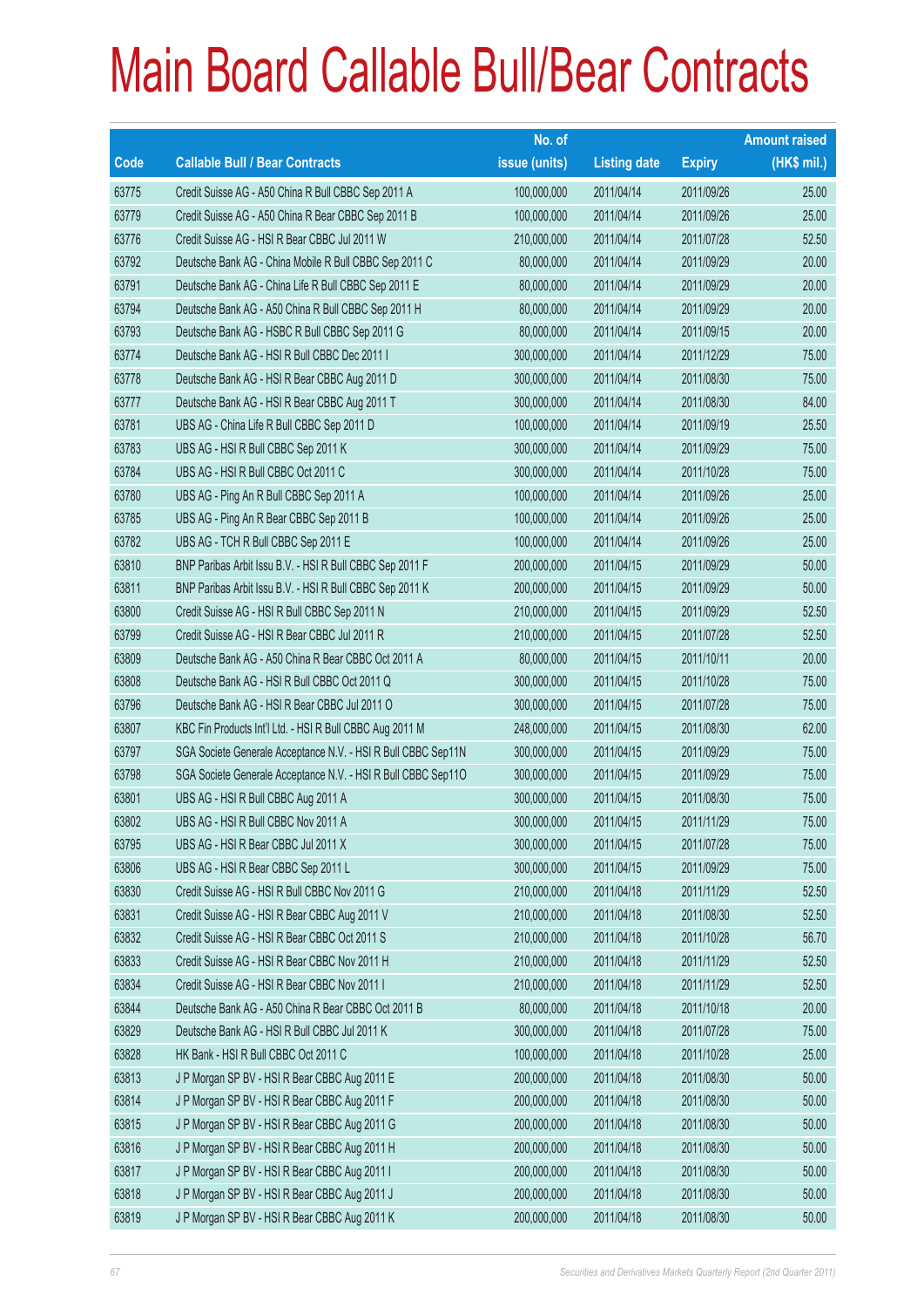# Main Board Callable Bull/Bear Contracts

| Code | Callable Bull / Bear Contracts | No. of issue (units) | Listing date | Expiry | Amount raised (HK$ mil.) |
|---|---|---|---|---|---|
| 63775 | Credit Suisse AG - A50 China R Bull CBBC Sep 2011 A | 100,000,000 | 2011/04/14 | 2011/09/26 | 25.00 |
| 63779 | Credit Suisse AG - A50 China R Bear CBBC Sep 2011 B | 100,000,000 | 2011/04/14 | 2011/09/26 | 25.00 |
| 63776 | Credit Suisse AG - HSI R Bear CBBC Jul 2011 W | 210,000,000 | 2011/04/14 | 2011/07/28 | 52.50 |
| 63792 | Deutsche Bank AG - China Mobile R Bull CBBC Sep 2011 C | 80,000,000 | 2011/04/14 | 2011/09/29 | 20.00 |
| 63791 | Deutsche Bank AG - China Life R Bull CBBC Sep 2011 E | 80,000,000 | 2011/04/14 | 2011/09/29 | 20.00 |
| 63794 | Deutsche Bank AG - A50 China R Bull CBBC Sep 2011 H | 80,000,000 | 2011/04/14 | 2011/09/29 | 20.00 |
| 63793 | Deutsche Bank AG - HSBC R Bull CBBC Sep 2011 G | 80,000,000 | 2011/04/14 | 2011/09/15 | 20.00 |
| 63774 | Deutsche Bank AG - HSI R Bull CBBC Dec 2011 I | 300,000,000 | 2011/04/14 | 2011/12/29 | 75.00 |
| 63778 | Deutsche Bank AG - HSI R Bear CBBC Aug 2011 D | 300,000,000 | 2011/04/14 | 2011/08/30 | 75.00 |
| 63777 | Deutsche Bank AG - HSI R Bear CBBC Aug 2011 T | 300,000,000 | 2011/04/14 | 2011/08/30 | 84.00 |
| 63781 | UBS AG - China Life R Bull CBBC Sep 2011 D | 100,000,000 | 2011/04/14 | 2011/09/19 | 25.50 |
| 63783 | UBS AG - HSI R Bull CBBC Sep 2011 K | 300,000,000 | 2011/04/14 | 2011/09/29 | 75.00 |
| 63784 | UBS AG - HSI R Bull CBBC Oct 2011 C | 300,000,000 | 2011/04/14 | 2011/10/28 | 75.00 |
| 63780 | UBS AG - Ping An R Bull CBBC Sep 2011 A | 100,000,000 | 2011/04/14 | 2011/09/26 | 25.00 |
| 63785 | UBS AG - Ping An R Bear CBBC Sep 2011 B | 100,000,000 | 2011/04/14 | 2011/09/26 | 25.00 |
| 63782 | UBS AG - TCH R Bull CBBC Sep 2011 E | 100,000,000 | 2011/04/14 | 2011/09/26 | 25.00 |
| 63810 | BNP Paribas Arbit Issu B.V. - HSI R Bull CBBC Sep 2011 F | 200,000,000 | 2011/04/15 | 2011/09/29 | 50.00 |
| 63811 | BNP Paribas Arbit Issu B.V. - HSI R Bull CBBC Sep 2011 K | 200,000,000 | 2011/04/15 | 2011/09/29 | 50.00 |
| 63800 | Credit Suisse AG - HSI R Bull CBBC Sep 2011 N | 210,000,000 | 2011/04/15 | 2011/09/29 | 52.50 |
| 63799 | Credit Suisse AG - HSI R Bear CBBC Jul 2011 R | 210,000,000 | 2011/04/15 | 2011/07/28 | 52.50 |
| 63809 | Deutsche Bank AG - A50 China R Bear CBBC Oct 2011 A | 80,000,000 | 2011/04/15 | 2011/10/11 | 20.00 |
| 63808 | Deutsche Bank AG - HSI R Bull CBBC Oct 2011 Q | 300,000,000 | 2011/04/15 | 2011/10/28 | 75.00 |
| 63796 | Deutsche Bank AG - HSI R Bear CBBC Jul 2011 O | 300,000,000 | 2011/04/15 | 2011/07/28 | 75.00 |
| 63807 | KBC Fin Products Int'l Ltd. - HSI R Bull CBBC Aug 2011 M | 248,000,000 | 2011/04/15 | 2011/08/30 | 62.00 |
| 63797 | SGA Societe Generale Acceptance N.V. - HSI R Bull CBBC Sep11N | 300,000,000 | 2011/04/15 | 2011/09/29 | 75.00 |
| 63798 | SGA Societe Generale Acceptance N.V. - HSI R Bull CBBC Sep11O | 300,000,000 | 2011/04/15 | 2011/09/29 | 75.00 |
| 63801 | UBS AG - HSI R Bull CBBC Aug 2011 A | 300,000,000 | 2011/04/15 | 2011/08/30 | 75.00 |
| 63802 | UBS AG - HSI R Bull CBBC Nov 2011 A | 300,000,000 | 2011/04/15 | 2011/11/29 | 75.00 |
| 63795 | UBS AG - HSI R Bear CBBC Jul 2011 X | 300,000,000 | 2011/04/15 | 2011/07/28 | 75.00 |
| 63806 | UBS AG - HSI R Bear CBBC Sep 2011 L | 300,000,000 | 2011/04/15 | 2011/09/29 | 75.00 |
| 63830 | Credit Suisse AG - HSI R Bull CBBC Nov 2011 G | 210,000,000 | 2011/04/18 | 2011/11/29 | 52.50 |
| 63831 | Credit Suisse AG - HSI R Bear CBBC Aug 2011 V | 210,000,000 | 2011/04/18 | 2011/08/30 | 52.50 |
| 63832 | Credit Suisse AG - HSI R Bear CBBC Oct 2011 S | 210,000,000 | 2011/04/18 | 2011/10/28 | 56.70 |
| 63833 | Credit Suisse AG - HSI R Bear CBBC Nov 2011 H | 210,000,000 | 2011/04/18 | 2011/11/29 | 52.50 |
| 63834 | Credit Suisse AG - HSI R Bear CBBC Nov 2011 I | 210,000,000 | 2011/04/18 | 2011/11/29 | 52.50 |
| 63844 | Deutsche Bank AG - A50 China R Bear CBBC Oct 2011 B | 80,000,000 | 2011/04/18 | 2011/10/18 | 20.00 |
| 63829 | Deutsche Bank AG - HSI R Bull CBBC Jul 2011 K | 300,000,000 | 2011/04/18 | 2011/07/28 | 75.00 |
| 63828 | HK Bank - HSI R Bull CBBC Oct 2011 C | 100,000,000 | 2011/04/18 | 2011/10/28 | 25.00 |
| 63813 | J P Morgan SP BV - HSI R Bear CBBC Aug 2011 E | 200,000,000 | 2011/04/18 | 2011/08/30 | 50.00 |
| 63814 | J P Morgan SP BV - HSI R Bear CBBC Aug 2011 F | 200,000,000 | 2011/04/18 | 2011/08/30 | 50.00 |
| 63815 | J P Morgan SP BV - HSI R Bear CBBC Aug 2011 G | 200,000,000 | 2011/04/18 | 2011/08/30 | 50.00 |
| 63816 | J P Morgan SP BV - HSI R Bear CBBC Aug 2011 H | 200,000,000 | 2011/04/18 | 2011/08/30 | 50.00 |
| 63817 | J P Morgan SP BV - HSI R Bear CBBC Aug 2011 I | 200,000,000 | 2011/04/18 | 2011/08/30 | 50.00 |
| 63818 | J P Morgan SP BV - HSI R Bear CBBC Aug 2011 J | 200,000,000 | 2011/04/18 | 2011/08/30 | 50.00 |
| 63819 | J P Morgan SP BV - HSI R Bear CBBC Aug 2011 K | 200,000,000 | 2011/04/18 | 2011/08/30 | 50.00 |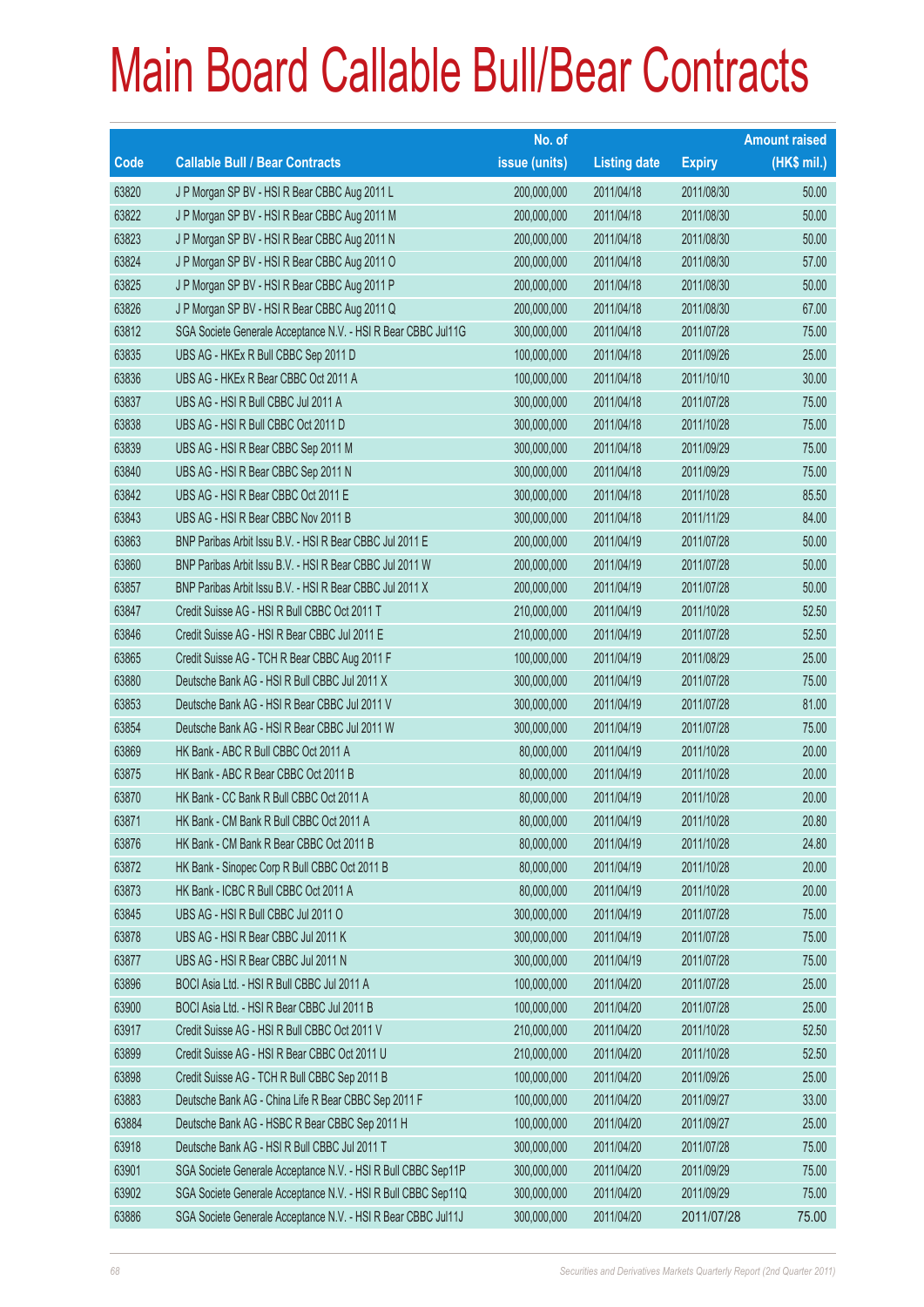# Main Board Callable Bull/Bear Contracts

| Code | Callable Bull / Bear Contracts | No. of issue (units) | Listing date | Expiry | Amount raised (HK$ mil.) |
|---|---|---|---|---|---|
| 63820 | J P Morgan SP BV - HSI R Bear CBBC Aug 2011 L | 200,000,000 | 2011/04/18 | 2011/08/30 | 50.00 |
| 63822 | J P Morgan SP BV - HSI R Bear CBBC Aug 2011 M | 200,000,000 | 2011/04/18 | 2011/08/30 | 50.00 |
| 63823 | J P Morgan SP BV - HSI R Bear CBBC Aug 2011 N | 200,000,000 | 2011/04/18 | 2011/08/30 | 50.00 |
| 63824 | J P Morgan SP BV - HSI R Bear CBBC Aug 2011 O | 200,000,000 | 2011/04/18 | 2011/08/30 | 57.00 |
| 63825 | J P Morgan SP BV - HSI R Bear CBBC Aug 2011 P | 200,000,000 | 2011/04/18 | 2011/08/30 | 50.00 |
| 63826 | J P Morgan SP BV - HSI R Bear CBBC Aug 2011 Q | 200,000,000 | 2011/04/18 | 2011/08/30 | 67.00 |
| 63812 | SGA Societe Generale Acceptance N.V. - HSI R Bear CBBC Jul11G | 300,000,000 | 2011/04/18 | 2011/07/28 | 75.00 |
| 63835 | UBS AG - HKEx R Bull CBBC Sep 2011 D | 100,000,000 | 2011/04/18 | 2011/09/26 | 25.00 |
| 63836 | UBS AG - HKEx R Bear CBBC Oct 2011 A | 100,000,000 | 2011/04/18 | 2011/10/10 | 30.00 |
| 63837 | UBS AG - HSI R Bull CBBC Jul 2011 A | 300,000,000 | 2011/04/18 | 2011/07/28 | 75.00 |
| 63838 | UBS AG - HSI R Bull CBBC Oct 2011 D | 300,000,000 | 2011/04/18 | 2011/10/28 | 75.00 |
| 63839 | UBS AG - HSI R Bear CBBC Sep 2011 M | 300,000,000 | 2011/04/18 | 2011/09/29 | 75.00 |
| 63840 | UBS AG - HSI R Bear CBBC Sep 2011 N | 300,000,000 | 2011/04/18 | 2011/09/29 | 75.00 |
| 63842 | UBS AG - HSI R Bear CBBC Oct 2011 E | 300,000,000 | 2011/04/18 | 2011/10/28 | 85.50 |
| 63843 | UBS AG - HSI R Bear CBBC Nov 2011 B | 300,000,000 | 2011/04/18 | 2011/11/29 | 84.00 |
| 63863 | BNP Paribas Arbit Issu B.V. - HSI R Bear CBBC Jul 2011 E | 200,000,000 | 2011/04/19 | 2011/07/28 | 50.00 |
| 63860 | BNP Paribas Arbit Issu B.V. - HSI R Bear CBBC Jul 2011 W | 200,000,000 | 2011/04/19 | 2011/07/28 | 50.00 |
| 63857 | BNP Paribas Arbit Issu B.V. - HSI R Bear CBBC Jul 2011 X | 200,000,000 | 2011/04/19 | 2011/07/28 | 50.00 |
| 63847 | Credit Suisse AG - HSI R Bull CBBC Oct 2011 T | 210,000,000 | 2011/04/19 | 2011/10/28 | 52.50 |
| 63846 | Credit Suisse AG - HSI R Bear CBBC Jul 2011 E | 210,000,000 | 2011/04/19 | 2011/07/28 | 52.50 |
| 63865 | Credit Suisse AG - TCH R Bear CBBC Aug 2011 F | 100,000,000 | 2011/04/19 | 2011/08/29 | 25.00 |
| 63880 | Deutsche Bank AG - HSI R Bull CBBC Jul 2011 X | 300,000,000 | 2011/04/19 | 2011/07/28 | 75.00 |
| 63853 | Deutsche Bank AG - HSI R Bear CBBC Jul 2011 V | 300,000,000 | 2011/04/19 | 2011/07/28 | 81.00 |
| 63854 | Deutsche Bank AG - HSI R Bear CBBC Jul 2011 W | 300,000,000 | 2011/04/19 | 2011/07/28 | 75.00 |
| 63869 | HK Bank - ABC R Bull CBBC Oct 2011 A | 80,000,000 | 2011/04/19 | 2011/10/28 | 20.00 |
| 63875 | HK Bank - ABC R Bear CBBC Oct 2011 B | 80,000,000 | 2011/04/19 | 2011/10/28 | 20.00 |
| 63870 | HK Bank - CC Bank R Bull CBBC Oct 2011 A | 80,000,000 | 2011/04/19 | 2011/10/28 | 20.00 |
| 63871 | HK Bank - CM Bank R Bull CBBC Oct 2011 A | 80,000,000 | 2011/04/19 | 2011/10/28 | 20.80 |
| 63876 | HK Bank - CM Bank R Bear CBBC Oct 2011 B | 80,000,000 | 2011/04/19 | 2011/10/28 | 24.80 |
| 63872 | HK Bank - Sinopec Corp R Bull CBBC Oct 2011 B | 80,000,000 | 2011/04/19 | 2011/10/28 | 20.00 |
| 63873 | HK Bank - ICBC R Bull CBBC Oct 2011 A | 80,000,000 | 2011/04/19 | 2011/10/28 | 20.00 |
| 63845 | UBS AG - HSI R Bull CBBC Jul 2011 O | 300,000,000 | 2011/04/19 | 2011/07/28 | 75.00 |
| 63878 | UBS AG - HSI R Bear CBBC Jul 2011 K | 300,000,000 | 2011/04/19 | 2011/07/28 | 75.00 |
| 63877 | UBS AG - HSI R Bear CBBC Jul 2011 N | 300,000,000 | 2011/04/19 | 2011/07/28 | 75.00 |
| 63896 | BOCI Asia Ltd. - HSI R Bull CBBC Jul 2011 A | 100,000,000 | 2011/04/20 | 2011/07/28 | 25.00 |
| 63900 | BOCI Asia Ltd. - HSI R Bear CBBC Jul 2011 B | 100,000,000 | 2011/04/20 | 2011/07/28 | 25.00 |
| 63917 | Credit Suisse AG - HSI R Bull CBBC Oct 2011 V | 210,000,000 | 2011/04/20 | 2011/10/28 | 52.50 |
| 63899 | Credit Suisse AG - HSI R Bear CBBC Oct 2011 U | 210,000,000 | 2011/04/20 | 2011/10/28 | 52.50 |
| 63898 | Credit Suisse AG - TCH R Bull CBBC Sep 2011 B | 100,000,000 | 2011/04/20 | 2011/09/26 | 25.00 |
| 63883 | Deutsche Bank AG - China Life R Bear CBBC Sep 2011 F | 100,000,000 | 2011/04/20 | 2011/09/27 | 33.00 |
| 63884 | Deutsche Bank AG - HSBC R Bear CBBC Sep 2011 H | 100,000,000 | 2011/04/20 | 2011/09/27 | 25.00 |
| 63918 | Deutsche Bank AG - HSI R Bull CBBC Jul 2011 T | 300,000,000 | 2011/04/20 | 2011/07/28 | 75.00 |
| 63901 | SGA Societe Generale Acceptance N.V. - HSI R Bull CBBC Sep11P | 300,000,000 | 2011/04/20 | 2011/09/29 | 75.00 |
| 63902 | SGA Societe Generale Acceptance N.V. - HSI R Bull CBBC Sep11Q | 300,000,000 | 2011/04/20 | 2011/09/29 | 75.00 |
| 63886 | SGA Societe Generale Acceptance N.V. - HSI R Bear CBBC Jul11J | 300,000,000 | 2011/04/20 | 2011/07/28 | 75.00 |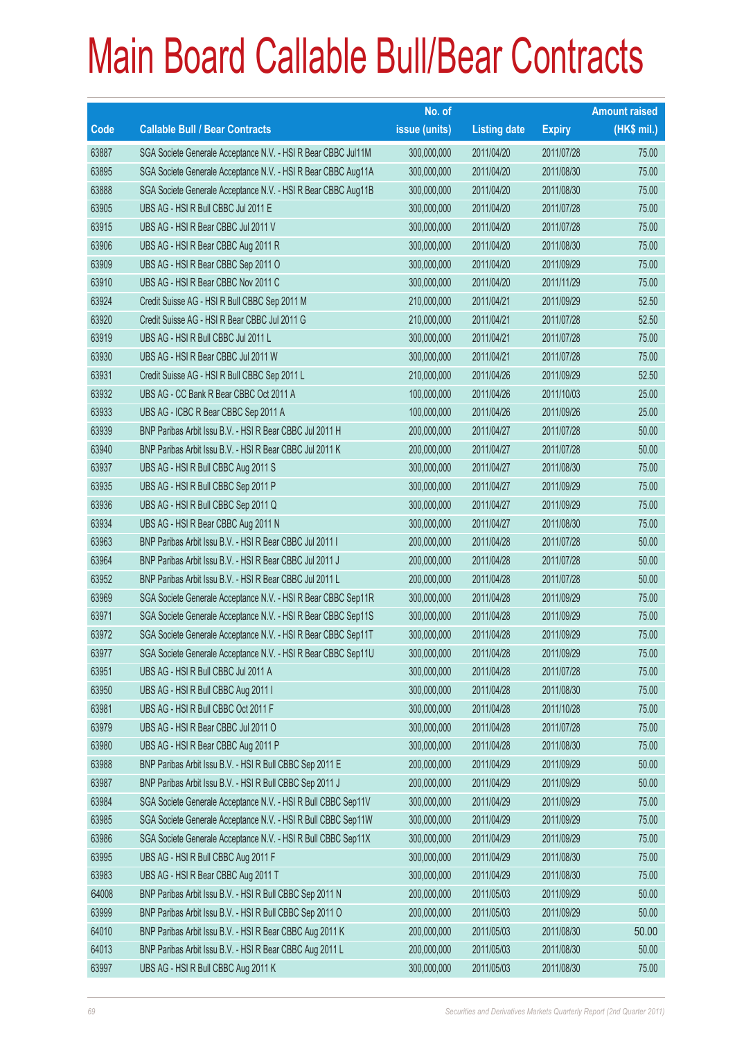# Main Board Callable Bull/Bear Contracts

| Code | Callable Bull / Bear Contracts | No. of issue (units) | Listing date | Expiry | Amount raised (HK$ mil.) |
|---|---|---|---|---|---|
| 63887 | SGA Societe Generale Acceptance N.V. - HSI R Bear CBBC Jul11M | 300,000,000 | 2011/04/20 | 2011/07/28 | 75.00 |
| 63895 | SGA Societe Generale Acceptance N.V. - HSI R Bear CBBC Aug11A | 300,000,000 | 2011/04/20 | 2011/08/30 | 75.00 |
| 63888 | SGA Societe Generale Acceptance N.V. - HSI R Bear CBBC Aug11B | 300,000,000 | 2011/04/20 | 2011/08/30 | 75.00 |
| 63905 | UBS AG - HSI R Bull CBBC Jul 2011 E | 300,000,000 | 2011/04/20 | 2011/07/28 | 75.00 |
| 63915 | UBS AG - HSI R Bear CBBC Jul 2011 V | 300,000,000 | 2011/04/20 | 2011/07/28 | 75.00 |
| 63906 | UBS AG - HSI R Bear CBBC Aug 2011 R | 300,000,000 | 2011/04/20 | 2011/08/30 | 75.00 |
| 63909 | UBS AG - HSI R Bear CBBC Sep 2011 O | 300,000,000 | 2011/04/20 | 2011/09/29 | 75.00 |
| 63910 | UBS AG - HSI R Bear CBBC Nov 2011 C | 300,000,000 | 2011/04/20 | 2011/11/29 | 75.00 |
| 63924 | Credit Suisse AG - HSI R Bull CBBC Sep 2011 M | 210,000,000 | 2011/04/21 | 2011/09/29 | 52.50 |
| 63920 | Credit Suisse AG - HSI R Bear CBBC Jul 2011 G | 210,000,000 | 2011/04/21 | 2011/07/28 | 52.50 |
| 63919 | UBS AG - HSI R Bull CBBC Jul 2011 L | 300,000,000 | 2011/04/21 | 2011/07/28 | 75.00 |
| 63930 | UBS AG - HSI R Bear CBBC Jul 2011 W | 300,000,000 | 2011/04/21 | 2011/07/28 | 75.00 |
| 63931 | Credit Suisse AG - HSI R Bull CBBC Sep 2011 L | 210,000,000 | 2011/04/26 | 2011/09/29 | 52.50 |
| 63932 | UBS AG - CC Bank R Bear CBBC Oct 2011 A | 100,000,000 | 2011/04/26 | 2011/10/03 | 25.00 |
| 63933 | UBS AG - ICBC R Bear CBBC Sep 2011 A | 100,000,000 | 2011/04/26 | 2011/09/26 | 25.00 |
| 63939 | BNP Paribas Arbit Issu B.V. - HSI R Bear CBBC Jul 2011 H | 200,000,000 | 2011/04/27 | 2011/07/28 | 50.00 |
| 63940 | BNP Paribas Arbit Issu B.V. - HSI R Bear CBBC Jul 2011 K | 200,000,000 | 2011/04/27 | 2011/07/28 | 50.00 |
| 63937 | UBS AG - HSI R Bull CBBC Aug 2011 S | 300,000,000 | 2011/04/27 | 2011/08/30 | 75.00 |
| 63935 | UBS AG - HSI R Bull CBBC Sep 2011 P | 300,000,000 | 2011/04/27 | 2011/09/29 | 75.00 |
| 63936 | UBS AG - HSI R Bull CBBC Sep 2011 Q | 300,000,000 | 2011/04/27 | 2011/09/29 | 75.00 |
| 63934 | UBS AG - HSI R Bear CBBC Aug 2011 N | 300,000,000 | 2011/04/27 | 2011/08/30 | 75.00 |
| 63963 | BNP Paribas Arbit Issu B.V. - HSI R Bear CBBC Jul 2011 I | 200,000,000 | 2011/04/28 | 2011/07/28 | 50.00 |
| 63964 | BNP Paribas Arbit Issu B.V. - HSI R Bear CBBC Jul 2011 J | 200,000,000 | 2011/04/28 | 2011/07/28 | 50.00 |
| 63952 | BNP Paribas Arbit Issu B.V. - HSI R Bear CBBC Jul 2011 L | 200,000,000 | 2011/04/28 | 2011/07/28 | 50.00 |
| 63969 | SGA Societe Generale Acceptance N.V. - HSI R Bear CBBC Sep11R | 300,000,000 | 2011/04/28 | 2011/09/29 | 75.00 |
| 63971 | SGA Societe Generale Acceptance N.V. - HSI R Bear CBBC Sep11S | 300,000,000 | 2011/04/28 | 2011/09/29 | 75.00 |
| 63972 | SGA Societe Generale Acceptance N.V. - HSI R Bear CBBC Sep11T | 300,000,000 | 2011/04/28 | 2011/09/29 | 75.00 |
| 63977 | SGA Societe Generale Acceptance N.V. - HSI R Bear CBBC Sep11U | 300,000,000 | 2011/04/28 | 2011/09/29 | 75.00 |
| 63951 | UBS AG - HSI R Bull CBBC Jul 2011 A | 300,000,000 | 2011/04/28 | 2011/07/28 | 75.00 |
| 63950 | UBS AG - HSI R Bull CBBC Aug 2011 I | 300,000,000 | 2011/04/28 | 2011/08/30 | 75.00 |
| 63981 | UBS AG - HSI R Bull CBBC Oct 2011 F | 300,000,000 | 2011/04/28 | 2011/10/28 | 75.00 |
| 63979 | UBS AG - HSI R Bear CBBC Jul 2011 O | 300,000,000 | 2011/04/28 | 2011/07/28 | 75.00 |
| 63980 | UBS AG - HSI R Bear CBBC Aug 2011 P | 300,000,000 | 2011/04/28 | 2011/08/30 | 75.00 |
| 63988 | BNP Paribas Arbit Issu B.V. - HSI R Bull CBBC Sep 2011 E | 200,000,000 | 2011/04/29 | 2011/09/29 | 50.00 |
| 63987 | BNP Paribas Arbit Issu B.V. - HSI R Bull CBBC Sep 2011 J | 200,000,000 | 2011/04/29 | 2011/09/29 | 50.00 |
| 63984 | SGA Societe Generale Acceptance N.V. - HSI R Bull CBBC Sep11V | 300,000,000 | 2011/04/29 | 2011/09/29 | 75.00 |
| 63985 | SGA Societe Generale Acceptance N.V. - HSI R Bull CBBC Sep11W | 300,000,000 | 2011/04/29 | 2011/09/29 | 75.00 |
| 63986 | SGA Societe Generale Acceptance N.V. - HSI R Bull CBBC Sep11X | 300,000,000 | 2011/04/29 | 2011/09/29 | 75.00 |
| 63995 | UBS AG - HSI R Bull CBBC Aug 2011 F | 300,000,000 | 2011/04/29 | 2011/08/30 | 75.00 |
| 63983 | UBS AG - HSI R Bear CBBC Aug 2011 T | 300,000,000 | 2011/04/29 | 2011/08/30 | 75.00 |
| 64008 | BNP Paribas Arbit Issu B.V. - HSI R Bull CBBC Sep 2011 N | 200,000,000 | 2011/05/03 | 2011/09/29 | 50.00 |
| 63999 | BNP Paribas Arbit Issu B.V. - HSI R Bull CBBC Sep 2011 O | 200,000,000 | 2011/05/03 | 2011/09/29 | 50.00 |
| 64010 | BNP Paribas Arbit Issu B.V. - HSI R Bear CBBC Aug 2011 K | 200,000,000 | 2011/05/03 | 2011/08/30 | 50.00 |
| 64013 | BNP Paribas Arbit Issu B.V. - HSI R Bear CBBC Aug 2011 L | 200,000,000 | 2011/05/03 | 2011/08/30 | 50.00 |
| 63997 | UBS AG - HSI R Bull CBBC Aug 2011 K | 300,000,000 | 2011/05/03 | 2011/08/30 | 75.00 |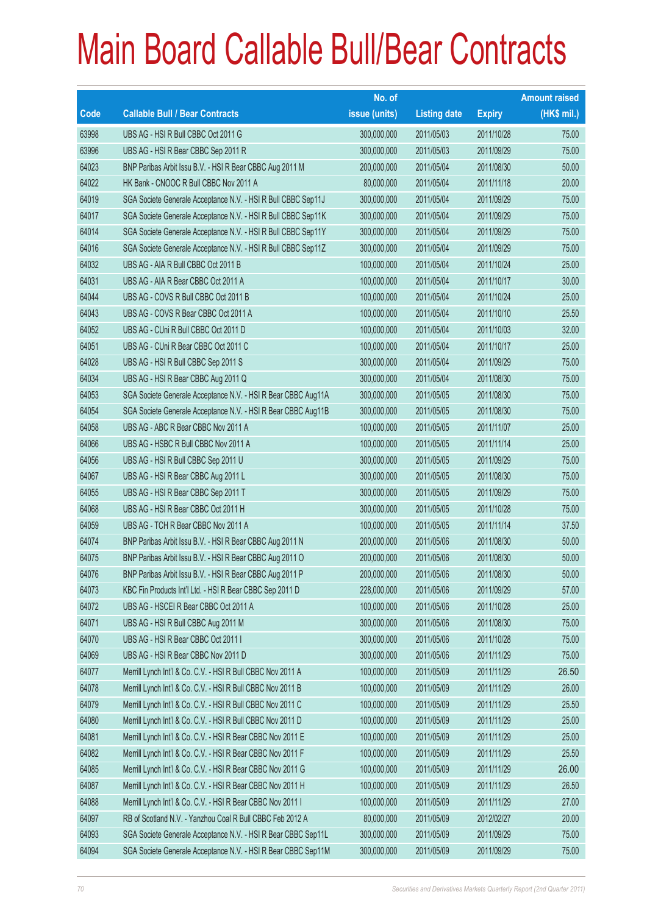# Main Board Callable Bull/Bear Contracts

| Code | Callable Bull / Bear Contracts | No. of issue (units) | Listing date | Expiry | Amount raised (HK$ mil.) |
|---|---|---|---|---|---|
| 63998 | UBS AG - HSI R Bull CBBC Oct 2011 G | 300,000,000 | 2011/05/03 | 2011/10/28 | 75.00 |
| 63996 | UBS AG - HSI R Bear CBBC Sep 2011 R | 300,000,000 | 2011/05/03 | 2011/09/29 | 75.00 |
| 64023 | BNP Paribas Arbit Issu B.V. - HSI R Bear CBBC Aug 2011 M | 200,000,000 | 2011/05/04 | 2011/08/30 | 50.00 |
| 64022 | HK Bank - CNOOC R Bull CBBC Nov 2011 A | 80,000,000 | 2011/05/04 | 2011/11/18 | 20.00 |
| 64019 | SGA Societe Generale Acceptance N.V. - HSI R Bull CBBC Sep11J | 300,000,000 | 2011/05/04 | 2011/09/29 | 75.00 |
| 64017 | SGA Societe Generale Acceptance N.V. - HSI R Bull CBBC Sep11K | 300,000,000 | 2011/05/04 | 2011/09/29 | 75.00 |
| 64014 | SGA Societe Generale Acceptance N.V. - HSI R Bull CBBC Sep11Y | 300,000,000 | 2011/05/04 | 2011/09/29 | 75.00 |
| 64016 | SGA Societe Generale Acceptance N.V. - HSI R Bull CBBC Sep11Z | 300,000,000 | 2011/05/04 | 2011/09/29 | 75.00 |
| 64032 | UBS AG - AIA R Bull CBBC Oct 2011 B | 100,000,000 | 2011/05/04 | 2011/10/24 | 25.00 |
| 64031 | UBS AG - AIA R Bear CBBC Oct 2011 A | 100,000,000 | 2011/05/04 | 2011/10/17 | 30.00 |
| 64044 | UBS AG - COVS R Bull CBBC Oct 2011 B | 100,000,000 | 2011/05/04 | 2011/10/24 | 25.00 |
| 64043 | UBS AG - COVS R Bear CBBC Oct 2011 A | 100,000,000 | 2011/05/04 | 2011/10/10 | 25.50 |
| 64052 | UBS AG - CUni R Bull CBBC Oct 2011 D | 100,000,000 | 2011/05/04 | 2011/10/03 | 32.00 |
| 64051 | UBS AG - CUni R Bear CBBC Oct 2011 C | 100,000,000 | 2011/05/04 | 2011/10/17 | 25.00 |
| 64028 | UBS AG - HSI R Bull CBBC Sep 2011 S | 300,000,000 | 2011/05/04 | 2011/09/29 | 75.00 |
| 64034 | UBS AG - HSI R Bear CBBC Aug 2011 Q | 300,000,000 | 2011/05/04 | 2011/08/30 | 75.00 |
| 64053 | SGA Societe Generale Acceptance N.V. - HSI R Bear CBBC Aug11A | 300,000,000 | 2011/05/05 | 2011/08/30 | 75.00 |
| 64054 | SGA Societe Generale Acceptance N.V. - HSI R Bear CBBC Aug11B | 300,000,000 | 2011/05/05 | 2011/08/30 | 75.00 |
| 64058 | UBS AG - ABC R Bear CBBC Nov 2011 A | 100,000,000 | 2011/05/05 | 2011/11/07 | 25.00 |
| 64066 | UBS AG - HSBC R Bull CBBC Nov 2011 A | 100,000,000 | 2011/05/05 | 2011/11/14 | 25.00 |
| 64056 | UBS AG - HSI R Bull CBBC Sep 2011 U | 300,000,000 | 2011/05/05 | 2011/09/29 | 75.00 |
| 64067 | UBS AG - HSI R Bear CBBC Aug 2011 L | 300,000,000 | 2011/05/05 | 2011/08/30 | 75.00 |
| 64055 | UBS AG - HSI R Bear CBBC Sep 2011 T | 300,000,000 | 2011/05/05 | 2011/09/29 | 75.00 |
| 64068 | UBS AG - HSI R Bear CBBC Oct 2011 H | 300,000,000 | 2011/05/05 | 2011/10/28 | 75.00 |
| 64059 | UBS AG - TCH R Bear CBBC Nov 2011 A | 100,000,000 | 2011/05/05 | 2011/11/14 | 37.50 |
| 64074 | BNP Paribas Arbit Issu B.V. - HSI R Bear CBBC Aug 2011 N | 200,000,000 | 2011/05/06 | 2011/08/30 | 50.00 |
| 64075 | BNP Paribas Arbit Issu B.V. - HSI R Bear CBBC Aug 2011 O | 200,000,000 | 2011/05/06 | 2011/08/30 | 50.00 |
| 64076 | BNP Paribas Arbit Issu B.V. - HSI R Bear CBBC Aug 2011 P | 200,000,000 | 2011/05/06 | 2011/08/30 | 50.00 |
| 64073 | KBC Fin Products Int'l Ltd. - HSI R Bear CBBC Sep 2011 D | 228,000,000 | 2011/05/06 | 2011/09/29 | 57.00 |
| 64072 | UBS AG - HSCEI R Bear CBBC Oct 2011 A | 100,000,000 | 2011/05/06 | 2011/10/28 | 25.00 |
| 64071 | UBS AG - HSI R Bull CBBC Aug 2011 M | 300,000,000 | 2011/05/06 | 2011/08/30 | 75.00 |
| 64070 | UBS AG - HSI R Bear CBBC Oct 2011 I | 300,000,000 | 2011/05/06 | 2011/10/28 | 75.00 |
| 64069 | UBS AG - HSI R Bear CBBC Nov 2011 D | 300,000,000 | 2011/05/06 | 2011/11/29 | 75.00 |
| 64077 | Merrill Lynch Int'l & Co. C.V. - HSI R Bull CBBC Nov 2011 A | 100,000,000 | 2011/05/09 | 2011/11/29 | 26.50 |
| 64078 | Merrill Lynch Int'l & Co. C.V. - HSI R Bull CBBC Nov 2011 B | 100,000,000 | 2011/05/09 | 2011/11/29 | 26.00 |
| 64079 | Merrill Lynch Int'l & Co. C.V. - HSI R Bull CBBC Nov 2011 C | 100,000,000 | 2011/05/09 | 2011/11/29 | 25.50 |
| 64080 | Merrill Lynch Int'l & Co. C.V. - HSI R Bull CBBC Nov 2011 D | 100,000,000 | 2011/05/09 | 2011/11/29 | 25.00 |
| 64081 | Merrill Lynch Int'l & Co. C.V. - HSI R Bear CBBC Nov 2011 E | 100,000,000 | 2011/05/09 | 2011/11/29 | 25.00 |
| 64082 | Merrill Lynch Int'l & Co. C.V. - HSI R Bear CBBC Nov 2011 F | 100,000,000 | 2011/05/09 | 2011/11/29 | 25.50 |
| 64085 | Merrill Lynch Int'l & Co. C.V. - HSI R Bear CBBC Nov 2011 G | 100,000,000 | 2011/05/09 | 2011/11/29 | 26.00 |
| 64087 | Merrill Lynch Int'l & Co. C.V. - HSI R Bear CBBC Nov 2011 H | 100,000,000 | 2011/05/09 | 2011/11/29 | 26.50 |
| 64088 | Merrill Lynch Int'l & Co. C.V. - HSI R Bear CBBC Nov 2011 I | 100,000,000 | 2011/05/09 | 2011/11/29 | 27.00 |
| 64097 | RB of Scotland N.V. - Yanzhou Coal R Bull CBBC Feb 2012 A | 80,000,000 | 2011/05/09 | 2012/02/27 | 20.00 |
| 64093 | SGA Societe Generale Acceptance N.V. - HSI R Bear CBBC Sep11L | 300,000,000 | 2011/05/09 | 2011/09/29 | 75.00 |
| 64094 | SGA Societe Generale Acceptance N.V. - HSI R Bear CBBC Sep11M | 300,000,000 | 2011/05/09 | 2011/09/29 | 75.00 |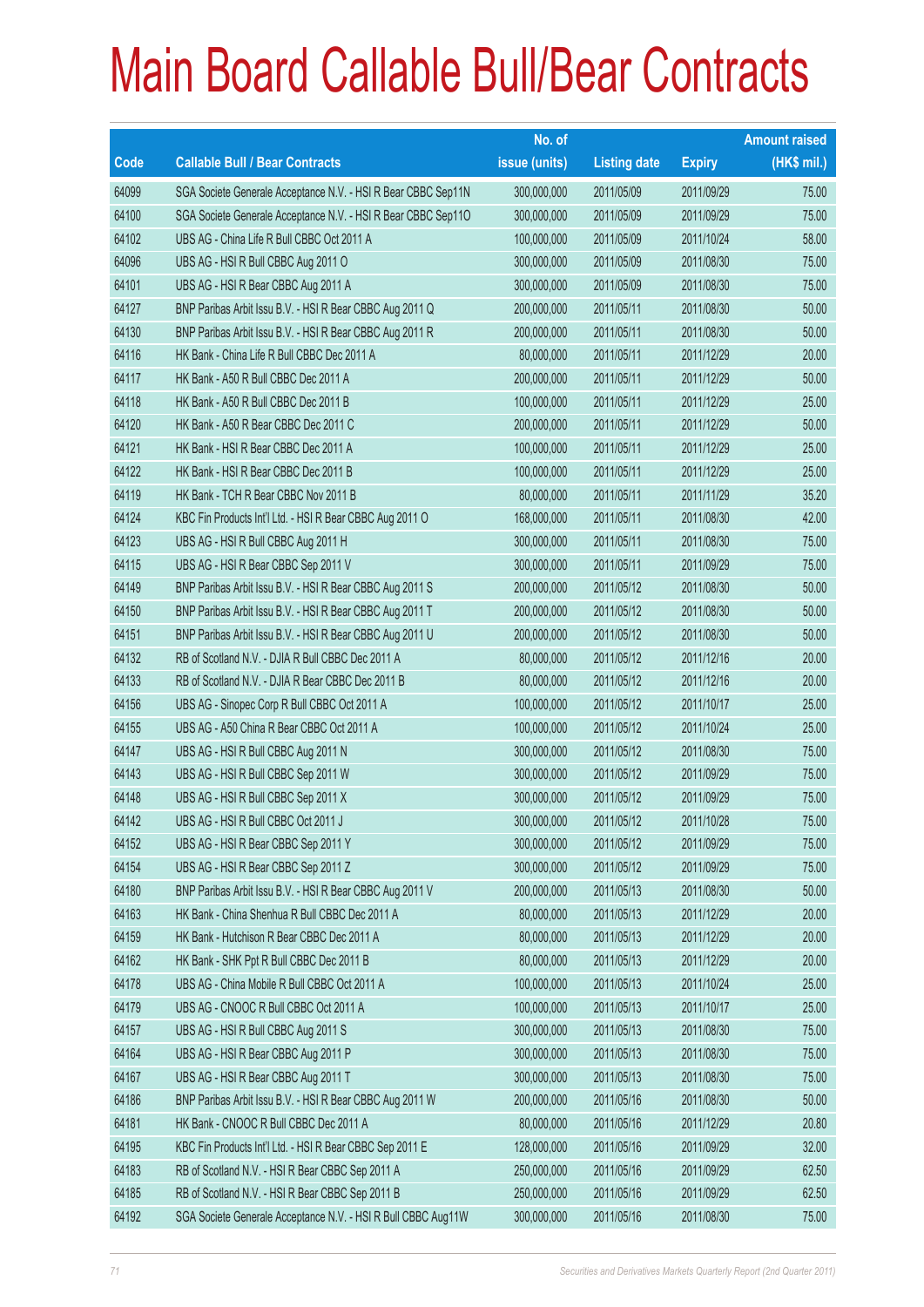# Main Board Callable Bull/Bear Contracts

| Code | Callable Bull / Bear Contracts | No. of issue (units) | Listing date | Expiry | Amount raised (HK$ mil.) |
|---|---|---|---|---|---|
| 64099 | SGA Societe Generale Acceptance N.V. - HSI R Bear CBBC Sep11N | 300,000,000 | 2011/05/09 | 2011/09/29 | 75.00 |
| 64100 | SGA Societe Generale Acceptance N.V. - HSI R Bear CBBC Sep11O | 300,000,000 | 2011/05/09 | 2011/09/29 | 75.00 |
| 64102 | UBS AG - China Life R Bull CBBC Oct 2011 A | 100,000,000 | 2011/05/09 | 2011/10/24 | 58.00 |
| 64096 | UBS AG - HSI R Bull CBBC Aug 2011 O | 300,000,000 | 2011/05/09 | 2011/08/30 | 75.00 |
| 64101 | UBS AG - HSI R Bear CBBC Aug 2011 A | 300,000,000 | 2011/05/09 | 2011/08/30 | 75.00 |
| 64127 | BNP Paribas Arbit Issu B.V. - HSI R Bear CBBC Aug 2011 Q | 200,000,000 | 2011/05/11 | 2011/08/30 | 50.00 |
| 64130 | BNP Paribas Arbit Issu B.V. - HSI R Bear CBBC Aug 2011 R | 200,000,000 | 2011/05/11 | 2011/08/30 | 50.00 |
| 64116 | HK Bank - China Life R Bull CBBC Dec 2011 A | 80,000,000 | 2011/05/11 | 2011/12/29 | 20.00 |
| 64117 | HK Bank - A50 R Bull CBBC Dec 2011 A | 200,000,000 | 2011/05/11 | 2011/12/29 | 50.00 |
| 64118 | HK Bank - A50 R Bull CBBC Dec 2011 B | 100,000,000 | 2011/05/11 | 2011/12/29 | 25.00 |
| 64120 | HK Bank - A50 R Bear CBBC Dec 2011 C | 200,000,000 | 2011/05/11 | 2011/12/29 | 50.00 |
| 64121 | HK Bank - HSI R Bear CBBC Dec 2011 A | 100,000,000 | 2011/05/11 | 2011/12/29 | 25.00 |
| 64122 | HK Bank - HSI R Bear CBBC Dec 2011 B | 100,000,000 | 2011/05/11 | 2011/12/29 | 25.00 |
| 64119 | HK Bank - TCH R Bear CBBC Nov 2011 B | 80,000,000 | 2011/05/11 | 2011/11/29 | 35.20 |
| 64124 | KBC Fin Products Int'l Ltd. - HSI R Bear CBBC Aug 2011 O | 168,000,000 | 2011/05/11 | 2011/08/30 | 42.00 |
| 64123 | UBS AG - HSI R Bull CBBC Aug 2011 H | 300,000,000 | 2011/05/11 | 2011/08/30 | 75.00 |
| 64115 | UBS AG - HSI R Bear CBBC Sep 2011 V | 300,000,000 | 2011/05/11 | 2011/09/29 | 75.00 |
| 64149 | BNP Paribas Arbit Issu B.V. - HSI R Bear CBBC Aug 2011 S | 200,000,000 | 2011/05/12 | 2011/08/30 | 50.00 |
| 64150 | BNP Paribas Arbit Issu B.V. - HSI R Bear CBBC Aug 2011 T | 200,000,000 | 2011/05/12 | 2011/08/30 | 50.00 |
| 64151 | BNP Paribas Arbit Issu B.V. - HSI R Bear CBBC Aug 2011 U | 200,000,000 | 2011/05/12 | 2011/08/30 | 50.00 |
| 64132 | RB of Scotland N.V. - DJIA R Bull CBBC Dec 2011 A | 80,000,000 | 2011/05/12 | 2011/12/16 | 20.00 |
| 64133 | RB of Scotland N.V. - DJIA R Bear CBBC Dec 2011 B | 80,000,000 | 2011/05/12 | 2011/12/16 | 20.00 |
| 64156 | UBS AG - Sinopec Corp R Bull CBBC Oct 2011 A | 100,000,000 | 2011/05/12 | 2011/10/17 | 25.00 |
| 64155 | UBS AG - A50 China R Bear CBBC Oct 2011 A | 100,000,000 | 2011/05/12 | 2011/10/24 | 25.00 |
| 64147 | UBS AG - HSI R Bull CBBC Aug 2011 N | 300,000,000 | 2011/05/12 | 2011/08/30 | 75.00 |
| 64143 | UBS AG - HSI R Bull CBBC Sep 2011 W | 300,000,000 | 2011/05/12 | 2011/09/29 | 75.00 |
| 64148 | UBS AG - HSI R Bull CBBC Sep 2011 X | 300,000,000 | 2011/05/12 | 2011/09/29 | 75.00 |
| 64142 | UBS AG - HSI R Bull CBBC Oct 2011 J | 300,000,000 | 2011/05/12 | 2011/10/28 | 75.00 |
| 64152 | UBS AG - HSI R Bear CBBC Sep 2011 Y | 300,000,000 | 2011/05/12 | 2011/09/29 | 75.00 |
| 64154 | UBS AG - HSI R Bear CBBC Sep 2011 Z | 300,000,000 | 2011/05/12 | 2011/09/29 | 75.00 |
| 64180 | BNP Paribas Arbit Issu B.V. - HSI R Bear CBBC Aug 2011 V | 200,000,000 | 2011/05/13 | 2011/08/30 | 50.00 |
| 64163 | HK Bank - China Shenhua R Bull CBBC Dec 2011 A | 80,000,000 | 2011/05/13 | 2011/12/29 | 20.00 |
| 64159 | HK Bank - Hutchison R Bear CBBC Dec 2011 A | 80,000,000 | 2011/05/13 | 2011/12/29 | 20.00 |
| 64162 | HK Bank - SHK Ppt R Bull CBBC Dec 2011 B | 80,000,000 | 2011/05/13 | 2011/12/29 | 20.00 |
| 64178 | UBS AG - China Mobile R Bull CBBC Oct 2011 A | 100,000,000 | 2011/05/13 | 2011/10/24 | 25.00 |
| 64179 | UBS AG - CNOOC R Bull CBBC Oct 2011 A | 100,000,000 | 2011/05/13 | 2011/10/17 | 25.00 |
| 64157 | UBS AG - HSI R Bull CBBC Aug 2011 S | 300,000,000 | 2011/05/13 | 2011/08/30 | 75.00 |
| 64164 | UBS AG - HSI R Bear CBBC Aug 2011 P | 300,000,000 | 2011/05/13 | 2011/08/30 | 75.00 |
| 64167 | UBS AG - HSI R Bear CBBC Aug 2011 T | 300,000,000 | 2011/05/13 | 2011/08/30 | 75.00 |
| 64186 | BNP Paribas Arbit Issu B.V. - HSI R Bear CBBC Aug 2011 W | 200,000,000 | 2011/05/16 | 2011/08/30 | 50.00 |
| 64181 | HK Bank - CNOOC R Bull CBBC Dec 2011 A | 80,000,000 | 2011/05/16 | 2011/12/29 | 20.80 |
| 64195 | KBC Fin Products Int'l Ltd. - HSI R Bear CBBC Sep 2011 E | 128,000,000 | 2011/05/16 | 2011/09/29 | 32.00 |
| 64183 | RB of Scotland N.V. - HSI R Bear CBBC Sep 2011 A | 250,000,000 | 2011/05/16 | 2011/09/29 | 62.50 |
| 64185 | RB of Scotland N.V. - HSI R Bear CBBC Sep 2011 B | 250,000,000 | 2011/05/16 | 2011/09/29 | 62.50 |
| 64192 | SGA Societe Generale Acceptance N.V. - HSI R Bull CBBC Aug11W | 300,000,000 | 2011/05/16 | 2011/08/30 | 75.00 |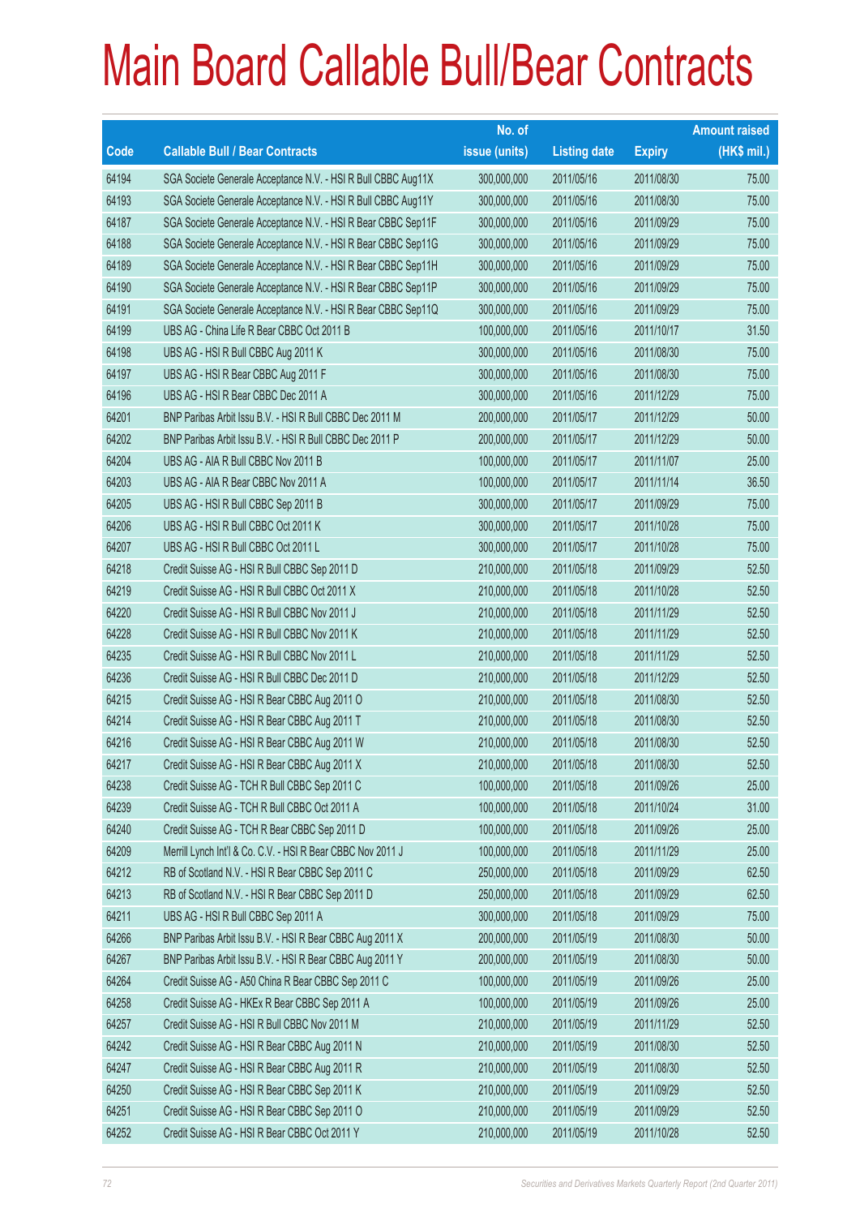# Main Board Callable Bull/Bear Contracts

| Code | Callable Bull / Bear Contracts | No. of issue (units) | Listing date | Expiry | Amount raised (HK$ mil.) |
|---|---|---|---|---|---|
| 64194 | SGA Societe Generale Acceptance N.V. - HSI R Bull CBBC Aug11X | 300,000,000 | 2011/05/16 | 2011/08/30 | 75.00 |
| 64193 | SGA Societe Generale Acceptance N.V. - HSI R Bull CBBC Aug11Y | 300,000,000 | 2011/05/16 | 2011/08/30 | 75.00 |
| 64187 | SGA Societe Generale Acceptance N.V. - HSI R Bear CBBC Sep11F | 300,000,000 | 2011/05/16 | 2011/09/29 | 75.00 |
| 64188 | SGA Societe Generale Acceptance N.V. - HSI R Bear CBBC Sep11G | 300,000,000 | 2011/05/16 | 2011/09/29 | 75.00 |
| 64189 | SGA Societe Generale Acceptance N.V. - HSI R Bear CBBC Sep11H | 300,000,000 | 2011/05/16 | 2011/09/29 | 75.00 |
| 64190 | SGA Societe Generale Acceptance N.V. - HSI R Bear CBBC Sep11P | 300,000,000 | 2011/05/16 | 2011/09/29 | 75.00 |
| 64191 | SGA Societe Generale Acceptance N.V. - HSI R Bear CBBC Sep11Q | 300,000,000 | 2011/05/16 | 2011/09/29 | 75.00 |
| 64199 | UBS AG - China Life R Bear CBBC Oct 2011 B | 100,000,000 | 2011/05/16 | 2011/10/17 | 31.50 |
| 64198 | UBS AG - HSI R Bull CBBC Aug 2011 K | 300,000,000 | 2011/05/16 | 2011/08/30 | 75.00 |
| 64197 | UBS AG - HSI R Bear CBBC Aug 2011 F | 300,000,000 | 2011/05/16 | 2011/08/30 | 75.00 |
| 64196 | UBS AG - HSI R Bear CBBC Dec 2011 A | 300,000,000 | 2011/05/16 | 2011/12/29 | 75.00 |
| 64201 | BNP Paribas Arbit Issu B.V. - HSI R Bull CBBC Dec 2011 M | 200,000,000 | 2011/05/17 | 2011/12/29 | 50.00 |
| 64202 | BNP Paribas Arbit Issu B.V. - HSI R Bull CBBC Dec 2011 P | 200,000,000 | 2011/05/17 | 2011/12/29 | 50.00 |
| 64204 | UBS AG - AIA R Bull CBBC Nov 2011 B | 100,000,000 | 2011/05/17 | 2011/11/07 | 25.00 |
| 64203 | UBS AG - AIA R Bear CBBC Nov 2011 A | 100,000,000 | 2011/05/17 | 2011/11/14 | 36.50 |
| 64205 | UBS AG - HSI R Bull CBBC Sep 2011 B | 300,000,000 | 2011/05/17 | 2011/09/29 | 75.00 |
| 64206 | UBS AG - HSI R Bull CBBC Oct 2011 K | 300,000,000 | 2011/05/17 | 2011/10/28 | 75.00 |
| 64207 | UBS AG - HSI R Bull CBBC Oct 2011 L | 300,000,000 | 2011/05/17 | 2011/10/28 | 75.00 |
| 64218 | Credit Suisse AG - HSI R Bull CBBC Sep 2011 D | 210,000,000 | 2011/05/18 | 2011/09/29 | 52.50 |
| 64219 | Credit Suisse AG - HSI R Bull CBBC Oct 2011 X | 210,000,000 | 2011/05/18 | 2011/10/28 | 52.50 |
| 64220 | Credit Suisse AG - HSI R Bull CBBC Nov 2011 J | 210,000,000 | 2011/05/18 | 2011/11/29 | 52.50 |
| 64228 | Credit Suisse AG - HSI R Bull CBBC Nov 2011 K | 210,000,000 | 2011/05/18 | 2011/11/29 | 52.50 |
| 64235 | Credit Suisse AG - HSI R Bull CBBC Nov 2011 L | 210,000,000 | 2011/05/18 | 2011/11/29 | 52.50 |
| 64236 | Credit Suisse AG - HSI R Bull CBBC Dec 2011 D | 210,000,000 | 2011/05/18 | 2011/12/29 | 52.50 |
| 64215 | Credit Suisse AG - HSI R Bear CBBC Aug 2011 O | 210,000,000 | 2011/05/18 | 2011/08/30 | 52.50 |
| 64214 | Credit Suisse AG - HSI R Bear CBBC Aug 2011 T | 210,000,000 | 2011/05/18 | 2011/08/30 | 52.50 |
| 64216 | Credit Suisse AG - HSI R Bear CBBC Aug 2011 W | 210,000,000 | 2011/05/18 | 2011/08/30 | 52.50 |
| 64217 | Credit Suisse AG - HSI R Bear CBBC Aug 2011 X | 210,000,000 | 2011/05/18 | 2011/08/30 | 52.50 |
| 64238 | Credit Suisse AG - TCH R Bull CBBC Sep 2011 C | 100,000,000 | 2011/05/18 | 2011/09/26 | 25.00 |
| 64239 | Credit Suisse AG - TCH R Bull CBBC Oct 2011 A | 100,000,000 | 2011/05/18 | 2011/10/24 | 31.00 |
| 64240 | Credit Suisse AG - TCH R Bear CBBC Sep 2011 D | 100,000,000 | 2011/05/18 | 2011/09/26 | 25.00 |
| 64209 | Merrill Lynch Int'l & Co. C.V. - HSI R Bear CBBC Nov 2011 J | 100,000,000 | 2011/05/18 | 2011/11/29 | 25.00 |
| 64212 | RB of Scotland N.V. - HSI R Bear CBBC Sep 2011 C | 250,000,000 | 2011/05/18 | 2011/09/29 | 62.50 |
| 64213 | RB of Scotland N.V. - HSI R Bear CBBC Sep 2011 D | 250,000,000 | 2011/05/18 | 2011/09/29 | 62.50 |
| 64211 | UBS AG - HSI R Bull CBBC Sep 2011 A | 300,000,000 | 2011/05/18 | 2011/09/29 | 75.00 |
| 64266 | BNP Paribas Arbit Issu B.V. - HSI R Bear CBBC Aug 2011 X | 200,000,000 | 2011/05/19 | 2011/08/30 | 50.00 |
| 64267 | BNP Paribas Arbit Issu B.V. - HSI R Bear CBBC Aug 2011 Y | 200,000,000 | 2011/05/19 | 2011/08/30 | 50.00 |
| 64264 | Credit Suisse AG - A50 China R Bear CBBC Sep 2011 C | 100,000,000 | 2011/05/19 | 2011/09/26 | 25.00 |
| 64258 | Credit Suisse AG - HKEx R Bear CBBC Sep 2011 A | 100,000,000 | 2011/05/19 | 2011/09/26 | 25.00 |
| 64257 | Credit Suisse AG - HSI R Bull CBBC Nov 2011 M | 210,000,000 | 2011/05/19 | 2011/11/29 | 52.50 |
| 64242 | Credit Suisse AG - HSI R Bear CBBC Aug 2011 N | 210,000,000 | 2011/05/19 | 2011/08/30 | 52.50 |
| 64247 | Credit Suisse AG - HSI R Bear CBBC Aug 2011 R | 210,000,000 | 2011/05/19 | 2011/08/30 | 52.50 |
| 64250 | Credit Suisse AG - HSI R Bear CBBC Sep 2011 K | 210,000,000 | 2011/05/19 | 2011/09/29 | 52.50 |
| 64251 | Credit Suisse AG - HSI R Bear CBBC Sep 2011 O | 210,000,000 | 2011/05/19 | 2011/09/29 | 52.50 |
| 64252 | Credit Suisse AG - HSI R Bear CBBC Oct 2011 Y | 210,000,000 | 2011/05/19 | 2011/10/28 | 52.50 |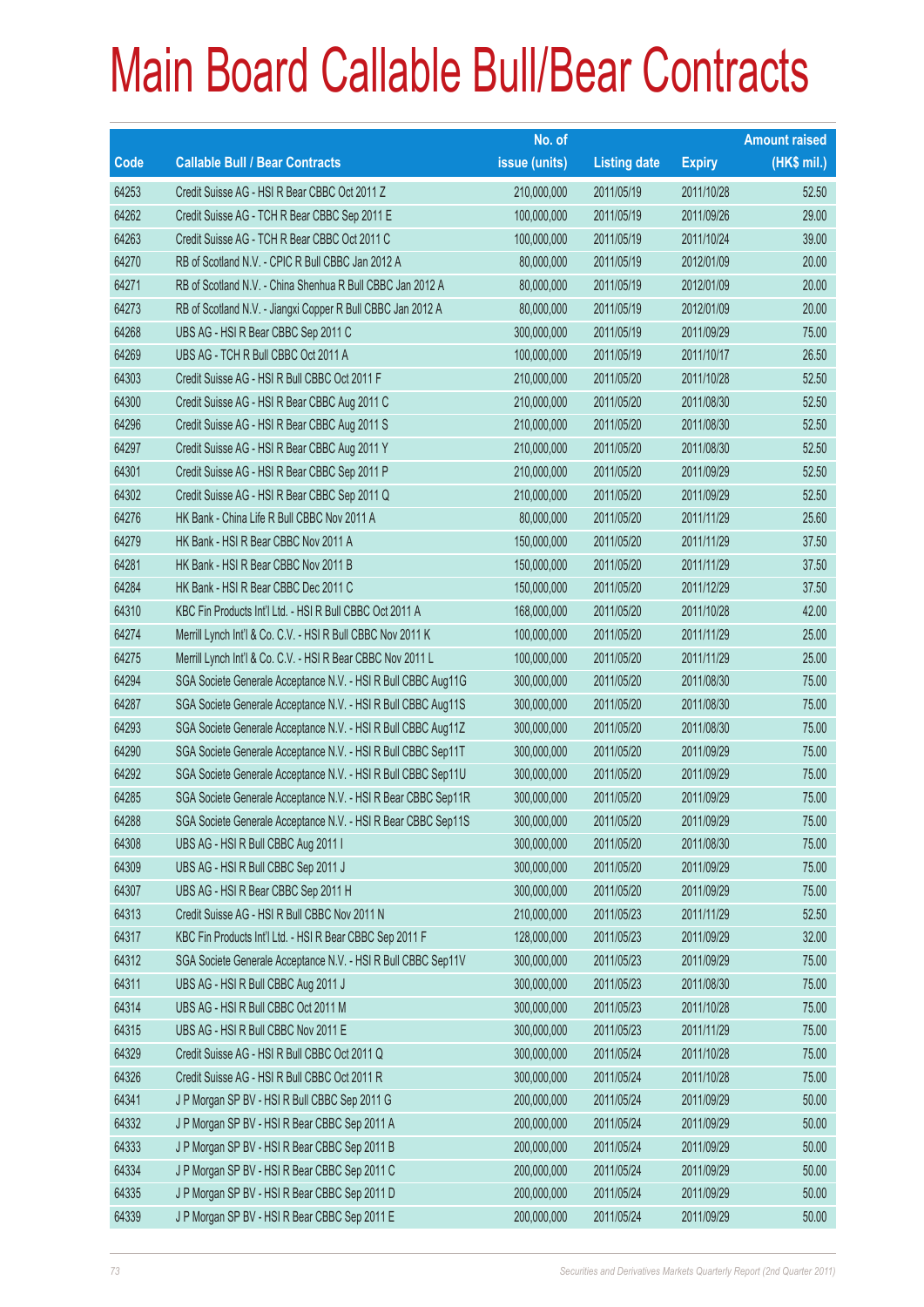# Main Board Callable Bull/Bear Contracts

| Code | Callable Bull / Bear Contracts | No. of issue (units) | Listing date | Expiry | Amount raised (HK$ mil.) |
|---|---|---|---|---|---|
| 64253 | Credit Suisse AG - HSI R Bear CBBC Oct 2011 Z | 210,000,000 | 2011/05/19 | 2011/10/28 | 52.50 |
| 64262 | Credit Suisse AG - TCH R Bear CBBC Sep 2011 E | 100,000,000 | 2011/05/19 | 2011/09/26 | 29.00 |
| 64263 | Credit Suisse AG - TCH R Bear CBBC Oct 2011 C | 100,000,000 | 2011/05/19 | 2011/10/24 | 39.00 |
| 64270 | RB of Scotland N.V. - CPIC R Bull CBBC Jan 2012 A | 80,000,000 | 2011/05/19 | 2012/01/09 | 20.00 |
| 64271 | RB of Scotland N.V. - China Shenhua R Bull CBBC Jan 2012 A | 80,000,000 | 2011/05/19 | 2012/01/09 | 20.00 |
| 64273 | RB of Scotland N.V. - Jiangxi Copper R Bull CBBC Jan 2012 A | 80,000,000 | 2011/05/19 | 2012/01/09 | 20.00 |
| 64268 | UBS AG - HSI R Bear CBBC Sep 2011 C | 300,000,000 | 2011/05/19 | 2011/09/29 | 75.00 |
| 64269 | UBS AG - TCH R Bull CBBC Oct 2011 A | 100,000,000 | 2011/05/19 | 2011/10/17 | 26.50 |
| 64303 | Credit Suisse AG - HSI R Bull CBBC Oct 2011 F | 210,000,000 | 2011/05/20 | 2011/10/28 | 52.50 |
| 64300 | Credit Suisse AG - HSI R Bear CBBC Aug 2011 C | 210,000,000 | 2011/05/20 | 2011/08/30 | 52.50 |
| 64296 | Credit Suisse AG - HSI R Bear CBBC Aug 2011 S | 210,000,000 | 2011/05/20 | 2011/08/30 | 52.50 |
| 64297 | Credit Suisse AG - HSI R Bear CBBC Aug 2011 Y | 210,000,000 | 2011/05/20 | 2011/08/30 | 52.50 |
| 64301 | Credit Suisse AG - HSI R Bear CBBC Sep 2011 P | 210,000,000 | 2011/05/20 | 2011/09/29 | 52.50 |
| 64302 | Credit Suisse AG - HSI R Bear CBBC Sep 2011 Q | 210,000,000 | 2011/05/20 | 2011/09/29 | 52.50 |
| 64276 | HK Bank - China Life R Bull CBBC Nov 2011 A | 80,000,000 | 2011/05/20 | 2011/11/29 | 25.60 |
| 64279 | HK Bank - HSI R Bear CBBC Nov 2011 A | 150,000,000 | 2011/05/20 | 2011/11/29 | 37.50 |
| 64281 | HK Bank - HSI R Bear CBBC Nov 2011 B | 150,000,000 | 2011/05/20 | 2011/11/29 | 37.50 |
| 64284 | HK Bank - HSI R Bear CBBC Dec 2011 C | 150,000,000 | 2011/05/20 | 2011/12/29 | 37.50 |
| 64310 | KBC Fin Products Int'l Ltd. - HSI R Bull CBBC Oct 2011 A | 168,000,000 | 2011/05/20 | 2011/10/28 | 42.00 |
| 64274 | Merrill Lynch Int'l & Co. C.V. - HSI R Bull CBBC Nov 2011 K | 100,000,000 | 2011/05/20 | 2011/11/29 | 25.00 |
| 64275 | Merrill Lynch Int'l & Co. C.V. - HSI R Bear CBBC Nov 2011 L | 100,000,000 | 2011/05/20 | 2011/11/29 | 25.00 |
| 64294 | SGA Societe Generale Acceptance N.V. - HSI R Bull CBBC Aug11G | 300,000,000 | 2011/05/20 | 2011/08/30 | 75.00 |
| 64287 | SGA Societe Generale Acceptance N.V. - HSI R Bull CBBC Aug11S | 300,000,000 | 2011/05/20 | 2011/08/30 | 75.00 |
| 64293 | SGA Societe Generale Acceptance N.V. - HSI R Bull CBBC Aug11Z | 300,000,000 | 2011/05/20 | 2011/08/30 | 75.00 |
| 64290 | SGA Societe Generale Acceptance N.V. - HSI R Bull CBBC Sep11T | 300,000,000 | 2011/05/20 | 2011/09/29 | 75.00 |
| 64292 | SGA Societe Generale Acceptance N.V. - HSI R Bull CBBC Sep11U | 300,000,000 | 2011/05/20 | 2011/09/29 | 75.00 |
| 64285 | SGA Societe Generale Acceptance N.V. - HSI R Bear CBBC Sep11R | 300,000,000 | 2011/05/20 | 2011/09/29 | 75.00 |
| 64288 | SGA Societe Generale Acceptance N.V. - HSI R Bear CBBC Sep11S | 300,000,000 | 2011/05/20 | 2011/09/29 | 75.00 |
| 64308 | UBS AG - HSI R Bull CBBC Aug 2011 I | 300,000,000 | 2011/05/20 | 2011/08/30 | 75.00 |
| 64309 | UBS AG - HSI R Bull CBBC Sep 2011 J | 300,000,000 | 2011/05/20 | 2011/09/29 | 75.00 |
| 64307 | UBS AG - HSI R Bear CBBC Sep 2011 H | 300,000,000 | 2011/05/20 | 2011/09/29 | 75.00 |
| 64313 | Credit Suisse AG - HSI R Bull CBBC Nov 2011 N | 210,000,000 | 2011/05/23 | 2011/11/29 | 52.50 |
| 64317 | KBC Fin Products Int'l Ltd. - HSI R Bear CBBC Sep 2011 F | 128,000,000 | 2011/05/23 | 2011/09/29 | 32.00 |
| 64312 | SGA Societe Generale Acceptance N.V. - HSI R Bull CBBC Sep11V | 300,000,000 | 2011/05/23 | 2011/09/29 | 75.00 |
| 64311 | UBS AG - HSI R Bull CBBC Aug 2011 J | 300,000,000 | 2011/05/23 | 2011/08/30 | 75.00 |
| 64314 | UBS AG - HSI R Bull CBBC Oct 2011 M | 300,000,000 | 2011/05/23 | 2011/10/28 | 75.00 |
| 64315 | UBS AG - HSI R Bull CBBC Nov 2011 E | 300,000,000 | 2011/05/23 | 2011/11/29 | 75.00 |
| 64329 | Credit Suisse AG - HSI R Bull CBBC Oct 2011 Q | 300,000,000 | 2011/05/24 | 2011/10/28 | 75.00 |
| 64326 | Credit Suisse AG - HSI R Bull CBBC Oct 2011 R | 300,000,000 | 2011/05/24 | 2011/10/28 | 75.00 |
| 64341 | J P Morgan SP BV - HSI R Bull CBBC Sep 2011 G | 200,000,000 | 2011/05/24 | 2011/09/29 | 50.00 |
| 64332 | J P Morgan SP BV - HSI R Bear CBBC Sep 2011 A | 200,000,000 | 2011/05/24 | 2011/09/29 | 50.00 |
| 64333 | J P Morgan SP BV - HSI R Bear CBBC Sep 2011 B | 200,000,000 | 2011/05/24 | 2011/09/29 | 50.00 |
| 64334 | J P Morgan SP BV - HSI R Bear CBBC Sep 2011 C | 200,000,000 | 2011/05/24 | 2011/09/29 | 50.00 |
| 64335 | J P Morgan SP BV - HSI R Bear CBBC Sep 2011 D | 200,000,000 | 2011/05/24 | 2011/09/29 | 50.00 |
| 64339 | J P Morgan SP BV - HSI R Bear CBBC Sep 2011 E | 200,000,000 | 2011/05/24 | 2011/09/29 | 50.00 |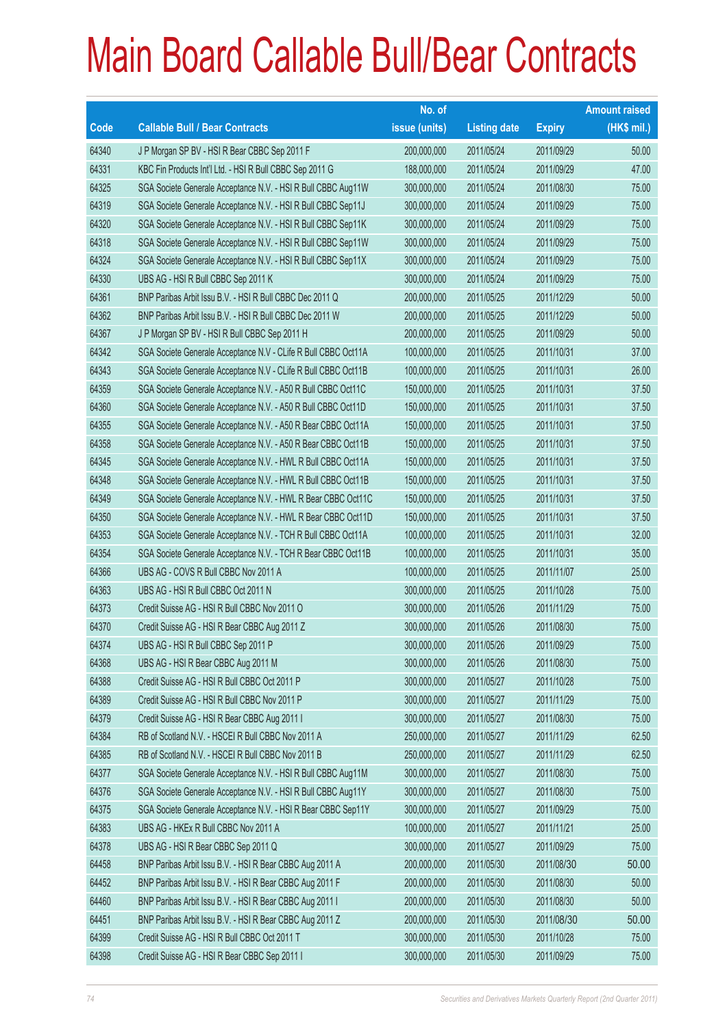# Main Board Callable Bull/Bear Contracts

| Code | Callable Bull / Bear Contracts | No. of issue (units) | Listing date | Expiry | Amount raised (HK$ mil.) |
|---|---|---|---|---|---|
| 64340 | J P Morgan SP BV - HSI R Bear CBBC Sep 2011 F | 200,000,000 | 2011/05/24 | 2011/09/29 | 50.00 |
| 64331 | KBC Fin Products Int'l Ltd. - HSI R Bull CBBC Sep 2011 G | 188,000,000 | 2011/05/24 | 2011/09/29 | 47.00 |
| 64325 | SGA Societe Generale Acceptance N.V. - HSI R Bull CBBC Aug11W | 300,000,000 | 2011/05/24 | 2011/08/30 | 75.00 |
| 64319 | SGA Societe Generale Acceptance N.V. - HSI R Bull CBBC Sep11J | 300,000,000 | 2011/05/24 | 2011/09/29 | 75.00 |
| 64320 | SGA Societe Generale Acceptance N.V. - HSI R Bull CBBC Sep11K | 300,000,000 | 2011/05/24 | 2011/09/29 | 75.00 |
| 64318 | SGA Societe Generale Acceptance N.V. - HSI R Bull CBBC Sep11W | 300,000,000 | 2011/05/24 | 2011/09/29 | 75.00 |
| 64324 | SGA Societe Generale Acceptance N.V. - HSI R Bull CBBC Sep11X | 300,000,000 | 2011/05/24 | 2011/09/29 | 75.00 |
| 64330 | UBS AG - HSI R Bull CBBC Sep 2011 K | 300,000,000 | 2011/05/24 | 2011/09/29 | 75.00 |
| 64361 | BNP Paribas Arbit Issu B.V. - HSI R Bull CBBC Dec 2011 Q | 200,000,000 | 2011/05/25 | 2011/12/29 | 50.00 |
| 64362 | BNP Paribas Arbit Issu B.V. - HSI R Bull CBBC Dec 2011 W | 200,000,000 | 2011/05/25 | 2011/12/29 | 50.00 |
| 64367 | J P Morgan SP BV - HSI R Bull CBBC Sep 2011 H | 200,000,000 | 2011/05/25 | 2011/09/29 | 50.00 |
| 64342 | SGA Societe Generale Acceptance N.V - CLife R Bull CBBC Oct11A | 100,000,000 | 2011/05/25 | 2011/10/31 | 37.00 |
| 64343 | SGA Societe Generale Acceptance N.V - CLife R Bull CBBC Oct11B | 100,000,000 | 2011/05/25 | 2011/10/31 | 26.00 |
| 64359 | SGA Societe Generale Acceptance N.V. - A50 R Bull CBBC Oct11C | 150,000,000 | 2011/05/25 | 2011/10/31 | 37.50 |
| 64360 | SGA Societe Generale Acceptance N.V. - A50 R Bull CBBC Oct11D | 150,000,000 | 2011/05/25 | 2011/10/31 | 37.50 |
| 64355 | SGA Societe Generale Acceptance N.V. - A50 R Bear CBBC Oct11A | 150,000,000 | 2011/05/25 | 2011/10/31 | 37.50 |
| 64358 | SGA Societe Generale Acceptance N.V. - A50 R Bear CBBC Oct11B | 150,000,000 | 2011/05/25 | 2011/10/31 | 37.50 |
| 64345 | SGA Societe Generale Acceptance N.V. - HWL R Bull CBBC Oct11A | 150,000,000 | 2011/05/25 | 2011/10/31 | 37.50 |
| 64348 | SGA Societe Generale Acceptance N.V. - HWL R Bull CBBC Oct11B | 150,000,000 | 2011/05/25 | 2011/10/31 | 37.50 |
| 64349 | SGA Societe Generale Acceptance N.V. - HWL R Bear CBBC Oct11C | 150,000,000 | 2011/05/25 | 2011/10/31 | 37.50 |
| 64350 | SGA Societe Generale Acceptance N.V. - HWL R Bear CBBC Oct11D | 150,000,000 | 2011/05/25 | 2011/10/31 | 37.50 |
| 64353 | SGA Societe Generale Acceptance N.V. - TCH R Bull CBBC Oct11A | 100,000,000 | 2011/05/25 | 2011/10/31 | 32.00 |
| 64354 | SGA Societe Generale Acceptance N.V. - TCH R Bear CBBC Oct11B | 100,000,000 | 2011/05/25 | 2011/10/31 | 35.00 |
| 64366 | UBS AG - COVS R Bull CBBC Nov 2011 A | 100,000,000 | 2011/05/25 | 2011/11/07 | 25.00 |
| 64363 | UBS AG - HSI R Bull CBBC Oct 2011 N | 300,000,000 | 2011/05/25 | 2011/10/28 | 75.00 |
| 64373 | Credit Suisse AG - HSI R Bull CBBC Nov 2011 O | 300,000,000 | 2011/05/26 | 2011/11/29 | 75.00 |
| 64370 | Credit Suisse AG - HSI R Bear CBBC Aug 2011 Z | 300,000,000 | 2011/05/26 | 2011/08/30 | 75.00 |
| 64374 | UBS AG - HSI R Bull CBBC Sep 2011 P | 300,000,000 | 2011/05/26 | 2011/09/29 | 75.00 |
| 64368 | UBS AG - HSI R Bear CBBC Aug 2011 M | 300,000,000 | 2011/05/26 | 2011/08/30 | 75.00 |
| 64388 | Credit Suisse AG - HSI R Bull CBBC Oct 2011 P | 300,000,000 | 2011/05/27 | 2011/10/28 | 75.00 |
| 64389 | Credit Suisse AG - HSI R Bull CBBC Nov 2011 P | 300,000,000 | 2011/05/27 | 2011/11/29 | 75.00 |
| 64379 | Credit Suisse AG - HSI R Bear CBBC Aug 2011 I | 300,000,000 | 2011/05/27 | 2011/08/30 | 75.00 |
| 64384 | RB of Scotland N.V. - HSCEI R Bull CBBC Nov 2011 A | 250,000,000 | 2011/05/27 | 2011/11/29 | 62.50 |
| 64385 | RB of Scotland N.V. - HSCEI R Bull CBBC Nov 2011 B | 250,000,000 | 2011/05/27 | 2011/11/29 | 62.50 |
| 64377 | SGA Societe Generale Acceptance N.V. - HSI R Bull CBBC Aug11M | 300,000,000 | 2011/05/27 | 2011/08/30 | 75.00 |
| 64376 | SGA Societe Generale Acceptance N.V. - HSI R Bull CBBC Aug11Y | 300,000,000 | 2011/05/27 | 2011/08/30 | 75.00 |
| 64375 | SGA Societe Generale Acceptance N.V. - HSI R Bear CBBC Sep11Y | 300,000,000 | 2011/05/27 | 2011/09/29 | 75.00 |
| 64383 | UBS AG - HKEx R Bull CBBC Nov 2011 A | 100,000,000 | 2011/05/27 | 2011/11/21 | 25.00 |
| 64378 | UBS AG - HSI R Bear CBBC Sep 2011 Q | 300,000,000 | 2011/05/27 | 2011/09/29 | 75.00 |
| 64458 | BNP Paribas Arbit Issu B.V. - HSI R Bear CBBC Aug 2011 A | 200,000,000 | 2011/05/30 | 2011/08/30 | 50.00 |
| 64452 | BNP Paribas Arbit Issu B.V. - HSI R Bear CBBC Aug 2011 F | 200,000,000 | 2011/05/30 | 2011/08/30 | 50.00 |
| 64460 | BNP Paribas Arbit Issu B.V. - HSI R Bear CBBC Aug 2011 I | 200,000,000 | 2011/05/30 | 2011/08/30 | 50.00 |
| 64451 | BNP Paribas Arbit Issu B.V. - HSI R Bear CBBC Aug 2011 Z | 200,000,000 | 2011/05/30 | 2011/08/30 | 50.00 |
| 64399 | Credit Suisse AG - HSI R Bull CBBC Oct 2011 T | 300,000,000 | 2011/05/30 | 2011/10/28 | 75.00 |
| 64398 | Credit Suisse AG - HSI R Bear CBBC Sep 2011 I | 300,000,000 | 2011/05/30 | 2011/09/29 | 75.00 |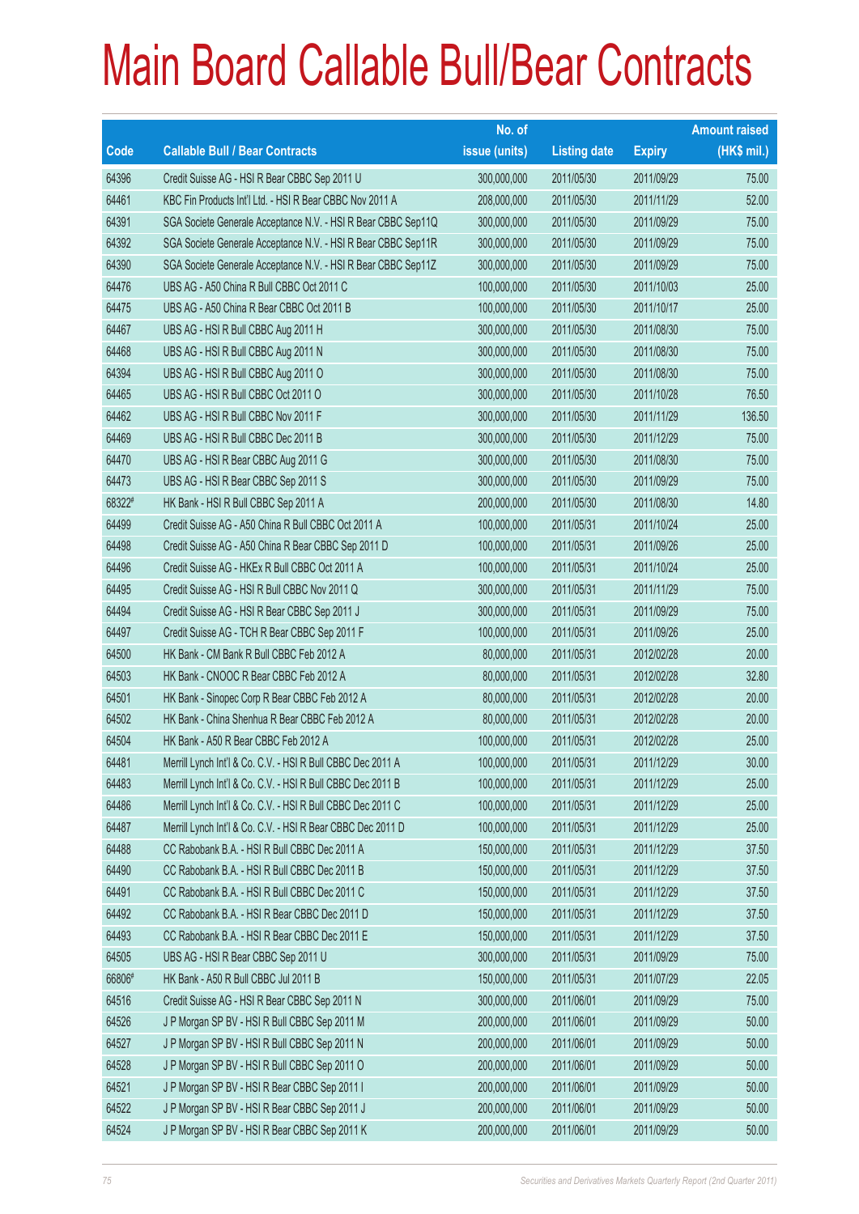# Main Board Callable Bull/Bear Contracts

| Code | Callable Bull / Bear Contracts | No. of issue (units) | Listing date | Expiry | Amount raised (HK$ mil.) |
|---|---|---|---|---|---|
| 64396 | Credit Suisse AG - HSI R Bear CBBC Sep 2011 U | 300,000,000 | 2011/05/30 | 2011/09/29 | 75.00 |
| 64461 | KBC Fin Products Int'l Ltd. - HSI R Bear CBBC Nov 2011 A | 208,000,000 | 2011/05/30 | 2011/11/29 | 52.00 |
| 64391 | SGA Societe Generale Acceptance N.V. - HSI R Bear CBBC Sep11Q | 300,000,000 | 2011/05/30 | 2011/09/29 | 75.00 |
| 64392 | SGA Societe Generale Acceptance N.V. - HSI R Bear CBBC Sep11R | 300,000,000 | 2011/05/30 | 2011/09/29 | 75.00 |
| 64390 | SGA Societe Generale Acceptance N.V. - HSI R Bear CBBC Sep11Z | 300,000,000 | 2011/05/30 | 2011/09/29 | 75.00 |
| 64476 | UBS AG - A50 China R Bull CBBC Oct 2011 C | 100,000,000 | 2011/05/30 | 2011/10/03 | 25.00 |
| 64475 | UBS AG - A50 China R Bear CBBC Oct 2011 B | 100,000,000 | 2011/05/30 | 2011/10/17 | 25.00 |
| 64467 | UBS AG - HSI R Bull CBBC Aug 2011 H | 300,000,000 | 2011/05/30 | 2011/08/30 | 75.00 |
| 64468 | UBS AG - HSI R Bull CBBC Aug 2011 N | 300,000,000 | 2011/05/30 | 2011/08/30 | 75.00 |
| 64394 | UBS AG - HSI R Bull CBBC Aug 2011 O | 300,000,000 | 2011/05/30 | 2011/08/30 | 75.00 |
| 64465 | UBS AG - HSI R Bull CBBC Oct 2011 O | 300,000,000 | 2011/05/30 | 2011/10/28 | 76.50 |
| 64462 | UBS AG - HSI R Bull CBBC Nov 2011 F | 300,000,000 | 2011/05/30 | 2011/11/29 | 136.50 |
| 64469 | UBS AG - HSI R Bull CBBC Dec 2011 B | 300,000,000 | 2011/05/30 | 2011/12/29 | 75.00 |
| 64470 | UBS AG - HSI R Bear CBBC Aug 2011 G | 300,000,000 | 2011/05/30 | 2011/08/30 | 75.00 |
| 64473 | UBS AG - HSI R Bear CBBC Sep 2011 S | 300,000,000 | 2011/05/30 | 2011/09/29 | 75.00 |
| 68322# | HK Bank - HSI R Bull CBBC Sep 2011 A | 200,000,000 | 2011/05/30 | 2011/08/30 | 14.80 |
| 64499 | Credit Suisse AG - A50 China R Bull CBBC Oct 2011 A | 100,000,000 | 2011/05/31 | 2011/10/24 | 25.00 |
| 64498 | Credit Suisse AG - A50 China R Bear CBBC Sep 2011 D | 100,000,000 | 2011/05/31 | 2011/09/26 | 25.00 |
| 64496 | Credit Suisse AG - HKEx R Bull CBBC Oct 2011 A | 100,000,000 | 2011/05/31 | 2011/10/24 | 25.00 |
| 64495 | Credit Suisse AG - HSI R Bull CBBC Nov 2011 Q | 300,000,000 | 2011/05/31 | 2011/11/29 | 75.00 |
| 64494 | Credit Suisse AG - HSI R Bear CBBC Sep 2011 J | 300,000,000 | 2011/05/31 | 2011/09/29 | 75.00 |
| 64497 | Credit Suisse AG - TCH R Bear CBBC Sep 2011 F | 100,000,000 | 2011/05/31 | 2011/09/26 | 25.00 |
| 64500 | HK Bank - CM Bank R Bull CBBC Feb 2012 A | 80,000,000 | 2011/05/31 | 2012/02/28 | 20.00 |
| 64503 | HK Bank - CNOOC R Bear CBBC Feb 2012 A | 80,000,000 | 2011/05/31 | 2012/02/28 | 32.80 |
| 64501 | HK Bank - Sinopec Corp R Bear CBBC Feb 2012 A | 80,000,000 | 2011/05/31 | 2012/02/28 | 20.00 |
| 64502 | HK Bank - China Shenhua R Bear CBBC Feb 2012 A | 80,000,000 | 2011/05/31 | 2012/02/28 | 20.00 |
| 64504 | HK Bank - A50 R Bear CBBC Feb 2012 A | 100,000,000 | 2011/05/31 | 2012/02/28 | 25.00 |
| 64481 | Merrill Lynch Int'l & Co. C.V. - HSI R Bull CBBC Dec 2011 A | 100,000,000 | 2011/05/31 | 2011/12/29 | 30.00 |
| 64483 | Merrill Lynch Int'l & Co. C.V. - HSI R Bull CBBC Dec 2011 B | 100,000,000 | 2011/05/31 | 2011/12/29 | 25.00 |
| 64486 | Merrill Lynch Int'l & Co. C.V. - HSI R Bull CBBC Dec 2011 C | 100,000,000 | 2011/05/31 | 2011/12/29 | 25.00 |
| 64487 | Merrill Lynch Int'l & Co. C.V. - HSI R Bear CBBC Dec 2011 D | 100,000,000 | 2011/05/31 | 2011/12/29 | 25.00 |
| 64488 | CC Rabobank B.A. - HSI R Bull CBBC Dec 2011 A | 150,000,000 | 2011/05/31 | 2011/12/29 | 37.50 |
| 64490 | CC Rabobank B.A. - HSI R Bull CBBC Dec 2011 B | 150,000,000 | 2011/05/31 | 2011/12/29 | 37.50 |
| 64491 | CC Rabobank B.A. - HSI R Bull CBBC Dec 2011 C | 150,000,000 | 2011/05/31 | 2011/12/29 | 37.50 |
| 64492 | CC Rabobank B.A. - HSI R Bear CBBC Dec 2011 D | 150,000,000 | 2011/05/31 | 2011/12/29 | 37.50 |
| 64493 | CC Rabobank B.A. - HSI R Bear CBBC Dec 2011 E | 150,000,000 | 2011/05/31 | 2011/12/29 | 37.50 |
| 64505 | UBS AG - HSI R Bear CBBC Sep 2011 U | 300,000,000 | 2011/05/31 | 2011/09/29 | 75.00 |
| 66806# | HK Bank - A50 R Bull CBBC Jul 2011 B | 150,000,000 | 2011/05/31 | 2011/07/29 | 22.05 |
| 64516 | Credit Suisse AG - HSI R Bear CBBC Sep 2011 N | 300,000,000 | 2011/06/01 | 2011/09/29 | 75.00 |
| 64526 | J P Morgan SP BV - HSI R Bull CBBC Sep 2011 M | 200,000,000 | 2011/06/01 | 2011/09/29 | 50.00 |
| 64527 | J P Morgan SP BV - HSI R Bull CBBC Sep 2011 N | 200,000,000 | 2011/06/01 | 2011/09/29 | 50.00 |
| 64528 | J P Morgan SP BV - HSI R Bull CBBC Sep 2011 O | 200,000,000 | 2011/06/01 | 2011/09/29 | 50.00 |
| 64521 | J P Morgan SP BV - HSI R Bear CBBC Sep 2011 I | 200,000,000 | 2011/06/01 | 2011/09/29 | 50.00 |
| 64522 | J P Morgan SP BV - HSI R Bear CBBC Sep 2011 J | 200,000,000 | 2011/06/01 | 2011/09/29 | 50.00 |
| 64524 | J P Morgan SP BV - HSI R Bear CBBC Sep 2011 K | 200,000,000 | 2011/06/01 | 2011/09/29 | 50.00 |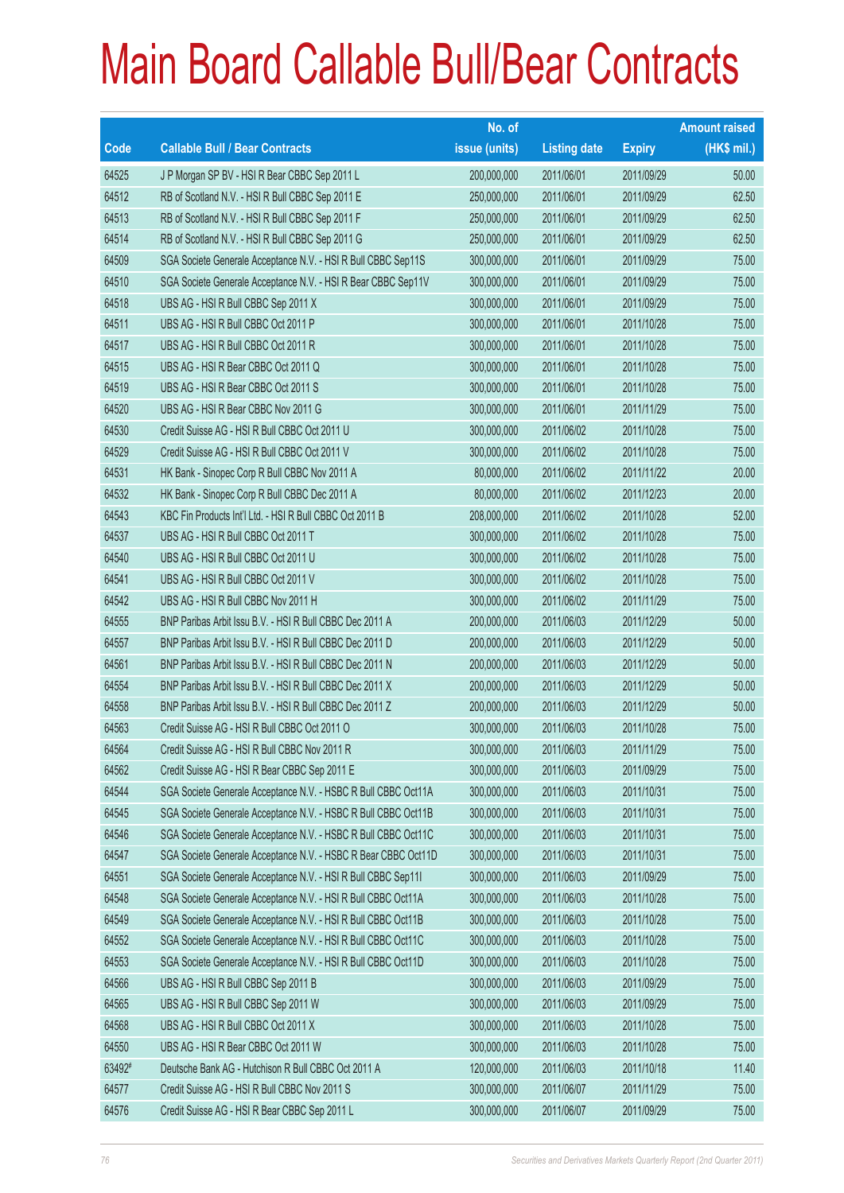# Main Board Callable Bull/Bear Contracts

| Code | Callable Bull / Bear Contracts | No. of issue (units) | Listing date | Expiry | Amount raised (HK$ mil.) |
|---|---|---|---|---|---|
| 64525 | J P Morgan SP BV - HSI R Bear CBBC Sep 2011 L | 200,000,000 | 2011/06/01 | 2011/09/29 | 50.00 |
| 64512 | RB of Scotland N.V. - HSI R Bull CBBC Sep 2011 E | 250,000,000 | 2011/06/01 | 2011/09/29 | 62.50 |
| 64513 | RB of Scotland N.V. - HSI R Bull CBBC Sep 2011 F | 250,000,000 | 2011/06/01 | 2011/09/29 | 62.50 |
| 64514 | RB of Scotland N.V. - HSI R Bull CBBC Sep 2011 G | 250,000,000 | 2011/06/01 | 2011/09/29 | 62.50 |
| 64509 | SGA Societe Generale Acceptance N.V. - HSI R Bull CBBC Sep11S | 300,000,000 | 2011/06/01 | 2011/09/29 | 75.00 |
| 64510 | SGA Societe Generale Acceptance N.V. - HSI R Bear CBBC Sep11V | 300,000,000 | 2011/06/01 | 2011/09/29 | 75.00 |
| 64518 | UBS AG - HSI R Bull CBBC Sep 2011 X | 300,000,000 | 2011/06/01 | 2011/09/29 | 75.00 |
| 64511 | UBS AG - HSI R Bull CBBC Oct 2011 P | 300,000,000 | 2011/06/01 | 2011/10/28 | 75.00 |
| 64517 | UBS AG - HSI R Bull CBBC Oct 2011 R | 300,000,000 | 2011/06/01 | 2011/10/28 | 75.00 |
| 64515 | UBS AG - HSI R Bear CBBC Oct 2011 Q | 300,000,000 | 2011/06/01 | 2011/10/28 | 75.00 |
| 64519 | UBS AG - HSI R Bear CBBC Oct 2011 S | 300,000,000 | 2011/06/01 | 2011/10/28 | 75.00 |
| 64520 | UBS AG - HSI R Bear CBBC Nov 2011 G | 300,000,000 | 2011/06/01 | 2011/11/29 | 75.00 |
| 64530 | Credit Suisse AG - HSI R Bull CBBC Oct 2011 U | 300,000,000 | 2011/06/02 | 2011/10/28 | 75.00 |
| 64529 | Credit Suisse AG - HSI R Bull CBBC Oct 2011 V | 300,000,000 | 2011/06/02 | 2011/10/28 | 75.00 |
| 64531 | HK Bank - Sinopec Corp R Bull CBBC Nov 2011 A | 80,000,000 | 2011/06/02 | 2011/11/22 | 20.00 |
| 64532 | HK Bank - Sinopec Corp R Bull CBBC Dec 2011 A | 80,000,000 | 2011/06/02 | 2011/12/23 | 20.00 |
| 64543 | KBC Fin Products Int'l Ltd. - HSI R Bull CBBC Oct 2011 B | 208,000,000 | 2011/06/02 | 2011/10/28 | 52.00 |
| 64537 | UBS AG - HSI R Bull CBBC Oct 2011 T | 300,000,000 | 2011/06/02 | 2011/10/28 | 75.00 |
| 64540 | UBS AG - HSI R Bull CBBC Oct 2011 U | 300,000,000 | 2011/06/02 | 2011/10/28 | 75.00 |
| 64541 | UBS AG - HSI R Bull CBBC Oct 2011 V | 300,000,000 | 2011/06/02 | 2011/10/28 | 75.00 |
| 64542 | UBS AG - HSI R Bull CBBC Nov 2011 H | 300,000,000 | 2011/06/02 | 2011/11/29 | 75.00 |
| 64555 | BNP Paribas Arbit Issu B.V. - HSI R Bull CBBC Dec 2011 A | 200,000,000 | 2011/06/03 | 2011/12/29 | 50.00 |
| 64557 | BNP Paribas Arbit Issu B.V. - HSI R Bull CBBC Dec 2011 D | 200,000,000 | 2011/06/03 | 2011/12/29 | 50.00 |
| 64561 | BNP Paribas Arbit Issu B.V. - HSI R Bull CBBC Dec 2011 N | 200,000,000 | 2011/06/03 | 2011/12/29 | 50.00 |
| 64554 | BNP Paribas Arbit Issu B.V. - HSI R Bull CBBC Dec 2011 X | 200,000,000 | 2011/06/03 | 2011/12/29 | 50.00 |
| 64558 | BNP Paribas Arbit Issu B.V. - HSI R Bull CBBC Dec 2011 Z | 200,000,000 | 2011/06/03 | 2011/12/29 | 50.00 |
| 64563 | Credit Suisse AG - HSI R Bull CBBC Oct 2011 O | 300,000,000 | 2011/06/03 | 2011/10/28 | 75.00 |
| 64564 | Credit Suisse AG - HSI R Bull CBBC Nov 2011 R | 300,000,000 | 2011/06/03 | 2011/11/29 | 75.00 |
| 64562 | Credit Suisse AG - HSI R Bear CBBC Sep 2011 E | 300,000,000 | 2011/06/03 | 2011/09/29 | 75.00 |
| 64544 | SGA Societe Generale Acceptance N.V. - HSBC R Bull CBBC Oct11A | 300,000,000 | 2011/06/03 | 2011/10/31 | 75.00 |
| 64545 | SGA Societe Generale Acceptance N.V. - HSBC R Bull CBBC Oct11B | 300,000,000 | 2011/06/03 | 2011/10/31 | 75.00 |
| 64546 | SGA Societe Generale Acceptance N.V. - HSBC R Bull CBBC Oct11C | 300,000,000 | 2011/06/03 | 2011/10/31 | 75.00 |
| 64547 | SGA Societe Generale Acceptance N.V. - HSBC R Bear CBBC Oct11D | 300,000,000 | 2011/06/03 | 2011/10/31 | 75.00 |
| 64551 | SGA Societe Generale Acceptance N.V. - HSI R Bull CBBC Sep11I | 300,000,000 | 2011/06/03 | 2011/09/29 | 75.00 |
| 64548 | SGA Societe Generale Acceptance N.V. - HSI R Bull CBBC Oct11A | 300,000,000 | 2011/06/03 | 2011/10/28 | 75.00 |
| 64549 | SGA Societe Generale Acceptance N.V. - HSI R Bull CBBC Oct11B | 300,000,000 | 2011/06/03 | 2011/10/28 | 75.00 |
| 64552 | SGA Societe Generale Acceptance N.V. - HSI R Bull CBBC Oct11C | 300,000,000 | 2011/06/03 | 2011/10/28 | 75.00 |
| 64553 | SGA Societe Generale Acceptance N.V. - HSI R Bull CBBC Oct11D | 300,000,000 | 2011/06/03 | 2011/10/28 | 75.00 |
| 64566 | UBS AG - HSI R Bull CBBC Sep 2011 B | 300,000,000 | 2011/06/03 | 2011/09/29 | 75.00 |
| 64565 | UBS AG - HSI R Bull CBBC Sep 2011 W | 300,000,000 | 2011/06/03 | 2011/09/29 | 75.00 |
| 64568 | UBS AG - HSI R Bull CBBC Oct 2011 X | 300,000,000 | 2011/06/03 | 2011/10/28 | 75.00 |
| 64550 | UBS AG - HSI R Bear CBBC Oct 2011 W | 300,000,000 | 2011/06/03 | 2011/10/28 | 75.00 |
| 63492# | Deutsche Bank AG - Hutchison R Bull CBBC Oct 2011 A | 120,000,000 | 2011/06/03 | 2011/10/18 | 11.40 |
| 64577 | Credit Suisse AG - HSI R Bull CBBC Nov 2011 S | 300,000,000 | 2011/06/07 | 2011/11/29 | 75.00 |
| 64576 | Credit Suisse AG - HSI R Bear CBBC Sep 2011 L | 300,000,000 | 2011/06/07 | 2011/09/29 | 75.00 |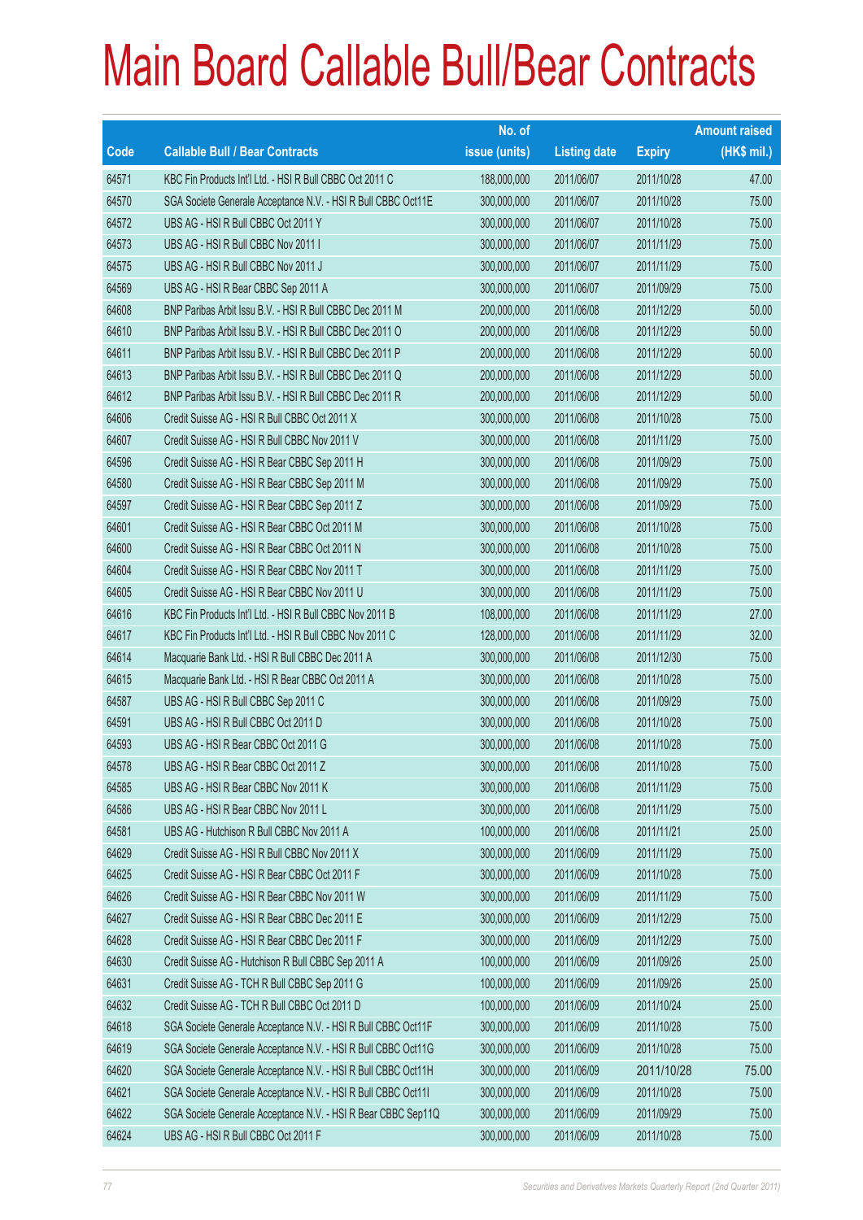# Main Board Callable Bull/Bear Contracts

| Code | Callable Bull / Bear Contracts | No. of issue (units) | Listing date | Expiry | Amount raised (HK$ mil.) |
|---|---|---|---|---|---|
| 64571 | KBC Fin Products Int'l Ltd. - HSI R Bull CBBC Oct 2011 C | 188,000,000 | 2011/06/07 | 2011/10/28 | 47.00 |
| 64570 | SGA Societe Generale Acceptance N.V. - HSI R Bull CBBC Oct11E | 300,000,000 | 2011/06/07 | 2011/10/28 | 75.00 |
| 64572 | UBS AG - HSI R Bull CBBC Oct 2011 Y | 300,000,000 | 2011/06/07 | 2011/10/28 | 75.00 |
| 64573 | UBS AG - HSI R Bull CBBC Nov 2011 I | 300,000,000 | 2011/06/07 | 2011/11/29 | 75.00 |
| 64575 | UBS AG - HSI R Bull CBBC Nov 2011 J | 300,000,000 | 2011/06/07 | 2011/11/29 | 75.00 |
| 64569 | UBS AG - HSI R Bear CBBC Sep 2011 A | 300,000,000 | 2011/06/07 | 2011/09/29 | 75.00 |
| 64608 | BNP Paribas Arbit Issu B.V. - HSI R Bull CBBC Dec 2011 M | 200,000,000 | 2011/06/08 | 2011/12/29 | 50.00 |
| 64610 | BNP Paribas Arbit Issu B.V. - HSI R Bull CBBC Dec 2011 O | 200,000,000 | 2011/06/08 | 2011/12/29 | 50.00 |
| 64611 | BNP Paribas Arbit Issu B.V. - HSI R Bull CBBC Dec 2011 P | 200,000,000 | 2011/06/08 | 2011/12/29 | 50.00 |
| 64613 | BNP Paribas Arbit Issu B.V. - HSI R Bull CBBC Dec 2011 Q | 200,000,000 | 2011/06/08 | 2011/12/29 | 50.00 |
| 64612 | BNP Paribas Arbit Issu B.V. - HSI R Bull CBBC Dec 2011 R | 200,000,000 | 2011/06/08 | 2011/12/29 | 50.00 |
| 64606 | Credit Suisse AG - HSI R Bull CBBC Oct 2011 X | 300,000,000 | 2011/06/08 | 2011/10/28 | 75.00 |
| 64607 | Credit Suisse AG - HSI R Bull CBBC Nov 2011 V | 300,000,000 | 2011/06/08 | 2011/11/29 | 75.00 |
| 64596 | Credit Suisse AG - HSI R Bear CBBC Sep 2011 H | 300,000,000 | 2011/06/08 | 2011/09/29 | 75.00 |
| 64580 | Credit Suisse AG - HSI R Bear CBBC Sep 2011 M | 300,000,000 | 2011/06/08 | 2011/09/29 | 75.00 |
| 64597 | Credit Suisse AG - HSI R Bear CBBC Sep 2011 Z | 300,000,000 | 2011/06/08 | 2011/09/29 | 75.00 |
| 64601 | Credit Suisse AG - HSI R Bear CBBC Oct 2011 M | 300,000,000 | 2011/06/08 | 2011/10/28 | 75.00 |
| 64600 | Credit Suisse AG - HSI R Bear CBBC Oct 2011 N | 300,000,000 | 2011/06/08 | 2011/10/28 | 75.00 |
| 64604 | Credit Suisse AG - HSI R Bear CBBC Nov 2011 T | 300,000,000 | 2011/06/08 | 2011/11/29 | 75.00 |
| 64605 | Credit Suisse AG - HSI R Bear CBBC Nov 2011 U | 300,000,000 | 2011/06/08 | 2011/11/29 | 75.00 |
| 64616 | KBC Fin Products Int'l Ltd. - HSI R Bull CBBC Nov 2011 B | 108,000,000 | 2011/06/08 | 2011/11/29 | 27.00 |
| 64617 | KBC Fin Products Int'l Ltd. - HSI R Bull CBBC Nov 2011 C | 128,000,000 | 2011/06/08 | 2011/11/29 | 32.00 |
| 64614 | Macquarie Bank Ltd. - HSI R Bull CBBC Dec 2011 A | 300,000,000 | 2011/06/08 | 2011/12/30 | 75.00 |
| 64615 | Macquarie Bank Ltd. - HSI R Bear CBBC Oct 2011 A | 300,000,000 | 2011/06/08 | 2011/10/28 | 75.00 |
| 64587 | UBS AG - HSI R Bull CBBC Sep 2011 C | 300,000,000 | 2011/06/08 | 2011/09/29 | 75.00 |
| 64591 | UBS AG - HSI R Bull CBBC Oct 2011 D | 300,000,000 | 2011/06/08 | 2011/10/28 | 75.00 |
| 64593 | UBS AG - HSI R Bear CBBC Oct 2011 G | 300,000,000 | 2011/06/08 | 2011/10/28 | 75.00 |
| 64578 | UBS AG - HSI R Bear CBBC Oct 2011 Z | 300,000,000 | 2011/06/08 | 2011/10/28 | 75.00 |
| 64585 | UBS AG - HSI R Bear CBBC Nov 2011 K | 300,000,000 | 2011/06/08 | 2011/11/29 | 75.00 |
| 64586 | UBS AG - HSI R Bear CBBC Nov 2011 L | 300,000,000 | 2011/06/08 | 2011/11/29 | 75.00 |
| 64581 | UBS AG - Hutchison R Bull CBBC Nov 2011 A | 100,000,000 | 2011/06/08 | 2011/11/21 | 25.00 |
| 64629 | Credit Suisse AG - HSI R Bull CBBC Nov 2011 X | 300,000,000 | 2011/06/09 | 2011/11/29 | 75.00 |
| 64625 | Credit Suisse AG - HSI R Bear CBBC Oct 2011 F | 300,000,000 | 2011/06/09 | 2011/10/28 | 75.00 |
| 64626 | Credit Suisse AG - HSI R Bear CBBC Nov 2011 W | 300,000,000 | 2011/06/09 | 2011/11/29 | 75.00 |
| 64627 | Credit Suisse AG - HSI R Bear CBBC Dec 2011 E | 300,000,000 | 2011/06/09 | 2011/12/29 | 75.00 |
| 64628 | Credit Suisse AG - HSI R Bear CBBC Dec 2011 F | 300,000,000 | 2011/06/09 | 2011/12/29 | 75.00 |
| 64630 | Credit Suisse AG - Hutchison R Bull CBBC Sep 2011 A | 100,000,000 | 2011/06/09 | 2011/09/26 | 25.00 |
| 64631 | Credit Suisse AG - TCH R Bull CBBC Sep 2011 G | 100,000,000 | 2011/06/09 | 2011/09/26 | 25.00 |
| 64632 | Credit Suisse AG - TCH R Bull CBBC Oct 2011 D | 100,000,000 | 2011/06/09 | 2011/10/24 | 25.00 |
| 64618 | SGA Societe Generale Acceptance N.V. - HSI R Bull CBBC Oct11F | 300,000,000 | 2011/06/09 | 2011/10/28 | 75.00 |
| 64619 | SGA Societe Generale Acceptance N.V. - HSI R Bull CBBC Oct11G | 300,000,000 | 2011/06/09 | 2011/10/28 | 75.00 |
| 64620 | SGA Societe Generale Acceptance N.V. - HSI R Bull CBBC Oct11H | 300,000,000 | 2011/06/09 | 2011/10/28 | 75.00 |
| 64621 | SGA Societe Generale Acceptance N.V. - HSI R Bull CBBC Oct11I | 300,000,000 | 2011/06/09 | 2011/10/28 | 75.00 |
| 64622 | SGA Societe Generale Acceptance N.V. - HSI R Bear CBBC Sep11Q | 300,000,000 | 2011/06/09 | 2011/09/29 | 75.00 |
| 64624 | UBS AG - HSI R Bull CBBC Oct 2011 F | 300,000,000 | 2011/06/09 | 2011/10/28 | 75.00 |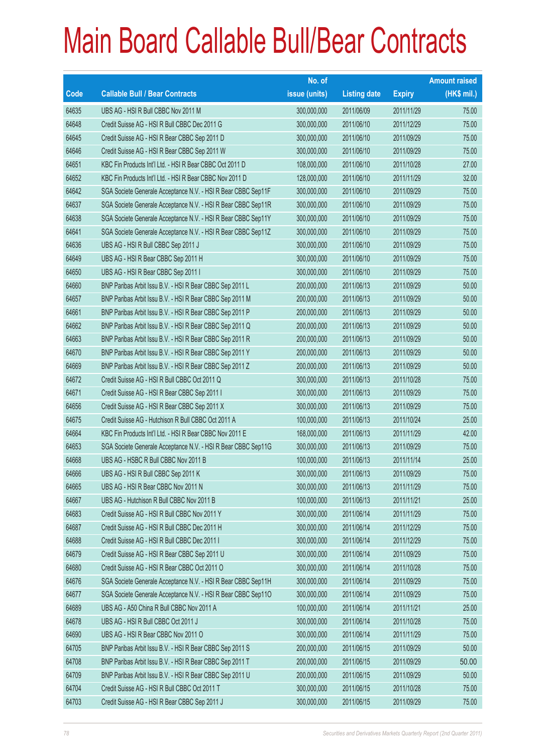# Main Board Callable Bull/Bear Contracts

| Code | Callable Bull / Bear Contracts | No. of issue (units) | Listing date | Expiry | Amount raised (HK$ mil.) |
|---|---|---|---|---|---|
| 64635 | UBS AG - HSI R Bull CBBC Nov 2011 M | 300,000,000 | 2011/06/09 | 2011/11/29 | 75.00 |
| 64648 | Credit Suisse AG - HSI R Bull CBBC Dec 2011 G | 300,000,000 | 2011/06/10 | 2011/12/29 | 75.00 |
| 64645 | Credit Suisse AG - HSI R Bear CBBC Sep 2011 D | 300,000,000 | 2011/06/10 | 2011/09/29 | 75.00 |
| 64646 | Credit Suisse AG - HSI R Bear CBBC Sep 2011 W | 300,000,000 | 2011/06/10 | 2011/09/29 | 75.00 |
| 64651 | KBC Fin Products Int'l Ltd. - HSI R Bear CBBC Oct 2011 D | 108,000,000 | 2011/06/10 | 2011/10/28 | 27.00 |
| 64652 | KBC Fin Products Int'l Ltd. - HSI R Bear CBBC Nov 2011 D | 128,000,000 | 2011/06/10 | 2011/11/29 | 32.00 |
| 64642 | SGA Societe Generale Acceptance N.V. - HSI R Bear CBBC Sep11F | 300,000,000 | 2011/06/10 | 2011/09/29 | 75.00 |
| 64637 | SGA Societe Generale Acceptance N.V. - HSI R Bear CBBC Sep11R | 300,000,000 | 2011/06/10 | 2011/09/29 | 75.00 |
| 64638 | SGA Societe Generale Acceptance N.V. - HSI R Bear CBBC Sep11Y | 300,000,000 | 2011/06/10 | 2011/09/29 | 75.00 |
| 64641 | SGA Societe Generale Acceptance N.V. - HSI R Bear CBBC Sep11Z | 300,000,000 | 2011/06/10 | 2011/09/29 | 75.00 |
| 64636 | UBS AG - HSI R Bull CBBC Sep 2011 J | 300,000,000 | 2011/06/10 | 2011/09/29 | 75.00 |
| 64649 | UBS AG - HSI R Bear CBBC Sep 2011 H | 300,000,000 | 2011/06/10 | 2011/09/29 | 75.00 |
| 64650 | UBS AG - HSI R Bear CBBC Sep 2011 I | 300,000,000 | 2011/06/10 | 2011/09/29 | 75.00 |
| 64660 | BNP Paribas Arbit Issu B.V. - HSI R Bear CBBC Sep 2011 L | 200,000,000 | 2011/06/13 | 2011/09/29 | 50.00 |
| 64657 | BNP Paribas Arbit Issu B.V. - HSI R Bear CBBC Sep 2011 M | 200,000,000 | 2011/06/13 | 2011/09/29 | 50.00 |
| 64661 | BNP Paribas Arbit Issu B.V. - HSI R Bear CBBC Sep 2011 P | 200,000,000 | 2011/06/13 | 2011/09/29 | 50.00 |
| 64662 | BNP Paribas Arbit Issu B.V. - HSI R Bear CBBC Sep 2011 Q | 200,000,000 | 2011/06/13 | 2011/09/29 | 50.00 |
| 64663 | BNP Paribas Arbit Issu B.V. - HSI R Bear CBBC Sep 2011 R | 200,000,000 | 2011/06/13 | 2011/09/29 | 50.00 |
| 64670 | BNP Paribas Arbit Issu B.V. - HSI R Bear CBBC Sep 2011 Y | 200,000,000 | 2011/06/13 | 2011/09/29 | 50.00 |
| 64669 | BNP Paribas Arbit Issu B.V. - HSI R Bear CBBC Sep 2011 Z | 200,000,000 | 2011/06/13 | 2011/09/29 | 50.00 |
| 64672 | Credit Suisse AG - HSI R Bull CBBC Oct 2011 Q | 300,000,000 | 2011/06/13 | 2011/10/28 | 75.00 |
| 64671 | Credit Suisse AG - HSI R Bear CBBC Sep 2011 I | 300,000,000 | 2011/06/13 | 2011/09/29 | 75.00 |
| 64656 | Credit Suisse AG - HSI R Bear CBBC Sep 2011 X | 300,000,000 | 2011/06/13 | 2011/09/29 | 75.00 |
| 64675 | Credit Suisse AG - Hutchison R Bull CBBC Oct 2011 A | 100,000,000 | 2011/06/13 | 2011/10/24 | 25.00 |
| 64664 | KBC Fin Products Int'l Ltd. - HSI R Bear CBBC Nov 2011 E | 168,000,000 | 2011/06/13 | 2011/11/29 | 42.00 |
| 64653 | SGA Societe Generale Acceptance N.V. - HSI R Bear CBBC Sep11G | 300,000,000 | 2011/06/13 | 2011/09/29 | 75.00 |
| 64668 | UBS AG - HSBC R Bull CBBC Nov 2011 B | 100,000,000 | 2011/06/13 | 2011/11/14 | 25.00 |
| 64666 | UBS AG - HSI R Bull CBBC Sep 2011 K | 300,000,000 | 2011/06/13 | 2011/09/29 | 75.00 |
| 64665 | UBS AG - HSI R Bear CBBC Nov 2011 N | 300,000,000 | 2011/06/13 | 2011/11/29 | 75.00 |
| 64667 | UBS AG - Hutchison R Bull CBBC Nov 2011 B | 100,000,000 | 2011/06/13 | 2011/11/21 | 25.00 |
| 64683 | Credit Suisse AG - HSI R Bull CBBC Nov 2011 Y | 300,000,000 | 2011/06/14 | 2011/11/29 | 75.00 |
| 64687 | Credit Suisse AG - HSI R Bull CBBC Dec 2011 H | 300,000,000 | 2011/06/14 | 2011/12/29 | 75.00 |
| 64688 | Credit Suisse AG - HSI R Bull CBBC Dec 2011 I | 300,000,000 | 2011/06/14 | 2011/12/29 | 75.00 |
| 64679 | Credit Suisse AG - HSI R Bear CBBC Sep 2011 U | 300,000,000 | 2011/06/14 | 2011/09/29 | 75.00 |
| 64680 | Credit Suisse AG - HSI R Bear CBBC Oct 2011 O | 300,000,000 | 2011/06/14 | 2011/10/28 | 75.00 |
| 64676 | SGA Societe Generale Acceptance N.V. - HSI R Bear CBBC Sep11H | 300,000,000 | 2011/06/14 | 2011/09/29 | 75.00 |
| 64677 | SGA Societe Generale Acceptance N.V. - HSI R Bear CBBC Sep11O | 300,000,000 | 2011/06/14 | 2011/09/29 | 75.00 |
| 64689 | UBS AG - A50 China R Bull CBBC Nov 2011 A | 100,000,000 | 2011/06/14 | 2011/11/21 | 25.00 |
| 64678 | UBS AG - HSI R Bull CBBC Oct 2011 J | 300,000,000 | 2011/06/14 | 2011/10/28 | 75.00 |
| 64690 | UBS AG - HSI R Bear CBBC Nov 2011 O | 300,000,000 | 2011/06/14 | 2011/11/29 | 75.00 |
| 64705 | BNP Paribas Arbit Issu B.V. - HSI R Bear CBBC Sep 2011 S | 200,000,000 | 2011/06/15 | 2011/09/29 | 50.00 |
| 64708 | BNP Paribas Arbit Issu B.V. - HSI R Bear CBBC Sep 2011 T | 200,000,000 | 2011/06/15 | 2011/09/29 | 50.00 |
| 64709 | BNP Paribas Arbit Issu B.V. - HSI R Bear CBBC Sep 2011 U | 200,000,000 | 2011/06/15 | 2011/09/29 | 50.00 |
| 64704 | Credit Suisse AG - HSI R Bull CBBC Oct 2011 T | 300,000,000 | 2011/06/15 | 2011/10/28 | 75.00 |
| 64703 | Credit Suisse AG - HSI R Bear CBBC Sep 2011 J | 300,000,000 | 2011/06/15 | 2011/09/29 | 75.00 |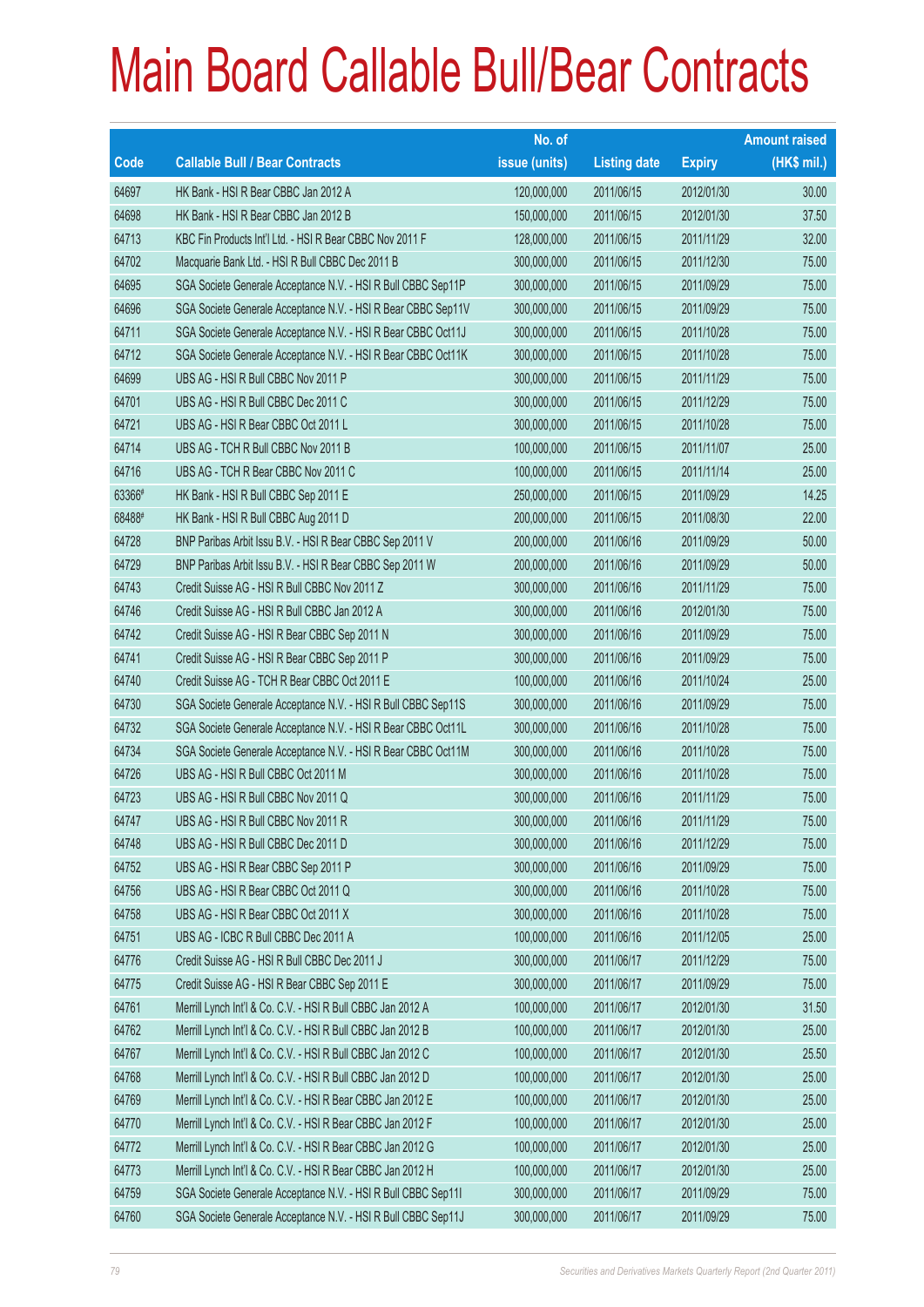# Main Board Callable Bull/Bear Contracts

| Code | Callable Bull / Bear Contracts | No. of issue (units) | Listing date | Expiry | Amount raised (HK$ mil.) |
|---|---|---|---|---|---|
| 64697 | HK Bank - HSI R Bear CBBC Jan 2012 A | 120,000,000 | 2011/06/15 | 2012/01/30 | 30.00 |
| 64698 | HK Bank - HSI R Bear CBBC Jan 2012 B | 150,000,000 | 2011/06/15 | 2012/01/30 | 37.50 |
| 64713 | KBC Fin Products Int'l Ltd. - HSI R Bear CBBC Nov 2011 F | 128,000,000 | 2011/06/15 | 2011/11/29 | 32.00 |
| 64702 | Macquarie Bank Ltd. - HSI R Bull CBBC Dec 2011 B | 300,000,000 | 2011/06/15 | 2011/12/30 | 75.00 |
| 64695 | SGA Societe Generale Acceptance N.V. - HSI R Bull CBBC Sep11P | 300,000,000 | 2011/06/15 | 2011/09/29 | 75.00 |
| 64696 | SGA Societe Generale Acceptance N.V. - HSI R Bear CBBC Sep11V | 300,000,000 | 2011/06/15 | 2011/09/29 | 75.00 |
| 64711 | SGA Societe Generale Acceptance N.V. - HSI R Bear CBBC Oct11J | 300,000,000 | 2011/06/15 | 2011/10/28 | 75.00 |
| 64712 | SGA Societe Generale Acceptance N.V. - HSI R Bear CBBC Oct11K | 300,000,000 | 2011/06/15 | 2011/10/28 | 75.00 |
| 64699 | UBS AG - HSI R Bull CBBC Nov 2011 P | 300,000,000 | 2011/06/15 | 2011/11/29 | 75.00 |
| 64701 | UBS AG - HSI R Bull CBBC Dec 2011 C | 300,000,000 | 2011/06/15 | 2011/12/29 | 75.00 |
| 64721 | UBS AG - HSI R Bear CBBC Oct 2011 L | 300,000,000 | 2011/06/15 | 2011/10/28 | 75.00 |
| 64714 | UBS AG - TCH R Bull CBBC Nov 2011 B | 100,000,000 | 2011/06/15 | 2011/11/07 | 25.00 |
| 64716 | UBS AG - TCH R Bear CBBC Nov 2011 C | 100,000,000 | 2011/06/15 | 2011/11/14 | 25.00 |
| 63366# | HK Bank - HSI R Bull CBBC Sep 2011 E | 250,000,000 | 2011/06/15 | 2011/09/29 | 14.25 |
| 68488# | HK Bank - HSI R Bull CBBC Aug 2011 D | 200,000,000 | 2011/06/15 | 2011/08/30 | 22.00 |
| 64728 | BNP Paribas Arbit Issu B.V. - HSI R Bear CBBC Sep 2011 V | 200,000,000 | 2011/06/16 | 2011/09/29 | 50.00 |
| 64729 | BNP Paribas Arbit Issu B.V. - HSI R Bear CBBC Sep 2011 W | 200,000,000 | 2011/06/16 | 2011/09/29 | 50.00 |
| 64743 | Credit Suisse AG - HSI R Bull CBBC Nov 2011 Z | 300,000,000 | 2011/06/16 | 2011/11/29 | 75.00 |
| 64746 | Credit Suisse AG - HSI R Bull CBBC Jan 2012 A | 300,000,000 | 2011/06/16 | 2012/01/30 | 75.00 |
| 64742 | Credit Suisse AG - HSI R Bear CBBC Sep 2011 N | 300,000,000 | 2011/06/16 | 2011/09/29 | 75.00 |
| 64741 | Credit Suisse AG - HSI R Bear CBBC Sep 2011 P | 300,000,000 | 2011/06/16 | 2011/09/29 | 75.00 |
| 64740 | Credit Suisse AG - TCH R Bear CBBC Oct 2011 E | 100,000,000 | 2011/06/16 | 2011/10/24 | 25.00 |
| 64730 | SGA Societe Generale Acceptance N.V. - HSI R Bull CBBC Sep11S | 300,000,000 | 2011/06/16 | 2011/09/29 | 75.00 |
| 64732 | SGA Societe Generale Acceptance N.V. - HSI R Bear CBBC Oct11L | 300,000,000 | 2011/06/16 | 2011/10/28 | 75.00 |
| 64734 | SGA Societe Generale Acceptance N.V. - HSI R Bear CBBC Oct11M | 300,000,000 | 2011/06/16 | 2011/10/28 | 75.00 |
| 64726 | UBS AG - HSI R Bull CBBC Oct 2011 M | 300,000,000 | 2011/06/16 | 2011/10/28 | 75.00 |
| 64723 | UBS AG - HSI R Bull CBBC Nov 2011 Q | 300,000,000 | 2011/06/16 | 2011/11/29 | 75.00 |
| 64747 | UBS AG - HSI R Bull CBBC Nov 2011 R | 300,000,000 | 2011/06/16 | 2011/11/29 | 75.00 |
| 64748 | UBS AG - HSI R Bull CBBC Dec 2011 D | 300,000,000 | 2011/06/16 | 2011/12/29 | 75.00 |
| 64752 | UBS AG - HSI R Bear CBBC Sep 2011 P | 300,000,000 | 2011/06/16 | 2011/09/29 | 75.00 |
| 64756 | UBS AG - HSI R Bear CBBC Oct 2011 Q | 300,000,000 | 2011/06/16 | 2011/10/28 | 75.00 |
| 64758 | UBS AG - HSI R Bear CBBC Oct 2011 X | 300,000,000 | 2011/06/16 | 2011/10/28 | 75.00 |
| 64751 | UBS AG - ICBC R Bull CBBC Dec 2011 A | 100,000,000 | 2011/06/16 | 2011/12/05 | 25.00 |
| 64776 | Credit Suisse AG - HSI R Bull CBBC Dec 2011 J | 300,000,000 | 2011/06/17 | 2011/12/29 | 75.00 |
| 64775 | Credit Suisse AG - HSI R Bear CBBC Sep 2011 E | 300,000,000 | 2011/06/17 | 2011/09/29 | 75.00 |
| 64761 | Merrill Lynch Int'l & Co. C.V. - HSI R Bull CBBC Jan 2012 A | 100,000,000 | 2011/06/17 | 2012/01/30 | 31.50 |
| 64762 | Merrill Lynch Int'l & Co. C.V. - HSI R Bull CBBC Jan 2012 B | 100,000,000 | 2011/06/17 | 2012/01/30 | 25.00 |
| 64767 | Merrill Lynch Int'l & Co. C.V. - HSI R Bull CBBC Jan 2012 C | 100,000,000 | 2011/06/17 | 2012/01/30 | 25.50 |
| 64768 | Merrill Lynch Int'l & Co. C.V. - HSI R Bull CBBC Jan 2012 D | 100,000,000 | 2011/06/17 | 2012/01/30 | 25.00 |
| 64769 | Merrill Lynch Int'l & Co. C.V. - HSI R Bear CBBC Jan 2012 E | 100,000,000 | 2011/06/17 | 2012/01/30 | 25.00 |
| 64770 | Merrill Lynch Int'l & Co. C.V. - HSI R Bear CBBC Jan 2012 F | 100,000,000 | 2011/06/17 | 2012/01/30 | 25.00 |
| 64772 | Merrill Lynch Int'l & Co. C.V. - HSI R Bear CBBC Jan 2012 G | 100,000,000 | 2011/06/17 | 2012/01/30 | 25.00 |
| 64773 | Merrill Lynch Int'l & Co. C.V. - HSI R Bear CBBC Jan 2012 H | 100,000,000 | 2011/06/17 | 2012/01/30 | 25.00 |
| 64759 | SGA Societe Generale Acceptance N.V. - HSI R Bull CBBC Sep11I | 300,000,000 | 2011/06/17 | 2011/09/29 | 75.00 |
| 64760 | SGA Societe Generale Acceptance N.V. - HSI R Bull CBBC Sep11J | 300,000,000 | 2011/06/17 | 2011/09/29 | 75.00 |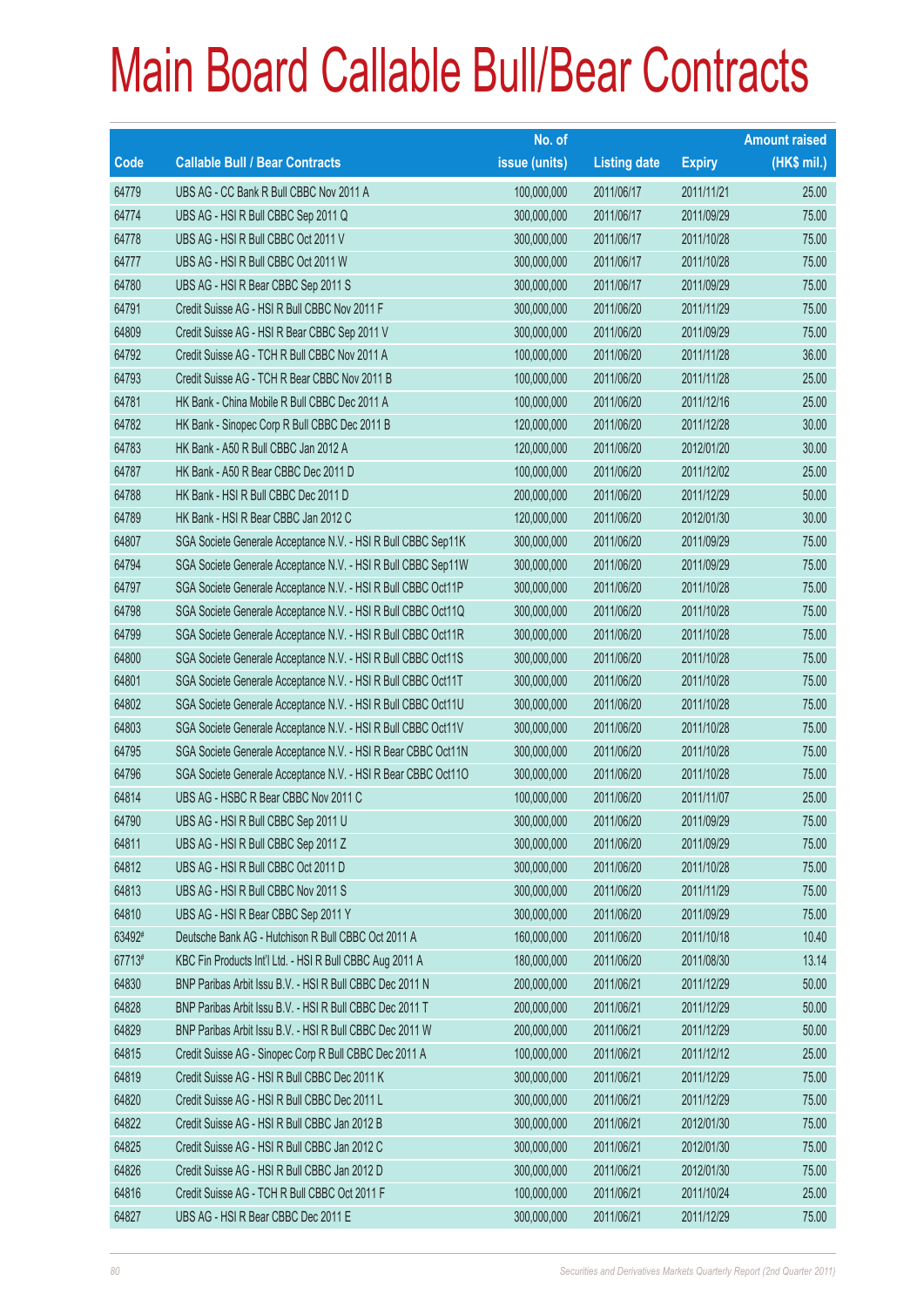# Main Board Callable Bull/Bear Contracts

| Code | Callable Bull / Bear Contracts | No. of issue (units) | Listing date | Expiry | Amount raised (HK$ mil.) |
|---|---|---|---|---|---|
| 64779 | UBS AG - CC Bank R Bull CBBC Nov 2011 A | 100,000,000 | 2011/06/17 | 2011/11/21 | 25.00 |
| 64774 | UBS AG - HSI R Bull CBBC Sep 2011 Q | 300,000,000 | 2011/06/17 | 2011/09/29 | 75.00 |
| 64778 | UBS AG - HSI R Bull CBBC Oct 2011 V | 300,000,000 | 2011/06/17 | 2011/10/28 | 75.00 |
| 64777 | UBS AG - HSI R Bull CBBC Oct 2011 W | 300,000,000 | 2011/06/17 | 2011/10/28 | 75.00 |
| 64780 | UBS AG - HSI R Bear CBBC Sep 2011 S | 300,000,000 | 2011/06/17 | 2011/09/29 | 75.00 |
| 64791 | Credit Suisse AG - HSI R Bull CBBC Nov 2011 F | 300,000,000 | 2011/06/20 | 2011/11/29 | 75.00 |
| 64809 | Credit Suisse AG - HSI R Bear CBBC Sep 2011 V | 300,000,000 | 2011/06/20 | 2011/09/29 | 75.00 |
| 64792 | Credit Suisse AG - TCH R Bull CBBC Nov 2011 A | 100,000,000 | 2011/06/20 | 2011/11/28 | 36.00 |
| 64793 | Credit Suisse AG - TCH R Bear CBBC Nov 2011 B | 100,000,000 | 2011/06/20 | 2011/11/28 | 25.00 |
| 64781 | HK Bank - China Mobile R Bull CBBC Dec 2011 A | 100,000,000 | 2011/06/20 | 2011/12/16 | 25.00 |
| 64782 | HK Bank - Sinopec Corp R Bull CBBC Dec 2011 B | 120,000,000 | 2011/06/20 | 2011/12/28 | 30.00 |
| 64783 | HK Bank - A50 R Bull CBBC Jan 2012 A | 120,000,000 | 2011/06/20 | 2012/01/20 | 30.00 |
| 64787 | HK Bank - A50 R Bear CBBC Dec 2011 D | 100,000,000 | 2011/06/20 | 2011/12/02 | 25.00 |
| 64788 | HK Bank - HSI R Bull CBBC Dec 2011 D | 200,000,000 | 2011/06/20 | 2011/12/29 | 50.00 |
| 64789 | HK Bank - HSI R Bear CBBC Jan 2012 C | 120,000,000 | 2011/06/20 | 2012/01/30 | 30.00 |
| 64807 | SGA Societe Generale Acceptance N.V. - HSI R Bull CBBC Sep11K | 300,000,000 | 2011/06/20 | 2011/09/29 | 75.00 |
| 64794 | SGA Societe Generale Acceptance N.V. - HSI R Bull CBBC Sep11W | 300,000,000 | 2011/06/20 | 2011/09/29 | 75.00 |
| 64797 | SGA Societe Generale Acceptance N.V. - HSI R Bull CBBC Oct11P | 300,000,000 | 2011/06/20 | 2011/10/28 | 75.00 |
| 64798 | SGA Societe Generale Acceptance N.V. - HSI R Bull CBBC Oct11Q | 300,000,000 | 2011/06/20 | 2011/10/28 | 75.00 |
| 64799 | SGA Societe Generale Acceptance N.V. - HSI R Bull CBBC Oct11R | 300,000,000 | 2011/06/20 | 2011/10/28 | 75.00 |
| 64800 | SGA Societe Generale Acceptance N.V. - HSI R Bull CBBC Oct11S | 300,000,000 | 2011/06/20 | 2011/10/28 | 75.00 |
| 64801 | SGA Societe Generale Acceptance N.V. - HSI R Bull CBBC Oct11T | 300,000,000 | 2011/06/20 | 2011/10/28 | 75.00 |
| 64802 | SGA Societe Generale Acceptance N.V. - HSI R Bull CBBC Oct11U | 300,000,000 | 2011/06/20 | 2011/10/28 | 75.00 |
| 64803 | SGA Societe Generale Acceptance N.V. - HSI R Bull CBBC Oct11V | 300,000,000 | 2011/06/20 | 2011/10/28 | 75.00 |
| 64795 | SGA Societe Generale Acceptance N.V. - HSI R Bear CBBC Oct11N | 300,000,000 | 2011/06/20 | 2011/10/28 | 75.00 |
| 64796 | SGA Societe Generale Acceptance N.V. - HSI R Bear CBBC Oct11O | 300,000,000 | 2011/06/20 | 2011/10/28 | 75.00 |
| 64814 | UBS AG - HSBC R Bear CBBC Nov 2011 C | 100,000,000 | 2011/06/20 | 2011/11/07 | 25.00 |
| 64790 | UBS AG - HSI R Bull CBBC Sep 2011 U | 300,000,000 | 2011/06/20 | 2011/09/29 | 75.00 |
| 64811 | UBS AG - HSI R Bull CBBC Sep 2011 Z | 300,000,000 | 2011/06/20 | 2011/09/29 | 75.00 |
| 64812 | UBS AG - HSI R Bull CBBC Oct 2011 D | 300,000,000 | 2011/06/20 | 2011/10/28 | 75.00 |
| 64813 | UBS AG - HSI R Bull CBBC Nov 2011 S | 300,000,000 | 2011/06/20 | 2011/11/29 | 75.00 |
| 64810 | UBS AG - HSI R Bear CBBC Sep 2011 Y | 300,000,000 | 2011/06/20 | 2011/09/29 | 75.00 |
| 63492# | Deutsche Bank AG - Hutchison R Bull CBBC Oct 2011 A | 160,000,000 | 2011/06/20 | 2011/10/18 | 10.40 |
| 67713# | KBC Fin Products Int'l Ltd. - HSI R Bull CBBC Aug 2011 A | 180,000,000 | 2011/06/20 | 2011/08/30 | 13.14 |
| 64830 | BNP Paribas Arbit Issu B.V. - HSI R Bull CBBC Dec 2011 N | 200,000,000 | 2011/06/21 | 2011/12/29 | 50.00 |
| 64828 | BNP Paribas Arbit Issu B.V. - HSI R Bull CBBC Dec 2011 T | 200,000,000 | 2011/06/21 | 2011/12/29 | 50.00 |
| 64829 | BNP Paribas Arbit Issu B.V. - HSI R Bull CBBC Dec 2011 W | 200,000,000 | 2011/06/21 | 2011/12/29 | 50.00 |
| 64815 | Credit Suisse AG - Sinopec Corp R Bull CBBC Dec 2011 A | 100,000,000 | 2011/06/21 | 2011/12/12 | 25.00 |
| 64819 | Credit Suisse AG - HSI R Bull CBBC Dec 2011 K | 300,000,000 | 2011/06/21 | 2011/12/29 | 75.00 |
| 64820 | Credit Suisse AG - HSI R Bull CBBC Dec 2011 L | 300,000,000 | 2011/06/21 | 2011/12/29 | 75.00 |
| 64822 | Credit Suisse AG - HSI R Bull CBBC Jan 2012 B | 300,000,000 | 2011/06/21 | 2012/01/30 | 75.00 |
| 64825 | Credit Suisse AG - HSI R Bull CBBC Jan 2012 C | 300,000,000 | 2011/06/21 | 2012/01/30 | 75.00 |
| 64826 | Credit Suisse AG - HSI R Bull CBBC Jan 2012 D | 300,000,000 | 2011/06/21 | 2012/01/30 | 75.00 |
| 64816 | Credit Suisse AG - TCH R Bull CBBC Oct 2011 F | 100,000,000 | 2011/06/21 | 2011/10/24 | 25.00 |
| 64827 | UBS AG - HSI R Bear CBBC Dec 2011 E | 300,000,000 | 2011/06/21 | 2011/12/29 | 75.00 |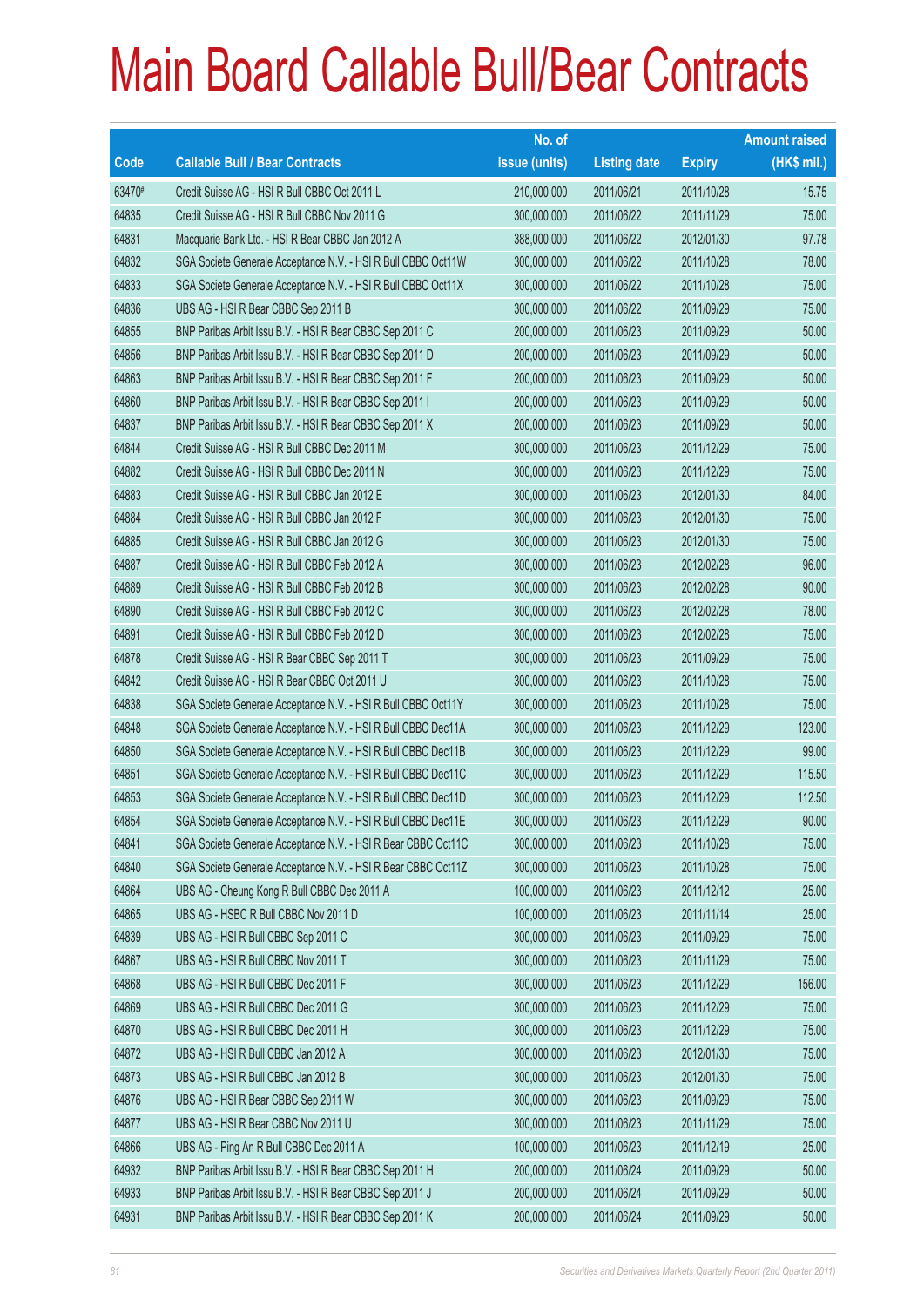# Main Board Callable Bull/Bear Contracts

| Code | Callable Bull / Bear Contracts | No. of issue (units) | Listing date | Expiry | Amount raised (HK$ mil.) |
|---|---|---|---|---|---|
| 63470# | Credit Suisse AG - HSI R Bull CBBC Oct 2011 L | 210,000,000 | 2011/06/21 | 2011/10/28 | 15.75 |
| 64835 | Credit Suisse AG - HSI R Bull CBBC Nov 2011 G | 300,000,000 | 2011/06/22 | 2011/11/29 | 75.00 |
| 64831 | Macquarie Bank Ltd. - HSI R Bear CBBC Jan 2012 A | 388,000,000 | 2011/06/22 | 2012/01/30 | 97.78 |
| 64832 | SGA Societe Generale Acceptance N.V. - HSI R Bull CBBC Oct11W | 300,000,000 | 2011/06/22 | 2011/10/28 | 78.00 |
| 64833 | SGA Societe Generale Acceptance N.V. - HSI R Bull CBBC Oct11X | 300,000,000 | 2011/06/22 | 2011/10/28 | 75.00 |
| 64836 | UBS AG - HSI R Bear CBBC Sep 2011 B | 300,000,000 | 2011/06/22 | 2011/09/29 | 75.00 |
| 64855 | BNP Paribas Arbit Issu B.V. - HSI R Bear CBBC Sep 2011 C | 200,000,000 | 2011/06/23 | 2011/09/29 | 50.00 |
| 64856 | BNP Paribas Arbit Issu B.V. - HSI R Bear CBBC Sep 2011 D | 200,000,000 | 2011/06/23 | 2011/09/29 | 50.00 |
| 64863 | BNP Paribas Arbit Issu B.V. - HSI R Bear CBBC Sep 2011 F | 200,000,000 | 2011/06/23 | 2011/09/29 | 50.00 |
| 64860 | BNP Paribas Arbit Issu B.V. - HSI R Bear CBBC Sep 2011 I | 200,000,000 | 2011/06/23 | 2011/09/29 | 50.00 |
| 64837 | BNP Paribas Arbit Issu B.V. - HSI R Bear CBBC Sep 2011 X | 200,000,000 | 2011/06/23 | 2011/09/29 | 50.00 |
| 64844 | Credit Suisse AG - HSI R Bull CBBC Dec 2011 M | 300,000,000 | 2011/06/23 | 2011/12/29 | 75.00 |
| 64882 | Credit Suisse AG - HSI R Bull CBBC Dec 2011 N | 300,000,000 | 2011/06/23 | 2011/12/29 | 75.00 |
| 64883 | Credit Suisse AG - HSI R Bull CBBC Jan 2012 E | 300,000,000 | 2011/06/23 | 2012/01/30 | 84.00 |
| 64884 | Credit Suisse AG - HSI R Bull CBBC Jan 2012 F | 300,000,000 | 2011/06/23 | 2012/01/30 | 75.00 |
| 64885 | Credit Suisse AG - HSI R Bull CBBC Jan 2012 G | 300,000,000 | 2011/06/23 | 2012/01/30 | 75.00 |
| 64887 | Credit Suisse AG - HSI R Bull CBBC Feb 2012 A | 300,000,000 | 2011/06/23 | 2012/02/28 | 96.00 |
| 64889 | Credit Suisse AG - HSI R Bull CBBC Feb 2012 B | 300,000,000 | 2011/06/23 | 2012/02/28 | 90.00 |
| 64890 | Credit Suisse AG - HSI R Bull CBBC Feb 2012 C | 300,000,000 | 2011/06/23 | 2012/02/28 | 78.00 |
| 64891 | Credit Suisse AG - HSI R Bull CBBC Feb 2012 D | 300,000,000 | 2011/06/23 | 2012/02/28 | 75.00 |
| 64878 | Credit Suisse AG - HSI R Bear CBBC Sep 2011 T | 300,000,000 | 2011/06/23 | 2011/09/29 | 75.00 |
| 64842 | Credit Suisse AG - HSI R Bear CBBC Oct 2011 U | 300,000,000 | 2011/06/23 | 2011/10/28 | 75.00 |
| 64838 | SGA Societe Generale Acceptance N.V. - HSI R Bull CBBC Oct11Y | 300,000,000 | 2011/06/23 | 2011/10/28 | 75.00 |
| 64848 | SGA Societe Generale Acceptance N.V. - HSI R Bull CBBC Dec11A | 300,000,000 | 2011/06/23 | 2011/12/29 | 123.00 |
| 64850 | SGA Societe Generale Acceptance N.V. - HSI R Bull CBBC Dec11B | 300,000,000 | 2011/06/23 | 2011/12/29 | 99.00 |
| 64851 | SGA Societe Generale Acceptance N.V. - HSI R Bull CBBC Dec11C | 300,000,000 | 2011/06/23 | 2011/12/29 | 115.50 |
| 64853 | SGA Societe Generale Acceptance N.V. - HSI R Bull CBBC Dec11D | 300,000,000 | 2011/06/23 | 2011/12/29 | 112.50 |
| 64854 | SGA Societe Generale Acceptance N.V. - HSI R Bull CBBC Dec11E | 300,000,000 | 2011/06/23 | 2011/12/29 | 90.00 |
| 64841 | SGA Societe Generale Acceptance N.V. - HSI R Bear CBBC Oct11C | 300,000,000 | 2011/06/23 | 2011/10/28 | 75.00 |
| 64840 | SGA Societe Generale Acceptance N.V. - HSI R Bear CBBC Oct11Z | 300,000,000 | 2011/06/23 | 2011/10/28 | 75.00 |
| 64864 | UBS AG - Cheung Kong R Bull CBBC Dec 2011 A | 100,000,000 | 2011/06/23 | 2011/12/12 | 25.00 |
| 64865 | UBS AG - HSBC R Bull CBBC Nov 2011 D | 100,000,000 | 2011/06/23 | 2011/11/14 | 25.00 |
| 64839 | UBS AG - HSI R Bull CBBC Sep 2011 C | 300,000,000 | 2011/06/23 | 2011/09/29 | 75.00 |
| 64867 | UBS AG - HSI R Bull CBBC Nov 2011 T | 300,000,000 | 2011/06/23 | 2011/11/29 | 75.00 |
| 64868 | UBS AG - HSI R Bull CBBC Dec 2011 F | 300,000,000 | 2011/06/23 | 2011/12/29 | 156.00 |
| 64869 | UBS AG - HSI R Bull CBBC Dec 2011 G | 300,000,000 | 2011/06/23 | 2011/12/29 | 75.00 |
| 64870 | UBS AG - HSI R Bull CBBC Dec 2011 H | 300,000,000 | 2011/06/23 | 2011/12/29 | 75.00 |
| 64872 | UBS AG - HSI R Bull CBBC Jan 2012 A | 300,000,000 | 2011/06/23 | 2012/01/30 | 75.00 |
| 64873 | UBS AG - HSI R Bull CBBC Jan 2012 B | 300,000,000 | 2011/06/23 | 2012/01/30 | 75.00 |
| 64876 | UBS AG - HSI R Bear CBBC Sep 2011 W | 300,000,000 | 2011/06/23 | 2011/09/29 | 75.00 |
| 64877 | UBS AG - HSI R Bear CBBC Nov 2011 U | 300,000,000 | 2011/06/23 | 2011/11/29 | 75.00 |
| 64866 | UBS AG - Ping An R Bull CBBC Dec 2011 A | 100,000,000 | 2011/06/23 | 2011/12/19 | 25.00 |
| 64932 | BNP Paribas Arbit Issu B.V. - HSI R Bear CBBC Sep 2011 H | 200,000,000 | 2011/06/24 | 2011/09/29 | 50.00 |
| 64933 | BNP Paribas Arbit Issu B.V. - HSI R Bear CBBC Sep 2011 J | 200,000,000 | 2011/06/24 | 2011/09/29 | 50.00 |
| 64931 | BNP Paribas Arbit Issu B.V. - HSI R Bear CBBC Sep 2011 K | 200,000,000 | 2011/06/24 | 2011/09/29 | 50.00 |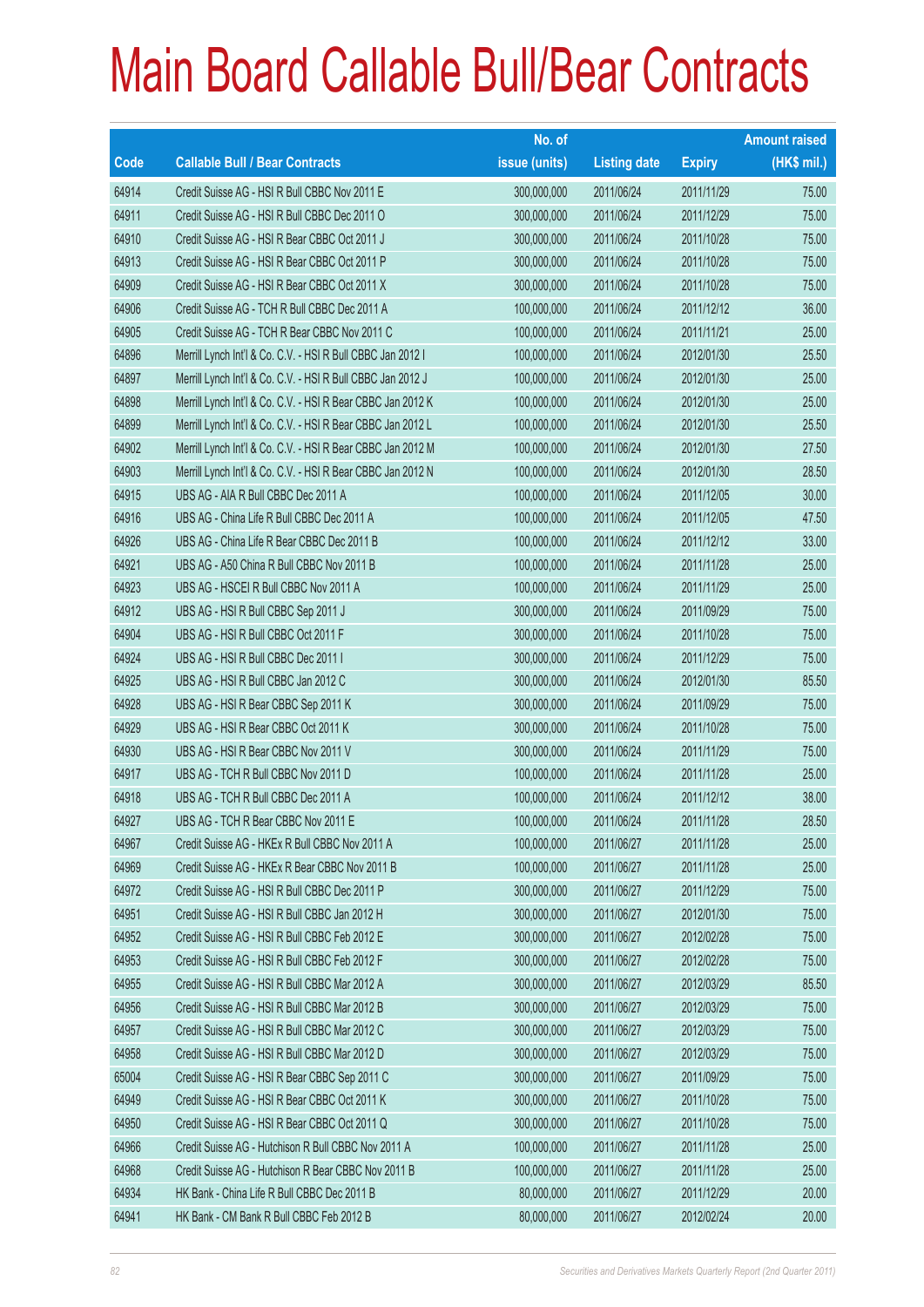# Main Board Callable Bull/Bear Contracts

| Code | Callable Bull / Bear Contracts | No. of issue (units) | Listing date | Expiry | Amount raised (HK$ mil.) |
|---|---|---|---|---|---|
| 64914 | Credit Suisse AG - HSI R Bull CBBC Nov 2011 E | 300,000,000 | 2011/06/24 | 2011/11/29 | 75.00 |
| 64911 | Credit Suisse AG - HSI R Bull CBBC Dec 2011 O | 300,000,000 | 2011/06/24 | 2011/12/29 | 75.00 |
| 64910 | Credit Suisse AG - HSI R Bear CBBC Oct 2011 J | 300,000,000 | 2011/06/24 | 2011/10/28 | 75.00 |
| 64913 | Credit Suisse AG - HSI R Bear CBBC Oct 2011 P | 300,000,000 | 2011/06/24 | 2011/10/28 | 75.00 |
| 64909 | Credit Suisse AG - HSI R Bear CBBC Oct 2011 X | 300,000,000 | 2011/06/24 | 2011/10/28 | 75.00 |
| 64906 | Credit Suisse AG - TCH R Bull CBBC Dec 2011 A | 100,000,000 | 2011/06/24 | 2011/12/12 | 36.00 |
| 64905 | Credit Suisse AG - TCH R Bear CBBC Nov 2011 C | 100,000,000 | 2011/06/24 | 2011/11/21 | 25.00 |
| 64896 | Merrill Lynch Int'l & Co. C.V. - HSI R Bull CBBC Jan 2012 I | 100,000,000 | 2011/06/24 | 2012/01/30 | 25.50 |
| 64897 | Merrill Lynch Int'l & Co. C.V. - HSI R Bull CBBC Jan 2012 J | 100,000,000 | 2011/06/24 | 2012/01/30 | 25.00 |
| 64898 | Merrill Lynch Int'l & Co. C.V. - HSI R Bear CBBC Jan 2012 K | 100,000,000 | 2011/06/24 | 2012/01/30 | 25.00 |
| 64899 | Merrill Lynch Int'l & Co. C.V. - HSI R Bear CBBC Jan 2012 L | 100,000,000 | 2011/06/24 | 2012/01/30 | 25.50 |
| 64902 | Merrill Lynch Int'l & Co. C.V. - HSI R Bear CBBC Jan 2012 M | 100,000,000 | 2011/06/24 | 2012/01/30 | 27.50 |
| 64903 | Merrill Lynch Int'l & Co. C.V. - HSI R Bear CBBC Jan 2012 N | 100,000,000 | 2011/06/24 | 2012/01/30 | 28.50 |
| 64915 | UBS AG - AIA R Bull CBBC Dec 2011 A | 100,000,000 | 2011/06/24 | 2011/12/05 | 30.00 |
| 64916 | UBS AG - China Life R Bull CBBC Dec 2011 A | 100,000,000 | 2011/06/24 | 2011/12/05 | 47.50 |
| 64926 | UBS AG - China Life R Bear CBBC Dec 2011 B | 100,000,000 | 2011/06/24 | 2011/12/12 | 33.00 |
| 64921 | UBS AG - A50 China R Bull CBBC Nov 2011 B | 100,000,000 | 2011/06/24 | 2011/11/28 | 25.00 |
| 64923 | UBS AG - HSCEI R Bull CBBC Nov 2011 A | 100,000,000 | 2011/06/24 | 2011/11/29 | 25.00 |
| 64912 | UBS AG - HSI R Bull CBBC Sep 2011 J | 300,000,000 | 2011/06/24 | 2011/09/29 | 75.00 |
| 64904 | UBS AG - HSI R Bull CBBC Oct 2011 F | 300,000,000 | 2011/06/24 | 2011/10/28 | 75.00 |
| 64924 | UBS AG - HSI R Bull CBBC Dec 2011 I | 300,000,000 | 2011/06/24 | 2011/12/29 | 75.00 |
| 64925 | UBS AG - HSI R Bull CBBC Jan 2012 C | 300,000,000 | 2011/06/24 | 2012/01/30 | 85.50 |
| 64928 | UBS AG - HSI R Bear CBBC Sep 2011 K | 300,000,000 | 2011/06/24 | 2011/09/29 | 75.00 |
| 64929 | UBS AG - HSI R Bear CBBC Oct 2011 K | 300,000,000 | 2011/06/24 | 2011/10/28 | 75.00 |
| 64930 | UBS AG - HSI R Bear CBBC Nov 2011 V | 300,000,000 | 2011/06/24 | 2011/11/29 | 75.00 |
| 64917 | UBS AG - TCH R Bull CBBC Nov 2011 D | 100,000,000 | 2011/06/24 | 2011/11/28 | 25.00 |
| 64918 | UBS AG - TCH R Bull CBBC Dec 2011 A | 100,000,000 | 2011/06/24 | 2011/12/12 | 38.00 |
| 64927 | UBS AG - TCH R Bear CBBC Nov 2011 E | 100,000,000 | 2011/06/24 | 2011/11/28 | 28.50 |
| 64967 | Credit Suisse AG - HKEx R Bull CBBC Nov 2011 A | 100,000,000 | 2011/06/27 | 2011/11/28 | 25.00 |
| 64969 | Credit Suisse AG - HKEx R Bear CBBC Nov 2011 B | 100,000,000 | 2011/06/27 | 2011/11/28 | 25.00 |
| 64972 | Credit Suisse AG - HSI R Bull CBBC Dec 2011 P | 300,000,000 | 2011/06/27 | 2011/12/29 | 75.00 |
| 64951 | Credit Suisse AG - HSI R Bull CBBC Jan 2012 H | 300,000,000 | 2011/06/27 | 2012/01/30 | 75.00 |
| 64952 | Credit Suisse AG - HSI R Bull CBBC Feb 2012 E | 300,000,000 | 2011/06/27 | 2012/02/28 | 75.00 |
| 64953 | Credit Suisse AG - HSI R Bull CBBC Feb 2012 F | 300,000,000 | 2011/06/27 | 2012/02/28 | 75.00 |
| 64955 | Credit Suisse AG - HSI R Bull CBBC Mar 2012 A | 300,000,000 | 2011/06/27 | 2012/03/29 | 85.50 |
| 64956 | Credit Suisse AG - HSI R Bull CBBC Mar 2012 B | 300,000,000 | 2011/06/27 | 2012/03/29 | 75.00 |
| 64957 | Credit Suisse AG - HSI R Bull CBBC Mar 2012 C | 300,000,000 | 2011/06/27 | 2012/03/29 | 75.00 |
| 64958 | Credit Suisse AG - HSI R Bull CBBC Mar 2012 D | 300,000,000 | 2011/06/27 | 2012/03/29 | 75.00 |
| 65004 | Credit Suisse AG - HSI R Bear CBBC Sep 2011 C | 300,000,000 | 2011/06/27 | 2011/09/29 | 75.00 |
| 64949 | Credit Suisse AG - HSI R Bear CBBC Oct 2011 K | 300,000,000 | 2011/06/27 | 2011/10/28 | 75.00 |
| 64950 | Credit Suisse AG - HSI R Bear CBBC Oct 2011 Q | 300,000,000 | 2011/06/27 | 2011/10/28 | 75.00 |
| 64966 | Credit Suisse AG - Hutchison R Bull CBBC Nov 2011 A | 100,000,000 | 2011/06/27 | 2011/11/28 | 25.00 |
| 64968 | Credit Suisse AG - Hutchison R Bear CBBC Nov 2011 B | 100,000,000 | 2011/06/27 | 2011/11/28 | 25.00 |
| 64934 | HK Bank - China Life R Bull CBBC Dec 2011 B | 80,000,000 | 2011/06/27 | 2011/12/29 | 20.00 |
| 64941 | HK Bank - CM Bank R Bull CBBC Feb 2012 B | 80,000,000 | 2011/06/27 | 2012/02/24 | 20.00 |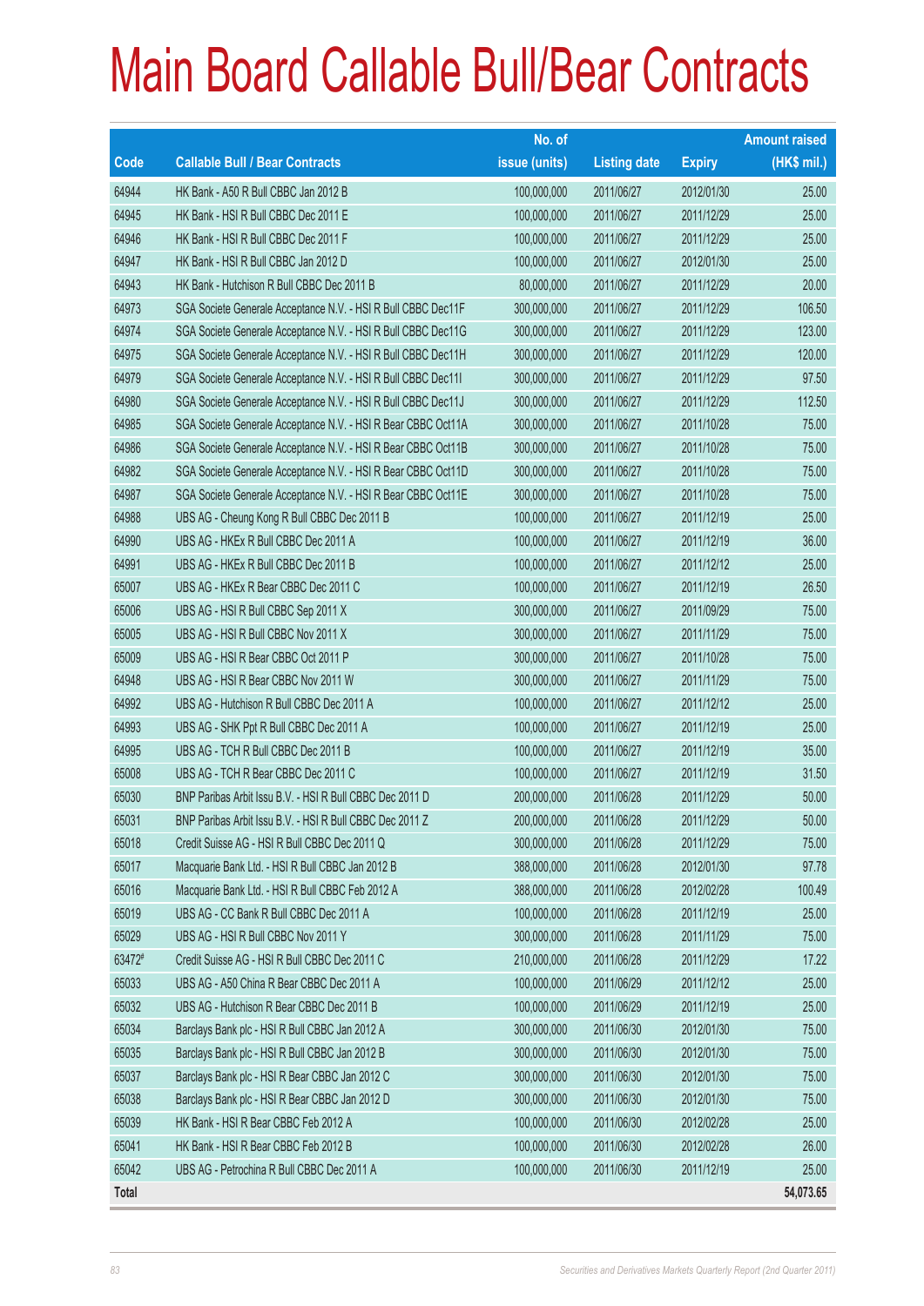# Main Board Callable Bull/Bear Contracts

| Code | Callable Bull / Bear Contracts | No. of issue (units) | Listing date | Expiry | Amount raised (HK$ mil.) |
|---|---|---|---|---|---|
| 64944 | HK Bank - A50 R Bull CBBC Jan 2012 B | 100,000,000 | 2011/06/27 | 2012/01/30 | 25.00 |
| 64945 | HK Bank - HSI R Bull CBBC Dec 2011 E | 100,000,000 | 2011/06/27 | 2011/12/29 | 25.00 |
| 64946 | HK Bank - HSI R Bull CBBC Dec 2011 F | 100,000,000 | 2011/06/27 | 2011/12/29 | 25.00 |
| 64947 | HK Bank - HSI R Bull CBBC Jan 2012 D | 100,000,000 | 2011/06/27 | 2012/01/30 | 25.00 |
| 64943 | HK Bank - Hutchison R Bull CBBC Dec 2011 B | 80,000,000 | 2011/06/27 | 2011/12/29 | 20.00 |
| 64973 | SGA Societe Generale Acceptance N.V. - HSI R Bull CBBC Dec11F | 300,000,000 | 2011/06/27 | 2011/12/29 | 106.50 |
| 64974 | SGA Societe Generale Acceptance N.V. - HSI R Bull CBBC Dec11G | 300,000,000 | 2011/06/27 | 2011/12/29 | 123.00 |
| 64975 | SGA Societe Generale Acceptance N.V. - HSI R Bull CBBC Dec11H | 300,000,000 | 2011/06/27 | 2011/12/29 | 120.00 |
| 64979 | SGA Societe Generale Acceptance N.V. - HSI R Bull CBBC Dec11I | 300,000,000 | 2011/06/27 | 2011/12/29 | 97.50 |
| 64980 | SGA Societe Generale Acceptance N.V. - HSI R Bull CBBC Dec11J | 300,000,000 | 2011/06/27 | 2011/12/29 | 112.50 |
| 64985 | SGA Societe Generale Acceptance N.V. - HSI R Bear CBBC Oct11A | 300,000,000 | 2011/06/27 | 2011/10/28 | 75.00 |
| 64986 | SGA Societe Generale Acceptance N.V. - HSI R Bear CBBC Oct11B | 300,000,000 | 2011/06/27 | 2011/10/28 | 75.00 |
| 64982 | SGA Societe Generale Acceptance N.V. - HSI R Bear CBBC Oct11D | 300,000,000 | 2011/06/27 | 2011/10/28 | 75.00 |
| 64987 | SGA Societe Generale Acceptance N.V. - HSI R Bear CBBC Oct11E | 300,000,000 | 2011/06/27 | 2011/10/28 | 75.00 |
| 64988 | UBS AG - Cheung Kong R Bull CBBC Dec 2011 B | 100,000,000 | 2011/06/27 | 2011/12/19 | 25.00 |
| 64990 | UBS AG - HKEx R Bull CBBC Dec 2011 A | 100,000,000 | 2011/06/27 | 2011/12/19 | 36.00 |
| 64991 | UBS AG - HKEx R Bull CBBC Dec 2011 B | 100,000,000 | 2011/06/27 | 2011/12/12 | 25.00 |
| 65007 | UBS AG - HKEx R Bear CBBC Dec 2011 C | 100,000,000 | 2011/06/27 | 2011/12/19 | 26.50 |
| 65006 | UBS AG - HSI R Bull CBBC Sep 2011 X | 300,000,000 | 2011/06/27 | 2011/09/29 | 75.00 |
| 65005 | UBS AG - HSI R Bull CBBC Nov 2011 X | 300,000,000 | 2011/06/27 | 2011/11/29 | 75.00 |
| 65009 | UBS AG - HSI R Bear CBBC Oct 2011 P | 300,000,000 | 2011/06/27 | 2011/10/28 | 75.00 |
| 64948 | UBS AG - HSI R Bear CBBC Nov 2011 W | 300,000,000 | 2011/06/27 | 2011/11/29 | 75.00 |
| 64992 | UBS AG - Hutchison R Bull CBBC Dec 2011 A | 100,000,000 | 2011/06/27 | 2011/12/12 | 25.00 |
| 64993 | UBS AG - SHK Ppt R Bull CBBC Dec 2011 A | 100,000,000 | 2011/06/27 | 2011/12/19 | 25.00 |
| 64995 | UBS AG - TCH R Bull CBBC Dec 2011 B | 100,000,000 | 2011/06/27 | 2011/12/19 | 35.00 |
| 65008 | UBS AG - TCH R Bear CBBC Dec 2011 C | 100,000,000 | 2011/06/27 | 2011/12/19 | 31.50 |
| 65030 | BNP Paribas Arbit Issu B.V. - HSI R Bull CBBC Dec 2011 D | 200,000,000 | 2011/06/28 | 2011/12/29 | 50.00 |
| 65031 | BNP Paribas Arbit Issu B.V. - HSI R Bull CBBC Dec 2011 Z | 200,000,000 | 2011/06/28 | 2011/12/29 | 50.00 |
| 65018 | Credit Suisse AG - HSI R Bull CBBC Dec 2011 Q | 300,000,000 | 2011/06/28 | 2011/12/29 | 75.00 |
| 65017 | Macquarie Bank Ltd. - HSI R Bull CBBC Jan 2012 B | 388,000,000 | 2011/06/28 | 2012/01/30 | 97.78 |
| 65016 | Macquarie Bank Ltd. - HSI R Bull CBBC Feb 2012 A | 388,000,000 | 2011/06/28 | 2012/02/28 | 100.49 |
| 65019 | UBS AG - CC Bank R Bull CBBC Dec 2011 A | 100,000,000 | 2011/06/28 | 2011/12/19 | 25.00 |
| 65029 | UBS AG - HSI R Bull CBBC Nov 2011 Y | 300,000,000 | 2011/06/28 | 2011/11/29 | 75.00 |
| 63472# | Credit Suisse AG - HSI R Bull CBBC Dec 2011 C | 210,000,000 | 2011/06/28 | 2011/12/29 | 17.22 |
| 65033 | UBS AG - A50 China R Bear CBBC Dec 2011 A | 100,000,000 | 2011/06/29 | 2011/12/12 | 25.00 |
| 65032 | UBS AG - Hutchison R Bear CBBC Dec 2011 B | 100,000,000 | 2011/06/29 | 2011/12/19 | 25.00 |
| 65034 | Barclays Bank plc - HSI R Bull CBBC Jan 2012 A | 300,000,000 | 2011/06/30 | 2012/01/30 | 75.00 |
| 65035 | Barclays Bank plc - HSI R Bull CBBC Jan 2012 B | 300,000,000 | 2011/06/30 | 2012/01/30 | 75.00 |
| 65037 | Barclays Bank plc - HSI R Bear CBBC Jan 2012 C | 300,000,000 | 2011/06/30 | 2012/01/30 | 75.00 |
| 65038 | Barclays Bank plc - HSI R Bear CBBC Jan 2012 D | 300,000,000 | 2011/06/30 | 2012/01/30 | 75.00 |
| 65039 | HK Bank - HSI R Bear CBBC Feb 2012 A | 100,000,000 | 2011/06/30 | 2012/02/28 | 25.00 |
| 65041 | HK Bank - HSI R Bear CBBC Feb 2012 B | 100,000,000 | 2011/06/30 | 2012/02/28 | 26.00 |
| 65042 | UBS AG - Petrochina R Bull CBBC Dec 2011 A | 100,000,000 | 2011/06/30 | 2011/12/19 | 25.00 |
| **Total** | | | | | **54,073.65** |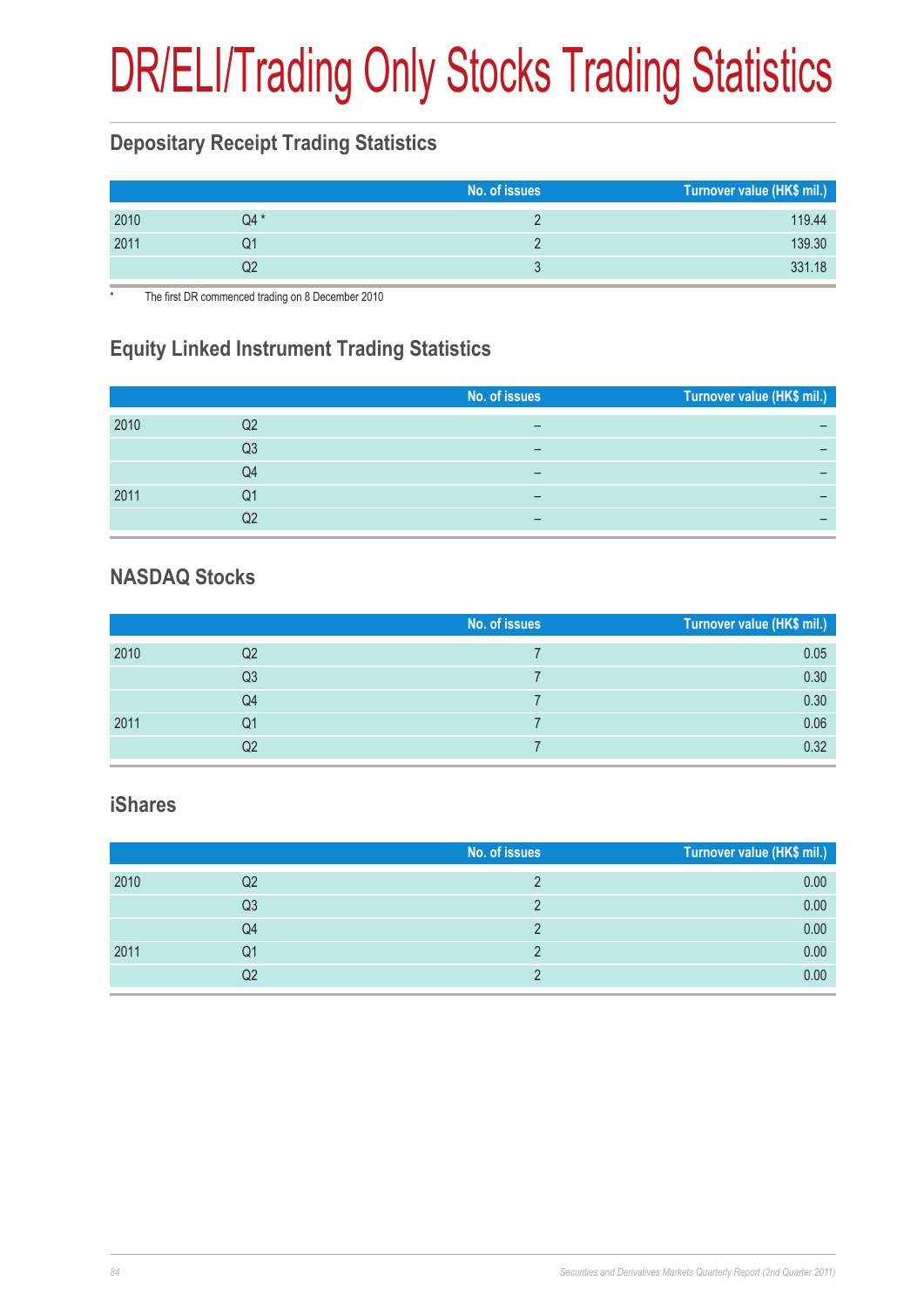# DR/ELI/Trading Only Stocks Trading Statistics

## Depositary Receipt Trading Statistics

| | | No. of issues | Turnover value (HK$ mil.) |
|---|---|---|---|
| 2010 | Q4 * | 2 | 119.44 |
| 2011 | Q1 | 2 | 139.30 |
| | Q2 | 3 | 331.18 |

\* The first DR commenced trading on 8 December 2010

## Equity Linked Instrument Trading Statistics

| | | No. of issues | Turnover value (HK$ mil.) |
|---|---|---|---|
| 2010 | Q2 | – | – |
| | Q3 | – | – |
| | Q4 | – | – |
| 2011 | Q1 | – | – |
| | Q2 | – | – |

## NASDAQ Stocks

| | | No. of issues | Turnover value (HK$ mil.) |
|---|---|---|---|
| 2010 | Q2 | 7 | 0.05 |
| | Q3 | 7 | 0.30 |
| | Q4 | 7 | 0.30 |
| 2011 | Q1 | 7 | 0.06 |
| | Q2 | 7 | 0.32 |

## iShares

| | | No. of issues | Turnover value (HK$ mil.) |
|---|---|---|---|
| 2010 | Q2 | 2 | 0.00 |
| | Q3 | 2 | 0.00 |
| | Q4 | 2 | 0.00 |
| 2011 | Q1 | 2 | 0.00 |
| | Q2 | 2 | 0.00 |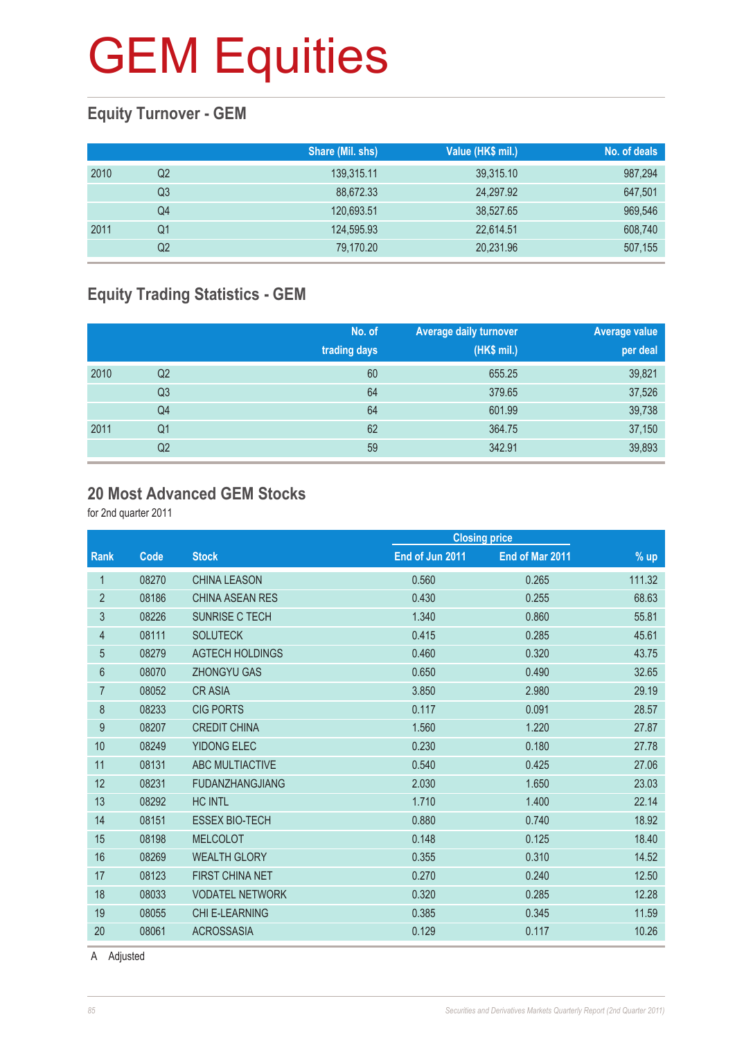# GEM Equities

## Equity Turnover - GEM

| | | Share (Mil. shs) | Value (HK$ mil.) | No. of deals |
|---|---|---|---|---|
| 2010 | Q2 | 139,315.11 | 39,315.10 | 987,294 |
| | Q3 | 88,672.33 | 24,297.92 | 647,501 |
| | Q4 | 120,693.51 | 38,527.65 | 969,546 |
| 2011 | Q1 | 124,595.93 | 22,614.51 | 608,740 |
| | Q2 | 79,170.20 | 20,231.96 | 507,155 |

## Equity Trading Statistics - GEM

| | | No. of trading days | Average daily turnover (HK$ mil.) | Average value per deal |
|---|---|---|---|---|
| 2010 | Q2 | 60 | 655.25 | 39,821 |
| | Q3 | 64 | 379.65 | 37,526 |
| | Q4 | 64 | 601.99 | 39,738 |
| 2011 | Q1 | 62 | 364.75 | 37,150 |
| | Q2 | 59 | 342.91 | 39,893 |

## 20 Most Advanced GEM Stocks

for 2nd quarter 2011

| | | | Closing price | | |
|---|---|---|---|---|---|
| Rank | Code | Stock | End of Jun 2011 | End of Mar 2011 | % up |
| 1 | 08270 | CHINA LEASON | 0.560 | 0.265 | 111.32 |
| 2 | 08186 | CHINA ASEAN RES | 0.430 | 0.255 | 68.63 |
| 3 | 08226 | SUNRISE C TECH | 1.340 | 0.860 | 55.81 |
| 4 | 08111 | SOLUTECK | 0.415 | 0.285 | 45.61 |
| 5 | 08279 | AGTECH HOLDINGS | 0.460 | 0.320 | 43.75 |
| 6 | 08070 | ZHONGYU GAS | 0.650 | 0.490 | 32.65 |
| 7 | 08052 | CR ASIA | 3.850 | 2.980 | 29.19 |
| 8 | 08233 | CIG PORTS | 0.117 | 0.091 | 28.57 |
| 9 | 08207 | CREDIT CHINA | 1.560 | 1.220 | 27.87 |
| 10 | 08249 | YIDONG ELEC | 0.230 | 0.180 | 27.78 |
| 11 | 08131 | ABC MULTIACTIVE | 0.540 | 0.425 | 27.06 |
| 12 | 08231 | FUDANZHANGJIANG | 2.030 | 1.650 | 23.03 |
| 13 | 08292 | HC INTL | 1.710 | 1.400 | 22.14 |
| 14 | 08151 | ESSEX BIO-TECH | 0.880 | 0.740 | 18.92 |
| 15 | 08198 | MELCOLOT | 0.148 | 0.125 | 18.40 |
| 16 | 08269 | WEALTH GLORY | 0.355 | 0.310 | 14.52 |
| 17 | 08123 | FIRST CHINA NET | 0.270 | 0.240 | 12.50 |
| 18 | 08033 | VODATEL NETWORK | 0.320 | 0.285 | 12.28 |
| 19 | 08055 | CHI E-LEARNING | 0.385 | 0.345 | 11.59 |
| 20 | 08061 | ACROSSASIA | 0.129 | 0.117 | 10.26 |

A Adjusted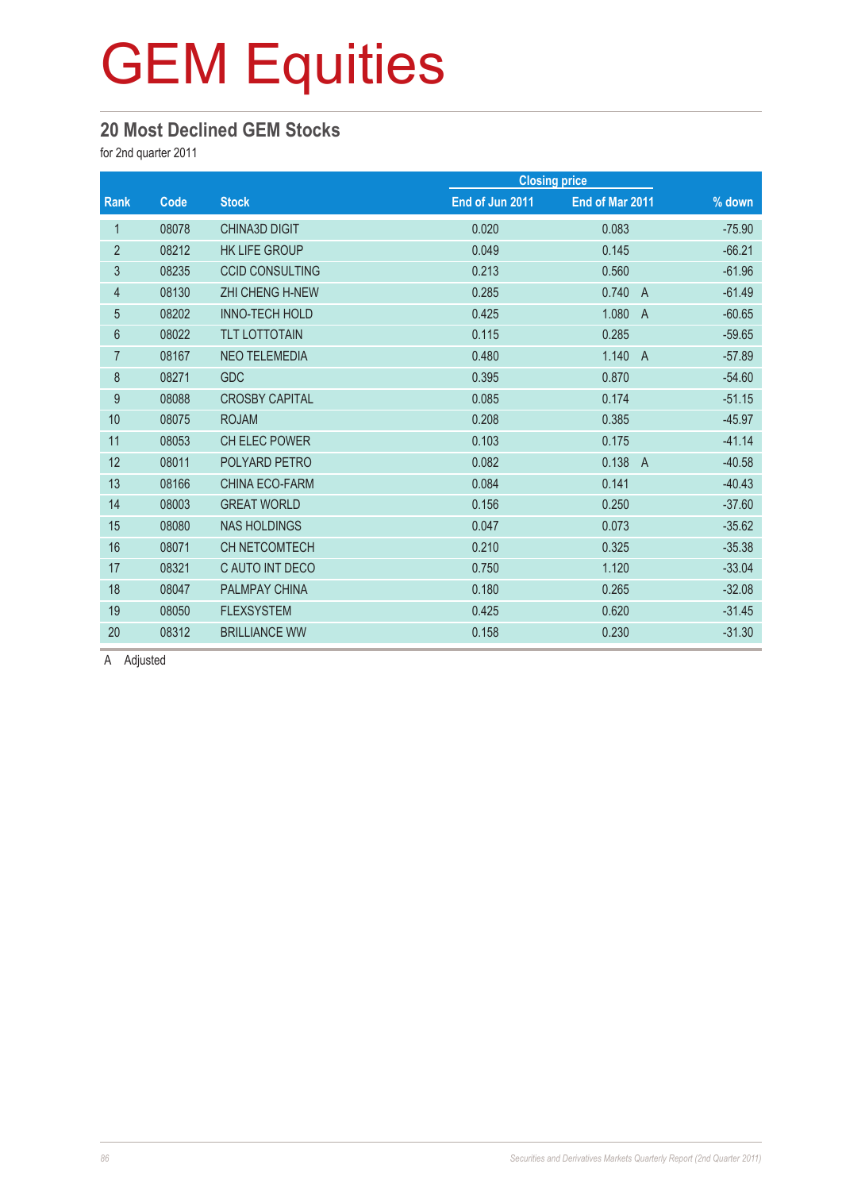# GEM Equities

## 20 Most Declined GEM Stocks

for 2nd quarter 2011

| Rank | Code | Stock | Closing price | | % down |
|---|---|---|---|---|---|
| | | | End of Jun 2011 | End of Mar 2011 | |
| 1 | 08078 | CHINA3D DIGIT | 0.020 | 0.083 | -75.90 |
| 2 | 08212 | HK LIFE GROUP | 0.049 | 0.145 | -66.21 |
| 3 | 08235 | CCID CONSULTING | 0.213 | 0.560 | -61.96 |
| 4 | 08130 | ZHI CHENG H-NEW | 0.285 | 0.740 A | -61.49 |
| 5 | 08202 | INNO-TECH HOLD | 0.425 | 1.080 A | -60.65 |
| 6 | 08022 | TLT LOTTOTAIN | 0.115 | 0.285 | -59.65 |
| 7 | 08167 | NEO TELEMEDIA | 0.480 | 1.140 A | -57.89 |
| 8 | 08271 | GDC | 0.395 | 0.870 | -54.60 |
| 9 | 08088 | CROSBY CAPITAL | 0.085 | 0.174 | -51.15 |
| 10 | 08075 | ROJAM | 0.208 | 0.385 | -45.97 |
| 11 | 08053 | CH ELEC POWER | 0.103 | 0.175 | -41.14 |
| 12 | 08011 | POLYARD PETRO | 0.082 | 0.138 A | -40.58 |
| 13 | 08166 | CHINA ECO-FARM | 0.084 | 0.141 | -40.43 |
| 14 | 08003 | GREAT WORLD | 0.156 | 0.250 | -37.60 |
| 15 | 08080 | NAS HOLDINGS | 0.047 | 0.073 | -35.62 |
| 16 | 08071 | CH NETCOMTECH | 0.210 | 0.325 | -35.38 |
| 17 | 08321 | C AUTO INT DECO | 0.750 | 1.120 | -33.04 |
| 18 | 08047 | PALMPAY CHINA | 0.180 | 0.265 | -32.08 |
| 19 | 08050 | FLEXSYSTEM | 0.425 | 0.620 | -31.45 |
| 20 | 08312 | BRILLIANCE WW | 0.158 | 0.230 | -31.30 |

A Adjusted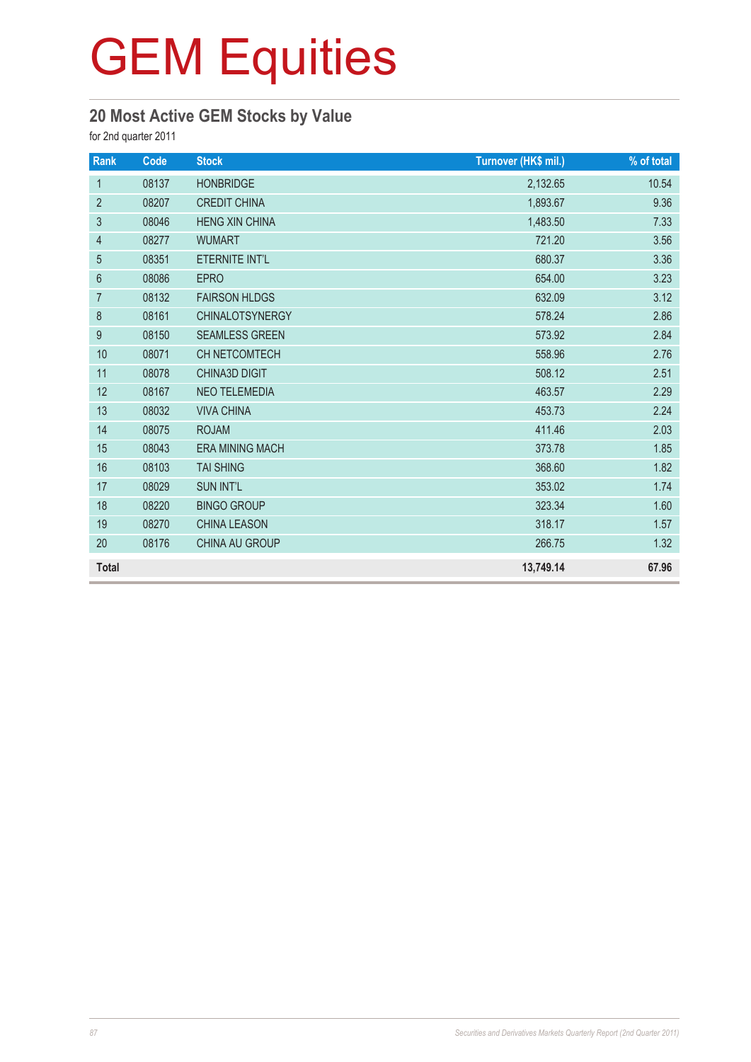# GEM Equities

## 20 Most Active GEM Stocks by Value

for 2nd quarter 2011

| Rank | Code | Stock | Turnover (HK$ mil.) | % of total |
|---|---|---|---|---|
| 1 | 08137 | HONBRIDGE | 2,132.65 | 10.54 |
| 2 | 08207 | CREDIT CHINA | 1,893.67 | 9.36 |
| 3 | 08046 | HENG XIN CHINA | 1,483.50 | 7.33 |
| 4 | 08277 | WUMART | 721.20 | 3.56 |
| 5 | 08351 | ETERNITE INT'L | 680.37 | 3.36 |
| 6 | 08086 | EPRO | 654.00 | 3.23 |
| 7 | 08132 | FAIRSON HLDGS | 632.09 | 3.12 |
| 8 | 08161 | CHINALOTSYNERGY | 578.24 | 2.86 |
| 9 | 08150 | SEAMLESS GREEN | 573.92 | 2.84 |
| 10 | 08071 | CH NETCOMTECH | 558.96 | 2.76 |
| 11 | 08078 | CHINA3D DIGIT | 508.12 | 2.51 |
| 12 | 08167 | NEO TELEMEDIA | 463.57 | 2.29 |
| 13 | 08032 | VIVA CHINA | 453.73 | 2.24 |
| 14 | 08075 | ROJAM | 411.46 | 2.03 |
| 15 | 08043 | ERA MINING MACH | 373.78 | 1.85 |
| 16 | 08103 | TAI SHING | 368.60 | 1.82 |
| 17 | 08029 | SUN INT'L | 353.02 | 1.74 |
| 18 | 08220 | BINGO GROUP | 323.34 | 1.60 |
| 19 | 08270 | CHINA LEASON | 318.17 | 1.57 |
| 20 | 08176 | CHINA AU GROUP | 266.75 | 1.32 |
| **Total** | | | **13,749.14** | **67.96** |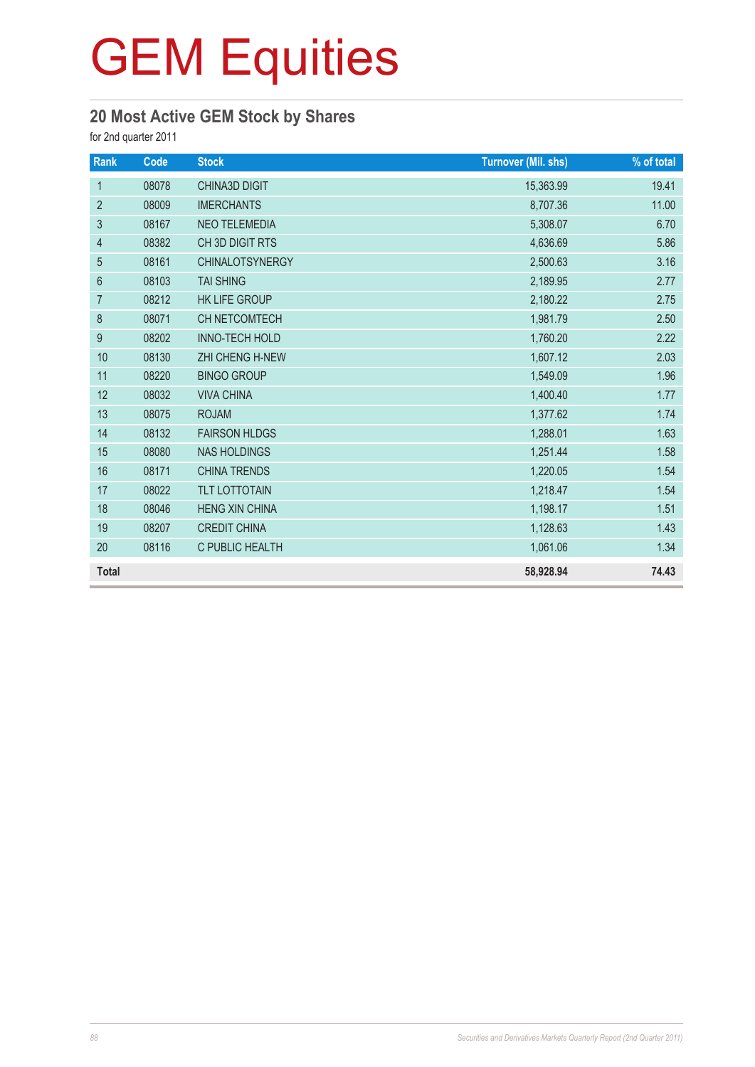# GEM Equities

## 20 Most Active GEM Stock by Shares

for 2nd quarter 2011

| Rank | Code | Stock | Turnover (Mil. shs) | % of total |
|---|---|---|---|---|
| 1 | 08078 | CHINA3D DIGIT | 15,363.99 | 19.41 |
| 2 | 08009 | IMERCHANTS | 8,707.36 | 11.00 |
| 3 | 08167 | NEO TELEMEDIA | 5,308.07 | 6.70 |
| 4 | 08382 | CH 3D DIGIT RTS | 4,636.69 | 5.86 |
| 5 | 08161 | CHINALOTSYNERGY | 2,500.63 | 3.16 |
| 6 | 08103 | TAI SHING | 2,189.95 | 2.77 |
| 7 | 08212 | HK LIFE GROUP | 2,180.22 | 2.75 |
| 8 | 08071 | CH NETCOMTECH | 1,981.79 | 2.50 |
| 9 | 08202 | INNO-TECH HOLD | 1,760.20 | 2.22 |
| 10 | 08130 | ZHI CHENG H-NEW | 1,607.12 | 2.03 |
| 11 | 08220 | BINGO GROUP | 1,549.09 | 1.96 |
| 12 | 08032 | VIVA CHINA | 1,400.40 | 1.77 |
| 13 | 08075 | ROJAM | 1,377.62 | 1.74 |
| 14 | 08132 | FAIRSON HLDGS | 1,288.01 | 1.63 |
| 15 | 08080 | NAS HOLDINGS | 1,251.44 | 1.58 |
| 16 | 08171 | CHINA TRENDS | 1,220.05 | 1.54 |
| 17 | 08022 | TLT LOTTOTAIN | 1,218.47 | 1.54 |
| 18 | 08046 | HENG XIN CHINA | 1,198.17 | 1.51 |
| 19 | 08207 | CREDIT CHINA | 1,128.63 | 1.43 |
| 20 | 08116 | C PUBLIC HEALTH | 1,061.06 | 1.34 |
| **Total** | | | **58,928.94** | **74.43** |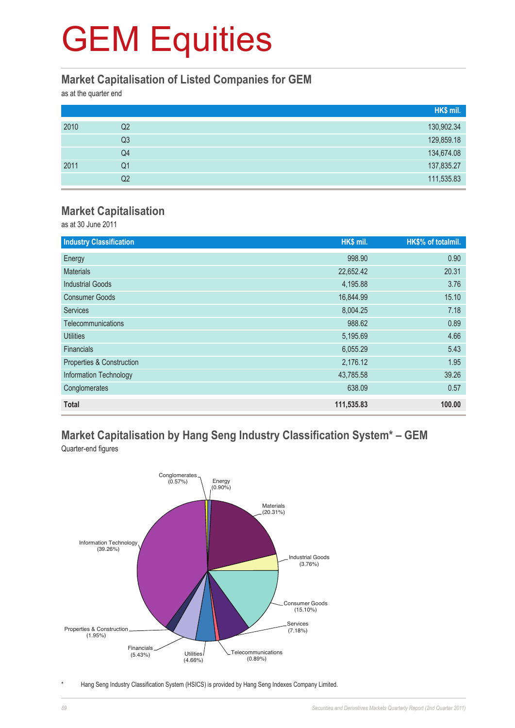# GEM Equities

## Market Capitalisation of Listed Companies for GEM

as at the quarter end

| | | HK$ mil. |
|---|---|---|
| 2010 | Q2 | 130,902.34 |
| | Q3 | 129,859.18 |
| | Q4 | 134,674.08 |
| 2011 | Q1 | 137,835.27 |
| | Q2 | 111,535.83 |

## Market Capitalisation

as at 30 June 2011

| Industry Classification | HK$ mil. | HK$% of totalmil. |
|---|---|---|
| Energy | 998.90 | 0.90 |
| Materials | 22,652.42 | 20.31 |
| Industrial Goods | 4,195.88 | 3.76 |
| Consumer Goods | 16,844.99 | 15.10 |
| Services | 8,004.25 | 7.18 |
| Telecommunications | 988.62 | 0.89 |
| Utilities | 5,195.69 | 4.66 |
| Financials | 6,055.29 | 5.43 |
| Properties & Construction | 2,176.12 | 1.95 |
| Information Technology | 43,785.58 | 39.26 |
| Conglomerates | 638.09 | 0.57 |
| **Total** | **111,535.83** | **100.00** |

## Market Capitalisation by Hang Seng Industry Classification System* – GEM

Quarter-end figures

Conglomerates (0.57%)
Energy (0.90%)
Materials (20.31%)
Industrial Goods (3.76%)
Consumer Goods (15.10%)
Services (7.18%)
Telecommunications (0.89%)
Utilities (4.66%)
Financials (5.43%)
Properties & Construction (1.95%)
Information Technology (39.26%)

\* Hang Seng Industry Classification System (HSICS) is provided by Hang Seng Indexes Company Limited.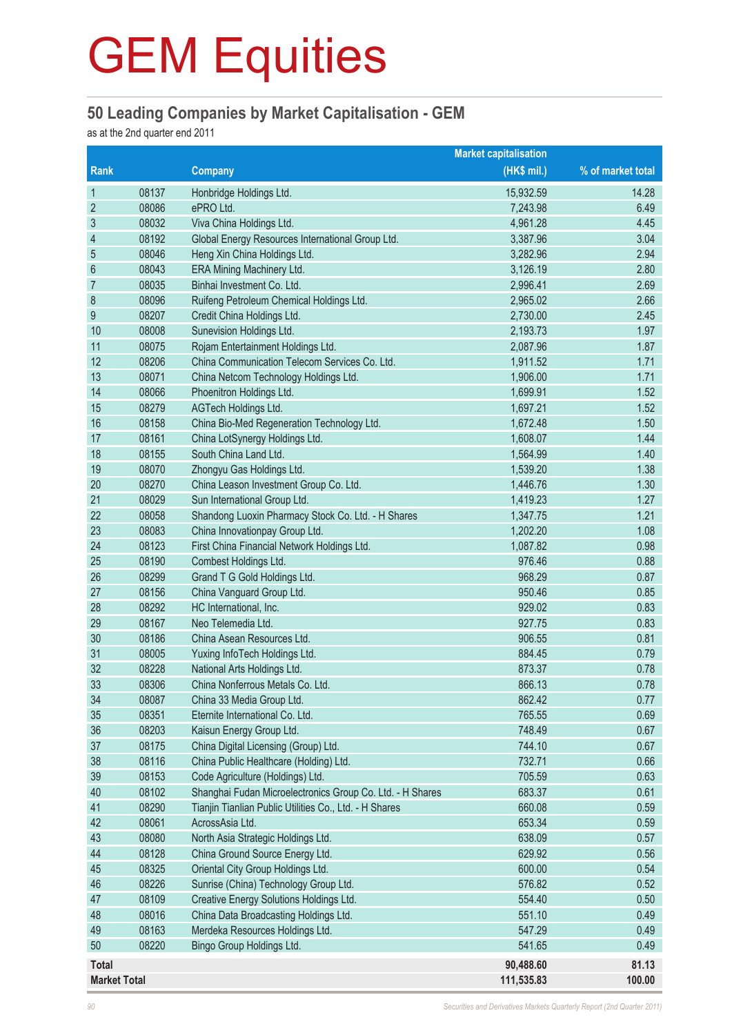# GEM Equities

## 50 Leading Companies by Market Capitalisation - GEM

as at the 2nd quarter end 2011

| Rank | | Company | Market capitalisation (HK$ mil.) | % of market total |
|---|---|---|---|---|
| 1 | 08137 | Honbridge Holdings Ltd. | 15,932.59 | 14.28 |
| 2 | 08086 | ePRO Ltd. | 7,243.98 | 6.49 |
| 3 | 08032 | Viva China Holdings Ltd. | 4,961.28 | 4.45 |
| 4 | 08192 | Global Energy Resources International Group Ltd. | 3,387.96 | 3.04 |
| 5 | 08046 | Heng Xin China Holdings Ltd. | 3,282.96 | 2.94 |
| 6 | 08043 | ERA Mining Machinery Ltd. | 3,126.19 | 2.80 |
| 7 | 08035 | Binhai Investment Co. Ltd. | 2,996.41 | 2.69 |
| 8 | 08096 | Ruifeng Petroleum Chemical Holdings Ltd. | 2,965.02 | 2.66 |
| 9 | 08207 | Credit China Holdings Ltd. | 2,730.00 | 2.45 |
| 10 | 08008 | Sunevision Holdings Ltd. | 2,193.73 | 1.97 |
| 11 | 08075 | Rojam Entertainment Holdings Ltd. | 2,087.96 | 1.87 |
| 12 | 08206 | China Communication Telecom Services Co. Ltd. | 1,911.52 | 1.71 |
| 13 | 08071 | China Netcom Technology Holdings Ltd. | 1,906.00 | 1.71 |
| 14 | 08066 | Phoenitron Holdings Ltd. | 1,699.91 | 1.52 |
| 15 | 08279 | AGTech Holdings Ltd. | 1,697.21 | 1.52 |
| 16 | 08158 | China Bio-Med Regeneration Technology Ltd. | 1,672.48 | 1.50 |
| 17 | 08161 | China LotSynergy Holdings Ltd. | 1,608.07 | 1.44 |
| 18 | 08155 | South China Land Ltd. | 1,564.99 | 1.40 |
| 19 | 08070 | Zhongyu Gas Holdings Ltd. | 1,539.20 | 1.38 |
| 20 | 08270 | China Leason Investment Group Co. Ltd. | 1,446.76 | 1.30 |
| 21 | 08029 | Sun International Group Ltd. | 1,419.23 | 1.27 |
| 22 | 08058 | Shandong Luoxin Pharmacy Stock Co. Ltd. - H Shares | 1,347.75 | 1.21 |
| 23 | 08083 | China Innovationpay Group Ltd. | 1,202.20 | 1.08 |
| 24 | 08123 | First China Financial Network Holdings Ltd. | 1,087.82 | 0.98 |
| 25 | 08190 | Combest Holdings Ltd. | 976.46 | 0.88 |
| 26 | 08299 | Grand T G Gold Holdings Ltd. | 968.29 | 0.87 |
| 27 | 08156 | China Vanguard Group Ltd. | 950.46 | 0.85 |
| 28 | 08292 | HC International, Inc. | 929.02 | 0.83 |
| 29 | 08167 | Neo Telemedia Ltd. | 927.75 | 0.83 |
| 30 | 08186 | China Asean Resources Ltd. | 906.55 | 0.81 |
| 31 | 08005 | Yuxing InfoTech Holdings Ltd. | 884.45 | 0.79 |
| 32 | 08228 | National Arts Holdings Ltd. | 873.37 | 0.78 |
| 33 | 08306 | China Nonferrous Metals Co. Ltd. | 866.13 | 0.78 |
| 34 | 08087 | China 33 Media Group Ltd. | 862.42 | 0.77 |
| 35 | 08351 | Eternite International Co. Ltd. | 765.55 | 0.69 |
| 36 | 08203 | Kaisun Energy Group Ltd. | 748.49 | 0.67 |
| 37 | 08175 | China Digital Licensing (Group) Ltd. | 744.10 | 0.67 |
| 38 | 08116 | China Public Healthcare (Holding) Ltd. | 732.71 | 0.66 |
| 39 | 08153 | Code Agriculture (Holdings) Ltd. | 705.59 | 0.63 |
| 40 | 08102 | Shanghai Fudan Microelectronics Group Co. Ltd. - H Shares | 683.37 | 0.61 |
| 41 | 08290 | Tianjin Tianlian Public Utilities Co., Ltd. - H Shares | 660.08 | 0.59 |
| 42 | 08061 | AcrossAsia Ltd. | 653.34 | 0.59 |
| 43 | 08080 | North Asia Strategic Holdings Ltd. | 638.09 | 0.57 |
| 44 | 08128 | China Ground Source Energy Ltd. | 629.92 | 0.56 |
| 45 | 08325 | Oriental City Group Holdings Ltd. | 600.00 | 0.54 |
| 46 | 08226 | Sunrise (China) Technology Group Ltd. | 576.82 | 0.52 |
| 47 | 08109 | Creative Energy Solutions Holdings Ltd. | 554.40 | 0.50 |
| 48 | 08016 | China Data Broadcasting Holdings Ltd. | 551.10 | 0.49 |
| 49 | 08163 | Merdeka Resources Holdings Ltd. | 547.29 | 0.49 |
| 50 | 08220 | Bingo Group Holdings Ltd. | 541.65 | 0.49 |
| **Total** | | | **90,488.60** | **81.13** |
| **Market Total** | | | **111,535.83** | **100.00** |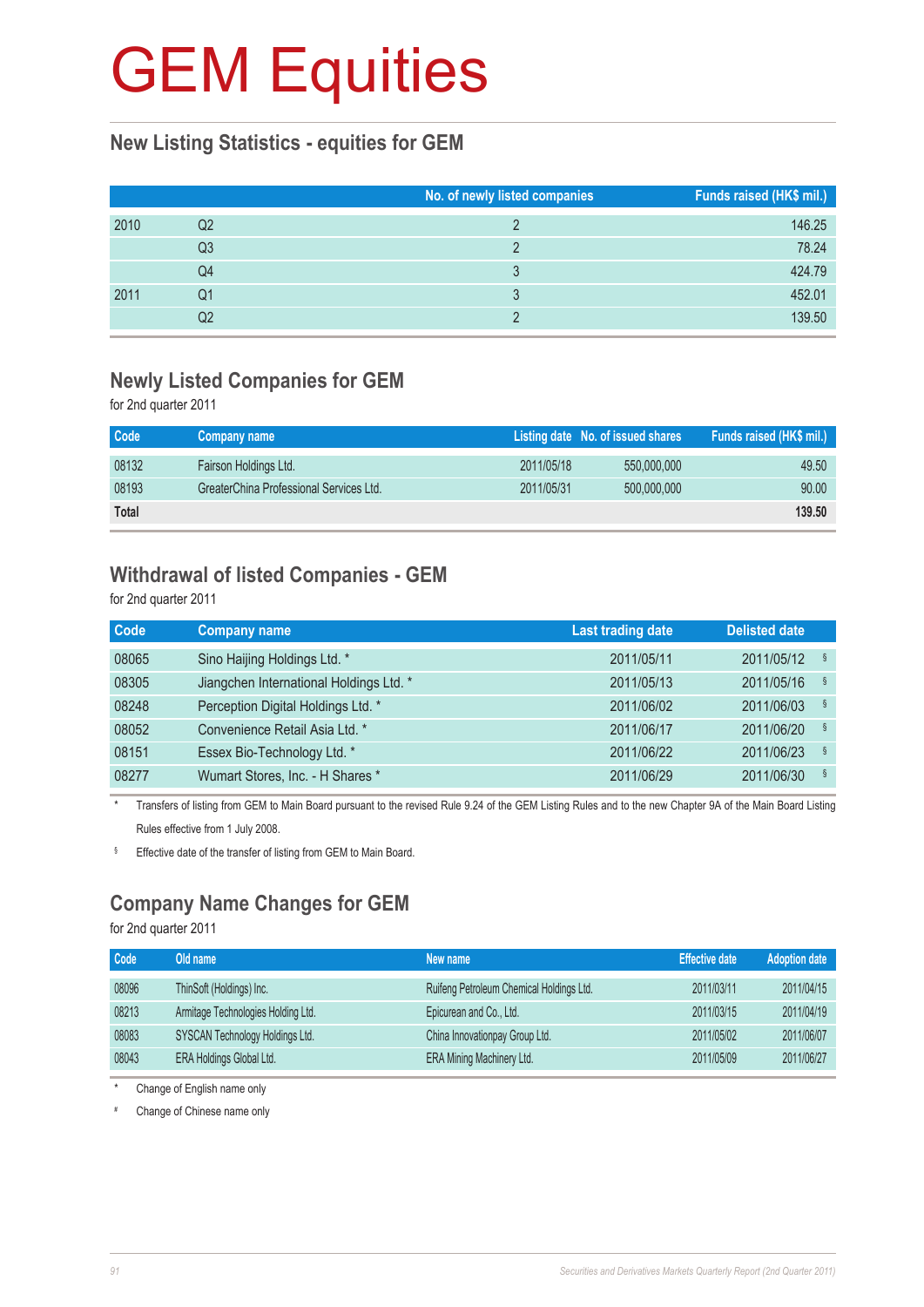# GEM Equities

## New Listing Statistics - equities for GEM

| | | No. of newly listed companies | Funds raised (HK$ mil.) |
|---|---|---|---|
| 2010 | Q2 | 2 | 146.25 |
| | Q3 | 2 | 78.24 |
| | Q4 | 3 | 424.79 |
| 2011 | Q1 | 3 | 452.01 |
| | Q2 | 2 | 139.50 |

## Newly Listed Companies for GEM

for 2nd quarter 2011

| Code | Company name | Listing date | No. of issued shares | Funds raised (HK$ mil.) |
|---|---|---|---|---|
| 08132 | Fairson Holdings Ltd. | 2011/05/18 | 550,000,000 | 49.50 |
| 08193 | GreaterChina Professional Services Ltd. | 2011/05/31 | 500,000,000 | 90.00 |
| **Total** | | | | **139.50** |

## Withdrawal of listed Companies - GEM

for 2nd quarter 2011

| Code | Company name | Last trading date | Delisted date |
|---|---|---|---|
| 08065 | Sino Haijing Holdings Ltd. * | 2011/05/11 | 2011/05/12 § |
| 08305 | Jiangchen International Holdings Ltd. * | 2011/05/13 | 2011/05/16 § |
| 08248 | Perception Digital Holdings Ltd. * | 2011/06/02 | 2011/06/03 § |
| 08052 | Convenience Retail Asia Ltd. * | 2011/06/17 | 2011/06/20 § |
| 08151 | Essex Bio-Technology Ltd. * | 2011/06/22 | 2011/06/23 § |
| 08277 | Wumart Stores, Inc. - H Shares * | 2011/06/29 | 2011/06/30 § |

\* Transfers of listing from GEM to Main Board pursuant to the revised Rule 9.24 of the GEM Listing Rules and to the new Chapter 9A of the Main Board Listing Rules effective from 1 July 2008.

§ Effective date of the transfer of listing from GEM to Main Board.

## Company Name Changes for GEM

for 2nd quarter 2011

| Code | Old name | New name | Effective date | Adoption date |
|---|---|---|---|---|
| 08096 | ThinSoft (Holdings) Inc. | Ruifeng Petroleum Chemical Holdings Ltd. | 2011/03/11 | 2011/04/15 |
| 08213 | Armitage Technologies Holding Ltd. | Epicurean and Co., Ltd. | 2011/03/15 | 2011/04/19 |
| 08083 | SYSCAN Technology Holdings Ltd. | China Innovationpay Group Ltd. | 2011/05/02 | 2011/06/07 |
| 08043 | ERA Holdings Global Ltd. | ERA Mining Machinery Ltd. | 2011/05/09 | 2011/06/27 |

\* Change of English name only

\# Change of Chinese name only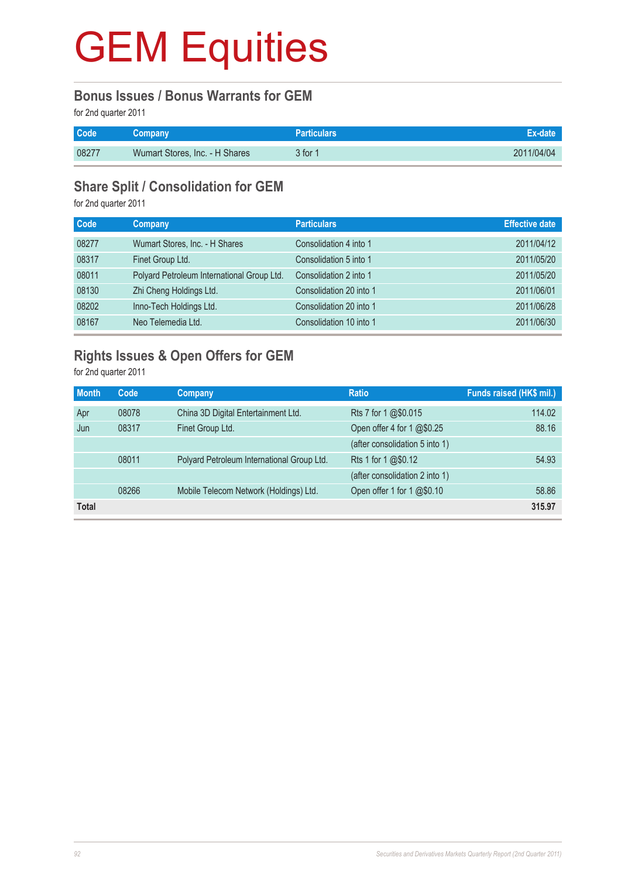# GEM Equities

## Bonus Issues / Bonus Warrants for GEM

for 2nd quarter 2011

| Code | Company | Particulars | Ex-date |
|---|---|---|---|
| 08277 | Wumart Stores, Inc. - H Shares | 3 for 1 | 2011/04/04 |

## Share Split / Consolidation for GEM

for 2nd quarter 2011

| Code | Company | Particulars | Effective date |
|---|---|---|---|
| 08277 | Wumart Stores, Inc. - H Shares | Consolidation 4 into 1 | 2011/04/12 |
| 08317 | Finet Group Ltd. | Consolidation 5 into 1 | 2011/05/20 |
| 08011 | Polyard Petroleum International Group Ltd. | Consolidation 2 into 1 | 2011/05/20 |
| 08130 | Zhi Cheng Holdings Ltd. | Consolidation 20 into 1 | 2011/06/01 |
| 08202 | Inno-Tech Holdings Ltd. | Consolidation 20 into 1 | 2011/06/28 |
| 08167 | Neo Telemedia Ltd. | Consolidation 10 into 1 | 2011/06/30 |

## Rights Issues & Open Offers for GEM

for 2nd quarter 2011

| Month | Code | Company | Ratio | Funds raised (HK$ mil.) |
|---|---|---|---|---|
| Apr | 08078 | China 3D Digital Entertainment Ltd. | Rts 7 for 1 @$0.015 | 114.02 |
| Jun | 08317 | Finet Group Ltd. | Open offer 4 for 1 @$0.25 | 88.16 |
| | | | (after consolidation 5 into 1) | |
| | 08011 | Polyard Petroleum International Group Ltd. | Rts 1 for 1 @$0.12 | 54.93 |
| | | | (after consolidation 2 into 1) | |
| | 08266 | Mobile Telecom Network (Holdings) Ltd. | Open offer 1 for 1 @$0.10 | 58.86 |
| **Total** | | | | **315.97** |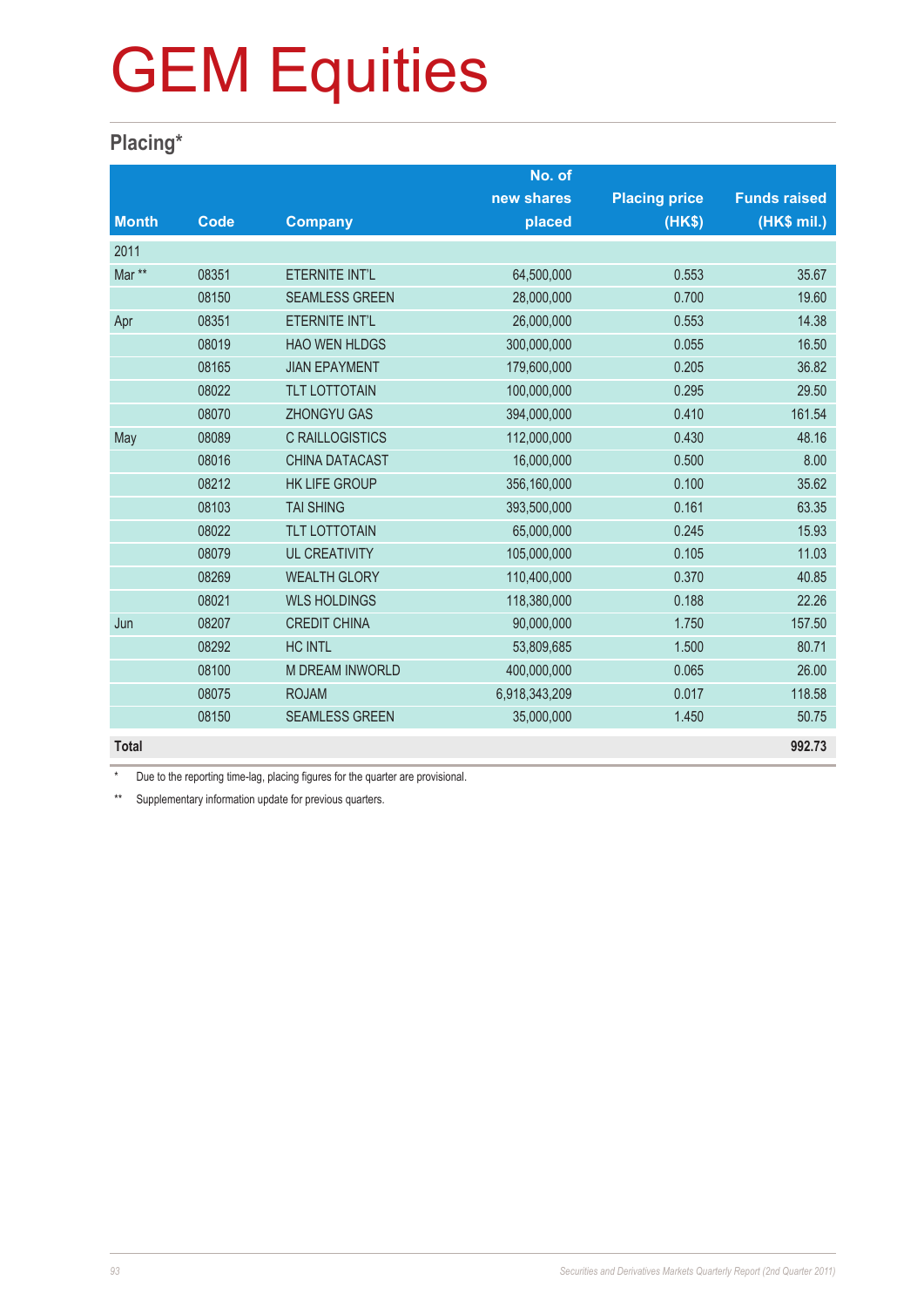# GEM Equities

## Placing*

| Month | Code | Company | No. of new shares placed | Placing price (HK$) | Funds raised (HK$ mil.) |
|---|---|---|---|---|---|
| 2011 | | | | | |
| Mar ** | 08351 | ETERNITE INT'L | 64,500,000 | 0.553 | 35.67 |
| | 08150 | SEAMLESS GREEN | 28,000,000 | 0.700 | 19.60 |
| Apr | 08351 | ETERNITE INT'L | 26,000,000 | 0.553 | 14.38 |
| | 08019 | HAO WEN HLDGS | 300,000,000 | 0.055 | 16.50 |
| | 08165 | JIAN EPAYMENT | 179,600,000 | 0.205 | 36.82 |
| | 08022 | TLT LOTTOTAIN | 100,000,000 | 0.295 | 29.50 |
| | 08070 | ZHONGYU GAS | 394,000,000 | 0.410 | 161.54 |
| May | 08089 | C RAILLOGISTICS | 112,000,000 | 0.430 | 48.16 |
| | 08016 | CHINA DATACAST | 16,000,000 | 0.500 | 8.00 |
| | 08212 | HK LIFE GROUP | 356,160,000 | 0.100 | 35.62 |
| | 08103 | TAI SHING | 393,500,000 | 0.161 | 63.35 |
| | 08022 | TLT LOTTOTAIN | 65,000,000 | 0.245 | 15.93 |
| | 08079 | UL CREATIVITY | 105,000,000 | 0.105 | 11.03 |
| | 08269 | WEALTH GLORY | 110,400,000 | 0.370 | 40.85 |
| | 08021 | WLS HOLDINGS | 118,380,000 | 0.188 | 22.26 |
| Jun | 08207 | CREDIT CHINA | 90,000,000 | 1.750 | 157.50 |
| | 08292 | HC INTL | 53,809,685 | 1.500 | 80.71 |
| | 08100 | M DREAM INWORLD | 400,000,000 | 0.065 | 26.00 |
| | 08075 | ROJAM | 6,918,343,209 | 0.017 | 118.58 |
| | 08150 | SEAMLESS GREEN | 35,000,000 | 1.450 | 50.75 |
| **Total** | | | | | **992.73** |

\* Due to the reporting time-lag, placing figures for the quarter are provisional.

** Supplementary information update for previous quarters.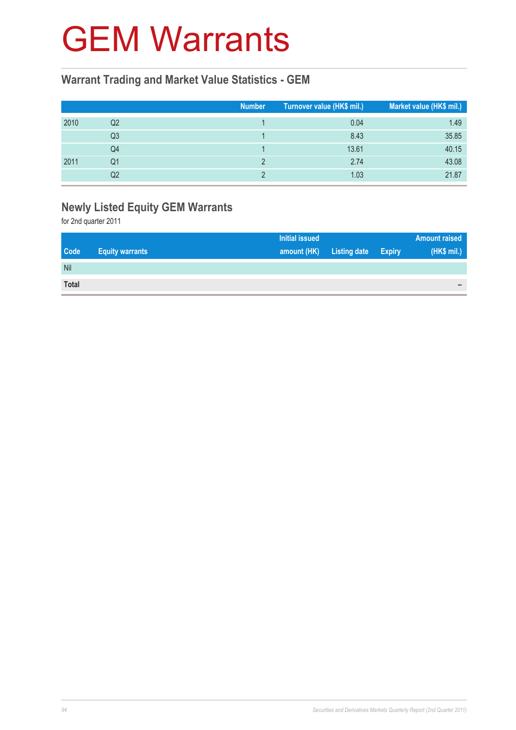# GEM Warrants

## Warrant Trading and Market Value Statistics - GEM

| | | Number | Turnover value (HK$ mil.) | Market value (HK$ mil.) |
|---|---|---|---|---|
| 2010 | Q2 | 1 | 0.04 | 1.49 |
| | Q3 | 1 | 8.43 | 35.85 |
| | Q4 | 1 | 13.61 | 40.15 |
| 2011 | Q1 | 2 | 2.74 | 43.08 |
| | Q2 | 2 | 1.03 | 21.87 |

## Newly Listed Equity GEM Warrants

for 2nd quarter 2011

| Code | Equity warrants | Initial issued amount (HK) | Listing date | Expiry | Amount raised (HK$ mil.) |
|---|---|---|---|---|---|
| Nil | | | | | |
| **Total** | | | | | – |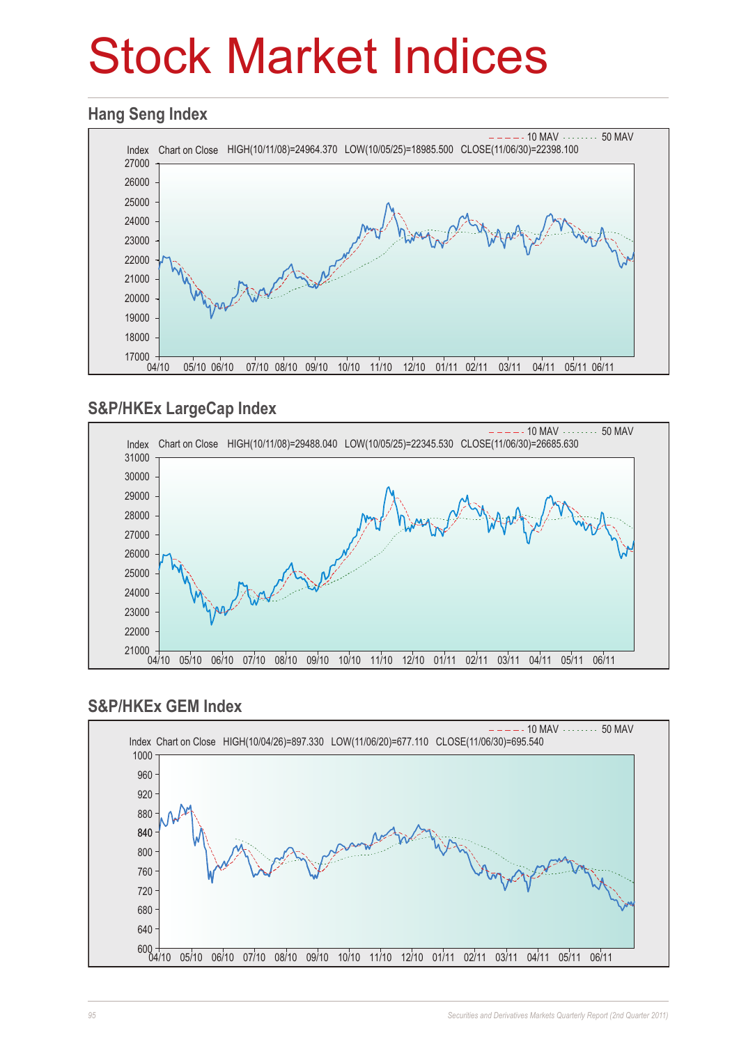# Stock Market Indices

## Hang Seng Index

Index Chart on Close HIGH(10/11/08)=24964.370 LOW(10/05/25)=18985.500 CLOSE(11/06/30)=22398.100

10 MAV 50 MAV

## S&P/HKEx LargeCap Index

Index Chart on Close HIGH(10/11/08)=29488.040 LOW(10/05/25)=22345.530 CLOSE(11/06/30)=26685.630

10 MAV 50 MAV

## S&P/HKEx GEM Index

Index Chart on Close HIGH(10/04/26)=897.330 LOW(11/06/20)=677.110 CLOSE(11/06/30)=695.540

10 MAV 50 MAV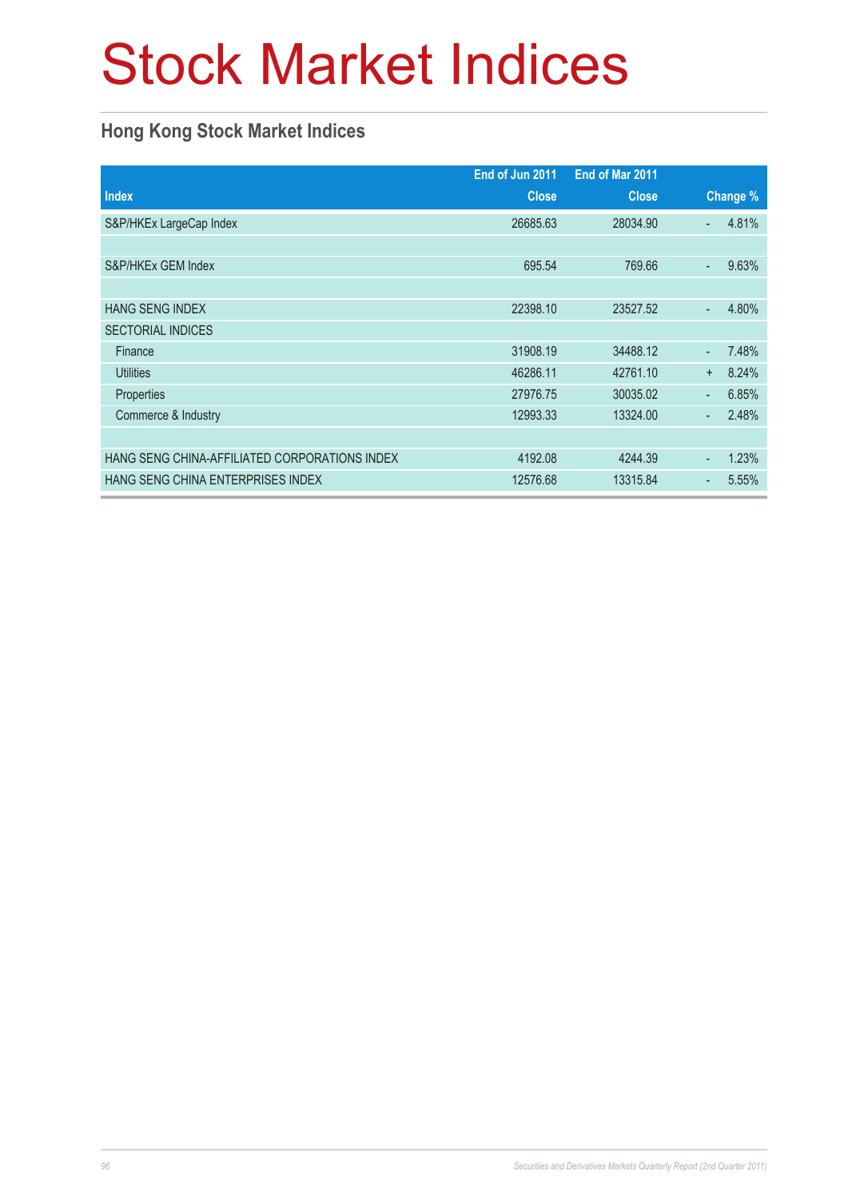# Stock Market Indices

## Hong Kong Stock Market Indices

| Index | End of Jun 2011 Close | End of Mar 2011 Close | | Change % |
|---|---:|---:|---|---:|
| S&P/HKEx LargeCap Index | 26685.63 | 28034.90 | - | 4.81% |
| | | | | |
| S&P/HKEx GEM Index | 695.54 | 769.66 | - | 9.63% |
| | | | | |
| HANG SENG INDEX | 22398.10 | 23527.52 | - | 4.80% |
| SECTORIAL INDICES | | | | |
| Finance | 31908.19 | 34488.12 | - | 7.48% |
| Utilities | 46286.11 | 42761.10 | + | 8.24% |
| Properties | 27976.75 | 30035.02 | - | 6.85% |
| Commerce & Industry | 12993.33 | 13324.00 | - | 2.48% |
| | | | | |
| HANG SENG CHINA-AFFILIATED CORPORATIONS INDEX | 4192.08 | 4244.39 | - | 1.23% |
| HANG SENG CHINA ENTERPRISES INDEX | 12576.68 | 13315.84 | - | 5.55% |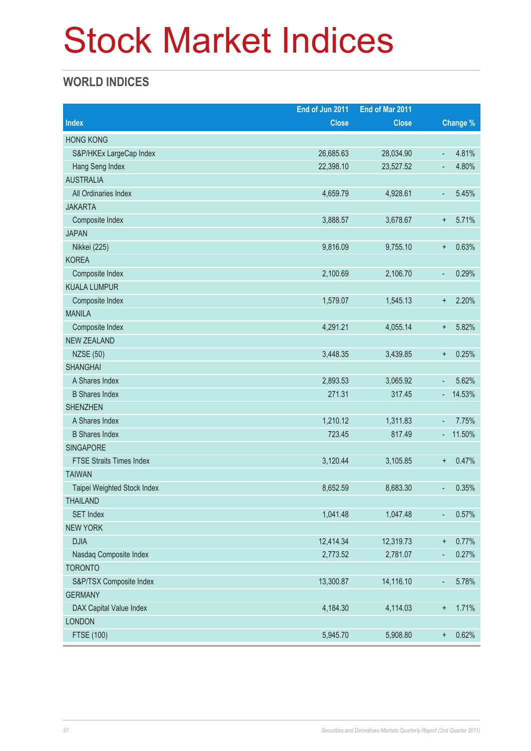# Stock Market Indices

## WORLD INDICES

| Index | End of Jun 2011 Close | End of Mar 2011 Close | Change % |
|---|---|---|---|
| HONG KONG | | | |
| S&P/HKEx LargeCap Index | 26,685.63 | 28,034.90 | - 4.81% |
| Hang Seng Index | 22,398.10 | 23,527.52 | - 4.80% |
| AUSTRALIA | | | |
| All Ordinaries Index | 4,659.79 | 4,928.61 | - 5.45% |
| JAKARTA | | | |
| Composite Index | 3,888.57 | 3,678.67 | + 5.71% |
| JAPAN | | | |
| Nikkei (225) | 9,816.09 | 9,755.10 | + 0.63% |
| KOREA | | | |
| Composite Index | 2,100.69 | 2,106.70 | - 0.29% |
| KUALA LUMPUR | | | |
| Composite Index | 1,579.07 | 1,545.13 | + 2.20% |
| MANILA | | | |
| Composite Index | 4,291.21 | 4,055.14 | + 5.82% |
| NEW ZEALAND | | | |
| NZSE (50) | 3,448.35 | 3,439.85 | + 0.25% |
| SHANGHAI | | | |
| A Shares Index | 2,893.53 | 3,065.92 | - 5.62% |
| B Shares Index | 271.31 | 317.45 | - 14.53% |
| SHENZHEN | | | |
| A Shares Index | 1,210.12 | 1,311.83 | - 7.75% |
| B Shares Index | 723.45 | 817.49 | - 11.50% |
| SINGAPORE | | | |
| FTSE Straits Times Index | 3,120.44 | 3,105.85 | + 0.47% |
| TAIWAN | | | |
| Taipei Weighted Stock Index | 8,652.59 | 8,683.30 | - 0.35% |
| THAILAND | | | |
| SET Index | 1,041.48 | 1,047.48 | - 0.57% |
| NEW YORK | | | |
| DJIA | 12,414.34 | 12,319.73 | + 0.77% |
| Nasdaq Composite Index | 2,773.52 | 2,781.07 | - 0.27% |
| TORONTO | | | |
| S&P/TSX Composite Index | 13,300.87 | 14,116.10 | - 5.78% |
| GERMANY | | | |
| DAX Capital Value Index | 4,184.30 | 4,114.03 | + 1.71% |
| LONDON | | | |
| FTSE (100) | 5,945.70 | 5,908.80 | + 0.62% |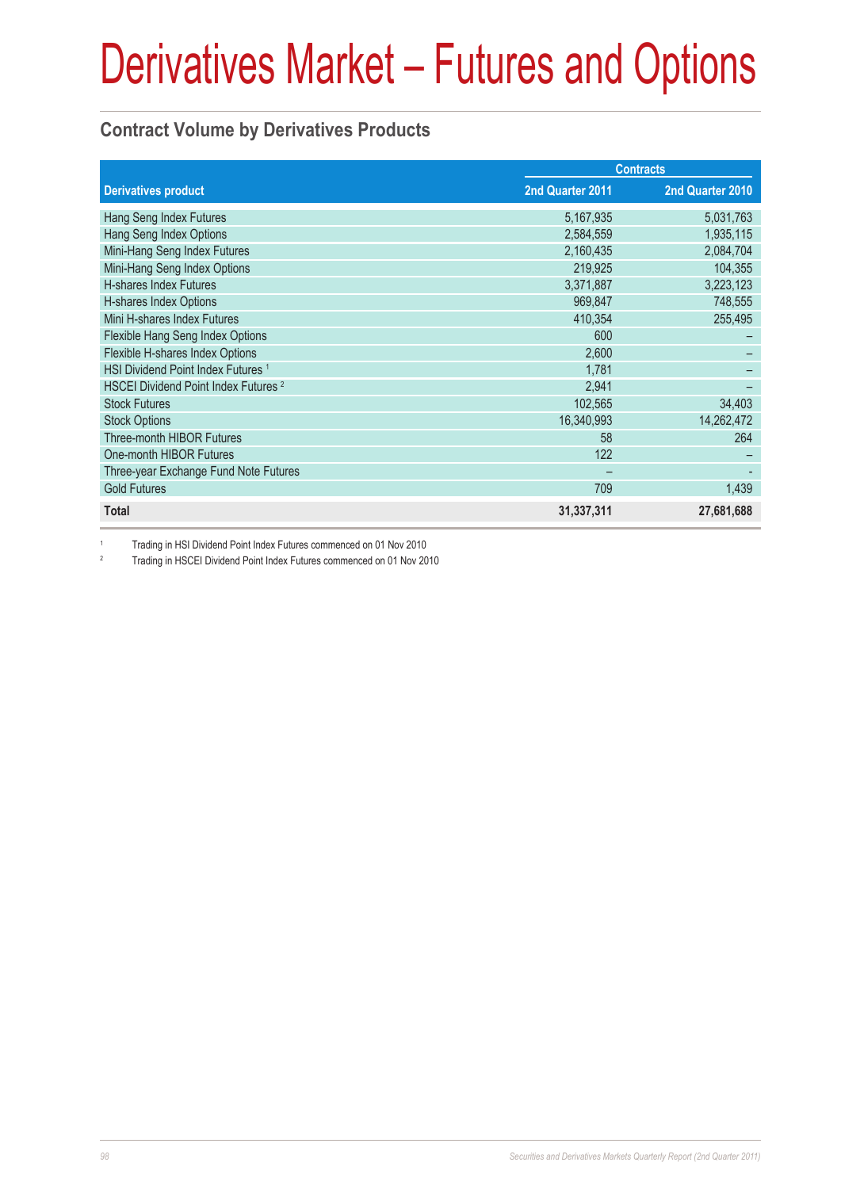# Derivatives Market – Futures and Options

## Contract Volume by Derivatives Products

| Derivatives product | Contracts | |
|---|---|---|
| | 2nd Quarter 2011 | 2nd Quarter 2010 |
| Hang Seng Index Futures | 5,167,935 | 5,031,763 |
| Hang Seng Index Options | 2,584,559 | 1,935,115 |
| Mini-Hang Seng Index Futures | 2,160,435 | 2,084,704 |
| Mini-Hang Seng Index Options | 219,925 | 104,355 |
| H-shares Index Futures | 3,371,887 | 3,223,123 |
| H-shares Index Options | 969,847 | 748,555 |
| Mini H-shares Index Futures | 410,354 | 255,495 |
| Flexible Hang Seng Index Options | 600 | – |
| Flexible H-shares Index Options | 2,600 | – |
| HSI Dividend Point Index Futures [1] | 1,781 | – |
| HSCEI Dividend Point Index Futures [2] | 2,941 | – |
| Stock Futures | 102,565 | 34,403 |
| Stock Options | 16,340,993 | 14,262,472 |
| Three-month HIBOR Futures | 58 | 264 |
| One-month HIBOR Futures | 122 | – |
| Three-year Exchange Fund Note Futures | – | - |
| Gold Futures | 709 | 1,439 |
| **Total** | **31,337,311** | **27,681,688** |

[1] Trading in HSI Dividend Point Index Futures commenced on 01 Nov 2010

[2] Trading in HSCEI Dividend Point Index Futures commenced on 01 Nov 2010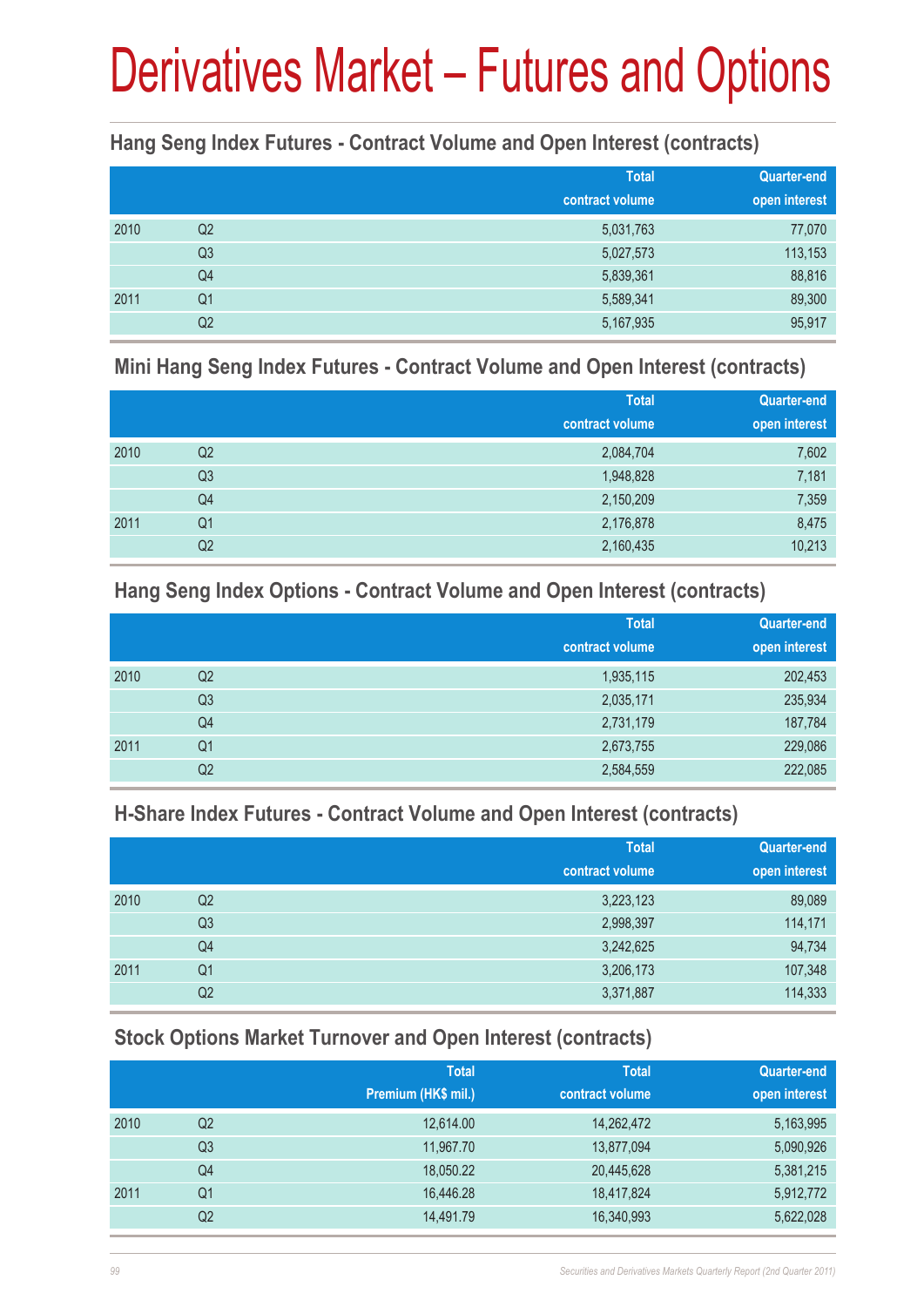# Derivatives Market – Futures and Options

## Hang Seng Index Futures - Contract Volume and Open Interest (contracts)

| | | Total contract volume | Quarter-end open interest |
|---|---|---|---|
| 2010 | Q2 | 5,031,763 | 77,070 |
| | Q3 | 5,027,573 | 113,153 |
| | Q4 | 5,839,361 | 88,816 |
| 2011 | Q1 | 5,589,341 | 89,300 |
| | Q2 | 5,167,935 | 95,917 |

## Mini Hang Seng Index Futures - Contract Volume and Open Interest (contracts)

| | | Total contract volume | Quarter-end open interest |
|---|---|---|---|
| 2010 | Q2 | 2,084,704 | 7,602 |
| | Q3 | 1,948,828 | 7,181 |
| | Q4 | 2,150,209 | 7,359 |
| 2011 | Q1 | 2,176,878 | 8,475 |
| | Q2 | 2,160,435 | 10,213 |

## Hang Seng Index Options - Contract Volume and Open Interest (contracts)

| | | Total contract volume | Quarter-end open interest |
|---|---|---|---|
| 2010 | Q2 | 1,935,115 | 202,453 |
| | Q3 | 2,035,171 | 235,934 |
| | Q4 | 2,731,179 | 187,784 |
| 2011 | Q1 | 2,673,755 | 229,086 |
| | Q2 | 2,584,559 | 222,085 |

## H-Share Index Futures - Contract Volume and Open Interest (contracts)

| | | Total contract volume | Quarter-end open interest |
|---|---|---|---|
| 2010 | Q2 | 3,223,123 | 89,089 |
| | Q3 | 2,998,397 | 114,171 |
| | Q4 | 3,242,625 | 94,734 |
| 2011 | Q1 | 3,206,173 | 107,348 |
| | Q2 | 3,371,887 | 114,333 |

## Stock Options Market Turnover and Open Interest (contracts)

| | | Total Premium (HK$ mil.) | Total contract volume | Quarter-end open interest |
|---|---|---|---|---|
| 2010 | Q2 | 12,614.00 | 14,262,472 | 5,163,995 |
| | Q3 | 11,967.70 | 13,877,094 | 5,090,926 |
| | Q4 | 18,050.22 | 20,445,628 | 5,381,215 |
| 2011 | Q1 | 16,446.28 | 18,417,824 | 5,912,772 |
| | Q2 | 14,491.79 | 16,340,993 | 5,622,028 |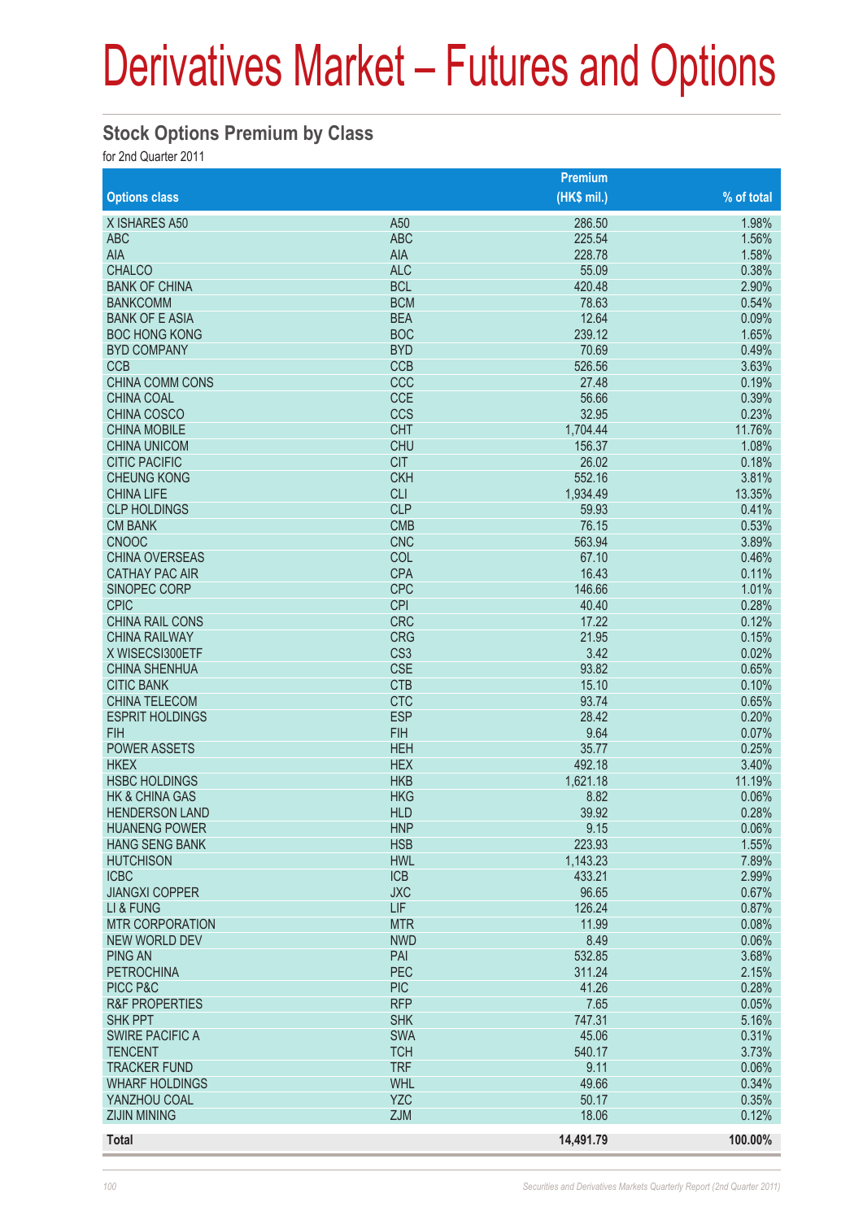# Derivatives Market – Futures and Options

## Stock Options Premium by Class

for 2nd Quarter 2011

| Options class | | Premium (HK$ mil.) | % of total |
|---|---|---|---|
| X ISHARES A50 | A50 | 286.50 | 1.98% |
| ABC | ABC | 225.54 | 1.56% |
| AIA | AIA | 228.78 | 1.58% |
| CHALCO | ALC | 55.09 | 0.38% |
| BANK OF CHINA | BCL | 420.48 | 2.90% |
| BANKCOMM | BCM | 78.63 | 0.54% |
| BANK OF E ASIA | BEA | 12.64 | 0.09% |
| BOC HONG KONG | BOC | 239.12 | 1.65% |
| BYD COMPANY | BYD | 70.69 | 0.49% |
| CCB | CCB | 526.56 | 3.63% |
| CHINA COMM CONS | CCC | 27.48 | 0.19% |
| CHINA COAL | CCE | 56.66 | 0.39% |
| CHINA COSCO | CCS | 32.95 | 0.23% |
| CHINA MOBILE | CHT | 1,704.44 | 11.76% |
| CHINA UNICOM | CHU | 156.37 | 1.08% |
| CITIC PACIFIC | CIT | 26.02 | 0.18% |
| CHEUNG KONG | CKH | 552.16 | 3.81% |
| CHINA LIFE | CLI | 1,934.49 | 13.35% |
| CLP HOLDINGS | CLP | 59.93 | 0.41% |
| CM BANK | CMB | 76.15 | 0.53% |
| CNOOC | CNC | 563.94 | 3.89% |
| CHINA OVERSEAS | COL | 67.10 | 0.46% |
| CATHAY PAC AIR | CPA | 16.43 | 0.11% |
| SINOPEC CORP | CPC | 146.66 | 1.01% |
| CPIC | CPI | 40.40 | 0.28% |
| CHINA RAIL CONS | CRC | 17.22 | 0.12% |
| CHINA RAILWAY | CRG | 21.95 | 0.15% |
| X WISECSI300ETF | CS3 | 3.42 | 0.02% |
| CHINA SHENHUA | CSE | 93.82 | 0.65% |
| CITIC BANK | CTB | 15.10 | 0.10% |
| CHINA TELECOM | CTC | 93.74 | 0.65% |
| ESPRIT HOLDINGS | ESP | 28.42 | 0.20% |
| FIH | FIH | 9.64 | 0.07% |
| POWER ASSETS | HEH | 35.77 | 0.25% |
| HKEX | HEX | 492.18 | 3.40% |
| HSBC HOLDINGS | HKB | 1,621.18 | 11.19% |
| HK & CHINA GAS | HKG | 8.82 | 0.06% |
| HENDERSON LAND | HLD | 39.92 | 0.28% |
| HUANENG POWER | HNP | 9.15 | 0.06% |
| HANG SENG BANK | HSB | 223.93 | 1.55% |
| HUTCHISON | HWL | 1,143.23 | 7.89% |
| ICBC | ICB | 433.21 | 2.99% |
| JIANGXI COPPER | JXC | 96.65 | 0.67% |
| LI & FUNG | LIF | 126.24 | 0.87% |
| MTR CORPORATION | MTR | 11.99 | 0.08% |
| NEW WORLD DEV | NWD | 8.49 | 0.06% |
| PING AN | PAI | 532.85 | 3.68% |
| PETROCHINA | PEC | 311.24 | 2.15% |
| PICC P&C | PIC | 41.26 | 0.28% |
| R&F PROPERTIES | RFP | 7.65 | 0.05% |
| SHK PPT | SHK | 747.31 | 5.16% |
| SWIRE PACIFIC A | SWA | 45.06 | 0.31% |
| TENCENT | TCH | 540.17 | 3.73% |
| TRACKER FUND | TRF | 9.11 | 0.06% |
| WHARF HOLDINGS | WHL | 49.66 | 0.34% |
| YANZHOU COAL | YZC | 50.17 | 0.35% |
| ZIJIN MINING | ZJM | 18.06 | 0.12% |
| **Total** | | **14,491.79** | **100.00%** |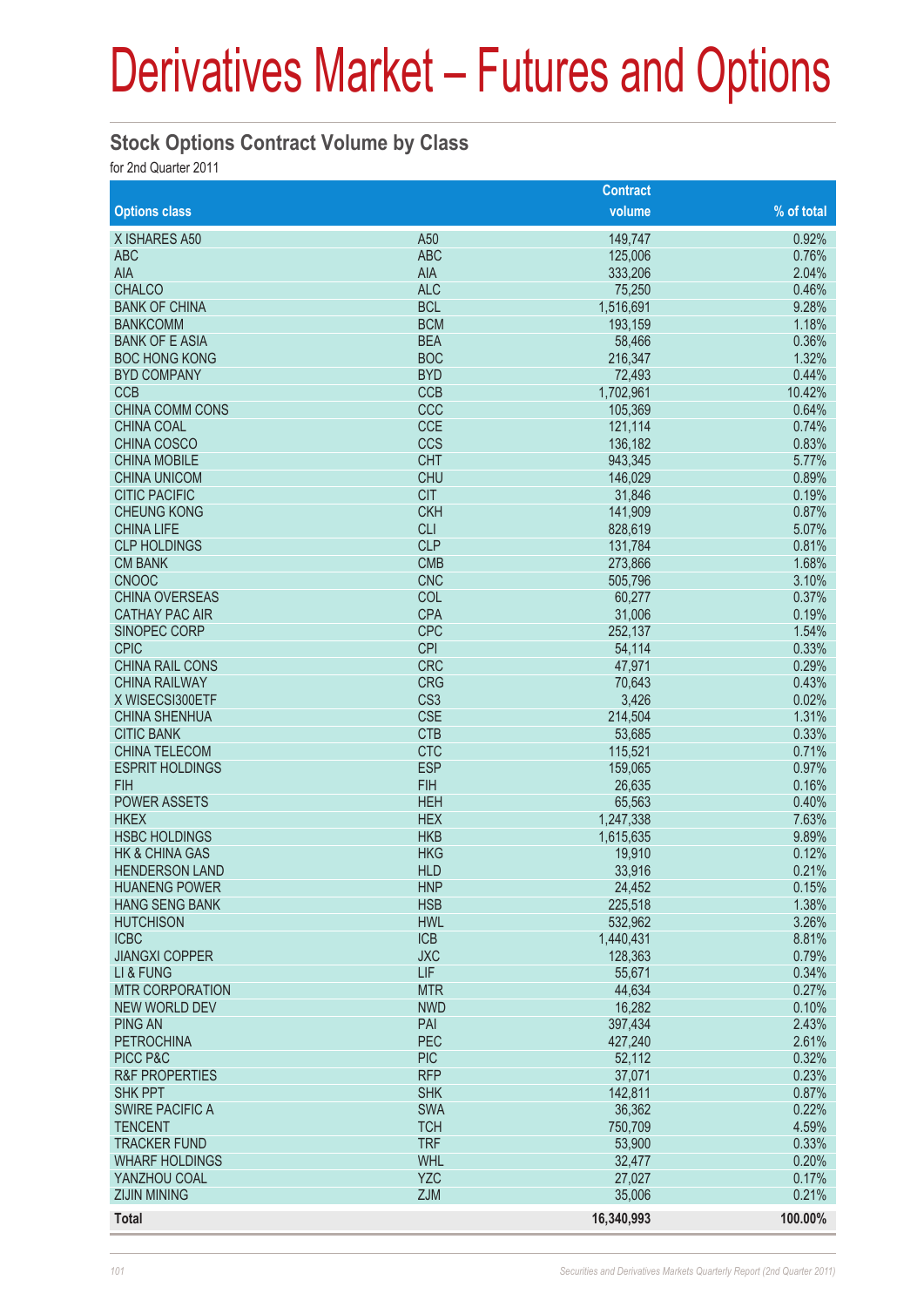# Derivatives Market – Futures and Options

## Stock Options Contract Volume by Class

for 2nd Quarter 2011

| Options class | | Contract volume | % of total |
|---|---|---|---|
| X ISHARES A50 | A50 | 149,747 | 0.92% |
| ABC | ABC | 125,006 | 0.76% |
| AIA | AIA | 333,206 | 2.04% |
| CHALCO | ALC | 75,250 | 0.46% |
| BANK OF CHINA | BCL | 1,516,691 | 9.28% |
| BANKCOMM | BCM | 193,159 | 1.18% |
| BANK OF E ASIA | BEA | 58,466 | 0.36% |
| BOC HONG KONG | BOC | 216,347 | 1.32% |
| BYD COMPANY | BYD | 72,493 | 0.44% |
| CCB | CCB | 1,702,961 | 10.42% |
| CHINA COMM CONS | CCC | 105,369 | 0.64% |
| CHINA COAL | CCE | 121,114 | 0.74% |
| CHINA COSCO | CCS | 136,182 | 0.83% |
| CHINA MOBILE | CHT | 943,345 | 5.77% |
| CHINA UNICOM | CHU | 146,029 | 0.89% |
| CITIC PACIFIC | CIT | 31,846 | 0.19% |
| CHEUNG KONG | CKH | 141,909 | 0.87% |
| CHINA LIFE | CLI | 828,619 | 5.07% |
| CLP HOLDINGS | CLP | 131,784 | 0.81% |
| CM BANK | CMB | 273,866 | 1.68% |
| CNOOC | CNC | 505,796 | 3.10% |
| CHINA OVERSEAS | COL | 60,277 | 0.37% |
| CATHAY PAC AIR | CPA | 31,006 | 0.19% |
| SINOPEC CORP | CPC | 252,137 | 1.54% |
| CPIC | CPI | 54,114 | 0.33% |
| CHINA RAIL CONS | CRC | 47,971 | 0.29% |
| CHINA RAILWAY | CRG | 70,643 | 0.43% |
| X WISECSI300ETF | CS3 | 3,426 | 0.02% |
| CHINA SHENHUA | CSE | 214,504 | 1.31% |
| CITIC BANK | CTB | 53,685 | 0.33% |
| CHINA TELECOM | CTC | 115,521 | 0.71% |
| ESPRIT HOLDINGS | ESP | 159,065 | 0.97% |
| FIH | FIH | 26,635 | 0.16% |
| POWER ASSETS | HEH | 65,563 | 0.40% |
| HKEX | HEX | 1,247,338 | 7.63% |
| HSBC HOLDINGS | HKB | 1,615,635 | 9.89% |
| HK & CHINA GAS | HKG | 19,910 | 0.12% |
| HENDERSON LAND | HLD | 33,916 | 0.21% |
| HUANENG POWER | HNP | 24,452 | 0.15% |
| HANG SENG BANK | HSB | 225,518 | 1.38% |
| HUTCHISON | HWL | 532,962 | 3.26% |
| ICBC | ICB | 1,440,431 | 8.81% |
| JIANGXI COPPER | JXC | 128,363 | 0.79% |
| LI & FUNG | LIF | 55,671 | 0.34% |
| MTR CORPORATION | MTR | 44,634 | 0.27% |
| NEW WORLD DEV | NWD | 16,282 | 0.10% |
| PING AN | PAI | 397,434 | 2.43% |
| PETROCHINA | PEC | 427,240 | 2.61% |
| PICC P&C | PIC | 52,112 | 0.32% |
| R&F PROPERTIES | RFP | 37,071 | 0.23% |
| SHK PPT | SHK | 142,811 | 0.87% |
| SWIRE PACIFIC A | SWA | 36,362 | 0.22% |
| TENCENT | TCH | 750,709 | 4.59% |
| TRACKER FUND | TRF | 53,900 | 0.33% |
| WHARF HOLDINGS | WHL | 32,477 | 0.20% |
| YANZHOU COAL | YZC | 27,027 | 0.17% |
| ZIJIN MINING | ZJM | 35,006 | 0.21% |
| **Total** | | **16,340,993** | **100.00%** |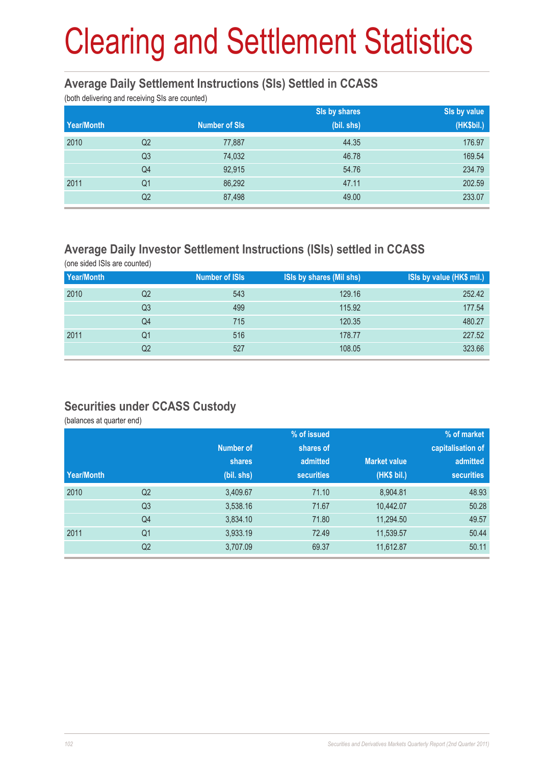# Clearing and Settlement Statistics

## Average Daily Settlement Instructions (SIs) Settled in CCASS

(both delivering and receiving SIs are counted)

| Year/Month | | Number of SIs | SIs by shares (bil. shs) | SIs by value (HK$bil.) |
|---|---|---|---|---|
| 2010 | Q2 | 77,887 | 44.35 | 176.97 |
| | Q3 | 74,032 | 46.78 | 169.54 |
| | Q4 | 92,915 | 54.76 | 234.79 |
| 2011 | Q1 | 86,292 | 47.11 | 202.59 |
| | Q2 | 87,498 | 49.00 | 233.07 |

## Average Daily Investor Settlement Instructions (ISIs) settled in CCASS

(one sided ISIs are counted)

| Year/Month | | Number of ISIs | ISIs by shares (Mil shs) | ISIs by value (HK$ mil.) |
|---|---|---|---|---|
| 2010 | Q2 | 543 | 129.16 | 252.42 |
| | Q3 | 499 | 115.92 | 177.54 |
| | Q4 | 715 | 120.35 | 480.27 |
| 2011 | Q1 | 516 | 178.77 | 227.52 |
| | Q2 | 527 | 108.05 | 323.66 |

## Securities under CCASS Custody

(balances at quarter end)

| Year/Month | | Number of shares (bil. shs) | % of issued shares of admitted securities | Market value (HK$ bil.) | % of market capitalisation of admitted securities |
|---|---|---|---|---|---|
| 2010 | Q2 | 3,409.67 | 71.10 | 8,904.81 | 48.93 |
| | Q3 | 3,538.16 | 71.67 | 10,442.07 | 50.28 |
| | Q4 | 3,834.10 | 71.80 | 11,294.50 | 49.57 |
| 2011 | Q1 | 3,933.19 | 72.49 | 11,539.57 | 50.44 |
| | Q2 | 3,707.09 | 69.37 | 11,612.87 | 50.11 |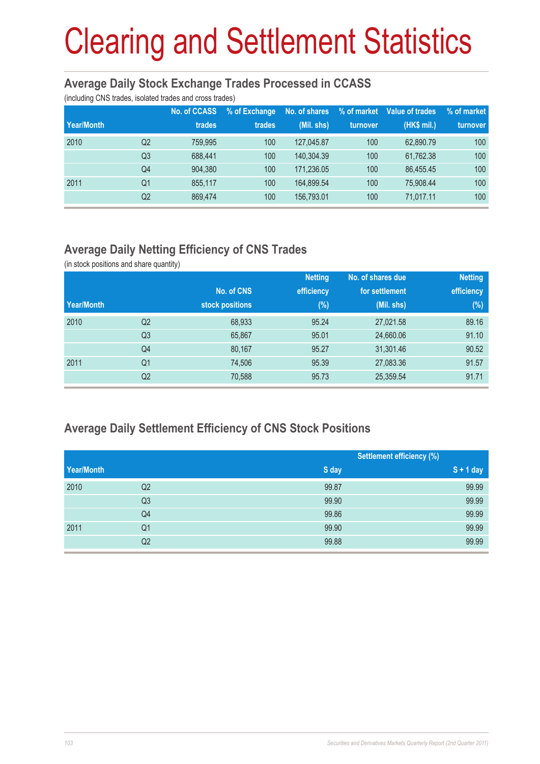# Clearing and Settlement Statistics

## Average Daily Stock Exchange Trades Processed in CCASS

(including CNS trades, isolated trades and cross trades)

| Year/Month | | No. of CCASS trades | % of Exchange trades | No. of shares (Mil. shs) | % of market turnover | Value of trades (HK$ mil.) | % of market turnover |
|---|---|---|---|---|---|---|---|
| 2010 | Q2 | 759,995 | 100 | 127,045.87 | 100 | 62,890.79 | 100 |
| | Q3 | 688,441 | 100 | 140,304.39 | 100 | 61,762.38 | 100 |
| | Q4 | 904,380 | 100 | 171,236.05 | 100 | 86,455.45 | 100 |
| 2011 | Q1 | 855,117 | 100 | 164,899.54 | 100 | 75,908.44 | 100 |
| | Q2 | 869,474 | 100 | 156,793.01 | 100 | 71,017.11 | 100 |

## Average Daily Netting Efficiency of CNS Trades

(in stock positions and share quantity)

| Year/Month | | No. of CNS stock positions | Netting efficiency (%) | No. of shares due for settlement (Mil. shs) | Netting efficiency (%) |
|---|---|---|---|---|---|
| 2010 | Q2 | 68,933 | 95.24 | 27,021.58 | 89.16 |
| | Q3 | 65,867 | 95.01 | 24,660.06 | 91.10 |
| | Q4 | 80,167 | 95.27 | 31,301.46 | 90.52 |
| 2011 | Q1 | 74,506 | 95.39 | 27,083.36 | 91.57 |
| | Q2 | 70,588 | 95.73 | 25,359.54 | 91.71 |

## Average Daily Settlement Efficiency of CNS Stock Positions

| Year/Month | | Settlement efficiency (%) | |
|---|---|---|---|
| | | S day | S + 1 day |
| 2010 | Q2 | 99.87 | 99.99 |
| | Q3 | 99.90 | 99.99 |
| | Q4 | 99.86 | 99.99 |
| 2011 | Q1 | 99.90 | 99.99 |
| | Q2 | 99.88 | 99.99 |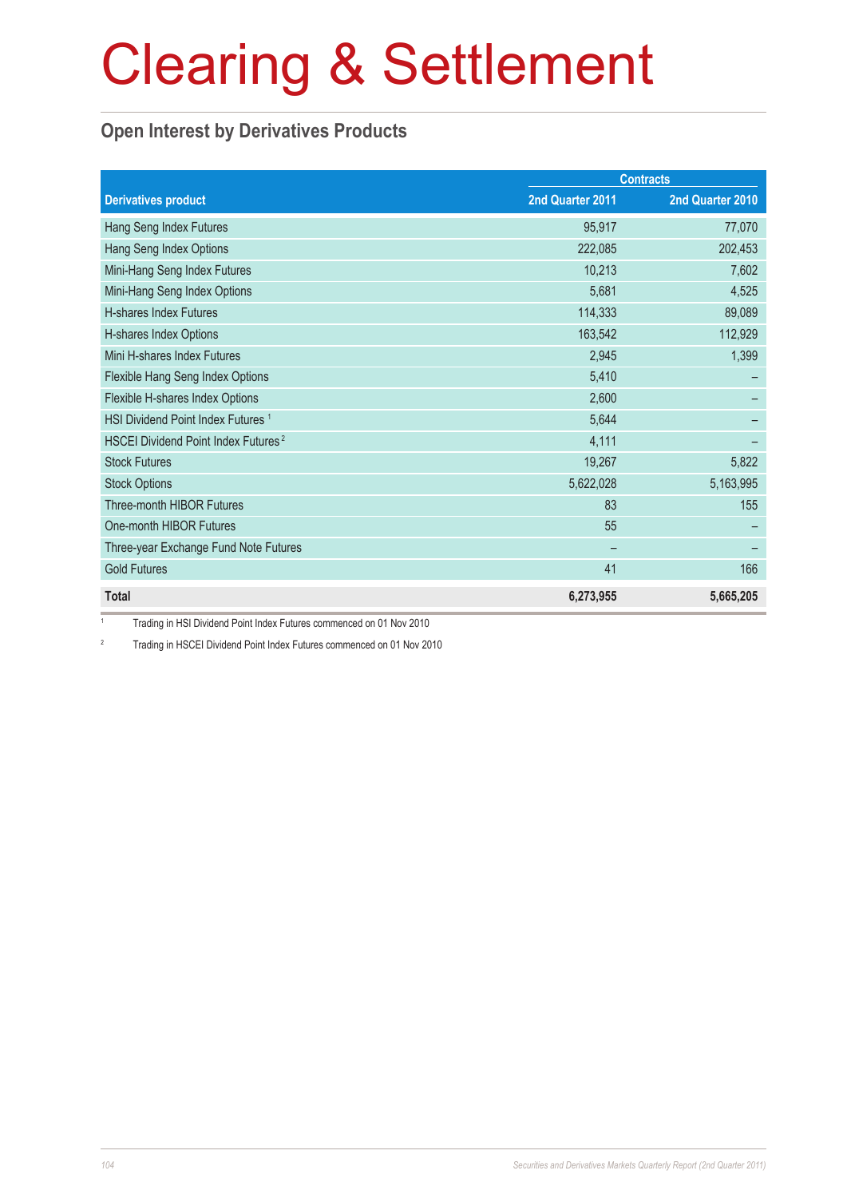# Clearing & Settlement

## Open Interest by Derivatives Products

| Derivatives product | Contracts | |
|---|---|---|
| | 2nd Quarter 2011 | 2nd Quarter 2010 |
| Hang Seng Index Futures | 95,917 | 77,070 |
| Hang Seng Index Options | 222,085 | 202,453 |
| Mini-Hang Seng Index Futures | 10,213 | 7,602 |
| Mini-Hang Seng Index Options | 5,681 | 4,525 |
| H-shares Index Futures | 114,333 | 89,089 |
| H-shares Index Options | 163,542 | 112,929 |
| Mini H-shares Index Futures | 2,945 | 1,399 |
| Flexible Hang Seng Index Options | 5,410 | – |
| Flexible H-shares Index Options | 2,600 | – |
| HSI Dividend Point Index Futures [1] | 5,644 | – |
| HSCEI Dividend Point Index Futures [2] | 4,111 | – |
| Stock Futures | 19,267 | 5,822 |
| Stock Options | 5,622,028 | 5,163,995 |
| Three-month HIBOR Futures | 83 | 155 |
| One-month HIBOR Futures | 55 | – |
| Three-year Exchange Fund Note Futures | – | – |
| Gold Futures | 41 | 166 |
| **Total** | **6,273,955** | **5,665,205** |

[1] Trading in HSI Dividend Point Index Futures commenced on 01 Nov 2010

[2] Trading in HSCEI Dividend Point Index Futures commenced on 01 Nov 2010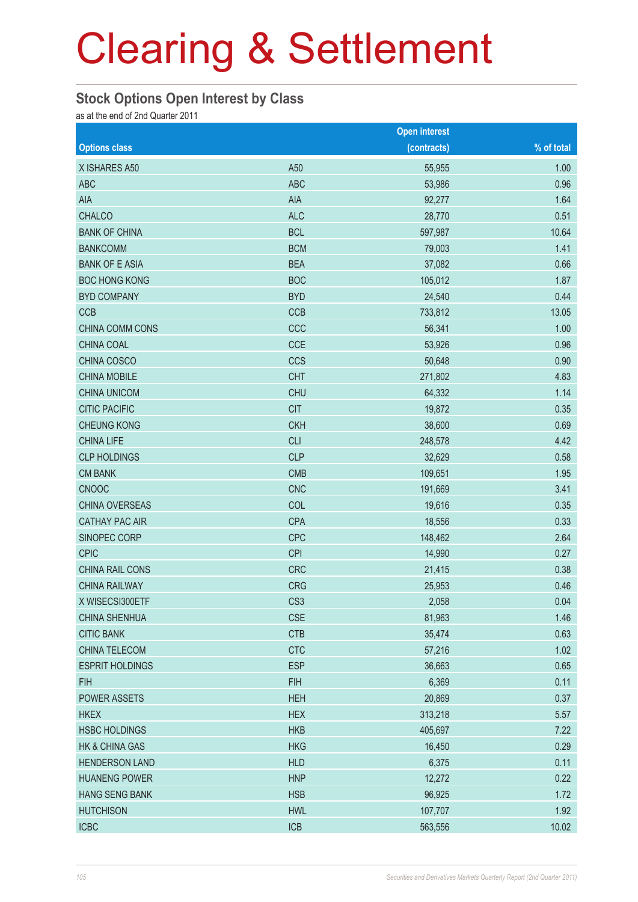# Clearing & Settlement

## Stock Options Open Interest by Class

as at the end of 2nd Quarter 2011

| Options class | | Open interest (contracts) | % of total |
|---|---|---|---|
| X ISHARES A50 | A50 | 55,955 | 1.00 |
| ABC | ABC | 53,986 | 0.96 |
| AIA | AIA | 92,277 | 1.64 |
| CHALCO | ALC | 28,770 | 0.51 |
| BANK OF CHINA | BCL | 597,987 | 10.64 |
| BANKCOMM | BCM | 79,003 | 1.41 |
| BANK OF E ASIA | BEA | 37,082 | 0.66 |
| BOC HONG KONG | BOC | 105,012 | 1.87 |
| BYD COMPANY | BYD | 24,540 | 0.44 |
| CCB | CCB | 733,812 | 13.05 |
| CHINA COMM CONS | CCC | 56,341 | 1.00 |
| CHINA COAL | CCE | 53,926 | 0.96 |
| CHINA COSCO | CCS | 50,648 | 0.90 |
| CHINA MOBILE | CHT | 271,802 | 4.83 |
| CHINA UNICOM | CHU | 64,332 | 1.14 |
| CITIC PACIFIC | CIT | 19,872 | 0.35 |
| CHEUNG KONG | CKH | 38,600 | 0.69 |
| CHINA LIFE | CLI | 248,578 | 4.42 |
| CLP HOLDINGS | CLP | 32,629 | 0.58 |
| CM BANK | CMB | 109,651 | 1.95 |
| CNOOC | CNC | 191,669 | 3.41 |
| CHINA OVERSEAS | COL | 19,616 | 0.35 |
| CATHAY PAC AIR | CPA | 18,556 | 0.33 |
| SINOPEC CORP | CPC | 148,462 | 2.64 |
| CPIC | CPI | 14,990 | 0.27 |
| CHINA RAIL CONS | CRC | 21,415 | 0.38 |
| CHINA RAILWAY | CRG | 25,953 | 0.46 |
| X WISECSI300ETF | CS3 | 2,058 | 0.04 |
| CHINA SHENHUA | CSE | 81,963 | 1.46 |
| CITIC BANK | CTB | 35,474 | 0.63 |
| CHINA TELECOM | CTC | 57,216 | 1.02 |
| ESPRIT HOLDINGS | ESP | 36,663 | 0.65 |
| FIH | FIH | 6,369 | 0.11 |
| POWER ASSETS | HEH | 20,869 | 0.37 |
| HKEX | HEX | 313,218 | 5.57 |
| HSBC HOLDINGS | HKB | 405,697 | 7.22 |
| HK & CHINA GAS | HKG | 16,450 | 0.29 |
| HENDERSON LAND | HLD | 6,375 | 0.11 |
| HUANENG POWER | HNP | 12,272 | 0.22 |
| HANG SENG BANK | HSB | 96,925 | 1.72 |
| HUTCHISON | HWL | 107,707 | 1.92 |
| ICBC | ICB | 563,556 | 10.02 |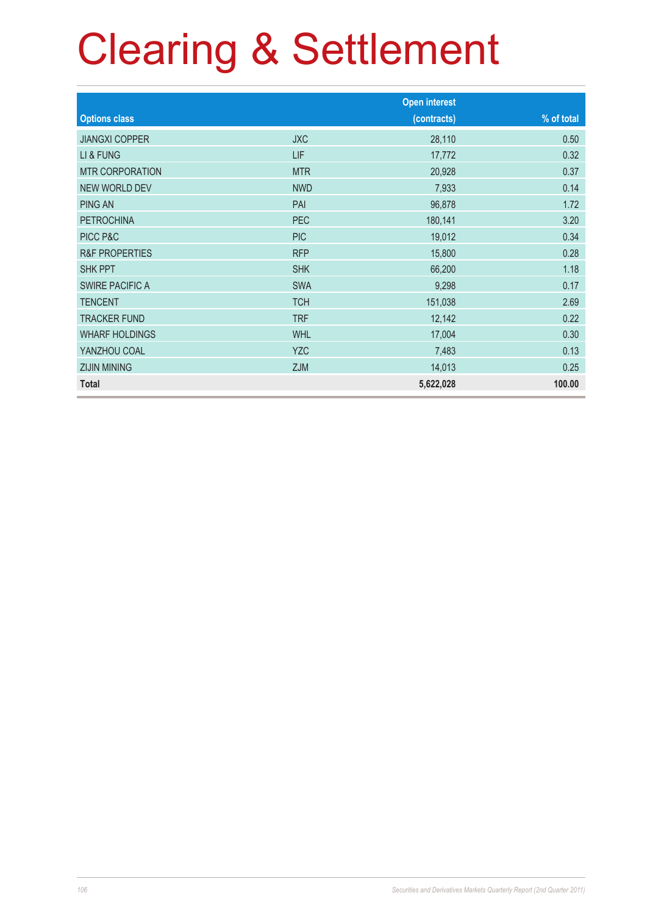# Clearing & Settlement

| Options class | | Open interest (contracts) | % of total |
|---|---|---|---|
| JIANGXI COPPER | JXC | 28,110 | 0.50 |
| LI & FUNG | LIF | 17,772 | 0.32 |
| MTR CORPORATION | MTR | 20,928 | 0.37 |
| NEW WORLD DEV | NWD | 7,933 | 0.14 |
| PING AN | PAI | 96,878 | 1.72 |
| PETROCHINA | PEC | 180,141 | 3.20 |
| PICC P&C | PIC | 19,012 | 0.34 |
| R&F PROPERTIES | RFP | 15,800 | 0.28 |
| SHK PPT | SHK | 66,200 | 1.18 |
| SWIRE PACIFIC A | SWA | 9,298 | 0.17 |
| TENCENT | TCH | 151,038 | 2.69 |
| TRACKER FUND | TRF | 12,142 | 0.22 |
| WHARF HOLDINGS | WHL | 17,004 | 0.30 |
| YANZHOU COAL | YZC | 7,483 | 0.13 |
| ZIJIN MINING | ZJM | 14,013 | 0.25 |
| **Total** | | **5,622,028** | **100.00** |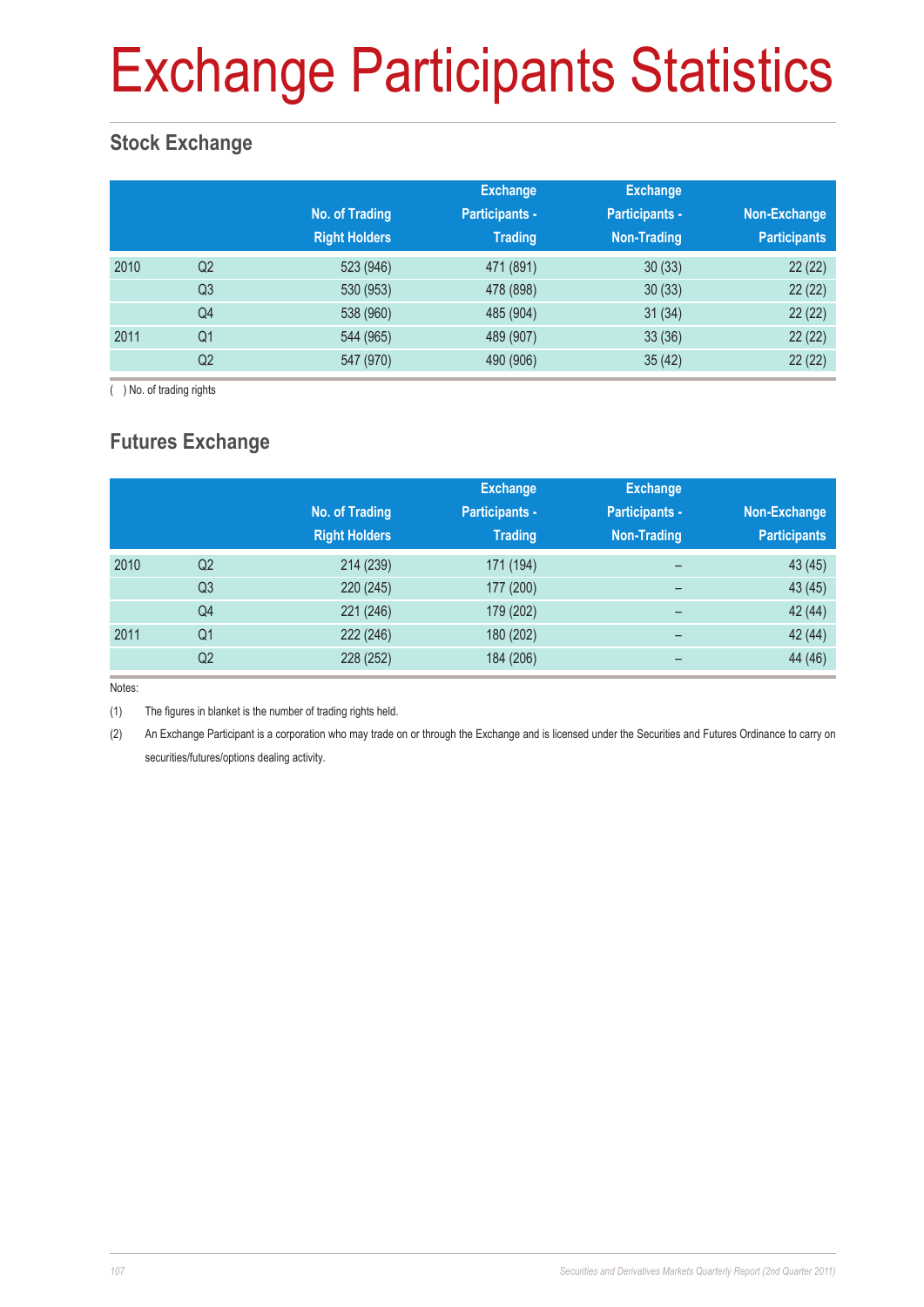# Exchange Participants Statistics

## Stock Exchange

| | | No. of Trading Right Holders | Exchange Participants - Trading | Exchange Participants - Non-Trading | Non-Exchange Participants |
|---|---|---|---|---|---|
| 2010 | Q2 | 523 (946) | 471 (891) | 30 (33) | 22 (22) |
| | Q3 | 530 (953) | 478 (898) | 30 (33) | 22 (22) |
| | Q4 | 538 (960) | 485 (904) | 31 (34) | 22 (22) |
| 2011 | Q1 | 544 (965) | 489 (907) | 33 (36) | 22 (22) |
| | Q2 | 547 (970) | 490 (906) | 35 (42) | 22 (22) |

( ) No. of trading rights

## Futures Exchange

| | | No. of Trading Right Holders | Exchange Participants - Trading | Exchange Participants - Non-Trading | Non-Exchange Participants |
|---|---|---|---|---|---|
| 2010 | Q2 | 214 (239) | 171 (194) | – | 43 (45) |
| | Q3 | 220 (245) | 177 (200) | – | 43 (45) |
| | Q4 | 221 (246) | 179 (202) | – | 42 (44) |
| 2011 | Q1 | 222 (246) | 180 (202) | – | 42 (44) |
| | Q2 | 228 (252) | 184 (206) | – | 44 (46) |

Notes:

(1) The figures in blanket is the number of trading rights held.

(2) An Exchange Participant is a corporation who may trade on or through the Exchange and is licensed under the Securities and Futures Ordinance to carry on securities/futures/options dealing activity.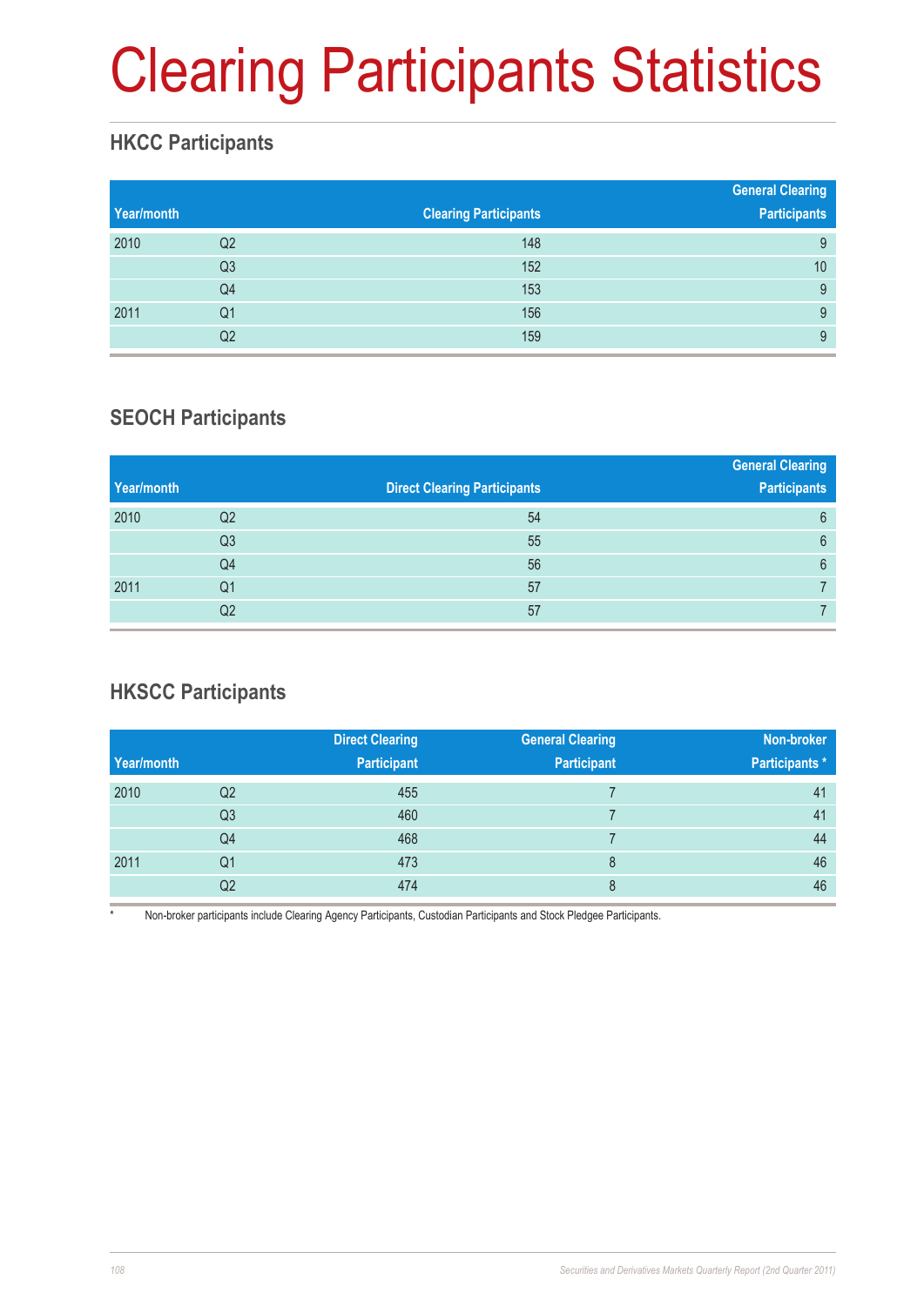# Clearing Participants Statistics

## HKCC Participants

| Year/month | | Clearing Participants | General Clearing Participants |
|---|---|---|---|
| 2010 | Q2 | 148 | 9 |
| | Q3 | 152 | 10 |
| | Q4 | 153 | 9 |
| 2011 | Q1 | 156 | 9 |
| | Q2 | 159 | 9 |

## SEOCH Participants

| Year/month | | Direct Clearing Participants | General Clearing Participants |
|---|---|---|---|
| 2010 | Q2 | 54 | 6 |
| | Q3 | 55 | 6 |
| | Q4 | 56 | 6 |
| 2011 | Q1 | 57 | 7 |
| | Q2 | 57 | 7 |

## HKSCC Participants

| Year/month | | Direct Clearing Participant | General Clearing Participant | Non-broker Participants * |
|---|---|---|---|---|
| 2010 | Q2 | 455 | 7 | 41 |
| | Q3 | 460 | 7 | 41 |
| | Q4 | 468 | 7 | 44 |
| 2011 | Q1 | 473 | 8 | 46 |
| | Q2 | 474 | 8 | 46 |

* Non-broker participants include Clearing Agency Participants, Custodian Participants and Stock Pledgee Participants.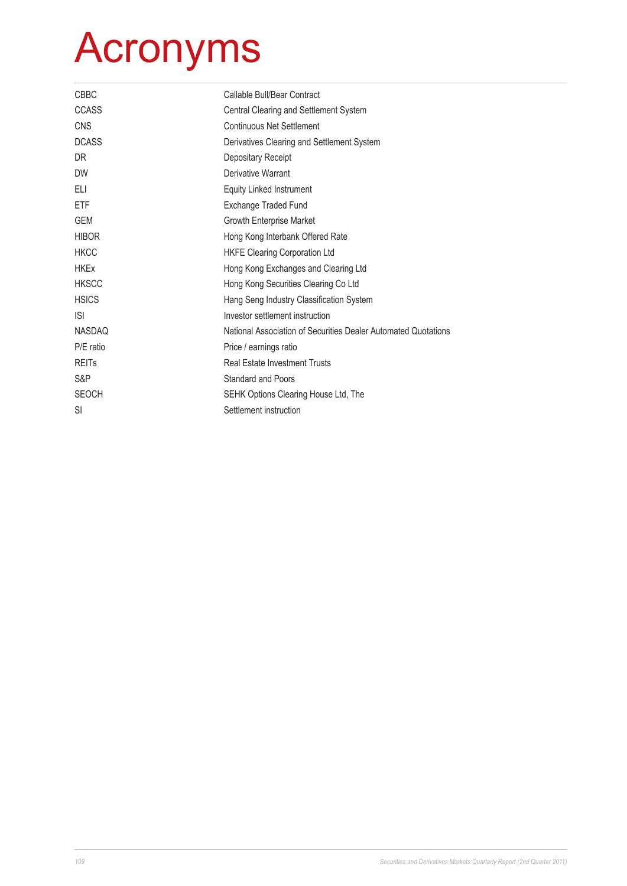# Acronyms

| | |
|---|---|
| CBBC | Callable Bull/Bear Contract |
| CCASS | Central Clearing and Settlement System |
| CNS | Continuous Net Settlement |
| DCASS | Derivatives Clearing and Settlement System |
| DR | Depositary Receipt |
| DW | Derivative Warrant |
| ELI | Equity Linked Instrument |
| ETF | Exchange Traded Fund |
| GEM | Growth Enterprise Market |
| HIBOR | Hong Kong Interbank Offered Rate |
| HKCC | HKFE Clearing Corporation Ltd |
| HKEx | Hong Kong Exchanges and Clearing Ltd |
| HKSCC | Hong Kong Securities Clearing Co Ltd |
| HSICS | Hang Seng Industry Classification System |
| ISI | Investor settlement instruction |
| NASDAQ | National Association of Securities Dealer Automated Quotations |
| P/E ratio | Price / earnings ratio |
| REITs | Real Estate Investment Trusts |
| S&P | Standard and Poors |
| SEOCH | SEHK Options Clearing House Ltd, The |
| SI | Settlement instruction |